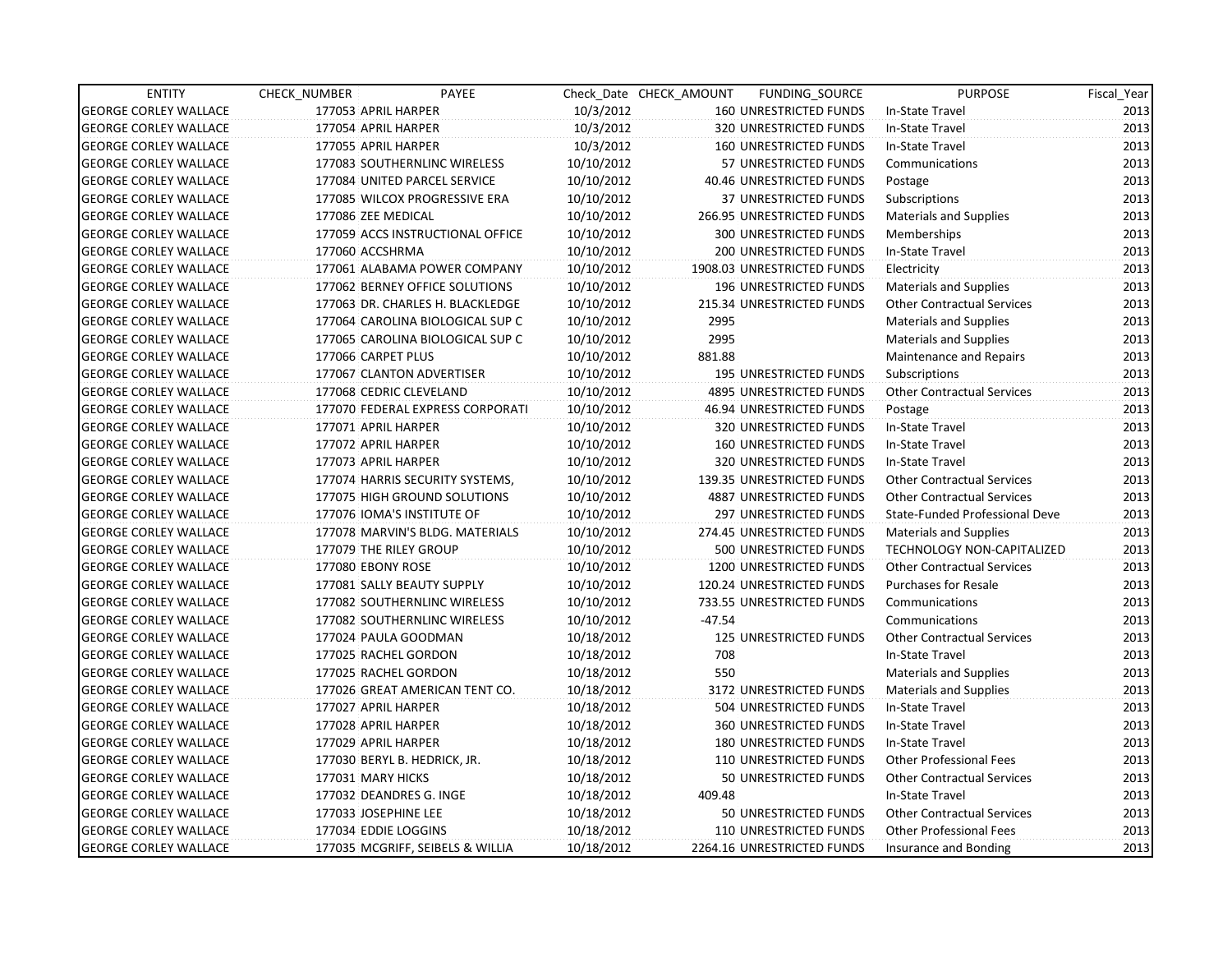| ENTITY | CHECK_NUMBER | PAYEE | Check_Date | CHECK_AMOUNT | FUNDING_SOURCE | PURPOSE | Fiscal_Year |
|---|---|---|---|---|---|---|---|
| GEORGE CORLEY WALLACE | 177053 | APRIL HARPER | 10/3/2012 | 160 | UNRESTRICTED FUNDS | In-State Travel | 2013 |
| GEORGE CORLEY WALLACE | 177054 | APRIL HARPER | 10/3/2012 | 320 | UNRESTRICTED FUNDS | In-State Travel | 2013 |
| GEORGE CORLEY WALLACE | 177055 | APRIL HARPER | 10/3/2012 | 160 | UNRESTRICTED FUNDS | In-State Travel | 2013 |
| GEORGE CORLEY WALLACE | 177083 | SOUTHERNLINC WIRELESS | 10/10/2012 | 57 | UNRESTRICTED FUNDS | Communications | 2013 |
| GEORGE CORLEY WALLACE | 177084 | UNITED PARCEL SERVICE | 10/10/2012 | 40.46 | UNRESTRICTED FUNDS | Postage | 2013 |
| GEORGE CORLEY WALLACE | 177085 | WILCOX PROGRESSIVE ERA | 10/10/2012 | 37 | UNRESTRICTED FUNDS | Subscriptions | 2013 |
| GEORGE CORLEY WALLACE | 177086 | ZEE MEDICAL | 10/10/2012 | 266.95 | UNRESTRICTED FUNDS | Materials and Supplies | 2013 |
| GEORGE CORLEY WALLACE | 177059 | ACCS INSTRUCTIONAL OFFICE | 10/10/2012 | 300 | UNRESTRICTED FUNDS | Memberships | 2013 |
| GEORGE CORLEY WALLACE | 177060 | ACCSHRMA | 10/10/2012 | 200 | UNRESTRICTED FUNDS | In-State Travel | 2013 |
| GEORGE CORLEY WALLACE | 177061 | ALABAMA POWER COMPANY | 10/10/2012 | 1908.03 | UNRESTRICTED FUNDS | Electricity | 2013 |
| GEORGE CORLEY WALLACE | 177062 | BERNEY OFFICE SOLUTIONS | 10/10/2012 | 196 | UNRESTRICTED FUNDS | Materials and Supplies | 2013 |
| GEORGE CORLEY WALLACE | 177063 | DR. CHARLES H. BLACKLEDGE | 10/10/2012 | 215.34 | UNRESTRICTED FUNDS | Other Contractual Services | 2013 |
| GEORGE CORLEY WALLACE | 177064 | CAROLINA BIOLOGICAL SUP C | 10/10/2012 | 2995 | | Materials and Supplies | 2013 |
| GEORGE CORLEY WALLACE | 177065 | CAROLINA BIOLOGICAL SUP C | 10/10/2012 | 2995 | | Materials and Supplies | 2013 |
| GEORGE CORLEY WALLACE | 177066 | CARPET PLUS | 10/10/2012 | 881.88 | | Maintenance and Repairs | 2013 |
| GEORGE CORLEY WALLACE | 177067 | CLANTON ADVERTISER | 10/10/2012 | 195 | UNRESTRICTED FUNDS | Subscriptions | 2013 |
| GEORGE CORLEY WALLACE | 177068 | CEDRIC CLEVELAND | 10/10/2012 | 4895 | UNRESTRICTED FUNDS | Other Contractual Services | 2013 |
| GEORGE CORLEY WALLACE | 177070 | FEDERAL EXPRESS CORPORATI | 10/10/2012 | 46.94 | UNRESTRICTED FUNDS | Postage | 2013 |
| GEORGE CORLEY WALLACE | 177071 | APRIL HARPER | 10/10/2012 | 320 | UNRESTRICTED FUNDS | In-State Travel | 2013 |
| GEORGE CORLEY WALLACE | 177072 | APRIL HARPER | 10/10/2012 | 160 | UNRESTRICTED FUNDS | In-State Travel | 2013 |
| GEORGE CORLEY WALLACE | 177073 | APRIL HARPER | 10/10/2012 | 320 | UNRESTRICTED FUNDS | In-State Travel | 2013 |
| GEORGE CORLEY WALLACE | 177074 | HARRIS SECURITY SYSTEMS, | 10/10/2012 | 139.35 | UNRESTRICTED FUNDS | Other Contractual Services | 2013 |
| GEORGE CORLEY WALLACE | 177075 | HIGH GROUND SOLUTIONS | 10/10/2012 | 4887 | UNRESTRICTED FUNDS | Other Contractual Services | 2013 |
| GEORGE CORLEY WALLACE | 177076 | IOMA'S INSTITUTE OF | 10/10/2012 | 297 | UNRESTRICTED FUNDS | State-Funded Professional Deve | 2013 |
| GEORGE CORLEY WALLACE | 177078 | MARVIN'S BLDG. MATERIALS | 10/10/2012 | 274.45 | UNRESTRICTED FUNDS | Materials and Supplies | 2013 |
| GEORGE CORLEY WALLACE | 177079 | THE RILEY GROUP | 10/10/2012 | 500 | UNRESTRICTED FUNDS | TECHNOLOGY NON-CAPITALIZED | 2013 |
| GEORGE CORLEY WALLACE | 177080 | EBONY ROSE | 10/10/2012 | 1200 | UNRESTRICTED FUNDS | Other Contractual Services | 2013 |
| GEORGE CORLEY WALLACE | 177081 | SALLY BEAUTY SUPPLY | 10/10/2012 | 120.24 | UNRESTRICTED FUNDS | Purchases for Resale | 2013 |
| GEORGE CORLEY WALLACE | 177082 | SOUTHERNLINC WIRELESS | 10/10/2012 | 733.55 | UNRESTRICTED FUNDS | Communications | 2013 |
| GEORGE CORLEY WALLACE | 177082 | SOUTHERNLINC WIRELESS | 10/10/2012 | -47.54 | | Communications | 2013 |
| GEORGE CORLEY WALLACE | 177024 | PAULA GOODMAN | 10/18/2012 | 125 | UNRESTRICTED FUNDS | Other Contractual Services | 2013 |
| GEORGE CORLEY WALLACE | 177025 | RACHEL GORDON | 10/18/2012 | 708 | | In-State Travel | 2013 |
| GEORGE CORLEY WALLACE | 177025 | RACHEL GORDON | 10/18/2012 | 550 | | Materials and Supplies | 2013 |
| GEORGE CORLEY WALLACE | 177026 | GREAT AMERICAN TENT CO. | 10/18/2012 | 3172 | UNRESTRICTED FUNDS | Materials and Supplies | 2013 |
| GEORGE CORLEY WALLACE | 177027 | APRIL HARPER | 10/18/2012 | 504 | UNRESTRICTED FUNDS | In-State Travel | 2013 |
| GEORGE CORLEY WALLACE | 177028 | APRIL HARPER | 10/18/2012 | 360 | UNRESTRICTED FUNDS | In-State Travel | 2013 |
| GEORGE CORLEY WALLACE | 177029 | APRIL HARPER | 10/18/2012 | 180 | UNRESTRICTED FUNDS | In-State Travel | 2013 |
| GEORGE CORLEY WALLACE | 177030 | BERYL B. HEDRICK, JR. | 10/18/2012 | 110 | UNRESTRICTED FUNDS | Other Professional Fees | 2013 |
| GEORGE CORLEY WALLACE | 177031 | MARY HICKS | 10/18/2012 | 50 | UNRESTRICTED FUNDS | Other Contractual Services | 2013 |
| GEORGE CORLEY WALLACE | 177032 | DEANDRES G. INGE | 10/18/2012 | 409.48 | | In-State Travel | 2013 |
| GEORGE CORLEY WALLACE | 177033 | JOSEPHINE LEE | 10/18/2012 | 50 | UNRESTRICTED FUNDS | Other Contractual Services | 2013 |
| GEORGE CORLEY WALLACE | 177034 | EDDIE LOGGINS | 10/18/2012 | 110 | UNRESTRICTED FUNDS | Other Professional Fees | 2013 |
| GEORGE CORLEY WALLACE | 177035 | MCGRIFF, SEIBELS & WILLIA | 10/18/2012 | 2264.16 | UNRESTRICTED FUNDS | Insurance and Bonding | 2013 |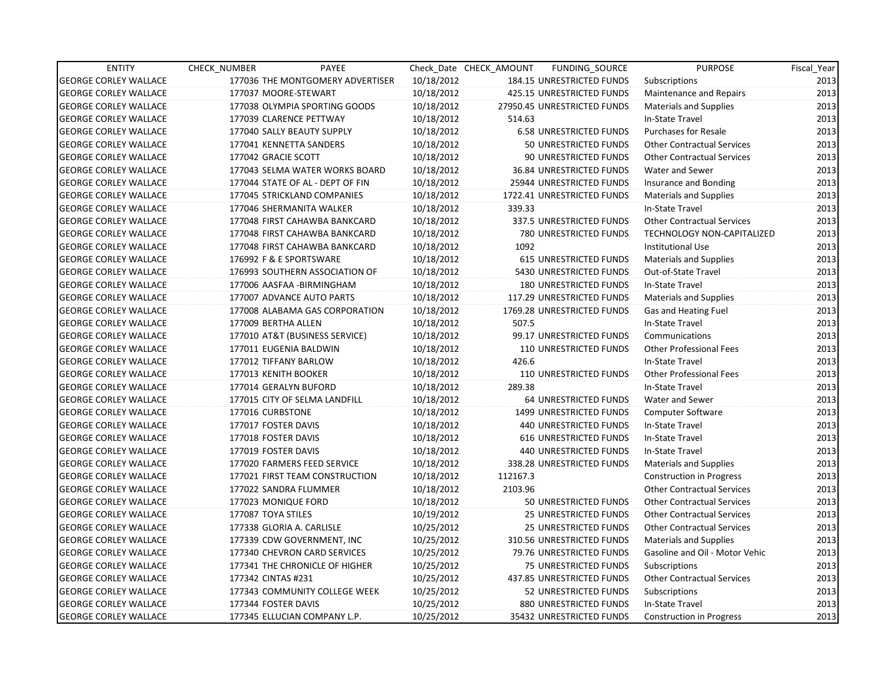| ENTITY | CHECK_NUMBER | PAYEE | Check_Date | CHECK_AMOUNT | FUNDING_SOURCE | PURPOSE | Fiscal_Year |
|---|---|---|---|---|---|---|---|
| GEORGE CORLEY WALLACE | 177036 | THE MONTGOMERY ADVERTISER | 10/18/2012 | 184.15 | UNRESTRICTED FUNDS | Subscriptions | 2013 |
| GEORGE CORLEY WALLACE | 177037 | MOORE-STEWART | 10/18/2012 | 425.15 | UNRESTRICTED FUNDS | Maintenance and Repairs | 2013 |
| GEORGE CORLEY WALLACE | 177038 | OLYMPIA SPORTING GOODS | 10/18/2012 | 27950.45 | UNRESTRICTED FUNDS | Materials and Supplies | 2013 |
| GEORGE CORLEY WALLACE | 177039 | CLARENCE PETTWAY | 10/18/2012 | 514.63 | | In-State Travel | 2013 |
| GEORGE CORLEY WALLACE | 177040 | SALLY BEAUTY SUPPLY | 10/18/2012 | 6.58 | UNRESTRICTED FUNDS | Purchases for Resale | 2013 |
| GEORGE CORLEY WALLACE | 177041 | KENNETTA SANDERS | 10/18/2012 | 50 | UNRESTRICTED FUNDS | Other Contractual Services | 2013 |
| GEORGE CORLEY WALLACE | 177042 | GRACIE SCOTT | 10/18/2012 | 90 | UNRESTRICTED FUNDS | Other Contractual Services | 2013 |
| GEORGE CORLEY WALLACE | 177043 | SELMA WATER WORKS BOARD | 10/18/2012 | 36.84 | UNRESTRICTED FUNDS | Water and Sewer | 2013 |
| GEORGE CORLEY WALLACE | 177044 | STATE OF AL - DEPT OF FIN | 10/18/2012 | 25944 | UNRESTRICTED FUNDS | Insurance and Bonding | 2013 |
| GEORGE CORLEY WALLACE | 177045 | STRICKLAND COMPANIES | 10/18/2012 | 1722.41 | UNRESTRICTED FUNDS | Materials and Supplies | 2013 |
| GEORGE CORLEY WALLACE | 177046 | SHERMANITA WALKER | 10/18/2012 | 339.33 | | In-State Travel | 2013 |
| GEORGE CORLEY WALLACE | 177048 | FIRST CAHAWBA BANKCARD | 10/18/2012 | 337.5 | UNRESTRICTED FUNDS | Other Contractual Services | 2013 |
| GEORGE CORLEY WALLACE | 177048 | FIRST CAHAWBA BANKCARD | 10/18/2012 | 780 | UNRESTRICTED FUNDS | TECHNOLOGY NON-CAPITALIZED | 2013 |
| GEORGE CORLEY WALLACE | 177048 | FIRST CAHAWBA BANKCARD | 10/18/2012 | 1092 | | Institutional Use | 2013 |
| GEORGE CORLEY WALLACE | 176992 | F & E SPORTSWARE | 10/18/2012 | 615 | UNRESTRICTED FUNDS | Materials and Supplies | 2013 |
| GEORGE CORLEY WALLACE | 176993 | SOUTHERN ASSOCIATION OF | 10/18/2012 | 5430 | UNRESTRICTED FUNDS | Out-of-State Travel | 2013 |
| GEORGE CORLEY WALLACE | 177006 | AASFAA -BIRMINGHAM | 10/18/2012 | 180 | UNRESTRICTED FUNDS | In-State Travel | 2013 |
| GEORGE CORLEY WALLACE | 177007 | ADVANCE AUTO PARTS | 10/18/2012 | 117.29 | UNRESTRICTED FUNDS | Materials and Supplies | 2013 |
| GEORGE CORLEY WALLACE | 177008 | ALABAMA GAS CORPORATION | 10/18/2012 | 1769.28 | UNRESTRICTED FUNDS | Gas and Heating Fuel | 2013 |
| GEORGE CORLEY WALLACE | 177009 | BERTHA ALLEN | 10/18/2012 | 507.5 | | In-State Travel | 2013 |
| GEORGE CORLEY WALLACE | 177010 | AT&T (BUSINESS SERVICE) | 10/18/2012 | 99.17 | UNRESTRICTED FUNDS | Communications | 2013 |
| GEORGE CORLEY WALLACE | 177011 | EUGENIA BALDWIN | 10/18/2012 | 110 | UNRESTRICTED FUNDS | Other Professional Fees | 2013 |
| GEORGE CORLEY WALLACE | 177012 | TIFFANY BARLOW | 10/18/2012 | 426.6 | | In-State Travel | 2013 |
| GEORGE CORLEY WALLACE | 177013 | KENITH BOOKER | 10/18/2012 | 110 | UNRESTRICTED FUNDS | Other Professional Fees | 2013 |
| GEORGE CORLEY WALLACE | 177014 | GERALYN BUFORD | 10/18/2012 | 289.38 | | In-State Travel | 2013 |
| GEORGE CORLEY WALLACE | 177015 | CITY OF SELMA LANDFILL | 10/18/2012 | 64 | UNRESTRICTED FUNDS | Water and Sewer | 2013 |
| GEORGE CORLEY WALLACE | 177016 | CURBSTONE | 10/18/2012 | 1499 | UNRESTRICTED FUNDS | Computer Software | 2013 |
| GEORGE CORLEY WALLACE | 177017 | FOSTER DAVIS | 10/18/2012 | 440 | UNRESTRICTED FUNDS | In-State Travel | 2013 |
| GEORGE CORLEY WALLACE | 177018 | FOSTER DAVIS | 10/18/2012 | 616 | UNRESTRICTED FUNDS | In-State Travel | 2013 |
| GEORGE CORLEY WALLACE | 177019 | FOSTER DAVIS | 10/18/2012 | 440 | UNRESTRICTED FUNDS | In-State Travel | 2013 |
| GEORGE CORLEY WALLACE | 177020 | FARMERS FEED SERVICE | 10/18/2012 | 338.28 | UNRESTRICTED FUNDS | Materials and Supplies | 2013 |
| GEORGE CORLEY WALLACE | 177021 | FIRST TEAM CONSTRUCTION | 10/18/2012 | 112167.3 | | Construction in Progress | 2013 |
| GEORGE CORLEY WALLACE | 177022 | SANDRA FLUMMER | 10/18/2012 | 2103.96 | | Other Contractual Services | 2013 |
| GEORGE CORLEY WALLACE | 177023 | MONIQUE FORD | 10/18/2012 | 50 | UNRESTRICTED FUNDS | Other Contractual Services | 2013 |
| GEORGE CORLEY WALLACE | 177087 | TOYA STILES | 10/19/2012 | 25 | UNRESTRICTED FUNDS | Other Contractual Services | 2013 |
| GEORGE CORLEY WALLACE | 177338 | GLORIA A. CARLISLE | 10/25/2012 | 25 | UNRESTRICTED FUNDS | Other Contractual Services | 2013 |
| GEORGE CORLEY WALLACE | 177339 | CDW GOVERNMENT, INC | 10/25/2012 | 310.56 | UNRESTRICTED FUNDS | Materials and Supplies | 2013 |
| GEORGE CORLEY WALLACE | 177340 | CHEVRON CARD SERVICES | 10/25/2012 | 79.76 | UNRESTRICTED FUNDS | Gasoline and Oil - Motor Vehic | 2013 |
| GEORGE CORLEY WALLACE | 177341 | THE CHRONICLE OF HIGHER | 10/25/2012 | 75 | UNRESTRICTED FUNDS | Subscriptions | 2013 |
| GEORGE CORLEY WALLACE | 177342 | CINTAS #231 | 10/25/2012 | 437.85 | UNRESTRICTED FUNDS | Other Contractual Services | 2013 |
| GEORGE CORLEY WALLACE | 177343 | COMMUNITY COLLEGE WEEK | 10/25/2012 | 52 | UNRESTRICTED FUNDS | Subscriptions | 2013 |
| GEORGE CORLEY WALLACE | 177344 | FOSTER DAVIS | 10/25/2012 | 880 | UNRESTRICTED FUNDS | In-State Travel | 2013 |
| GEORGE CORLEY WALLACE | 177345 | ELLUCIAN COMPANY L.P. | 10/25/2012 | 35432 | UNRESTRICTED FUNDS | Construction in Progress | 2013 |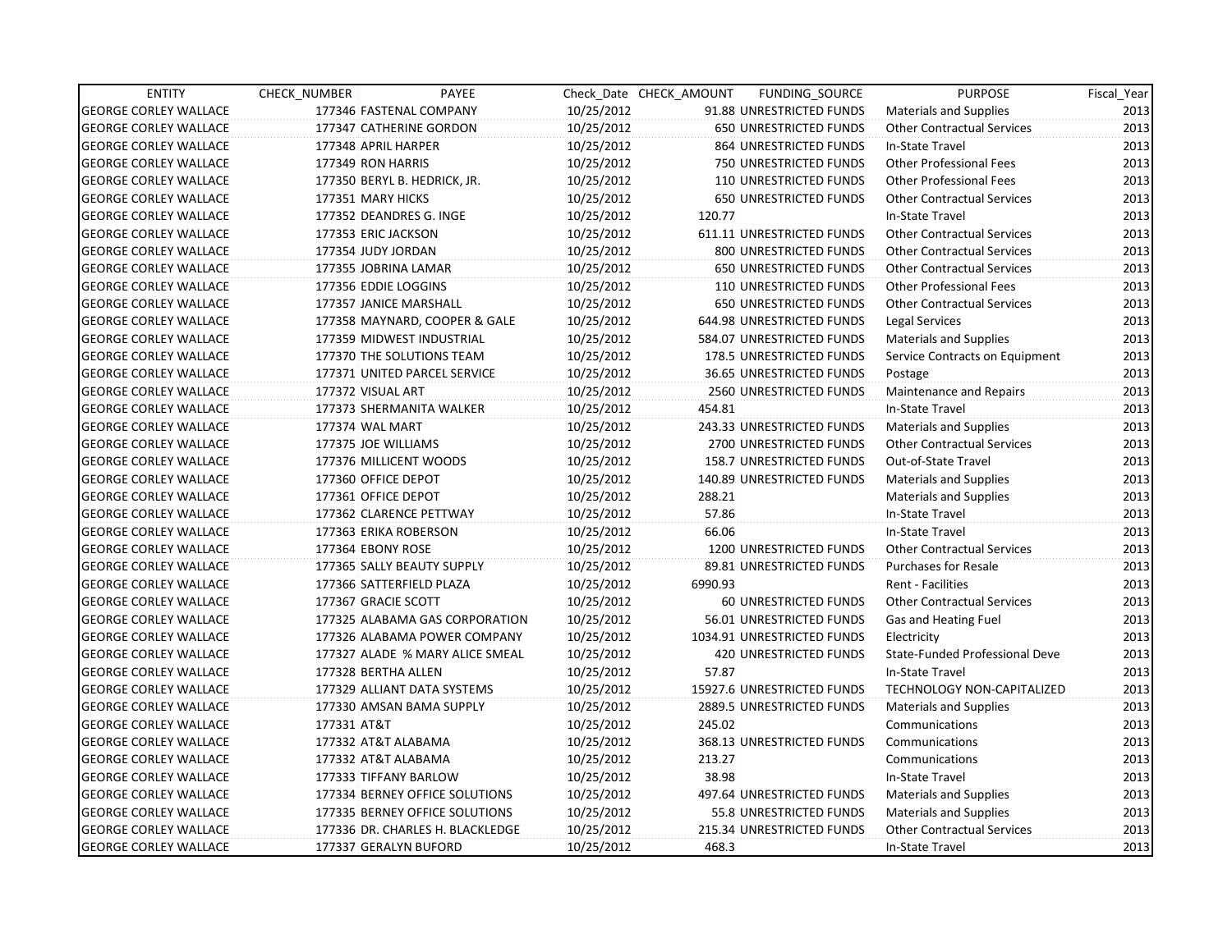| ENTITY | CHECK_NUMBER | PAYEE | Check_Date | CHECK_AMOUNT | FUNDING_SOURCE | PURPOSE | Fiscal_Year |
|---|---|---|---|---|---|---|---|
| GEORGE CORLEY WALLACE | 177346 | FASTENAL COMPANY | 10/25/2012 | 91.88 | UNRESTRICTED FUNDS | Materials and Supplies | 2013 |
| GEORGE CORLEY WALLACE | 177347 | CATHERINE GORDON | 10/25/2012 | 650 | UNRESTRICTED FUNDS | Other Contractual Services | 2013 |
| GEORGE CORLEY WALLACE | 177348 | APRIL HARPER | 10/25/2012 | 864 | UNRESTRICTED FUNDS | In-State Travel | 2013 |
| GEORGE CORLEY WALLACE | 177349 | RON HARRIS | 10/25/2012 | 750 | UNRESTRICTED FUNDS | Other Professional Fees | 2013 |
| GEORGE CORLEY WALLACE | 177350 | BERYL B. HEDRICK, JR. | 10/25/2012 | 110 | UNRESTRICTED FUNDS | Other Professional Fees | 2013 |
| GEORGE CORLEY WALLACE | 177351 | MARY HICKS | 10/25/2012 | 650 | UNRESTRICTED FUNDS | Other Contractual Services | 2013 |
| GEORGE CORLEY WALLACE | 177352 | DEANDRES G. INGE | 10/25/2012 | 120.77 | | In-State Travel | 2013 |
| GEORGE CORLEY WALLACE | 177353 | ERIC JACKSON | 10/25/2012 | 611.11 | UNRESTRICTED FUNDS | Other Contractual Services | 2013 |
| GEORGE CORLEY WALLACE | 177354 | JUDY JORDAN | 10/25/2012 | 800 | UNRESTRICTED FUNDS | Other Contractual Services | 2013 |
| GEORGE CORLEY WALLACE | 177355 | JOBRINA LAMAR | 10/25/2012 | 650 | UNRESTRICTED FUNDS | Other Contractual Services | 2013 |
| GEORGE CORLEY WALLACE | 177356 | EDDIE LOGGINS | 10/25/2012 | 110 | UNRESTRICTED FUNDS | Other Professional Fees | 2013 |
| GEORGE CORLEY WALLACE | 177357 | JANICE MARSHALL | 10/25/2012 | 650 | UNRESTRICTED FUNDS | Other Contractual Services | 2013 |
| GEORGE CORLEY WALLACE | 177358 | MAYNARD, COOPER & GALE | 10/25/2012 | 644.98 | UNRESTRICTED FUNDS | Legal Services | 2013 |
| GEORGE CORLEY WALLACE | 177359 | MIDWEST INDUSTRIAL | 10/25/2012 | 584.07 | UNRESTRICTED FUNDS | Materials and Supplies | 2013 |
| GEORGE CORLEY WALLACE | 177370 | THE SOLUTIONS TEAM | 10/25/2012 | 178.5 | UNRESTRICTED FUNDS | Service Contracts on Equipment | 2013 |
| GEORGE CORLEY WALLACE | 177371 | UNITED PARCEL SERVICE | 10/25/2012 | 36.65 | UNRESTRICTED FUNDS | Postage | 2013 |
| GEORGE CORLEY WALLACE | 177372 | VISUAL ART | 10/25/2012 | 2560 | UNRESTRICTED FUNDS | Maintenance and Repairs | 2013 |
| GEORGE CORLEY WALLACE | 177373 | SHERMANITA WALKER | 10/25/2012 | 454.81 | | In-State Travel | 2013 |
| GEORGE CORLEY WALLACE | 177374 | WAL MART | 10/25/2012 | 243.33 | UNRESTRICTED FUNDS | Materials and Supplies | 2013 |
| GEORGE CORLEY WALLACE | 177375 | JOE WILLIAMS | 10/25/2012 | 2700 | UNRESTRICTED FUNDS | Other Contractual Services | 2013 |
| GEORGE CORLEY WALLACE | 177376 | MILLICENT WOODS | 10/25/2012 | 158.7 | UNRESTRICTED FUNDS | Out-of-State Travel | 2013 |
| GEORGE CORLEY WALLACE | 177360 | OFFICE DEPOT | 10/25/2012 | 140.89 | UNRESTRICTED FUNDS | Materials and Supplies | 2013 |
| GEORGE CORLEY WALLACE | 177361 | OFFICE DEPOT | 10/25/2012 | 288.21 | | Materials and Supplies | 2013 |
| GEORGE CORLEY WALLACE | 177362 | CLARENCE PETTWAY | 10/25/2012 | 57.86 | | In-State Travel | 2013 |
| GEORGE CORLEY WALLACE | 177363 | ERIKA ROBERSON | 10/25/2012 | 66.06 | | In-State Travel | 2013 |
| GEORGE CORLEY WALLACE | 177364 | EBONY ROSE | 10/25/2012 | 1200 | UNRESTRICTED FUNDS | Other Contractual Services | 2013 |
| GEORGE CORLEY WALLACE | 177365 | SALLY BEAUTY SUPPLY | 10/25/2012 | 89.81 | UNRESTRICTED FUNDS | Purchases for Resale | 2013 |
| GEORGE CORLEY WALLACE | 177366 | SATTERFIELD PLAZA | 10/25/2012 | 6990.93 | | Rent - Facilities | 2013 |
| GEORGE CORLEY WALLACE | 177367 | GRACIE SCOTT | 10/25/2012 | 60 | UNRESTRICTED FUNDS | Other Contractual Services | 2013 |
| GEORGE CORLEY WALLACE | 177325 | ALABAMA GAS CORPORATION | 10/25/2012 | 56.01 | UNRESTRICTED FUNDS | Gas and Heating Fuel | 2013 |
| GEORGE CORLEY WALLACE | 177326 | ALABAMA POWER COMPANY | 10/25/2012 | 1034.91 | UNRESTRICTED FUNDS | Electricity | 2013 |
| GEORGE CORLEY WALLACE | 177327 | ALADE % MARY ALICE SMEAL | 10/25/2012 | 420 | UNRESTRICTED FUNDS | State-Funded Professional Deve | 2013 |
| GEORGE CORLEY WALLACE | 177328 | BERTHA ALLEN | 10/25/2012 | 57.87 | | In-State Travel | 2013 |
| GEORGE CORLEY WALLACE | 177329 | ALLIANT DATA SYSTEMS | 10/25/2012 | 15927.6 | UNRESTRICTED FUNDS | TECHNOLOGY NON-CAPITALIZED | 2013 |
| GEORGE CORLEY WALLACE | 177330 | AMSAN BAMA SUPPLY | 10/25/2012 | 2889.5 | UNRESTRICTED FUNDS | Materials and Supplies | 2013 |
| GEORGE CORLEY WALLACE | 177331 | AT&T | 10/25/2012 | 245.02 | | Communications | 2013 |
| GEORGE CORLEY WALLACE | 177332 | AT&T ALABAMA | 10/25/2012 | 368.13 | UNRESTRICTED FUNDS | Communications | 2013 |
| GEORGE CORLEY WALLACE | 177332 | AT&T ALABAMA | 10/25/2012 | 213.27 | | Communications | 2013 |
| GEORGE CORLEY WALLACE | 177333 | TIFFANY BARLOW | 10/25/2012 | 38.98 | | In-State Travel | 2013 |
| GEORGE CORLEY WALLACE | 177334 | BERNEY OFFICE SOLUTIONS | 10/25/2012 | 497.64 | UNRESTRICTED FUNDS | Materials and Supplies | 2013 |
| GEORGE CORLEY WALLACE | 177335 | BERNEY OFFICE SOLUTIONS | 10/25/2012 | 55.8 | UNRESTRICTED FUNDS | Materials and Supplies | 2013 |
| GEORGE CORLEY WALLACE | 177336 | DR. CHARLES H. BLACKLEDGE | 10/25/2012 | 215.34 | UNRESTRICTED FUNDS | Other Contractual Services | 2013 |
| GEORGE CORLEY WALLACE | 177337 | GERALYN BUFORD | 10/25/2012 | 468.3 | | In-State Travel | 2013 |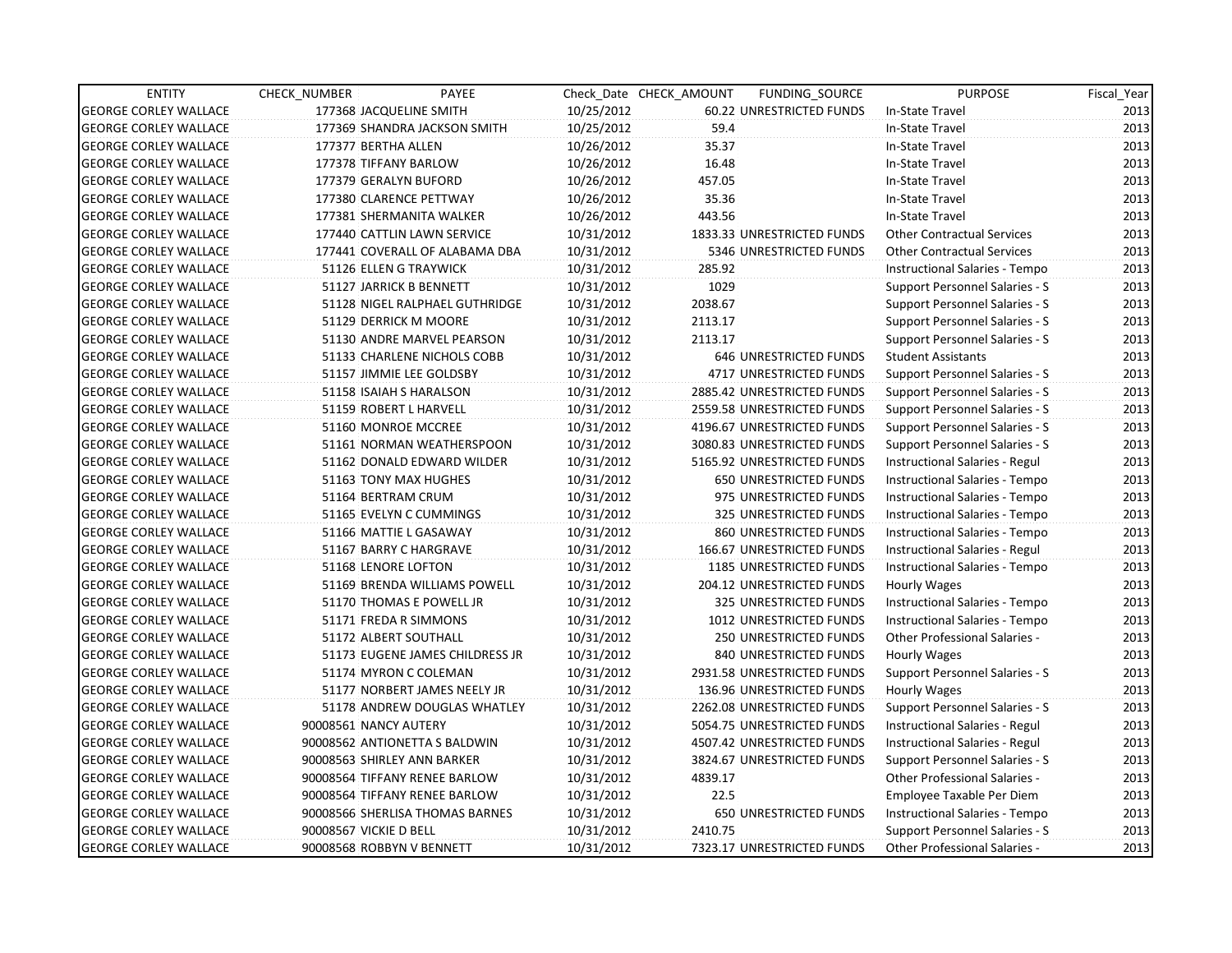| ENTITY | CHECK_NUMBER | PAYEE | Check_Date | CHECK_AMOUNT | FUNDING_SOURCE | PURPOSE | Fiscal_Year |
|---|---|---|---|---|---|---|---|
| GEORGE CORLEY WALLACE | 177368 | JACQUELINE SMITH | 10/25/2012 | 60.22 | UNRESTRICTED FUNDS | In-State Travel | 2013 |
| GEORGE CORLEY WALLACE | 177369 | SHANDRA JACKSON SMITH | 10/25/2012 | 59.4 | | In-State Travel | 2013 |
| GEORGE CORLEY WALLACE | 177377 | BERTHA ALLEN | 10/26/2012 | 35.37 | | In-State Travel | 2013 |
| GEORGE CORLEY WALLACE | 177378 | TIFFANY BARLOW | 10/26/2012 | 16.48 | | In-State Travel | 2013 |
| GEORGE CORLEY WALLACE | 177379 | GERALYN BUFORD | 10/26/2012 | 457.05 | | In-State Travel | 2013 |
| GEORGE CORLEY WALLACE | 177380 | CLARENCE PETTWAY | 10/26/2012 | 35.36 | | In-State Travel | 2013 |
| GEORGE CORLEY WALLACE | 177381 | SHERMANITA WALKER | 10/26/2012 | 443.56 | | In-State Travel | 2013 |
| GEORGE CORLEY WALLACE | 177440 | CATTLIN LAWN SERVICE | 10/31/2012 | 1833.33 | UNRESTRICTED FUNDS | Other Contractual Services | 2013 |
| GEORGE CORLEY WALLACE | 177441 | COVERALL OF ALABAMA DBA | 10/31/2012 | 5346 | UNRESTRICTED FUNDS | Other Contractual Services | 2013 |
| GEORGE CORLEY WALLACE | 51126 | ELLEN G TRAYWICK | 10/31/2012 | 285.92 | | Instructional Salaries - Tempo | 2013 |
| GEORGE CORLEY WALLACE | 51127 | JARRICK B BENNETT | 10/31/2012 | 1029 | | Support Personnel Salaries - S | 2013 |
| GEORGE CORLEY WALLACE | 51128 | NIGEL RALPHAEL GUTHRIDGE | 10/31/2012 | 2038.67 | | Support Personnel Salaries - S | 2013 |
| GEORGE CORLEY WALLACE | 51129 | DERRICK M MOORE | 10/31/2012 | 2113.17 | | Support Personnel Salaries - S | 2013 |
| GEORGE CORLEY WALLACE | 51130 | ANDRE MARVEL PEARSON | 10/31/2012 | 2113.17 | | Support Personnel Salaries - S | 2013 |
| GEORGE CORLEY WALLACE | 51133 | CHARLENE NICHOLS COBB | 10/31/2012 | 646 | UNRESTRICTED FUNDS | Student Assistants | 2013 |
| GEORGE CORLEY WALLACE | 51157 | JIMMIE LEE GOLDSBY | 10/31/2012 | 4717 | UNRESTRICTED FUNDS | Support Personnel Salaries - S | 2013 |
| GEORGE CORLEY WALLACE | 51158 | ISAIAH S HARALSON | 10/31/2012 | 2885.42 | UNRESTRICTED FUNDS | Support Personnel Salaries - S | 2013 |
| GEORGE CORLEY WALLACE | 51159 | ROBERT L HARVELL | 10/31/2012 | 2559.58 | UNRESTRICTED FUNDS | Support Personnel Salaries - S | 2013 |
| GEORGE CORLEY WALLACE | 51160 | MONROE MCCREE | 10/31/2012 | 4196.67 | UNRESTRICTED FUNDS | Support Personnel Salaries - S | 2013 |
| GEORGE CORLEY WALLACE | 51161 | NORMAN WEATHERSPOON | 10/31/2012 | 3080.83 | UNRESTRICTED FUNDS | Support Personnel Salaries - S | 2013 |
| GEORGE CORLEY WALLACE | 51162 | DONALD EDWARD WILDER | 10/31/2012 | 5165.92 | UNRESTRICTED FUNDS | Instructional Salaries - Regul | 2013 |
| GEORGE CORLEY WALLACE | 51163 | TONY MAX HUGHES | 10/31/2012 | 650 | UNRESTRICTED FUNDS | Instructional Salaries - Tempo | 2013 |
| GEORGE CORLEY WALLACE | 51164 | BERTRAM CRUM | 10/31/2012 | 975 | UNRESTRICTED FUNDS | Instructional Salaries - Tempo | 2013 |
| GEORGE CORLEY WALLACE | 51165 | EVELYN C CUMMINGS | 10/31/2012 | 325 | UNRESTRICTED FUNDS | Instructional Salaries - Tempo | 2013 |
| GEORGE CORLEY WALLACE | 51166 | MATTIE L GASAWAY | 10/31/2012 | 860 | UNRESTRICTED FUNDS | Instructional Salaries - Tempo | 2013 |
| GEORGE CORLEY WALLACE | 51167 | BARRY C HARGRAVE | 10/31/2012 | 166.67 | UNRESTRICTED FUNDS | Instructional Salaries - Regul | 2013 |
| GEORGE CORLEY WALLACE | 51168 | LENORE LOFTON | 10/31/2012 | 1185 | UNRESTRICTED FUNDS | Instructional Salaries - Tempo | 2013 |
| GEORGE CORLEY WALLACE | 51169 | BRENDA WILLIAMS POWELL | 10/31/2012 | 204.12 | UNRESTRICTED FUNDS | Hourly Wages | 2013 |
| GEORGE CORLEY WALLACE | 51170 | THOMAS E POWELL JR | 10/31/2012 | 325 | UNRESTRICTED FUNDS | Instructional Salaries - Tempo | 2013 |
| GEORGE CORLEY WALLACE | 51171 | FREDA R SIMMONS | 10/31/2012 | 1012 | UNRESTRICTED FUNDS | Instructional Salaries - Tempo | 2013 |
| GEORGE CORLEY WALLACE | 51172 | ALBERT SOUTHALL | 10/31/2012 | 250 | UNRESTRICTED FUNDS | Other Professional Salaries - | 2013 |
| GEORGE CORLEY WALLACE | 51173 | EUGENE JAMES CHILDRESS JR | 10/31/2012 | 840 | UNRESTRICTED FUNDS | Hourly Wages | 2013 |
| GEORGE CORLEY WALLACE | 51174 | MYRON C COLEMAN | 10/31/2012 | 2931.58 | UNRESTRICTED FUNDS | Support Personnel Salaries - S | 2013 |
| GEORGE CORLEY WALLACE | 51177 | NORBERT JAMES NEELY JR | 10/31/2012 | 136.96 | UNRESTRICTED FUNDS | Hourly Wages | 2013 |
| GEORGE CORLEY WALLACE | 51178 | ANDREW DOUGLAS WHATLEY | 10/31/2012 | 2262.08 | UNRESTRICTED FUNDS | Support Personnel Salaries - S | 2013 |
| GEORGE CORLEY WALLACE | 90008561 | NANCY AUTERY | 10/31/2012 | 5054.75 | UNRESTRICTED FUNDS | Instructional Salaries - Regul | 2013 |
| GEORGE CORLEY WALLACE | 90008562 | ANTIONETTA S BALDWIN | 10/31/2012 | 4507.42 | UNRESTRICTED FUNDS | Instructional Salaries - Regul | 2013 |
| GEORGE CORLEY WALLACE | 90008563 | SHIRLEY ANN BARKER | 10/31/2012 | 3824.67 | UNRESTRICTED FUNDS | Support Personnel Salaries - S | 2013 |
| GEORGE CORLEY WALLACE | 90008564 | TIFFANY RENEE BARLOW | 10/31/2012 | 4839.17 | | Other Professional Salaries - | 2013 |
| GEORGE CORLEY WALLACE | 90008564 | TIFFANY RENEE BARLOW | 10/31/2012 | 22.5 | | Employee Taxable Per Diem | 2013 |
| GEORGE CORLEY WALLACE | 90008566 | SHERLISA THOMAS BARNES | 10/31/2012 | 650 | UNRESTRICTED FUNDS | Instructional Salaries - Tempo | 2013 |
| GEORGE CORLEY WALLACE | 90008567 | VICKIE D BELL | 10/31/2012 | 2410.75 | | Support Personnel Salaries - S | 2013 |
| GEORGE CORLEY WALLACE | 90008568 | ROBBYN V BENNETT | 10/31/2012 | 7323.17 | UNRESTRICTED FUNDS | Other Professional Salaries - | 2013 |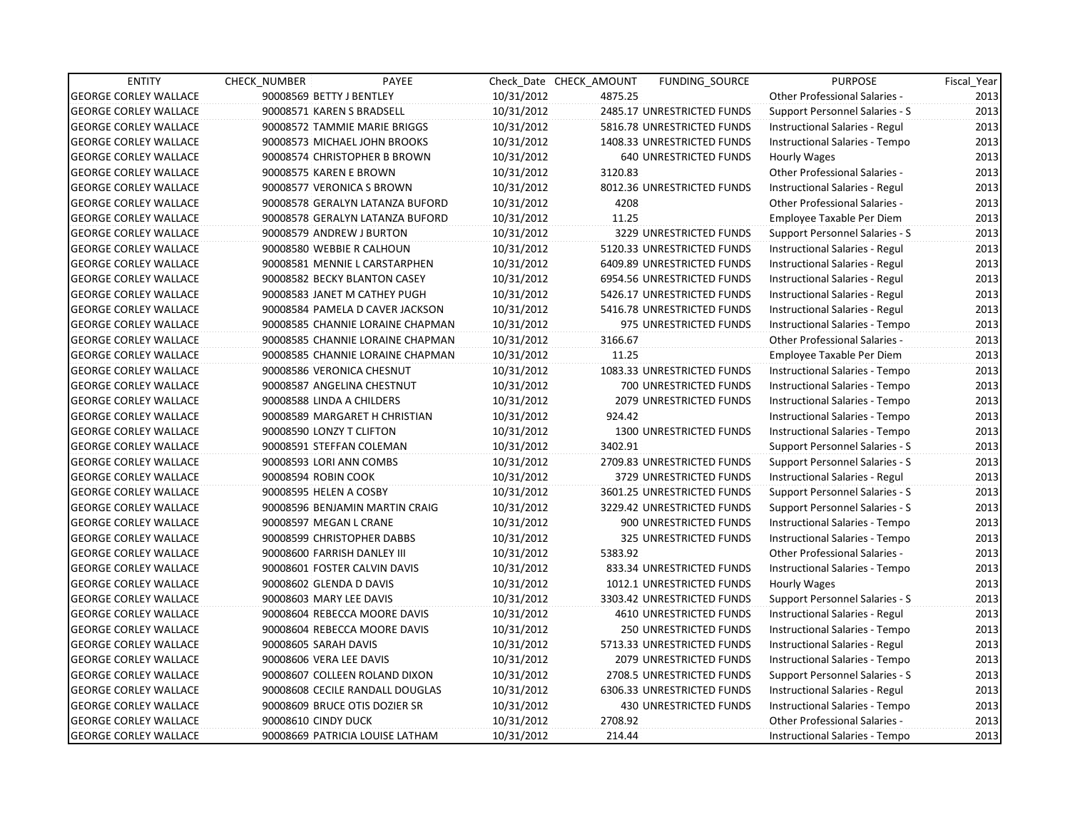| ENTITY | CHECK_NUMBER | PAYEE | Check_Date | CHECK_AMOUNT | FUNDING_SOURCE | PURPOSE | Fiscal_Year |
|---|---|---|---|---|---|---|---|
| GEORGE CORLEY WALLACE | 90008569 | BETTY J BENTLEY | 10/31/2012 | 4875.25 | | Other Professional Salaries - | 2013 |
| GEORGE CORLEY WALLACE | 90008571 | KAREN S BRADSELL | 10/31/2012 | 2485.17 | UNRESTRICTED FUNDS | Support Personnel Salaries - S | 2013 |
| GEORGE CORLEY WALLACE | 90008572 | TAMMIE MARIE BRIGGS | 10/31/2012 | 5816.78 | UNRESTRICTED FUNDS | Instructional Salaries - Regul | 2013 |
| GEORGE CORLEY WALLACE | 90008573 | MICHAEL JOHN BROOKS | 10/31/2012 | 1408.33 | UNRESTRICTED FUNDS | Instructional Salaries - Tempo | 2013 |
| GEORGE CORLEY WALLACE | 90008574 | CHRISTOPHER B BROWN | 10/31/2012 | 640 | UNRESTRICTED FUNDS | Hourly Wages | 2013 |
| GEORGE CORLEY WALLACE | 90008575 | KAREN E BROWN | 10/31/2012 | 3120.83 | | Other Professional Salaries - | 2013 |
| GEORGE CORLEY WALLACE | 90008577 | VERONICA S BROWN | 10/31/2012 | 8012.36 | UNRESTRICTED FUNDS | Instructional Salaries - Regul | 2013 |
| GEORGE CORLEY WALLACE | 90008578 | GERALYN LATANZA BUFORD | 10/31/2012 | 4208 | | Other Professional Salaries - | 2013 |
| GEORGE CORLEY WALLACE | 90008578 | GERALYN LATANZA BUFORD | 10/31/2012 | 11.25 | | Employee Taxable Per Diem | 2013 |
| GEORGE CORLEY WALLACE | 90008579 | ANDREW J BURTON | 10/31/2012 | 3229 | UNRESTRICTED FUNDS | Support Personnel Salaries - S | 2013 |
| GEORGE CORLEY WALLACE | 90008580 | WEBBIE R CALHOUN | 10/31/2012 | 5120.33 | UNRESTRICTED FUNDS | Instructional Salaries - Regul | 2013 |
| GEORGE CORLEY WALLACE | 90008581 | MENNIE L CARSTARPHEN | 10/31/2012 | 6409.89 | UNRESTRICTED FUNDS | Instructional Salaries - Regul | 2013 |
| GEORGE CORLEY WALLACE | 90008582 | BECKY BLANTON CASEY | 10/31/2012 | 6954.56 | UNRESTRICTED FUNDS | Instructional Salaries - Regul | 2013 |
| GEORGE CORLEY WALLACE | 90008583 | JANET M CATHEY PUGH | 10/31/2012 | 5426.17 | UNRESTRICTED FUNDS | Instructional Salaries - Regul | 2013 |
| GEORGE CORLEY WALLACE | 90008584 | PAMELA D CAVER JACKSON | 10/31/2012 | 5416.78 | UNRESTRICTED FUNDS | Instructional Salaries - Regul | 2013 |
| GEORGE CORLEY WALLACE | 90008585 | CHANNIE LORAINE CHAPMAN | 10/31/2012 | 975 | UNRESTRICTED FUNDS | Instructional Salaries - Tempo | 2013 |
| GEORGE CORLEY WALLACE | 90008585 | CHANNIE LORAINE CHAPMAN | 10/31/2012 | 3166.67 | | Other Professional Salaries - | 2013 |
| GEORGE CORLEY WALLACE | 90008585 | CHANNIE LORAINE CHAPMAN | 10/31/2012 | 11.25 | | Employee Taxable Per Diem | 2013 |
| GEORGE CORLEY WALLACE | 90008586 | VERONICA CHESNUT | 10/31/2012 | 1083.33 | UNRESTRICTED FUNDS | Instructional Salaries - Tempo | 2013 |
| GEORGE CORLEY WALLACE | 90008587 | ANGELINA CHESTNUT | 10/31/2012 | 700 | UNRESTRICTED FUNDS | Instructional Salaries - Tempo | 2013 |
| GEORGE CORLEY WALLACE | 90008588 | LINDA A CHILDERS | 10/31/2012 | 2079 | UNRESTRICTED FUNDS | Instructional Salaries - Tempo | 2013 |
| GEORGE CORLEY WALLACE | 90008589 | MARGARET H CHRISTIAN | 10/31/2012 | 924.42 | | Instructional Salaries - Tempo | 2013 |
| GEORGE CORLEY WALLACE | 90008590 | LONZY T CLIFTON | 10/31/2012 | 1300 | UNRESTRICTED FUNDS | Instructional Salaries - Tempo | 2013 |
| GEORGE CORLEY WALLACE | 90008591 | STEFFAN COLEMAN | 10/31/2012 | 3402.91 | | Support Personnel Salaries - S | 2013 |
| GEORGE CORLEY WALLACE | 90008593 | LORI ANN COMBS | 10/31/2012 | 2709.83 | UNRESTRICTED FUNDS | Support Personnel Salaries - S | 2013 |
| GEORGE CORLEY WALLACE | 90008594 | ROBIN COOK | 10/31/2012 | 3729 | UNRESTRICTED FUNDS | Instructional Salaries - Regul | 2013 |
| GEORGE CORLEY WALLACE | 90008595 | HELEN A COSBY | 10/31/2012 | 3601.25 | UNRESTRICTED FUNDS | Support Personnel Salaries - S | 2013 |
| GEORGE CORLEY WALLACE | 90008596 | BENJAMIN MARTIN CRAIG | 10/31/2012 | 3229.42 | UNRESTRICTED FUNDS | Support Personnel Salaries - S | 2013 |
| GEORGE CORLEY WALLACE | 90008597 | MEGAN L CRANE | 10/31/2012 | 900 | UNRESTRICTED FUNDS | Instructional Salaries - Tempo | 2013 |
| GEORGE CORLEY WALLACE | 90008599 | CHRISTOPHER DABBS | 10/31/2012 | 325 | UNRESTRICTED FUNDS | Instructional Salaries - Tempo | 2013 |
| GEORGE CORLEY WALLACE | 90008600 | FARRISH DANLEY III | 10/31/2012 | 5383.92 | | Other Professional Salaries - | 2013 |
| GEORGE CORLEY WALLACE | 90008601 | FOSTER CALVIN DAVIS | 10/31/2012 | 833.34 | UNRESTRICTED FUNDS | Instructional Salaries - Tempo | 2013 |
| GEORGE CORLEY WALLACE | 90008602 | GLENDA D DAVIS | 10/31/2012 | 1012.1 | UNRESTRICTED FUNDS | Hourly Wages | 2013 |
| GEORGE CORLEY WALLACE | 90008603 | MARY LEE DAVIS | 10/31/2012 | 3303.42 | UNRESTRICTED FUNDS | Support Personnel Salaries - S | 2013 |
| GEORGE CORLEY WALLACE | 90008604 | REBECCA MOORE DAVIS | 10/31/2012 | 4610 | UNRESTRICTED FUNDS | Instructional Salaries - Regul | 2013 |
| GEORGE CORLEY WALLACE | 90008604 | REBECCA MOORE DAVIS | 10/31/2012 | 250 | UNRESTRICTED FUNDS | Instructional Salaries - Tempo | 2013 |
| GEORGE CORLEY WALLACE | 90008605 | SARAH DAVIS | 10/31/2012 | 5713.33 | UNRESTRICTED FUNDS | Instructional Salaries - Regul | 2013 |
| GEORGE CORLEY WALLACE | 90008606 | VERA LEE DAVIS | 10/31/2012 | 2079 | UNRESTRICTED FUNDS | Instructional Salaries - Tempo | 2013 |
| GEORGE CORLEY WALLACE | 90008607 | COLLEEN ROLAND DIXON | 10/31/2012 | 2708.5 | UNRESTRICTED FUNDS | Support Personnel Salaries - S | 2013 |
| GEORGE CORLEY WALLACE | 90008608 | CECILE RANDALL DOUGLAS | 10/31/2012 | 6306.33 | UNRESTRICTED FUNDS | Instructional Salaries - Regul | 2013 |
| GEORGE CORLEY WALLACE | 90008609 | BRUCE OTIS DOZIER SR | 10/31/2012 | 430 | UNRESTRICTED FUNDS | Instructional Salaries - Tempo | 2013 |
| GEORGE CORLEY WALLACE | 90008610 | CINDY DUCK | 10/31/2012 | 2708.92 | | Other Professional Salaries - | 2013 |
| GEORGE CORLEY WALLACE | 90008669 | PATRICIA LOUISE LATHAM | 10/31/2012 | 214.44 | | Instructional Salaries - Tempo | 2013 |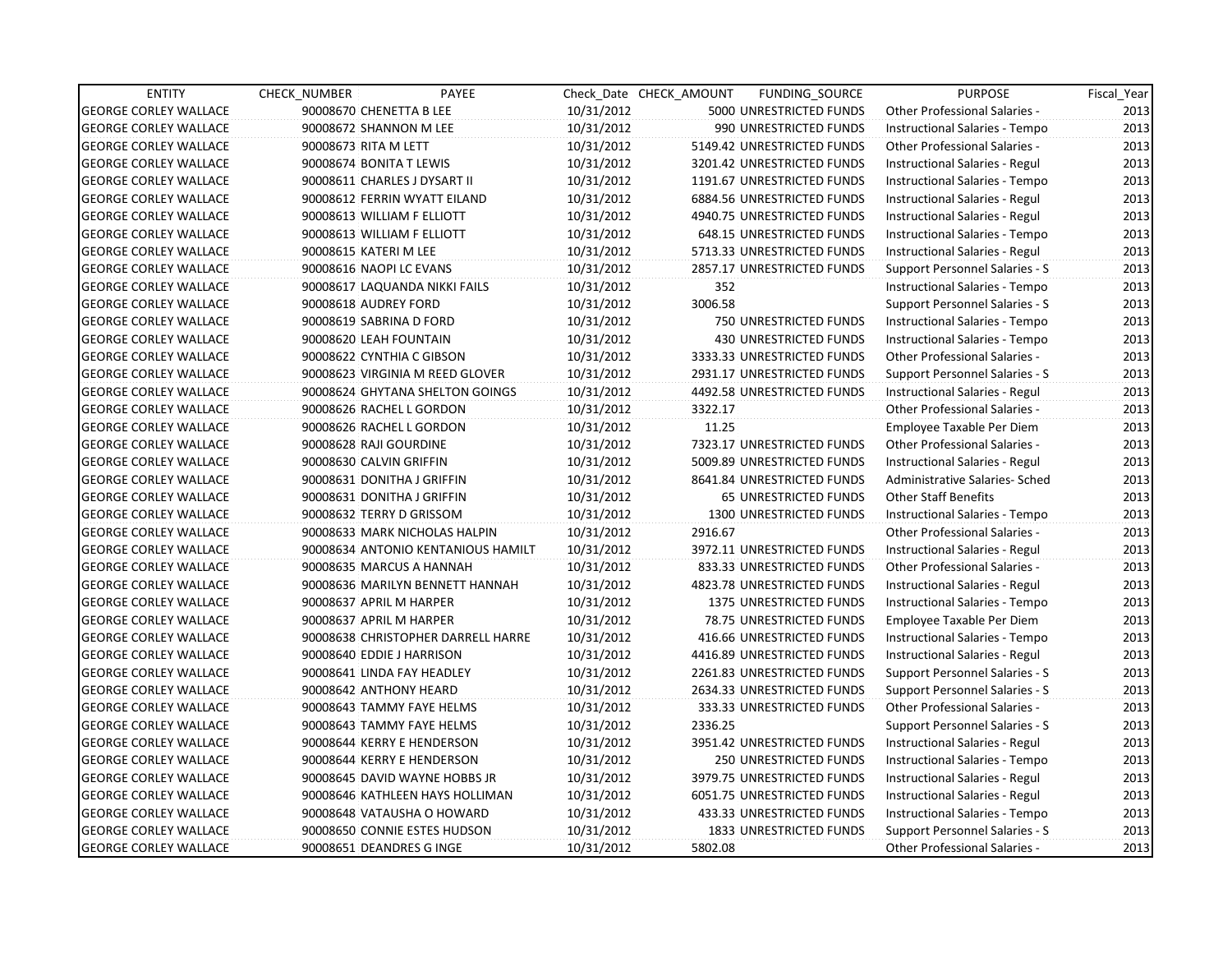| ENTITY | CHECK_NUMBER | PAYEE | Check_Date | CHECK_AMOUNT | FUNDING_SOURCE | PURPOSE | Fiscal_Year |
|---|---|---|---|---|---|---|---|
| GEORGE CORLEY WALLACE | 90008670 | CHENETTA B LEE | 10/31/2012 | 5000 | UNRESTRICTED FUNDS | Other Professional Salaries - | 2013 |
| GEORGE CORLEY WALLACE | 90008672 | SHANNON M LEE | 10/31/2012 | 990 | UNRESTRICTED FUNDS | Instructional Salaries - Tempo | 2013 |
| GEORGE CORLEY WALLACE | 90008673 | RITA M LETT | 10/31/2012 | 5149.42 | UNRESTRICTED FUNDS | Other Professional Salaries - | 2013 |
| GEORGE CORLEY WALLACE | 90008674 | BONITA T LEWIS | 10/31/2012 | 3201.42 | UNRESTRICTED FUNDS | Instructional Salaries - Regul | 2013 |
| GEORGE CORLEY WALLACE | 90008611 | CHARLES J DYSART II | 10/31/2012 | 1191.67 | UNRESTRICTED FUNDS | Instructional Salaries - Tempo | 2013 |
| GEORGE CORLEY WALLACE | 90008612 | FERRIN WYATT EILAND | 10/31/2012 | 6884.56 | UNRESTRICTED FUNDS | Instructional Salaries - Regul | 2013 |
| GEORGE CORLEY WALLACE | 90008613 | WILLIAM F ELLIOTT | 10/31/2012 | 4940.75 | UNRESTRICTED FUNDS | Instructional Salaries - Regul | 2013 |
| GEORGE CORLEY WALLACE | 90008613 | WILLIAM F ELLIOTT | 10/31/2012 | 648.15 | UNRESTRICTED FUNDS | Instructional Salaries - Tempo | 2013 |
| GEORGE CORLEY WALLACE | 90008615 | KATERI M LEE | 10/31/2012 | 5713.33 | UNRESTRICTED FUNDS | Instructional Salaries - Regul | 2013 |
| GEORGE CORLEY WALLACE | 90008616 | NAOPI LC EVANS | 10/31/2012 | 2857.17 | UNRESTRICTED FUNDS | Support Personnel Salaries - S | 2013 |
| GEORGE CORLEY WALLACE | 90008617 | LAQUANDA NIKKI FAILS | 10/31/2012 | 352 | | Instructional Salaries - Tempo | 2013 |
| GEORGE CORLEY WALLACE | 90008618 | AUDREY FORD | 10/31/2012 | 3006.58 | | Support Personnel Salaries - S | 2013 |
| GEORGE CORLEY WALLACE | 90008619 | SABRINA D FORD | 10/31/2012 | 750 | UNRESTRICTED FUNDS | Instructional Salaries - Tempo | 2013 |
| GEORGE CORLEY WALLACE | 90008620 | LEAH FOUNTAIN | 10/31/2012 | 430 | UNRESTRICTED FUNDS | Instructional Salaries - Tempo | 2013 |
| GEORGE CORLEY WALLACE | 90008622 | CYNTHIA C GIBSON | 10/31/2012 | 3333.33 | UNRESTRICTED FUNDS | Other Professional Salaries - | 2013 |
| GEORGE CORLEY WALLACE | 90008623 | VIRGINIA M REED GLOVER | 10/31/2012 | 2931.17 | UNRESTRICTED FUNDS | Support Personnel Salaries - S | 2013 |
| GEORGE CORLEY WALLACE | 90008624 | GHYTANA SHELTON GOINGS | 10/31/2012 | 4492.58 | UNRESTRICTED FUNDS | Instructional Salaries - Regul | 2013 |
| GEORGE CORLEY WALLACE | 90008626 | RACHEL L GORDON | 10/31/2012 | 3322.17 | | Other Professional Salaries - | 2013 |
| GEORGE CORLEY WALLACE | 90008626 | RACHEL L GORDON | 10/31/2012 | 11.25 | | Employee Taxable Per Diem | 2013 |
| GEORGE CORLEY WALLACE | 90008628 | RAJI GOURDINE | 10/31/2012 | 7323.17 | UNRESTRICTED FUNDS | Other Professional Salaries - | 2013 |
| GEORGE CORLEY WALLACE | 90008630 | CALVIN GRIFFIN | 10/31/2012 | 5009.89 | UNRESTRICTED FUNDS | Instructional Salaries - Regul | 2013 |
| GEORGE CORLEY WALLACE | 90008631 | DONITHA J GRIFFIN | 10/31/2012 | 8641.84 | UNRESTRICTED FUNDS | Administrative Salaries- Sched | 2013 |
| GEORGE CORLEY WALLACE | 90008631 | DONITHA J GRIFFIN | 10/31/2012 | 65 | UNRESTRICTED FUNDS | Other Staff Benefits | 2013 |
| GEORGE CORLEY WALLACE | 90008632 | TERRY D GRISSOM | 10/31/2012 | 1300 | UNRESTRICTED FUNDS | Instructional Salaries - Tempo | 2013 |
| GEORGE CORLEY WALLACE | 90008633 | MARK NICHOLAS HALPIN | 10/31/2012 | 2916.67 | | Other Professional Salaries - | 2013 |
| GEORGE CORLEY WALLACE | 90008634 | ANTONIO KENTANIOUS HAMILT | 10/31/2012 | 3972.11 | UNRESTRICTED FUNDS | Instructional Salaries - Regul | 2013 |
| GEORGE CORLEY WALLACE | 90008635 | MARCUS A HANNAH | 10/31/2012 | 833.33 | UNRESTRICTED FUNDS | Other Professional Salaries - | 2013 |
| GEORGE CORLEY WALLACE | 90008636 | MARILYN BENNETT HANNAH | 10/31/2012 | 4823.78 | UNRESTRICTED FUNDS | Instructional Salaries - Regul | 2013 |
| GEORGE CORLEY WALLACE | 90008637 | APRIL M HARPER | 10/31/2012 | 1375 | UNRESTRICTED FUNDS | Instructional Salaries - Tempo | 2013 |
| GEORGE CORLEY WALLACE | 90008637 | APRIL M HARPER | 10/31/2012 | 78.75 | UNRESTRICTED FUNDS | Employee Taxable Per Diem | 2013 |
| GEORGE CORLEY WALLACE | 90008638 | CHRISTOPHER DARRELL HARRE | 10/31/2012 | 416.66 | UNRESTRICTED FUNDS | Instructional Salaries - Tempo | 2013 |
| GEORGE CORLEY WALLACE | 90008640 | EDDIE J HARRISON | 10/31/2012 | 4416.89 | UNRESTRICTED FUNDS | Instructional Salaries - Regul | 2013 |
| GEORGE CORLEY WALLACE | 90008641 | LINDA FAY HEADLEY | 10/31/2012 | 2261.83 | UNRESTRICTED FUNDS | Support Personnel Salaries - S | 2013 |
| GEORGE CORLEY WALLACE | 90008642 | ANTHONY HEARD | 10/31/2012 | 2634.33 | UNRESTRICTED FUNDS | Support Personnel Salaries - S | 2013 |
| GEORGE CORLEY WALLACE | 90008643 | TAMMY FAYE HELMS | 10/31/2012 | 333.33 | UNRESTRICTED FUNDS | Other Professional Salaries - | 2013 |
| GEORGE CORLEY WALLACE | 90008643 | TAMMY FAYE HELMS | 10/31/2012 | 2336.25 | | Support Personnel Salaries - S | 2013 |
| GEORGE CORLEY WALLACE | 90008644 | KERRY E HENDERSON | 10/31/2012 | 3951.42 | UNRESTRICTED FUNDS | Instructional Salaries - Regul | 2013 |
| GEORGE CORLEY WALLACE | 90008644 | KERRY E HENDERSON | 10/31/2012 | 250 | UNRESTRICTED FUNDS | Instructional Salaries - Tempo | 2013 |
| GEORGE CORLEY WALLACE | 90008645 | DAVID WAYNE HOBBS JR | 10/31/2012 | 3979.75 | UNRESTRICTED FUNDS | Instructional Salaries - Regul | 2013 |
| GEORGE CORLEY WALLACE | 90008646 | KATHLEEN HAYS HOLLIMAN | 10/31/2012 | 6051.75 | UNRESTRICTED FUNDS | Instructional Salaries - Regul | 2013 |
| GEORGE CORLEY WALLACE | 90008648 | VATAUSHA O HOWARD | 10/31/2012 | 433.33 | UNRESTRICTED FUNDS | Instructional Salaries - Tempo | 2013 |
| GEORGE CORLEY WALLACE | 90008650 | CONNIE ESTES HUDSON | 10/31/2012 | 1833 | UNRESTRICTED FUNDS | Support Personnel Salaries - S | 2013 |
| GEORGE CORLEY WALLACE | 90008651 | DEANDRES G INGE | 10/31/2012 | 5802.08 | | Other Professional Salaries - | 2013 |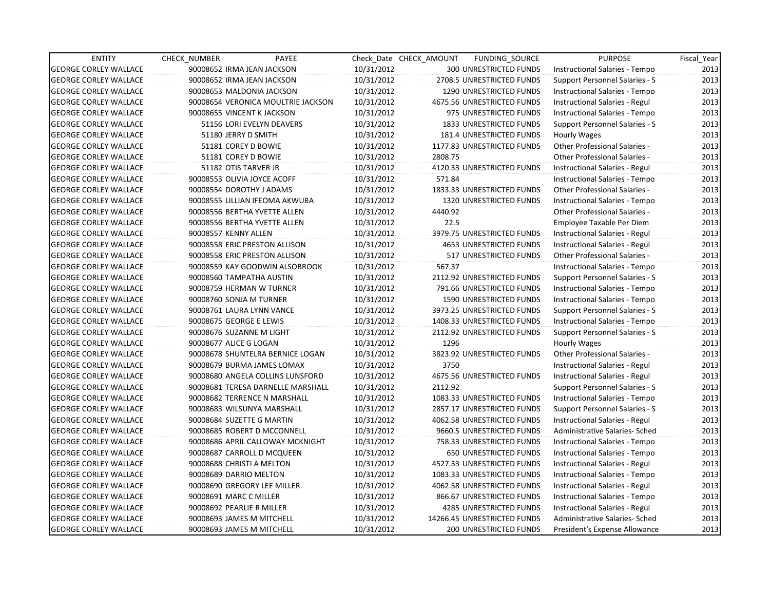| ENTITY | CHECK_NUMBER | PAYEE | Check_Date | CHECK_AMOUNT | FUNDING_SOURCE | PURPOSE | Fiscal_Year |
|---|---|---|---|---|---|---|---|
| GEORGE CORLEY WALLACE | 90008652 | IRMA JEAN JACKSON | 10/31/2012 | 300 | UNRESTRICTED FUNDS | Instructional Salaries - Tempo | 2013 |
| GEORGE CORLEY WALLACE | 90008652 | IRMA JEAN JACKSON | 10/31/2012 | 2708.5 | UNRESTRICTED FUNDS | Support Personnel Salaries - S | 2013 |
| GEORGE CORLEY WALLACE | 90008653 | MALDONIA JACKSON | 10/31/2012 | 1290 | UNRESTRICTED FUNDS | Instructional Salaries - Tempo | 2013 |
| GEORGE CORLEY WALLACE | 90008654 | VERONICA MOULTRIE JACKSON | 10/31/2012 | 4675.56 | UNRESTRICTED FUNDS | Instructional Salaries - Regul | 2013 |
| GEORGE CORLEY WALLACE | 90008655 | VINCENT K JACKSON | 10/31/2012 | 975 | UNRESTRICTED FUNDS | Instructional Salaries - Tempo | 2013 |
| GEORGE CORLEY WALLACE | 51156 | LORI EVELYN DEAVERS | 10/31/2012 | 1833 | UNRESTRICTED FUNDS | Support Personnel Salaries - S | 2013 |
| GEORGE CORLEY WALLACE | 51180 | JERRY D SMITH | 10/31/2012 | 181.4 | UNRESTRICTED FUNDS | Hourly Wages | 2013 |
| GEORGE CORLEY WALLACE | 51181 | COREY D BOWIE | 10/31/2012 | 1177.83 | UNRESTRICTED FUNDS | Other Professional Salaries - | 2013 |
| GEORGE CORLEY WALLACE | 51181 | COREY D BOWIE | 10/31/2012 | 2808.75 | | Other Professional Salaries - | 2013 |
| GEORGE CORLEY WALLACE | 51182 | OTIS TARVER JR | 10/31/2012 | 4120.33 | UNRESTRICTED FUNDS | Instructional Salaries - Regul | 2013 |
| GEORGE CORLEY WALLACE | 90008553 | OLIVIA JOYCE ACOFF | 10/31/2012 | 571.84 | | Instructional Salaries - Tempo | 2013 |
| GEORGE CORLEY WALLACE | 90008554 | DOROTHY J ADAMS | 10/31/2012 | 1833.33 | UNRESTRICTED FUNDS | Other Professional Salaries - | 2013 |
| GEORGE CORLEY WALLACE | 90008555 | LILLIAN IFEOMA AKWUBA | 10/31/2012 | 1320 | UNRESTRICTED FUNDS | Instructional Salaries - Tempo | 2013 |
| GEORGE CORLEY WALLACE | 90008556 | BERTHA YVETTE ALLEN | 10/31/2012 | 4440.92 | | Other Professional Salaries - | 2013 |
| GEORGE CORLEY WALLACE | 90008556 | BERTHA YVETTE ALLEN | 10/31/2012 | 22.5 | | Employee Taxable Per Diem | 2013 |
| GEORGE CORLEY WALLACE | 90008557 | KENNY ALLEN | 10/31/2012 | 3979.75 | UNRESTRICTED FUNDS | Instructional Salaries - Regul | 2013 |
| GEORGE CORLEY WALLACE | 90008558 | ERIC PRESTON ALLISON | 10/31/2012 | 4653 | UNRESTRICTED FUNDS | Instructional Salaries - Regul | 2013 |
| GEORGE CORLEY WALLACE | 90008558 | ERIC PRESTON ALLISON | 10/31/2012 | 517 | UNRESTRICTED FUNDS | Other Professional Salaries - | 2013 |
| GEORGE CORLEY WALLACE | 90008559 | KAY GOODWIN ALSOBROOK | 10/31/2012 | 567.37 | | Instructional Salaries - Tempo | 2013 |
| GEORGE CORLEY WALLACE | 90008560 | TAMPATHA AUSTIN | 10/31/2012 | 2112.92 | UNRESTRICTED FUNDS | Support Personnel Salaries - S | 2013 |
| GEORGE CORLEY WALLACE | 90008759 | HERMAN W TURNER | 10/31/2012 | 791.66 | UNRESTRICTED FUNDS | Instructional Salaries - Tempo | 2013 |
| GEORGE CORLEY WALLACE | 90008760 | SONJA M TURNER | 10/31/2012 | 1590 | UNRESTRICTED FUNDS | Instructional Salaries - Tempo | 2013 |
| GEORGE CORLEY WALLACE | 90008761 | LAURA LYNN VANCE | 10/31/2012 | 3973.25 | UNRESTRICTED FUNDS | Support Personnel Salaries - S | 2013 |
| GEORGE CORLEY WALLACE | 90008675 | GEORGE E LEWIS | 10/31/2012 | 1408.33 | UNRESTRICTED FUNDS | Instructional Salaries - Tempo | 2013 |
| GEORGE CORLEY WALLACE | 90008676 | SUZANNE M LIGHT | 10/31/2012 | 2112.92 | UNRESTRICTED FUNDS | Support Personnel Salaries - S | 2013 |
| GEORGE CORLEY WALLACE | 90008677 | ALICE G LOGAN | 10/31/2012 | 1296 | | Hourly Wages | 2013 |
| GEORGE CORLEY WALLACE | 90008678 | SHUNTELRA BERNICE LOGAN | 10/31/2012 | 3823.92 | UNRESTRICTED FUNDS | Other Professional Salaries - | 2013 |
| GEORGE CORLEY WALLACE | 90008679 | BURMA JAMES LOMAX | 10/31/2012 | 3750 | | Instructional Salaries - Regul | 2013 |
| GEORGE CORLEY WALLACE | 90008680 | ANGELA COLLINS LUNSFORD | 10/31/2012 | 4675.56 | UNRESTRICTED FUNDS | Instructional Salaries - Regul | 2013 |
| GEORGE CORLEY WALLACE | 90008681 | TERESA DARNELLE MARSHALL | 10/31/2012 | 2112.92 | | Support Personnel Salaries - S | 2013 |
| GEORGE CORLEY WALLACE | 90008682 | TERRENCE N MARSHALL | 10/31/2012 | 1083.33 | UNRESTRICTED FUNDS | Instructional Salaries - Tempo | 2013 |
| GEORGE CORLEY WALLACE | 90008683 | WILSUNYA MARSHALL | 10/31/2012 | 2857.17 | UNRESTRICTED FUNDS | Support Personnel Salaries - S | 2013 |
| GEORGE CORLEY WALLACE | 90008684 | SUZETTE G MARTIN | 10/31/2012 | 4062.58 | UNRESTRICTED FUNDS | Instructional Salaries - Regul | 2013 |
| GEORGE CORLEY WALLACE | 90008685 | ROBERT D MCCONNELL | 10/31/2012 | 9660.5 | UNRESTRICTED FUNDS | Administrative Salaries- Sched | 2013 |
| GEORGE CORLEY WALLACE | 90008686 | APRIL CALLOWAY MCKNIGHT | 10/31/2012 | 758.33 | UNRESTRICTED FUNDS | Instructional Salaries - Tempo | 2013 |
| GEORGE CORLEY WALLACE | 90008687 | CARROLL D MCQUEEN | 10/31/2012 | 650 | UNRESTRICTED FUNDS | Instructional Salaries - Tempo | 2013 |
| GEORGE CORLEY WALLACE | 90008688 | CHRISTI A MELTON | 10/31/2012 | 4527.33 | UNRESTRICTED FUNDS | Instructional Salaries - Regul | 2013 |
| GEORGE CORLEY WALLACE | 90008689 | DARRIO MELTON | 10/31/2012 | 1083.33 | UNRESTRICTED FUNDS | Instructional Salaries - Tempo | 2013 |
| GEORGE CORLEY WALLACE | 90008690 | GREGORY LEE MILLER | 10/31/2012 | 4062.58 | UNRESTRICTED FUNDS | Instructional Salaries - Regul | 2013 |
| GEORGE CORLEY WALLACE | 90008691 | MARC C MILLER | 10/31/2012 | 866.67 | UNRESTRICTED FUNDS | Instructional Salaries - Tempo | 2013 |
| GEORGE CORLEY WALLACE | 90008692 | PEARLIE R MILLER | 10/31/2012 | 4285 | UNRESTRICTED FUNDS | Instructional Salaries - Regul | 2013 |
| GEORGE CORLEY WALLACE | 90008693 | JAMES M MITCHELL | 10/31/2012 | 14266.45 | UNRESTRICTED FUNDS | Administrative Salaries- Sched | 2013 |
| GEORGE CORLEY WALLACE | 90008693 | JAMES M MITCHELL | 10/31/2012 | 200 | UNRESTRICTED FUNDS | President's Expense Allowance | 2013 |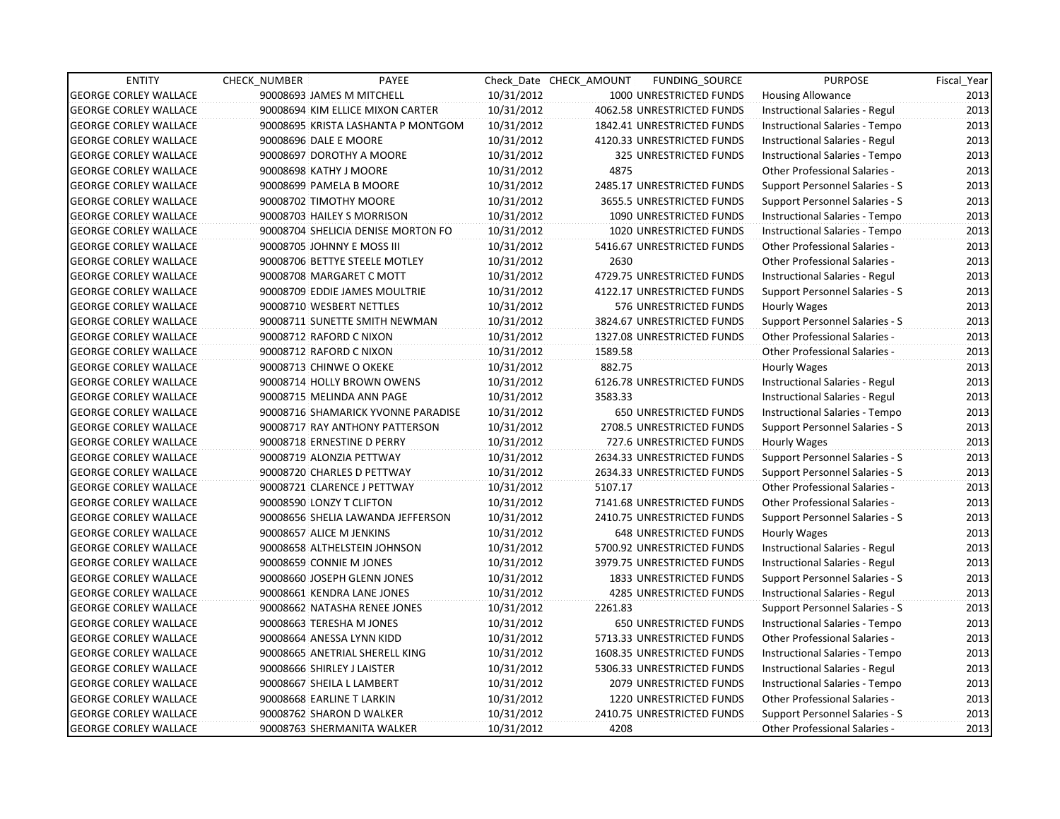| ENTITY | CHECK_NUMBER | PAYEE | Check_Date | CHECK_AMOUNT | FUNDING_SOURCE | PURPOSE | Fiscal_Year |
|---|---|---|---|---|---|---|---|
| GEORGE CORLEY WALLACE | 90008693 | JAMES M MITCHELL | 10/31/2012 | 1000 | UNRESTRICTED FUNDS | Housing Allowance | 2013 |
| GEORGE CORLEY WALLACE | 90008694 | KIM ELLICE MIXON CARTER | 10/31/2012 | 4062.58 | UNRESTRICTED FUNDS | Instructional Salaries - Regul | 2013 |
| GEORGE CORLEY WALLACE | 90008695 | KRISTA LASHANTA P MONTGOM | 10/31/2012 | 1842.41 | UNRESTRICTED FUNDS | Instructional Salaries - Tempo | 2013 |
| GEORGE CORLEY WALLACE | 90008696 | DALE E MOORE | 10/31/2012 | 4120.33 | UNRESTRICTED FUNDS | Instructional Salaries - Regul | 2013 |
| GEORGE CORLEY WALLACE | 90008697 | DOROTHY A MOORE | 10/31/2012 | 325 | UNRESTRICTED FUNDS | Instructional Salaries - Tempo | 2013 |
| GEORGE CORLEY WALLACE | 90008698 | KATHY J MOORE | 10/31/2012 | 4875 | | Other Professional Salaries - | 2013 |
| GEORGE CORLEY WALLACE | 90008699 | PAMELA B MOORE | 10/31/2012 | 2485.17 | UNRESTRICTED FUNDS | Support Personnel Salaries - S | 2013 |
| GEORGE CORLEY WALLACE | 90008702 | TIMOTHY MOORE | 10/31/2012 | 3655.5 | UNRESTRICTED FUNDS | Support Personnel Salaries - S | 2013 |
| GEORGE CORLEY WALLACE | 90008703 | HAILEY S MORRISON | 10/31/2012 | 1090 | UNRESTRICTED FUNDS | Instructional Salaries - Tempo | 2013 |
| GEORGE CORLEY WALLACE | 90008704 | SHELICIA DENISE MORTON FO | 10/31/2012 | 1020 | UNRESTRICTED FUNDS | Instructional Salaries - Tempo | 2013 |
| GEORGE CORLEY WALLACE | 90008705 | JOHNNY E MOSS III | 10/31/2012 | 5416.67 | UNRESTRICTED FUNDS | Other Professional Salaries - | 2013 |
| GEORGE CORLEY WALLACE | 90008706 | BETTYE STEELE MOTLEY | 10/31/2012 | 2630 | | Other Professional Salaries - | 2013 |
| GEORGE CORLEY WALLACE | 90008708 | MARGARET C MOTT | 10/31/2012 | 4729.75 | UNRESTRICTED FUNDS | Instructional Salaries - Regul | 2013 |
| GEORGE CORLEY WALLACE | 90008709 | EDDIE JAMES MOULTRIE | 10/31/2012 | 4122.17 | UNRESTRICTED FUNDS | Support Personnel Salaries - S | 2013 |
| GEORGE CORLEY WALLACE | 90008710 | WESBERT NETTLES | 10/31/2012 | 576 | UNRESTRICTED FUNDS | Hourly Wages | 2013 |
| GEORGE CORLEY WALLACE | 90008711 | SUNETTE SMITH NEWMAN | 10/31/2012 | 3824.67 | UNRESTRICTED FUNDS | Support Personnel Salaries - S | 2013 |
| GEORGE CORLEY WALLACE | 90008712 | RAFORD C NIXON | 10/31/2012 | 1327.08 | UNRESTRICTED FUNDS | Other Professional Salaries - | 2013 |
| GEORGE CORLEY WALLACE | 90008712 | RAFORD C NIXON | 10/31/2012 | 1589.58 | | Other Professional Salaries - | 2013 |
| GEORGE CORLEY WALLACE | 90008713 | CHINWE O OKEKE | 10/31/2012 | 882.75 | | Hourly Wages | 2013 |
| GEORGE CORLEY WALLACE | 90008714 | HOLLY BROWN OWENS | 10/31/2012 | 6126.78 | UNRESTRICTED FUNDS | Instructional Salaries - Regul | 2013 |
| GEORGE CORLEY WALLACE | 90008715 | MELINDA ANN PAGE | 10/31/2012 | 3583.33 | | Instructional Salaries - Regul | 2013 |
| GEORGE CORLEY WALLACE | 90008716 | SHAMARICK YVONNE PARADISE | 10/31/2012 | 650 | UNRESTRICTED FUNDS | Instructional Salaries - Tempo | 2013 |
| GEORGE CORLEY WALLACE | 90008717 | RAY ANTHONY PATTERSON | 10/31/2012 | 2708.5 | UNRESTRICTED FUNDS | Support Personnel Salaries - S | 2013 |
| GEORGE CORLEY WALLACE | 90008718 | ERNESTINE D PERRY | 10/31/2012 | 727.6 | UNRESTRICTED FUNDS | Hourly Wages | 2013 |
| GEORGE CORLEY WALLACE | 90008719 | ALONZIA PETTWAY | 10/31/2012 | 2634.33 | UNRESTRICTED FUNDS | Support Personnel Salaries - S | 2013 |
| GEORGE CORLEY WALLACE | 90008720 | CHARLES D PETTWAY | 10/31/2012 | 2634.33 | UNRESTRICTED FUNDS | Support Personnel Salaries - S | 2013 |
| GEORGE CORLEY WALLACE | 90008721 | CLARENCE J PETTWAY | 10/31/2012 | 5107.17 | | Other Professional Salaries - | 2013 |
| GEORGE CORLEY WALLACE | 90008590 | LONZY T CLIFTON | 10/31/2012 | 7141.68 | UNRESTRICTED FUNDS | Other Professional Salaries - | 2013 |
| GEORGE CORLEY WALLACE | 90008656 | SHELIA LAWANDA JEFFERSON | 10/31/2012 | 2410.75 | UNRESTRICTED FUNDS | Support Personnel Salaries - S | 2013 |
| GEORGE CORLEY WALLACE | 90008657 | ALICE M JENKINS | 10/31/2012 | 648 | UNRESTRICTED FUNDS | Hourly Wages | 2013 |
| GEORGE CORLEY WALLACE | 90008658 | ALTHELSTEIN JOHNSON | 10/31/2012 | 5700.92 | UNRESTRICTED FUNDS | Instructional Salaries - Regul | 2013 |
| GEORGE CORLEY WALLACE | 90008659 | CONNIE M JONES | 10/31/2012 | 3979.75 | UNRESTRICTED FUNDS | Instructional Salaries - Regul | 2013 |
| GEORGE CORLEY WALLACE | 90008660 | JOSEPH GLENN JONES | 10/31/2012 | 1833 | UNRESTRICTED FUNDS | Support Personnel Salaries - S | 2013 |
| GEORGE CORLEY WALLACE | 90008661 | KENDRA LANE JONES | 10/31/2012 | 4285 | UNRESTRICTED FUNDS | Instructional Salaries - Regul | 2013 |
| GEORGE CORLEY WALLACE | 90008662 | NATASHA RENEE JONES | 10/31/2012 | 2261.83 | | Support Personnel Salaries - S | 2013 |
| GEORGE CORLEY WALLACE | 90008663 | TERESHA M JONES | 10/31/2012 | 650 | UNRESTRICTED FUNDS | Instructional Salaries - Tempo | 2013 |
| GEORGE CORLEY WALLACE | 90008664 | ANESSA LYNN KIDD | 10/31/2012 | 5713.33 | UNRESTRICTED FUNDS | Other Professional Salaries - | 2013 |
| GEORGE CORLEY WALLACE | 90008665 | ANETRIAL SHERELL KING | 10/31/2012 | 1608.35 | UNRESTRICTED FUNDS | Instructional Salaries - Tempo | 2013 |
| GEORGE CORLEY WALLACE | 90008666 | SHIRLEY J LAISTER | 10/31/2012 | 5306.33 | UNRESTRICTED FUNDS | Instructional Salaries - Regul | 2013 |
| GEORGE CORLEY WALLACE | 90008667 | SHEILA L LAMBERT | 10/31/2012 | 2079 | UNRESTRICTED FUNDS | Instructional Salaries - Tempo | 2013 |
| GEORGE CORLEY WALLACE | 90008668 | EARLINE T LARKIN | 10/31/2012 | 1220 | UNRESTRICTED FUNDS | Other Professional Salaries - | 2013 |
| GEORGE CORLEY WALLACE | 90008762 | SHARON D WALKER | 10/31/2012 | 2410.75 | UNRESTRICTED FUNDS | Support Personnel Salaries - S | 2013 |
| GEORGE CORLEY WALLACE | 90008763 | SHERMANITA WALKER | 10/31/2012 | 4208 | | Other Professional Salaries - | 2013 |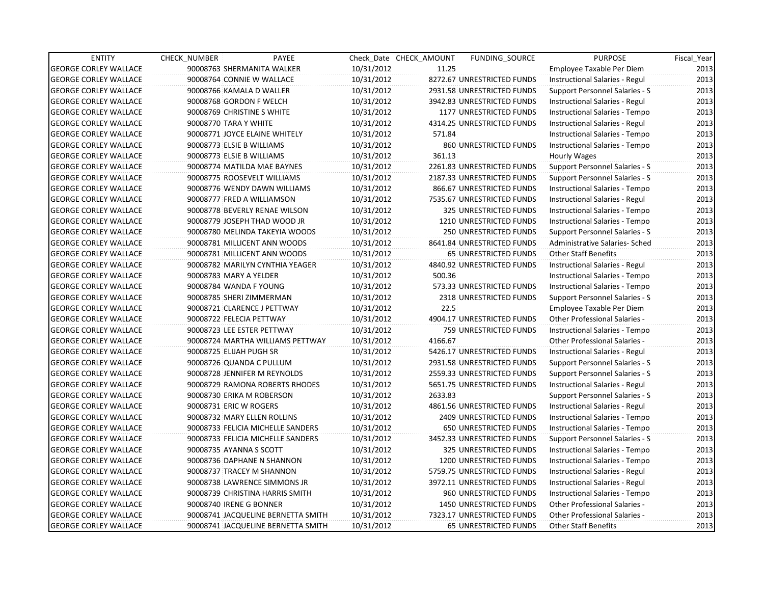| ENTITY | CHECK_NUMBER | PAYEE | Check_Date | CHECK_AMOUNT | FUNDING_SOURCE | PURPOSE | Fiscal_Year |
|---|---|---|---|---|---|---|---|
| GEORGE CORLEY WALLACE | 90008763 | SHERMANITA WALKER | 10/31/2012 | 11.25 | | Employee Taxable Per Diem | 2013 |
| GEORGE CORLEY WALLACE | 90008764 | CONNIE W WALLACE | 10/31/2012 | 8272.67 | UNRESTRICTED FUNDS | Instructional Salaries - Regul | 2013 |
| GEORGE CORLEY WALLACE | 90008766 | KAMALA D WALLER | 10/31/2012 | 2931.58 | UNRESTRICTED FUNDS | Support Personnel Salaries - S | 2013 |
| GEORGE CORLEY WALLACE | 90008768 | GORDON F WELCH | 10/31/2012 | 3942.83 | UNRESTRICTED FUNDS | Instructional Salaries - Regul | 2013 |
| GEORGE CORLEY WALLACE | 90008769 | CHRISTINE S WHITE | 10/31/2012 | 1177 | UNRESTRICTED FUNDS | Instructional Salaries - Tempo | 2013 |
| GEORGE CORLEY WALLACE | 90008770 | TARA Y WHITE | 10/31/2012 | 4314.25 | UNRESTRICTED FUNDS | Instructional Salaries - Regul | 2013 |
| GEORGE CORLEY WALLACE | 90008771 | JOYCE ELAINE WHITELY | 10/31/2012 | 571.84 | | Instructional Salaries - Tempo | 2013 |
| GEORGE CORLEY WALLACE | 90008773 | ELSIE B WILLIAMS | 10/31/2012 | 860 | UNRESTRICTED FUNDS | Instructional Salaries - Tempo | 2013 |
| GEORGE CORLEY WALLACE | 90008773 | ELSIE B WILLIAMS | 10/31/2012 | 361.13 | | Hourly Wages | 2013 |
| GEORGE CORLEY WALLACE | 90008774 | MATILDA MAE BAYNES | 10/31/2012 | 2261.83 | UNRESTRICTED FUNDS | Support Personnel Salaries - S | 2013 |
| GEORGE CORLEY WALLACE | 90008775 | ROOSEVELT WILLIAMS | 10/31/2012 | 2187.33 | UNRESTRICTED FUNDS | Support Personnel Salaries - S | 2013 |
| GEORGE CORLEY WALLACE | 90008776 | WENDY DAWN WILLIAMS | 10/31/2012 | 866.67 | UNRESTRICTED FUNDS | Instructional Salaries - Tempo | 2013 |
| GEORGE CORLEY WALLACE | 90008777 | FRED A WILLIAMSON | 10/31/2012 | 7535.67 | UNRESTRICTED FUNDS | Instructional Salaries - Regul | 2013 |
| GEORGE CORLEY WALLACE | 90008778 | BEVERLY RENAE WILSON | 10/31/2012 | 325 | UNRESTRICTED FUNDS | Instructional Salaries - Tempo | 2013 |
| GEORGE CORLEY WALLACE | 90008779 | JOSEPH THAD WOOD JR | 10/31/2012 | 1210 | UNRESTRICTED FUNDS | Instructional Salaries - Tempo | 2013 |
| GEORGE CORLEY WALLACE | 90008780 | MELINDA TAKEYIA WOODS | 10/31/2012 | 250 | UNRESTRICTED FUNDS | Support Personnel Salaries - S | 2013 |
| GEORGE CORLEY WALLACE | 90008781 | MILLICENT ANN WOODS | 10/31/2012 | 8641.84 | UNRESTRICTED FUNDS | Administrative Salaries- Sched | 2013 |
| GEORGE CORLEY WALLACE | 90008781 | MILLICENT ANN WOODS | 10/31/2012 | 65 | UNRESTRICTED FUNDS | Other Staff Benefits | 2013 |
| GEORGE CORLEY WALLACE | 90008782 | MARILYN CYNTHIA YEAGER | 10/31/2012 | 4840.92 | UNRESTRICTED FUNDS | Instructional Salaries - Regul | 2013 |
| GEORGE CORLEY WALLACE | 90008783 | MARY A YELDER | 10/31/2012 | 500.36 | | Instructional Salaries - Tempo | 2013 |
| GEORGE CORLEY WALLACE | 90008784 | WANDA F YOUNG | 10/31/2012 | 573.33 | UNRESTRICTED FUNDS | Instructional Salaries - Tempo | 2013 |
| GEORGE CORLEY WALLACE | 90008785 | SHERI ZIMMERMAN | 10/31/2012 | 2318 | UNRESTRICTED FUNDS | Support Personnel Salaries - S | 2013 |
| GEORGE CORLEY WALLACE | 90008721 | CLARENCE J PETTWAY | 10/31/2012 | 22.5 | | Employee Taxable Per Diem | 2013 |
| GEORGE CORLEY WALLACE | 90008722 | FELECIA PETTWAY | 10/31/2012 | 4904.17 | UNRESTRICTED FUNDS | Other Professional Salaries - | 2013 |
| GEORGE CORLEY WALLACE | 90008723 | LEE ESTER PETTWAY | 10/31/2012 | 759 | UNRESTRICTED FUNDS | Instructional Salaries - Tempo | 2013 |
| GEORGE CORLEY WALLACE | 90008724 | MARTHA WILLIAMS PETTWAY | 10/31/2012 | 4166.67 | | Other Professional Salaries - | 2013 |
| GEORGE CORLEY WALLACE | 90008725 | ELIJAH PUGH SR | 10/31/2012 | 5426.17 | UNRESTRICTED FUNDS | Instructional Salaries - Regul | 2013 |
| GEORGE CORLEY WALLACE | 90008726 | QUANDA C PULLUM | 10/31/2012 | 2931.58 | UNRESTRICTED FUNDS | Support Personnel Salaries - S | 2013 |
| GEORGE CORLEY WALLACE | 90008728 | JENNIFER M REYNOLDS | 10/31/2012 | 2559.33 | UNRESTRICTED FUNDS | Support Personnel Salaries - S | 2013 |
| GEORGE CORLEY WALLACE | 90008729 | RAMONA ROBERTS RHODES | 10/31/2012 | 5651.75 | UNRESTRICTED FUNDS | Instructional Salaries - Regul | 2013 |
| GEORGE CORLEY WALLACE | 90008730 | ERIKA M ROBERSON | 10/31/2012 | 2633.83 | | Support Personnel Salaries - S | 2013 |
| GEORGE CORLEY WALLACE | 90008731 | ERIC W ROGERS | 10/31/2012 | 4861.56 | UNRESTRICTED FUNDS | Instructional Salaries - Regul | 2013 |
| GEORGE CORLEY WALLACE | 90008732 | MARY ELLEN ROLLINS | 10/31/2012 | 2409 | UNRESTRICTED FUNDS | Instructional Salaries - Tempo | 2013 |
| GEORGE CORLEY WALLACE | 90008733 | FELICIA MICHELLE SANDERS | 10/31/2012 | 650 | UNRESTRICTED FUNDS | Instructional Salaries - Tempo | 2013 |
| GEORGE CORLEY WALLACE | 90008733 | FELICIA MICHELLE SANDERS | 10/31/2012 | 3452.33 | UNRESTRICTED FUNDS | Support Personnel Salaries - S | 2013 |
| GEORGE CORLEY WALLACE | 90008735 | AYANNA S SCOTT | 10/31/2012 | 325 | UNRESTRICTED FUNDS | Instructional Salaries - Tempo | 2013 |
| GEORGE CORLEY WALLACE | 90008736 | DAPHANE N SHANNON | 10/31/2012 | 1200 | UNRESTRICTED FUNDS | Instructional Salaries - Tempo | 2013 |
| GEORGE CORLEY WALLACE | 90008737 | TRACEY M SHANNON | 10/31/2012 | 5759.75 | UNRESTRICTED FUNDS | Instructional Salaries - Regul | 2013 |
| GEORGE CORLEY WALLACE | 90008738 | LAWRENCE SIMMONS JR | 10/31/2012 | 3972.11 | UNRESTRICTED FUNDS | Instructional Salaries - Regul | 2013 |
| GEORGE CORLEY WALLACE | 90008739 | CHRISTINA HARRIS SMITH | 10/31/2012 | 960 | UNRESTRICTED FUNDS | Instructional Salaries - Tempo | 2013 |
| GEORGE CORLEY WALLACE | 90008740 | IRENE G BONNER | 10/31/2012 | 1450 | UNRESTRICTED FUNDS | Other Professional Salaries - | 2013 |
| GEORGE CORLEY WALLACE | 90008741 | JACQUELINE BERNETTA SMITH | 10/31/2012 | 7323.17 | UNRESTRICTED FUNDS | Other Professional Salaries - | 2013 |
| GEORGE CORLEY WALLACE | 90008741 | JACQUELINE BERNETTA SMITH | 10/31/2012 | 65 | UNRESTRICTED FUNDS | Other Staff Benefits | 2013 |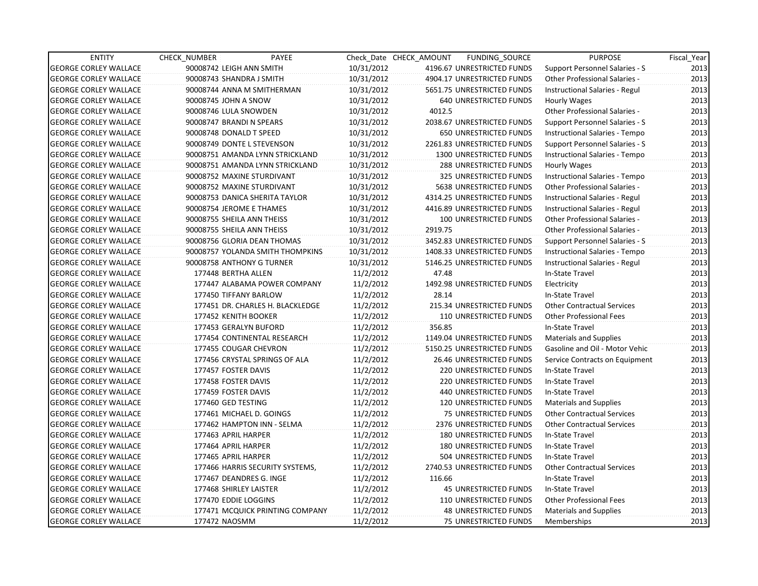| ENTITY | CHECK_NUMBER | PAYEE | Check_Date | CHECK_AMOUNT | FUNDING_SOURCE | PURPOSE | Fiscal_Year |
|---|---|---|---|---|---|---|---|
| GEORGE CORLEY WALLACE | 90008742 | LEIGH ANN SMITH | 10/31/2012 | 4196.67 | UNRESTRICTED FUNDS | Support Personnel Salaries - S | 2013 |
| GEORGE CORLEY WALLACE | 90008743 | SHANDRA J SMITH | 10/31/2012 | 4904.17 | UNRESTRICTED FUNDS | Other Professional Salaries - | 2013 |
| GEORGE CORLEY WALLACE | 90008744 | ANNA M SMITHERMAN | 10/31/2012 | 5651.75 | UNRESTRICTED FUNDS | Instructional Salaries - Regul | 2013 |
| GEORGE CORLEY WALLACE | 90008745 | JOHN A SNOW | 10/31/2012 | 640 | UNRESTRICTED FUNDS | Hourly Wages | 2013 |
| GEORGE CORLEY WALLACE | 90008746 | LULA SNOWDEN | 10/31/2012 | 4012.5 | | Other Professional Salaries - | 2013 |
| GEORGE CORLEY WALLACE | 90008747 | BRANDI N SPEARS | 10/31/2012 | 2038.67 | UNRESTRICTED FUNDS | Support Personnel Salaries - S | 2013 |
| GEORGE CORLEY WALLACE | 90008748 | DONALD T SPEED | 10/31/2012 | 650 | UNRESTRICTED FUNDS | Instructional Salaries - Tempo | 2013 |
| GEORGE CORLEY WALLACE | 90008749 | DONTE L STEVENSON | 10/31/2012 | 2261.83 | UNRESTRICTED FUNDS | Support Personnel Salaries - S | 2013 |
| GEORGE CORLEY WALLACE | 90008751 | AMANDA LYNN STRICKLAND | 10/31/2012 | 1300 | UNRESTRICTED FUNDS | Instructional Salaries - Tempo | 2013 |
| GEORGE CORLEY WALLACE | 90008751 | AMANDA LYNN STRICKLAND | 10/31/2012 | 288 | UNRESTRICTED FUNDS | Hourly Wages | 2013 |
| GEORGE CORLEY WALLACE | 90008752 | MAXINE STURDIVANT | 10/31/2012 | 325 | UNRESTRICTED FUNDS | Instructional Salaries - Tempo | 2013 |
| GEORGE CORLEY WALLACE | 90008752 | MAXINE STURDIVANT | 10/31/2012 | 5638 | UNRESTRICTED FUNDS | Other Professional Salaries - | 2013 |
| GEORGE CORLEY WALLACE | 90008753 | DANICA SHERITA TAYLOR | 10/31/2012 | 4314.25 | UNRESTRICTED FUNDS | Instructional Salaries - Regul | 2013 |
| GEORGE CORLEY WALLACE | 90008754 | JEROME E THAMES | 10/31/2012 | 4416.89 | UNRESTRICTED FUNDS | Instructional Salaries - Regul | 2013 |
| GEORGE CORLEY WALLACE | 90008755 | SHEILA ANN THEISS | 10/31/2012 | 100 | UNRESTRICTED FUNDS | Other Professional Salaries - | 2013 |
| GEORGE CORLEY WALLACE | 90008755 | SHEILA ANN THEISS | 10/31/2012 | 2919.75 | | Other Professional Salaries - | 2013 |
| GEORGE CORLEY WALLACE | 90008756 | GLORIA DEAN THOMAS | 10/31/2012 | 3452.83 | UNRESTRICTED FUNDS | Support Personnel Salaries - S | 2013 |
| GEORGE CORLEY WALLACE | 90008757 | YOLANDA SMITH THOMPKINS | 10/31/2012 | 1408.33 | UNRESTRICTED FUNDS | Instructional Salaries - Tempo | 2013 |
| GEORGE CORLEY WALLACE | 90008758 | ANTHONY G TURNER | 10/31/2012 | 5146.25 | UNRESTRICTED FUNDS | Instructional Salaries - Regul | 2013 |
| GEORGE CORLEY WALLACE | 177448 | BERTHA ALLEN | 11/2/2012 | 47.48 | | In-State Travel | 2013 |
| GEORGE CORLEY WALLACE | 177447 | ALABAMA POWER COMPANY | 11/2/2012 | 1492.98 | UNRESTRICTED FUNDS | Electricity | 2013 |
| GEORGE CORLEY WALLACE | 177450 | TIFFANY BARLOW | 11/2/2012 | 28.14 | | In-State Travel | 2013 |
| GEORGE CORLEY WALLACE | 177451 | DR. CHARLES H. BLACKLEDGE | 11/2/2012 | 215.34 | UNRESTRICTED FUNDS | Other Contractual Services | 2013 |
| GEORGE CORLEY WALLACE | 177452 | KENITH BOOKER | 11/2/2012 | 110 | UNRESTRICTED FUNDS | Other Professional Fees | 2013 |
| GEORGE CORLEY WALLACE | 177453 | GERALYN BUFORD | 11/2/2012 | 356.85 | | In-State Travel | 2013 |
| GEORGE CORLEY WALLACE | 177454 | CONTINENTAL RESEARCH | 11/2/2012 | 1149.04 | UNRESTRICTED FUNDS | Materials and Supplies | 2013 |
| GEORGE CORLEY WALLACE | 177455 | COUGAR CHEVRON | 11/2/2012 | 5150.25 | UNRESTRICTED FUNDS | Gasoline and Oil - Motor Vehic | 2013 |
| GEORGE CORLEY WALLACE | 177456 | CRYSTAL SPRINGS OF ALA | 11/2/2012 | 26.46 | UNRESTRICTED FUNDS | Service Contracts on Equipment | 2013 |
| GEORGE CORLEY WALLACE | 177457 | FOSTER DAVIS | 11/2/2012 | 220 | UNRESTRICTED FUNDS | In-State Travel | 2013 |
| GEORGE CORLEY WALLACE | 177458 | FOSTER DAVIS | 11/2/2012 | 220 | UNRESTRICTED FUNDS | In-State Travel | 2013 |
| GEORGE CORLEY WALLACE | 177459 | FOSTER DAVIS | 11/2/2012 | 440 | UNRESTRICTED FUNDS | In-State Travel | 2013 |
| GEORGE CORLEY WALLACE | 177460 | GED TESTING | 11/2/2012 | 120 | UNRESTRICTED FUNDS | Materials and Supplies | 2013 |
| GEORGE CORLEY WALLACE | 177461 | MICHAEL D. GOINGS | 11/2/2012 | 75 | UNRESTRICTED FUNDS | Other Contractual Services | 2013 |
| GEORGE CORLEY WALLACE | 177462 | HAMPTON INN - SELMA | 11/2/2012 | 2376 | UNRESTRICTED FUNDS | Other Contractual Services | 2013 |
| GEORGE CORLEY WALLACE | 177463 | APRIL HARPER | 11/2/2012 | 180 | UNRESTRICTED FUNDS | In-State Travel | 2013 |
| GEORGE CORLEY WALLACE | 177464 | APRIL HARPER | 11/2/2012 | 180 | UNRESTRICTED FUNDS | In-State Travel | 2013 |
| GEORGE CORLEY WALLACE | 177465 | APRIL HARPER | 11/2/2012 | 504 | UNRESTRICTED FUNDS | In-State Travel | 2013 |
| GEORGE CORLEY WALLACE | 177466 | HARRIS SECURITY SYSTEMS, | 11/2/2012 | 2740.53 | UNRESTRICTED FUNDS | Other Contractual Services | 2013 |
| GEORGE CORLEY WALLACE | 177467 | DEANDRES G. INGE | 11/2/2012 | 116.66 | | In-State Travel | 2013 |
| GEORGE CORLEY WALLACE | 177468 | SHIRLEY LAISTER | 11/2/2012 | 45 | UNRESTRICTED FUNDS | In-State Travel | 2013 |
| GEORGE CORLEY WALLACE | 177470 | EDDIE LOGGINS | 11/2/2012 | 110 | UNRESTRICTED FUNDS | Other Professional Fees | 2013 |
| GEORGE CORLEY WALLACE | 177471 | MCQUICK PRINTING COMPANY | 11/2/2012 | 48 | UNRESTRICTED FUNDS | Materials and Supplies | 2013 |
| GEORGE CORLEY WALLACE | 177472 | NAOSMM | 11/2/2012 | 75 | UNRESTRICTED FUNDS | Memberships | 2013 |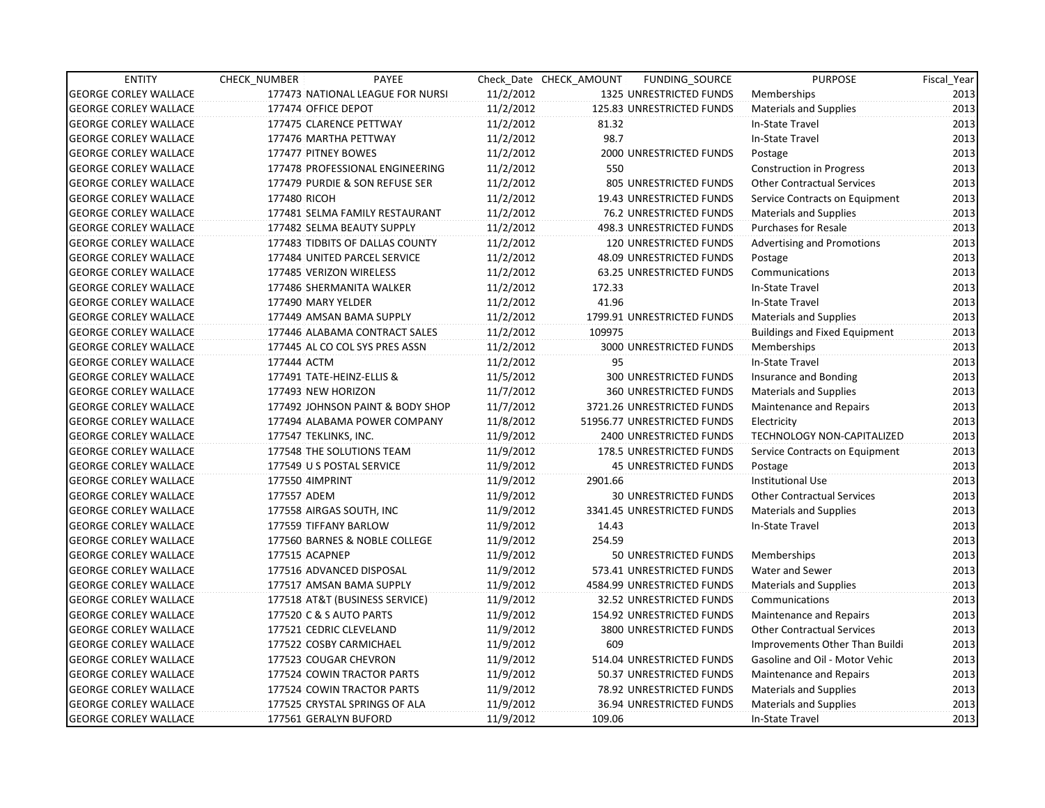| ENTITY | CHECK_NUMBER | PAYEE | Check_Date | CHECK_AMOUNT | FUNDING_SOURCE | PURPOSE | Fiscal_Year |
|---|---|---|---|---|---|---|---|
| GEORGE CORLEY WALLACE | 177473 | NATIONAL LEAGUE FOR NURSI | 11/2/2012 | 1325 | UNRESTRICTED FUNDS | Memberships | 2013 |
| GEORGE CORLEY WALLACE | 177474 | OFFICE DEPOT | 11/2/2012 | 125.83 | UNRESTRICTED FUNDS | Materials and Supplies | 2013 |
| GEORGE CORLEY WALLACE | 177475 | CLARENCE PETTWAY | 11/2/2012 | 81.32 | | In-State Travel | 2013 |
| GEORGE CORLEY WALLACE | 177476 | MARTHA PETTWAY | 11/2/2012 | 98.7 | | In-State Travel | 2013 |
| GEORGE CORLEY WALLACE | 177477 | PITNEY BOWES | 11/2/2012 | 2000 | UNRESTRICTED FUNDS | Postage | 2013 |
| GEORGE CORLEY WALLACE | 177478 | PROFESSIONAL ENGINEERING | 11/2/2012 | 550 | | Construction in Progress | 2013 |
| GEORGE CORLEY WALLACE | 177479 | PURDIE & SON REFUSE SER | 11/2/2012 | 805 | UNRESTRICTED FUNDS | Other Contractual Services | 2013 |
| GEORGE CORLEY WALLACE | 177480 | RICOH | 11/2/2012 | 19.43 | UNRESTRICTED FUNDS | Service Contracts on Equipment | 2013 |
| GEORGE CORLEY WALLACE | 177481 | SELMA FAMILY RESTAURANT | 11/2/2012 | 76.2 | UNRESTRICTED FUNDS | Materials and Supplies | 2013 |
| GEORGE CORLEY WALLACE | 177482 | SELMA BEAUTY SUPPLY | 11/2/2012 | 498.3 | UNRESTRICTED FUNDS | Purchases for Resale | 2013 |
| GEORGE CORLEY WALLACE | 177483 | TIDBITS OF DALLAS COUNTY | 11/2/2012 | 120 | UNRESTRICTED FUNDS | Advertising and Promotions | 2013 |
| GEORGE CORLEY WALLACE | 177484 | UNITED PARCEL SERVICE | 11/2/2012 | 48.09 | UNRESTRICTED FUNDS | Postage | 2013 |
| GEORGE CORLEY WALLACE | 177485 | VERIZON WIRELESS | 11/2/2012 | 63.25 | UNRESTRICTED FUNDS | Communications | 2013 |
| GEORGE CORLEY WALLACE | 177486 | SHERMANITA WALKER | 11/2/2012 | 172.33 | | In-State Travel | 2013 |
| GEORGE CORLEY WALLACE | 177490 | MARY YELDER | 11/2/2012 | 41.96 | | In-State Travel | 2013 |
| GEORGE CORLEY WALLACE | 177449 | AMSAN BAMA SUPPLY | 11/2/2012 | 1799.91 | UNRESTRICTED FUNDS | Materials and Supplies | 2013 |
| GEORGE CORLEY WALLACE | 177446 | ALABAMA CONTRACT SALES | 11/2/2012 | 109975 | | Buildings and Fixed Equipment | 2013 |
| GEORGE CORLEY WALLACE | 177445 | AL CO COL SYS PRES ASSN | 11/2/2012 | 3000 | UNRESTRICTED FUNDS | Memberships | 2013 |
| GEORGE CORLEY WALLACE | 177444 | ACTM | 11/2/2012 | 95 | | In-State Travel | 2013 |
| GEORGE CORLEY WALLACE | 177491 | TATE-HEINZ-ELLIS & | 11/5/2012 | 300 | UNRESTRICTED FUNDS | Insurance and Bonding | 2013 |
| GEORGE CORLEY WALLACE | 177493 | NEW HORIZON | 11/7/2012 | 360 | UNRESTRICTED FUNDS | Materials and Supplies | 2013 |
| GEORGE CORLEY WALLACE | 177492 | JOHNSON PAINT & BODY SHOP | 11/7/2012 | 3721.26 | UNRESTRICTED FUNDS | Maintenance and Repairs | 2013 |
| GEORGE CORLEY WALLACE | 177494 | ALABAMA POWER COMPANY | 11/8/2012 | 51956.77 | UNRESTRICTED FUNDS | Electricity | 2013 |
| GEORGE CORLEY WALLACE | 177547 | TEKLINKS, INC. | 11/9/2012 | 2400 | UNRESTRICTED FUNDS | TECHNOLOGY NON-CAPITALIZED | 2013 |
| GEORGE CORLEY WALLACE | 177548 | THE SOLUTIONS TEAM | 11/9/2012 | 178.5 | UNRESTRICTED FUNDS | Service Contracts on Equipment | 2013 |
| GEORGE CORLEY WALLACE | 177549 | U S POSTAL SERVICE | 11/9/2012 | 45 | UNRESTRICTED FUNDS | Postage | 2013 |
| GEORGE CORLEY WALLACE | 177550 | 4IMPRINT | 11/9/2012 | 2901.66 | | Institutional Use | 2013 |
| GEORGE CORLEY WALLACE | 177557 | ADEM | 11/9/2012 | 30 | UNRESTRICTED FUNDS | Other Contractual Services | 2013 |
| GEORGE CORLEY WALLACE | 177558 | AIRGAS SOUTH, INC | 11/9/2012 | 3341.45 | UNRESTRICTED FUNDS | Materials and Supplies | 2013 |
| GEORGE CORLEY WALLACE | 177559 | TIFFANY BARLOW | 11/9/2012 | 14.43 | | In-State Travel | 2013 |
| GEORGE CORLEY WALLACE | 177560 | BARNES & NOBLE COLLEGE | 11/9/2012 | 254.59 | | | 2013 |
| GEORGE CORLEY WALLACE | 177515 | ACAPNEP | 11/9/2012 | 50 | UNRESTRICTED FUNDS | Memberships | 2013 |
| GEORGE CORLEY WALLACE | 177516 | ADVANCED DISPOSAL | 11/9/2012 | 573.41 | UNRESTRICTED FUNDS | Water and Sewer | 2013 |
| GEORGE CORLEY WALLACE | 177517 | AMSAN BAMA SUPPLY | 11/9/2012 | 4584.99 | UNRESTRICTED FUNDS | Materials and Supplies | 2013 |
| GEORGE CORLEY WALLACE | 177518 | AT&T (BUSINESS SERVICE) | 11/9/2012 | 32.52 | UNRESTRICTED FUNDS | Communications | 2013 |
| GEORGE CORLEY WALLACE | 177520 | C & S AUTO PARTS | 11/9/2012 | 154.92 | UNRESTRICTED FUNDS | Maintenance and Repairs | 2013 |
| GEORGE CORLEY WALLACE | 177521 | CEDRIC CLEVELAND | 11/9/2012 | 3800 | UNRESTRICTED FUNDS | Other Contractual Services | 2013 |
| GEORGE CORLEY WALLACE | 177522 | COSBY CARMICHAEL | 11/9/2012 | 609 | | Improvements Other Than Buildi | 2013 |
| GEORGE CORLEY WALLACE | 177523 | COUGAR CHEVRON | 11/9/2012 | 514.04 | UNRESTRICTED FUNDS | Gasoline and Oil - Motor Vehic | 2013 |
| GEORGE CORLEY WALLACE | 177524 | COWIN TRACTOR PARTS | 11/9/2012 | 50.37 | UNRESTRICTED FUNDS | Maintenance and Repairs | 2013 |
| GEORGE CORLEY WALLACE | 177524 | COWIN TRACTOR PARTS | 11/9/2012 | 78.92 | UNRESTRICTED FUNDS | Materials and Supplies | 2013 |
| GEORGE CORLEY WALLACE | 177525 | CRYSTAL SPRINGS OF ALA | 11/9/2012 | 36.94 | UNRESTRICTED FUNDS | Materials and Supplies | 2013 |
| GEORGE CORLEY WALLACE | 177561 | GERALYN BUFORD | 11/9/2012 | 109.06 | | In-State Travel | 2013 |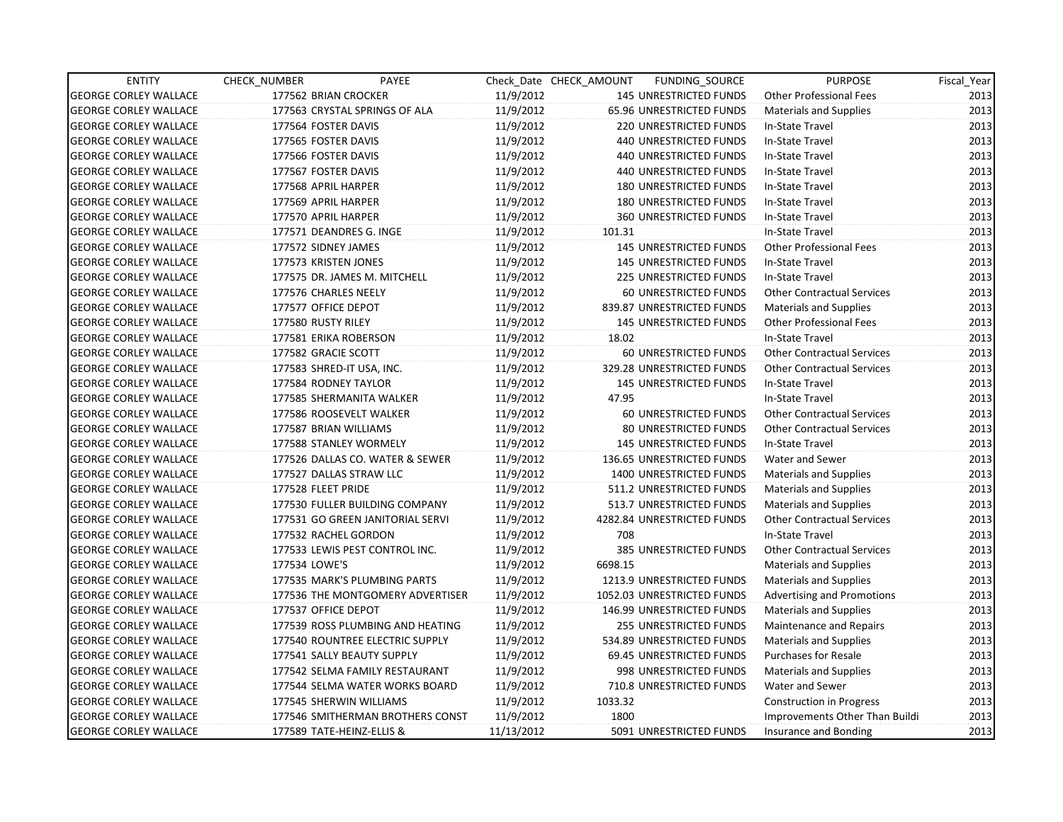| ENTITY | CHECK_NUMBER | PAYEE | Check_Date | CHECK_AMOUNT | FUNDING_SOURCE | PURPOSE | Fiscal_Year |
|---|---|---|---|---|---|---|---|
| GEORGE CORLEY WALLACE | 177562 | BRIAN CROCKER | 11/9/2012 | 145 | UNRESTRICTED FUNDS | Other Professional Fees | 2013 |
| GEORGE CORLEY WALLACE | 177563 | CRYSTAL SPRINGS OF ALA | 11/9/2012 | 65.96 | UNRESTRICTED FUNDS | Materials and Supplies | 2013 |
| GEORGE CORLEY WALLACE | 177564 | FOSTER DAVIS | 11/9/2012 | 220 | UNRESTRICTED FUNDS | In-State Travel | 2013 |
| GEORGE CORLEY WALLACE | 177565 | FOSTER DAVIS | 11/9/2012 | 440 | UNRESTRICTED FUNDS | In-State Travel | 2013 |
| GEORGE CORLEY WALLACE | 177566 | FOSTER DAVIS | 11/9/2012 | 440 | UNRESTRICTED FUNDS | In-State Travel | 2013 |
| GEORGE CORLEY WALLACE | 177567 | FOSTER DAVIS | 11/9/2012 | 440 | UNRESTRICTED FUNDS | In-State Travel | 2013 |
| GEORGE CORLEY WALLACE | 177568 | APRIL HARPER | 11/9/2012 | 180 | UNRESTRICTED FUNDS | In-State Travel | 2013 |
| GEORGE CORLEY WALLACE | 177569 | APRIL HARPER | 11/9/2012 | 180 | UNRESTRICTED FUNDS | In-State Travel | 2013 |
| GEORGE CORLEY WALLACE | 177570 | APRIL HARPER | 11/9/2012 | 360 | UNRESTRICTED FUNDS | In-State Travel | 2013 |
| GEORGE CORLEY WALLACE | 177571 | DEANDRES G. INGE | 11/9/2012 | 101.31 | | In-State Travel | 2013 |
| GEORGE CORLEY WALLACE | 177572 | SIDNEY JAMES | 11/9/2012 | 145 | UNRESTRICTED FUNDS | Other Professional Fees | 2013 |
| GEORGE CORLEY WALLACE | 177573 | KRISTEN JONES | 11/9/2012 | 145 | UNRESTRICTED FUNDS | In-State Travel | 2013 |
| GEORGE CORLEY WALLACE | 177575 | DR. JAMES M. MITCHELL | 11/9/2012 | 225 | UNRESTRICTED FUNDS | In-State Travel | 2013 |
| GEORGE CORLEY WALLACE | 177576 | CHARLES NEELY | 11/9/2012 | 60 | UNRESTRICTED FUNDS | Other Contractual Services | 2013 |
| GEORGE CORLEY WALLACE | 177577 | OFFICE DEPOT | 11/9/2012 | 839.87 | UNRESTRICTED FUNDS | Materials and Supplies | 2013 |
| GEORGE CORLEY WALLACE | 177580 | RUSTY RILEY | 11/9/2012 | 145 | UNRESTRICTED FUNDS | Other Professional Fees | 2013 |
| GEORGE CORLEY WALLACE | 177581 | ERIKA ROBERSON | 11/9/2012 | 18.02 | | In-State Travel | 2013 |
| GEORGE CORLEY WALLACE | 177582 | GRACIE SCOTT | 11/9/2012 | 60 | UNRESTRICTED FUNDS | Other Contractual Services | 2013 |
| GEORGE CORLEY WALLACE | 177583 | SHRED-IT USA, INC. | 11/9/2012 | 329.28 | UNRESTRICTED FUNDS | Other Contractual Services | 2013 |
| GEORGE CORLEY WALLACE | 177584 | RODNEY TAYLOR | 11/9/2012 | 145 | UNRESTRICTED FUNDS | In-State Travel | 2013 |
| GEORGE CORLEY WALLACE | 177585 | SHERMANITA WALKER | 11/9/2012 | 47.95 | | In-State Travel | 2013 |
| GEORGE CORLEY WALLACE | 177586 | ROOSEVELT WALKER | 11/9/2012 | 60 | UNRESTRICTED FUNDS | Other Contractual Services | 2013 |
| GEORGE CORLEY WALLACE | 177587 | BRIAN WILLIAMS | 11/9/2012 | 80 | UNRESTRICTED FUNDS | Other Contractual Services | 2013 |
| GEORGE CORLEY WALLACE | 177588 | STANLEY WORMELY | 11/9/2012 | 145 | UNRESTRICTED FUNDS | In-State Travel | 2013 |
| GEORGE CORLEY WALLACE | 177526 | DALLAS CO. WATER & SEWER | 11/9/2012 | 136.65 | UNRESTRICTED FUNDS | Water and Sewer | 2013 |
| GEORGE CORLEY WALLACE | 177527 | DALLAS STRAW LLC | 11/9/2012 | 1400 | UNRESTRICTED FUNDS | Materials and Supplies | 2013 |
| GEORGE CORLEY WALLACE | 177528 | FLEET PRIDE | 11/9/2012 | 511.2 | UNRESTRICTED FUNDS | Materials and Supplies | 2013 |
| GEORGE CORLEY WALLACE | 177530 | FULLER BUILDING COMPANY | 11/9/2012 | 513.7 | UNRESTRICTED FUNDS | Materials and Supplies | 2013 |
| GEORGE CORLEY WALLACE | 177531 | GO GREEN JANITORIAL SERVI | 11/9/2012 | 4282.84 | UNRESTRICTED FUNDS | Other Contractual Services | 2013 |
| GEORGE CORLEY WALLACE | 177532 | RACHEL GORDON | 11/9/2012 | 708 | | In-State Travel | 2013 |
| GEORGE CORLEY WALLACE | 177533 | LEWIS PEST CONTROL INC. | 11/9/2012 | 385 | UNRESTRICTED FUNDS | Other Contractual Services | 2013 |
| GEORGE CORLEY WALLACE | 177534 | LOWE'S | 11/9/2012 | 6698.15 | | Materials and Supplies | 2013 |
| GEORGE CORLEY WALLACE | 177535 | MARK'S PLUMBING PARTS | 11/9/2012 | 1213.9 | UNRESTRICTED FUNDS | Materials and Supplies | 2013 |
| GEORGE CORLEY WALLACE | 177536 | THE MONTGOMERY ADVERTISER | 11/9/2012 | 1052.03 | UNRESTRICTED FUNDS | Advertising and Promotions | 2013 |
| GEORGE CORLEY WALLACE | 177537 | OFFICE DEPOT | 11/9/2012 | 146.99 | UNRESTRICTED FUNDS | Materials and Supplies | 2013 |
| GEORGE CORLEY WALLACE | 177539 | ROSS PLUMBING AND HEATING | 11/9/2012 | 255 | UNRESTRICTED FUNDS | Maintenance and Repairs | 2013 |
| GEORGE CORLEY WALLACE | 177540 | ROUNTREE ELECTRIC SUPPLY | 11/9/2012 | 534.89 | UNRESTRICTED FUNDS | Materials and Supplies | 2013 |
| GEORGE CORLEY WALLACE | 177541 | SALLY BEAUTY SUPPLY | 11/9/2012 | 69.45 | UNRESTRICTED FUNDS | Purchases for Resale | 2013 |
| GEORGE CORLEY WALLACE | 177542 | SELMA FAMILY RESTAURANT | 11/9/2012 | 998 | UNRESTRICTED FUNDS | Materials and Supplies | 2013 |
| GEORGE CORLEY WALLACE | 177544 | SELMA WATER WORKS BOARD | 11/9/2012 | 710.8 | UNRESTRICTED FUNDS | Water and Sewer | 2013 |
| GEORGE CORLEY WALLACE | 177545 | SHERWIN WILLIAMS | 11/9/2012 | 1033.32 | | Construction in Progress | 2013 |
| GEORGE CORLEY WALLACE | 177546 | SMITHERMAN BROTHERS CONST | 11/9/2012 | 1800 | | Improvements Other Than Buildi | 2013 |
| GEORGE CORLEY WALLACE | 177589 | TATE-HEINZ-ELLIS & | 11/13/2012 | 5091 | UNRESTRICTED FUNDS | Insurance and Bonding | 2013 |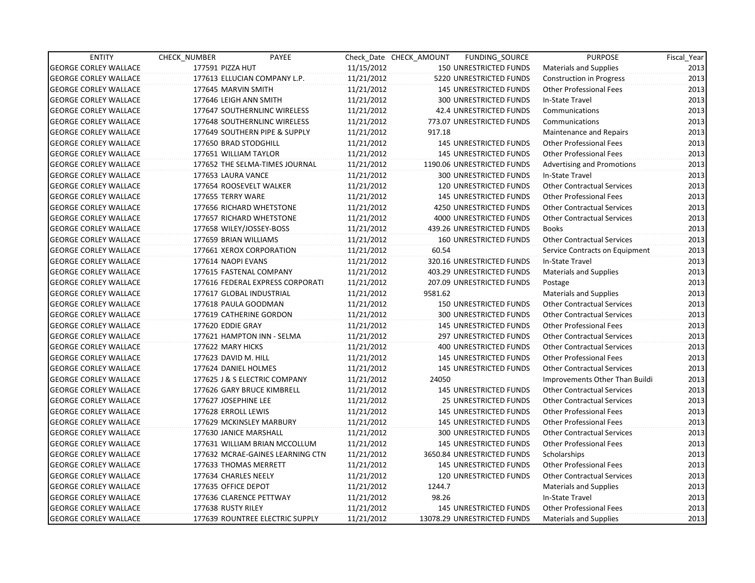| ENTITY | CHECK_NUMBER | PAYEE | Check_Date | CHECK_AMOUNT | FUNDING_SOURCE | PURPOSE | Fiscal_Year |
|---|---|---|---|---|---|---|---|
| GEORGE CORLEY WALLACE | 177591 | PIZZA HUT | 11/15/2012 | 150 | UNRESTRICTED FUNDS | Materials and Supplies | 2013 |
| GEORGE CORLEY WALLACE | 177613 | ELLUCIAN COMPANY L.P. | 11/21/2012 | 5220 | UNRESTRICTED FUNDS | Construction in Progress | 2013 |
| GEORGE CORLEY WALLACE | 177645 | MARVIN SMITH | 11/21/2012 | 145 | UNRESTRICTED FUNDS | Other Professional Fees | 2013 |
| GEORGE CORLEY WALLACE | 177646 | LEIGH ANN SMITH | 11/21/2012 | 300 | UNRESTRICTED FUNDS | In-State Travel | 2013 |
| GEORGE CORLEY WALLACE | 177647 | SOUTHERNLINC WIRELESS | 11/21/2012 | 42.4 | UNRESTRICTED FUNDS | Communications | 2013 |
| GEORGE CORLEY WALLACE | 177648 | SOUTHERNLINC WIRELESS | 11/21/2012 | 773.07 | UNRESTRICTED FUNDS | Communications | 2013 |
| GEORGE CORLEY WALLACE | 177649 | SOUTHERN PIPE & SUPPLY | 11/21/2012 | 917.18 | | Maintenance and Repairs | 2013 |
| GEORGE CORLEY WALLACE | 177650 | BRAD STODGHILL | 11/21/2012 | 145 | UNRESTRICTED FUNDS | Other Professional Fees | 2013 |
| GEORGE CORLEY WALLACE | 177651 | WILLIAM TAYLOR | 11/21/2012 | 145 | UNRESTRICTED FUNDS | Other Professional Fees | 2013 |
| GEORGE CORLEY WALLACE | 177652 | THE SELMA-TIMES JOURNAL | 11/21/2012 | 1190.06 | UNRESTRICTED FUNDS | Advertising and Promotions | 2013 |
| GEORGE CORLEY WALLACE | 177653 | LAURA VANCE | 11/21/2012 | 300 | UNRESTRICTED FUNDS | In-State Travel | 2013 |
| GEORGE CORLEY WALLACE | 177654 | ROOSEVELT WALKER | 11/21/2012 | 120 | UNRESTRICTED FUNDS | Other Contractual Services | 2013 |
| GEORGE CORLEY WALLACE | 177655 | TERRY WARE | 11/21/2012 | 145 | UNRESTRICTED FUNDS | Other Professional Fees | 2013 |
| GEORGE CORLEY WALLACE | 177656 | RICHARD WHETSTONE | 11/21/2012 | 4250 | UNRESTRICTED FUNDS | Other Contractual Services | 2013 |
| GEORGE CORLEY WALLACE | 177657 | RICHARD WHETSTONE | 11/21/2012 | 4000 | UNRESTRICTED FUNDS | Other Contractual Services | 2013 |
| GEORGE CORLEY WALLACE | 177658 | WILEY/JOSSEY-BOSS | 11/21/2012 | 439.26 | UNRESTRICTED FUNDS | Books | 2013 |
| GEORGE CORLEY WALLACE | 177659 | BRIAN WILLIAMS | 11/21/2012 | 160 | UNRESTRICTED FUNDS | Other Contractual Services | 2013 |
| GEORGE CORLEY WALLACE | 177661 | XEROX CORPORATION | 11/21/2012 | 60.54 | | Service Contracts on Equipment | 2013 |
| GEORGE CORLEY WALLACE | 177614 | NAOPI EVANS | 11/21/2012 | 320.16 | UNRESTRICTED FUNDS | In-State Travel | 2013 |
| GEORGE CORLEY WALLACE | 177615 | FASTENAL COMPANY | 11/21/2012 | 403.29 | UNRESTRICTED FUNDS | Materials and Supplies | 2013 |
| GEORGE CORLEY WALLACE | 177616 | FEDERAL EXPRESS CORPORATI | 11/21/2012 | 207.09 | UNRESTRICTED FUNDS | Postage | 2013 |
| GEORGE CORLEY WALLACE | 177617 | GLOBAL INDUSTRIAL | 11/21/2012 | 9581.62 | | Materials and Supplies | 2013 |
| GEORGE CORLEY WALLACE | 177618 | PAULA GOODMAN | 11/21/2012 | 150 | UNRESTRICTED FUNDS | Other Contractual Services | 2013 |
| GEORGE CORLEY WALLACE | 177619 | CATHERINE GORDON | 11/21/2012 | 300 | UNRESTRICTED FUNDS | Other Contractual Services | 2013 |
| GEORGE CORLEY WALLACE | 177620 | EDDIE GRAY | 11/21/2012 | 145 | UNRESTRICTED FUNDS | Other Professional Fees | 2013 |
| GEORGE CORLEY WALLACE | 177621 | HAMPTON INN - SELMA | 11/21/2012 | 297 | UNRESTRICTED FUNDS | Other Contractual Services | 2013 |
| GEORGE CORLEY WALLACE | 177622 | MARY HICKS | 11/21/2012 | 400 | UNRESTRICTED FUNDS | Other Contractual Services | 2013 |
| GEORGE CORLEY WALLACE | 177623 | DAVID M. HILL | 11/21/2012 | 145 | UNRESTRICTED FUNDS | Other Professional Fees | 2013 |
| GEORGE CORLEY WALLACE | 177624 | DANIEL HOLMES | 11/21/2012 | 145 | UNRESTRICTED FUNDS | Other Contractual Services | 2013 |
| GEORGE CORLEY WALLACE | 177625 | J & S ELECTRIC COMPANY | 11/21/2012 | 24050 | | Improvements Other Than Buildi | 2013 |
| GEORGE CORLEY WALLACE | 177626 | GARY BRUCE KIMBRELL | 11/21/2012 | 145 | UNRESTRICTED FUNDS | Other Contractual Services | 2013 |
| GEORGE CORLEY WALLACE | 177627 | JOSEPHINE LEE | 11/21/2012 | 25 | UNRESTRICTED FUNDS | Other Contractual Services | 2013 |
| GEORGE CORLEY WALLACE | 177628 | ERROLL LEWIS | 11/21/2012 | 145 | UNRESTRICTED FUNDS | Other Professional Fees | 2013 |
| GEORGE CORLEY WALLACE | 177629 | MCKINSLEY MARBURY | 11/21/2012 | 145 | UNRESTRICTED FUNDS | Other Professional Fees | 2013 |
| GEORGE CORLEY WALLACE | 177630 | JANICE MARSHALL | 11/21/2012 | 300 | UNRESTRICTED FUNDS | Other Contractual Services | 2013 |
| GEORGE CORLEY WALLACE | 177631 | WILLIAM BRIAN MCCOLLUM | 11/21/2012 | 145 | UNRESTRICTED FUNDS | Other Professional Fees | 2013 |
| GEORGE CORLEY WALLACE | 177632 | MCRAE-GAINES LEARNING CTN | 11/21/2012 | 3650.84 | UNRESTRICTED FUNDS | Scholarships | 2013 |
| GEORGE CORLEY WALLACE | 177633 | THOMAS MERRETT | 11/21/2012 | 145 | UNRESTRICTED FUNDS | Other Professional Fees | 2013 |
| GEORGE CORLEY WALLACE | 177634 | CHARLES NEELY | 11/21/2012 | 120 | UNRESTRICTED FUNDS | Other Contractual Services | 2013 |
| GEORGE CORLEY WALLACE | 177635 | OFFICE DEPOT | 11/21/2012 | 1244.7 | | Materials and Supplies | 2013 |
| GEORGE CORLEY WALLACE | 177636 | CLARENCE PETTWAY | 11/21/2012 | 98.26 | | In-State Travel | 2013 |
| GEORGE CORLEY WALLACE | 177638 | RUSTY RILEY | 11/21/2012 | 145 | UNRESTRICTED FUNDS | Other Professional Fees | 2013 |
| GEORGE CORLEY WALLACE | 177639 | ROUNTREE ELECTRIC SUPPLY | 11/21/2012 | 13078.29 | UNRESTRICTED FUNDS | Materials and Supplies | 2013 |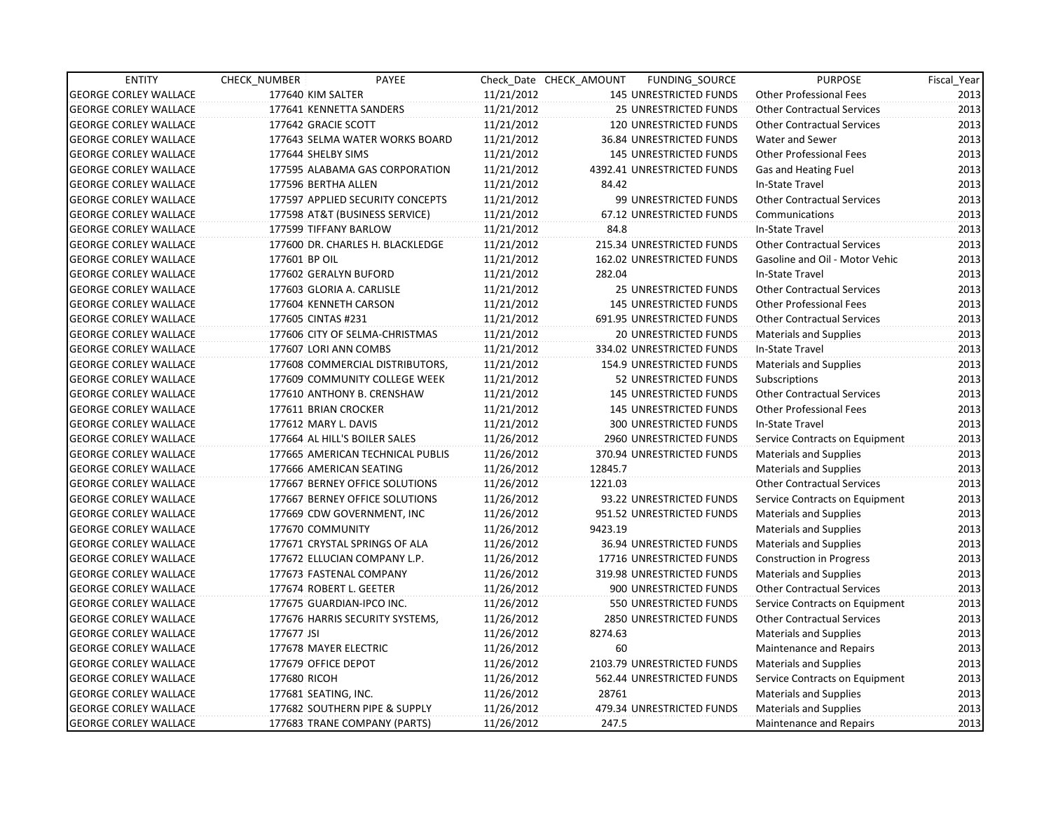| ENTITY | CHECK_NUMBER | PAYEE | Check_Date | CHECK_AMOUNT | FUNDING_SOURCE | PURPOSE | Fiscal_Year |
|---|---|---|---|---|---|---|---|
| GEORGE CORLEY WALLACE | 177640 | KIM SALTER | 11/21/2012 | 145 | UNRESTRICTED FUNDS | Other Professional Fees | 2013 |
| GEORGE CORLEY WALLACE | 177641 | KENNETTA SANDERS | 11/21/2012 | 25 | UNRESTRICTED FUNDS | Other Contractual Services | 2013 |
| GEORGE CORLEY WALLACE | 177642 | GRACIE SCOTT | 11/21/2012 | 120 | UNRESTRICTED FUNDS | Other Contractual Services | 2013 |
| GEORGE CORLEY WALLACE | 177643 | SELMA WATER WORKS BOARD | 11/21/2012 | 36.84 | UNRESTRICTED FUNDS | Water and Sewer | 2013 |
| GEORGE CORLEY WALLACE | 177644 | SHELBY SIMS | 11/21/2012 | 145 | UNRESTRICTED FUNDS | Other Professional Fees | 2013 |
| GEORGE CORLEY WALLACE | 177595 | ALABAMA GAS CORPORATION | 11/21/2012 | 4392.41 | UNRESTRICTED FUNDS | Gas and Heating Fuel | 2013 |
| GEORGE CORLEY WALLACE | 177596 | BERTHA ALLEN | 11/21/2012 | 84.42 | | In-State Travel | 2013 |
| GEORGE CORLEY WALLACE | 177597 | APPLIED SECURITY CONCEPTS | 11/21/2012 | 99 | UNRESTRICTED FUNDS | Other Contractual Services | 2013 |
| GEORGE CORLEY WALLACE | 177598 | AT&T (BUSINESS SERVICE) | 11/21/2012 | 67.12 | UNRESTRICTED FUNDS | Communications | 2013 |
| GEORGE CORLEY WALLACE | 177599 | TIFFANY BARLOW | 11/21/2012 | 84.8 | | In-State Travel | 2013 |
| GEORGE CORLEY WALLACE | 177600 | DR. CHARLES H. BLACKLEDGE | 11/21/2012 | 215.34 | UNRESTRICTED FUNDS | Other Contractual Services | 2013 |
| GEORGE CORLEY WALLACE | 177601 | BP OIL | 11/21/2012 | 162.02 | UNRESTRICTED FUNDS | Gasoline and Oil - Motor Vehic | 2013 |
| GEORGE CORLEY WALLACE | 177602 | GERALYN BUFORD | 11/21/2012 | 282.04 | | In-State Travel | 2013 |
| GEORGE CORLEY WALLACE | 177603 | GLORIA A. CARLISLE | 11/21/2012 | 25 | UNRESTRICTED FUNDS | Other Contractual Services | 2013 |
| GEORGE CORLEY WALLACE | 177604 | KENNETH CARSON | 11/21/2012 | 145 | UNRESTRICTED FUNDS | Other Professional Fees | 2013 |
| GEORGE CORLEY WALLACE | 177605 | CINTAS #231 | 11/21/2012 | 691.95 | UNRESTRICTED FUNDS | Other Contractual Services | 2013 |
| GEORGE CORLEY WALLACE | 177606 | CITY OF SELMA-CHRISTMAS | 11/21/2012 | 20 | UNRESTRICTED FUNDS | Materials and Supplies | 2013 |
| GEORGE CORLEY WALLACE | 177607 | LORI ANN COMBS | 11/21/2012 | 334.02 | UNRESTRICTED FUNDS | In-State Travel | 2013 |
| GEORGE CORLEY WALLACE | 177608 | COMMERCIAL DISTRIBUTORS, | 11/21/2012 | 154.9 | UNRESTRICTED FUNDS | Materials and Supplies | 2013 |
| GEORGE CORLEY WALLACE | 177609 | COMMUNITY COLLEGE WEEK | 11/21/2012 | 52 | UNRESTRICTED FUNDS | Subscriptions | 2013 |
| GEORGE CORLEY WALLACE | 177610 | ANTHONY B. CRENSHAW | 11/21/2012 | 145 | UNRESTRICTED FUNDS | Other Contractual Services | 2013 |
| GEORGE CORLEY WALLACE | 177611 | BRIAN CROCKER | 11/21/2012 | 145 | UNRESTRICTED FUNDS | Other Professional Fees | 2013 |
| GEORGE CORLEY WALLACE | 177612 | MARY L. DAVIS | 11/21/2012 | 300 | UNRESTRICTED FUNDS | In-State Travel | 2013 |
| GEORGE CORLEY WALLACE | 177664 | AL HILL'S BOILER SALES | 11/26/2012 | 2960 | UNRESTRICTED FUNDS | Service Contracts on Equipment | 2013 |
| GEORGE CORLEY WALLACE | 177665 | AMERICAN TECHNICAL PUBLIS | 11/26/2012 | 370.94 | UNRESTRICTED FUNDS | Materials and Supplies | 2013 |
| GEORGE CORLEY WALLACE | 177666 | AMERICAN SEATING | 11/26/2012 | 12845.7 | | Materials and Supplies | 2013 |
| GEORGE CORLEY WALLACE | 177667 | BERNEY OFFICE SOLUTIONS | 11/26/2012 | 1221.03 | | Other Contractual Services | 2013 |
| GEORGE CORLEY WALLACE | 177667 | BERNEY OFFICE SOLUTIONS | 11/26/2012 | 93.22 | UNRESTRICTED FUNDS | Service Contracts on Equipment | 2013 |
| GEORGE CORLEY WALLACE | 177669 | CDW GOVERNMENT, INC | 11/26/2012 | 951.52 | UNRESTRICTED FUNDS | Materials and Supplies | 2013 |
| GEORGE CORLEY WALLACE | 177670 | COMMUNITY | 11/26/2012 | 9423.19 | | Materials and Supplies | 2013 |
| GEORGE CORLEY WALLACE | 177671 | CRYSTAL SPRINGS OF ALA | 11/26/2012 | 36.94 | UNRESTRICTED FUNDS | Materials and Supplies | 2013 |
| GEORGE CORLEY WALLACE | 177672 | ELLUCIAN COMPANY L.P. | 11/26/2012 | 17716 | UNRESTRICTED FUNDS | Construction in Progress | 2013 |
| GEORGE CORLEY WALLACE | 177673 | FASTENAL COMPANY | 11/26/2012 | 319.98 | UNRESTRICTED FUNDS | Materials and Supplies | 2013 |
| GEORGE CORLEY WALLACE | 177674 | ROBERT L. GEETER | 11/26/2012 | 900 | UNRESTRICTED FUNDS | Other Contractual Services | 2013 |
| GEORGE CORLEY WALLACE | 177675 | GUARDIAN-IPCO INC. | 11/26/2012 | 550 | UNRESTRICTED FUNDS | Service Contracts on Equipment | 2013 |
| GEORGE CORLEY WALLACE | 177676 | HARRIS SECURITY SYSTEMS, | 11/26/2012 | 2850 | UNRESTRICTED FUNDS | Other Contractual Services | 2013 |
| GEORGE CORLEY WALLACE | 177677 | JSI | 11/26/2012 | 8274.63 | | Materials and Supplies | 2013 |
| GEORGE CORLEY WALLACE | 177678 | MAYER ELECTRIC | 11/26/2012 | 60 | | Maintenance and Repairs | 2013 |
| GEORGE CORLEY WALLACE | 177679 | OFFICE DEPOT | 11/26/2012 | 2103.79 | UNRESTRICTED FUNDS | Materials and Supplies | 2013 |
| GEORGE CORLEY WALLACE | 177680 | RICOH | 11/26/2012 | 562.44 | UNRESTRICTED FUNDS | Service Contracts on Equipment | 2013 |
| GEORGE CORLEY WALLACE | 177681 | SEATING, INC. | 11/26/2012 | 28761 | | Materials and Supplies | 2013 |
| GEORGE CORLEY WALLACE | 177682 | SOUTHERN PIPE & SUPPLY | 11/26/2012 | 479.34 | UNRESTRICTED FUNDS | Materials and Supplies | 2013 |
| GEORGE CORLEY WALLACE | 177683 | TRANE COMPANY (PARTS) | 11/26/2012 | 247.5 | | Maintenance and Repairs | 2013 |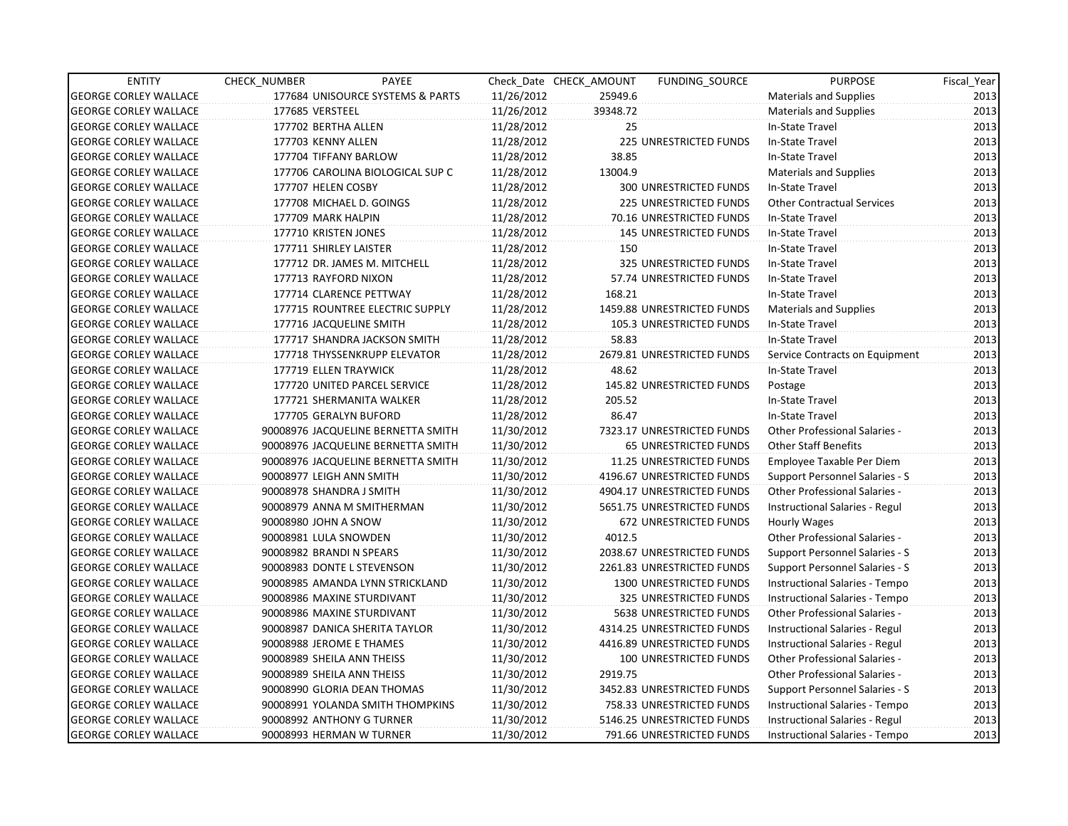| ENTITY | CHECK_NUMBER | PAYEE | Check_Date | CHECK_AMOUNT | FUNDING_SOURCE | PURPOSE | Fiscal_Year |
|---|---|---|---|---|---|---|---|
| GEORGE CORLEY WALLACE | 177684 | UNISOURCE SYSTEMS & PARTS | 11/26/2012 | 25949.6 | | Materials and Supplies | 2013 |
| GEORGE CORLEY WALLACE | 177685 | VERSTEEL | 11/26/2012 | 39348.72 | | Materials and Supplies | 2013 |
| GEORGE CORLEY WALLACE | 177702 | BERTHA ALLEN | 11/28/2012 | 25 | | In-State Travel | 2013 |
| GEORGE CORLEY WALLACE | 177703 | KENNY ALLEN | 11/28/2012 | 225 | UNRESTRICTED FUNDS | In-State Travel | 2013 |
| GEORGE CORLEY WALLACE | 177704 | TIFFANY BARLOW | 11/28/2012 | 38.85 | | In-State Travel | 2013 |
| GEORGE CORLEY WALLACE | 177706 | CAROLINA BIOLOGICAL SUP C | 11/28/2012 | 13004.9 | | Materials and Supplies | 2013 |
| GEORGE CORLEY WALLACE | 177707 | HELEN COSBY | 11/28/2012 | 300 | UNRESTRICTED FUNDS | In-State Travel | 2013 |
| GEORGE CORLEY WALLACE | 177708 | MICHAEL D. GOINGS | 11/28/2012 | 225 | UNRESTRICTED FUNDS | Other Contractual Services | 2013 |
| GEORGE CORLEY WALLACE | 177709 | MARK HALPIN | 11/28/2012 | 70.16 | UNRESTRICTED FUNDS | In-State Travel | 2013 |
| GEORGE CORLEY WALLACE | 177710 | KRISTEN JONES | 11/28/2012 | 145 | UNRESTRICTED FUNDS | In-State Travel | 2013 |
| GEORGE CORLEY WALLACE | 177711 | SHIRLEY LAISTER | 11/28/2012 | 150 | | In-State Travel | 2013 |
| GEORGE CORLEY WALLACE | 177712 | DR. JAMES M. MITCHELL | 11/28/2012 | 325 | UNRESTRICTED FUNDS | In-State Travel | 2013 |
| GEORGE CORLEY WALLACE | 177713 | RAYFORD NIXON | 11/28/2012 | 57.74 | UNRESTRICTED FUNDS | In-State Travel | 2013 |
| GEORGE CORLEY WALLACE | 177714 | CLARENCE PETTWAY | 11/28/2012 | 168.21 | | In-State Travel | 2013 |
| GEORGE CORLEY WALLACE | 177715 | ROUNTREE ELECTRIC SUPPLY | 11/28/2012 | 1459.88 | UNRESTRICTED FUNDS | Materials and Supplies | 2013 |
| GEORGE CORLEY WALLACE | 177716 | JACQUELINE SMITH | 11/28/2012 | 105.3 | UNRESTRICTED FUNDS | In-State Travel | 2013 |
| GEORGE CORLEY WALLACE | 177717 | SHANDRA JACKSON SMITH | 11/28/2012 | 58.83 | | In-State Travel | 2013 |
| GEORGE CORLEY WALLACE | 177718 | THYSSENKRUPP ELEVATOR | 11/28/2012 | 2679.81 | UNRESTRICTED FUNDS | Service Contracts on Equipment | 2013 |
| GEORGE CORLEY WALLACE | 177719 | ELLEN TRAYWICK | 11/28/2012 | 48.62 | | In-State Travel | 2013 |
| GEORGE CORLEY WALLACE | 177720 | UNITED PARCEL SERVICE | 11/28/2012 | 145.82 | UNRESTRICTED FUNDS | Postage | 2013 |
| GEORGE CORLEY WALLACE | 177721 | SHERMANITA WALKER | 11/28/2012 | 205.52 | | In-State Travel | 2013 |
| GEORGE CORLEY WALLACE | 177705 | GERALYN BUFORD | 11/28/2012 | 86.47 | | In-State Travel | 2013 |
| GEORGE CORLEY WALLACE | 90008976 | JACQUELINE BERNETTA SMITH | 11/30/2012 | 7323.17 | UNRESTRICTED FUNDS | Other Professional Salaries - | 2013 |
| GEORGE CORLEY WALLACE | 90008976 | JACQUELINE BERNETTA SMITH | 11/30/2012 | 65 | UNRESTRICTED FUNDS | Other Staff Benefits | 2013 |
| GEORGE CORLEY WALLACE | 90008976 | JACQUELINE BERNETTA SMITH | 11/30/2012 | 11.25 | UNRESTRICTED FUNDS | Employee Taxable Per Diem | 2013 |
| GEORGE CORLEY WALLACE | 90008977 | LEIGH ANN SMITH | 11/30/2012 | 4196.67 | UNRESTRICTED FUNDS | Support Personnel Salaries - S | 2013 |
| GEORGE CORLEY WALLACE | 90008978 | SHANDRA J SMITH | 11/30/2012 | 4904.17 | UNRESTRICTED FUNDS | Other Professional Salaries - | 2013 |
| GEORGE CORLEY WALLACE | 90008979 | ANNA M SMITHERMAN | 11/30/2012 | 5651.75 | UNRESTRICTED FUNDS | Instructional Salaries - Regul | 2013 |
| GEORGE CORLEY WALLACE | 90008980 | JOHN A SNOW | 11/30/2012 | 672 | UNRESTRICTED FUNDS | Hourly Wages | 2013 |
| GEORGE CORLEY WALLACE | 90008981 | LULA SNOWDEN | 11/30/2012 | 4012.5 | | Other Professional Salaries - | 2013 |
| GEORGE CORLEY WALLACE | 90008982 | BRANDI N SPEARS | 11/30/2012 | 2038.67 | UNRESTRICTED FUNDS | Support Personnel Salaries - S | 2013 |
| GEORGE CORLEY WALLACE | 90008983 | DONTE L STEVENSON | 11/30/2012 | 2261.83 | UNRESTRICTED FUNDS | Support Personnel Salaries - S | 2013 |
| GEORGE CORLEY WALLACE | 90008985 | AMANDA LYNN STRICKLAND | 11/30/2012 | 1300 | UNRESTRICTED FUNDS | Instructional Salaries - Tempo | 2013 |
| GEORGE CORLEY WALLACE | 90008986 | MAXINE STURDIVANT | 11/30/2012 | 325 | UNRESTRICTED FUNDS | Instructional Salaries - Tempo | 2013 |
| GEORGE CORLEY WALLACE | 90008986 | MAXINE STURDIVANT | 11/30/2012 | 5638 | UNRESTRICTED FUNDS | Other Professional Salaries - | 2013 |
| GEORGE CORLEY WALLACE | 90008987 | DANICA SHERITA TAYLOR | 11/30/2012 | 4314.25 | UNRESTRICTED FUNDS | Instructional Salaries - Regul | 2013 |
| GEORGE CORLEY WALLACE | 90008988 | JEROME E THAMES | 11/30/2012 | 4416.89 | UNRESTRICTED FUNDS | Instructional Salaries - Regul | 2013 |
| GEORGE CORLEY WALLACE | 90008989 | SHEILA ANN THEISS | 11/30/2012 | 100 | UNRESTRICTED FUNDS | Other Professional Salaries - | 2013 |
| GEORGE CORLEY WALLACE | 90008989 | SHEILA ANN THEISS | 11/30/2012 | 2919.75 | | Other Professional Salaries - | 2013 |
| GEORGE CORLEY WALLACE | 90008990 | GLORIA DEAN THOMAS | 11/30/2012 | 3452.83 | UNRESTRICTED FUNDS | Support Personnel Salaries - S | 2013 |
| GEORGE CORLEY WALLACE | 90008991 | YOLANDA SMITH THOMPKINS | 11/30/2012 | 758.33 | UNRESTRICTED FUNDS | Instructional Salaries - Tempo | 2013 |
| GEORGE CORLEY WALLACE | 90008992 | ANTHONY G TURNER | 11/30/2012 | 5146.25 | UNRESTRICTED FUNDS | Instructional Salaries - Regul | 2013 |
| GEORGE CORLEY WALLACE | 90008993 | HERMAN W TURNER | 11/30/2012 | 791.66 | UNRESTRICTED FUNDS | Instructional Salaries - Tempo | 2013 |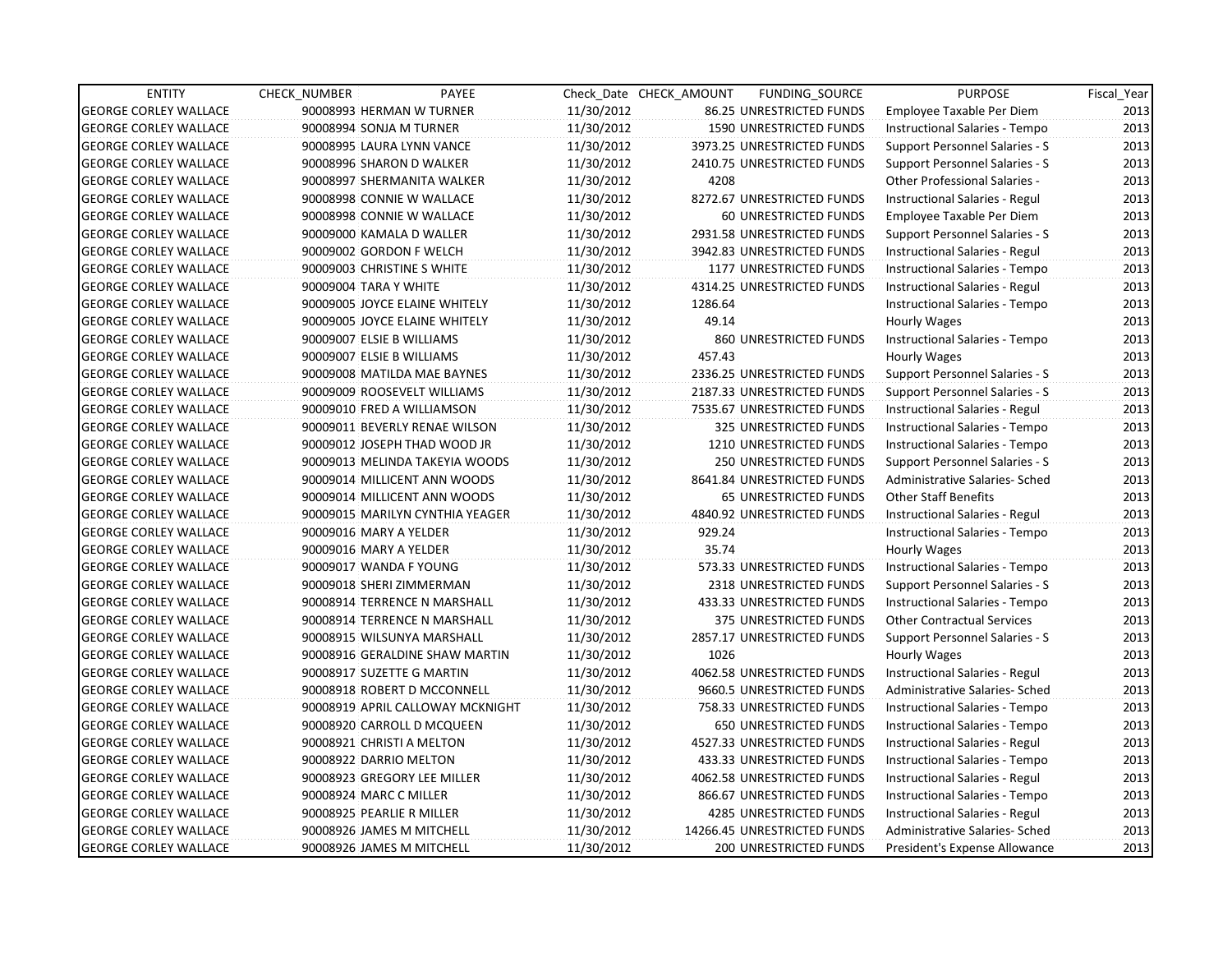| ENTITY | CHECK_NUMBER | PAYEE | Check_Date | CHECK_AMOUNT | FUNDING_SOURCE | PURPOSE | Fiscal_Year |
|---|---|---|---|---|---|---|---|
| GEORGE CORLEY WALLACE | 90008993 | HERMAN W TURNER | 11/30/2012 | 86.25 | UNRESTRICTED FUNDS | Employee Taxable Per Diem | 2013 |
| GEORGE CORLEY WALLACE | 90008994 | SONJA M TURNER | 11/30/2012 | 1590 | UNRESTRICTED FUNDS | Instructional Salaries - Tempo | 2013 |
| GEORGE CORLEY WALLACE | 90008995 | LAURA LYNN VANCE | 11/30/2012 | 3973.25 | UNRESTRICTED FUNDS | Support Personnel Salaries - S | 2013 |
| GEORGE CORLEY WALLACE | 90008996 | SHARON D WALKER | 11/30/2012 | 2410.75 | UNRESTRICTED FUNDS | Support Personnel Salaries - S | 2013 |
| GEORGE CORLEY WALLACE | 90008997 | SHERMANITA WALKER | 11/30/2012 | 4208 | | Other Professional Salaries - | 2013 |
| GEORGE CORLEY WALLACE | 90008998 | CONNIE W WALLACE | 11/30/2012 | 8272.67 | UNRESTRICTED FUNDS | Instructional Salaries - Regul | 2013 |
| GEORGE CORLEY WALLACE | 90008998 | CONNIE W WALLACE | 11/30/2012 | 60 | UNRESTRICTED FUNDS | Employee Taxable Per Diem | 2013 |
| GEORGE CORLEY WALLACE | 90009000 | KAMALA D WALLER | 11/30/2012 | 2931.58 | UNRESTRICTED FUNDS | Support Personnel Salaries - S | 2013 |
| GEORGE CORLEY WALLACE | 90009002 | GORDON F WELCH | 11/30/2012 | 3942.83 | UNRESTRICTED FUNDS | Instructional Salaries - Regul | 2013 |
| GEORGE CORLEY WALLACE | 90009003 | CHRISTINE S WHITE | 11/30/2012 | 1177 | UNRESTRICTED FUNDS | Instructional Salaries - Tempo | 2013 |
| GEORGE CORLEY WALLACE | 90009004 | TARA Y WHITE | 11/30/2012 | 4314.25 | UNRESTRICTED FUNDS | Instructional Salaries - Regul | 2013 |
| GEORGE CORLEY WALLACE | 90009005 | JOYCE ELAINE WHITELY | 11/30/2012 | 1286.64 | | Instructional Salaries - Tempo | 2013 |
| GEORGE CORLEY WALLACE | 90009005 | JOYCE ELAINE WHITELY | 11/30/2012 | 49.14 | | Hourly Wages | 2013 |
| GEORGE CORLEY WALLACE | 90009007 | ELSIE B WILLIAMS | 11/30/2012 | 860 | UNRESTRICTED FUNDS | Instructional Salaries - Tempo | 2013 |
| GEORGE CORLEY WALLACE | 90009007 | ELSIE B WILLIAMS | 11/30/2012 | 457.43 | | Hourly Wages | 2013 |
| GEORGE CORLEY WALLACE | 90009008 | MATILDA MAE BAYNES | 11/30/2012 | 2336.25 | UNRESTRICTED FUNDS | Support Personnel Salaries - S | 2013 |
| GEORGE CORLEY WALLACE | 90009009 | ROOSEVELT WILLIAMS | 11/30/2012 | 2187.33 | UNRESTRICTED FUNDS | Support Personnel Salaries - S | 2013 |
| GEORGE CORLEY WALLACE | 90009010 | FRED A WILLIAMSON | 11/30/2012 | 7535.67 | UNRESTRICTED FUNDS | Instructional Salaries - Regul | 2013 |
| GEORGE CORLEY WALLACE | 90009011 | BEVERLY RENAE WILSON | 11/30/2012 | 325 | UNRESTRICTED FUNDS | Instructional Salaries - Tempo | 2013 |
| GEORGE CORLEY WALLACE | 90009012 | JOSEPH THAD WOOD JR | 11/30/2012 | 1210 | UNRESTRICTED FUNDS | Instructional Salaries - Tempo | 2013 |
| GEORGE CORLEY WALLACE | 90009013 | MELINDA TAKEYIA WOODS | 11/30/2012 | 250 | UNRESTRICTED FUNDS | Support Personnel Salaries - S | 2013 |
| GEORGE CORLEY WALLACE | 90009014 | MILLICENT ANN WOODS | 11/30/2012 | 8641.84 | UNRESTRICTED FUNDS | Administrative Salaries- Sched | 2013 |
| GEORGE CORLEY WALLACE | 90009014 | MILLICENT ANN WOODS | 11/30/2012 | 65 | UNRESTRICTED FUNDS | Other Staff Benefits | 2013 |
| GEORGE CORLEY WALLACE | 90009015 | MARILYN CYNTHIA YEAGER | 11/30/2012 | 4840.92 | UNRESTRICTED FUNDS | Instructional Salaries - Regul | 2013 |
| GEORGE CORLEY WALLACE | 90009016 | MARY A YELDER | 11/30/2012 | 929.24 | | Instructional Salaries - Tempo | 2013 |
| GEORGE CORLEY WALLACE | 90009016 | MARY A YELDER | 11/30/2012 | 35.74 | | Hourly Wages | 2013 |
| GEORGE CORLEY WALLACE | 90009017 | WANDA F YOUNG | 11/30/2012 | 573.33 | UNRESTRICTED FUNDS | Instructional Salaries - Tempo | 2013 |
| GEORGE CORLEY WALLACE | 90009018 | SHERI ZIMMERMAN | 11/30/2012 | 2318 | UNRESTRICTED FUNDS | Support Personnel Salaries - S | 2013 |
| GEORGE CORLEY WALLACE | 90008914 | TERRENCE N MARSHALL | 11/30/2012 | 433.33 | UNRESTRICTED FUNDS | Instructional Salaries - Tempo | 2013 |
| GEORGE CORLEY WALLACE | 90008914 | TERRENCE N MARSHALL | 11/30/2012 | 375 | UNRESTRICTED FUNDS | Other Contractual Services | 2013 |
| GEORGE CORLEY WALLACE | 90008915 | WILSUNYA MARSHALL | 11/30/2012 | 2857.17 | UNRESTRICTED FUNDS | Support Personnel Salaries - S | 2013 |
| GEORGE CORLEY WALLACE | 90008916 | GERALDINE SHAW MARTIN | 11/30/2012 | 1026 | | Hourly Wages | 2013 |
| GEORGE CORLEY WALLACE | 90008917 | SUZETTE G MARTIN | 11/30/2012 | 4062.58 | UNRESTRICTED FUNDS | Instructional Salaries - Regul | 2013 |
| GEORGE CORLEY WALLACE | 90008918 | ROBERT D MCCONNELL | 11/30/2012 | 9660.5 | UNRESTRICTED FUNDS | Administrative Salaries- Sched | 2013 |
| GEORGE CORLEY WALLACE | 90008919 | APRIL CALLOWAY MCKNIGHT | 11/30/2012 | 758.33 | UNRESTRICTED FUNDS | Instructional Salaries - Tempo | 2013 |
| GEORGE CORLEY WALLACE | 90008920 | CARROLL D MCQUEEN | 11/30/2012 | 650 | UNRESTRICTED FUNDS | Instructional Salaries - Tempo | 2013 |
| GEORGE CORLEY WALLACE | 90008921 | CHRISTI A MELTON | 11/30/2012 | 4527.33 | UNRESTRICTED FUNDS | Instructional Salaries - Regul | 2013 |
| GEORGE CORLEY WALLACE | 90008922 | DARRIO MELTON | 11/30/2012 | 433.33 | UNRESTRICTED FUNDS | Instructional Salaries - Tempo | 2013 |
| GEORGE CORLEY WALLACE | 90008923 | GREGORY LEE MILLER | 11/30/2012 | 4062.58 | UNRESTRICTED FUNDS | Instructional Salaries - Regul | 2013 |
| GEORGE CORLEY WALLACE | 90008924 | MARC C MILLER | 11/30/2012 | 866.67 | UNRESTRICTED FUNDS | Instructional Salaries - Tempo | 2013 |
| GEORGE CORLEY WALLACE | 90008925 | PEARLIE R MILLER | 11/30/2012 | 4285 | UNRESTRICTED FUNDS | Instructional Salaries - Regul | 2013 |
| GEORGE CORLEY WALLACE | 90008926 | JAMES M MITCHELL | 11/30/2012 | 14266.45 | UNRESTRICTED FUNDS | Administrative Salaries- Sched | 2013 |
| GEORGE CORLEY WALLACE | 90008926 | JAMES M MITCHELL | 11/30/2012 | 200 | UNRESTRICTED FUNDS | President's Expense Allowance | 2013 |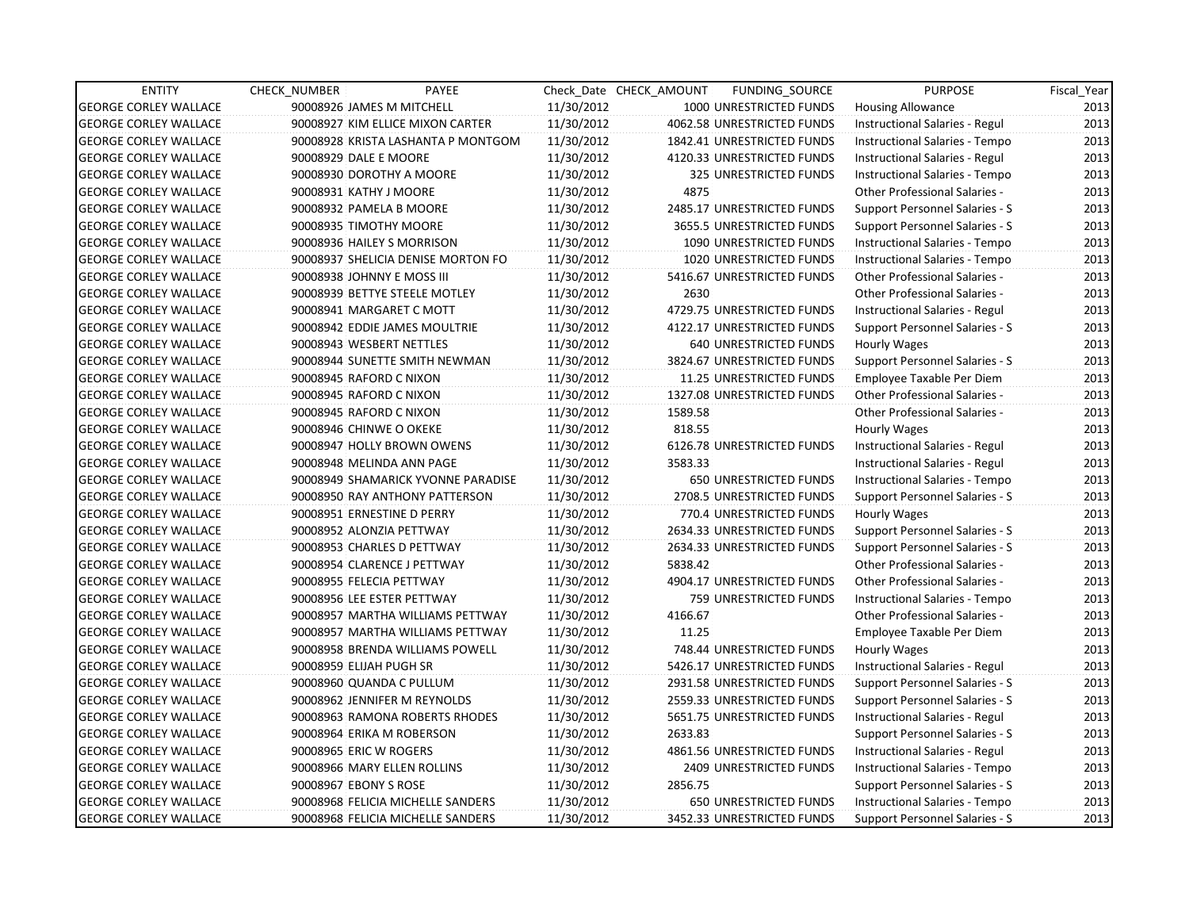| ENTITY | CHECK_NUMBER | PAYEE | Check_Date | CHECK_AMOUNT | FUNDING_SOURCE | PURPOSE | Fiscal_Year |
|---|---|---|---|---|---|---|---|
| GEORGE CORLEY WALLACE | 90008926 | JAMES M MITCHELL | 11/30/2012 | 1000 | UNRESTRICTED FUNDS | Housing Allowance | 2013 |
| GEORGE CORLEY WALLACE | 90008927 | KIM ELLICE MIXON CARTER | 11/30/2012 | 4062.58 | UNRESTRICTED FUNDS | Instructional Salaries - Regul | 2013 |
| GEORGE CORLEY WALLACE | 90008928 | KRISTA LASHANTA P MONTGOM | 11/30/2012 | 1842.41 | UNRESTRICTED FUNDS | Instructional Salaries - Tempo | 2013 |
| GEORGE CORLEY WALLACE | 90008929 | DALE E MOORE | 11/30/2012 | 4120.33 | UNRESTRICTED FUNDS | Instructional Salaries - Regul | 2013 |
| GEORGE CORLEY WALLACE | 90008930 | DOROTHY A MOORE | 11/30/2012 | 325 | UNRESTRICTED FUNDS | Instructional Salaries - Tempo | 2013 |
| GEORGE CORLEY WALLACE | 90008931 | KATHY J MOORE | 11/30/2012 | 4875 | | Other Professional Salaries - | 2013 |
| GEORGE CORLEY WALLACE | 90008932 | PAMELA B MOORE | 11/30/2012 | 2485.17 | UNRESTRICTED FUNDS | Support Personnel Salaries - S | 2013 |
| GEORGE CORLEY WALLACE | 90008935 | TIMOTHY MOORE | 11/30/2012 | 3655.5 | UNRESTRICTED FUNDS | Support Personnel Salaries - S | 2013 |
| GEORGE CORLEY WALLACE | 90008936 | HAILEY S MORRISON | 11/30/2012 | 1090 | UNRESTRICTED FUNDS | Instructional Salaries - Tempo | 2013 |
| GEORGE CORLEY WALLACE | 90008937 | SHELICIA DENISE MORTON FO | 11/30/2012 | 1020 | UNRESTRICTED FUNDS | Instructional Salaries - Tempo | 2013 |
| GEORGE CORLEY WALLACE | 90008938 | JOHNNY E MOSS III | 11/30/2012 | 5416.67 | UNRESTRICTED FUNDS | Other Professional Salaries - | 2013 |
| GEORGE CORLEY WALLACE | 90008939 | BETTYE STEELE MOTLEY | 11/30/2012 | 2630 | | Other Professional Salaries - | 2013 |
| GEORGE CORLEY WALLACE | 90008941 | MARGARET C MOTT | 11/30/2012 | 4729.75 | UNRESTRICTED FUNDS | Instructional Salaries - Regul | 2013 |
| GEORGE CORLEY WALLACE | 90008942 | EDDIE JAMES MOULTRIE | 11/30/2012 | 4122.17 | UNRESTRICTED FUNDS | Support Personnel Salaries - S | 2013 |
| GEORGE CORLEY WALLACE | 90008943 | WESBERT NETTLES | 11/30/2012 | 640 | UNRESTRICTED FUNDS | Hourly Wages | 2013 |
| GEORGE CORLEY WALLACE | 90008944 | SUNETTE SMITH NEWMAN | 11/30/2012 | 3824.67 | UNRESTRICTED FUNDS | Support Personnel Salaries - S | 2013 |
| GEORGE CORLEY WALLACE | 90008945 | RAFORD C NIXON | 11/30/2012 | 11.25 | UNRESTRICTED FUNDS | Employee Taxable Per Diem | 2013 |
| GEORGE CORLEY WALLACE | 90008945 | RAFORD C NIXON | 11/30/2012 | 1327.08 | UNRESTRICTED FUNDS | Other Professional Salaries - | 2013 |
| GEORGE CORLEY WALLACE | 90008945 | RAFORD C NIXON | 11/30/2012 | 1589.58 | | Other Professional Salaries - | 2013 |
| GEORGE CORLEY WALLACE | 90008946 | CHINWE O OKEKE | 11/30/2012 | 818.55 | | Hourly Wages | 2013 |
| GEORGE CORLEY WALLACE | 90008947 | HOLLY BROWN OWENS | 11/30/2012 | 6126.78 | UNRESTRICTED FUNDS | Instructional Salaries - Regul | 2013 |
| GEORGE CORLEY WALLACE | 90008948 | MELINDA ANN PAGE | 11/30/2012 | 3583.33 | | Instructional Salaries - Regul | 2013 |
| GEORGE CORLEY WALLACE | 90008949 | SHAMARICK YVONNE PARADISE | 11/30/2012 | 650 | UNRESTRICTED FUNDS | Instructional Salaries - Tempo | 2013 |
| GEORGE CORLEY WALLACE | 90008950 | RAY ANTHONY PATTERSON | 11/30/2012 | 2708.5 | UNRESTRICTED FUNDS | Support Personnel Salaries - S | 2013 |
| GEORGE CORLEY WALLACE | 90008951 | ERNESTINE D PERRY | 11/30/2012 | 770.4 | UNRESTRICTED FUNDS | Hourly Wages | 2013 |
| GEORGE CORLEY WALLACE | 90008952 | ALONZIA PETTWAY | 11/30/2012 | 2634.33 | UNRESTRICTED FUNDS | Support Personnel Salaries - S | 2013 |
| GEORGE CORLEY WALLACE | 90008953 | CHARLES D PETTWAY | 11/30/2012 | 2634.33 | UNRESTRICTED FUNDS | Support Personnel Salaries - S | 2013 |
| GEORGE CORLEY WALLACE | 90008954 | CLARENCE J PETTWAY | 11/30/2012 | 5838.42 | | Other Professional Salaries - | 2013 |
| GEORGE CORLEY WALLACE | 90008955 | FELECIA PETTWAY | 11/30/2012 | 4904.17 | UNRESTRICTED FUNDS | Other Professional Salaries - | 2013 |
| GEORGE CORLEY WALLACE | 90008956 | LEE ESTER PETTWAY | 11/30/2012 | 759 | UNRESTRICTED FUNDS | Instructional Salaries - Tempo | 2013 |
| GEORGE CORLEY WALLACE | 90008957 | MARTHA WILLIAMS PETTWAY | 11/30/2012 | 4166.67 | | Other Professional Salaries - | 2013 |
| GEORGE CORLEY WALLACE | 90008957 | MARTHA WILLIAMS PETTWAY | 11/30/2012 | 11.25 | | Employee Taxable Per Diem | 2013 |
| GEORGE CORLEY WALLACE | 90008958 | BRENDA WILLIAMS POWELL | 11/30/2012 | 748.44 | UNRESTRICTED FUNDS | Hourly Wages | 2013 |
| GEORGE CORLEY WALLACE | 90008959 | ELIJAH PUGH SR | 11/30/2012 | 5426.17 | UNRESTRICTED FUNDS | Instructional Salaries - Regul | 2013 |
| GEORGE CORLEY WALLACE | 90008960 | QUANDA C PULLUM | 11/30/2012 | 2931.58 | UNRESTRICTED FUNDS | Support Personnel Salaries - S | 2013 |
| GEORGE CORLEY WALLACE | 90008962 | JENNIFER M REYNOLDS | 11/30/2012 | 2559.33 | UNRESTRICTED FUNDS | Support Personnel Salaries - S | 2013 |
| GEORGE CORLEY WALLACE | 90008963 | RAMONA ROBERTS RHODES | 11/30/2012 | 5651.75 | UNRESTRICTED FUNDS | Instructional Salaries - Regul | 2013 |
| GEORGE CORLEY WALLACE | 90008964 | ERIKA M ROBERSON | 11/30/2012 | 2633.83 | | Support Personnel Salaries - S | 2013 |
| GEORGE CORLEY WALLACE | 90008965 | ERIC W ROGERS | 11/30/2012 | 4861.56 | UNRESTRICTED FUNDS | Instructional Salaries - Regul | 2013 |
| GEORGE CORLEY WALLACE | 90008966 | MARY ELLEN ROLLINS | 11/30/2012 | 2409 | UNRESTRICTED FUNDS | Instructional Salaries - Tempo | 2013 |
| GEORGE CORLEY WALLACE | 90008967 | EBONY S ROSE | 11/30/2012 | 2856.75 | | Support Personnel Salaries - S | 2013 |
| GEORGE CORLEY WALLACE | 90008968 | FELICIA MICHELLE SANDERS | 11/30/2012 | 650 | UNRESTRICTED FUNDS | Instructional Salaries - Tempo | 2013 |
| GEORGE CORLEY WALLACE | 90008968 | FELICIA MICHELLE SANDERS | 11/30/2012 | 3452.33 | UNRESTRICTED FUNDS | Support Personnel Salaries - S | 2013 |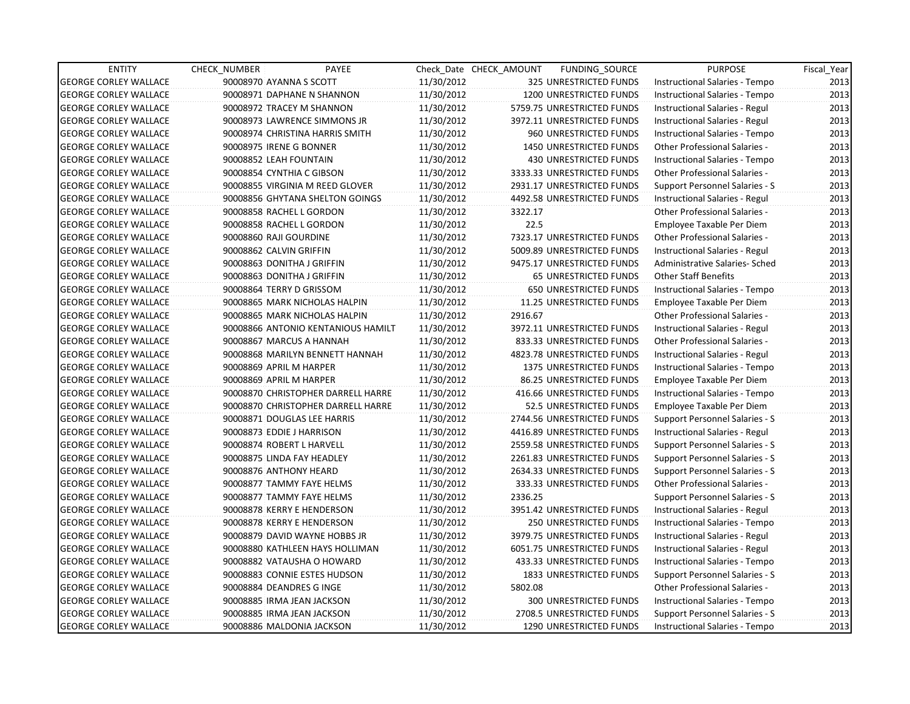| ENTITY | CHECK_NUMBER | PAYEE | Check_Date | CHECK_AMOUNT | FUNDING_SOURCE | PURPOSE | Fiscal_Year |
|---|---|---|---|---|---|---|---|
| GEORGE CORLEY WALLACE | 90008970 | AYANNA S SCOTT | 11/30/2012 | 325 | UNRESTRICTED FUNDS | Instructional Salaries - Tempo | 2013 |
| GEORGE CORLEY WALLACE | 90008971 | DAPHANE N SHANNON | 11/30/2012 | 1200 | UNRESTRICTED FUNDS | Instructional Salaries - Tempo | 2013 |
| GEORGE CORLEY WALLACE | 90008972 | TRACEY M SHANNON | 11/30/2012 | 5759.75 | UNRESTRICTED FUNDS | Instructional Salaries - Regul | 2013 |
| GEORGE CORLEY WALLACE | 90008973 | LAWRENCE SIMMONS JR | 11/30/2012 | 3972.11 | UNRESTRICTED FUNDS | Instructional Salaries - Regul | 2013 |
| GEORGE CORLEY WALLACE | 90008974 | CHRISTINA HARRIS SMITH | 11/30/2012 | 960 | UNRESTRICTED FUNDS | Instructional Salaries - Tempo | 2013 |
| GEORGE CORLEY WALLACE | 90008975 | IRENE G BONNER | 11/30/2012 | 1450 | UNRESTRICTED FUNDS | Other Professional Salaries - | 2013 |
| GEORGE CORLEY WALLACE | 90008852 | LEAH FOUNTAIN | 11/30/2012 | 430 | UNRESTRICTED FUNDS | Instructional Salaries - Tempo | 2013 |
| GEORGE CORLEY WALLACE | 90008854 | CYNTHIA C GIBSON | 11/30/2012 | 3333.33 | UNRESTRICTED FUNDS | Other Professional Salaries - | 2013 |
| GEORGE CORLEY WALLACE | 90008855 | VIRGINIA M REED GLOVER | 11/30/2012 | 2931.17 | UNRESTRICTED FUNDS | Support Personnel Salaries - S | 2013 |
| GEORGE CORLEY WALLACE | 90008856 | GHYTANA SHELTON GOINGS | 11/30/2012 | 4492.58 | UNRESTRICTED FUNDS | Instructional Salaries - Regul | 2013 |
| GEORGE CORLEY WALLACE | 90008858 | RACHEL L GORDON | 11/30/2012 | 3322.17 | | Other Professional Salaries - | 2013 |
| GEORGE CORLEY WALLACE | 90008858 | RACHEL L GORDON | 11/30/2012 | 22.5 | | Employee Taxable Per Diem | 2013 |
| GEORGE CORLEY WALLACE | 90008860 | RAJI GOURDINE | 11/30/2012 | 7323.17 | UNRESTRICTED FUNDS | Other Professional Salaries - | 2013 |
| GEORGE CORLEY WALLACE | 90008862 | CALVIN GRIFFIN | 11/30/2012 | 5009.89 | UNRESTRICTED FUNDS | Instructional Salaries - Regul | 2013 |
| GEORGE CORLEY WALLACE | 90008863 | DONITHA J GRIFFIN | 11/30/2012 | 9475.17 | UNRESTRICTED FUNDS | Administrative Salaries- Sched | 2013 |
| GEORGE CORLEY WALLACE | 90008863 | DONITHA J GRIFFIN | 11/30/2012 | 65 | UNRESTRICTED FUNDS | Other Staff Benefits | 2013 |
| GEORGE CORLEY WALLACE | 90008864 | TERRY D GRISSOM | 11/30/2012 | 650 | UNRESTRICTED FUNDS | Instructional Salaries - Tempo | 2013 |
| GEORGE CORLEY WALLACE | 90008865 | MARK NICHOLAS HALPIN | 11/30/2012 | 11.25 | UNRESTRICTED FUNDS | Employee Taxable Per Diem | 2013 |
| GEORGE CORLEY WALLACE | 90008865 | MARK NICHOLAS HALPIN | 11/30/2012 | 2916.67 | | Other Professional Salaries - | 2013 |
| GEORGE CORLEY WALLACE | 90008866 | ANTONIO KENTANIOUS HAMILT | 11/30/2012 | 3972.11 | UNRESTRICTED FUNDS | Instructional Salaries - Regul | 2013 |
| GEORGE CORLEY WALLACE | 90008867 | MARCUS A HANNAH | 11/30/2012 | 833.33 | UNRESTRICTED FUNDS | Other Professional Salaries - | 2013 |
| GEORGE CORLEY WALLACE | 90008868 | MARILYN BENNETT HANNAH | 11/30/2012 | 4823.78 | UNRESTRICTED FUNDS | Instructional Salaries - Regul | 2013 |
| GEORGE CORLEY WALLACE | 90008869 | APRIL M HARPER | 11/30/2012 | 1375 | UNRESTRICTED FUNDS | Instructional Salaries - Tempo | 2013 |
| GEORGE CORLEY WALLACE | 90008869 | APRIL M HARPER | 11/30/2012 | 86.25 | UNRESTRICTED FUNDS | Employee Taxable Per Diem | 2013 |
| GEORGE CORLEY WALLACE | 90008870 | CHRISTOPHER DARRELL HARRE | 11/30/2012 | 416.66 | UNRESTRICTED FUNDS | Instructional Salaries - Tempo | 2013 |
| GEORGE CORLEY WALLACE | 90008870 | CHRISTOPHER DARRELL HARRE | 11/30/2012 | 52.5 | UNRESTRICTED FUNDS | Employee Taxable Per Diem | 2013 |
| GEORGE CORLEY WALLACE | 90008871 | DOUGLAS LEE HARRIS | 11/30/2012 | 2744.56 | UNRESTRICTED FUNDS | Support Personnel Salaries - S | 2013 |
| GEORGE CORLEY WALLACE | 90008873 | EDDIE J HARRISON | 11/30/2012 | 4416.89 | UNRESTRICTED FUNDS | Instructional Salaries - Regul | 2013 |
| GEORGE CORLEY WALLACE | 90008874 | ROBERT L HARVELL | 11/30/2012 | 2559.58 | UNRESTRICTED FUNDS | Support Personnel Salaries - S | 2013 |
| GEORGE CORLEY WALLACE | 90008875 | LINDA FAY HEADLEY | 11/30/2012 | 2261.83 | UNRESTRICTED FUNDS | Support Personnel Salaries - S | 2013 |
| GEORGE CORLEY WALLACE | 90008876 | ANTHONY HEARD | 11/30/2012 | 2634.33 | UNRESTRICTED FUNDS | Support Personnel Salaries - S | 2013 |
| GEORGE CORLEY WALLACE | 90008877 | TAMMY FAYE HELMS | 11/30/2012 | 333.33 | UNRESTRICTED FUNDS | Other Professional Salaries - | 2013 |
| GEORGE CORLEY WALLACE | 90008877 | TAMMY FAYE HELMS | 11/30/2012 | 2336.25 | | Support Personnel Salaries - S | 2013 |
| GEORGE CORLEY WALLACE | 90008878 | KERRY E HENDERSON | 11/30/2012 | 3951.42 | UNRESTRICTED FUNDS | Instructional Salaries - Regul | 2013 |
| GEORGE CORLEY WALLACE | 90008878 | KERRY E HENDERSON | 11/30/2012 | 250 | UNRESTRICTED FUNDS | Instructional Salaries - Tempo | 2013 |
| GEORGE CORLEY WALLACE | 90008879 | DAVID WAYNE HOBBS JR | 11/30/2012 | 3979.75 | UNRESTRICTED FUNDS | Instructional Salaries - Regul | 2013 |
| GEORGE CORLEY WALLACE | 90008880 | KATHLEEN HAYS HOLLIMAN | 11/30/2012 | 6051.75 | UNRESTRICTED FUNDS | Instructional Salaries - Regul | 2013 |
| GEORGE CORLEY WALLACE | 90008882 | VATAUSHA O HOWARD | 11/30/2012 | 433.33 | UNRESTRICTED FUNDS | Instructional Salaries - Tempo | 2013 |
| GEORGE CORLEY WALLACE | 90008883 | CONNIE ESTES HUDSON | 11/30/2012 | 1833 | UNRESTRICTED FUNDS | Support Personnel Salaries - S | 2013 |
| GEORGE CORLEY WALLACE | 90008884 | DEANDRES G INGE | 11/30/2012 | 5802.08 | | Other Professional Salaries - | 2013 |
| GEORGE CORLEY WALLACE | 90008885 | IRMA JEAN JACKSON | 11/30/2012 | 300 | UNRESTRICTED FUNDS | Instructional Salaries - Tempo | 2013 |
| GEORGE CORLEY WALLACE | 90008885 | IRMA JEAN JACKSON | 11/30/2012 | 2708.5 | UNRESTRICTED FUNDS | Support Personnel Salaries - S | 2013 |
| GEORGE CORLEY WALLACE | 90008886 | MALDONIA JACKSON | 11/30/2012 | 1290 | UNRESTRICTED FUNDS | Instructional Salaries - Tempo | 2013 |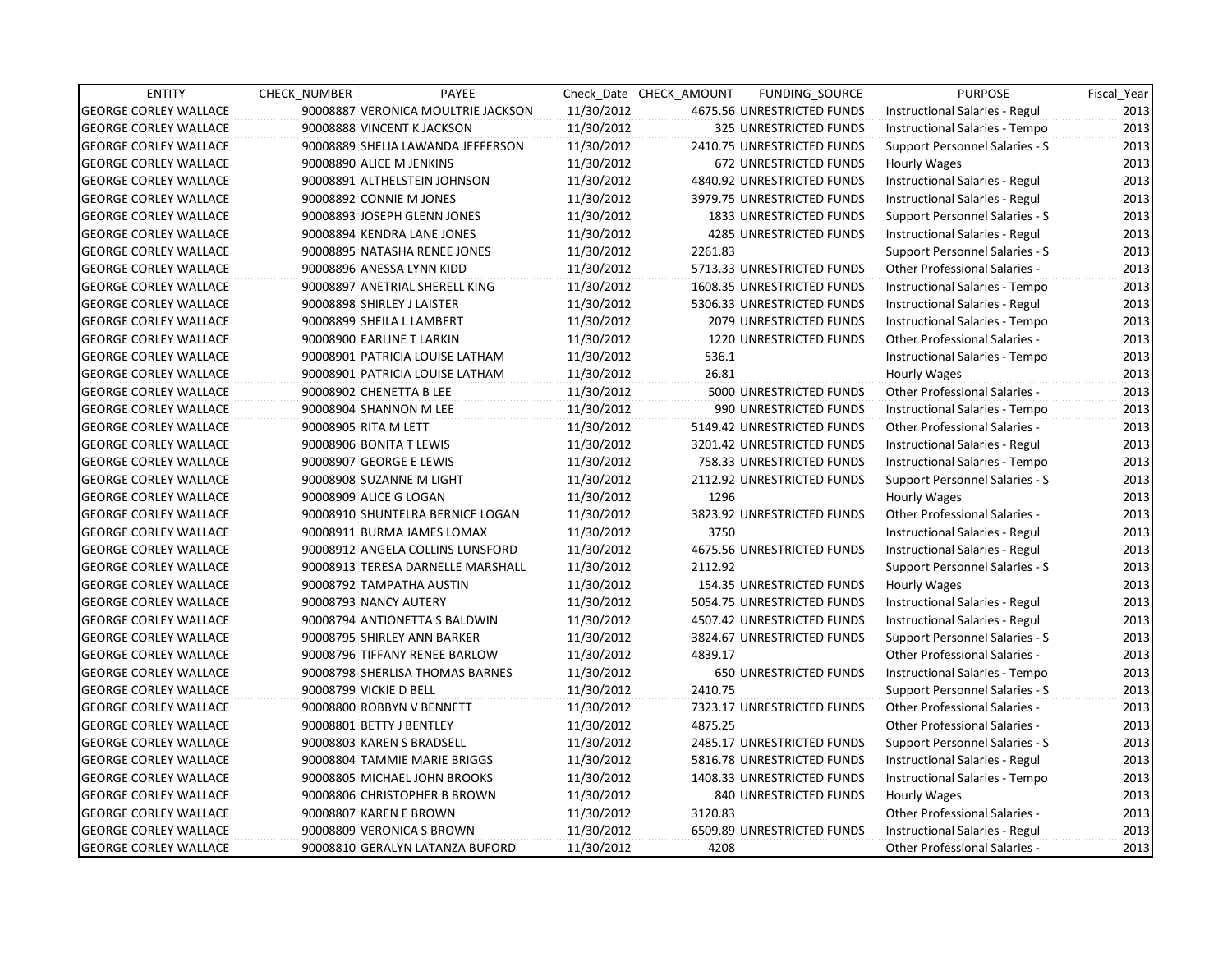| ENTITY | CHECK_NUMBER | PAYEE | Check_Date | CHECK_AMOUNT | FUNDING_SOURCE | PURPOSE | Fiscal_Year |
|---|---|---|---|---|---|---|---|
| GEORGE CORLEY WALLACE | 90008887 | VERONICA MOULTRIE JACKSON | 11/30/2012 | 4675.56 | UNRESTRICTED FUNDS | Instructional Salaries - Regul | 2013 |
| GEORGE CORLEY WALLACE | 90008888 | VINCENT K JACKSON | 11/30/2012 | 325 | UNRESTRICTED FUNDS | Instructional Salaries - Tempo | 2013 |
| GEORGE CORLEY WALLACE | 90008889 | SHELIA LAWANDA JEFFERSON | 11/30/2012 | 2410.75 | UNRESTRICTED FUNDS | Support Personnel Salaries - S | 2013 |
| GEORGE CORLEY WALLACE | 90008890 | ALICE M JENKINS | 11/30/2012 | 672 | UNRESTRICTED FUNDS | Hourly Wages | 2013 |
| GEORGE CORLEY WALLACE | 90008891 | ALTHELSTEIN JOHNSON | 11/30/2012 | 4840.92 | UNRESTRICTED FUNDS | Instructional Salaries - Regul | 2013 |
| GEORGE CORLEY WALLACE | 90008892 | CONNIE M JONES | 11/30/2012 | 3979.75 | UNRESTRICTED FUNDS | Instructional Salaries - Regul | 2013 |
| GEORGE CORLEY WALLACE | 90008893 | JOSEPH GLENN JONES | 11/30/2012 | 1833 | UNRESTRICTED FUNDS | Support Personnel Salaries - S | 2013 |
| GEORGE CORLEY WALLACE | 90008894 | KENDRA LANE JONES | 11/30/2012 | 4285 | UNRESTRICTED FUNDS | Instructional Salaries - Regul | 2013 |
| GEORGE CORLEY WALLACE | 90008895 | NATASHA RENEE JONES | 11/30/2012 | 2261.83 | | Support Personnel Salaries - S | 2013 |
| GEORGE CORLEY WALLACE | 90008896 | ANESSA LYNN KIDD | 11/30/2012 | 5713.33 | UNRESTRICTED FUNDS | Other Professional Salaries - | 2013 |
| GEORGE CORLEY WALLACE | 90008897 | ANETRIAL SHERELL KING | 11/30/2012 | 1608.35 | UNRESTRICTED FUNDS | Instructional Salaries - Tempo | 2013 |
| GEORGE CORLEY WALLACE | 90008898 | SHIRLEY J LAISTER | 11/30/2012 | 5306.33 | UNRESTRICTED FUNDS | Instructional Salaries - Regul | 2013 |
| GEORGE CORLEY WALLACE | 90008899 | SHEILA L LAMBERT | 11/30/2012 | 2079 | UNRESTRICTED FUNDS | Instructional Salaries - Tempo | 2013 |
| GEORGE CORLEY WALLACE | 90008900 | EARLINE T LARKIN | 11/30/2012 | 1220 | UNRESTRICTED FUNDS | Other Professional Salaries - | 2013 |
| GEORGE CORLEY WALLACE | 90008901 | PATRICIA LOUISE LATHAM | 11/30/2012 | 536.1 | | Instructional Salaries - Tempo | 2013 |
| GEORGE CORLEY WALLACE | 90008901 | PATRICIA LOUISE LATHAM | 11/30/2012 | 26.81 | | Hourly Wages | 2013 |
| GEORGE CORLEY WALLACE | 90008902 | CHENETTA B LEE | 11/30/2012 | 5000 | UNRESTRICTED FUNDS | Other Professional Salaries - | 2013 |
| GEORGE CORLEY WALLACE | 90008904 | SHANNON M LEE | 11/30/2012 | 990 | UNRESTRICTED FUNDS | Instructional Salaries - Tempo | 2013 |
| GEORGE CORLEY WALLACE | 90008905 | RITA M LETT | 11/30/2012 | 5149.42 | UNRESTRICTED FUNDS | Other Professional Salaries - | 2013 |
| GEORGE CORLEY WALLACE | 90008906 | BONITA T LEWIS | 11/30/2012 | 3201.42 | UNRESTRICTED FUNDS | Instructional Salaries - Regul | 2013 |
| GEORGE CORLEY WALLACE | 90008907 | GEORGE E LEWIS | 11/30/2012 | 758.33 | UNRESTRICTED FUNDS | Instructional Salaries - Tempo | 2013 |
| GEORGE CORLEY WALLACE | 90008908 | SUZANNE M LIGHT | 11/30/2012 | 2112.92 | UNRESTRICTED FUNDS | Support Personnel Salaries - S | 2013 |
| GEORGE CORLEY WALLACE | 90008909 | ALICE G LOGAN | 11/30/2012 | 1296 | | Hourly Wages | 2013 |
| GEORGE CORLEY WALLACE | 90008910 | SHUNTELRA BERNICE LOGAN | 11/30/2012 | 3823.92 | UNRESTRICTED FUNDS | Other Professional Salaries - | 2013 |
| GEORGE CORLEY WALLACE | 90008911 | BURMA JAMES LOMAX | 11/30/2012 | 3750 | | Instructional Salaries - Regul | 2013 |
| GEORGE CORLEY WALLACE | 90008912 | ANGELA COLLINS LUNSFORD | 11/30/2012 | 4675.56 | UNRESTRICTED FUNDS | Instructional Salaries - Regul | 2013 |
| GEORGE CORLEY WALLACE | 90008913 | TERESA DARNELLE MARSHALL | 11/30/2012 | 2112.92 | | Support Personnel Salaries - S | 2013 |
| GEORGE CORLEY WALLACE | 90008792 | TAMPATHA AUSTIN | 11/30/2012 | 154.35 | UNRESTRICTED FUNDS | Hourly Wages | 2013 |
| GEORGE CORLEY WALLACE | 90008793 | NANCY AUTERY | 11/30/2012 | 5054.75 | UNRESTRICTED FUNDS | Instructional Salaries - Regul | 2013 |
| GEORGE CORLEY WALLACE | 90008794 | ANTIONETTA S BALDWIN | 11/30/2012 | 4507.42 | UNRESTRICTED FUNDS | Instructional Salaries - Regul | 2013 |
| GEORGE CORLEY WALLACE | 90008795 | SHIRLEY ANN BARKER | 11/30/2012 | 3824.67 | UNRESTRICTED FUNDS | Support Personnel Salaries - S | 2013 |
| GEORGE CORLEY WALLACE | 90008796 | TIFFANY RENEE BARLOW | 11/30/2012 | 4839.17 | | Other Professional Salaries - | 2013 |
| GEORGE CORLEY WALLACE | 90008798 | SHERLISA THOMAS BARNES | 11/30/2012 | 650 | UNRESTRICTED FUNDS | Instructional Salaries - Tempo | 2013 |
| GEORGE CORLEY WALLACE | 90008799 | VICKIE D BELL | 11/30/2012 | 2410.75 | | Support Personnel Salaries - S | 2013 |
| GEORGE CORLEY WALLACE | 90008800 | ROBBYN V BENNETT | 11/30/2012 | 7323.17 | UNRESTRICTED FUNDS | Other Professional Salaries - | 2013 |
| GEORGE CORLEY WALLACE | 90008801 | BETTY J BENTLEY | 11/30/2012 | 4875.25 | | Other Professional Salaries - | 2013 |
| GEORGE CORLEY WALLACE | 90008803 | KAREN S BRADSELL | 11/30/2012 | 2485.17 | UNRESTRICTED FUNDS | Support Personnel Salaries - S | 2013 |
| GEORGE CORLEY WALLACE | 90008804 | TAMMIE MARIE BRIGGS | 11/30/2012 | 5816.78 | UNRESTRICTED FUNDS | Instructional Salaries - Regul | 2013 |
| GEORGE CORLEY WALLACE | 90008805 | MICHAEL JOHN BROOKS | 11/30/2012 | 1408.33 | UNRESTRICTED FUNDS | Instructional Salaries - Tempo | 2013 |
| GEORGE CORLEY WALLACE | 90008806 | CHRISTOPHER B BROWN | 11/30/2012 | 840 | UNRESTRICTED FUNDS | Hourly Wages | 2013 |
| GEORGE CORLEY WALLACE | 90008807 | KAREN E BROWN | 11/30/2012 | 3120.83 | | Other Professional Salaries - | 2013 |
| GEORGE CORLEY WALLACE | 90008809 | VERONICA S BROWN | 11/30/2012 | 6509.89 | UNRESTRICTED FUNDS | Instructional Salaries - Regul | 2013 |
| GEORGE CORLEY WALLACE | 90008810 | GERALYN LATANZA BUFORD | 11/30/2012 | 4208 | | Other Professional Salaries - | 2013 |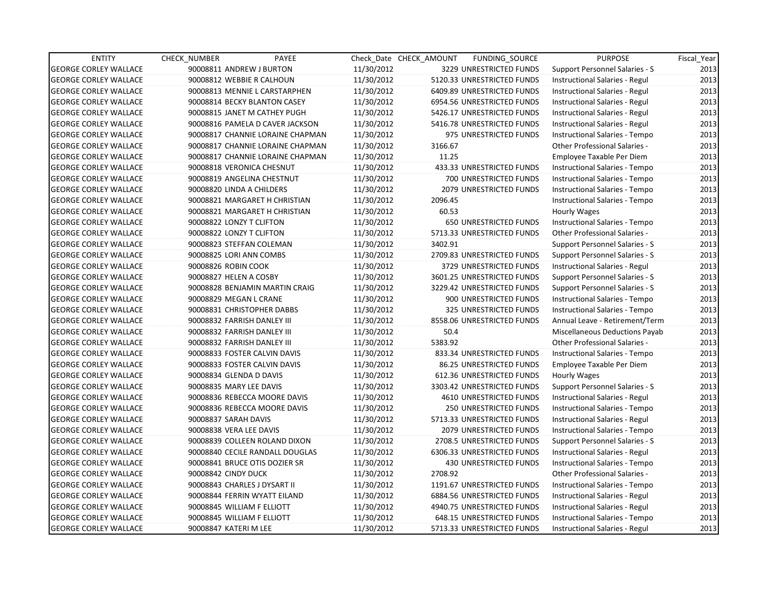| ENTITY | CHECK_NUMBER | PAYEE | Check_Date | CHECK_AMOUNT | FUNDING_SOURCE | PURPOSE | Fiscal_Year |
|---|---|---|---|---|---|---|---|
| GEORGE CORLEY WALLACE | 90008811 | ANDREW J BURTON | 11/30/2012 | 3229 | UNRESTRICTED FUNDS | Support Personnel Salaries - S | 2013 |
| GEORGE CORLEY WALLACE | 90008812 | WEBBIE R CALHOUN | 11/30/2012 | 5120.33 | UNRESTRICTED FUNDS | Instructional Salaries - Regul | 2013 |
| GEORGE CORLEY WALLACE | 90008813 | MENNIE L CARSTARPHEN | 11/30/2012 | 6409.89 | UNRESTRICTED FUNDS | Instructional Salaries - Regul | 2013 |
| GEORGE CORLEY WALLACE | 90008814 | BECKY BLANTON CASEY | 11/30/2012 | 6954.56 | UNRESTRICTED FUNDS | Instructional Salaries - Regul | 2013 |
| GEORGE CORLEY WALLACE | 90008815 | JANET M CATHEY PUGH | 11/30/2012 | 5426.17 | UNRESTRICTED FUNDS | Instructional Salaries - Regul | 2013 |
| GEORGE CORLEY WALLACE | 90008816 | PAMELA D CAVER JACKSON | 11/30/2012 | 5416.78 | UNRESTRICTED FUNDS | Instructional Salaries - Regul | 2013 |
| GEORGE CORLEY WALLACE | 90008817 | CHANNIE LORAINE CHAPMAN | 11/30/2012 | 975 | UNRESTRICTED FUNDS | Instructional Salaries - Tempo | 2013 |
| GEORGE CORLEY WALLACE | 90008817 | CHANNIE LORAINE CHAPMAN | 11/30/2012 | 3166.67 | | Other Professional Salaries - | 2013 |
| GEORGE CORLEY WALLACE | 90008817 | CHANNIE LORAINE CHAPMAN | 11/30/2012 | 11.25 | | Employee Taxable Per Diem | 2013 |
| GEORGE CORLEY WALLACE | 90008818 | VERONICA CHESNUT | 11/30/2012 | 433.33 | UNRESTRICTED FUNDS | Instructional Salaries - Tempo | 2013 |
| GEORGE CORLEY WALLACE | 90008819 | ANGELINA CHESTNUT | 11/30/2012 | 700 | UNRESTRICTED FUNDS | Instructional Salaries - Tempo | 2013 |
| GEORGE CORLEY WALLACE | 90008820 | LINDA A CHILDERS | 11/30/2012 | 2079 | UNRESTRICTED FUNDS | Instructional Salaries - Tempo | 2013 |
| GEORGE CORLEY WALLACE | 90008821 | MARGARET H CHRISTIAN | 11/30/2012 | 2096.45 | | Instructional Salaries - Tempo | 2013 |
| GEORGE CORLEY WALLACE | 90008821 | MARGARET H CHRISTIAN | 11/30/2012 | 60.53 | | Hourly Wages | 2013 |
| GEORGE CORLEY WALLACE | 90008822 | LONZY T CLIFTON | 11/30/2012 | 650 | UNRESTRICTED FUNDS | Instructional Salaries - Tempo | 2013 |
| GEORGE CORLEY WALLACE | 90008822 | LONZY T CLIFTON | 11/30/2012 | 5713.33 | UNRESTRICTED FUNDS | Other Professional Salaries - | 2013 |
| GEORGE CORLEY WALLACE | 90008823 | STEFFAN COLEMAN | 11/30/2012 | 3402.91 | | Support Personnel Salaries - S | 2013 |
| GEORGE CORLEY WALLACE | 90008825 | LORI ANN COMBS | 11/30/2012 | 2709.83 | UNRESTRICTED FUNDS | Support Personnel Salaries - S | 2013 |
| GEORGE CORLEY WALLACE | 90008826 | ROBIN COOK | 11/30/2012 | 3729 | UNRESTRICTED FUNDS | Instructional Salaries - Regul | 2013 |
| GEORGE CORLEY WALLACE | 90008827 | HELEN A COSBY | 11/30/2012 | 3601.25 | UNRESTRICTED FUNDS | Support Personnel Salaries - S | 2013 |
| GEORGE CORLEY WALLACE | 90008828 | BENJAMIN MARTIN CRAIG | 11/30/2012 | 3229.42 | UNRESTRICTED FUNDS | Support Personnel Salaries - S | 2013 |
| GEORGE CORLEY WALLACE | 90008829 | MEGAN L CRANE | 11/30/2012 | 900 | UNRESTRICTED FUNDS | Instructional Salaries - Tempo | 2013 |
| GEORGE CORLEY WALLACE | 90008831 | CHRISTOPHER DABBS | 11/30/2012 | 325 | UNRESTRICTED FUNDS | Instructional Salaries - Tempo | 2013 |
| GEORGE CORLEY WALLACE | 90008832 | FARRISH DANLEY III | 11/30/2012 | 8558.06 | UNRESTRICTED FUNDS | Annual Leave - Retirement/Term | 2013 |
| GEORGE CORLEY WALLACE | 90008832 | FARRISH DANLEY III | 11/30/2012 | 50.4 | | Miscellaneous Deductions Payab | 2013 |
| GEORGE CORLEY WALLACE | 90008832 | FARRISH DANLEY III | 11/30/2012 | 5383.92 | | Other Professional Salaries - | 2013 |
| GEORGE CORLEY WALLACE | 90008833 | FOSTER CALVIN DAVIS | 11/30/2012 | 833.34 | UNRESTRICTED FUNDS | Instructional Salaries - Tempo | 2013 |
| GEORGE CORLEY WALLACE | 90008833 | FOSTER CALVIN DAVIS | 11/30/2012 | 86.25 | UNRESTRICTED FUNDS | Employee Taxable Per Diem | 2013 |
| GEORGE CORLEY WALLACE | 90008834 | GLENDA D DAVIS | 11/30/2012 | 612.36 | UNRESTRICTED FUNDS | Hourly Wages | 2013 |
| GEORGE CORLEY WALLACE | 90008835 | MARY LEE DAVIS | 11/30/2012 | 3303.42 | UNRESTRICTED FUNDS | Support Personnel Salaries - S | 2013 |
| GEORGE CORLEY WALLACE | 90008836 | REBECCA MOORE DAVIS | 11/30/2012 | 4610 | UNRESTRICTED FUNDS | Instructional Salaries - Regul | 2013 |
| GEORGE CORLEY WALLACE | 90008836 | REBECCA MOORE DAVIS | 11/30/2012 | 250 | UNRESTRICTED FUNDS | Instructional Salaries - Tempo | 2013 |
| GEORGE CORLEY WALLACE | 90008837 | SARAH DAVIS | 11/30/2012 | 5713.33 | UNRESTRICTED FUNDS | Instructional Salaries - Regul | 2013 |
| GEORGE CORLEY WALLACE | 90008838 | VERA LEE DAVIS | 11/30/2012 | 2079 | UNRESTRICTED FUNDS | Instructional Salaries - Tempo | 2013 |
| GEORGE CORLEY WALLACE | 90008839 | COLLEEN ROLAND DIXON | 11/30/2012 | 2708.5 | UNRESTRICTED FUNDS | Support Personnel Salaries - S | 2013 |
| GEORGE CORLEY WALLACE | 90008840 | CECILE RANDALL DOUGLAS | 11/30/2012 | 6306.33 | UNRESTRICTED FUNDS | Instructional Salaries - Regul | 2013 |
| GEORGE CORLEY WALLACE | 90008841 | BRUCE OTIS DOZIER SR | 11/30/2012 | 430 | UNRESTRICTED FUNDS | Instructional Salaries - Tempo | 2013 |
| GEORGE CORLEY WALLACE | 90008842 | CINDY DUCK | 11/30/2012 | 2708.92 | | Other Professional Salaries - | 2013 |
| GEORGE CORLEY WALLACE | 90008843 | CHARLES J DYSART II | 11/30/2012 | 1191.67 | UNRESTRICTED FUNDS | Instructional Salaries - Tempo | 2013 |
| GEORGE CORLEY WALLACE | 90008844 | FERRIN WYATT EILAND | 11/30/2012 | 6884.56 | UNRESTRICTED FUNDS | Instructional Salaries - Regul | 2013 |
| GEORGE CORLEY WALLACE | 90008845 | WILLIAM F ELLIOTT | 11/30/2012 | 4940.75 | UNRESTRICTED FUNDS | Instructional Salaries - Regul | 2013 |
| GEORGE CORLEY WALLACE | 90008845 | WILLIAM F ELLIOTT | 11/30/2012 | 648.15 | UNRESTRICTED FUNDS | Instructional Salaries - Tempo | 2013 |
| GEORGE CORLEY WALLACE | 90008847 | KATERI M LEE | 11/30/2012 | 5713.33 | UNRESTRICTED FUNDS | Instructional Salaries - Regul | 2013 |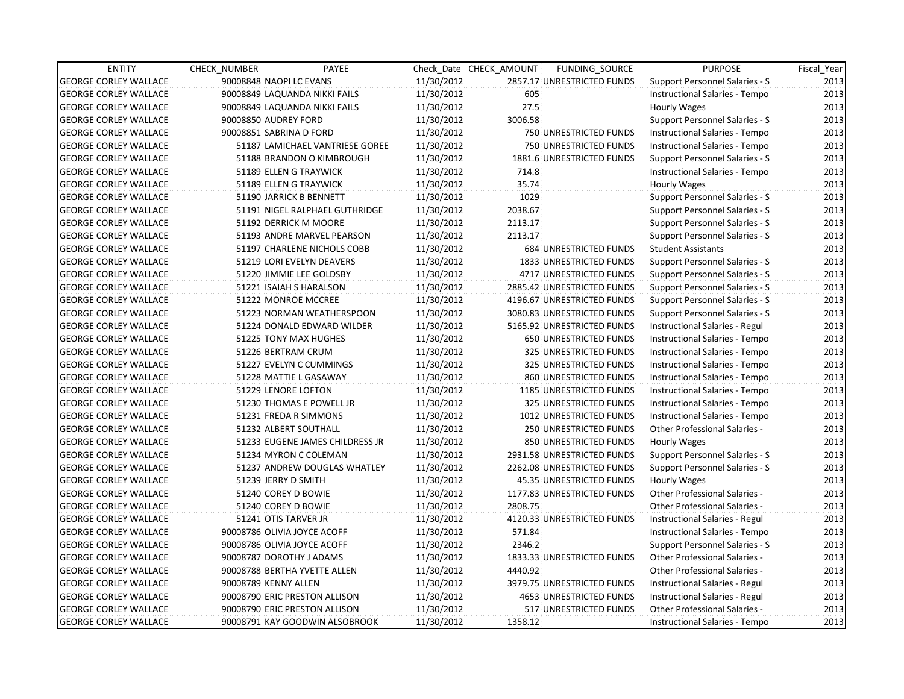| ENTITY | CHECK_NUMBER | PAYEE | Check_Date | CHECK_AMOUNT | FUNDING_SOURCE | PURPOSE | Fiscal_Year |
|---|---|---|---|---|---|---|---|
| GEORGE CORLEY WALLACE | 90008848 | NAOPI LC EVANS | 11/30/2012 | 2857.17 | UNRESTRICTED FUNDS | Support Personnel Salaries - S | 2013 |
| GEORGE CORLEY WALLACE | 90008849 | LAQUANDA NIKKI FAILS | 11/30/2012 | 605 | | Instructional Salaries - Tempo | 2013 |
| GEORGE CORLEY WALLACE | 90008849 | LAQUANDA NIKKI FAILS | 11/30/2012 | 27.5 | | Hourly Wages | 2013 |
| GEORGE CORLEY WALLACE | 90008850 | AUDREY FORD | 11/30/2012 | 3006.58 | | Support Personnel Salaries - S | 2013 |
| GEORGE CORLEY WALLACE | 90008851 | SABRINA D FORD | 11/30/2012 | 750 | UNRESTRICTED FUNDS | Instructional Salaries - Tempo | 2013 |
| GEORGE CORLEY WALLACE | 51187 | LAMICHAEL VANTRIESE GOREE | 11/30/2012 | 750 | UNRESTRICTED FUNDS | Instructional Salaries - Tempo | 2013 |
| GEORGE CORLEY WALLACE | 51188 | BRANDON O KIMBROUGH | 11/30/2012 | 1881.6 | UNRESTRICTED FUNDS | Support Personnel Salaries - S | 2013 |
| GEORGE CORLEY WALLACE | 51189 | ELLEN G TRAYWICK | 11/30/2012 | 714.8 | | Instructional Salaries - Tempo | 2013 |
| GEORGE CORLEY WALLACE | 51189 | ELLEN G TRAYWICK | 11/30/2012 | 35.74 | | Hourly Wages | 2013 |
| GEORGE CORLEY WALLACE | 51190 | JARRICK B BENNETT | 11/30/2012 | 1029 | | Support Personnel Salaries - S | 2013 |
| GEORGE CORLEY WALLACE | 51191 | NIGEL RALPHAEL GUTHRIDGE | 11/30/2012 | 2038.67 | | Support Personnel Salaries - S | 2013 |
| GEORGE CORLEY WALLACE | 51192 | DERRICK M MOORE | 11/30/2012 | 2113.17 | | Support Personnel Salaries - S | 2013 |
| GEORGE CORLEY WALLACE | 51193 | ANDRE MARVEL PEARSON | 11/30/2012 | 2113.17 | | Support Personnel Salaries - S | 2013 |
| GEORGE CORLEY WALLACE | 51197 | CHARLENE NICHOLS COBB | 11/30/2012 | 684 | UNRESTRICTED FUNDS | Student Assistants | 2013 |
| GEORGE CORLEY WALLACE | 51219 | LORI EVELYN DEAVERS | 11/30/2012 | 1833 | UNRESTRICTED FUNDS | Support Personnel Salaries - S | 2013 |
| GEORGE CORLEY WALLACE | 51220 | JIMMIE LEE GOLDSBY | 11/30/2012 | 4717 | UNRESTRICTED FUNDS | Support Personnel Salaries - S | 2013 |
| GEORGE CORLEY WALLACE | 51221 | ISAIAH S HARALSON | 11/30/2012 | 2885.42 | UNRESTRICTED FUNDS | Support Personnel Salaries - S | 2013 |
| GEORGE CORLEY WALLACE | 51222 | MONROE MCCREE | 11/30/2012 | 4196.67 | UNRESTRICTED FUNDS | Support Personnel Salaries - S | 2013 |
| GEORGE CORLEY WALLACE | 51223 | NORMAN WEATHERSPOON | 11/30/2012 | 3080.83 | UNRESTRICTED FUNDS | Support Personnel Salaries - S | 2013 |
| GEORGE CORLEY WALLACE | 51224 | DONALD EDWARD WILDER | 11/30/2012 | 5165.92 | UNRESTRICTED FUNDS | Instructional Salaries - Regul | 2013 |
| GEORGE CORLEY WALLACE | 51225 | TONY MAX HUGHES | 11/30/2012 | 650 | UNRESTRICTED FUNDS | Instructional Salaries - Tempo | 2013 |
| GEORGE CORLEY WALLACE | 51226 | BERTRAM CRUM | 11/30/2012 | 325 | UNRESTRICTED FUNDS | Instructional Salaries - Tempo | 2013 |
| GEORGE CORLEY WALLACE | 51227 | EVELYN C CUMMINGS | 11/30/2012 | 325 | UNRESTRICTED FUNDS | Instructional Salaries - Tempo | 2013 |
| GEORGE CORLEY WALLACE | 51228 | MATTIE L GASAWAY | 11/30/2012 | 860 | UNRESTRICTED FUNDS | Instructional Salaries - Tempo | 2013 |
| GEORGE CORLEY WALLACE | 51229 | LENORE LOFTON | 11/30/2012 | 1185 | UNRESTRICTED FUNDS | Instructional Salaries - Tempo | 2013 |
| GEORGE CORLEY WALLACE | 51230 | THOMAS E POWELL JR | 11/30/2012 | 325 | UNRESTRICTED FUNDS | Instructional Salaries - Tempo | 2013 |
| GEORGE CORLEY WALLACE | 51231 | FREDA R SIMMONS | 11/30/2012 | 1012 | UNRESTRICTED FUNDS | Instructional Salaries - Tempo | 2013 |
| GEORGE CORLEY WALLACE | 51232 | ALBERT SOUTHALL | 11/30/2012 | 250 | UNRESTRICTED FUNDS | Other Professional Salaries - | 2013 |
| GEORGE CORLEY WALLACE | 51233 | EUGENE JAMES CHILDRESS JR | 11/30/2012 | 850 | UNRESTRICTED FUNDS | Hourly Wages | 2013 |
| GEORGE CORLEY WALLACE | 51234 | MYRON C COLEMAN | 11/30/2012 | 2931.58 | UNRESTRICTED FUNDS | Support Personnel Salaries - S | 2013 |
| GEORGE CORLEY WALLACE | 51237 | ANDREW DOUGLAS WHATLEY | 11/30/2012 | 2262.08 | UNRESTRICTED FUNDS | Support Personnel Salaries - S | 2013 |
| GEORGE CORLEY WALLACE | 51239 | JERRY D SMITH | 11/30/2012 | 45.35 | UNRESTRICTED FUNDS | Hourly Wages | 2013 |
| GEORGE CORLEY WALLACE | 51240 | COREY D BOWIE | 11/30/2012 | 1177.83 | UNRESTRICTED FUNDS | Other Professional Salaries - | 2013 |
| GEORGE CORLEY WALLACE | 51240 | COREY D BOWIE | 11/30/2012 | 2808.75 | | Other Professional Salaries - | 2013 |
| GEORGE CORLEY WALLACE | 51241 | OTIS TARVER JR | 11/30/2012 | 4120.33 | UNRESTRICTED FUNDS | Instructional Salaries - Regul | 2013 |
| GEORGE CORLEY WALLACE | 90008786 | OLIVIA JOYCE ACOFF | 11/30/2012 | 571.84 | | Instructional Salaries - Tempo | 2013 |
| GEORGE CORLEY WALLACE | 90008786 | OLIVIA JOYCE ACOFF | 11/30/2012 | 2346.2 | | Support Personnel Salaries - S | 2013 |
| GEORGE CORLEY WALLACE | 90008787 | DOROTHY J ADAMS | 11/30/2012 | 1833.33 | UNRESTRICTED FUNDS | Other Professional Salaries - | 2013 |
| GEORGE CORLEY WALLACE | 90008788 | BERTHA YVETTE ALLEN | 11/30/2012 | 4440.92 | | Other Professional Salaries - | 2013 |
| GEORGE CORLEY WALLACE | 90008789 | KENNY ALLEN | 11/30/2012 | 3979.75 | UNRESTRICTED FUNDS | Instructional Salaries - Regul | 2013 |
| GEORGE CORLEY WALLACE | 90008790 | ERIC PRESTON ALLISON | 11/30/2012 | 4653 | UNRESTRICTED FUNDS | Instructional Salaries - Regul | 2013 |
| GEORGE CORLEY WALLACE | 90008790 | ERIC PRESTON ALLISON | 11/30/2012 | 517 | UNRESTRICTED FUNDS | Other Professional Salaries - | 2013 |
| GEORGE CORLEY WALLACE | 90008791 | KAY GOODWIN ALSOBROOK | 11/30/2012 | 1358.12 | | Instructional Salaries - Tempo | 2013 |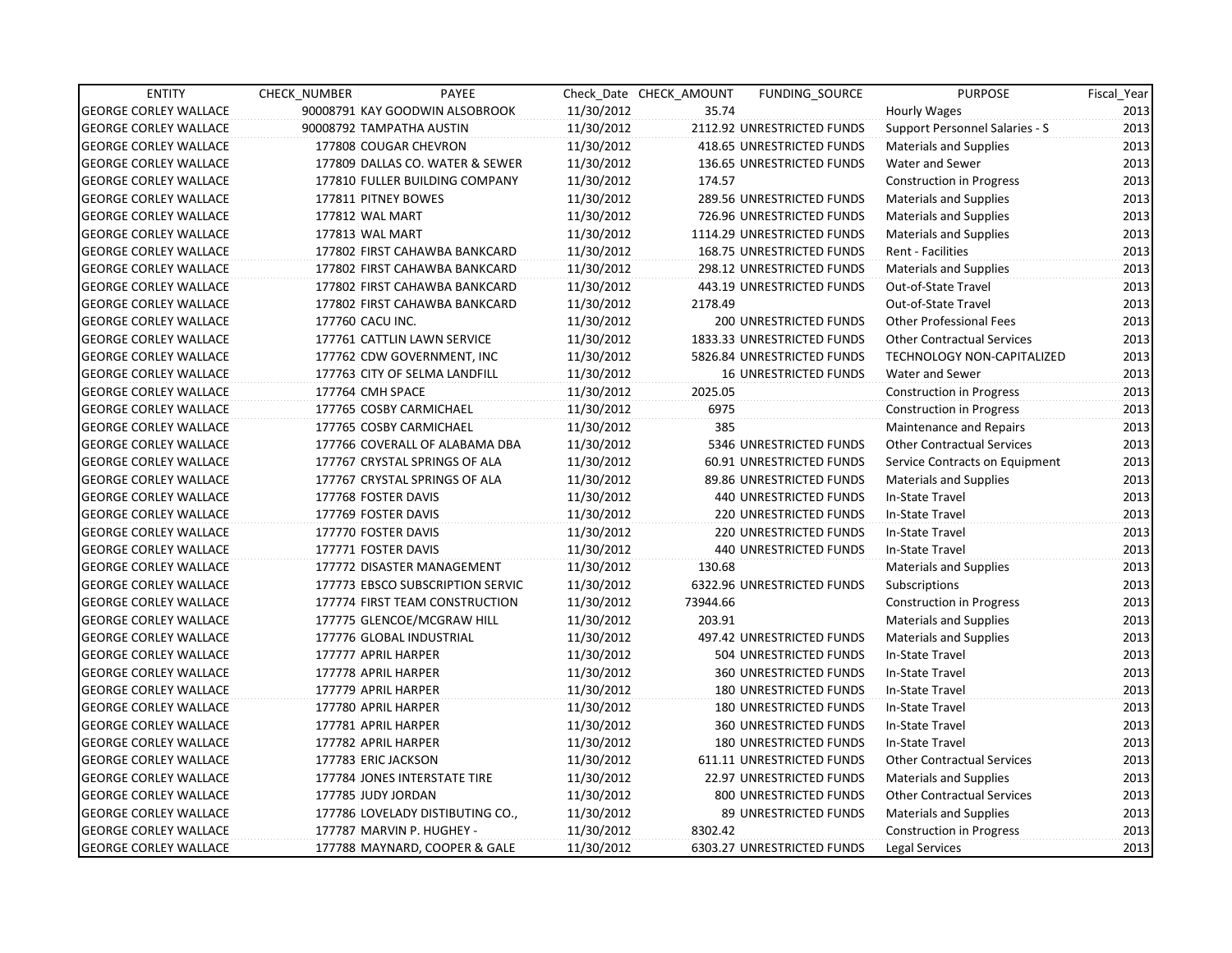| ENTITY | CHECK_NUMBER | PAYEE | Check_Date | CHECK_AMOUNT | FUNDING_SOURCE | PURPOSE | Fiscal_Year |
|---|---|---|---|---|---|---|---|
| GEORGE CORLEY WALLACE | 90008791 | KAY GOODWIN ALSOBROOK | 11/30/2012 | 35.74 | | Hourly Wages | 2013 |
| GEORGE CORLEY WALLACE | 90008792 | TAMPATHA AUSTIN | 11/30/2012 | 2112.92 | UNRESTRICTED FUNDS | Support Personnel Salaries - S | 2013 |
| GEORGE CORLEY WALLACE | 177808 | COUGAR CHEVRON | 11/30/2012 | 418.65 | UNRESTRICTED FUNDS | Materials and Supplies | 2013 |
| GEORGE CORLEY WALLACE | 177809 | DALLAS CO. WATER & SEWER | 11/30/2012 | 136.65 | UNRESTRICTED FUNDS | Water and Sewer | 2013 |
| GEORGE CORLEY WALLACE | 177810 | FULLER BUILDING COMPANY | 11/30/2012 | 174.57 | | Construction in Progress | 2013 |
| GEORGE CORLEY WALLACE | 177811 | PITNEY BOWES | 11/30/2012 | 289.56 | UNRESTRICTED FUNDS | Materials and Supplies | 2013 |
| GEORGE CORLEY WALLACE | 177812 | WAL MART | 11/30/2012 | 726.96 | UNRESTRICTED FUNDS | Materials and Supplies | 2013 |
| GEORGE CORLEY WALLACE | 177813 | WAL MART | 11/30/2012 | 1114.29 | UNRESTRICTED FUNDS | Materials and Supplies | 2013 |
| GEORGE CORLEY WALLACE | 177802 | FIRST CAHAWBA BANKCARD | 11/30/2012 | 168.75 | UNRESTRICTED FUNDS | Rent - Facilities | 2013 |
| GEORGE CORLEY WALLACE | 177802 | FIRST CAHAWBA BANKCARD | 11/30/2012 | 298.12 | UNRESTRICTED FUNDS | Materials and Supplies | 2013 |
| GEORGE CORLEY WALLACE | 177802 | FIRST CAHAWBA BANKCARD | 11/30/2012 | 443.19 | UNRESTRICTED FUNDS | Out-of-State Travel | 2013 |
| GEORGE CORLEY WALLACE | 177802 | FIRST CAHAWBA BANKCARD | 11/30/2012 | 2178.49 | | Out-of-State Travel | 2013 |
| GEORGE CORLEY WALLACE | 177760 | CACU INC. | 11/30/2012 | 200 | UNRESTRICTED FUNDS | Other Professional Fees | 2013 |
| GEORGE CORLEY WALLACE | 177761 | CATTLIN LAWN SERVICE | 11/30/2012 | 1833.33 | UNRESTRICTED FUNDS | Other Contractual Services | 2013 |
| GEORGE CORLEY WALLACE | 177762 | CDW GOVERNMENT, INC | 11/30/2012 | 5826.84 | UNRESTRICTED FUNDS | TECHNOLOGY NON-CAPITALIZED | 2013 |
| GEORGE CORLEY WALLACE | 177763 | CITY OF SELMA LANDFILL | 11/30/2012 | 16 | UNRESTRICTED FUNDS | Water and Sewer | 2013 |
| GEORGE CORLEY WALLACE | 177764 | CMH SPACE | 11/30/2012 | 2025.05 | | Construction in Progress | 2013 |
| GEORGE CORLEY WALLACE | 177765 | COSBY CARMICHAEL | 11/30/2012 | 6975 | | Construction in Progress | 2013 |
| GEORGE CORLEY WALLACE | 177765 | COSBY CARMICHAEL | 11/30/2012 | 385 | | Maintenance and Repairs | 2013 |
| GEORGE CORLEY WALLACE | 177766 | COVERALL OF ALABAMA DBA | 11/30/2012 | 5346 | UNRESTRICTED FUNDS | Other Contractual Services | 2013 |
| GEORGE CORLEY WALLACE | 177767 | CRYSTAL SPRINGS OF ALA | 11/30/2012 | 60.91 | UNRESTRICTED FUNDS | Service Contracts on Equipment | 2013 |
| GEORGE CORLEY WALLACE | 177767 | CRYSTAL SPRINGS OF ALA | 11/30/2012 | 89.86 | UNRESTRICTED FUNDS | Materials and Supplies | 2013 |
| GEORGE CORLEY WALLACE | 177768 | FOSTER DAVIS | 11/30/2012 | 440 | UNRESTRICTED FUNDS | In-State Travel | 2013 |
| GEORGE CORLEY WALLACE | 177769 | FOSTER DAVIS | 11/30/2012 | 220 | UNRESTRICTED FUNDS | In-State Travel | 2013 |
| GEORGE CORLEY WALLACE | 177770 | FOSTER DAVIS | 11/30/2012 | 220 | UNRESTRICTED FUNDS | In-State Travel | 2013 |
| GEORGE CORLEY WALLACE | 177771 | FOSTER DAVIS | 11/30/2012 | 440 | UNRESTRICTED FUNDS | In-State Travel | 2013 |
| GEORGE CORLEY WALLACE | 177772 | DISASTER MANAGEMENT | 11/30/2012 | 130.68 | | Materials and Supplies | 2013 |
| GEORGE CORLEY WALLACE | 177773 | EBSCO SUBSCRIPTION SERVIC | 11/30/2012 | 6322.96 | UNRESTRICTED FUNDS | Subscriptions | 2013 |
| GEORGE CORLEY WALLACE | 177774 | FIRST TEAM CONSTRUCTION | 11/30/2012 | 73944.66 | | Construction in Progress | 2013 |
| GEORGE CORLEY WALLACE | 177775 | GLENCOE/MCGRAW HILL | 11/30/2012 | 203.91 | | Materials and Supplies | 2013 |
| GEORGE CORLEY WALLACE | 177776 | GLOBAL INDUSTRIAL | 11/30/2012 | 497.42 | UNRESTRICTED FUNDS | Materials and Supplies | 2013 |
| GEORGE CORLEY WALLACE | 177777 | APRIL HARPER | 11/30/2012 | 504 | UNRESTRICTED FUNDS | In-State Travel | 2013 |
| GEORGE CORLEY WALLACE | 177778 | APRIL HARPER | 11/30/2012 | 360 | UNRESTRICTED FUNDS | In-State Travel | 2013 |
| GEORGE CORLEY WALLACE | 177779 | APRIL HARPER | 11/30/2012 | 180 | UNRESTRICTED FUNDS | In-State Travel | 2013 |
| GEORGE CORLEY WALLACE | 177780 | APRIL HARPER | 11/30/2012 | 180 | UNRESTRICTED FUNDS | In-State Travel | 2013 |
| GEORGE CORLEY WALLACE | 177781 | APRIL HARPER | 11/30/2012 | 360 | UNRESTRICTED FUNDS | In-State Travel | 2013 |
| GEORGE CORLEY WALLACE | 177782 | APRIL HARPER | 11/30/2012 | 180 | UNRESTRICTED FUNDS | In-State Travel | 2013 |
| GEORGE CORLEY WALLACE | 177783 | ERIC JACKSON | 11/30/2012 | 611.11 | UNRESTRICTED FUNDS | Other Contractual Services | 2013 |
| GEORGE CORLEY WALLACE | 177784 | JONES INTERSTATE TIRE | 11/30/2012 | 22.97 | UNRESTRICTED FUNDS | Materials and Supplies | 2013 |
| GEORGE CORLEY WALLACE | 177785 | JUDY JORDAN | 11/30/2012 | 800 | UNRESTRICTED FUNDS | Other Contractual Services | 2013 |
| GEORGE CORLEY WALLACE | 177786 | LOVELADY DISTIBUTING CO., | 11/30/2012 | 89 | UNRESTRICTED FUNDS | Materials and Supplies | 2013 |
| GEORGE CORLEY WALLACE | 177787 | MARVIN P. HUGHEY - | 11/30/2012 | 8302.42 | | Construction in Progress | 2013 |
| GEORGE CORLEY WALLACE | 177788 | MAYNARD, COOPER & GALE | 11/30/2012 | 6303.27 | UNRESTRICTED FUNDS | Legal Services | 2013 |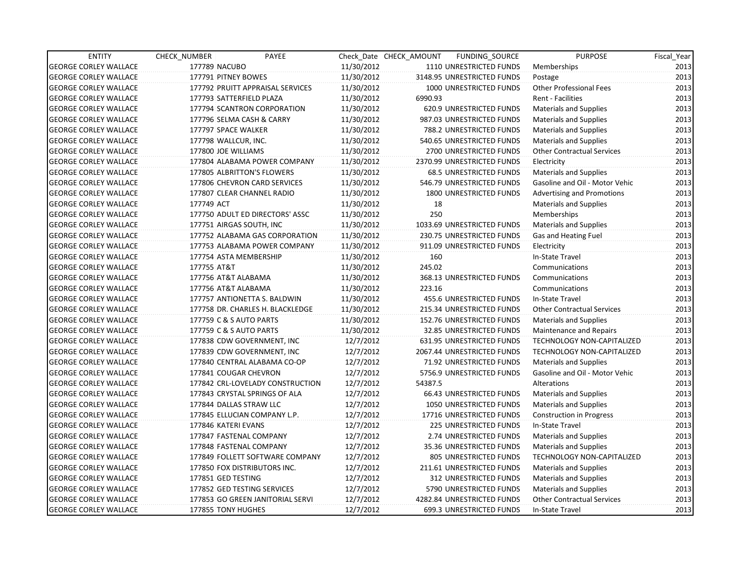| ENTITY | CHECK_NUMBER | PAYEE | Check_Date | CHECK_AMOUNT | FUNDING_SOURCE | PURPOSE | Fiscal_Year |
|---|---|---|---|---|---|---|---|
| GEORGE CORLEY WALLACE | 177789 | NACUBO | 11/30/2012 | 1110 | UNRESTRICTED FUNDS | Memberships | 2013 |
| GEORGE CORLEY WALLACE | 177791 | PITNEY BOWES | 11/30/2012 | 3148.95 | UNRESTRICTED FUNDS | Postage | 2013 |
| GEORGE CORLEY WALLACE | 177792 | PRUITT APPRAISAL SERVICES | 11/30/2012 | 1000 | UNRESTRICTED FUNDS | Other Professional Fees | 2013 |
| GEORGE CORLEY WALLACE | 177793 | SATTERFIELD PLAZA | 11/30/2012 | 6990.93 | | Rent - Facilities | 2013 |
| GEORGE CORLEY WALLACE | 177794 | SCANTRON CORPORATION | 11/30/2012 | 620.9 | UNRESTRICTED FUNDS | Materials and Supplies | 2013 |
| GEORGE CORLEY WALLACE | 177796 | SELMA CASH & CARRY | 11/30/2012 | 987.03 | UNRESTRICTED FUNDS | Materials and Supplies | 2013 |
| GEORGE CORLEY WALLACE | 177797 | SPACE WALKER | 11/30/2012 | 788.2 | UNRESTRICTED FUNDS | Materials and Supplies | 2013 |
| GEORGE CORLEY WALLACE | 177798 | WALLCUR, INC. | 11/30/2012 | 540.65 | UNRESTRICTED FUNDS | Materials and Supplies | 2013 |
| GEORGE CORLEY WALLACE | 177800 | JOE WILLIAMS | 11/30/2012 | 2700 | UNRESTRICTED FUNDS | Other Contractual Services | 2013 |
| GEORGE CORLEY WALLACE | 177804 | ALABAMA POWER COMPANY | 11/30/2012 | 2370.99 | UNRESTRICTED FUNDS | Electricity | 2013 |
| GEORGE CORLEY WALLACE | 177805 | ALBRITTON'S FLOWERS | 11/30/2012 | 68.5 | UNRESTRICTED FUNDS | Materials and Supplies | 2013 |
| GEORGE CORLEY WALLACE | 177806 | CHEVRON CARD SERVICES | 11/30/2012 | 546.79 | UNRESTRICTED FUNDS | Gasoline and Oil - Motor Vehic | 2013 |
| GEORGE CORLEY WALLACE | 177807 | CLEAR CHANNEL RADIO | 11/30/2012 | 1800 | UNRESTRICTED FUNDS | Advertising and Promotions | 2013 |
| GEORGE CORLEY WALLACE | 177749 | ACT | 11/30/2012 | 18 | | Materials and Supplies | 2013 |
| GEORGE CORLEY WALLACE | 177750 | ADULT ED DIRECTORS' ASSC | 11/30/2012 | 250 | | Memberships | 2013 |
| GEORGE CORLEY WALLACE | 177751 | AIRGAS SOUTH, INC | 11/30/2012 | 1033.69 | UNRESTRICTED FUNDS | Materials and Supplies | 2013 |
| GEORGE CORLEY WALLACE | 177752 | ALABAMA GAS CORPORATION | 11/30/2012 | 230.75 | UNRESTRICTED FUNDS | Gas and Heating Fuel | 2013 |
| GEORGE CORLEY WALLACE | 177753 | ALABAMA POWER COMPANY | 11/30/2012 | 911.09 | UNRESTRICTED FUNDS | Electricity | 2013 |
| GEORGE CORLEY WALLACE | 177754 | ASTA MEMBERSHIP | 11/30/2012 | 160 | | In-State Travel | 2013 |
| GEORGE CORLEY WALLACE | 177755 | AT&T | 11/30/2012 | 245.02 | | Communications | 2013 |
| GEORGE CORLEY WALLACE | 177756 | AT&T ALABAMA | 11/30/2012 | 368.13 | UNRESTRICTED FUNDS | Communications | 2013 |
| GEORGE CORLEY WALLACE | 177756 | AT&T ALABAMA | 11/30/2012 | 223.16 | | Communications | 2013 |
| GEORGE CORLEY WALLACE | 177757 | ANTIONETTA S. BALDWIN | 11/30/2012 | 455.6 | UNRESTRICTED FUNDS | In-State Travel | 2013 |
| GEORGE CORLEY WALLACE | 177758 | DR. CHARLES H. BLACKLEDGE | 11/30/2012 | 215.34 | UNRESTRICTED FUNDS | Other Contractual Services | 2013 |
| GEORGE CORLEY WALLACE | 177759 | C & S AUTO PARTS | 11/30/2012 | 152.76 | UNRESTRICTED FUNDS | Materials and Supplies | 2013 |
| GEORGE CORLEY WALLACE | 177759 | C & S AUTO PARTS | 11/30/2012 | 32.85 | UNRESTRICTED FUNDS | Maintenance and Repairs | 2013 |
| GEORGE CORLEY WALLACE | 177838 | CDW GOVERNMENT, INC | 12/7/2012 | 631.95 | UNRESTRICTED FUNDS | TECHNOLOGY NON-CAPITALIZED | 2013 |
| GEORGE CORLEY WALLACE | 177839 | CDW GOVERNMENT, INC | 12/7/2012 | 2067.44 | UNRESTRICTED FUNDS | TECHNOLOGY NON-CAPITALIZED | 2013 |
| GEORGE CORLEY WALLACE | 177840 | CENTRAL ALABAMA CO-OP | 12/7/2012 | 71.92 | UNRESTRICTED FUNDS | Materials and Supplies | 2013 |
| GEORGE CORLEY WALLACE | 177841 | COUGAR CHEVRON | 12/7/2012 | 5756.9 | UNRESTRICTED FUNDS | Gasoline and Oil - Motor Vehic | 2013 |
| GEORGE CORLEY WALLACE | 177842 | CRL-LOVELADY CONSTRUCTION | 12/7/2012 | 54387.5 | | Alterations | 2013 |
| GEORGE CORLEY WALLACE | 177843 | CRYSTAL SPRINGS OF ALA | 12/7/2012 | 66.43 | UNRESTRICTED FUNDS | Materials and Supplies | 2013 |
| GEORGE CORLEY WALLACE | 177844 | DALLAS STRAW LLC | 12/7/2012 | 1050 | UNRESTRICTED FUNDS | Materials and Supplies | 2013 |
| GEORGE CORLEY WALLACE | 177845 | ELLUCIAN COMPANY L.P. | 12/7/2012 | 17716 | UNRESTRICTED FUNDS | Construction in Progress | 2013 |
| GEORGE CORLEY WALLACE | 177846 | KATERI EVANS | 12/7/2012 | 225 | UNRESTRICTED FUNDS | In-State Travel | 2013 |
| GEORGE CORLEY WALLACE | 177847 | FASTENAL COMPANY | 12/7/2012 | 2.74 | UNRESTRICTED FUNDS | Materials and Supplies | 2013 |
| GEORGE CORLEY WALLACE | 177848 | FASTENAL COMPANY | 12/7/2012 | 35.36 | UNRESTRICTED FUNDS | Materials and Supplies | 2013 |
| GEORGE CORLEY WALLACE | 177849 | FOLLETT SOFTWARE COMPANY | 12/7/2012 | 805 | UNRESTRICTED FUNDS | TECHNOLOGY NON-CAPITALIZED | 2013 |
| GEORGE CORLEY WALLACE | 177850 | FOX DISTRIBUTORS INC. | 12/7/2012 | 211.61 | UNRESTRICTED FUNDS | Materials and Supplies | 2013 |
| GEORGE CORLEY WALLACE | 177851 | GED TESTING | 12/7/2012 | 312 | UNRESTRICTED FUNDS | Materials and Supplies | 2013 |
| GEORGE CORLEY WALLACE | 177852 | GED TESTING SERVICES | 12/7/2012 | 5790 | UNRESTRICTED FUNDS | Materials and Supplies | 2013 |
| GEORGE CORLEY WALLACE | 177853 | GO GREEN JANITORIAL SERVI | 12/7/2012 | 4282.84 | UNRESTRICTED FUNDS | Other Contractual Services | 2013 |
| GEORGE CORLEY WALLACE | 177855 | TONY HUGHES | 12/7/2012 | 699.3 | UNRESTRICTED FUNDS | In-State Travel | 2013 |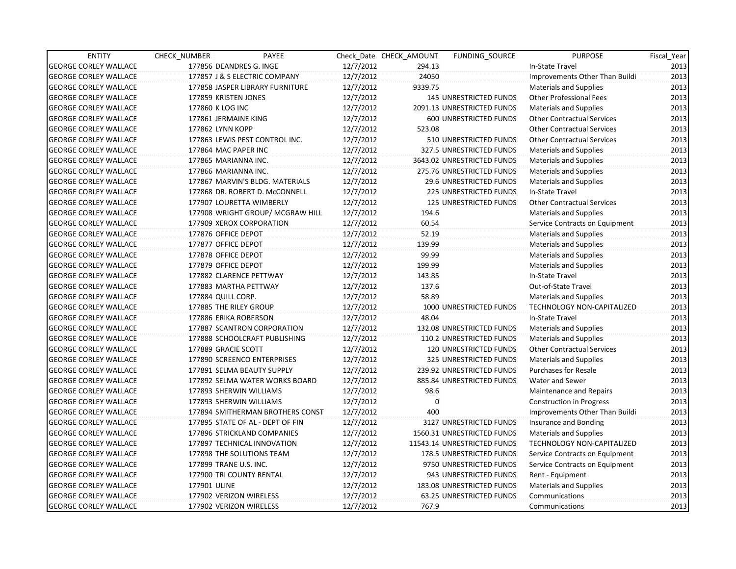| ENTITY | CHECK_NUMBER | PAYEE | Check_Date | CHECK_AMOUNT | FUNDING_SOURCE | PURPOSE | Fiscal_Year |
|---|---|---|---|---|---|---|---|
| GEORGE CORLEY WALLACE | 177856 | DEANDRES G. INGE | 12/7/2012 | 294.13 | | In-State Travel | 2013 |
| GEORGE CORLEY WALLACE | 177857 | J & S ELECTRIC COMPANY | 12/7/2012 | 24050 | | Improvements Other Than Buildi | 2013 |
| GEORGE CORLEY WALLACE | 177858 | JASPER LIBRARY FURNITURE | 12/7/2012 | 9339.75 | | Materials and Supplies | 2013 |
| GEORGE CORLEY WALLACE | 177859 | KRISTEN JONES | 12/7/2012 | 145 | UNRESTRICTED FUNDS | Other Professional Fees | 2013 |
| GEORGE CORLEY WALLACE | 177860 | K LOG INC | 12/7/2012 | 2091.13 | UNRESTRICTED FUNDS | Materials and Supplies | 2013 |
| GEORGE CORLEY WALLACE | 177861 | JERMAINE KING | 12/7/2012 | 600 | UNRESTRICTED FUNDS | Other Contractual Services | 2013 |
| GEORGE CORLEY WALLACE | 177862 | LYNN KOPP | 12/7/2012 | 523.08 | | Other Contractual Services | 2013 |
| GEORGE CORLEY WALLACE | 177863 | LEWIS PEST CONTROL INC. | 12/7/2012 | 510 | UNRESTRICTED FUNDS | Other Contractual Services | 2013 |
| GEORGE CORLEY WALLACE | 177864 | MAC PAPER INC | 12/7/2012 | 327.5 | UNRESTRICTED FUNDS | Materials and Supplies | 2013 |
| GEORGE CORLEY WALLACE | 177865 | MARIANNA INC. | 12/7/2012 | 3643.02 | UNRESTRICTED FUNDS | Materials and Supplies | 2013 |
| GEORGE CORLEY WALLACE | 177866 | MARIANNA INC. | 12/7/2012 | 275.76 | UNRESTRICTED FUNDS | Materials and Supplies | 2013 |
| GEORGE CORLEY WALLACE | 177867 | MARVIN'S BLDG. MATERIALS | 12/7/2012 | 29.6 | UNRESTRICTED FUNDS | Materials and Supplies | 2013 |
| GEORGE CORLEY WALLACE | 177868 | DR. ROBERT D. McCONNELL | 12/7/2012 | 225 | UNRESTRICTED FUNDS | In-State Travel | 2013 |
| GEORGE CORLEY WALLACE | 177907 | LOURETTA WIMBERLY | 12/7/2012 | 125 | UNRESTRICTED FUNDS | Other Contractual Services | 2013 |
| GEORGE CORLEY WALLACE | 177908 | WRIGHT GROUP/ MCGRAW HILL | 12/7/2012 | 194.6 | | Materials and Supplies | 2013 |
| GEORGE CORLEY WALLACE | 177909 | XEROX CORPORATION | 12/7/2012 | 60.54 | | Service Contracts on Equipment | 2013 |
| GEORGE CORLEY WALLACE | 177876 | OFFICE DEPOT | 12/7/2012 | 52.19 | | Materials and Supplies | 2013 |
| GEORGE CORLEY WALLACE | 177877 | OFFICE DEPOT | 12/7/2012 | 139.99 | | Materials and Supplies | 2013 |
| GEORGE CORLEY WALLACE | 177878 | OFFICE DEPOT | 12/7/2012 | 99.99 | | Materials and Supplies | 2013 |
| GEORGE CORLEY WALLACE | 177879 | OFFICE DEPOT | 12/7/2012 | 199.99 | | Materials and Supplies | 2013 |
| GEORGE CORLEY WALLACE | 177882 | CLARENCE PETTWAY | 12/7/2012 | 143.85 | | In-State Travel | 2013 |
| GEORGE CORLEY WALLACE | 177883 | MARTHA PETTWAY | 12/7/2012 | 137.6 | | Out-of-State Travel | 2013 |
| GEORGE CORLEY WALLACE | 177884 | QUILL CORP. | 12/7/2012 | 58.89 | | Materials and Supplies | 2013 |
| GEORGE CORLEY WALLACE | 177885 | THE RILEY GROUP | 12/7/2012 | 1000 | UNRESTRICTED FUNDS | TECHNOLOGY NON-CAPITALIZED | 2013 |
| GEORGE CORLEY WALLACE | 177886 | ERIKA ROBERSON | 12/7/2012 | 48.04 | | In-State Travel | 2013 |
| GEORGE CORLEY WALLACE | 177887 | SCANTRON CORPORATION | 12/7/2012 | 132.08 | UNRESTRICTED FUNDS | Materials and Supplies | 2013 |
| GEORGE CORLEY WALLACE | 177888 | SCHOOLCRAFT PUBLISHING | 12/7/2012 | 110.2 | UNRESTRICTED FUNDS | Materials and Supplies | 2013 |
| GEORGE CORLEY WALLACE | 177889 | GRACIE SCOTT | 12/7/2012 | 120 | UNRESTRICTED FUNDS | Other Contractual Services | 2013 |
| GEORGE CORLEY WALLACE | 177890 | SCREENCO ENTERPRISES | 12/7/2012 | 325 | UNRESTRICTED FUNDS | Materials and Supplies | 2013 |
| GEORGE CORLEY WALLACE | 177891 | SELMA BEAUTY SUPPLY | 12/7/2012 | 239.92 | UNRESTRICTED FUNDS | Purchases for Resale | 2013 |
| GEORGE CORLEY WALLACE | 177892 | SELMA WATER WORKS BOARD | 12/7/2012 | 885.84 | UNRESTRICTED FUNDS | Water and Sewer | 2013 |
| GEORGE CORLEY WALLACE | 177893 | SHERWIN WILLIAMS | 12/7/2012 | 98.6 | | Maintenance and Repairs | 2013 |
| GEORGE CORLEY WALLACE | 177893 | SHERWIN WILLIAMS | 12/7/2012 | 0 | | Construction in Progress | 2013 |
| GEORGE CORLEY WALLACE | 177894 | SMITHERMAN BROTHERS CONST | 12/7/2012 | 400 | | Improvements Other Than Buildi | 2013 |
| GEORGE CORLEY WALLACE | 177895 | STATE OF AL - DEPT OF FIN | 12/7/2012 | 3127 | UNRESTRICTED FUNDS | Insurance and Bonding | 2013 |
| GEORGE CORLEY WALLACE | 177896 | STRICKLAND COMPANIES | 12/7/2012 | 1560.31 | UNRESTRICTED FUNDS | Materials and Supplies | 2013 |
| GEORGE CORLEY WALLACE | 177897 | TECHNICAL INNOVATION | 12/7/2012 | 11543.14 | UNRESTRICTED FUNDS | TECHNOLOGY NON-CAPITALIZED | 2013 |
| GEORGE CORLEY WALLACE | 177898 | THE SOLUTIONS TEAM | 12/7/2012 | 178.5 | UNRESTRICTED FUNDS | Service Contracts on Equipment | 2013 |
| GEORGE CORLEY WALLACE | 177899 | TRANE U.S. INC. | 12/7/2012 | 9750 | UNRESTRICTED FUNDS | Service Contracts on Equipment | 2013 |
| GEORGE CORLEY WALLACE | 177900 | TRI COUNTY RENTAL | 12/7/2012 | 943 | UNRESTRICTED FUNDS | Rent - Equipment | 2013 |
| GEORGE CORLEY WALLACE | 177901 | ULINE | 12/7/2012 | 183.08 | UNRESTRICTED FUNDS | Materials and Supplies | 2013 |
| GEORGE CORLEY WALLACE | 177902 | VERIZON WIRELESS | 12/7/2012 | 63.25 | UNRESTRICTED FUNDS | Communications | 2013 |
| GEORGE CORLEY WALLACE | 177902 | VERIZON WIRELESS | 12/7/2012 | 767.9 | | Communications | 2013 |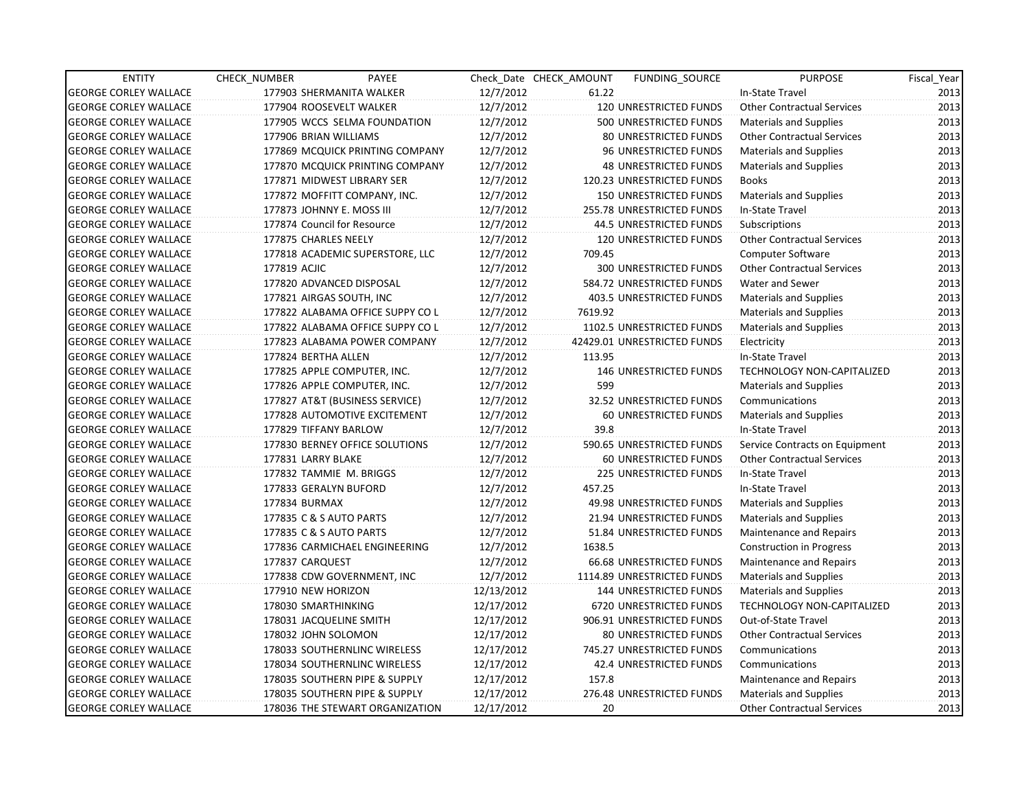| ENTITY | CHECK_NUMBER | PAYEE | Check_Date | CHECK_AMOUNT | FUNDING_SOURCE | PURPOSE | Fiscal_Year |
|---|---|---|---|---|---|---|---|
| GEORGE CORLEY WALLACE | 177903 | SHERMANITA WALKER | 12/7/2012 | 61.22 | | In-State Travel | 2013 |
| GEORGE CORLEY WALLACE | 177904 | ROOSEVELT WALKER | 12/7/2012 | 120 | UNRESTRICTED FUNDS | Other Contractual Services | 2013 |
| GEORGE CORLEY WALLACE | 177905 | WCCS SELMA FOUNDATION | 12/7/2012 | 500 | UNRESTRICTED FUNDS | Materials and Supplies | 2013 |
| GEORGE CORLEY WALLACE | 177906 | BRIAN WILLIAMS | 12/7/2012 | 80 | UNRESTRICTED FUNDS | Other Contractual Services | 2013 |
| GEORGE CORLEY WALLACE | 177869 | MCQUICK PRINTING COMPANY | 12/7/2012 | 96 | UNRESTRICTED FUNDS | Materials and Supplies | 2013 |
| GEORGE CORLEY WALLACE | 177870 | MCQUICK PRINTING COMPANY | 12/7/2012 | 48 | UNRESTRICTED FUNDS | Materials and Supplies | 2013 |
| GEORGE CORLEY WALLACE | 177871 | MIDWEST LIBRARY SER | 12/7/2012 | 120.23 | UNRESTRICTED FUNDS | Books | 2013 |
| GEORGE CORLEY WALLACE | 177872 | MOFFITT COMPANY, INC. | 12/7/2012 | 150 | UNRESTRICTED FUNDS | Materials and Supplies | 2013 |
| GEORGE CORLEY WALLACE | 177873 | JOHNNY E. MOSS III | 12/7/2012 | 255.78 | UNRESTRICTED FUNDS | In-State Travel | 2013 |
| GEORGE CORLEY WALLACE | 177874 | Council for Resource | 12/7/2012 | 44.5 | UNRESTRICTED FUNDS | Subscriptions | 2013 |
| GEORGE CORLEY WALLACE | 177875 | CHARLES NEELY | 12/7/2012 | 120 | UNRESTRICTED FUNDS | Other Contractual Services | 2013 |
| GEORGE CORLEY WALLACE | 177818 | ACADEMIC SUPERSTORE, LLC | 12/7/2012 | 709.45 | | Computer Software | 2013 |
| GEORGE CORLEY WALLACE | 177819 | ACJIC | 12/7/2012 | 300 | UNRESTRICTED FUNDS | Other Contractual Services | 2013 |
| GEORGE CORLEY WALLACE | 177820 | ADVANCED DISPOSAL | 12/7/2012 | 584.72 | UNRESTRICTED FUNDS | Water and Sewer | 2013 |
| GEORGE CORLEY WALLACE | 177821 | AIRGAS SOUTH, INC | 12/7/2012 | 403.5 | UNRESTRICTED FUNDS | Materials and Supplies | 2013 |
| GEORGE CORLEY WALLACE | 177822 | ALABAMA OFFICE SUPPY CO L | 12/7/2012 | 7619.92 | | Materials and Supplies | 2013 |
| GEORGE CORLEY WALLACE | 177822 | ALABAMA OFFICE SUPPY CO L | 12/7/2012 | 1102.5 | UNRESTRICTED FUNDS | Materials and Supplies | 2013 |
| GEORGE CORLEY WALLACE | 177823 | ALABAMA POWER COMPANY | 12/7/2012 | 42429.01 | UNRESTRICTED FUNDS | Electricity | 2013 |
| GEORGE CORLEY WALLACE | 177824 | BERTHA ALLEN | 12/7/2012 | 113.95 | | In-State Travel | 2013 |
| GEORGE CORLEY WALLACE | 177825 | APPLE COMPUTER, INC. | 12/7/2012 | 146 | UNRESTRICTED FUNDS | TECHNOLOGY NON-CAPITALIZED | 2013 |
| GEORGE CORLEY WALLACE | 177826 | APPLE COMPUTER, INC. | 12/7/2012 | 599 | | Materials and Supplies | 2013 |
| GEORGE CORLEY WALLACE | 177827 | AT&T (BUSINESS SERVICE) | 12/7/2012 | 32.52 | UNRESTRICTED FUNDS | Communications | 2013 |
| GEORGE CORLEY WALLACE | 177828 | AUTOMOTIVE EXCITEMENT | 12/7/2012 | 60 | UNRESTRICTED FUNDS | Materials and Supplies | 2013 |
| GEORGE CORLEY WALLACE | 177829 | TIFFANY BARLOW | 12/7/2012 | 39.8 | | In-State Travel | 2013 |
| GEORGE CORLEY WALLACE | 177830 | BERNEY OFFICE SOLUTIONS | 12/7/2012 | 590.65 | UNRESTRICTED FUNDS | Service Contracts on Equipment | 2013 |
| GEORGE CORLEY WALLACE | 177831 | LARRY BLAKE | 12/7/2012 | 60 | UNRESTRICTED FUNDS | Other Contractual Services | 2013 |
| GEORGE CORLEY WALLACE | 177832 | TAMMIE M. BRIGGS | 12/7/2012 | 225 | UNRESTRICTED FUNDS | In-State Travel | 2013 |
| GEORGE CORLEY WALLACE | 177833 | GERALYN BUFORD | 12/7/2012 | 457.25 | | In-State Travel | 2013 |
| GEORGE CORLEY WALLACE | 177834 | BURMAX | 12/7/2012 | 49.98 | UNRESTRICTED FUNDS | Materials and Supplies | 2013 |
| GEORGE CORLEY WALLACE | 177835 | C & S AUTO PARTS | 12/7/2012 | 21.94 | UNRESTRICTED FUNDS | Materials and Supplies | 2013 |
| GEORGE CORLEY WALLACE | 177835 | C & S AUTO PARTS | 12/7/2012 | 51.84 | UNRESTRICTED FUNDS | Maintenance and Repairs | 2013 |
| GEORGE CORLEY WALLACE | 177836 | CARMICHAEL ENGINEERING | 12/7/2012 | 1638.5 | | Construction in Progress | 2013 |
| GEORGE CORLEY WALLACE | 177837 | CARQUEST | 12/7/2012 | 66.68 | UNRESTRICTED FUNDS | Maintenance and Repairs | 2013 |
| GEORGE CORLEY WALLACE | 177838 | CDW GOVERNMENT, INC | 12/7/2012 | 1114.89 | UNRESTRICTED FUNDS | Materials and Supplies | 2013 |
| GEORGE CORLEY WALLACE | 177910 | NEW HORIZON | 12/13/2012 | 144 | UNRESTRICTED FUNDS | Materials and Supplies | 2013 |
| GEORGE CORLEY WALLACE | 178030 | SMARTHINKING | 12/17/2012 | 6720 | UNRESTRICTED FUNDS | TECHNOLOGY NON-CAPITALIZED | 2013 |
| GEORGE CORLEY WALLACE | 178031 | JACQUELINE SMITH | 12/17/2012 | 906.91 | UNRESTRICTED FUNDS | Out-of-State Travel | 2013 |
| GEORGE CORLEY WALLACE | 178032 | JOHN SOLOMON | 12/17/2012 | 80 | UNRESTRICTED FUNDS | Other Contractual Services | 2013 |
| GEORGE CORLEY WALLACE | 178033 | SOUTHERNLINC WIRELESS | 12/17/2012 | 745.27 | UNRESTRICTED FUNDS | Communications | 2013 |
| GEORGE CORLEY WALLACE | 178034 | SOUTHERNLINC WIRELESS | 12/17/2012 | 42.4 | UNRESTRICTED FUNDS | Communications | 2013 |
| GEORGE CORLEY WALLACE | 178035 | SOUTHERN PIPE & SUPPLY | 12/17/2012 | 157.8 | | Maintenance and Repairs | 2013 |
| GEORGE CORLEY WALLACE | 178035 | SOUTHERN PIPE & SUPPLY | 12/17/2012 | 276.48 | UNRESTRICTED FUNDS | Materials and Supplies | 2013 |
| GEORGE CORLEY WALLACE | 178036 | THE STEWART ORGANIZATION | 12/17/2012 | 20 | | Other Contractual Services | 2013 |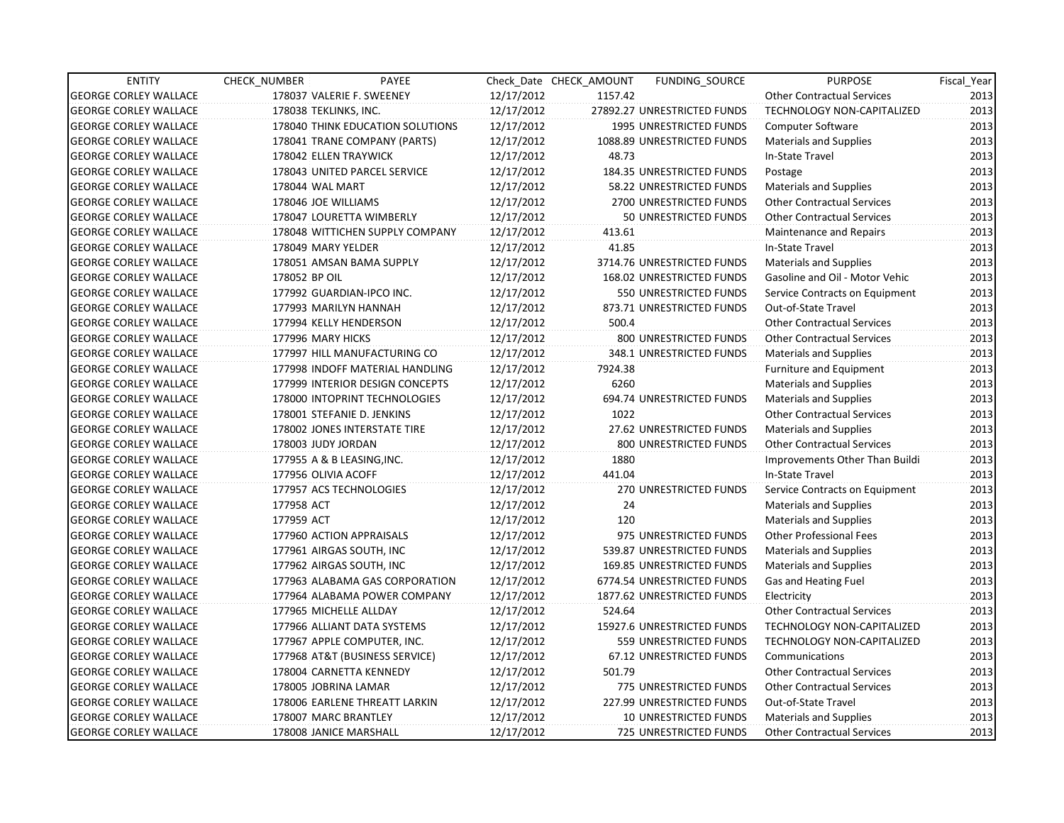| ENTITY | CHECK_NUMBER | PAYEE | Check_Date | CHECK_AMOUNT | FUNDING_SOURCE | PURPOSE | Fiscal_Year |
|---|---|---|---|---|---|---|---|
| GEORGE CORLEY WALLACE | 178037 | VALERIE F. SWEENEY | 12/17/2012 | 1157.42 | | Other Contractual Services | 2013 |
| GEORGE CORLEY WALLACE | 178038 | TEKLINKS, INC. | 12/17/2012 | 27892.27 | UNRESTRICTED FUNDS | TECHNOLOGY NON-CAPITALIZED | 2013 |
| GEORGE CORLEY WALLACE | 178040 | THINK EDUCATION SOLUTIONS | 12/17/2012 | 1995 | UNRESTRICTED FUNDS | Computer Software | 2013 |
| GEORGE CORLEY WALLACE | 178041 | TRANE COMPANY (PARTS) | 12/17/2012 | 1088.89 | UNRESTRICTED FUNDS | Materials and Supplies | 2013 |
| GEORGE CORLEY WALLACE | 178042 | ELLEN TRAYWICK | 12/17/2012 | 48.73 | | In-State Travel | 2013 |
| GEORGE CORLEY WALLACE | 178043 | UNITED PARCEL SERVICE | 12/17/2012 | 184.35 | UNRESTRICTED FUNDS | Postage | 2013 |
| GEORGE CORLEY WALLACE | 178044 | WAL MART | 12/17/2012 | 58.22 | UNRESTRICTED FUNDS | Materials and Supplies | 2013 |
| GEORGE CORLEY WALLACE | 178046 | JOE WILLIAMS | 12/17/2012 | 2700 | UNRESTRICTED FUNDS | Other Contractual Services | 2013 |
| GEORGE CORLEY WALLACE | 178047 | LOURETTA WIMBERLY | 12/17/2012 | 50 | UNRESTRICTED FUNDS | Other Contractual Services | 2013 |
| GEORGE CORLEY WALLACE | 178048 | WITTICHEN SUPPLY COMPANY | 12/17/2012 | 413.61 | | Maintenance and Repairs | 2013 |
| GEORGE CORLEY WALLACE | 178049 | MARY YELDER | 12/17/2012 | 41.85 | | In-State Travel | 2013 |
| GEORGE CORLEY WALLACE | 178051 | AMSAN BAMA SUPPLY | 12/17/2012 | 3714.76 | UNRESTRICTED FUNDS | Materials and Supplies | 2013 |
| GEORGE CORLEY WALLACE | 178052 | BP OIL | 12/17/2012 | 168.02 | UNRESTRICTED FUNDS | Gasoline and Oil - Motor Vehic | 2013 |
| GEORGE CORLEY WALLACE | 177992 | GUARDIAN-IPCO INC. | 12/17/2012 | 550 | UNRESTRICTED FUNDS | Service Contracts on Equipment | 2013 |
| GEORGE CORLEY WALLACE | 177993 | MARILYN HANNAH | 12/17/2012 | 873.71 | UNRESTRICTED FUNDS | Out-of-State Travel | 2013 |
| GEORGE CORLEY WALLACE | 177994 | KELLY HENDERSON | 12/17/2012 | 500.4 | | Other Contractual Services | 2013 |
| GEORGE CORLEY WALLACE | 177996 | MARY HICKS | 12/17/2012 | 800 | UNRESTRICTED FUNDS | Other Contractual Services | 2013 |
| GEORGE CORLEY WALLACE | 177997 | HILL MANUFACTURING CO | 12/17/2012 | 348.1 | UNRESTRICTED FUNDS | Materials and Supplies | 2013 |
| GEORGE CORLEY WALLACE | 177998 | INDOFF MATERIAL HANDLING | 12/17/2012 | 7924.38 | | Furniture and Equipment | 2013 |
| GEORGE CORLEY WALLACE | 177999 | INTERIOR DESIGN CONCEPTS | 12/17/2012 | 6260 | | Materials and Supplies | 2013 |
| GEORGE CORLEY WALLACE | 178000 | INTOPRINT TECHNOLOGIES | 12/17/2012 | 694.74 | UNRESTRICTED FUNDS | Materials and Supplies | 2013 |
| GEORGE CORLEY WALLACE | 178001 | STEFANIE D. JENKINS | 12/17/2012 | 1022 | | Other Contractual Services | 2013 |
| GEORGE CORLEY WALLACE | 178002 | JONES INTERSTATE TIRE | 12/17/2012 | 27.62 | UNRESTRICTED FUNDS | Materials and Supplies | 2013 |
| GEORGE CORLEY WALLACE | 178003 | JUDY JORDAN | 12/17/2012 | 800 | UNRESTRICTED FUNDS | Other Contractual Services | 2013 |
| GEORGE CORLEY WALLACE | 177955 | A & B LEASING,INC. | 12/17/2012 | 1880 | | Improvements Other Than Buildi | 2013 |
| GEORGE CORLEY WALLACE | 177956 | OLIVIA ACOFF | 12/17/2012 | 441.04 | | In-State Travel | 2013 |
| GEORGE CORLEY WALLACE | 177957 | ACS TECHNOLOGIES | 12/17/2012 | 270 | UNRESTRICTED FUNDS | Service Contracts on Equipment | 2013 |
| GEORGE CORLEY WALLACE | 177958 | ACT | 12/17/2012 | 24 | | Materials and Supplies | 2013 |
| GEORGE CORLEY WALLACE | 177959 | ACT | 12/17/2012 | 120 | | Materials and Supplies | 2013 |
| GEORGE CORLEY WALLACE | 177960 | ACTION APPRAISALS | 12/17/2012 | 975 | UNRESTRICTED FUNDS | Other Professional Fees | 2013 |
| GEORGE CORLEY WALLACE | 177961 | AIRGAS SOUTH, INC | 12/17/2012 | 539.87 | UNRESTRICTED FUNDS | Materials and Supplies | 2013 |
| GEORGE CORLEY WALLACE | 177962 | AIRGAS SOUTH, INC | 12/17/2012 | 169.85 | UNRESTRICTED FUNDS | Materials and Supplies | 2013 |
| GEORGE CORLEY WALLACE | 177963 | ALABAMA GAS CORPORATION | 12/17/2012 | 6774.54 | UNRESTRICTED FUNDS | Gas and Heating Fuel | 2013 |
| GEORGE CORLEY WALLACE | 177964 | ALABAMA POWER COMPANY | 12/17/2012 | 1877.62 | UNRESTRICTED FUNDS | Electricity | 2013 |
| GEORGE CORLEY WALLACE | 177965 | MICHELLE ALLDAY | 12/17/2012 | 524.64 | | Other Contractual Services | 2013 |
| GEORGE CORLEY WALLACE | 177966 | ALLIANT DATA SYSTEMS | 12/17/2012 | 15927.6 | UNRESTRICTED FUNDS | TECHNOLOGY NON-CAPITALIZED | 2013 |
| GEORGE CORLEY WALLACE | 177967 | APPLE COMPUTER, INC. | 12/17/2012 | 559 | UNRESTRICTED FUNDS | TECHNOLOGY NON-CAPITALIZED | 2013 |
| GEORGE CORLEY WALLACE | 177968 | AT&T (BUSINESS SERVICE) | 12/17/2012 | 67.12 | UNRESTRICTED FUNDS | Communications | 2013 |
| GEORGE CORLEY WALLACE | 178004 | CARNETTA KENNEDY | 12/17/2012 | 501.79 | | Other Contractual Services | 2013 |
| GEORGE CORLEY WALLACE | 178005 | JOBRINA LAMAR | 12/17/2012 | 775 | UNRESTRICTED FUNDS | Other Contractual Services | 2013 |
| GEORGE CORLEY WALLACE | 178006 | EARLENE THREATT LARKIN | 12/17/2012 | 227.99 | UNRESTRICTED FUNDS | Out-of-State Travel | 2013 |
| GEORGE CORLEY WALLACE | 178007 | MARC BRANTLEY | 12/17/2012 | 10 | UNRESTRICTED FUNDS | Materials and Supplies | 2013 |
| GEORGE CORLEY WALLACE | 178008 | JANICE MARSHALL | 12/17/2012 | 725 | UNRESTRICTED FUNDS | Other Contractual Services | 2013 |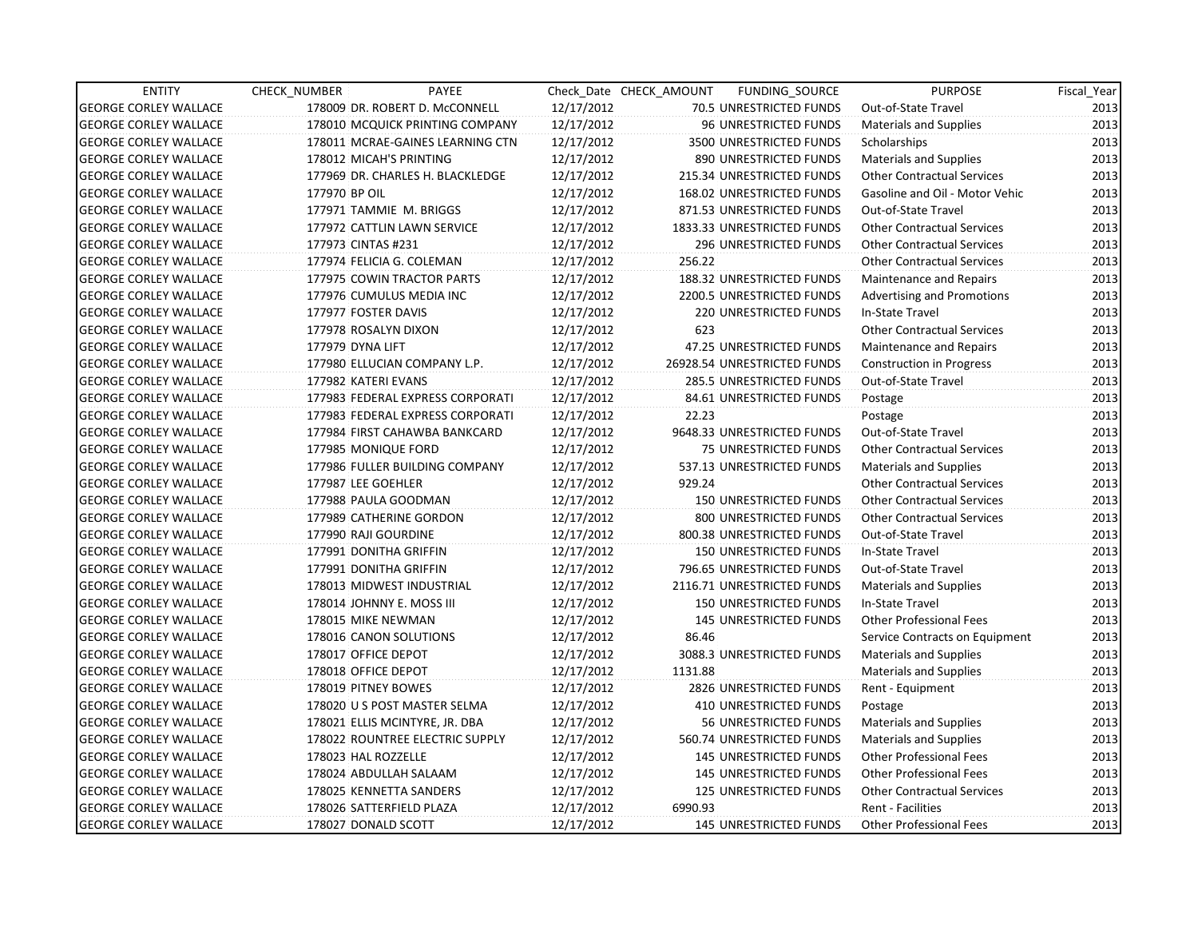| ENTITY | CHECK_NUMBER | PAYEE | Check_Date | CHECK_AMOUNT | FUNDING_SOURCE | PURPOSE | Fiscal_Year |
|---|---|---|---|---|---|---|---|
| GEORGE CORLEY WALLACE | 178009 | DR. ROBERT D. McCONNELL | 12/17/2012 | 70.5 | UNRESTRICTED FUNDS | Out-of-State Travel | 2013 |
| GEORGE CORLEY WALLACE | 178010 | MCQUICK PRINTING COMPANY | 12/17/2012 | 96 | UNRESTRICTED FUNDS | Materials and Supplies | 2013 |
| GEORGE CORLEY WALLACE | 178011 | MCRAE-GAINES LEARNING CTN | 12/17/2012 | 3500 | UNRESTRICTED FUNDS | Scholarships | 2013 |
| GEORGE CORLEY WALLACE | 178012 | MICAH'S PRINTING | 12/17/2012 | 890 | UNRESTRICTED FUNDS | Materials and Supplies | 2013 |
| GEORGE CORLEY WALLACE | 177969 | DR. CHARLES H. BLACKLEDGE | 12/17/2012 | 215.34 | UNRESTRICTED FUNDS | Other Contractual Services | 2013 |
| GEORGE CORLEY WALLACE | 177970 | BP OIL | 12/17/2012 | 168.02 | UNRESTRICTED FUNDS | Gasoline and Oil - Motor Vehic | 2013 |
| GEORGE CORLEY WALLACE | 177971 | TAMMIE M. BRIGGS | 12/17/2012 | 871.53 | UNRESTRICTED FUNDS | Out-of-State Travel | 2013 |
| GEORGE CORLEY WALLACE | 177972 | CATTLIN LAWN SERVICE | 12/17/2012 | 1833.33 | UNRESTRICTED FUNDS | Other Contractual Services | 2013 |
| GEORGE CORLEY WALLACE | 177973 | CINTAS #231 | 12/17/2012 | 296 | UNRESTRICTED FUNDS | Other Contractual Services | 2013 |
| GEORGE CORLEY WALLACE | 177974 | FELICIA G. COLEMAN | 12/17/2012 | 256.22 | | Other Contractual Services | 2013 |
| GEORGE CORLEY WALLACE | 177975 | COWIN TRACTOR PARTS | 12/17/2012 | 188.32 | UNRESTRICTED FUNDS | Maintenance and Repairs | 2013 |
| GEORGE CORLEY WALLACE | 177976 | CUMULUS MEDIA INC | 12/17/2012 | 2200.5 | UNRESTRICTED FUNDS | Advertising and Promotions | 2013 |
| GEORGE CORLEY WALLACE | 177977 | FOSTER DAVIS | 12/17/2012 | 220 | UNRESTRICTED FUNDS | In-State Travel | 2013 |
| GEORGE CORLEY WALLACE | 177978 | ROSALYN DIXON | 12/17/2012 | 623 | | Other Contractual Services | 2013 |
| GEORGE CORLEY WALLACE | 177979 | DYNA LIFT | 12/17/2012 | 47.25 | UNRESTRICTED FUNDS | Maintenance and Repairs | 2013 |
| GEORGE CORLEY WALLACE | 177980 | ELLUCIAN COMPANY L.P. | 12/17/2012 | 26928.54 | UNRESTRICTED FUNDS | Construction in Progress | 2013 |
| GEORGE CORLEY WALLACE | 177982 | KATERI EVANS | 12/17/2012 | 285.5 | UNRESTRICTED FUNDS | Out-of-State Travel | 2013 |
| GEORGE CORLEY WALLACE | 177983 | FEDERAL EXPRESS CORPORATI | 12/17/2012 | 84.61 | UNRESTRICTED FUNDS | Postage | 2013 |
| GEORGE CORLEY WALLACE | 177983 | FEDERAL EXPRESS CORPORATI | 12/17/2012 | 22.23 | | Postage | 2013 |
| GEORGE CORLEY WALLACE | 177984 | FIRST CAHAWBA BANKCARD | 12/17/2012 | 9648.33 | UNRESTRICTED FUNDS | Out-of-State Travel | 2013 |
| GEORGE CORLEY WALLACE | 177985 | MONIQUE FORD | 12/17/2012 | 75 | UNRESTRICTED FUNDS | Other Contractual Services | 2013 |
| GEORGE CORLEY WALLACE | 177986 | FULLER BUILDING COMPANY | 12/17/2012 | 537.13 | UNRESTRICTED FUNDS | Materials and Supplies | 2013 |
| GEORGE CORLEY WALLACE | 177987 | LEE GOEHLER | 12/17/2012 | 929.24 | | Other Contractual Services | 2013 |
| GEORGE CORLEY WALLACE | 177988 | PAULA GOODMAN | 12/17/2012 | 150 | UNRESTRICTED FUNDS | Other Contractual Services | 2013 |
| GEORGE CORLEY WALLACE | 177989 | CATHERINE GORDON | 12/17/2012 | 800 | UNRESTRICTED FUNDS | Other Contractual Services | 2013 |
| GEORGE CORLEY WALLACE | 177990 | RAJI GOURDINE | 12/17/2012 | 800.38 | UNRESTRICTED FUNDS | Out-of-State Travel | 2013 |
| GEORGE CORLEY WALLACE | 177991 | DONITHA GRIFFIN | 12/17/2012 | 150 | UNRESTRICTED FUNDS | In-State Travel | 2013 |
| GEORGE CORLEY WALLACE | 177991 | DONITHA GRIFFIN | 12/17/2012 | 796.65 | UNRESTRICTED FUNDS | Out-of-State Travel | 2013 |
| GEORGE CORLEY WALLACE | 178013 | MIDWEST INDUSTRIAL | 12/17/2012 | 2116.71 | UNRESTRICTED FUNDS | Materials and Supplies | 2013 |
| GEORGE CORLEY WALLACE | 178014 | JOHNNY E. MOSS III | 12/17/2012 | 150 | UNRESTRICTED FUNDS | In-State Travel | 2013 |
| GEORGE CORLEY WALLACE | 178015 | MIKE NEWMAN | 12/17/2012 | 145 | UNRESTRICTED FUNDS | Other Professional Fees | 2013 |
| GEORGE CORLEY WALLACE | 178016 | CANON SOLUTIONS | 12/17/2012 | 86.46 | | Service Contracts on Equipment | 2013 |
| GEORGE CORLEY WALLACE | 178017 | OFFICE DEPOT | 12/17/2012 | 3088.3 | UNRESTRICTED FUNDS | Materials and Supplies | 2013 |
| GEORGE CORLEY WALLACE | 178018 | OFFICE DEPOT | 12/17/2012 | 1131.88 | | Materials and Supplies | 2013 |
| GEORGE CORLEY WALLACE | 178019 | PITNEY BOWES | 12/17/2012 | 2826 | UNRESTRICTED FUNDS | Rent - Equipment | 2013 |
| GEORGE CORLEY WALLACE | 178020 | U S POST MASTER SELMA | 12/17/2012 | 410 | UNRESTRICTED FUNDS | Postage | 2013 |
| GEORGE CORLEY WALLACE | 178021 | ELLIS MCINTYRE, JR. DBA | 12/17/2012 | 56 | UNRESTRICTED FUNDS | Materials and Supplies | 2013 |
| GEORGE CORLEY WALLACE | 178022 | ROUNTREE ELECTRIC SUPPLY | 12/17/2012 | 560.74 | UNRESTRICTED FUNDS | Materials and Supplies | 2013 |
| GEORGE CORLEY WALLACE | 178023 | HAL ROZZELLE | 12/17/2012 | 145 | UNRESTRICTED FUNDS | Other Professional Fees | 2013 |
| GEORGE CORLEY WALLACE | 178024 | ABDULLAH SALAAM | 12/17/2012 | 145 | UNRESTRICTED FUNDS | Other Professional Fees | 2013 |
| GEORGE CORLEY WALLACE | 178025 | KENNETTA SANDERS | 12/17/2012 | 125 | UNRESTRICTED FUNDS | Other Contractual Services | 2013 |
| GEORGE CORLEY WALLACE | 178026 | SATTERFIELD PLAZA | 12/17/2012 | 6990.93 | | Rent - Facilities | 2013 |
| GEORGE CORLEY WALLACE | 178027 | DONALD SCOTT | 12/17/2012 | 145 | UNRESTRICTED FUNDS | Other Professional Fees | 2013 |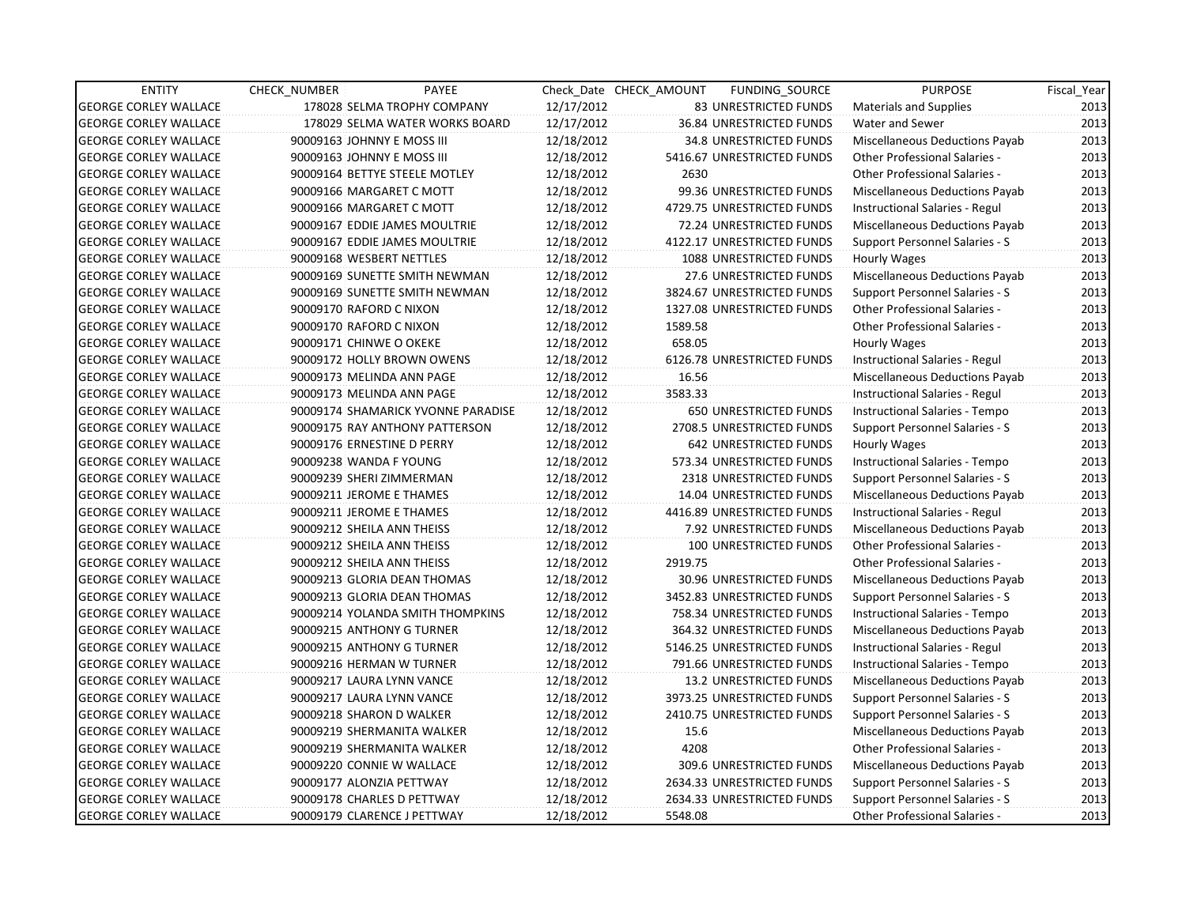| ENTITY | CHECK_NUMBER | PAYEE | Check_Date | CHECK_AMOUNT | FUNDING_SOURCE | PURPOSE | Fiscal_Year |
|---|---|---|---|---|---|---|---|
| GEORGE CORLEY WALLACE | 178028 | SELMA TROPHY COMPANY | 12/17/2012 | 83 | UNRESTRICTED FUNDS | Materials and Supplies | 2013 |
| GEORGE CORLEY WALLACE | 178029 | SELMA WATER WORKS BOARD | 12/17/2012 | 36.84 | UNRESTRICTED FUNDS | Water and Sewer | 2013 |
| GEORGE CORLEY WALLACE | 90009163 | JOHNNY E MOSS III | 12/18/2012 | 34.8 | UNRESTRICTED FUNDS | Miscellaneous Deductions Payab | 2013 |
| GEORGE CORLEY WALLACE | 90009163 | JOHNNY E MOSS III | 12/18/2012 | 5416.67 | UNRESTRICTED FUNDS | Other Professional Salaries - | 2013 |
| GEORGE CORLEY WALLACE | 90009164 | BETTYE STEELE MOTLEY | 12/18/2012 | 2630 | | Other Professional Salaries - | 2013 |
| GEORGE CORLEY WALLACE | 90009166 | MARGARET C MOTT | 12/18/2012 | 99.36 | UNRESTRICTED FUNDS | Miscellaneous Deductions Payab | 2013 |
| GEORGE CORLEY WALLACE | 90009166 | MARGARET C MOTT | 12/18/2012 | 4729.75 | UNRESTRICTED FUNDS | Instructional Salaries - Regul | 2013 |
| GEORGE CORLEY WALLACE | 90009167 | EDDIE JAMES MOULTRIE | 12/18/2012 | 72.24 | UNRESTRICTED FUNDS | Miscellaneous Deductions Payab | 2013 |
| GEORGE CORLEY WALLACE | 90009167 | EDDIE JAMES MOULTRIE | 12/18/2012 | 4122.17 | UNRESTRICTED FUNDS | Support Personnel Salaries - S | 2013 |
| GEORGE CORLEY WALLACE | 90009168 | WESBERT NETTLES | 12/18/2012 | 1088 | UNRESTRICTED FUNDS | Hourly Wages | 2013 |
| GEORGE CORLEY WALLACE | 90009169 | SUNETTE SMITH NEWMAN | 12/18/2012 | 27.6 | UNRESTRICTED FUNDS | Miscellaneous Deductions Payab | 2013 |
| GEORGE CORLEY WALLACE | 90009169 | SUNETTE SMITH NEWMAN | 12/18/2012 | 3824.67 | UNRESTRICTED FUNDS | Support Personnel Salaries - S | 2013 |
| GEORGE CORLEY WALLACE | 90009170 | RAFORD C NIXON | 12/18/2012 | 1327.08 | UNRESTRICTED FUNDS | Other Professional Salaries - | 2013 |
| GEORGE CORLEY WALLACE | 90009170 | RAFORD C NIXON | 12/18/2012 | 1589.58 | | Other Professional Salaries - | 2013 |
| GEORGE CORLEY WALLACE | 90009171 | CHINWE O OKEKE | 12/18/2012 | 658.05 | | Hourly Wages | 2013 |
| GEORGE CORLEY WALLACE | 90009172 | HOLLY BROWN OWENS | 12/18/2012 | 6126.78 | UNRESTRICTED FUNDS | Instructional Salaries - Regul | 2013 |
| GEORGE CORLEY WALLACE | 90009173 | MELINDA ANN PAGE | 12/18/2012 | 16.56 | | Miscellaneous Deductions Payab | 2013 |
| GEORGE CORLEY WALLACE | 90009173 | MELINDA ANN PAGE | 12/18/2012 | 3583.33 | | Instructional Salaries - Regul | 2013 |
| GEORGE CORLEY WALLACE | 90009174 | SHAMARICK YVONNE PARADISE | 12/18/2012 | 650 | UNRESTRICTED FUNDS | Instructional Salaries - Tempo | 2013 |
| GEORGE CORLEY WALLACE | 90009175 | RAY ANTHONY PATTERSON | 12/18/2012 | 2708.5 | UNRESTRICTED FUNDS | Support Personnel Salaries - S | 2013 |
| GEORGE CORLEY WALLACE | 90009176 | ERNESTINE D PERRY | 12/18/2012 | 642 | UNRESTRICTED FUNDS | Hourly Wages | 2013 |
| GEORGE CORLEY WALLACE | 90009238 | WANDA F YOUNG | 12/18/2012 | 573.34 | UNRESTRICTED FUNDS | Instructional Salaries - Tempo | 2013 |
| GEORGE CORLEY WALLACE | 90009239 | SHERI ZIMMERMAN | 12/18/2012 | 2318 | UNRESTRICTED FUNDS | Support Personnel Salaries - S | 2013 |
| GEORGE CORLEY WALLACE | 90009211 | JEROME E THAMES | 12/18/2012 | 14.04 | UNRESTRICTED FUNDS | Miscellaneous Deductions Payab | 2013 |
| GEORGE CORLEY WALLACE | 90009211 | JEROME E THAMES | 12/18/2012 | 4416.89 | UNRESTRICTED FUNDS | Instructional Salaries - Regul | 2013 |
| GEORGE CORLEY WALLACE | 90009212 | SHEILA ANN THEISS | 12/18/2012 | 7.92 | UNRESTRICTED FUNDS | Miscellaneous Deductions Payab | 2013 |
| GEORGE CORLEY WALLACE | 90009212 | SHEILA ANN THEISS | 12/18/2012 | 100 | UNRESTRICTED FUNDS | Other Professional Salaries - | 2013 |
| GEORGE CORLEY WALLACE | 90009212 | SHEILA ANN THEISS | 12/18/2012 | 2919.75 | | Other Professional Salaries - | 2013 |
| GEORGE CORLEY WALLACE | 90009213 | GLORIA DEAN THOMAS | 12/18/2012 | 30.96 | UNRESTRICTED FUNDS | Miscellaneous Deductions Payab | 2013 |
| GEORGE CORLEY WALLACE | 90009213 | GLORIA DEAN THOMAS | 12/18/2012 | 3452.83 | UNRESTRICTED FUNDS | Support Personnel Salaries - S | 2013 |
| GEORGE CORLEY WALLACE | 90009214 | YOLANDA SMITH THOMPKINS | 12/18/2012 | 758.34 | UNRESTRICTED FUNDS | Instructional Salaries - Tempo | 2013 |
| GEORGE CORLEY WALLACE | 90009215 | ANTHONY G TURNER | 12/18/2012 | 364.32 | UNRESTRICTED FUNDS | Miscellaneous Deductions Payab | 2013 |
| GEORGE CORLEY WALLACE | 90009215 | ANTHONY G TURNER | 12/18/2012 | 5146.25 | UNRESTRICTED FUNDS | Instructional Salaries - Regul | 2013 |
| GEORGE CORLEY WALLACE | 90009216 | HERMAN W TURNER | 12/18/2012 | 791.66 | UNRESTRICTED FUNDS | Instructional Salaries - Tempo | 2013 |
| GEORGE CORLEY WALLACE | 90009217 | LAURA LYNN VANCE | 12/18/2012 | 13.2 | UNRESTRICTED FUNDS | Miscellaneous Deductions Payab | 2013 |
| GEORGE CORLEY WALLACE | 90009217 | LAURA LYNN VANCE | 12/18/2012 | 3973.25 | UNRESTRICTED FUNDS | Support Personnel Salaries - S | 2013 |
| GEORGE CORLEY WALLACE | 90009218 | SHARON D WALKER | 12/18/2012 | 2410.75 | UNRESTRICTED FUNDS | Support Personnel Salaries - S | 2013 |
| GEORGE CORLEY WALLACE | 90009219 | SHERMANITA WALKER | 12/18/2012 | 15.6 | | Miscellaneous Deductions Payab | 2013 |
| GEORGE CORLEY WALLACE | 90009219 | SHERMANITA WALKER | 12/18/2012 | 4208 | | Other Professional Salaries - | 2013 |
| GEORGE CORLEY WALLACE | 90009220 | CONNIE W WALLACE | 12/18/2012 | 309.6 | UNRESTRICTED FUNDS | Miscellaneous Deductions Payab | 2013 |
| GEORGE CORLEY WALLACE | 90009177 | ALONZIA PETTWAY | 12/18/2012 | 2634.33 | UNRESTRICTED FUNDS | Support Personnel Salaries - S | 2013 |
| GEORGE CORLEY WALLACE | 90009178 | CHARLES D PETTWAY | 12/18/2012 | 2634.33 | UNRESTRICTED FUNDS | Support Personnel Salaries - S | 2013 |
| GEORGE CORLEY WALLACE | 90009179 | CLARENCE J PETTWAY | 12/18/2012 | 5548.08 | | Other Professional Salaries - | 2013 |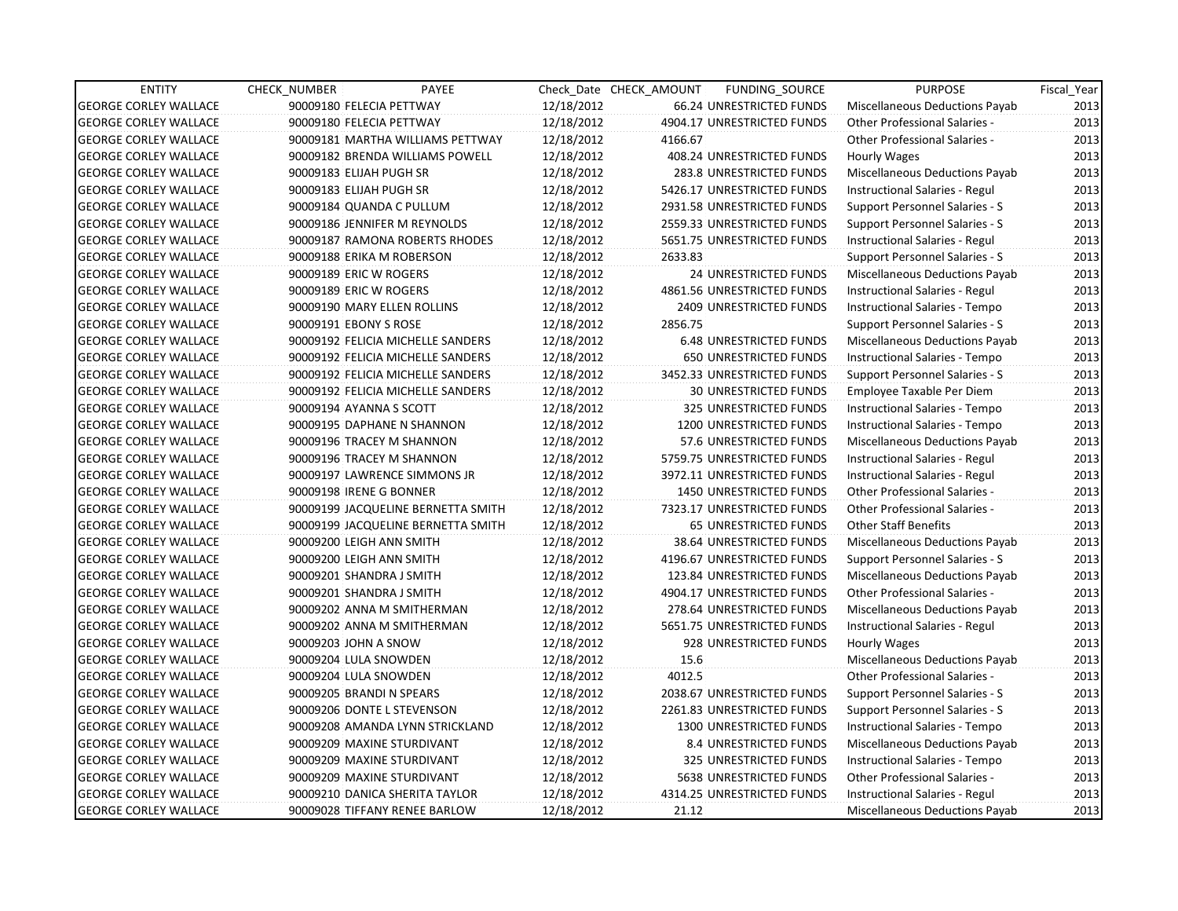| ENTITY | CHECK_NUMBER | PAYEE | Check_Date | CHECK_AMOUNT | FUNDING_SOURCE | PURPOSE | Fiscal_Year |
|---|---|---|---|---|---|---|---|
| GEORGE CORLEY WALLACE | 90009180 | FELECIA PETTWAY | 12/18/2012 | 66.24 | UNRESTRICTED FUNDS | Miscellaneous Deductions Payab | 2013 |
| GEORGE CORLEY WALLACE | 90009180 | FELECIA PETTWAY | 12/18/2012 | 4904.17 | UNRESTRICTED FUNDS | Other Professional Salaries - | 2013 |
| GEORGE CORLEY WALLACE | 90009181 | MARTHA WILLIAMS PETTWAY | 12/18/2012 | 4166.67 | | Other Professional Salaries - | 2013 |
| GEORGE CORLEY WALLACE | 90009182 | BRENDA WILLIAMS POWELL | 12/18/2012 | 408.24 | UNRESTRICTED FUNDS | Hourly Wages | 2013 |
| GEORGE CORLEY WALLACE | 90009183 | ELIJAH PUGH SR | 12/18/2012 | 283.8 | UNRESTRICTED FUNDS | Miscellaneous Deductions Payab | 2013 |
| GEORGE CORLEY WALLACE | 90009183 | ELIJAH PUGH SR | 12/18/2012 | 5426.17 | UNRESTRICTED FUNDS | Instructional Salaries - Regul | 2013 |
| GEORGE CORLEY WALLACE | 90009184 | QUANDA C PULLUM | 12/18/2012 | 2931.58 | UNRESTRICTED FUNDS | Support Personnel Salaries - S | 2013 |
| GEORGE CORLEY WALLACE | 90009186 | JENNIFER M REYNOLDS | 12/18/2012 | 2559.33 | UNRESTRICTED FUNDS | Support Personnel Salaries - S | 2013 |
| GEORGE CORLEY WALLACE | 90009187 | RAMONA ROBERTS RHODES | 12/18/2012 | 5651.75 | UNRESTRICTED FUNDS | Instructional Salaries - Regul | 2013 |
| GEORGE CORLEY WALLACE | 90009188 | ERIKA M ROBERSON | 12/18/2012 | 2633.83 | | Support Personnel Salaries - S | 2013 |
| GEORGE CORLEY WALLACE | 90009189 | ERIC W ROGERS | 12/18/2012 | 24 | UNRESTRICTED FUNDS | Miscellaneous Deductions Payab | 2013 |
| GEORGE CORLEY WALLACE | 90009189 | ERIC W ROGERS | 12/18/2012 | 4861.56 | UNRESTRICTED FUNDS | Instructional Salaries - Regul | 2013 |
| GEORGE CORLEY WALLACE | 90009190 | MARY ELLEN ROLLINS | 12/18/2012 | 2409 | UNRESTRICTED FUNDS | Instructional Salaries - Tempo | 2013 |
| GEORGE CORLEY WALLACE | 90009191 | EBONY S ROSE | 12/18/2012 | 2856.75 | | Support Personnel Salaries - S | 2013 |
| GEORGE CORLEY WALLACE | 90009192 | FELICIA MICHELLE SANDERS | 12/18/2012 | 6.48 | UNRESTRICTED FUNDS | Miscellaneous Deductions Payab | 2013 |
| GEORGE CORLEY WALLACE | 90009192 | FELICIA MICHELLE SANDERS | 12/18/2012 | 650 | UNRESTRICTED FUNDS | Instructional Salaries - Tempo | 2013 |
| GEORGE CORLEY WALLACE | 90009192 | FELICIA MICHELLE SANDERS | 12/18/2012 | 3452.33 | UNRESTRICTED FUNDS | Support Personnel Salaries - S | 2013 |
| GEORGE CORLEY WALLACE | 90009192 | FELICIA MICHELLE SANDERS | 12/18/2012 | 30 | UNRESTRICTED FUNDS | Employee Taxable Per Diem | 2013 |
| GEORGE CORLEY WALLACE | 90009194 | AYANNA S SCOTT | 12/18/2012 | 325 | UNRESTRICTED FUNDS | Instructional Salaries - Tempo | 2013 |
| GEORGE CORLEY WALLACE | 90009195 | DAPHANE N SHANNON | 12/18/2012 | 1200 | UNRESTRICTED FUNDS | Instructional Salaries - Tempo | 2013 |
| GEORGE CORLEY WALLACE | 90009196 | TRACEY M SHANNON | 12/18/2012 | 57.6 | UNRESTRICTED FUNDS | Miscellaneous Deductions Payab | 2013 |
| GEORGE CORLEY WALLACE | 90009196 | TRACEY M SHANNON | 12/18/2012 | 5759.75 | UNRESTRICTED FUNDS | Instructional Salaries - Regul | 2013 |
| GEORGE CORLEY WALLACE | 90009197 | LAWRENCE SIMMONS JR | 12/18/2012 | 3972.11 | UNRESTRICTED FUNDS | Instructional Salaries - Regul | 2013 |
| GEORGE CORLEY WALLACE | 90009198 | IRENE G BONNER | 12/18/2012 | 1450 | UNRESTRICTED FUNDS | Other Professional Salaries - | 2013 |
| GEORGE CORLEY WALLACE | 90009199 | JACQUELINE BERNETTA SMITH | 12/18/2012 | 7323.17 | UNRESTRICTED FUNDS | Other Professional Salaries - | 2013 |
| GEORGE CORLEY WALLACE | 90009199 | JACQUELINE BERNETTA SMITH | 12/18/2012 | 65 | UNRESTRICTED FUNDS | Other Staff Benefits | 2013 |
| GEORGE CORLEY WALLACE | 90009200 | LEIGH ANN SMITH | 12/18/2012 | 38.64 | UNRESTRICTED FUNDS | Miscellaneous Deductions Payab | 2013 |
| GEORGE CORLEY WALLACE | 90009200 | LEIGH ANN SMITH | 12/18/2012 | 4196.67 | UNRESTRICTED FUNDS | Support Personnel Salaries - S | 2013 |
| GEORGE CORLEY WALLACE | 90009201 | SHANDRA J SMITH | 12/18/2012 | 123.84 | UNRESTRICTED FUNDS | Miscellaneous Deductions Payab | 2013 |
| GEORGE CORLEY WALLACE | 90009201 | SHANDRA J SMITH | 12/18/2012 | 4904.17 | UNRESTRICTED FUNDS | Other Professional Salaries - | 2013 |
| GEORGE CORLEY WALLACE | 90009202 | ANNA M SMITHERMAN | 12/18/2012 | 278.64 | UNRESTRICTED FUNDS | Miscellaneous Deductions Payab | 2013 |
| GEORGE CORLEY WALLACE | 90009202 | ANNA M SMITHERMAN | 12/18/2012 | 5651.75 | UNRESTRICTED FUNDS | Instructional Salaries - Regul | 2013 |
| GEORGE CORLEY WALLACE | 90009203 | JOHN A SNOW | 12/18/2012 | 928 | UNRESTRICTED FUNDS | Hourly Wages | 2013 |
| GEORGE CORLEY WALLACE | 90009204 | LULA SNOWDEN | 12/18/2012 | 15.6 | | Miscellaneous Deductions Payab | 2013 |
| GEORGE CORLEY WALLACE | 90009204 | LULA SNOWDEN | 12/18/2012 | 4012.5 | | Other Professional Salaries - | 2013 |
| GEORGE CORLEY WALLACE | 90009205 | BRANDI N SPEARS | 12/18/2012 | 2038.67 | UNRESTRICTED FUNDS | Support Personnel Salaries - S | 2013 |
| GEORGE CORLEY WALLACE | 90009206 | DONTE L STEVENSON | 12/18/2012 | 2261.83 | UNRESTRICTED FUNDS | Support Personnel Salaries - S | 2013 |
| GEORGE CORLEY WALLACE | 90009208 | AMANDA LYNN STRICKLAND | 12/18/2012 | 1300 | UNRESTRICTED FUNDS | Instructional Salaries - Tempo | 2013 |
| GEORGE CORLEY WALLACE | 90009209 | MAXINE STURDIVANT | 12/18/2012 | 8.4 | UNRESTRICTED FUNDS | Miscellaneous Deductions Payab | 2013 |
| GEORGE CORLEY WALLACE | 90009209 | MAXINE STURDIVANT | 12/18/2012 | 325 | UNRESTRICTED FUNDS | Instructional Salaries - Tempo | 2013 |
| GEORGE CORLEY WALLACE | 90009209 | MAXINE STURDIVANT | 12/18/2012 | 5638 | UNRESTRICTED FUNDS | Other Professional Salaries - | 2013 |
| GEORGE CORLEY WALLACE | 90009210 | DANICA SHERITA TAYLOR | 12/18/2012 | 4314.25 | UNRESTRICTED FUNDS | Instructional Salaries - Regul | 2013 |
| GEORGE CORLEY WALLACE | 90009028 | TIFFANY RENEE BARLOW | 12/18/2012 | 21.12 | | Miscellaneous Deductions Payab | 2013 |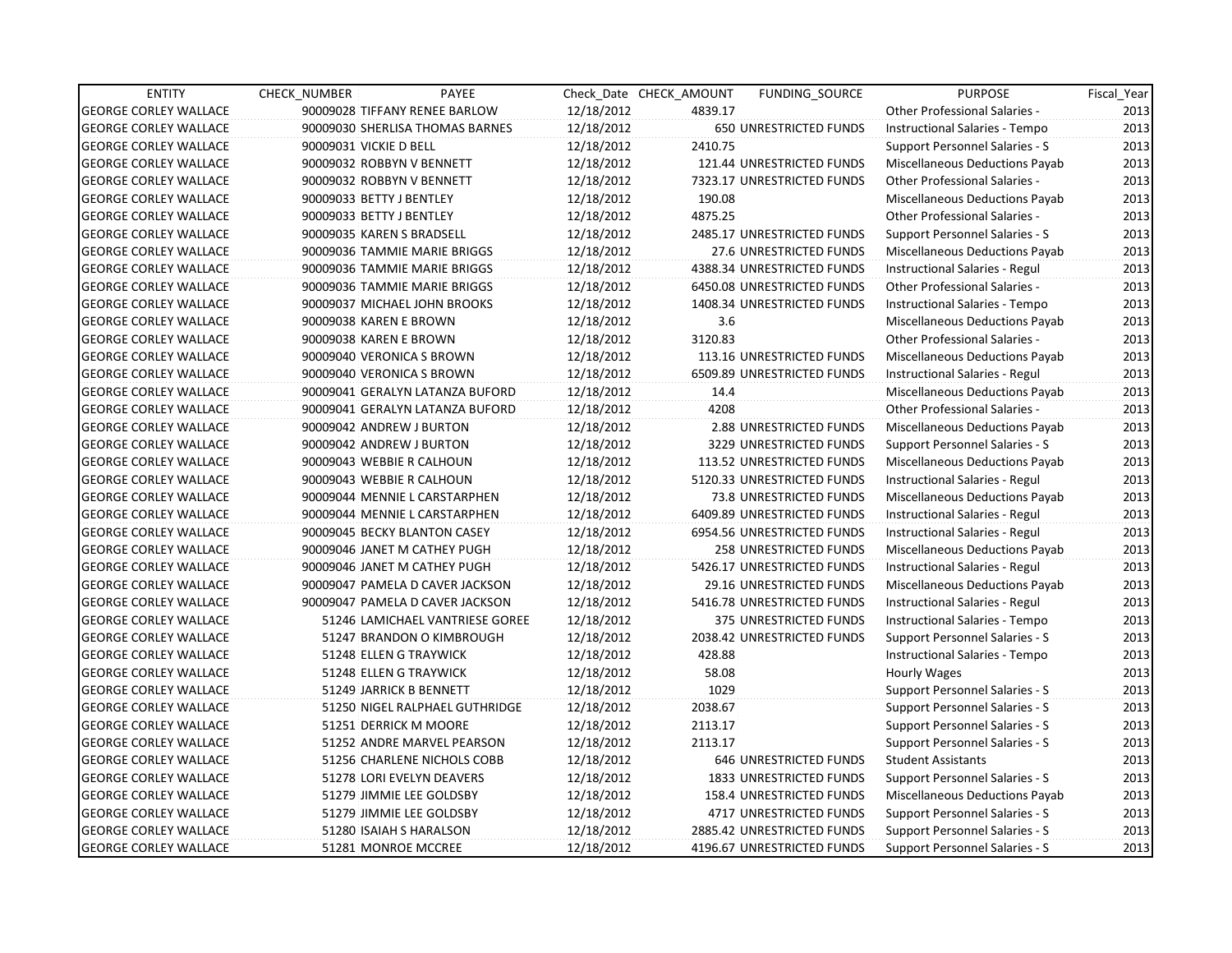| ENTITY | CHECK_NUMBER | PAYEE | Check_Date | CHECK_AMOUNT | FUNDING_SOURCE | PURPOSE | Fiscal_Year |
|---|---|---|---|---|---|---|---|
| GEORGE CORLEY WALLACE | 90009028 | TIFFANY RENEE BARLOW | 12/18/2012 | 4839.17 | | Other Professional Salaries - | 2013 |
| GEORGE CORLEY WALLACE | 90009030 | SHERLISA THOMAS BARNES | 12/18/2012 | 650 | UNRESTRICTED FUNDS | Instructional Salaries - Tempo | 2013 |
| GEORGE CORLEY WALLACE | 90009031 | VICKIE D BELL | 12/18/2012 | 2410.75 | | Support Personnel Salaries - S | 2013 |
| GEORGE CORLEY WALLACE | 90009032 | ROBBYN V BENNETT | 12/18/2012 | 121.44 | UNRESTRICTED FUNDS | Miscellaneous Deductions Payab | 2013 |
| GEORGE CORLEY WALLACE | 90009032 | ROBBYN V BENNETT | 12/18/2012 | 7323.17 | UNRESTRICTED FUNDS | Other Professional Salaries - | 2013 |
| GEORGE CORLEY WALLACE | 90009033 | BETTY J BENTLEY | 12/18/2012 | 190.08 | | Miscellaneous Deductions Payab | 2013 |
| GEORGE CORLEY WALLACE | 90009033 | BETTY J BENTLEY | 12/18/2012 | 4875.25 | | Other Professional Salaries - | 2013 |
| GEORGE CORLEY WALLACE | 90009035 | KAREN S BRADSELL | 12/18/2012 | 2485.17 | UNRESTRICTED FUNDS | Support Personnel Salaries - S | 2013 |
| GEORGE CORLEY WALLACE | 90009036 | TAMMIE MARIE BRIGGS | 12/18/2012 | 27.6 | UNRESTRICTED FUNDS | Miscellaneous Deductions Payab | 2013 |
| GEORGE CORLEY WALLACE | 90009036 | TAMMIE MARIE BRIGGS | 12/18/2012 | 4388.34 | UNRESTRICTED FUNDS | Instructional Salaries - Regul | 2013 |
| GEORGE CORLEY WALLACE | 90009036 | TAMMIE MARIE BRIGGS | 12/18/2012 | 6450.08 | UNRESTRICTED FUNDS | Other Professional Salaries - | 2013 |
| GEORGE CORLEY WALLACE | 90009037 | MICHAEL JOHN BROOKS | 12/18/2012 | 1408.34 | UNRESTRICTED FUNDS | Instructional Salaries - Tempo | 2013 |
| GEORGE CORLEY WALLACE | 90009038 | KAREN E BROWN | 12/18/2012 | 3.6 | | Miscellaneous Deductions Payab | 2013 |
| GEORGE CORLEY WALLACE | 90009038 | KAREN E BROWN | 12/18/2012 | 3120.83 | | Other Professional Salaries - | 2013 |
| GEORGE CORLEY WALLACE | 90009040 | VERONICA S BROWN | 12/18/2012 | 113.16 | UNRESTRICTED FUNDS | Miscellaneous Deductions Payab | 2013 |
| GEORGE CORLEY WALLACE | 90009040 | VERONICA S BROWN | 12/18/2012 | 6509.89 | UNRESTRICTED FUNDS | Instructional Salaries - Regul | 2013 |
| GEORGE CORLEY WALLACE | 90009041 | GERALYN LATANZA BUFORD | 12/18/2012 | 14.4 | | Miscellaneous Deductions Payab | 2013 |
| GEORGE CORLEY WALLACE | 90009041 | GERALYN LATANZA BUFORD | 12/18/2012 | 4208 | | Other Professional Salaries - | 2013 |
| GEORGE CORLEY WALLACE | 90009042 | ANDREW J BURTON | 12/18/2012 | 2.88 | UNRESTRICTED FUNDS | Miscellaneous Deductions Payab | 2013 |
| GEORGE CORLEY WALLACE | 90009042 | ANDREW J BURTON | 12/18/2012 | 3229 | UNRESTRICTED FUNDS | Support Personnel Salaries - S | 2013 |
| GEORGE CORLEY WALLACE | 90009043 | WEBBIE R CALHOUN | 12/18/2012 | 113.52 | UNRESTRICTED FUNDS | Miscellaneous Deductions Payab | 2013 |
| GEORGE CORLEY WALLACE | 90009043 | WEBBIE R CALHOUN | 12/18/2012 | 5120.33 | UNRESTRICTED FUNDS | Instructional Salaries - Regul | 2013 |
| GEORGE CORLEY WALLACE | 90009044 | MENNIE L CARSTARPHEN | 12/18/2012 | 73.8 | UNRESTRICTED FUNDS | Miscellaneous Deductions Payab | 2013 |
| GEORGE CORLEY WALLACE | 90009044 | MENNIE L CARSTARPHEN | 12/18/2012 | 6409.89 | UNRESTRICTED FUNDS | Instructional Salaries - Regul | 2013 |
| GEORGE CORLEY WALLACE | 90009045 | BECKY BLANTON CASEY | 12/18/2012 | 6954.56 | UNRESTRICTED FUNDS | Instructional Salaries - Regul | 2013 |
| GEORGE CORLEY WALLACE | 90009046 | JANET M CATHEY PUGH | 12/18/2012 | 258 | UNRESTRICTED FUNDS | Miscellaneous Deductions Payab | 2013 |
| GEORGE CORLEY WALLACE | 90009046 | JANET M CATHEY PUGH | 12/18/2012 | 5426.17 | UNRESTRICTED FUNDS | Instructional Salaries - Regul | 2013 |
| GEORGE CORLEY WALLACE | 90009047 | PAMELA D CAVER JACKSON | 12/18/2012 | 29.16 | UNRESTRICTED FUNDS | Miscellaneous Deductions Payab | 2013 |
| GEORGE CORLEY WALLACE | 90009047 | PAMELA D CAVER JACKSON | 12/18/2012 | 5416.78 | UNRESTRICTED FUNDS | Instructional Salaries - Regul | 2013 |
| GEORGE CORLEY WALLACE | 51246 | LAMICHAEL VANTRIESE GOREE | 12/18/2012 | 375 | UNRESTRICTED FUNDS | Instructional Salaries - Tempo | 2013 |
| GEORGE CORLEY WALLACE | 51247 | BRANDON O KIMBROUGH | 12/18/2012 | 2038.42 | UNRESTRICTED FUNDS | Support Personnel Salaries - S | 2013 |
| GEORGE CORLEY WALLACE | 51248 | ELLEN G TRAYWICK | 12/18/2012 | 428.88 | | Instructional Salaries - Tempo | 2013 |
| GEORGE CORLEY WALLACE | 51248 | ELLEN G TRAYWICK | 12/18/2012 | 58.08 | | Hourly Wages | 2013 |
| GEORGE CORLEY WALLACE | 51249 | JARRICK B BENNETT | 12/18/2012 | 1029 | | Support Personnel Salaries - S | 2013 |
| GEORGE CORLEY WALLACE | 51250 | NIGEL RALPHAEL GUTHRIDGE | 12/18/2012 | 2038.67 | | Support Personnel Salaries - S | 2013 |
| GEORGE CORLEY WALLACE | 51251 | DERRICK M MOORE | 12/18/2012 | 2113.17 | | Support Personnel Salaries - S | 2013 |
| GEORGE CORLEY WALLACE | 51252 | ANDRE MARVEL PEARSON | 12/18/2012 | 2113.17 | | Support Personnel Salaries - S | 2013 |
| GEORGE CORLEY WALLACE | 51256 | CHARLENE NICHOLS COBB | 12/18/2012 | 646 | UNRESTRICTED FUNDS | Student Assistants | 2013 |
| GEORGE CORLEY WALLACE | 51278 | LORI EVELYN DEAVERS | 12/18/2012 | 1833 | UNRESTRICTED FUNDS | Support Personnel Salaries - S | 2013 |
| GEORGE CORLEY WALLACE | 51279 | JIMMIE LEE GOLDSBY | 12/18/2012 | 158.4 | UNRESTRICTED FUNDS | Miscellaneous Deductions Payab | 2013 |
| GEORGE CORLEY WALLACE | 51279 | JIMMIE LEE GOLDSBY | 12/18/2012 | 4717 | UNRESTRICTED FUNDS | Support Personnel Salaries - S | 2013 |
| GEORGE CORLEY WALLACE | 51280 | ISAIAH S HARALSON | 12/18/2012 | 2885.42 | UNRESTRICTED FUNDS | Support Personnel Salaries - S | 2013 |
| GEORGE CORLEY WALLACE | 51281 | MONROE MCCREE | 12/18/2012 | 4196.67 | UNRESTRICTED FUNDS | Support Personnel Salaries - S | 2013 |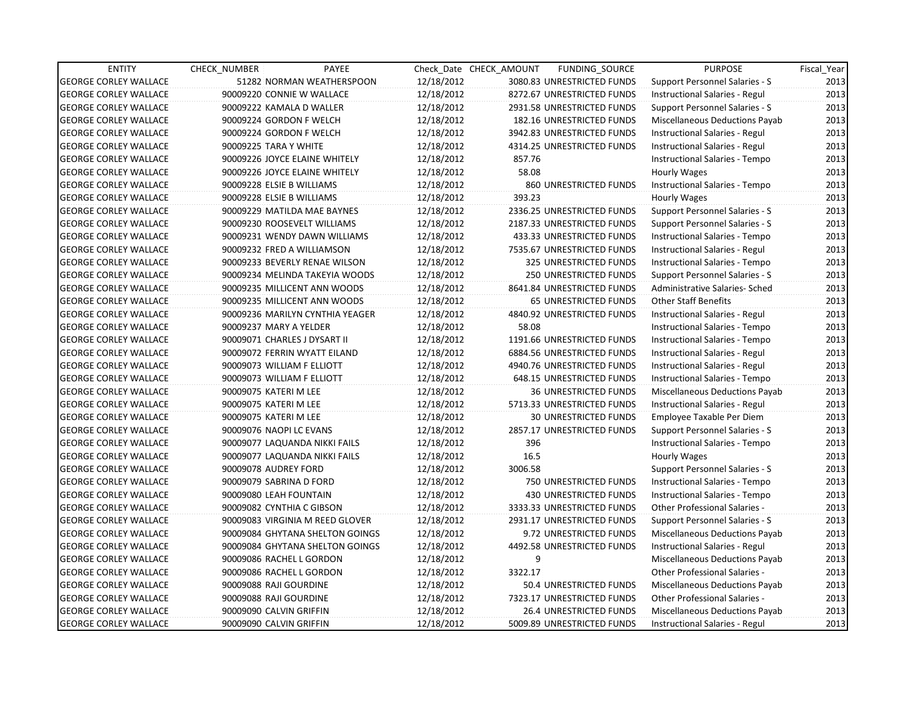| ENTITY | CHECK_NUMBER | PAYEE | Check_Date | CHECK_AMOUNT | FUNDING_SOURCE | PURPOSE | Fiscal_Year |
|---|---|---|---|---|---|---|---|
| GEORGE CORLEY WALLACE | 51282 | NORMAN WEATHERSPOON | 12/18/2012 | 3080.83 | UNRESTRICTED FUNDS | Support Personnel Salaries - S | 2013 |
| GEORGE CORLEY WALLACE | 90009220 | CONNIE W WALLACE | 12/18/2012 | 8272.67 | UNRESTRICTED FUNDS | Instructional Salaries - Regul | 2013 |
| GEORGE CORLEY WALLACE | 90009222 | KAMALA D WALLER | 12/18/2012 | 2931.58 | UNRESTRICTED FUNDS | Support Personnel Salaries - S | 2013 |
| GEORGE CORLEY WALLACE | 90009224 | GORDON F WELCH | 12/18/2012 | 182.16 | UNRESTRICTED FUNDS | Miscellaneous Deductions Payab | 2013 |
| GEORGE CORLEY WALLACE | 90009224 | GORDON F WELCH | 12/18/2012 | 3942.83 | UNRESTRICTED FUNDS | Instructional Salaries - Regul | 2013 |
| GEORGE CORLEY WALLACE | 90009225 | TARA Y WHITE | 12/18/2012 | 4314.25 | UNRESTRICTED FUNDS | Instructional Salaries - Regul | 2013 |
| GEORGE CORLEY WALLACE | 90009226 | JOYCE ELAINE WHITELY | 12/18/2012 | 857.76 | | Instructional Salaries - Tempo | 2013 |
| GEORGE CORLEY WALLACE | 90009226 | JOYCE ELAINE WHITELY | 12/18/2012 | 58.08 | | Hourly Wages | 2013 |
| GEORGE CORLEY WALLACE | 90009228 | ELSIE B WILLIAMS | 12/18/2012 | 860 | UNRESTRICTED FUNDS | Instructional Salaries - Tempo | 2013 |
| GEORGE CORLEY WALLACE | 90009228 | ELSIE B WILLIAMS | 12/18/2012 | 393.23 | | Hourly Wages | 2013 |
| GEORGE CORLEY WALLACE | 90009229 | MATILDA MAE BAYNES | 12/18/2012 | 2336.25 | UNRESTRICTED FUNDS | Support Personnel Salaries - S | 2013 |
| GEORGE CORLEY WALLACE | 90009230 | ROOSEVELT WILLIAMS | 12/18/2012 | 2187.33 | UNRESTRICTED FUNDS | Support Personnel Salaries - S | 2013 |
| GEORGE CORLEY WALLACE | 90009231 | WENDY DAWN WILLIAMS | 12/18/2012 | 433.33 | UNRESTRICTED FUNDS | Instructional Salaries - Tempo | 2013 |
| GEORGE CORLEY WALLACE | 90009232 | FRED A WILLIAMSON | 12/18/2012 | 7535.67 | UNRESTRICTED FUNDS | Instructional Salaries - Regul | 2013 |
| GEORGE CORLEY WALLACE | 90009233 | BEVERLY RENAE WILSON | 12/18/2012 | 325 | UNRESTRICTED FUNDS | Instructional Salaries - Tempo | 2013 |
| GEORGE CORLEY WALLACE | 90009234 | MELINDA TAKEYIA WOODS | 12/18/2012 | 250 | UNRESTRICTED FUNDS | Support Personnel Salaries - S | 2013 |
| GEORGE CORLEY WALLACE | 90009235 | MILLICENT ANN WOODS | 12/18/2012 | 8641.84 | UNRESTRICTED FUNDS | Administrative Salaries- Sched | 2013 |
| GEORGE CORLEY WALLACE | 90009235 | MILLICENT ANN WOODS | 12/18/2012 | 65 | UNRESTRICTED FUNDS | Other Staff Benefits | 2013 |
| GEORGE CORLEY WALLACE | 90009236 | MARILYN CYNTHIA YEAGER | 12/18/2012 | 4840.92 | UNRESTRICTED FUNDS | Instructional Salaries - Regul | 2013 |
| GEORGE CORLEY WALLACE | 90009237 | MARY A YELDER | 12/18/2012 | 58.08 | | Instructional Salaries - Tempo | 2013 |
| GEORGE CORLEY WALLACE | 90009071 | CHARLES J DYSART II | 12/18/2012 | 1191.66 | UNRESTRICTED FUNDS | Instructional Salaries - Tempo | 2013 |
| GEORGE CORLEY WALLACE | 90009072 | FERRIN WYATT EILAND | 12/18/2012 | 6884.56 | UNRESTRICTED FUNDS | Instructional Salaries - Regul | 2013 |
| GEORGE CORLEY WALLACE | 90009073 | WILLIAM F ELLIOTT | 12/18/2012 | 4940.76 | UNRESTRICTED FUNDS | Instructional Salaries - Regul | 2013 |
| GEORGE CORLEY WALLACE | 90009073 | WILLIAM F ELLIOTT | 12/18/2012 | 648.15 | UNRESTRICTED FUNDS | Instructional Salaries - Tempo | 2013 |
| GEORGE CORLEY WALLACE | 90009075 | KATERI M LEE | 12/18/2012 | 36 | UNRESTRICTED FUNDS | Miscellaneous Deductions Payab | 2013 |
| GEORGE CORLEY WALLACE | 90009075 | KATERI M LEE | 12/18/2012 | 5713.33 | UNRESTRICTED FUNDS | Instructional Salaries - Regul | 2013 |
| GEORGE CORLEY WALLACE | 90009075 | KATERI M LEE | 12/18/2012 | 30 | UNRESTRICTED FUNDS | Employee Taxable Per Diem | 2013 |
| GEORGE CORLEY WALLACE | 90009076 | NAOPI LC EVANS | 12/18/2012 | 2857.17 | UNRESTRICTED FUNDS | Support Personnel Salaries - S | 2013 |
| GEORGE CORLEY WALLACE | 90009077 | LAQUANDA NIKKI FAILS | 12/18/2012 | 396 | | Instructional Salaries - Tempo | 2013 |
| GEORGE CORLEY WALLACE | 90009077 | LAQUANDA NIKKI FAILS | 12/18/2012 | 16.5 | | Hourly Wages | 2013 |
| GEORGE CORLEY WALLACE | 90009078 | AUDREY FORD | 12/18/2012 | 3006.58 | | Support Personnel Salaries - S | 2013 |
| GEORGE CORLEY WALLACE | 90009079 | SABRINA D FORD | 12/18/2012 | 750 | UNRESTRICTED FUNDS | Instructional Salaries - Tempo | 2013 |
| GEORGE CORLEY WALLACE | 90009080 | LEAH FOUNTAIN | 12/18/2012 | 430 | UNRESTRICTED FUNDS | Instructional Salaries - Tempo | 2013 |
| GEORGE CORLEY WALLACE | 90009082 | CYNTHIA C GIBSON | 12/18/2012 | 3333.33 | UNRESTRICTED FUNDS | Other Professional Salaries - | 2013 |
| GEORGE CORLEY WALLACE | 90009083 | VIRGINIA M REED GLOVER | 12/18/2012 | 2931.17 | UNRESTRICTED FUNDS | Support Personnel Salaries - S | 2013 |
| GEORGE CORLEY WALLACE | 90009084 | GHYTANA SHELTON GOINGS | 12/18/2012 | 9.72 | UNRESTRICTED FUNDS | Miscellaneous Deductions Payab | 2013 |
| GEORGE CORLEY WALLACE | 90009084 | GHYTANA SHELTON GOINGS | 12/18/2012 | 4492.58 | UNRESTRICTED FUNDS | Instructional Salaries - Regul | 2013 |
| GEORGE CORLEY WALLACE | 90009086 | RACHEL L GORDON | 12/18/2012 | 9 | | Miscellaneous Deductions Payab | 2013 |
| GEORGE CORLEY WALLACE | 90009086 | RACHEL L GORDON | 12/18/2012 | 3322.17 | | Other Professional Salaries - | 2013 |
| GEORGE CORLEY WALLACE | 90009088 | RAJI GOURDINE | 12/18/2012 | 50.4 | UNRESTRICTED FUNDS | Miscellaneous Deductions Payab | 2013 |
| GEORGE CORLEY WALLACE | 90009088 | RAJI GOURDINE | 12/18/2012 | 7323.17 | UNRESTRICTED FUNDS | Other Professional Salaries - | 2013 |
| GEORGE CORLEY WALLACE | 90009090 | CALVIN GRIFFIN | 12/18/2012 | 26.4 | UNRESTRICTED FUNDS | Miscellaneous Deductions Payab | 2013 |
| GEORGE CORLEY WALLACE | 90009090 | CALVIN GRIFFIN | 12/18/2012 | 5009.89 | UNRESTRICTED FUNDS | Instructional Salaries - Regul | 2013 |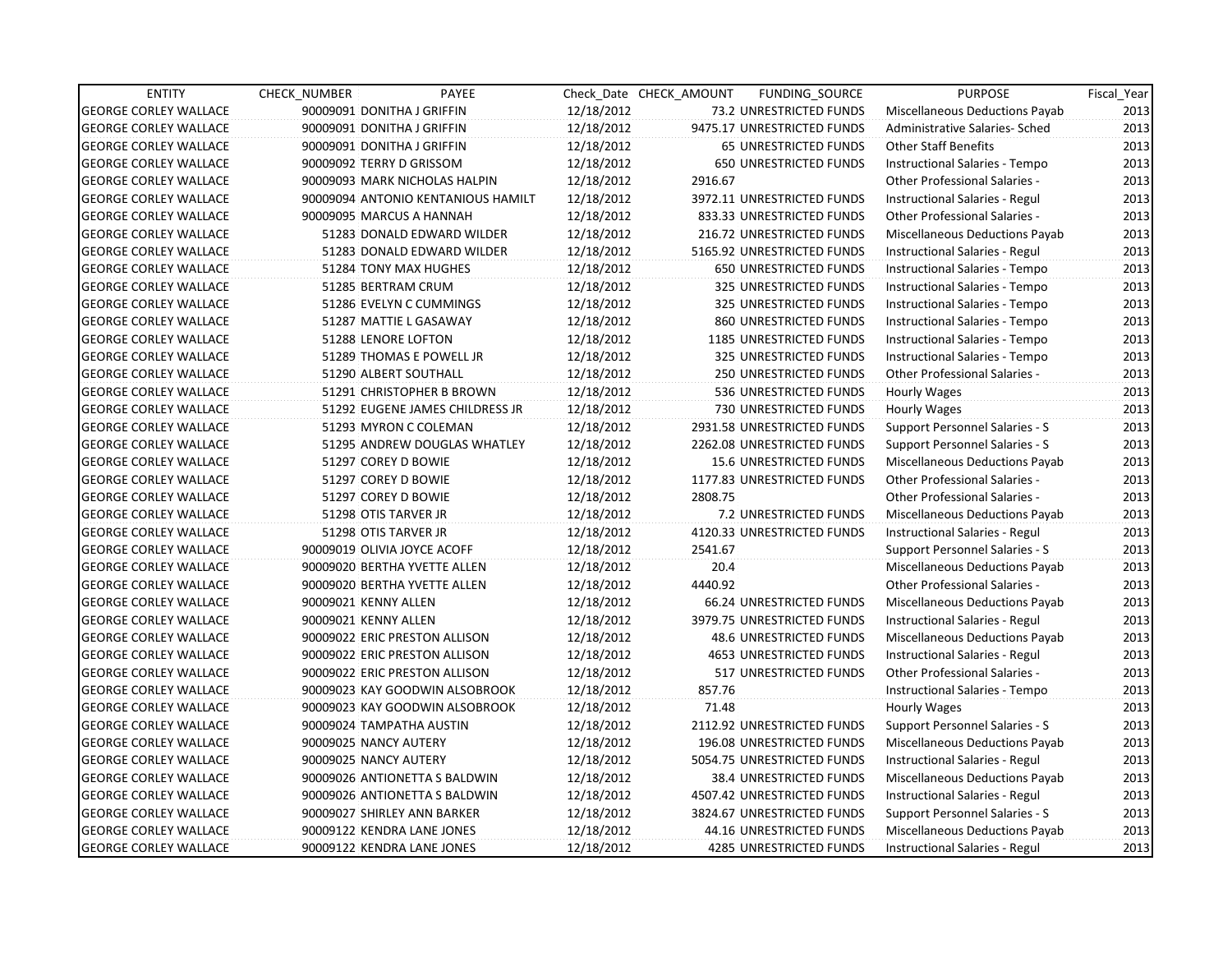| ENTITY | CHECK_NUMBER | PAYEE | Check_Date | CHECK_AMOUNT | FUNDING_SOURCE | PURPOSE | Fiscal_Year |
|---|---|---|---|---|---|---|---|
| GEORGE CORLEY WALLACE | 90009091 | DONITHA J GRIFFIN | 12/18/2012 | 73.2 | UNRESTRICTED FUNDS | Miscellaneous Deductions Payab | 2013 |
| GEORGE CORLEY WALLACE | 90009091 | DONITHA J GRIFFIN | 12/18/2012 | 9475.17 | UNRESTRICTED FUNDS | Administrative Salaries- Sched | 2013 |
| GEORGE CORLEY WALLACE | 90009091 | DONITHA J GRIFFIN | 12/18/2012 | 65 | UNRESTRICTED FUNDS | Other Staff Benefits | 2013 |
| GEORGE CORLEY WALLACE | 90009092 | TERRY D GRISSOM | 12/18/2012 | 650 | UNRESTRICTED FUNDS | Instructional Salaries - Tempo | 2013 |
| GEORGE CORLEY WALLACE | 90009093 | MARK NICHOLAS HALPIN | 12/18/2012 | 2916.67 | | Other Professional Salaries - | 2013 |
| GEORGE CORLEY WALLACE | 90009094 | ANTONIO KENTANIOUS HAMILT | 12/18/2012 | 3972.11 | UNRESTRICTED FUNDS | Instructional Salaries - Regul | 2013 |
| GEORGE CORLEY WALLACE | 90009095 | MARCUS A HANNAH | 12/18/2012 | 833.33 | UNRESTRICTED FUNDS | Other Professional Salaries - | 2013 |
| GEORGE CORLEY WALLACE | 51283 | DONALD EDWARD WILDER | 12/18/2012 | 216.72 | UNRESTRICTED FUNDS | Miscellaneous Deductions Payab | 2013 |
| GEORGE CORLEY WALLACE | 51283 | DONALD EDWARD WILDER | 12/18/2012 | 5165.92 | UNRESTRICTED FUNDS | Instructional Salaries - Regul | 2013 |
| GEORGE CORLEY WALLACE | 51284 | TONY MAX HUGHES | 12/18/2012 | 650 | UNRESTRICTED FUNDS | Instructional Salaries - Tempo | 2013 |
| GEORGE CORLEY WALLACE | 51285 | BERTRAM CRUM | 12/18/2012 | 325 | UNRESTRICTED FUNDS | Instructional Salaries - Tempo | 2013 |
| GEORGE CORLEY WALLACE | 51286 | EVELYN C CUMMINGS | 12/18/2012 | 325 | UNRESTRICTED FUNDS | Instructional Salaries - Tempo | 2013 |
| GEORGE CORLEY WALLACE | 51287 | MATTIE L GASAWAY | 12/18/2012 | 860 | UNRESTRICTED FUNDS | Instructional Salaries - Tempo | 2013 |
| GEORGE CORLEY WALLACE | 51288 | LENORE LOFTON | 12/18/2012 | 1185 | UNRESTRICTED FUNDS | Instructional Salaries - Tempo | 2013 |
| GEORGE CORLEY WALLACE | 51289 | THOMAS E POWELL JR | 12/18/2012 | 325 | UNRESTRICTED FUNDS | Instructional Salaries - Tempo | 2013 |
| GEORGE CORLEY WALLACE | 51290 | ALBERT SOUTHALL | 12/18/2012 | 250 | UNRESTRICTED FUNDS | Other Professional Salaries - | 2013 |
| GEORGE CORLEY WALLACE | 51291 | CHRISTOPHER B BROWN | 12/18/2012 | 536 | UNRESTRICTED FUNDS | Hourly Wages | 2013 |
| GEORGE CORLEY WALLACE | 51292 | EUGENE JAMES CHILDRESS JR | 12/18/2012 | 730 | UNRESTRICTED FUNDS | Hourly Wages | 2013 |
| GEORGE CORLEY WALLACE | 51293 | MYRON C COLEMAN | 12/18/2012 | 2931.58 | UNRESTRICTED FUNDS | Support Personnel Salaries - S | 2013 |
| GEORGE CORLEY WALLACE | 51295 | ANDREW DOUGLAS WHATLEY | 12/18/2012 | 2262.08 | UNRESTRICTED FUNDS | Support Personnel Salaries - S | 2013 |
| GEORGE CORLEY WALLACE | 51297 | COREY D BOWIE | 12/18/2012 | 15.6 | UNRESTRICTED FUNDS | Miscellaneous Deductions Payab | 2013 |
| GEORGE CORLEY WALLACE | 51297 | COREY D BOWIE | 12/18/2012 | 1177.83 | UNRESTRICTED FUNDS | Other Professional Salaries - | 2013 |
| GEORGE CORLEY WALLACE | 51297 | COREY D BOWIE | 12/18/2012 | 2808.75 | | Other Professional Salaries - | 2013 |
| GEORGE CORLEY WALLACE | 51298 | OTIS TARVER JR | 12/18/2012 | 7.2 | UNRESTRICTED FUNDS | Miscellaneous Deductions Payab | 2013 |
| GEORGE CORLEY WALLACE | 51298 | OTIS TARVER JR | 12/18/2012 | 4120.33 | UNRESTRICTED FUNDS | Instructional Salaries - Regul | 2013 |
| GEORGE CORLEY WALLACE | 90009019 | OLIVIA JOYCE ACOFF | 12/18/2012 | 2541.67 | | Support Personnel Salaries - S | 2013 |
| GEORGE CORLEY WALLACE | 90009020 | BERTHA YVETTE ALLEN | 12/18/2012 | 20.4 | | Miscellaneous Deductions Payab | 2013 |
| GEORGE CORLEY WALLACE | 90009020 | BERTHA YVETTE ALLEN | 12/18/2012 | 4440.92 | | Other Professional Salaries - | 2013 |
| GEORGE CORLEY WALLACE | 90009021 | KENNY ALLEN | 12/18/2012 | 66.24 | UNRESTRICTED FUNDS | Miscellaneous Deductions Payab | 2013 |
| GEORGE CORLEY WALLACE | 90009021 | KENNY ALLEN | 12/18/2012 | 3979.75 | UNRESTRICTED FUNDS | Instructional Salaries - Regul | 2013 |
| GEORGE CORLEY WALLACE | 90009022 | ERIC PRESTON ALLISON | 12/18/2012 | 48.6 | UNRESTRICTED FUNDS | Miscellaneous Deductions Payab | 2013 |
| GEORGE CORLEY WALLACE | 90009022 | ERIC PRESTON ALLISON | 12/18/2012 | 4653 | UNRESTRICTED FUNDS | Instructional Salaries - Regul | 2013 |
| GEORGE CORLEY WALLACE | 90009022 | ERIC PRESTON ALLISON | 12/18/2012 | 517 | UNRESTRICTED FUNDS | Other Professional Salaries - | 2013 |
| GEORGE CORLEY WALLACE | 90009023 | KAY GOODWIN ALSOBROOK | 12/18/2012 | 857.76 | | Instructional Salaries - Tempo | 2013 |
| GEORGE CORLEY WALLACE | 90009023 | KAY GOODWIN ALSOBROOK | 12/18/2012 | 71.48 | | Hourly Wages | 2013 |
| GEORGE CORLEY WALLACE | 90009024 | TAMPATHA AUSTIN | 12/18/2012 | 2112.92 | UNRESTRICTED FUNDS | Support Personnel Salaries - S | 2013 |
| GEORGE CORLEY WALLACE | 90009025 | NANCY AUTERY | 12/18/2012 | 196.08 | UNRESTRICTED FUNDS | Miscellaneous Deductions Payab | 2013 |
| GEORGE CORLEY WALLACE | 90009025 | NANCY AUTERY | 12/18/2012 | 5054.75 | UNRESTRICTED FUNDS | Instructional Salaries - Regul | 2013 |
| GEORGE CORLEY WALLACE | 90009026 | ANTIONETTA S BALDWIN | 12/18/2012 | 38.4 | UNRESTRICTED FUNDS | Miscellaneous Deductions Payab | 2013 |
| GEORGE CORLEY WALLACE | 90009026 | ANTIONETTA S BALDWIN | 12/18/2012 | 4507.42 | UNRESTRICTED FUNDS | Instructional Salaries - Regul | 2013 |
| GEORGE CORLEY WALLACE | 90009027 | SHIRLEY ANN BARKER | 12/18/2012 | 3824.67 | UNRESTRICTED FUNDS | Support Personnel Salaries - S | 2013 |
| GEORGE CORLEY WALLACE | 90009122 | KENDRA LANE JONES | 12/18/2012 | 44.16 | UNRESTRICTED FUNDS | Miscellaneous Deductions Payab | 2013 |
| GEORGE CORLEY WALLACE | 90009122 | KENDRA LANE JONES | 12/18/2012 | 4285 | UNRESTRICTED FUNDS | Instructional Salaries - Regul | 2013 |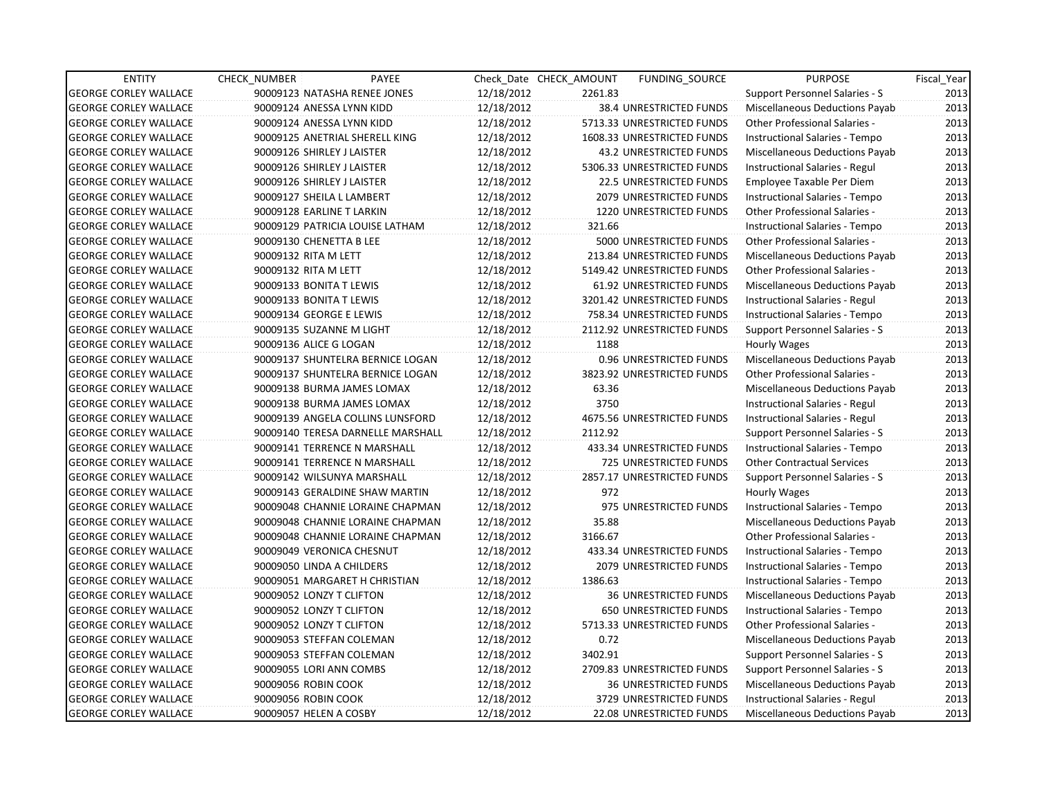| ENTITY | CHECK_NUMBER | PAYEE | Check_Date | CHECK_AMOUNT | FUNDING_SOURCE | PURPOSE | Fiscal_Year |
|---|---|---|---|---|---|---|---|
| GEORGE CORLEY WALLACE | 90009123 | NATASHA RENEE JONES | 12/18/2012 | 2261.83 | | Support Personnel Salaries - S | 2013 |
| GEORGE CORLEY WALLACE | 90009124 | ANESSA LYNN KIDD | 12/18/2012 | 38.4 | UNRESTRICTED FUNDS | Miscellaneous Deductions Payab | 2013 |
| GEORGE CORLEY WALLACE | 90009124 | ANESSA LYNN KIDD | 12/18/2012 | 5713.33 | UNRESTRICTED FUNDS | Other Professional Salaries - | 2013 |
| GEORGE CORLEY WALLACE | 90009125 | ANETRIAL SHERELL KING | 12/18/2012 | 1608.33 | UNRESTRICTED FUNDS | Instructional Salaries - Tempo | 2013 |
| GEORGE CORLEY WALLACE | 90009126 | SHIRLEY J LAISTER | 12/18/2012 | 43.2 | UNRESTRICTED FUNDS | Miscellaneous Deductions Payab | 2013 |
| GEORGE CORLEY WALLACE | 90009126 | SHIRLEY J LAISTER | 12/18/2012 | 5306.33 | UNRESTRICTED FUNDS | Instructional Salaries - Regul | 2013 |
| GEORGE CORLEY WALLACE | 90009126 | SHIRLEY J LAISTER | 12/18/2012 | 22.5 | UNRESTRICTED FUNDS | Employee Taxable Per Diem | 2013 |
| GEORGE CORLEY WALLACE | 90009127 | SHEILA L LAMBERT | 12/18/2012 | 2079 | UNRESTRICTED FUNDS | Instructional Salaries - Tempo | 2013 |
| GEORGE CORLEY WALLACE | 90009128 | EARLINE T LARKIN | 12/18/2012 | 1220 | UNRESTRICTED FUNDS | Other Professional Salaries - | 2013 |
| GEORGE CORLEY WALLACE | 90009129 | PATRICIA LOUISE LATHAM | 12/18/2012 | 321.66 | | Instructional Salaries - Tempo | 2013 |
| GEORGE CORLEY WALLACE | 90009130 | CHENETTA B LEE | 12/18/2012 | 5000 | UNRESTRICTED FUNDS | Other Professional Salaries - | 2013 |
| GEORGE CORLEY WALLACE | 90009132 | RITA M LETT | 12/18/2012 | 213.84 | UNRESTRICTED FUNDS | Miscellaneous Deductions Payab | 2013 |
| GEORGE CORLEY WALLACE | 90009132 | RITA M LETT | 12/18/2012 | 5149.42 | UNRESTRICTED FUNDS | Other Professional Salaries - | 2013 |
| GEORGE CORLEY WALLACE | 90009133 | BONITA T LEWIS | 12/18/2012 | 61.92 | UNRESTRICTED FUNDS | Miscellaneous Deductions Payab | 2013 |
| GEORGE CORLEY WALLACE | 90009133 | BONITA T LEWIS | 12/18/2012 | 3201.42 | UNRESTRICTED FUNDS | Instructional Salaries - Regul | 2013 |
| GEORGE CORLEY WALLACE | 90009134 | GEORGE E LEWIS | 12/18/2012 | 758.34 | UNRESTRICTED FUNDS | Instructional Salaries - Tempo | 2013 |
| GEORGE CORLEY WALLACE | 90009135 | SUZANNE M LIGHT | 12/18/2012 | 2112.92 | UNRESTRICTED FUNDS | Support Personnel Salaries - S | 2013 |
| GEORGE CORLEY WALLACE | 90009136 | ALICE G LOGAN | 12/18/2012 | 1188 | | Hourly Wages | 2013 |
| GEORGE CORLEY WALLACE | 90009137 | SHUNTELRA BERNICE LOGAN | 12/18/2012 | 0.96 | UNRESTRICTED FUNDS | Miscellaneous Deductions Payab | 2013 |
| GEORGE CORLEY WALLACE | 90009137 | SHUNTELRA BERNICE LOGAN | 12/18/2012 | 3823.92 | UNRESTRICTED FUNDS | Other Professional Salaries - | 2013 |
| GEORGE CORLEY WALLACE | 90009138 | BURMA JAMES LOMAX | 12/18/2012 | 63.36 | | Miscellaneous Deductions Payab | 2013 |
| GEORGE CORLEY WALLACE | 90009138 | BURMA JAMES LOMAX | 12/18/2012 | 3750 | | Instructional Salaries - Regul | 2013 |
| GEORGE CORLEY WALLACE | 90009139 | ANGELA COLLINS LUNSFORD | 12/18/2012 | 4675.56 | UNRESTRICTED FUNDS | Instructional Salaries - Regul | 2013 |
| GEORGE CORLEY WALLACE | 90009140 | TERESA DARNELLE MARSHALL | 12/18/2012 | 2112.92 | | Support Personnel Salaries - S | 2013 |
| GEORGE CORLEY WALLACE | 90009141 | TERRENCE N MARSHALL | 12/18/2012 | 433.34 | UNRESTRICTED FUNDS | Instructional Salaries - Tempo | 2013 |
| GEORGE CORLEY WALLACE | 90009141 | TERRENCE N MARSHALL | 12/18/2012 | 725 | UNRESTRICTED FUNDS | Other Contractual Services | 2013 |
| GEORGE CORLEY WALLACE | 90009142 | WILSUNYA MARSHALL | 12/18/2012 | 2857.17 | UNRESTRICTED FUNDS | Support Personnel Salaries - S | 2013 |
| GEORGE CORLEY WALLACE | 90009143 | GERALDINE SHAW MARTIN | 12/18/2012 | 972 | | Hourly Wages | 2013 |
| GEORGE CORLEY WALLACE | 90009048 | CHANNIE LORAINE CHAPMAN | 12/18/2012 | 975 | UNRESTRICTED FUNDS | Instructional Salaries - Tempo | 2013 |
| GEORGE CORLEY WALLACE | 90009048 | CHANNIE LORAINE CHAPMAN | 12/18/2012 | 35.88 | | Miscellaneous Deductions Payab | 2013 |
| GEORGE CORLEY WALLACE | 90009048 | CHANNIE LORAINE CHAPMAN | 12/18/2012 | 3166.67 | | Other Professional Salaries - | 2013 |
| GEORGE CORLEY WALLACE | 90009049 | VERONICA CHESNUT | 12/18/2012 | 433.34 | UNRESTRICTED FUNDS | Instructional Salaries - Tempo | 2013 |
| GEORGE CORLEY WALLACE | 90009050 | LINDA A CHILDERS | 12/18/2012 | 2079 | UNRESTRICTED FUNDS | Instructional Salaries - Tempo | 2013 |
| GEORGE CORLEY WALLACE | 90009051 | MARGARET H CHRISTIAN | 12/18/2012 | 1386.63 | | Instructional Salaries - Tempo | 2013 |
| GEORGE CORLEY WALLACE | 90009052 | LONZY T CLIFTON | 12/18/2012 | 36 | UNRESTRICTED FUNDS | Miscellaneous Deductions Payab | 2013 |
| GEORGE CORLEY WALLACE | 90009052 | LONZY T CLIFTON | 12/18/2012 | 650 | UNRESTRICTED FUNDS | Instructional Salaries - Tempo | 2013 |
| GEORGE CORLEY WALLACE | 90009052 | LONZY T CLIFTON | 12/18/2012 | 5713.33 | UNRESTRICTED FUNDS | Other Professional Salaries - | 2013 |
| GEORGE CORLEY WALLACE | 90009053 | STEFFAN COLEMAN | 12/18/2012 | 0.72 | | Miscellaneous Deductions Payab | 2013 |
| GEORGE CORLEY WALLACE | 90009053 | STEFFAN COLEMAN | 12/18/2012 | 3402.91 | | Support Personnel Salaries - S | 2013 |
| GEORGE CORLEY WALLACE | 90009055 | LORI ANN COMBS | 12/18/2012 | 2709.83 | UNRESTRICTED FUNDS | Support Personnel Salaries - S | 2013 |
| GEORGE CORLEY WALLACE | 90009056 | ROBIN COOK | 12/18/2012 | 36 | UNRESTRICTED FUNDS | Miscellaneous Deductions Payab | 2013 |
| GEORGE CORLEY WALLACE | 90009056 | ROBIN COOK | 12/18/2012 | 3729 | UNRESTRICTED FUNDS | Instructional Salaries - Regul | 2013 |
| GEORGE CORLEY WALLACE | 90009057 | HELEN A COSBY | 12/18/2012 | 22.08 | UNRESTRICTED FUNDS | Miscellaneous Deductions Payab | 2013 |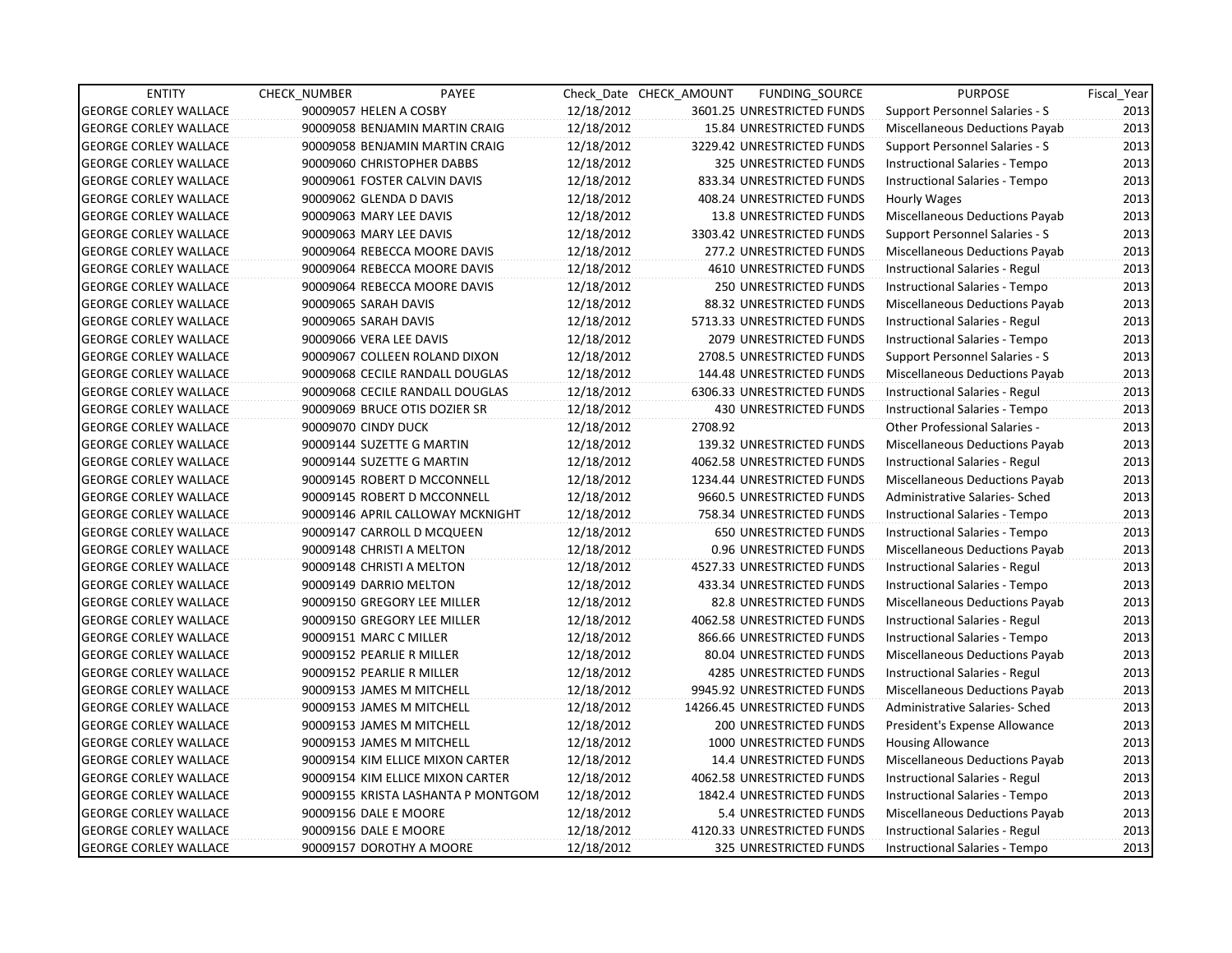| ENTITY | CHECK_NUMBER | PAYEE | Check_Date | CHECK_AMOUNT | FUNDING_SOURCE | PURPOSE | Fiscal_Year |
|---|---|---|---|---|---|---|---|
| GEORGE CORLEY WALLACE | 90009057 | HELEN A COSBY | 12/18/2012 | 3601.25 | UNRESTRICTED FUNDS | Support Personnel Salaries - S | 2013 |
| GEORGE CORLEY WALLACE | 90009058 | BENJAMIN MARTIN CRAIG | 12/18/2012 | 15.84 | UNRESTRICTED FUNDS | Miscellaneous Deductions Payab | 2013 |
| GEORGE CORLEY WALLACE | 90009058 | BENJAMIN MARTIN CRAIG | 12/18/2012 | 3229.42 | UNRESTRICTED FUNDS | Support Personnel Salaries - S | 2013 |
| GEORGE CORLEY WALLACE | 90009060 | CHRISTOPHER DABBS | 12/18/2012 | 325 | UNRESTRICTED FUNDS | Instructional Salaries - Tempo | 2013 |
| GEORGE CORLEY WALLACE | 90009061 | FOSTER CALVIN DAVIS | 12/18/2012 | 833.34 | UNRESTRICTED FUNDS | Instructional Salaries - Tempo | 2013 |
| GEORGE CORLEY WALLACE | 90009062 | GLENDA D DAVIS | 12/18/2012 | 408.24 | UNRESTRICTED FUNDS | Hourly Wages | 2013 |
| GEORGE CORLEY WALLACE | 90009063 | MARY LEE DAVIS | 12/18/2012 | 13.8 | UNRESTRICTED FUNDS | Miscellaneous Deductions Payab | 2013 |
| GEORGE CORLEY WALLACE | 90009063 | MARY LEE DAVIS | 12/18/2012 | 3303.42 | UNRESTRICTED FUNDS | Support Personnel Salaries - S | 2013 |
| GEORGE CORLEY WALLACE | 90009064 | REBECCA MOORE DAVIS | 12/18/2012 | 277.2 | UNRESTRICTED FUNDS | Miscellaneous Deductions Payab | 2013 |
| GEORGE CORLEY WALLACE | 90009064 | REBECCA MOORE DAVIS | 12/18/2012 | 4610 | UNRESTRICTED FUNDS | Instructional Salaries - Regul | 2013 |
| GEORGE CORLEY WALLACE | 90009064 | REBECCA MOORE DAVIS | 12/18/2012 | 250 | UNRESTRICTED FUNDS | Instructional Salaries - Tempo | 2013 |
| GEORGE CORLEY WALLACE | 90009065 | SARAH DAVIS | 12/18/2012 | 88.32 | UNRESTRICTED FUNDS | Miscellaneous Deductions Payab | 2013 |
| GEORGE CORLEY WALLACE | 90009065 | SARAH DAVIS | 12/18/2012 | 5713.33 | UNRESTRICTED FUNDS | Instructional Salaries - Regul | 2013 |
| GEORGE CORLEY WALLACE | 90009066 | VERA LEE DAVIS | 12/18/2012 | 2079 | UNRESTRICTED FUNDS | Instructional Salaries - Tempo | 2013 |
| GEORGE CORLEY WALLACE | 90009067 | COLLEEN ROLAND DIXON | 12/18/2012 | 2708.5 | UNRESTRICTED FUNDS | Support Personnel Salaries - S | 2013 |
| GEORGE CORLEY WALLACE | 90009068 | CECILE RANDALL DOUGLAS | 12/18/2012 | 144.48 | UNRESTRICTED FUNDS | Miscellaneous Deductions Payab | 2013 |
| GEORGE CORLEY WALLACE | 90009068 | CECILE RANDALL DOUGLAS | 12/18/2012 | 6306.33 | UNRESTRICTED FUNDS | Instructional Salaries - Regul | 2013 |
| GEORGE CORLEY WALLACE | 90009069 | BRUCE OTIS DOZIER SR | 12/18/2012 | 430 | UNRESTRICTED FUNDS | Instructional Salaries - Tempo | 2013 |
| GEORGE CORLEY WALLACE | 90009070 | CINDY DUCK | 12/18/2012 | 2708.92 | | Other Professional Salaries - | 2013 |
| GEORGE CORLEY WALLACE | 90009144 | SUZETTE G MARTIN | 12/18/2012 | 139.32 | UNRESTRICTED FUNDS | Miscellaneous Deductions Payab | 2013 |
| GEORGE CORLEY WALLACE | 90009144 | SUZETTE G MARTIN | 12/18/2012 | 4062.58 | UNRESTRICTED FUNDS | Instructional Salaries - Regul | 2013 |
| GEORGE CORLEY WALLACE | 90009145 | ROBERT D MCCONNELL | 12/18/2012 | 1234.44 | UNRESTRICTED FUNDS | Miscellaneous Deductions Payab | 2013 |
| GEORGE CORLEY WALLACE | 90009145 | ROBERT D MCCONNELL | 12/18/2012 | 9660.5 | UNRESTRICTED FUNDS | Administrative Salaries- Sched | 2013 |
| GEORGE CORLEY WALLACE | 90009146 | APRIL CALLOWAY MCKNIGHT | 12/18/2012 | 758.34 | UNRESTRICTED FUNDS | Instructional Salaries - Tempo | 2013 |
| GEORGE CORLEY WALLACE | 90009147 | CARROLL D MCQUEEN | 12/18/2012 | 650 | UNRESTRICTED FUNDS | Instructional Salaries - Tempo | 2013 |
| GEORGE CORLEY WALLACE | 90009148 | CHRISTI A MELTON | 12/18/2012 | 0.96 | UNRESTRICTED FUNDS | Miscellaneous Deductions Payab | 2013 |
| GEORGE CORLEY WALLACE | 90009148 | CHRISTI A MELTON | 12/18/2012 | 4527.33 | UNRESTRICTED FUNDS | Instructional Salaries - Regul | 2013 |
| GEORGE CORLEY WALLACE | 90009149 | DARRIO MELTON | 12/18/2012 | 433.34 | UNRESTRICTED FUNDS | Instructional Salaries - Tempo | 2013 |
| GEORGE CORLEY WALLACE | 90009150 | GREGORY LEE MILLER | 12/18/2012 | 82.8 | UNRESTRICTED FUNDS | Miscellaneous Deductions Payab | 2013 |
| GEORGE CORLEY WALLACE | 90009150 | GREGORY LEE MILLER | 12/18/2012 | 4062.58 | UNRESTRICTED FUNDS | Instructional Salaries - Regul | 2013 |
| GEORGE CORLEY WALLACE | 90009151 | MARC C MILLER | 12/18/2012 | 866.66 | UNRESTRICTED FUNDS | Instructional Salaries - Tempo | 2013 |
| GEORGE CORLEY WALLACE | 90009152 | PEARLIE R MILLER | 12/18/2012 | 80.04 | UNRESTRICTED FUNDS | Miscellaneous Deductions Payab | 2013 |
| GEORGE CORLEY WALLACE | 90009152 | PEARLIE R MILLER | 12/18/2012 | 4285 | UNRESTRICTED FUNDS | Instructional Salaries - Regul | 2013 |
| GEORGE CORLEY WALLACE | 90009153 | JAMES M MITCHELL | 12/18/2012 | 9945.92 | UNRESTRICTED FUNDS | Miscellaneous Deductions Payab | 2013 |
| GEORGE CORLEY WALLACE | 90009153 | JAMES M MITCHELL | 12/18/2012 | 14266.45 | UNRESTRICTED FUNDS | Administrative Salaries- Sched | 2013 |
| GEORGE CORLEY WALLACE | 90009153 | JAMES M MITCHELL | 12/18/2012 | 200 | UNRESTRICTED FUNDS | President's Expense Allowance | 2013 |
| GEORGE CORLEY WALLACE | 90009153 | JAMES M MITCHELL | 12/18/2012 | 1000 | UNRESTRICTED FUNDS | Housing Allowance | 2013 |
| GEORGE CORLEY WALLACE | 90009154 | KIM ELLICE MIXON CARTER | 12/18/2012 | 14.4 | UNRESTRICTED FUNDS | Miscellaneous Deductions Payab | 2013 |
| GEORGE CORLEY WALLACE | 90009154 | KIM ELLICE MIXON CARTER | 12/18/2012 | 4062.58 | UNRESTRICTED FUNDS | Instructional Salaries - Regul | 2013 |
| GEORGE CORLEY WALLACE | 90009155 | KRISTA LASHANTA P MONTGOM | 12/18/2012 | 1842.4 | UNRESTRICTED FUNDS | Instructional Salaries - Tempo | 2013 |
| GEORGE CORLEY WALLACE | 90009156 | DALE E MOORE | 12/18/2012 | 5.4 | UNRESTRICTED FUNDS | Miscellaneous Deductions Payab | 2013 |
| GEORGE CORLEY WALLACE | 90009156 | DALE E MOORE | 12/18/2012 | 4120.33 | UNRESTRICTED FUNDS | Instructional Salaries - Regul | 2013 |
| GEORGE CORLEY WALLACE | 90009157 | DOROTHY A MOORE | 12/18/2012 | 325 | UNRESTRICTED FUNDS | Instructional Salaries - Tempo | 2013 |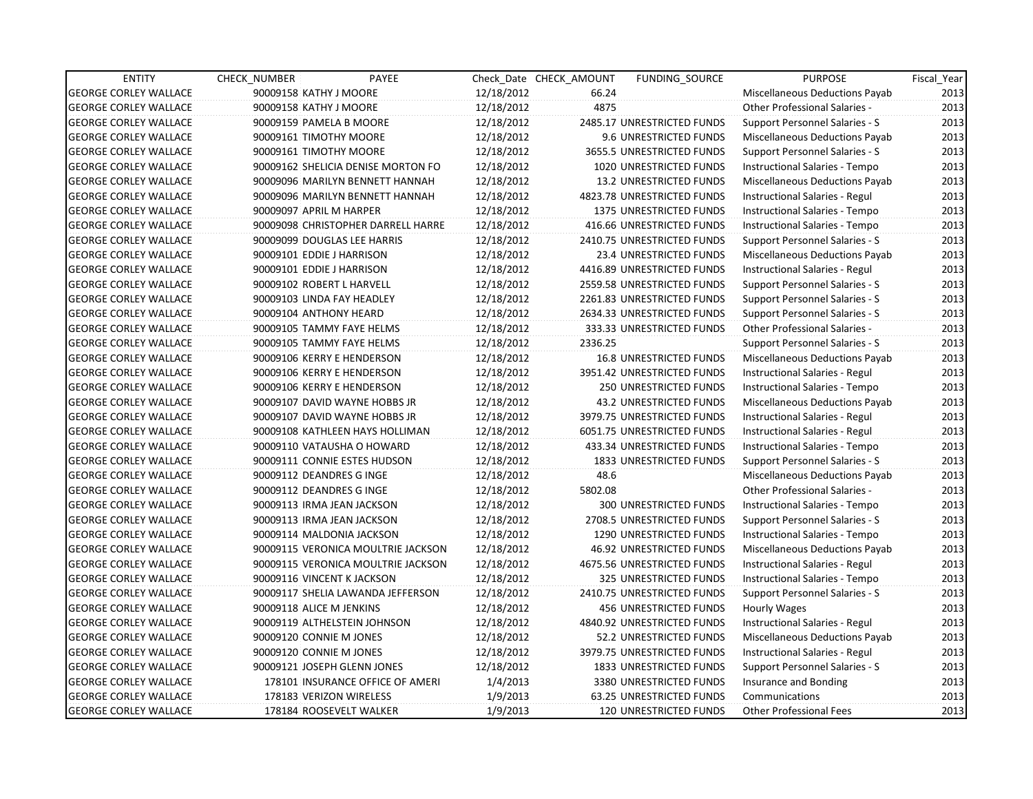| ENTITY | CHECK_NUMBER | PAYEE | Check_Date | CHECK_AMOUNT | FUNDING_SOURCE | PURPOSE | Fiscal_Year |
|---|---|---|---|---|---|---|---|
| GEORGE CORLEY WALLACE | 90009158 | KATHY J MOORE | 12/18/2012 | 66.24 | | Miscellaneous Deductions Payab | 2013 |
| GEORGE CORLEY WALLACE | 90009158 | KATHY J MOORE | 12/18/2012 | 4875 | | Other Professional Salaries - | 2013 |
| GEORGE CORLEY WALLACE | 90009159 | PAMELA B MOORE | 12/18/2012 | 2485.17 | UNRESTRICTED FUNDS | Support Personnel Salaries - S | 2013 |
| GEORGE CORLEY WALLACE | 90009161 | TIMOTHY MOORE | 12/18/2012 | 9.6 | UNRESTRICTED FUNDS | Miscellaneous Deductions Payab | 2013 |
| GEORGE CORLEY WALLACE | 90009161 | TIMOTHY MOORE | 12/18/2012 | 3655.5 | UNRESTRICTED FUNDS | Support Personnel Salaries - S | 2013 |
| GEORGE CORLEY WALLACE | 90009162 | SHELICIA DENISE MORTON FO | 12/18/2012 | 1020 | UNRESTRICTED FUNDS | Instructional Salaries - Tempo | 2013 |
| GEORGE CORLEY WALLACE | 90009096 | MARILYN BENNETT HANNAH | 12/18/2012 | 13.2 | UNRESTRICTED FUNDS | Miscellaneous Deductions Payab | 2013 |
| GEORGE CORLEY WALLACE | 90009096 | MARILYN BENNETT HANNAH | 12/18/2012 | 4823.78 | UNRESTRICTED FUNDS | Instructional Salaries - Regul | 2013 |
| GEORGE CORLEY WALLACE | 90009097 | APRIL M HARPER | 12/18/2012 | 1375 | UNRESTRICTED FUNDS | Instructional Salaries - Tempo | 2013 |
| GEORGE CORLEY WALLACE | 90009098 | CHRISTOPHER DARRELL HARRE | 12/18/2012 | 416.66 | UNRESTRICTED FUNDS | Instructional Salaries - Tempo | 2013 |
| GEORGE CORLEY WALLACE | 90009099 | DOUGLAS LEE HARRIS | 12/18/2012 | 2410.75 | UNRESTRICTED FUNDS | Support Personnel Salaries - S | 2013 |
| GEORGE CORLEY WALLACE | 90009101 | EDDIE J HARRISON | 12/18/2012 | 23.4 | UNRESTRICTED FUNDS | Miscellaneous Deductions Payab | 2013 |
| GEORGE CORLEY WALLACE | 90009101 | EDDIE J HARRISON | 12/18/2012 | 4416.89 | UNRESTRICTED FUNDS | Instructional Salaries - Regul | 2013 |
| GEORGE CORLEY WALLACE | 90009102 | ROBERT L HARVELL | 12/18/2012 | 2559.58 | UNRESTRICTED FUNDS | Support Personnel Salaries - S | 2013 |
| GEORGE CORLEY WALLACE | 90009103 | LINDA FAY HEADLEY | 12/18/2012 | 2261.83 | UNRESTRICTED FUNDS | Support Personnel Salaries - S | 2013 |
| GEORGE CORLEY WALLACE | 90009104 | ANTHONY HEARD | 12/18/2012 | 2634.33 | UNRESTRICTED FUNDS | Support Personnel Salaries - S | 2013 |
| GEORGE CORLEY WALLACE | 90009105 | TAMMY FAYE HELMS | 12/18/2012 | 333.33 | UNRESTRICTED FUNDS | Other Professional Salaries - | 2013 |
| GEORGE CORLEY WALLACE | 90009105 | TAMMY FAYE HELMS | 12/18/2012 | 2336.25 | | Support Personnel Salaries - S | 2013 |
| GEORGE CORLEY WALLACE | 90009106 | KERRY E HENDERSON | 12/18/2012 | 16.8 | UNRESTRICTED FUNDS | Miscellaneous Deductions Payab | 2013 |
| GEORGE CORLEY WALLACE | 90009106 | KERRY E HENDERSON | 12/18/2012 | 3951.42 | UNRESTRICTED FUNDS | Instructional Salaries - Regul | 2013 |
| GEORGE CORLEY WALLACE | 90009106 | KERRY E HENDERSON | 12/18/2012 | 250 | UNRESTRICTED FUNDS | Instructional Salaries - Tempo | 2013 |
| GEORGE CORLEY WALLACE | 90009107 | DAVID WAYNE HOBBS JR | 12/18/2012 | 43.2 | UNRESTRICTED FUNDS | Miscellaneous Deductions Payab | 2013 |
| GEORGE CORLEY WALLACE | 90009107 | DAVID WAYNE HOBBS JR | 12/18/2012 | 3979.75 | UNRESTRICTED FUNDS | Instructional Salaries - Regul | 2013 |
| GEORGE CORLEY WALLACE | 90009108 | KATHLEEN HAYS HOLLIMAN | 12/18/2012 | 6051.75 | UNRESTRICTED FUNDS | Instructional Salaries - Regul | 2013 |
| GEORGE CORLEY WALLACE | 90009110 | VATAUSHA O HOWARD | 12/18/2012 | 433.34 | UNRESTRICTED FUNDS | Instructional Salaries - Tempo | 2013 |
| GEORGE CORLEY WALLACE | 90009111 | CONNIE ESTES HUDSON | 12/18/2012 | 1833 | UNRESTRICTED FUNDS | Support Personnel Salaries - S | 2013 |
| GEORGE CORLEY WALLACE | 90009112 | DEANDRES G INGE | 12/18/2012 | 48.6 | | Miscellaneous Deductions Payab | 2013 |
| GEORGE CORLEY WALLACE | 90009112 | DEANDRES G INGE | 12/18/2012 | 5802.08 | | Other Professional Salaries - | 2013 |
| GEORGE CORLEY WALLACE | 90009113 | IRMA JEAN JACKSON | 12/18/2012 | 300 | UNRESTRICTED FUNDS | Instructional Salaries - Tempo | 2013 |
| GEORGE CORLEY WALLACE | 90009113 | IRMA JEAN JACKSON | 12/18/2012 | 2708.5 | UNRESTRICTED FUNDS | Support Personnel Salaries - S | 2013 |
| GEORGE CORLEY WALLACE | 90009114 | MALDONIA JACKSON | 12/18/2012 | 1290 | UNRESTRICTED FUNDS | Instructional Salaries - Tempo | 2013 |
| GEORGE CORLEY WALLACE | 90009115 | VERONICA MOULTRIE JACKSON | 12/18/2012 | 46.92 | UNRESTRICTED FUNDS | Miscellaneous Deductions Payab | 2013 |
| GEORGE CORLEY WALLACE | 90009115 | VERONICA MOULTRIE JACKSON | 12/18/2012 | 4675.56 | UNRESTRICTED FUNDS | Instructional Salaries - Regul | 2013 |
| GEORGE CORLEY WALLACE | 90009116 | VINCENT K JACKSON | 12/18/2012 | 325 | UNRESTRICTED FUNDS | Instructional Salaries - Tempo | 2013 |
| GEORGE CORLEY WALLACE | 90009117 | SHELIA LAWANDA JEFFERSON | 12/18/2012 | 2410.75 | UNRESTRICTED FUNDS | Support Personnel Salaries - S | 2013 |
| GEORGE CORLEY WALLACE | 90009118 | ALICE M JENKINS | 12/18/2012 | 456 | UNRESTRICTED FUNDS | Hourly Wages | 2013 |
| GEORGE CORLEY WALLACE | 90009119 | ALTHELSTEIN JOHNSON | 12/18/2012 | 4840.92 | UNRESTRICTED FUNDS | Instructional Salaries - Regul | 2013 |
| GEORGE CORLEY WALLACE | 90009120 | CONNIE M JONES | 12/18/2012 | 52.2 | UNRESTRICTED FUNDS | Miscellaneous Deductions Payab | 2013 |
| GEORGE CORLEY WALLACE | 90009120 | CONNIE M JONES | 12/18/2012 | 3979.75 | UNRESTRICTED FUNDS | Instructional Salaries - Regul | 2013 |
| GEORGE CORLEY WALLACE | 90009121 | JOSEPH GLENN JONES | 12/18/2012 | 1833 | UNRESTRICTED FUNDS | Support Personnel Salaries - S | 2013 |
| GEORGE CORLEY WALLACE | 178101 | INSURANCE OFFICE OF AMERI | 1/4/2013 | 3380 | UNRESTRICTED FUNDS | Insurance and Bonding | 2013 |
| GEORGE CORLEY WALLACE | 178183 | VERIZON WIRELESS | 1/9/2013 | 63.25 | UNRESTRICTED FUNDS | Communications | 2013 |
| GEORGE CORLEY WALLACE | 178184 | ROOSEVELT WALKER | 1/9/2013 | 120 | UNRESTRICTED FUNDS | Other Professional Fees | 2013 |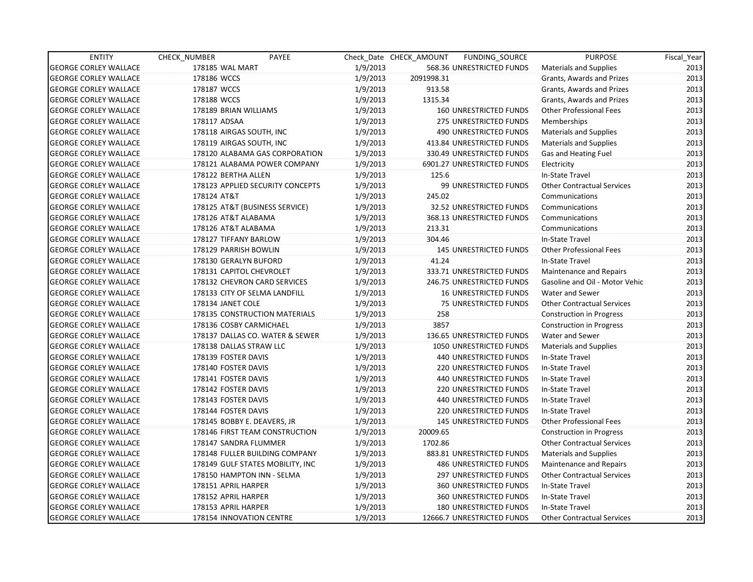| ENTITY | CHECK_NUMBER | PAYEE | Check_Date | CHECK_AMOUNT | FUNDING_SOURCE | PURPOSE | Fiscal_Year |
|---|---|---|---|---|---|---|---|
| GEORGE CORLEY WALLACE | 178185 | WAL MART | 1/9/2013 | 568.36 | UNRESTRICTED FUNDS | Materials and Supplies | 2013 |
| GEORGE CORLEY WALLACE | 178186 | WCCS | 1/9/2013 | 2091998.31 | | Grants, Awards and Prizes | 2013 |
| GEORGE CORLEY WALLACE | 178187 | WCCS | 1/9/2013 | 913.58 | | Grants, Awards and Prizes | 2013 |
| GEORGE CORLEY WALLACE | 178188 | WCCS | 1/9/2013 | 1315.34 | | Grants, Awards and Prizes | 2013 |
| GEORGE CORLEY WALLACE | 178189 | BRIAN WILLIAMS | 1/9/2013 | 160 | UNRESTRICTED FUNDS | Other Professional Fees | 2013 |
| GEORGE CORLEY WALLACE | 178117 | ADSAA | 1/9/2013 | 275 | UNRESTRICTED FUNDS | Memberships | 2013 |
| GEORGE CORLEY WALLACE | 178118 | AIRGAS SOUTH, INC | 1/9/2013 | 490 | UNRESTRICTED FUNDS | Materials and Supplies | 2013 |
| GEORGE CORLEY WALLACE | 178119 | AIRGAS SOUTH, INC | 1/9/2013 | 413.84 | UNRESTRICTED FUNDS | Materials and Supplies | 2013 |
| GEORGE CORLEY WALLACE | 178120 | ALABAMA GAS CORPORATION | 1/9/2013 | 330.49 | UNRESTRICTED FUNDS | Gas and Heating Fuel | 2013 |
| GEORGE CORLEY WALLACE | 178121 | ALABAMA POWER COMPANY | 1/9/2013 | 6901.27 | UNRESTRICTED FUNDS | Electricity | 2013 |
| GEORGE CORLEY WALLACE | 178122 | BERTHA ALLEN | 1/9/2013 | 125.6 | | In-State Travel | 2013 |
| GEORGE CORLEY WALLACE | 178123 | APPLIED SECURITY CONCEPTS | 1/9/2013 | 99 | UNRESTRICTED FUNDS | Other Contractual Services | 2013 |
| GEORGE CORLEY WALLACE | 178124 | AT&T | 1/9/2013 | 245.02 | | Communications | 2013 |
| GEORGE CORLEY WALLACE | 178125 | AT&T (BUSINESS SERVICE) | 1/9/2013 | 32.52 | UNRESTRICTED FUNDS | Communications | 2013 |
| GEORGE CORLEY WALLACE | 178126 | AT&T ALABAMA | 1/9/2013 | 368.13 | UNRESTRICTED FUNDS | Communications | 2013 |
| GEORGE CORLEY WALLACE | 178126 | AT&T ALABAMA | 1/9/2013 | 213.31 | | Communications | 2013 |
| GEORGE CORLEY WALLACE | 178127 | TIFFANY BARLOW | 1/9/2013 | 304.46 | | In-State Travel | 2013 |
| GEORGE CORLEY WALLACE | 178129 | PARRISH BOWLIN | 1/9/2013 | 145 | UNRESTRICTED FUNDS | Other Professional Fees | 2013 |
| GEORGE CORLEY WALLACE | 178130 | GERALYN BUFORD | 1/9/2013 | 41.24 | | In-State Travel | 2013 |
| GEORGE CORLEY WALLACE | 178131 | CAPITOL CHEVROLET | 1/9/2013 | 333.71 | UNRESTRICTED FUNDS | Maintenance and Repairs | 2013 |
| GEORGE CORLEY WALLACE | 178132 | CHEVRON CARD SERVICES | 1/9/2013 | 246.75 | UNRESTRICTED FUNDS | Gasoline and Oil - Motor Vehic | 2013 |
| GEORGE CORLEY WALLACE | 178133 | CITY OF SELMA LANDFILL | 1/9/2013 | 16 | UNRESTRICTED FUNDS | Water and Sewer | 2013 |
| GEORGE CORLEY WALLACE | 178134 | JANET COLE | 1/9/2013 | 75 | UNRESTRICTED FUNDS | Other Contractual Services | 2013 |
| GEORGE CORLEY WALLACE | 178135 | CONSTRUCTION MATERIALS | 1/9/2013 | 258 | | Construction in Progress | 2013 |
| GEORGE CORLEY WALLACE | 178136 | COSBY CARMICHAEL | 1/9/2013 | 3857 | | Construction in Progress | 2013 |
| GEORGE CORLEY WALLACE | 178137 | DALLAS CO. WATER & SEWER | 1/9/2013 | 136.65 | UNRESTRICTED FUNDS | Water and Sewer | 2013 |
| GEORGE CORLEY WALLACE | 178138 | DALLAS STRAW LLC | 1/9/2013 | 1050 | UNRESTRICTED FUNDS | Materials and Supplies | 2013 |
| GEORGE CORLEY WALLACE | 178139 | FOSTER DAVIS | 1/9/2013 | 440 | UNRESTRICTED FUNDS | In-State Travel | 2013 |
| GEORGE CORLEY WALLACE | 178140 | FOSTER DAVIS | 1/9/2013 | 220 | UNRESTRICTED FUNDS | In-State Travel | 2013 |
| GEORGE CORLEY WALLACE | 178141 | FOSTER DAVIS | 1/9/2013 | 440 | UNRESTRICTED FUNDS | In-State Travel | 2013 |
| GEORGE CORLEY WALLACE | 178142 | FOSTER DAVIS | 1/9/2013 | 220 | UNRESTRICTED FUNDS | In-State Travel | 2013 |
| GEORGE CORLEY WALLACE | 178143 | FOSTER DAVIS | 1/9/2013 | 440 | UNRESTRICTED FUNDS | In-State Travel | 2013 |
| GEORGE CORLEY WALLACE | 178144 | FOSTER DAVIS | 1/9/2013 | 220 | UNRESTRICTED FUNDS | In-State Travel | 2013 |
| GEORGE CORLEY WALLACE | 178145 | BOBBY E. DEAVERS, JR | 1/9/2013 | 145 | UNRESTRICTED FUNDS | Other Professional Fees | 2013 |
| GEORGE CORLEY WALLACE | 178146 | FIRST TEAM CONSTRUCTION | 1/9/2013 | 20009.65 | | Construction in Progress | 2013 |
| GEORGE CORLEY WALLACE | 178147 | SANDRA FLUMMER | 1/9/2013 | 1702.86 | | Other Contractual Services | 2013 |
| GEORGE CORLEY WALLACE | 178148 | FULLER BUILDING COMPANY | 1/9/2013 | 883.81 | UNRESTRICTED FUNDS | Materials and Supplies | 2013 |
| GEORGE CORLEY WALLACE | 178149 | GULF STATES MOBILITY, INC | 1/9/2013 | 486 | UNRESTRICTED FUNDS | Maintenance and Repairs | 2013 |
| GEORGE CORLEY WALLACE | 178150 | HAMPTON INN - SELMA | 1/9/2013 | 297 | UNRESTRICTED FUNDS | Other Contractual Services | 2013 |
| GEORGE CORLEY WALLACE | 178151 | APRIL HARPER | 1/9/2013 | 360 | UNRESTRICTED FUNDS | In-State Travel | 2013 |
| GEORGE CORLEY WALLACE | 178152 | APRIL HARPER | 1/9/2013 | 360 | UNRESTRICTED FUNDS | In-State Travel | 2013 |
| GEORGE CORLEY WALLACE | 178153 | APRIL HARPER | 1/9/2013 | 180 | UNRESTRICTED FUNDS | In-State Travel | 2013 |
| GEORGE CORLEY WALLACE | 178154 | INNOVATION CENTRE | 1/9/2013 | 12666.7 | UNRESTRICTED FUNDS | Other Contractual Services | 2013 |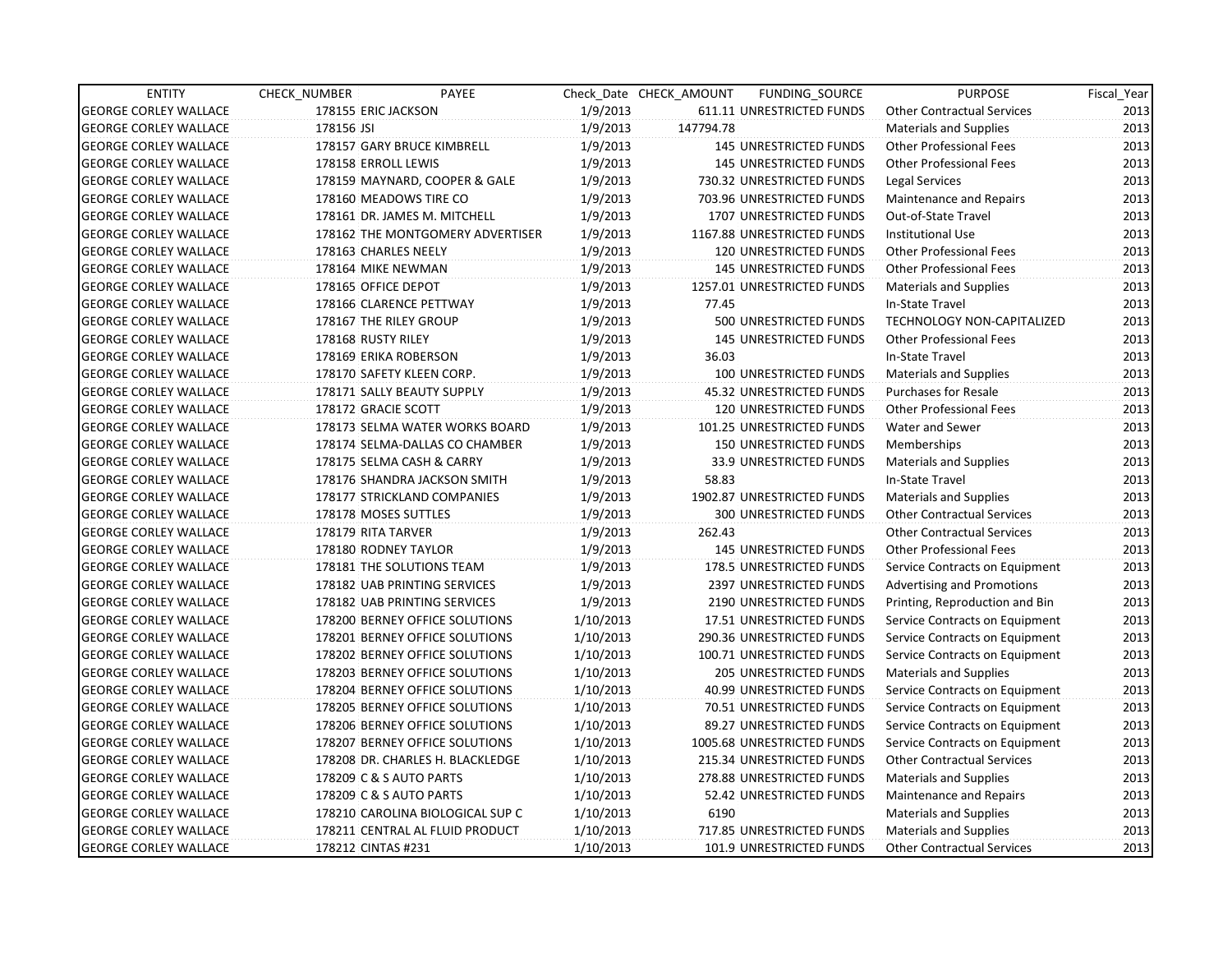| ENTITY | CHECK_NUMBER | PAYEE | Check_Date | CHECK_AMOUNT | FUNDING_SOURCE | PURPOSE | Fiscal_Year |
|---|---|---|---|---|---|---|---|
| GEORGE CORLEY WALLACE | 178155 | ERIC JACKSON | 1/9/2013 | 611.11 | UNRESTRICTED FUNDS | Other Contractual Services | 2013 |
| GEORGE CORLEY WALLACE | 178156 | JSI | 1/9/2013 | 147794.78 | | Materials and Supplies | 2013 |
| GEORGE CORLEY WALLACE | 178157 | GARY BRUCE KIMBRELL | 1/9/2013 | 145 | UNRESTRICTED FUNDS | Other Professional Fees | 2013 |
| GEORGE CORLEY WALLACE | 178158 | ERROLL LEWIS | 1/9/2013 | 145 | UNRESTRICTED FUNDS | Other Professional Fees | 2013 |
| GEORGE CORLEY WALLACE | 178159 | MAYNARD, COOPER & GALE | 1/9/2013 | 730.32 | UNRESTRICTED FUNDS | Legal Services | 2013 |
| GEORGE CORLEY WALLACE | 178160 | MEADOWS TIRE CO | 1/9/2013 | 703.96 | UNRESTRICTED FUNDS | Maintenance and Repairs | 2013 |
| GEORGE CORLEY WALLACE | 178161 | DR. JAMES M. MITCHELL | 1/9/2013 | 1707 | UNRESTRICTED FUNDS | Out-of-State Travel | 2013 |
| GEORGE CORLEY WALLACE | 178162 | THE MONTGOMERY ADVERTISER | 1/9/2013 | 1167.88 | UNRESTRICTED FUNDS | Institutional Use | 2013 |
| GEORGE CORLEY WALLACE | 178163 | CHARLES NEELY | 1/9/2013 | 120 | UNRESTRICTED FUNDS | Other Professional Fees | 2013 |
| GEORGE CORLEY WALLACE | 178164 | MIKE NEWMAN | 1/9/2013 | 145 | UNRESTRICTED FUNDS | Other Professional Fees | 2013 |
| GEORGE CORLEY WALLACE | 178165 | OFFICE DEPOT | 1/9/2013 | 1257.01 | UNRESTRICTED FUNDS | Materials and Supplies | 2013 |
| GEORGE CORLEY WALLACE | 178166 | CLARENCE PETTWAY | 1/9/2013 | 77.45 | | In-State Travel | 2013 |
| GEORGE CORLEY WALLACE | 178167 | THE RILEY GROUP | 1/9/2013 | 500 | UNRESTRICTED FUNDS | TECHNOLOGY NON-CAPITALIZED | 2013 |
| GEORGE CORLEY WALLACE | 178168 | RUSTY RILEY | 1/9/2013 | 145 | UNRESTRICTED FUNDS | Other Professional Fees | 2013 |
| GEORGE CORLEY WALLACE | 178169 | ERIKA ROBERSON | 1/9/2013 | 36.03 | | In-State Travel | 2013 |
| GEORGE CORLEY WALLACE | 178170 | SAFETY KLEEN CORP. | 1/9/2013 | 100 | UNRESTRICTED FUNDS | Materials and Supplies | 2013 |
| GEORGE CORLEY WALLACE | 178171 | SALLY BEAUTY SUPPLY | 1/9/2013 | 45.32 | UNRESTRICTED FUNDS | Purchases for Resale | 2013 |
| GEORGE CORLEY WALLACE | 178172 | GRACIE SCOTT | 1/9/2013 | 120 | UNRESTRICTED FUNDS | Other Professional Fees | 2013 |
| GEORGE CORLEY WALLACE | 178173 | SELMA WATER WORKS BOARD | 1/9/2013 | 101.25 | UNRESTRICTED FUNDS | Water and Sewer | 2013 |
| GEORGE CORLEY WALLACE | 178174 | SELMA-DALLAS CO CHAMBER | 1/9/2013 | 150 | UNRESTRICTED FUNDS | Memberships | 2013 |
| GEORGE CORLEY WALLACE | 178175 | SELMA CASH & CARRY | 1/9/2013 | 33.9 | UNRESTRICTED FUNDS | Materials and Supplies | 2013 |
| GEORGE CORLEY WALLACE | 178176 | SHANDRA JACKSON SMITH | 1/9/2013 | 58.83 | | In-State Travel | 2013 |
| GEORGE CORLEY WALLACE | 178177 | STRICKLAND COMPANIES | 1/9/2013 | 1902.87 | UNRESTRICTED FUNDS | Materials and Supplies | 2013 |
| GEORGE CORLEY WALLACE | 178178 | MOSES SUTTLES | 1/9/2013 | 300 | UNRESTRICTED FUNDS | Other Contractual Services | 2013 |
| GEORGE CORLEY WALLACE | 178179 | RITA TARVER | 1/9/2013 | 262.43 | | Other Contractual Services | 2013 |
| GEORGE CORLEY WALLACE | 178180 | RODNEY TAYLOR | 1/9/2013 | 145 | UNRESTRICTED FUNDS | Other Professional Fees | 2013 |
| GEORGE CORLEY WALLACE | 178181 | THE SOLUTIONS TEAM | 1/9/2013 | 178.5 | UNRESTRICTED FUNDS | Service Contracts on Equipment | 2013 |
| GEORGE CORLEY WALLACE | 178182 | UAB PRINTING SERVICES | 1/9/2013 | 2397 | UNRESTRICTED FUNDS | Advertising and Promotions | 2013 |
| GEORGE CORLEY WALLACE | 178182 | UAB PRINTING SERVICES | 1/9/2013 | 2190 | UNRESTRICTED FUNDS | Printing, Reproduction and Bin | 2013 |
| GEORGE CORLEY WALLACE | 178200 | BERNEY OFFICE SOLUTIONS | 1/10/2013 | 17.51 | UNRESTRICTED FUNDS | Service Contracts on Equipment | 2013 |
| GEORGE CORLEY WALLACE | 178201 | BERNEY OFFICE SOLUTIONS | 1/10/2013 | 290.36 | UNRESTRICTED FUNDS | Service Contracts on Equipment | 2013 |
| GEORGE CORLEY WALLACE | 178202 | BERNEY OFFICE SOLUTIONS | 1/10/2013 | 100.71 | UNRESTRICTED FUNDS | Service Contracts on Equipment | 2013 |
| GEORGE CORLEY WALLACE | 178203 | BERNEY OFFICE SOLUTIONS | 1/10/2013 | 205 | UNRESTRICTED FUNDS | Materials and Supplies | 2013 |
| GEORGE CORLEY WALLACE | 178204 | BERNEY OFFICE SOLUTIONS | 1/10/2013 | 40.99 | UNRESTRICTED FUNDS | Service Contracts on Equipment | 2013 |
| GEORGE CORLEY WALLACE | 178205 | BERNEY OFFICE SOLUTIONS | 1/10/2013 | 70.51 | UNRESTRICTED FUNDS | Service Contracts on Equipment | 2013 |
| GEORGE CORLEY WALLACE | 178206 | BERNEY OFFICE SOLUTIONS | 1/10/2013 | 89.27 | UNRESTRICTED FUNDS | Service Contracts on Equipment | 2013 |
| GEORGE CORLEY WALLACE | 178207 | BERNEY OFFICE SOLUTIONS | 1/10/2013 | 1005.68 | UNRESTRICTED FUNDS | Service Contracts on Equipment | 2013 |
| GEORGE CORLEY WALLACE | 178208 | DR. CHARLES H. BLACKLEDGE | 1/10/2013 | 215.34 | UNRESTRICTED FUNDS | Other Contractual Services | 2013 |
| GEORGE CORLEY WALLACE | 178209 | C & S AUTO PARTS | 1/10/2013 | 278.88 | UNRESTRICTED FUNDS | Materials and Supplies | 2013 |
| GEORGE CORLEY WALLACE | 178209 | C & S AUTO PARTS | 1/10/2013 | 52.42 | UNRESTRICTED FUNDS | Maintenance and Repairs | 2013 |
| GEORGE CORLEY WALLACE | 178210 | CAROLINA BIOLOGICAL SUP C | 1/10/2013 | 6190 | | Materials and Supplies | 2013 |
| GEORGE CORLEY WALLACE | 178211 | CENTRAL AL FLUID PRODUCT | 1/10/2013 | 717.85 | UNRESTRICTED FUNDS | Materials and Supplies | 2013 |
| GEORGE CORLEY WALLACE | 178212 | CINTAS #231 | 1/10/2013 | 101.9 | UNRESTRICTED FUNDS | Other Contractual Services | 2013 |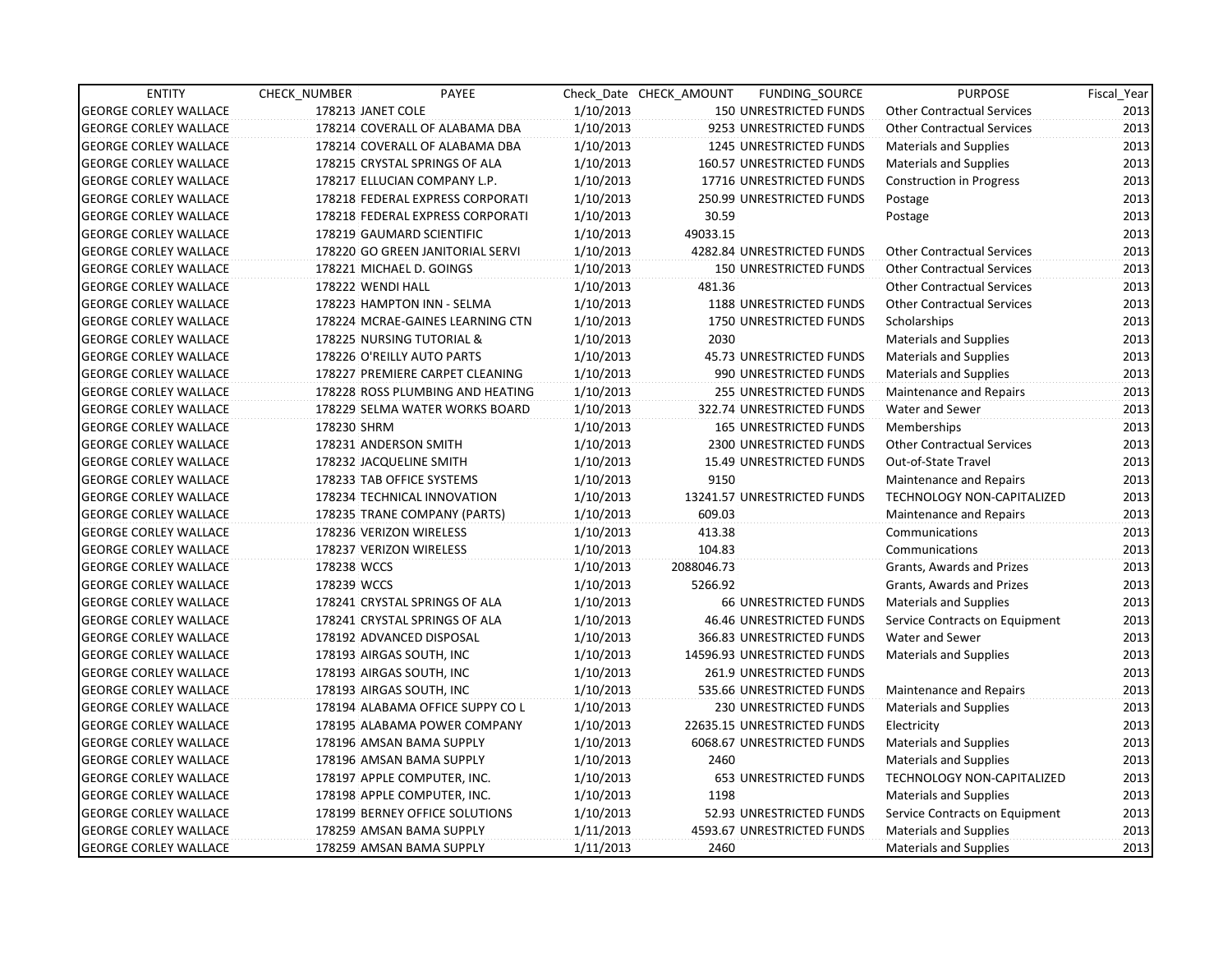| ENTITY | CHECK_NUMBER | PAYEE | Check_Date | CHECK_AMOUNT | FUNDING_SOURCE | PURPOSE | Fiscal_Year |
|---|---|---|---|---|---|---|---|
| GEORGE CORLEY WALLACE | 178213 | JANET COLE | 1/10/2013 | 150 | UNRESTRICTED FUNDS | Other Contractual Services | 2013 |
| GEORGE CORLEY WALLACE | 178214 | COVERALL OF ALABAMA DBA | 1/10/2013 | 9253 | UNRESTRICTED FUNDS | Other Contractual Services | 2013 |
| GEORGE CORLEY WALLACE | 178214 | COVERALL OF ALABAMA DBA | 1/10/2013 | 1245 | UNRESTRICTED FUNDS | Materials and Supplies | 2013 |
| GEORGE CORLEY WALLACE | 178215 | CRYSTAL SPRINGS OF ALA | 1/10/2013 | 160.57 | UNRESTRICTED FUNDS | Materials and Supplies | 2013 |
| GEORGE CORLEY WALLACE | 178217 | ELLUCIAN COMPANY L.P. | 1/10/2013 | 17716 | UNRESTRICTED FUNDS | Construction in Progress | 2013 |
| GEORGE CORLEY WALLACE | 178218 | FEDERAL EXPRESS CORPORATI | 1/10/2013 | 250.99 | UNRESTRICTED FUNDS | Postage | 2013 |
| GEORGE CORLEY WALLACE | 178218 | FEDERAL EXPRESS CORPORATI | 1/10/2013 | 30.59 | | Postage | 2013 |
| GEORGE CORLEY WALLACE | 178219 | GAUMARD SCIENTIFIC | 1/10/2013 | 49033.15 | | | 2013 |
| GEORGE CORLEY WALLACE | 178220 | GO GREEN JANITORIAL SERVI | 1/10/2013 | 4282.84 | UNRESTRICTED FUNDS | Other Contractual Services | 2013 |
| GEORGE CORLEY WALLACE | 178221 | MICHAEL D. GOINGS | 1/10/2013 | 150 | UNRESTRICTED FUNDS | Other Contractual Services | 2013 |
| GEORGE CORLEY WALLACE | 178222 | WENDI HALL | 1/10/2013 | 481.36 | | Other Contractual Services | 2013 |
| GEORGE CORLEY WALLACE | 178223 | HAMPTON INN - SELMA | 1/10/2013 | 1188 | UNRESTRICTED FUNDS | Other Contractual Services | 2013 |
| GEORGE CORLEY WALLACE | 178224 | MCRAE-GAINES LEARNING CTN | 1/10/2013 | 1750 | UNRESTRICTED FUNDS | Scholarships | 2013 |
| GEORGE CORLEY WALLACE | 178225 | NURSING TUTORIAL & | 1/10/2013 | 2030 | | Materials and Supplies | 2013 |
| GEORGE CORLEY WALLACE | 178226 | O'REILLY AUTO PARTS | 1/10/2013 | 45.73 | UNRESTRICTED FUNDS | Materials and Supplies | 2013 |
| GEORGE CORLEY WALLACE | 178227 | PREMIERE CARPET CLEANING | 1/10/2013 | 990 | UNRESTRICTED FUNDS | Materials and Supplies | 2013 |
| GEORGE CORLEY WALLACE | 178228 | ROSS PLUMBING AND HEATING | 1/10/2013 | 255 | UNRESTRICTED FUNDS | Maintenance and Repairs | 2013 |
| GEORGE CORLEY WALLACE | 178229 | SELMA WATER WORKS BOARD | 1/10/2013 | 322.74 | UNRESTRICTED FUNDS | Water and Sewer | 2013 |
| GEORGE CORLEY WALLACE | 178230 | SHRM | 1/10/2013 | 165 | UNRESTRICTED FUNDS | Memberships | 2013 |
| GEORGE CORLEY WALLACE | 178231 | ANDERSON SMITH | 1/10/2013 | 2300 | UNRESTRICTED FUNDS | Other Contractual Services | 2013 |
| GEORGE CORLEY WALLACE | 178232 | JACQUELINE SMITH | 1/10/2013 | 15.49 | UNRESTRICTED FUNDS | Out-of-State Travel | 2013 |
| GEORGE CORLEY WALLACE | 178233 | TAB OFFICE SYSTEMS | 1/10/2013 | 9150 | | Maintenance and Repairs | 2013 |
| GEORGE CORLEY WALLACE | 178234 | TECHNICAL INNOVATION | 1/10/2013 | 13241.57 | UNRESTRICTED FUNDS | TECHNOLOGY NON-CAPITALIZED | 2013 |
| GEORGE CORLEY WALLACE | 178235 | TRANE COMPANY (PARTS) | 1/10/2013 | 609.03 | | Maintenance and Repairs | 2013 |
| GEORGE CORLEY WALLACE | 178236 | VERIZON WIRELESS | 1/10/2013 | 413.38 | | Communications | 2013 |
| GEORGE CORLEY WALLACE | 178237 | VERIZON WIRELESS | 1/10/2013 | 104.83 | | Communications | 2013 |
| GEORGE CORLEY WALLACE | 178238 | WCCS | 1/10/2013 | 2088046.73 | | Grants, Awards and Prizes | 2013 |
| GEORGE CORLEY WALLACE | 178239 | WCCS | 1/10/2013 | 5266.92 | | Grants, Awards and Prizes | 2013 |
| GEORGE CORLEY WALLACE | 178241 | CRYSTAL SPRINGS OF ALA | 1/10/2013 | 66 | UNRESTRICTED FUNDS | Materials and Supplies | 2013 |
| GEORGE CORLEY WALLACE | 178241 | CRYSTAL SPRINGS OF ALA | 1/10/2013 | 46.46 | UNRESTRICTED FUNDS | Service Contracts on Equipment | 2013 |
| GEORGE CORLEY WALLACE | 178192 | ADVANCED DISPOSAL | 1/10/2013 | 366.83 | UNRESTRICTED FUNDS | Water and Sewer | 2013 |
| GEORGE CORLEY WALLACE | 178193 | AIRGAS SOUTH, INC | 1/10/2013 | 14596.93 | UNRESTRICTED FUNDS | Materials and Supplies | 2013 |
| GEORGE CORLEY WALLACE | 178193 | AIRGAS SOUTH, INC | 1/10/2013 | 261.9 | UNRESTRICTED FUNDS | | 2013 |
| GEORGE CORLEY WALLACE | 178193 | AIRGAS SOUTH, INC | 1/10/2013 | 535.66 | UNRESTRICTED FUNDS | Maintenance and Repairs | 2013 |
| GEORGE CORLEY WALLACE | 178194 | ALABAMA OFFICE SUPPY CO L | 1/10/2013 | 230 | UNRESTRICTED FUNDS | Materials and Supplies | 2013 |
| GEORGE CORLEY WALLACE | 178195 | ALABAMA POWER COMPANY | 1/10/2013 | 22635.15 | UNRESTRICTED FUNDS | Electricity | 2013 |
| GEORGE CORLEY WALLACE | 178196 | AMSAN BAMA SUPPLY | 1/10/2013 | 6068.67 | UNRESTRICTED FUNDS | Materials and Supplies | 2013 |
| GEORGE CORLEY WALLACE | 178196 | AMSAN BAMA SUPPLY | 1/10/2013 | 2460 | | Materials and Supplies | 2013 |
| GEORGE CORLEY WALLACE | 178197 | APPLE COMPUTER, INC. | 1/10/2013 | 653 | UNRESTRICTED FUNDS | TECHNOLOGY NON-CAPITALIZED | 2013 |
| GEORGE CORLEY WALLACE | 178198 | APPLE COMPUTER, INC. | 1/10/2013 | 1198 | | Materials and Supplies | 2013 |
| GEORGE CORLEY WALLACE | 178199 | BERNEY OFFICE SOLUTIONS | 1/10/2013 | 52.93 | UNRESTRICTED FUNDS | Service Contracts on Equipment | 2013 |
| GEORGE CORLEY WALLACE | 178259 | AMSAN BAMA SUPPLY | 1/11/2013 | 4593.67 | UNRESTRICTED FUNDS | Materials and Supplies | 2013 |
| GEORGE CORLEY WALLACE | 178259 | AMSAN BAMA SUPPLY | 1/11/2013 | 2460 | | Materials and Supplies | 2013 |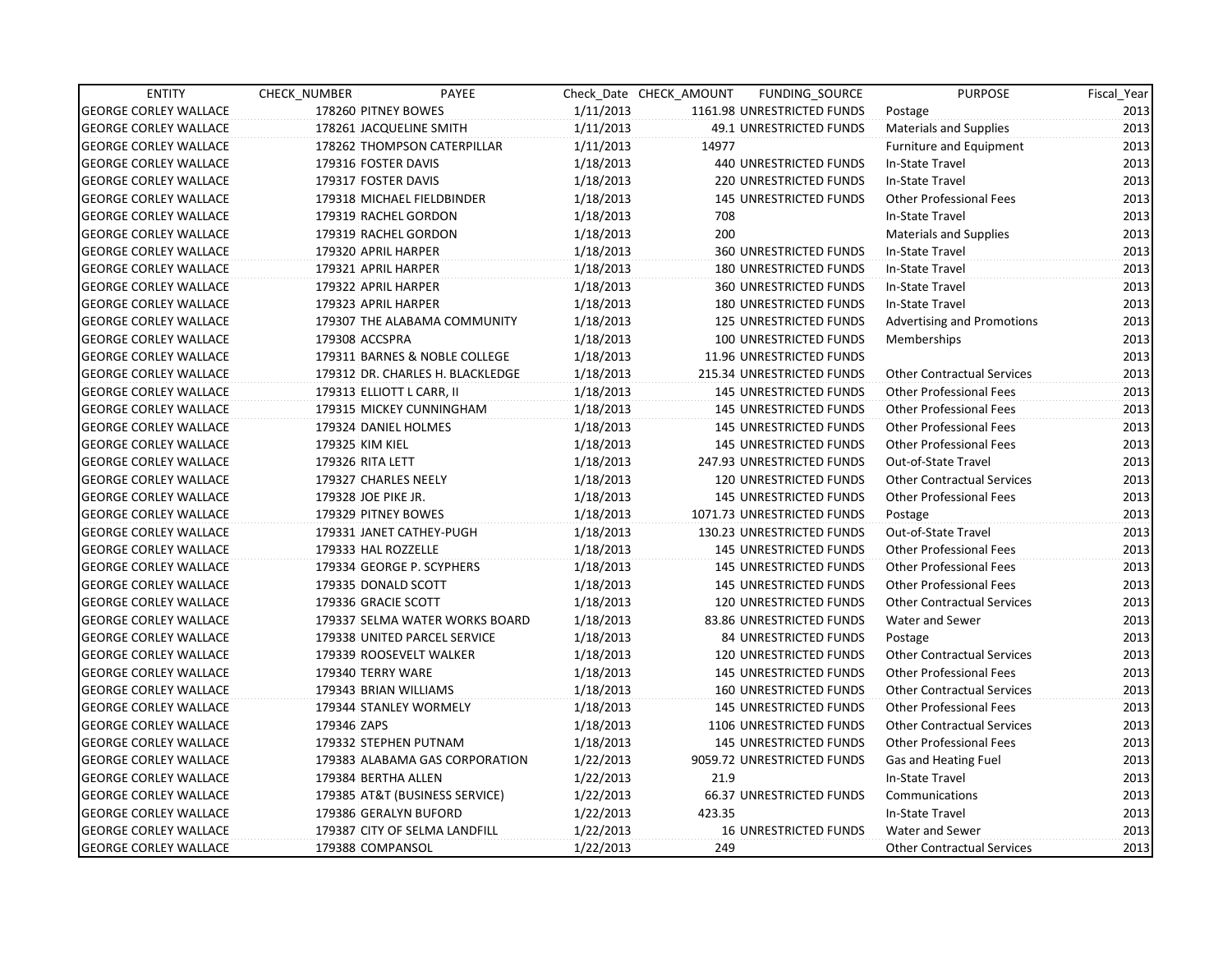| ENTITY | CHECK_NUMBER | PAYEE | Check_Date | CHECK_AMOUNT | FUNDING_SOURCE | PURPOSE | Fiscal_Year |
|---|---|---|---|---|---|---|---|
| GEORGE CORLEY WALLACE | 178260 | PITNEY BOWES | 1/11/2013 | 1161.98 | UNRESTRICTED FUNDS | Postage | 2013 |
| GEORGE CORLEY WALLACE | 178261 | JACQUELINE SMITH | 1/11/2013 | 49.1 | UNRESTRICTED FUNDS | Materials and Supplies | 2013 |
| GEORGE CORLEY WALLACE | 178262 | THOMPSON CATERPILLAR | 1/11/2013 | 14977 | | Furniture and Equipment | 2013 |
| GEORGE CORLEY WALLACE | 179316 | FOSTER DAVIS | 1/18/2013 | 440 | UNRESTRICTED FUNDS | In-State Travel | 2013 |
| GEORGE CORLEY WALLACE | 179317 | FOSTER DAVIS | 1/18/2013 | 220 | UNRESTRICTED FUNDS | In-State Travel | 2013 |
| GEORGE CORLEY WALLACE | 179318 | MICHAEL FIELDBINDER | 1/18/2013 | 145 | UNRESTRICTED FUNDS | Other Professional Fees | 2013 |
| GEORGE CORLEY WALLACE | 179319 | RACHEL GORDON | 1/18/2013 | 708 | | In-State Travel | 2013 |
| GEORGE CORLEY WALLACE | 179319 | RACHEL GORDON | 1/18/2013 | 200 | | Materials and Supplies | 2013 |
| GEORGE CORLEY WALLACE | 179320 | APRIL HARPER | 1/18/2013 | 360 | UNRESTRICTED FUNDS | In-State Travel | 2013 |
| GEORGE CORLEY WALLACE | 179321 | APRIL HARPER | 1/18/2013 | 180 | UNRESTRICTED FUNDS | In-State Travel | 2013 |
| GEORGE CORLEY WALLACE | 179322 | APRIL HARPER | 1/18/2013 | 360 | UNRESTRICTED FUNDS | In-State Travel | 2013 |
| GEORGE CORLEY WALLACE | 179323 | APRIL HARPER | 1/18/2013 | 180 | UNRESTRICTED FUNDS | In-State Travel | 2013 |
| GEORGE CORLEY WALLACE | 179307 | THE ALABAMA COMMUNITY | 1/18/2013 | 125 | UNRESTRICTED FUNDS | Advertising and Promotions | 2013 |
| GEORGE CORLEY WALLACE | 179308 | ACCSPRA | 1/18/2013 | 100 | UNRESTRICTED FUNDS | Memberships | 2013 |
| GEORGE CORLEY WALLACE | 179311 | BARNES & NOBLE COLLEGE | 1/18/2013 | 11.96 | UNRESTRICTED FUNDS | | 2013 |
| GEORGE CORLEY WALLACE | 179312 | DR. CHARLES H. BLACKLEDGE | 1/18/2013 | 215.34 | UNRESTRICTED FUNDS | Other Contractual Services | 2013 |
| GEORGE CORLEY WALLACE | 179313 | ELLIOTT L CARR, II | 1/18/2013 | 145 | UNRESTRICTED FUNDS | Other Professional Fees | 2013 |
| GEORGE CORLEY WALLACE | 179315 | MICKEY CUNNINGHAM | 1/18/2013 | 145 | UNRESTRICTED FUNDS | Other Professional Fees | 2013 |
| GEORGE CORLEY WALLACE | 179324 | DANIEL HOLMES | 1/18/2013 | 145 | UNRESTRICTED FUNDS | Other Professional Fees | 2013 |
| GEORGE CORLEY WALLACE | 179325 | KIM KIEL | 1/18/2013 | 145 | UNRESTRICTED FUNDS | Other Professional Fees | 2013 |
| GEORGE CORLEY WALLACE | 179326 | RITA LETT | 1/18/2013 | 247.93 | UNRESTRICTED FUNDS | Out-of-State Travel | 2013 |
| GEORGE CORLEY WALLACE | 179327 | CHARLES NEELY | 1/18/2013 | 120 | UNRESTRICTED FUNDS | Other Contractual Services | 2013 |
| GEORGE CORLEY WALLACE | 179328 | JOE PIKE JR. | 1/18/2013 | 145 | UNRESTRICTED FUNDS | Other Professional Fees | 2013 |
| GEORGE CORLEY WALLACE | 179329 | PITNEY BOWES | 1/18/2013 | 1071.73 | UNRESTRICTED FUNDS | Postage | 2013 |
| GEORGE CORLEY WALLACE | 179331 | JANET CATHEY-PUGH | 1/18/2013 | 130.23 | UNRESTRICTED FUNDS | Out-of-State Travel | 2013 |
| GEORGE CORLEY WALLACE | 179333 | HAL ROZZELLE | 1/18/2013 | 145 | UNRESTRICTED FUNDS | Other Professional Fees | 2013 |
| GEORGE CORLEY WALLACE | 179334 | GEORGE P. SCYPHERS | 1/18/2013 | 145 | UNRESTRICTED FUNDS | Other Professional Fees | 2013 |
| GEORGE CORLEY WALLACE | 179335 | DONALD SCOTT | 1/18/2013 | 145 | UNRESTRICTED FUNDS | Other Professional Fees | 2013 |
| GEORGE CORLEY WALLACE | 179336 | GRACIE SCOTT | 1/18/2013 | 120 | UNRESTRICTED FUNDS | Other Contractual Services | 2013 |
| GEORGE CORLEY WALLACE | 179337 | SELMA WATER WORKS BOARD | 1/18/2013 | 83.86 | UNRESTRICTED FUNDS | Water and Sewer | 2013 |
| GEORGE CORLEY WALLACE | 179338 | UNITED PARCEL SERVICE | 1/18/2013 | 84 | UNRESTRICTED FUNDS | Postage | 2013 |
| GEORGE CORLEY WALLACE | 179339 | ROOSEVELT WALKER | 1/18/2013 | 120 | UNRESTRICTED FUNDS | Other Contractual Services | 2013 |
| GEORGE CORLEY WALLACE | 179340 | TERRY WARE | 1/18/2013 | 145 | UNRESTRICTED FUNDS | Other Professional Fees | 2013 |
| GEORGE CORLEY WALLACE | 179343 | BRIAN WILLIAMS | 1/18/2013 | 160 | UNRESTRICTED FUNDS | Other Contractual Services | 2013 |
| GEORGE CORLEY WALLACE | 179344 | STANLEY WORMELY | 1/18/2013 | 145 | UNRESTRICTED FUNDS | Other Professional Fees | 2013 |
| GEORGE CORLEY WALLACE | 179346 | ZAPS | 1/18/2013 | 1106 | UNRESTRICTED FUNDS | Other Contractual Services | 2013 |
| GEORGE CORLEY WALLACE | 179332 | STEPHEN PUTNAM | 1/18/2013 | 145 | UNRESTRICTED FUNDS | Other Professional Fees | 2013 |
| GEORGE CORLEY WALLACE | 179383 | ALABAMA GAS CORPORATION | 1/22/2013 | 9059.72 | UNRESTRICTED FUNDS | Gas and Heating Fuel | 2013 |
| GEORGE CORLEY WALLACE | 179384 | BERTHA ALLEN | 1/22/2013 | 21.9 | | In-State Travel | 2013 |
| GEORGE CORLEY WALLACE | 179385 | AT&T (BUSINESS SERVICE) | 1/22/2013 | 66.37 | UNRESTRICTED FUNDS | Communications | 2013 |
| GEORGE CORLEY WALLACE | 179386 | GERALYN BUFORD | 1/22/2013 | 423.35 | | In-State Travel | 2013 |
| GEORGE CORLEY WALLACE | 179387 | CITY OF SELMA LANDFILL | 1/22/2013 | 16 | UNRESTRICTED FUNDS | Water and Sewer | 2013 |
| GEORGE CORLEY WALLACE | 179388 | COMPANSOL | 1/22/2013 | 249 | | Other Contractual Services | 2013 |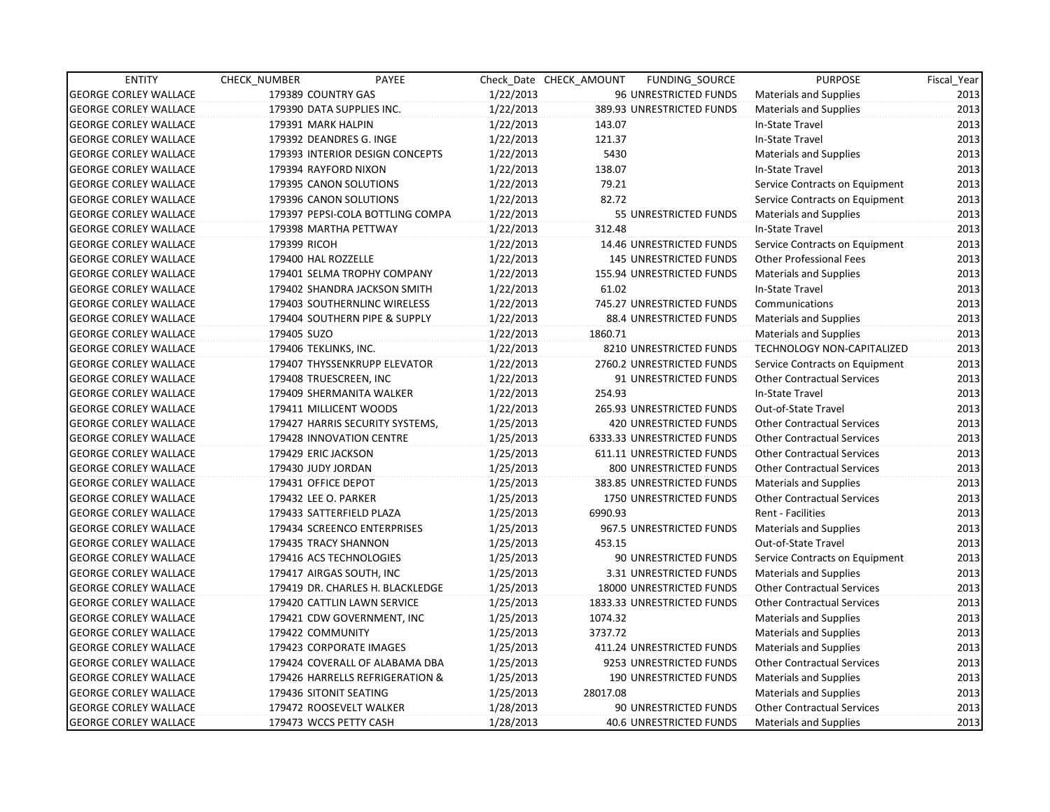| ENTITY | CHECK_NUMBER | PAYEE | Check_Date | CHECK_AMOUNT | FUNDING_SOURCE | PURPOSE | Fiscal_Year |
|---|---|---|---|---|---|---|---|
| GEORGE CORLEY WALLACE | 179389 | COUNTRY GAS | 1/22/2013 | 96 | UNRESTRICTED FUNDS | Materials and Supplies | 2013 |
| GEORGE CORLEY WALLACE | 179390 | DATA SUPPLIES INC. | 1/22/2013 | 389.93 | UNRESTRICTED FUNDS | Materials and Supplies | 2013 |
| GEORGE CORLEY WALLACE | 179391 | MARK HALPIN | 1/22/2013 | 143.07 | | In-State Travel | 2013 |
| GEORGE CORLEY WALLACE | 179392 | DEANDRES G. INGE | 1/22/2013 | 121.37 | | In-State Travel | 2013 |
| GEORGE CORLEY WALLACE | 179393 | INTERIOR DESIGN CONCEPTS | 1/22/2013 | 5430 | | Materials and Supplies | 2013 |
| GEORGE CORLEY WALLACE | 179394 | RAYFORD NIXON | 1/22/2013 | 138.07 | | In-State Travel | 2013 |
| GEORGE CORLEY WALLACE | 179395 | CANON SOLUTIONS | 1/22/2013 | 79.21 | | Service Contracts on Equipment | 2013 |
| GEORGE CORLEY WALLACE | 179396 | CANON SOLUTIONS | 1/22/2013 | 82.72 | | Service Contracts on Equipment | 2013 |
| GEORGE CORLEY WALLACE | 179397 | PEPSI-COLA BOTTLING COMPA | 1/22/2013 | 55 | UNRESTRICTED FUNDS | Materials and Supplies | 2013 |
| GEORGE CORLEY WALLACE | 179398 | MARTHA PETTWAY | 1/22/2013 | 312.48 | | In-State Travel | 2013 |
| GEORGE CORLEY WALLACE | 179399 | RICOH | 1/22/2013 | 14.46 | UNRESTRICTED FUNDS | Service Contracts on Equipment | 2013 |
| GEORGE CORLEY WALLACE | 179400 | HAL ROZZELLE | 1/22/2013 | 145 | UNRESTRICTED FUNDS | Other Professional Fees | 2013 |
| GEORGE CORLEY WALLACE | 179401 | SELMA TROPHY COMPANY | 1/22/2013 | 155.94 | UNRESTRICTED FUNDS | Materials and Supplies | 2013 |
| GEORGE CORLEY WALLACE | 179402 | SHANDRA JACKSON SMITH | 1/22/2013 | 61.02 | | In-State Travel | 2013 |
| GEORGE CORLEY WALLACE | 179403 | SOUTHERNLINC WIRELESS | 1/22/2013 | 745.27 | UNRESTRICTED FUNDS | Communications | 2013 |
| GEORGE CORLEY WALLACE | 179404 | SOUTHERN PIPE & SUPPLY | 1/22/2013 | 88.4 | UNRESTRICTED FUNDS | Materials and Supplies | 2013 |
| GEORGE CORLEY WALLACE | 179405 | SUZO | 1/22/2013 | 1860.71 | | Materials and Supplies | 2013 |
| GEORGE CORLEY WALLACE | 179406 | TEKLINKS, INC. | 1/22/2013 | 8210 | UNRESTRICTED FUNDS | TECHNOLOGY NON-CAPITALIZED | 2013 |
| GEORGE CORLEY WALLACE | 179407 | THYSSENKRUPP ELEVATOR | 1/22/2013 | 2760.2 | UNRESTRICTED FUNDS | Service Contracts on Equipment | 2013 |
| GEORGE CORLEY WALLACE | 179408 | TRUESCREEN, INC | 1/22/2013 | 91 | UNRESTRICTED FUNDS | Other Contractual Services | 2013 |
| GEORGE CORLEY WALLACE | 179409 | SHERMANITA WALKER | 1/22/2013 | 254.93 | | In-State Travel | 2013 |
| GEORGE CORLEY WALLACE | 179411 | MILLICENT WOODS | 1/22/2013 | 265.93 | UNRESTRICTED FUNDS | Out-of-State Travel | 2013 |
| GEORGE CORLEY WALLACE | 179427 | HARRIS SECURITY SYSTEMS, | 1/25/2013 | 420 | UNRESTRICTED FUNDS | Other Contractual Services | 2013 |
| GEORGE CORLEY WALLACE | 179428 | INNOVATION CENTRE | 1/25/2013 | 6333.33 | UNRESTRICTED FUNDS | Other Contractual Services | 2013 |
| GEORGE CORLEY WALLACE | 179429 | ERIC JACKSON | 1/25/2013 | 611.11 | UNRESTRICTED FUNDS | Other Contractual Services | 2013 |
| GEORGE CORLEY WALLACE | 179430 | JUDY JORDAN | 1/25/2013 | 800 | UNRESTRICTED FUNDS | Other Contractual Services | 2013 |
| GEORGE CORLEY WALLACE | 179431 | OFFICE DEPOT | 1/25/2013 | 383.85 | UNRESTRICTED FUNDS | Materials and Supplies | 2013 |
| GEORGE CORLEY WALLACE | 179432 | LEE O. PARKER | 1/25/2013 | 1750 | UNRESTRICTED FUNDS | Other Contractual Services | 2013 |
| GEORGE CORLEY WALLACE | 179433 | SATTERFIELD PLAZA | 1/25/2013 | 6990.93 | | Rent - Facilities | 2013 |
| GEORGE CORLEY WALLACE | 179434 | SCREENCO ENTERPRISES | 1/25/2013 | 967.5 | UNRESTRICTED FUNDS | Materials and Supplies | 2013 |
| GEORGE CORLEY WALLACE | 179435 | TRACY SHANNON | 1/25/2013 | 453.15 | | Out-of-State Travel | 2013 |
| GEORGE CORLEY WALLACE | 179416 | ACS TECHNOLOGIES | 1/25/2013 | 90 | UNRESTRICTED FUNDS | Service Contracts on Equipment | 2013 |
| GEORGE CORLEY WALLACE | 179417 | AIRGAS SOUTH, INC | 1/25/2013 | 3.31 | UNRESTRICTED FUNDS | Materials and Supplies | 2013 |
| GEORGE CORLEY WALLACE | 179419 | DR. CHARLES H. BLACKLEDGE | 1/25/2013 | 18000 | UNRESTRICTED FUNDS | Other Contractual Services | 2013 |
| GEORGE CORLEY WALLACE | 179420 | CATTLIN LAWN SERVICE | 1/25/2013 | 1833.33 | UNRESTRICTED FUNDS | Other Contractual Services | 2013 |
| GEORGE CORLEY WALLACE | 179421 | CDW GOVERNMENT, INC | 1/25/2013 | 1074.32 | | Materials and Supplies | 2013 |
| GEORGE CORLEY WALLACE | 179422 | COMMUNITY | 1/25/2013 | 3737.72 | | Materials and Supplies | 2013 |
| GEORGE CORLEY WALLACE | 179423 | CORPORATE IMAGES | 1/25/2013 | 411.24 | UNRESTRICTED FUNDS | Materials and Supplies | 2013 |
| GEORGE CORLEY WALLACE | 179424 | COVERALL OF ALABAMA DBA | 1/25/2013 | 9253 | UNRESTRICTED FUNDS | Other Contractual Services | 2013 |
| GEORGE CORLEY WALLACE | 179426 | HARRELLS REFRIGERATION & | 1/25/2013 | 190 | UNRESTRICTED FUNDS | Materials and Supplies | 2013 |
| GEORGE CORLEY WALLACE | 179436 | SITONIT SEATING | 1/25/2013 | 28017.08 | | Materials and Supplies | 2013 |
| GEORGE CORLEY WALLACE | 179472 | ROOSEVELT WALKER | 1/28/2013 | 90 | UNRESTRICTED FUNDS | Other Contractual Services | 2013 |
| GEORGE CORLEY WALLACE | 179473 | WCCS PETTY CASH | 1/28/2013 | 40.6 | UNRESTRICTED FUNDS | Materials and Supplies | 2013 |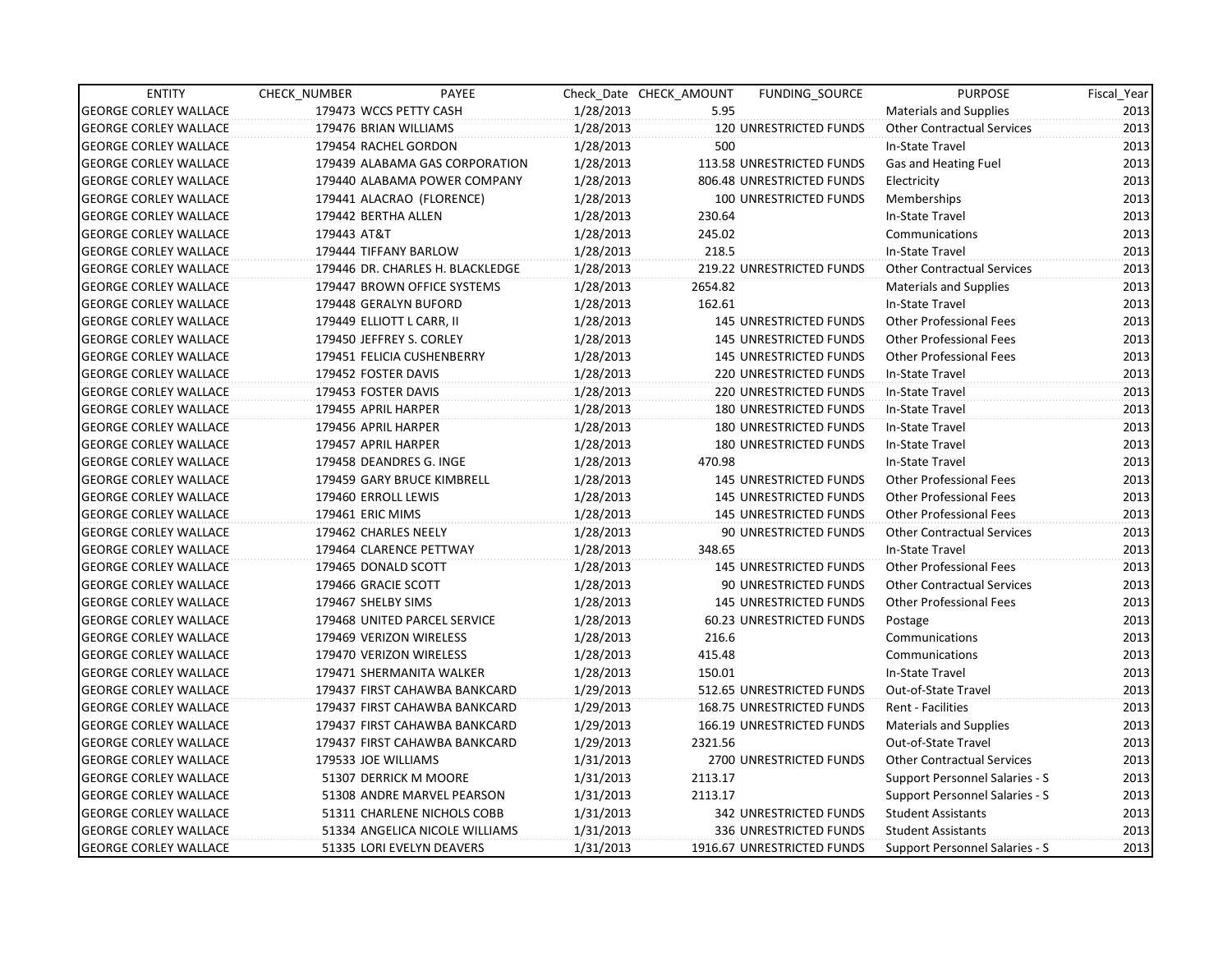| ENTITY | CHECK_NUMBER | PAYEE | Check_Date | CHECK_AMOUNT | FUNDING_SOURCE | PURPOSE | Fiscal_Year |
|---|---|---|---|---|---|---|---|
| GEORGE CORLEY WALLACE | 179473 | WCCS PETTY CASH | 1/28/2013 | 5.95 | | Materials and Supplies | 2013 |
| GEORGE CORLEY WALLACE | 179476 | BRIAN WILLIAMS | 1/28/2013 | 120 | UNRESTRICTED FUNDS | Other Contractual Services | 2013 |
| GEORGE CORLEY WALLACE | 179454 | RACHEL GORDON | 1/28/2013 | 500 | | In-State Travel | 2013 |
| GEORGE CORLEY WALLACE | 179439 | ALABAMA GAS CORPORATION | 1/28/2013 | 113.58 | UNRESTRICTED FUNDS | Gas and Heating Fuel | 2013 |
| GEORGE CORLEY WALLACE | 179440 | ALABAMA POWER COMPANY | 1/28/2013 | 806.48 | UNRESTRICTED FUNDS | Electricity | 2013 |
| GEORGE CORLEY WALLACE | 179441 | ALACRAO (FLORENCE) | 1/28/2013 | 100 | UNRESTRICTED FUNDS | Memberships | 2013 |
| GEORGE CORLEY WALLACE | 179442 | BERTHA ALLEN | 1/28/2013 | 230.64 | | In-State Travel | 2013 |
| GEORGE CORLEY WALLACE | 179443 | AT&T | 1/28/2013 | 245.02 | | Communications | 2013 |
| GEORGE CORLEY WALLACE | 179444 | TIFFANY BARLOW | 1/28/2013 | 218.5 | | In-State Travel | 2013 |
| GEORGE CORLEY WALLACE | 179446 | DR. CHARLES H. BLACKLEDGE | 1/28/2013 | 219.22 | UNRESTRICTED FUNDS | Other Contractual Services | 2013 |
| GEORGE CORLEY WALLACE | 179447 | BROWN OFFICE SYSTEMS | 1/28/2013 | 2654.82 | | Materials and Supplies | 2013 |
| GEORGE CORLEY WALLACE | 179448 | GERALYN BUFORD | 1/28/2013 | 162.61 | | In-State Travel | 2013 |
| GEORGE CORLEY WALLACE | 179449 | ELLIOTT L CARR, II | 1/28/2013 | 145 | UNRESTRICTED FUNDS | Other Professional Fees | 2013 |
| GEORGE CORLEY WALLACE | 179450 | JEFFREY S. CORLEY | 1/28/2013 | 145 | UNRESTRICTED FUNDS | Other Professional Fees | 2013 |
| GEORGE CORLEY WALLACE | 179451 | FELICIA CUSHENBERRY | 1/28/2013 | 145 | UNRESTRICTED FUNDS | Other Professional Fees | 2013 |
| GEORGE CORLEY WALLACE | 179452 | FOSTER DAVIS | 1/28/2013 | 220 | UNRESTRICTED FUNDS | In-State Travel | 2013 |
| GEORGE CORLEY WALLACE | 179453 | FOSTER DAVIS | 1/28/2013 | 220 | UNRESTRICTED FUNDS | In-State Travel | 2013 |
| GEORGE CORLEY WALLACE | 179455 | APRIL HARPER | 1/28/2013 | 180 | UNRESTRICTED FUNDS | In-State Travel | 2013 |
| GEORGE CORLEY WALLACE | 179456 | APRIL HARPER | 1/28/2013 | 180 | UNRESTRICTED FUNDS | In-State Travel | 2013 |
| GEORGE CORLEY WALLACE | 179457 | APRIL HARPER | 1/28/2013 | 180 | UNRESTRICTED FUNDS | In-State Travel | 2013 |
| GEORGE CORLEY WALLACE | 179458 | DEANDRES G. INGE | 1/28/2013 | 470.98 | | In-State Travel | 2013 |
| GEORGE CORLEY WALLACE | 179459 | GARY BRUCE KIMBRELL | 1/28/2013 | 145 | UNRESTRICTED FUNDS | Other Professional Fees | 2013 |
| GEORGE CORLEY WALLACE | 179460 | ERROLL LEWIS | 1/28/2013 | 145 | UNRESTRICTED FUNDS | Other Professional Fees | 2013 |
| GEORGE CORLEY WALLACE | 179461 | ERIC MIMS | 1/28/2013 | 145 | UNRESTRICTED FUNDS | Other Professional Fees | 2013 |
| GEORGE CORLEY WALLACE | 179462 | CHARLES NEELY | 1/28/2013 | 90 | UNRESTRICTED FUNDS | Other Contractual Services | 2013 |
| GEORGE CORLEY WALLACE | 179464 | CLARENCE PETTWAY | 1/28/2013 | 348.65 | | In-State Travel | 2013 |
| GEORGE CORLEY WALLACE | 179465 | DONALD SCOTT | 1/28/2013 | 145 | UNRESTRICTED FUNDS | Other Professional Fees | 2013 |
| GEORGE CORLEY WALLACE | 179466 | GRACIE SCOTT | 1/28/2013 | 90 | UNRESTRICTED FUNDS | Other Contractual Services | 2013 |
| GEORGE CORLEY WALLACE | 179467 | SHELBY SIMS | 1/28/2013 | 145 | UNRESTRICTED FUNDS | Other Professional Fees | 2013 |
| GEORGE CORLEY WALLACE | 179468 | UNITED PARCEL SERVICE | 1/28/2013 | 60.23 | UNRESTRICTED FUNDS | Postage | 2013 |
| GEORGE CORLEY WALLACE | 179469 | VERIZON WIRELESS | 1/28/2013 | 216.6 | | Communications | 2013 |
| GEORGE CORLEY WALLACE | 179470 | VERIZON WIRELESS | 1/28/2013 | 415.48 | | Communications | 2013 |
| GEORGE CORLEY WALLACE | 179471 | SHERMANITA WALKER | 1/28/2013 | 150.01 | | In-State Travel | 2013 |
| GEORGE CORLEY WALLACE | 179437 | FIRST CAHAWBA BANKCARD | 1/29/2013 | 512.65 | UNRESTRICTED FUNDS | Out-of-State Travel | 2013 |
| GEORGE CORLEY WALLACE | 179437 | FIRST CAHAWBA BANKCARD | 1/29/2013 | 168.75 | UNRESTRICTED FUNDS | Rent - Facilities | 2013 |
| GEORGE CORLEY WALLACE | 179437 | FIRST CAHAWBA BANKCARD | 1/29/2013 | 166.19 | UNRESTRICTED FUNDS | Materials and Supplies | 2013 |
| GEORGE CORLEY WALLACE | 179437 | FIRST CAHAWBA BANKCARD | 1/29/2013 | 2321.56 | | Out-of-State Travel | 2013 |
| GEORGE CORLEY WALLACE | 179533 | JOE WILLIAMS | 1/31/2013 | 2700 | UNRESTRICTED FUNDS | Other Contractual Services | 2013 |
| GEORGE CORLEY WALLACE | 51307 | DERRICK M MOORE | 1/31/2013 | 2113.17 | | Support Personnel Salaries - S | 2013 |
| GEORGE CORLEY WALLACE | 51308 | ANDRE MARVEL PEARSON | 1/31/2013 | 2113.17 | | Support Personnel Salaries - S | 2013 |
| GEORGE CORLEY WALLACE | 51311 | CHARLENE NICHOLS COBB | 1/31/2013 | 342 | UNRESTRICTED FUNDS | Student Assistants | 2013 |
| GEORGE CORLEY WALLACE | 51334 | ANGELICA NICOLE WILLIAMS | 1/31/2013 | 336 | UNRESTRICTED FUNDS | Student Assistants | 2013 |
| GEORGE CORLEY WALLACE | 51335 | LORI EVELYN DEAVERS | 1/31/2013 | 1916.67 | UNRESTRICTED FUNDS | Support Personnel Salaries - S | 2013 |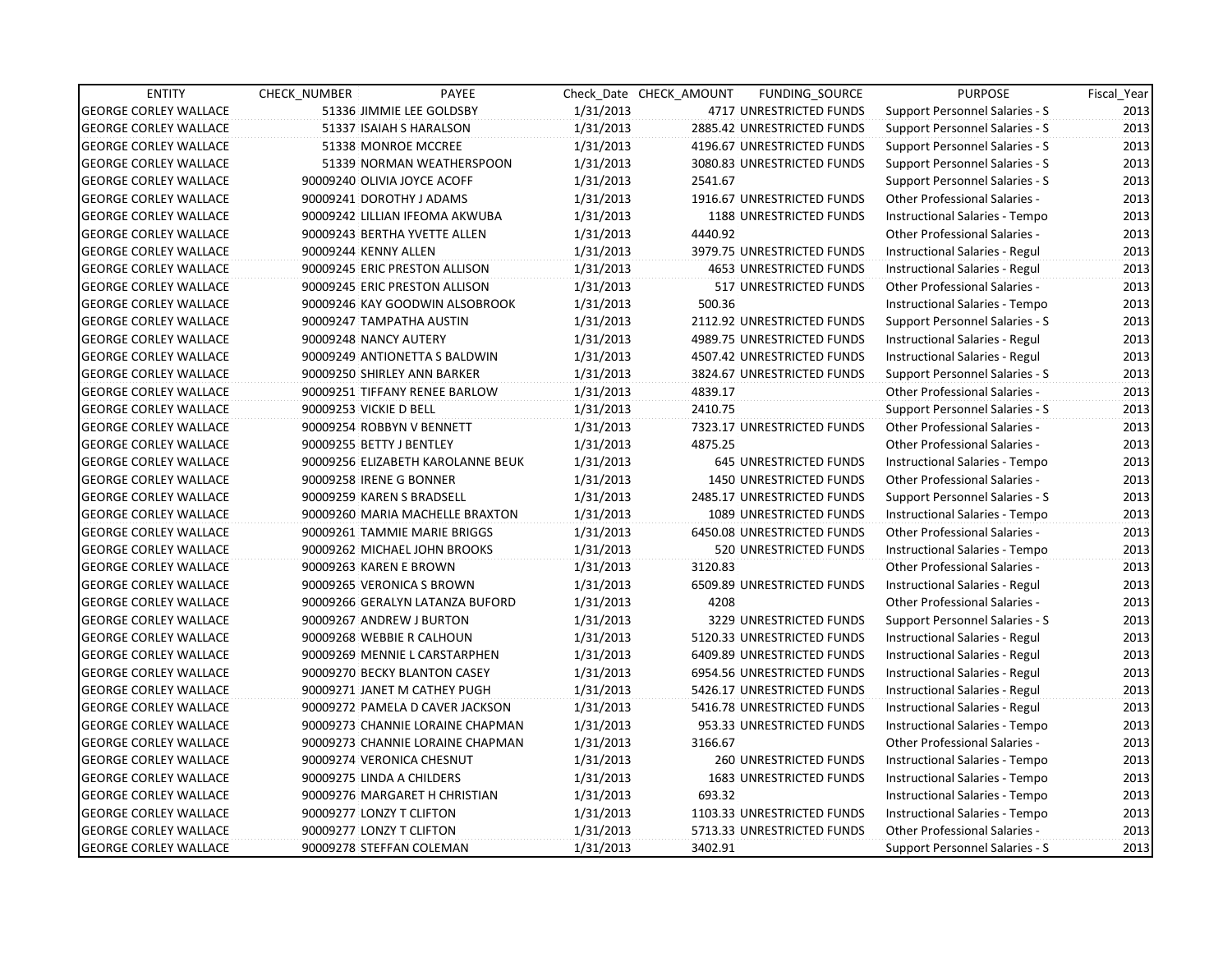| ENTITY | CHECK_NUMBER | PAYEE | Check_Date | CHECK_AMOUNT | FUNDING_SOURCE | PURPOSE | Fiscal_Year |
|---|---|---|---|---|---|---|---|
| GEORGE CORLEY WALLACE | 51336 | JIMMIE LEE GOLDSBY | 1/31/2013 | 4717 | UNRESTRICTED FUNDS | Support Personnel Salaries - S | 2013 |
| GEORGE CORLEY WALLACE | 51337 | ISAIAH S HARALSON | 1/31/2013 | 2885.42 | UNRESTRICTED FUNDS | Support Personnel Salaries - S | 2013 |
| GEORGE CORLEY WALLACE | 51338 | MONROE MCCREE | 1/31/2013 | 4196.67 | UNRESTRICTED FUNDS | Support Personnel Salaries - S | 2013 |
| GEORGE CORLEY WALLACE | 51339 | NORMAN WEATHERSPOON | 1/31/2013 | 3080.83 | UNRESTRICTED FUNDS | Support Personnel Salaries - S | 2013 |
| GEORGE CORLEY WALLACE | 90009240 | OLIVIA JOYCE ACOFF | 1/31/2013 | 2541.67 | | Support Personnel Salaries - S | 2013 |
| GEORGE CORLEY WALLACE | 90009241 | DOROTHY J ADAMS | 1/31/2013 | 1916.67 | UNRESTRICTED FUNDS | Other Professional Salaries - | 2013 |
| GEORGE CORLEY WALLACE | 90009242 | LILLIAN IFEOMA AKWUBA | 1/31/2013 | 1188 | UNRESTRICTED FUNDS | Instructional Salaries - Tempo | 2013 |
| GEORGE CORLEY WALLACE | 90009243 | BERTHA YVETTE ALLEN | 1/31/2013 | 4440.92 | | Other Professional Salaries - | 2013 |
| GEORGE CORLEY WALLACE | 90009244 | KENNY ALLEN | 1/31/2013 | 3979.75 | UNRESTRICTED FUNDS | Instructional Salaries - Regul | 2013 |
| GEORGE CORLEY WALLACE | 90009245 | ERIC PRESTON ALLISON | 1/31/2013 | 4653 | UNRESTRICTED FUNDS | Instructional Salaries - Regul | 2013 |
| GEORGE CORLEY WALLACE | 90009245 | ERIC PRESTON ALLISON | 1/31/2013 | 517 | UNRESTRICTED FUNDS | Other Professional Salaries - | 2013 |
| GEORGE CORLEY WALLACE | 90009246 | KAY GOODWIN ALSOBROOK | 1/31/2013 | 500.36 | | Instructional Salaries - Tempo | 2013 |
| GEORGE CORLEY WALLACE | 90009247 | TAMPATHA AUSTIN | 1/31/2013 | 2112.92 | UNRESTRICTED FUNDS | Support Personnel Salaries - S | 2013 |
| GEORGE CORLEY WALLACE | 90009248 | NANCY AUTERY | 1/31/2013 | 4989.75 | UNRESTRICTED FUNDS | Instructional Salaries - Regul | 2013 |
| GEORGE CORLEY WALLACE | 90009249 | ANTIONETTA S BALDWIN | 1/31/2013 | 4507.42 | UNRESTRICTED FUNDS | Instructional Salaries - Regul | 2013 |
| GEORGE CORLEY WALLACE | 90009250 | SHIRLEY ANN BARKER | 1/31/2013 | 3824.67 | UNRESTRICTED FUNDS | Support Personnel Salaries - S | 2013 |
| GEORGE CORLEY WALLACE | 90009251 | TIFFANY RENEE BARLOW | 1/31/2013 | 4839.17 | | Other Professional Salaries - | 2013 |
| GEORGE CORLEY WALLACE | 90009253 | VICKIE D BELL | 1/31/2013 | 2410.75 | | Support Personnel Salaries - S | 2013 |
| GEORGE CORLEY WALLACE | 90009254 | ROBBYN V BENNETT | 1/31/2013 | 7323.17 | UNRESTRICTED FUNDS | Other Professional Salaries - | 2013 |
| GEORGE CORLEY WALLACE | 90009255 | BETTY J BENTLEY | 1/31/2013 | 4875.25 | | Other Professional Salaries - | 2013 |
| GEORGE CORLEY WALLACE | 90009256 | ELIZABETH KAROLANNE BEUK | 1/31/2013 | 645 | UNRESTRICTED FUNDS | Instructional Salaries - Tempo | 2013 |
| GEORGE CORLEY WALLACE | 90009258 | IRENE G BONNER | 1/31/2013 | 1450 | UNRESTRICTED FUNDS | Other Professional Salaries - | 2013 |
| GEORGE CORLEY WALLACE | 90009259 | KAREN S BRADSELL | 1/31/2013 | 2485.17 | UNRESTRICTED FUNDS | Support Personnel Salaries - S | 2013 |
| GEORGE CORLEY WALLACE | 90009260 | MARIA MACHELLE BRAXTON | 1/31/2013 | 1089 | UNRESTRICTED FUNDS | Instructional Salaries - Tempo | 2013 |
| GEORGE CORLEY WALLACE | 90009261 | TAMMIE MARIE BRIGGS | 1/31/2013 | 6450.08 | UNRESTRICTED FUNDS | Other Professional Salaries - | 2013 |
| GEORGE CORLEY WALLACE | 90009262 | MICHAEL JOHN BROOKS | 1/31/2013 | 520 | UNRESTRICTED FUNDS | Instructional Salaries - Tempo | 2013 |
| GEORGE CORLEY WALLACE | 90009263 | KAREN E BROWN | 1/31/2013 | 3120.83 | | Other Professional Salaries - | 2013 |
| GEORGE CORLEY WALLACE | 90009265 | VERONICA S BROWN | 1/31/2013 | 6509.89 | UNRESTRICTED FUNDS | Instructional Salaries - Regul | 2013 |
| GEORGE CORLEY WALLACE | 90009266 | GERALYN LATANZA BUFORD | 1/31/2013 | 4208 | | Other Professional Salaries - | 2013 |
| GEORGE CORLEY WALLACE | 90009267 | ANDREW J BURTON | 1/31/2013 | 3229 | UNRESTRICTED FUNDS | Support Personnel Salaries - S | 2013 |
| GEORGE CORLEY WALLACE | 90009268 | WEBBIE R CALHOUN | 1/31/2013 | 5120.33 | UNRESTRICTED FUNDS | Instructional Salaries - Regul | 2013 |
| GEORGE CORLEY WALLACE | 90009269 | MENNIE L CARSTARPHEN | 1/31/2013 | 6409.89 | UNRESTRICTED FUNDS | Instructional Salaries - Regul | 2013 |
| GEORGE CORLEY WALLACE | 90009270 | BECKY BLANTON CASEY | 1/31/2013 | 6954.56 | UNRESTRICTED FUNDS | Instructional Salaries - Regul | 2013 |
| GEORGE CORLEY WALLACE | 90009271 | JANET M CATHEY PUGH | 1/31/2013 | 5426.17 | UNRESTRICTED FUNDS | Instructional Salaries - Regul | 2013 |
| GEORGE CORLEY WALLACE | 90009272 | PAMELA D CAVER JACKSON | 1/31/2013 | 5416.78 | UNRESTRICTED FUNDS | Instructional Salaries - Regul | 2013 |
| GEORGE CORLEY WALLACE | 90009273 | CHANNIE LORAINE CHAPMAN | 1/31/2013 | 953.33 | UNRESTRICTED FUNDS | Instructional Salaries - Tempo | 2013 |
| GEORGE CORLEY WALLACE | 90009273 | CHANNIE LORAINE CHAPMAN | 1/31/2013 | 3166.67 | | Other Professional Salaries - | 2013 |
| GEORGE CORLEY WALLACE | 90009274 | VERONICA CHESNUT | 1/31/2013 | 260 | UNRESTRICTED FUNDS | Instructional Salaries - Tempo | 2013 |
| GEORGE CORLEY WALLACE | 90009275 | LINDA A CHILDERS | 1/31/2013 | 1683 | UNRESTRICTED FUNDS | Instructional Salaries - Tempo | 2013 |
| GEORGE CORLEY WALLACE | 90009276 | MARGARET H CHRISTIAN | 1/31/2013 | 693.32 | | Instructional Salaries - Tempo | 2013 |
| GEORGE CORLEY WALLACE | 90009277 | LONZY T CLIFTON | 1/31/2013 | 1103.33 | UNRESTRICTED FUNDS | Instructional Salaries - Tempo | 2013 |
| GEORGE CORLEY WALLACE | 90009277 | LONZY T CLIFTON | 1/31/2013 | 5713.33 | UNRESTRICTED FUNDS | Other Professional Salaries - | 2013 |
| GEORGE CORLEY WALLACE | 90009278 | STEFFAN COLEMAN | 1/31/2013 | 3402.91 | | Support Personnel Salaries - S | 2013 |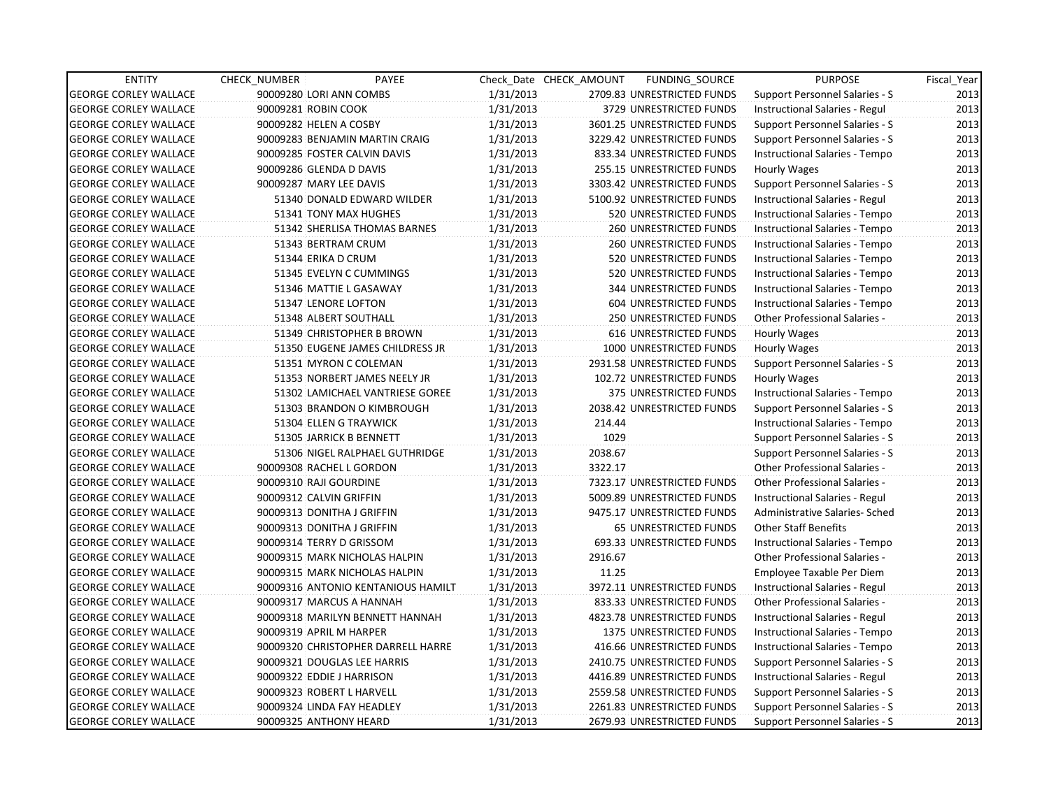| ENTITY | CHECK_NUMBER | PAYEE | Check_Date | CHECK_AMOUNT | FUNDING_SOURCE | PURPOSE | Fiscal_Year |
|---|---|---|---|---|---|---|---|
| GEORGE CORLEY WALLACE | 90009280 | LORI ANN COMBS | 1/31/2013 | 2709.83 | UNRESTRICTED FUNDS | Support Personnel Salaries - S | 2013 |
| GEORGE CORLEY WALLACE | 90009281 | ROBIN COOK | 1/31/2013 | 3729 | UNRESTRICTED FUNDS | Instructional Salaries - Regul | 2013 |
| GEORGE CORLEY WALLACE | 90009282 | HELEN A COSBY | 1/31/2013 | 3601.25 | UNRESTRICTED FUNDS | Support Personnel Salaries - S | 2013 |
| GEORGE CORLEY WALLACE | 90009283 | BENJAMIN MARTIN CRAIG | 1/31/2013 | 3229.42 | UNRESTRICTED FUNDS | Support Personnel Salaries - S | 2013 |
| GEORGE CORLEY WALLACE | 90009285 | FOSTER CALVIN DAVIS | 1/31/2013 | 833.34 | UNRESTRICTED FUNDS | Instructional Salaries - Tempo | 2013 |
| GEORGE CORLEY WALLACE | 90009286 | GLENDA D DAVIS | 1/31/2013 | 255.15 | UNRESTRICTED FUNDS | Hourly Wages | 2013 |
| GEORGE CORLEY WALLACE | 90009287 | MARY LEE DAVIS | 1/31/2013 | 3303.42 | UNRESTRICTED FUNDS | Support Personnel Salaries - S | 2013 |
| GEORGE CORLEY WALLACE | 51340 | DONALD EDWARD WILDER | 1/31/2013 | 5100.92 | UNRESTRICTED FUNDS | Instructional Salaries - Regul | 2013 |
| GEORGE CORLEY WALLACE | 51341 | TONY MAX HUGHES | 1/31/2013 | 520 | UNRESTRICTED FUNDS | Instructional Salaries - Tempo | 2013 |
| GEORGE CORLEY WALLACE | 51342 | SHERLISA THOMAS BARNES | 1/31/2013 | 260 | UNRESTRICTED FUNDS | Instructional Salaries - Tempo | 2013 |
| GEORGE CORLEY WALLACE | 51343 | BERTRAM CRUM | 1/31/2013 | 260 | UNRESTRICTED FUNDS | Instructional Salaries - Tempo | 2013 |
| GEORGE CORLEY WALLACE | 51344 | ERIKA D CRUM | 1/31/2013 | 520 | UNRESTRICTED FUNDS | Instructional Salaries - Tempo | 2013 |
| GEORGE CORLEY WALLACE | 51345 | EVELYN C CUMMINGS | 1/31/2013 | 520 | UNRESTRICTED FUNDS | Instructional Salaries - Tempo | 2013 |
| GEORGE CORLEY WALLACE | 51346 | MATTIE L GASAWAY | 1/31/2013 | 344 | UNRESTRICTED FUNDS | Instructional Salaries - Tempo | 2013 |
| GEORGE CORLEY WALLACE | 51347 | LENORE LOFTON | 1/31/2013 | 604 | UNRESTRICTED FUNDS | Instructional Salaries - Tempo | 2013 |
| GEORGE CORLEY WALLACE | 51348 | ALBERT SOUTHALL | 1/31/2013 | 250 | UNRESTRICTED FUNDS | Other Professional Salaries - | 2013 |
| GEORGE CORLEY WALLACE | 51349 | CHRISTOPHER B BROWN | 1/31/2013 | 616 | UNRESTRICTED FUNDS | Hourly Wages | 2013 |
| GEORGE CORLEY WALLACE | 51350 | EUGENE JAMES CHILDRESS JR | 1/31/2013 | 1000 | UNRESTRICTED FUNDS | Hourly Wages | 2013 |
| GEORGE CORLEY WALLACE | 51351 | MYRON C COLEMAN | 1/31/2013 | 2931.58 | UNRESTRICTED FUNDS | Support Personnel Salaries - S | 2013 |
| GEORGE CORLEY WALLACE | 51353 | NORBERT JAMES NEELY JR | 1/31/2013 | 102.72 | UNRESTRICTED FUNDS | Hourly Wages | 2013 |
| GEORGE CORLEY WALLACE | 51302 | LAMICHAEL VANTRIESE GOREE | 1/31/2013 | 375 | UNRESTRICTED FUNDS | Instructional Salaries - Tempo | 2013 |
| GEORGE CORLEY WALLACE | 51303 | BRANDON O KIMBROUGH | 1/31/2013 | 2038.42 | UNRESTRICTED FUNDS | Support Personnel Salaries - S | 2013 |
| GEORGE CORLEY WALLACE | 51304 | ELLEN G TRAYWICK | 1/31/2013 | 214.44 | | Instructional Salaries - Tempo | 2013 |
| GEORGE CORLEY WALLACE | 51305 | JARRICK B BENNETT | 1/31/2013 | 1029 | | Support Personnel Salaries - S | 2013 |
| GEORGE CORLEY WALLACE | 51306 | NIGEL RALPHAEL GUTHRIDGE | 1/31/2013 | 2038.67 | | Support Personnel Salaries - S | 2013 |
| GEORGE CORLEY WALLACE | 90009308 | RACHEL L GORDON | 1/31/2013 | 3322.17 | | Other Professional Salaries - | 2013 |
| GEORGE CORLEY WALLACE | 90009310 | RAJI GOURDINE | 1/31/2013 | 7323.17 | UNRESTRICTED FUNDS | Other Professional Salaries - | 2013 |
| GEORGE CORLEY WALLACE | 90009312 | CALVIN GRIFFIN | 1/31/2013 | 5009.89 | UNRESTRICTED FUNDS | Instructional Salaries - Regul | 2013 |
| GEORGE CORLEY WALLACE | 90009313 | DONITHA J GRIFFIN | 1/31/2013 | 9475.17 | UNRESTRICTED FUNDS | Administrative Salaries- Sched | 2013 |
| GEORGE CORLEY WALLACE | 90009313 | DONITHA J GRIFFIN | 1/31/2013 | 65 | UNRESTRICTED FUNDS | Other Staff Benefits | 2013 |
| GEORGE CORLEY WALLACE | 90009314 | TERRY D GRISSOM | 1/31/2013 | 693.33 | UNRESTRICTED FUNDS | Instructional Salaries - Tempo | 2013 |
| GEORGE CORLEY WALLACE | 90009315 | MARK NICHOLAS HALPIN | 1/31/2013 | 2916.67 | | Other Professional Salaries - | 2013 |
| GEORGE CORLEY WALLACE | 90009315 | MARK NICHOLAS HALPIN | 1/31/2013 | 11.25 | | Employee Taxable Per Diem | 2013 |
| GEORGE CORLEY WALLACE | 90009316 | ANTONIO KENTANIOUS HAMILT | 1/31/2013 | 3972.11 | UNRESTRICTED FUNDS | Instructional Salaries - Regul | 2013 |
| GEORGE CORLEY WALLACE | 90009317 | MARCUS A HANNAH | 1/31/2013 | 833.33 | UNRESTRICTED FUNDS | Other Professional Salaries - | 2013 |
| GEORGE CORLEY WALLACE | 90009318 | MARILYN BENNETT HANNAH | 1/31/2013 | 4823.78 | UNRESTRICTED FUNDS | Instructional Salaries - Regul | 2013 |
| GEORGE CORLEY WALLACE | 90009319 | APRIL M HARPER | 1/31/2013 | 1375 | UNRESTRICTED FUNDS | Instructional Salaries - Tempo | 2013 |
| GEORGE CORLEY WALLACE | 90009320 | CHRISTOPHER DARRELL HARRE | 1/31/2013 | 416.66 | UNRESTRICTED FUNDS | Instructional Salaries - Tempo | 2013 |
| GEORGE CORLEY WALLACE | 90009321 | DOUGLAS LEE HARRIS | 1/31/2013 | 2410.75 | UNRESTRICTED FUNDS | Support Personnel Salaries - S | 2013 |
| GEORGE CORLEY WALLACE | 90009322 | EDDIE J HARRISON | 1/31/2013 | 4416.89 | UNRESTRICTED FUNDS | Instructional Salaries - Regul | 2013 |
| GEORGE CORLEY WALLACE | 90009323 | ROBERT L HARVELL | 1/31/2013 | 2559.58 | UNRESTRICTED FUNDS | Support Personnel Salaries - S | 2013 |
| GEORGE CORLEY WALLACE | 90009324 | LINDA FAY HEADLEY | 1/31/2013 | 2261.83 | UNRESTRICTED FUNDS | Support Personnel Salaries - S | 2013 |
| GEORGE CORLEY WALLACE | 90009325 | ANTHONY HEARD | 1/31/2013 | 2679.93 | UNRESTRICTED FUNDS | Support Personnel Salaries - S | 2013 |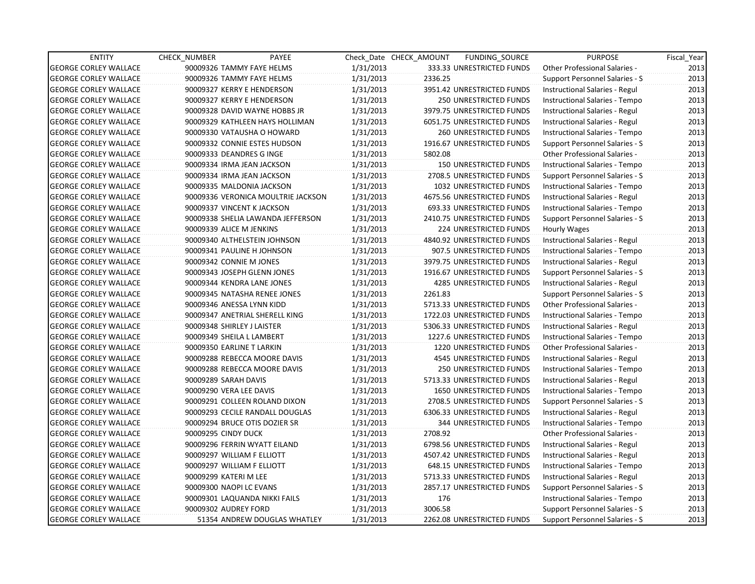| ENTITY | CHECK_NUMBER | PAYEE | Check_Date | CHECK_AMOUNT | FUNDING_SOURCE | PURPOSE | Fiscal_Year |
|---|---|---|---|---|---|---|---|
| GEORGE CORLEY WALLACE | 90009326 | TAMMY FAYE HELMS | 1/31/2013 | 333.33 | UNRESTRICTED FUNDS | Other Professional Salaries - | 2013 |
| GEORGE CORLEY WALLACE | 90009326 | TAMMY FAYE HELMS | 1/31/2013 | 2336.25 | | Support Personnel Salaries - S | 2013 |
| GEORGE CORLEY WALLACE | 90009327 | KERRY E HENDERSON | 1/31/2013 | 3951.42 | UNRESTRICTED FUNDS | Instructional Salaries - Regul | 2013 |
| GEORGE CORLEY WALLACE | 90009327 | KERRY E HENDERSON | 1/31/2013 | 250 | UNRESTRICTED FUNDS | Instructional Salaries - Tempo | 2013 |
| GEORGE CORLEY WALLACE | 90009328 | DAVID WAYNE HOBBS JR | 1/31/2013 | 3979.75 | UNRESTRICTED FUNDS | Instructional Salaries - Regul | 2013 |
| GEORGE CORLEY WALLACE | 90009329 | KATHLEEN HAYS HOLLIMAN | 1/31/2013 | 6051.75 | UNRESTRICTED FUNDS | Instructional Salaries - Regul | 2013 |
| GEORGE CORLEY WALLACE | 90009330 | VATAUSHA O HOWARD | 1/31/2013 | 260 | UNRESTRICTED FUNDS | Instructional Salaries - Tempo | 2013 |
| GEORGE CORLEY WALLACE | 90009332 | CONNIE ESTES HUDSON | 1/31/2013 | 1916.67 | UNRESTRICTED FUNDS | Support Personnel Salaries - S | 2013 |
| GEORGE CORLEY WALLACE | 90009333 | DEANDRES G INGE | 1/31/2013 | 5802.08 | | Other Professional Salaries - | 2013 |
| GEORGE CORLEY WALLACE | 90009334 | IRMA JEAN JACKSON | 1/31/2013 | 150 | UNRESTRICTED FUNDS | Instructional Salaries - Tempo | 2013 |
| GEORGE CORLEY WALLACE | 90009334 | IRMA JEAN JACKSON | 1/31/2013 | 2708.5 | UNRESTRICTED FUNDS | Support Personnel Salaries - S | 2013 |
| GEORGE CORLEY WALLACE | 90009335 | MALDONIA JACKSON | 1/31/2013 | 1032 | UNRESTRICTED FUNDS | Instructional Salaries - Tempo | 2013 |
| GEORGE CORLEY WALLACE | 90009336 | VERONICA MOULTRIE JACKSON | 1/31/2013 | 4675.56 | UNRESTRICTED FUNDS | Instructional Salaries - Regul | 2013 |
| GEORGE CORLEY WALLACE | 90009337 | VINCENT K JACKSON | 1/31/2013 | 693.33 | UNRESTRICTED FUNDS | Instructional Salaries - Tempo | 2013 |
| GEORGE CORLEY WALLACE | 90009338 | SHELIA LAWANDA JEFFERSON | 1/31/2013 | 2410.75 | UNRESTRICTED FUNDS | Support Personnel Salaries - S | 2013 |
| GEORGE CORLEY WALLACE | 90009339 | ALICE M JENKINS | 1/31/2013 | 224 | UNRESTRICTED FUNDS | Hourly Wages | 2013 |
| GEORGE CORLEY WALLACE | 90009340 | ALTHELSTEIN JOHNSON | 1/31/2013 | 4840.92 | UNRESTRICTED FUNDS | Instructional Salaries - Regul | 2013 |
| GEORGE CORLEY WALLACE | 90009341 | PAULINE H JOHNSON | 1/31/2013 | 907.5 | UNRESTRICTED FUNDS | Instructional Salaries - Tempo | 2013 |
| GEORGE CORLEY WALLACE | 90009342 | CONNIE M JONES | 1/31/2013 | 3979.75 | UNRESTRICTED FUNDS | Instructional Salaries - Regul | 2013 |
| GEORGE CORLEY WALLACE | 90009343 | JOSEPH GLENN JONES | 1/31/2013 | 1916.67 | UNRESTRICTED FUNDS | Support Personnel Salaries - S | 2013 |
| GEORGE CORLEY WALLACE | 90009344 | KENDRA LANE JONES | 1/31/2013 | 4285 | UNRESTRICTED FUNDS | Instructional Salaries - Regul | 2013 |
| GEORGE CORLEY WALLACE | 90009345 | NATASHA RENEE JONES | 1/31/2013 | 2261.83 | | Support Personnel Salaries - S | 2013 |
| GEORGE CORLEY WALLACE | 90009346 | ANESSA LYNN KIDD | 1/31/2013 | 5713.33 | UNRESTRICTED FUNDS | Other Professional Salaries - | 2013 |
| GEORGE CORLEY WALLACE | 90009347 | ANETRIAL SHERELL KING | 1/31/2013 | 1722.03 | UNRESTRICTED FUNDS | Instructional Salaries - Tempo | 2013 |
| GEORGE CORLEY WALLACE | 90009348 | SHIRLEY J LAISTER | 1/31/2013 | 5306.33 | UNRESTRICTED FUNDS | Instructional Salaries - Regul | 2013 |
| GEORGE CORLEY WALLACE | 90009349 | SHEILA L LAMBERT | 1/31/2013 | 1227.6 | UNRESTRICTED FUNDS | Instructional Salaries - Tempo | 2013 |
| GEORGE CORLEY WALLACE | 90009350 | EARLINE T LARKIN | 1/31/2013 | 1220 | UNRESTRICTED FUNDS | Other Professional Salaries - | 2013 |
| GEORGE CORLEY WALLACE | 90009288 | REBECCA MOORE DAVIS | 1/31/2013 | 4545 | UNRESTRICTED FUNDS | Instructional Salaries - Regul | 2013 |
| GEORGE CORLEY WALLACE | 90009288 | REBECCA MOORE DAVIS | 1/31/2013 | 250 | UNRESTRICTED FUNDS | Instructional Salaries - Tempo | 2013 |
| GEORGE CORLEY WALLACE | 90009289 | SARAH DAVIS | 1/31/2013 | 5713.33 | UNRESTRICTED FUNDS | Instructional Salaries - Regul | 2013 |
| GEORGE CORLEY WALLACE | 90009290 | VERA LEE DAVIS | 1/31/2013 | 1650 | UNRESTRICTED FUNDS | Instructional Salaries - Tempo | 2013 |
| GEORGE CORLEY WALLACE | 90009291 | COLLEEN ROLAND DIXON | 1/31/2013 | 2708.5 | UNRESTRICTED FUNDS | Support Personnel Salaries - S | 2013 |
| GEORGE CORLEY WALLACE | 90009293 | CECILE RANDALL DOUGLAS | 1/31/2013 | 6306.33 | UNRESTRICTED FUNDS | Instructional Salaries - Regul | 2013 |
| GEORGE CORLEY WALLACE | 90009294 | BRUCE OTIS DOZIER SR | 1/31/2013 | 344 | UNRESTRICTED FUNDS | Instructional Salaries - Tempo | 2013 |
| GEORGE CORLEY WALLACE | 90009295 | CINDY DUCK | 1/31/2013 | 2708.92 | | Other Professional Salaries - | 2013 |
| GEORGE CORLEY WALLACE | 90009296 | FERRIN WYATT EILAND | 1/31/2013 | 6798.56 | UNRESTRICTED FUNDS | Instructional Salaries - Regul | 2013 |
| GEORGE CORLEY WALLACE | 90009297 | WILLIAM F ELLIOTT | 1/31/2013 | 4507.42 | UNRESTRICTED FUNDS | Instructional Salaries - Regul | 2013 |
| GEORGE CORLEY WALLACE | 90009297 | WILLIAM F ELLIOTT | 1/31/2013 | 648.15 | UNRESTRICTED FUNDS | Instructional Salaries - Tempo | 2013 |
| GEORGE CORLEY WALLACE | 90009299 | KATERI M LEE | 1/31/2013 | 5713.33 | UNRESTRICTED FUNDS | Instructional Salaries - Regul | 2013 |
| GEORGE CORLEY WALLACE | 90009300 | NAOPI LC EVANS | 1/31/2013 | 2857.17 | UNRESTRICTED FUNDS | Support Personnel Salaries - S | 2013 |
| GEORGE CORLEY WALLACE | 90009301 | LAQUANDA NIKKI FAILS | 1/31/2013 | 176 | | Instructional Salaries - Tempo | 2013 |
| GEORGE CORLEY WALLACE | 90009302 | AUDREY FORD | 1/31/2013 | 3006.58 | | Support Personnel Salaries - S | 2013 |
| GEORGE CORLEY WALLACE | 51354 | ANDREW DOUGLAS WHATLEY | 1/31/2013 | 2262.08 | UNRESTRICTED FUNDS | Support Personnel Salaries - S | 2013 |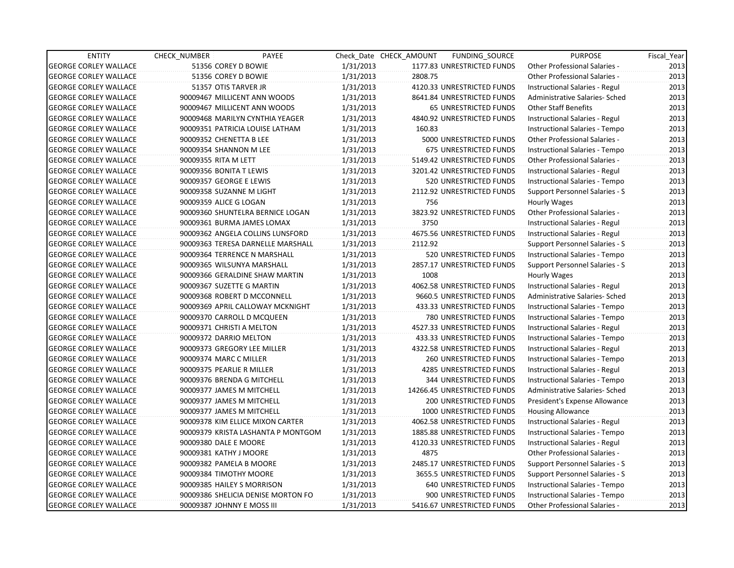| ENTITY | CHECK_NUMBER | PAYEE | Check_Date | CHECK_AMOUNT | FUNDING_SOURCE | PURPOSE | Fiscal_Year |
|---|---|---|---|---|---|---|---|
| GEORGE CORLEY WALLACE | 51356 | COREY D BOWIE | 1/31/2013 | 1177.83 | UNRESTRICTED FUNDS | Other Professional Salaries - | 2013 |
| GEORGE CORLEY WALLACE | 51356 | COREY D BOWIE | 1/31/2013 | 2808.75 | | Other Professional Salaries - | 2013 |
| GEORGE CORLEY WALLACE | 51357 | OTIS TARVER JR | 1/31/2013 | 4120.33 | UNRESTRICTED FUNDS | Instructional Salaries - Regul | 2013 |
| GEORGE CORLEY WALLACE | 90009467 | MILLICENT ANN WOODS | 1/31/2013 | 8641.84 | UNRESTRICTED FUNDS | Administrative Salaries- Sched | 2013 |
| GEORGE CORLEY WALLACE | 90009467 | MILLICENT ANN WOODS | 1/31/2013 | 65 | UNRESTRICTED FUNDS | Other Staff Benefits | 2013 |
| GEORGE CORLEY WALLACE | 90009468 | MARILYN CYNTHIA YEAGER | 1/31/2013 | 4840.92 | UNRESTRICTED FUNDS | Instructional Salaries - Regul | 2013 |
| GEORGE CORLEY WALLACE | 90009351 | PATRICIA LOUISE LATHAM | 1/31/2013 | 160.83 | | Instructional Salaries - Tempo | 2013 |
| GEORGE CORLEY WALLACE | 90009352 | CHENETTA B LEE | 1/31/2013 | 5000 | UNRESTRICTED FUNDS | Other Professional Salaries - | 2013 |
| GEORGE CORLEY WALLACE | 90009354 | SHANNON M LEE | 1/31/2013 | 675 | UNRESTRICTED FUNDS | Instructional Salaries - Tempo | 2013 |
| GEORGE CORLEY WALLACE | 90009355 | RITA M LETT | 1/31/2013 | 5149.42 | UNRESTRICTED FUNDS | Other Professional Salaries - | 2013 |
| GEORGE CORLEY WALLACE | 90009356 | BONITA T LEWIS | 1/31/2013 | 3201.42 | UNRESTRICTED FUNDS | Instructional Salaries - Regul | 2013 |
| GEORGE CORLEY WALLACE | 90009357 | GEORGE E LEWIS | 1/31/2013 | 520 | UNRESTRICTED FUNDS | Instructional Salaries - Tempo | 2013 |
| GEORGE CORLEY WALLACE | 90009358 | SUZANNE M LIGHT | 1/31/2013 | 2112.92 | UNRESTRICTED FUNDS | Support Personnel Salaries - S | 2013 |
| GEORGE CORLEY WALLACE | 90009359 | ALICE G LOGAN | 1/31/2013 | 756 | | Hourly Wages | 2013 |
| GEORGE CORLEY WALLACE | 90009360 | SHUNTELRA BERNICE LOGAN | 1/31/2013 | 3823.92 | UNRESTRICTED FUNDS | Other Professional Salaries - | 2013 |
| GEORGE CORLEY WALLACE | 90009361 | BURMA JAMES LOMAX | 1/31/2013 | 3750 | | Instructional Salaries - Regul | 2013 |
| GEORGE CORLEY WALLACE | 90009362 | ANGELA COLLINS LUNSFORD | 1/31/2013 | 4675.56 | UNRESTRICTED FUNDS | Instructional Salaries - Regul | 2013 |
| GEORGE CORLEY WALLACE | 90009363 | TERESA DARNELLE MARSHALL | 1/31/2013 | 2112.92 | | Support Personnel Salaries - S | 2013 |
| GEORGE CORLEY WALLACE | 90009364 | TERRENCE N MARSHALL | 1/31/2013 | 520 | UNRESTRICTED FUNDS | Instructional Salaries - Tempo | 2013 |
| GEORGE CORLEY WALLACE | 90009365 | WILSUNYA MARSHALL | 1/31/2013 | 2857.17 | UNRESTRICTED FUNDS | Support Personnel Salaries - S | 2013 |
| GEORGE CORLEY WALLACE | 90009366 | GERALDINE SHAW MARTIN | 1/31/2013 | 1008 | | Hourly Wages | 2013 |
| GEORGE CORLEY WALLACE | 90009367 | SUZETTE G MARTIN | 1/31/2013 | 4062.58 | UNRESTRICTED FUNDS | Instructional Salaries - Regul | 2013 |
| GEORGE CORLEY WALLACE | 90009368 | ROBERT D MCCONNELL | 1/31/2013 | 9660.5 | UNRESTRICTED FUNDS | Administrative Salaries- Sched | 2013 |
| GEORGE CORLEY WALLACE | 90009369 | APRIL CALLOWAY MCKNIGHT | 1/31/2013 | 433.33 | UNRESTRICTED FUNDS | Instructional Salaries - Tempo | 2013 |
| GEORGE CORLEY WALLACE | 90009370 | CARROLL D MCQUEEN | 1/31/2013 | 780 | UNRESTRICTED FUNDS | Instructional Salaries - Tempo | 2013 |
| GEORGE CORLEY WALLACE | 90009371 | CHRISTI A MELTON | 1/31/2013 | 4527.33 | UNRESTRICTED FUNDS | Instructional Salaries - Regul | 2013 |
| GEORGE CORLEY WALLACE | 90009372 | DARRIO MELTON | 1/31/2013 | 433.33 | UNRESTRICTED FUNDS | Instructional Salaries - Tempo | 2013 |
| GEORGE CORLEY WALLACE | 90009373 | GREGORY LEE MILLER | 1/31/2013 | 4322.58 | UNRESTRICTED FUNDS | Instructional Salaries - Regul | 2013 |
| GEORGE CORLEY WALLACE | 90009374 | MARC C MILLER | 1/31/2013 | 260 | UNRESTRICTED FUNDS | Instructional Salaries - Tempo | 2013 |
| GEORGE CORLEY WALLACE | 90009375 | PEARLIE R MILLER | 1/31/2013 | 4285 | UNRESTRICTED FUNDS | Instructional Salaries - Regul | 2013 |
| GEORGE CORLEY WALLACE | 90009376 | BRENDA G MITCHELL | 1/31/2013 | 344 | UNRESTRICTED FUNDS | Instructional Salaries - Tempo | 2013 |
| GEORGE CORLEY WALLACE | 90009377 | JAMES M MITCHELL | 1/31/2013 | 14266.45 | UNRESTRICTED FUNDS | Administrative Salaries- Sched | 2013 |
| GEORGE CORLEY WALLACE | 90009377 | JAMES M MITCHELL | 1/31/2013 | 200 | UNRESTRICTED FUNDS | President's Expense Allowance | 2013 |
| GEORGE CORLEY WALLACE | 90009377 | JAMES M MITCHELL | 1/31/2013 | 1000 | UNRESTRICTED FUNDS | Housing Allowance | 2013 |
| GEORGE CORLEY WALLACE | 90009378 | KIM ELLICE MIXON CARTER | 1/31/2013 | 4062.58 | UNRESTRICTED FUNDS | Instructional Salaries - Regul | 2013 |
| GEORGE CORLEY WALLACE | 90009379 | KRISTA LASHANTA P MONTGOM | 1/31/2013 | 1885.88 | UNRESTRICTED FUNDS | Instructional Salaries - Tempo | 2013 |
| GEORGE CORLEY WALLACE | 90009380 | DALE E MOORE | 1/31/2013 | 4120.33 | UNRESTRICTED FUNDS | Instructional Salaries - Regul | 2013 |
| GEORGE CORLEY WALLACE | 90009381 | KATHY J MOORE | 1/31/2013 | 4875 | | Other Professional Salaries - | 2013 |
| GEORGE CORLEY WALLACE | 90009382 | PAMELA B MOORE | 1/31/2013 | 2485.17 | UNRESTRICTED FUNDS | Support Personnel Salaries - S | 2013 |
| GEORGE CORLEY WALLACE | 90009384 | TIMOTHY MOORE | 1/31/2013 | 3655.5 | UNRESTRICTED FUNDS | Support Personnel Salaries - S | 2013 |
| GEORGE CORLEY WALLACE | 90009385 | HAILEY S MORRISON | 1/31/2013 | 640 | UNRESTRICTED FUNDS | Instructional Salaries - Tempo | 2013 |
| GEORGE CORLEY WALLACE | 90009386 | SHELICIA DENISE MORTON FO | 1/31/2013 | 900 | UNRESTRICTED FUNDS | Instructional Salaries - Tempo | 2013 |
| GEORGE CORLEY WALLACE | 90009387 | JOHNNY E MOSS III | 1/31/2013 | 5416.67 | UNRESTRICTED FUNDS | Other Professional Salaries - | 2013 |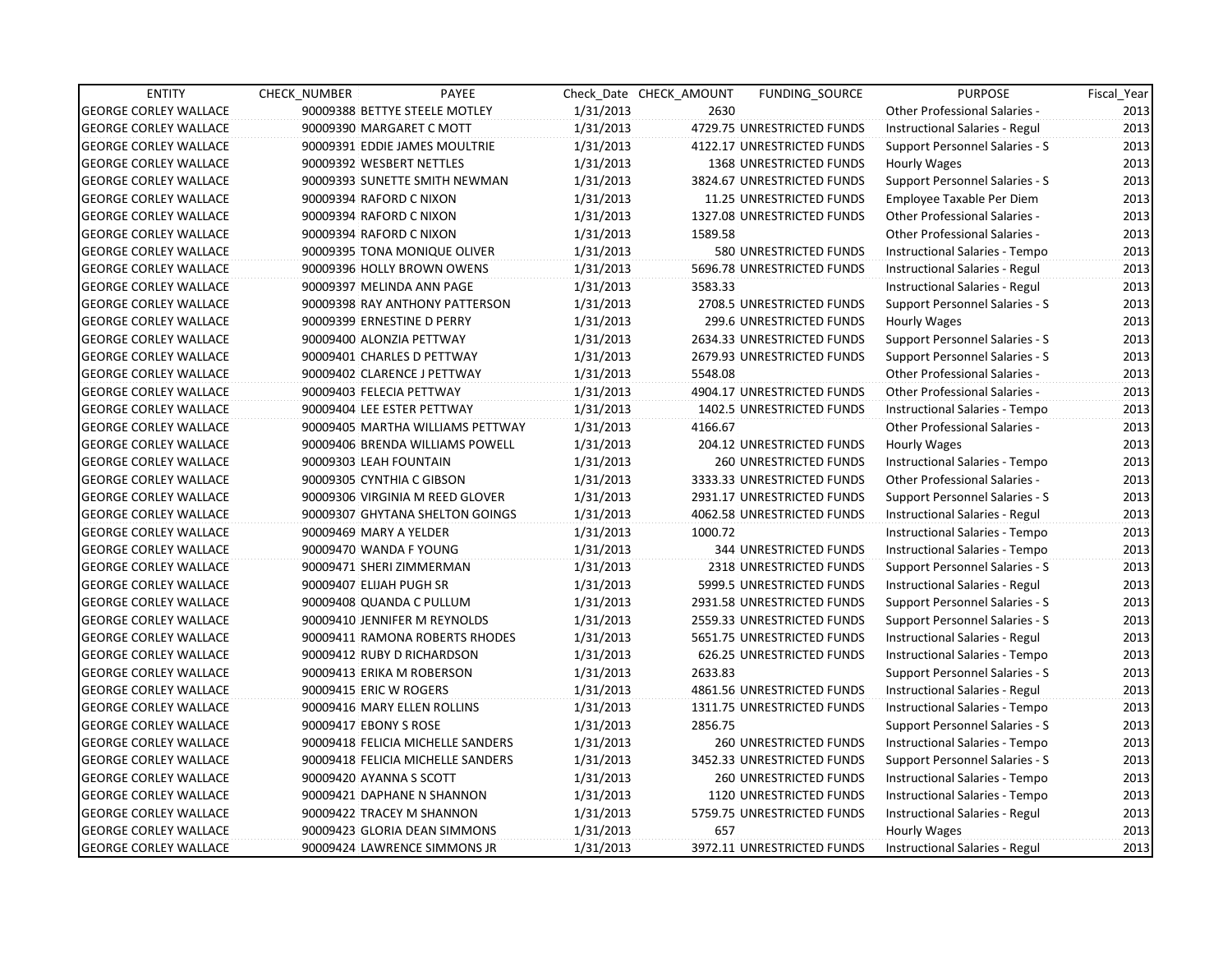| ENTITY | CHECK_NUMBER | PAYEE | Check_Date | CHECK_AMOUNT | FUNDING_SOURCE | PURPOSE | Fiscal_Year |
|---|---|---|---|---|---|---|---|
| GEORGE CORLEY WALLACE | 90009388 | BETTYE STEELE MOTLEY | 1/31/2013 | 2630 | | Other Professional Salaries - | 2013 |
| GEORGE CORLEY WALLACE | 90009390 | MARGARET C MOTT | 1/31/2013 | 4729.75 | UNRESTRICTED FUNDS | Instructional Salaries - Regul | 2013 |
| GEORGE CORLEY WALLACE | 90009391 | EDDIE JAMES MOULTRIE | 1/31/2013 | 4122.17 | UNRESTRICTED FUNDS | Support Personnel Salaries - S | 2013 |
| GEORGE CORLEY WALLACE | 90009392 | WESBERT NETTLES | 1/31/2013 | 1368 | UNRESTRICTED FUNDS | Hourly Wages | 2013 |
| GEORGE CORLEY WALLACE | 90009393 | SUNETTE SMITH NEWMAN | 1/31/2013 | 3824.67 | UNRESTRICTED FUNDS | Support Personnel Salaries - S | 2013 |
| GEORGE CORLEY WALLACE | 90009394 | RAFORD C NIXON | 1/31/2013 | 11.25 | UNRESTRICTED FUNDS | Employee Taxable Per Diem | 2013 |
| GEORGE CORLEY WALLACE | 90009394 | RAFORD C NIXON | 1/31/2013 | 1327.08 | UNRESTRICTED FUNDS | Other Professional Salaries - | 2013 |
| GEORGE CORLEY WALLACE | 90009394 | RAFORD C NIXON | 1/31/2013 | 1589.58 | | Other Professional Salaries - | 2013 |
| GEORGE CORLEY WALLACE | 90009395 | TONA MONIQUE OLIVER | 1/31/2013 | 580 | UNRESTRICTED FUNDS | Instructional Salaries - Tempo | 2013 |
| GEORGE CORLEY WALLACE | 90009396 | HOLLY BROWN OWENS | 1/31/2013 | 5696.78 | UNRESTRICTED FUNDS | Instructional Salaries - Regul | 2013 |
| GEORGE CORLEY WALLACE | 90009397 | MELINDA ANN PAGE | 1/31/2013 | 3583.33 | | Instructional Salaries - Regul | 2013 |
| GEORGE CORLEY WALLACE | 90009398 | RAY ANTHONY PATTERSON | 1/31/2013 | 2708.5 | UNRESTRICTED FUNDS | Support Personnel Salaries - S | 2013 |
| GEORGE CORLEY WALLACE | 90009399 | ERNESTINE D PERRY | 1/31/2013 | 299.6 | UNRESTRICTED FUNDS | Hourly Wages | 2013 |
| GEORGE CORLEY WALLACE | 90009400 | ALONZIA PETTWAY | 1/31/2013 | 2634.33 | UNRESTRICTED FUNDS | Support Personnel Salaries - S | 2013 |
| GEORGE CORLEY WALLACE | 90009401 | CHARLES D PETTWAY | 1/31/2013 | 2679.93 | UNRESTRICTED FUNDS | Support Personnel Salaries - S | 2013 |
| GEORGE CORLEY WALLACE | 90009402 | CLARENCE J PETTWAY | 1/31/2013 | 5548.08 | | Other Professional Salaries - | 2013 |
| GEORGE CORLEY WALLACE | 90009403 | FELECIA PETTWAY | 1/31/2013 | 4904.17 | UNRESTRICTED FUNDS | Other Professional Salaries - | 2013 |
| GEORGE CORLEY WALLACE | 90009404 | LEE ESTER PETTWAY | 1/31/2013 | 1402.5 | UNRESTRICTED FUNDS | Instructional Salaries - Tempo | 2013 |
| GEORGE CORLEY WALLACE | 90009405 | MARTHA WILLIAMS PETTWAY | 1/31/2013 | 4166.67 | | Other Professional Salaries - | 2013 |
| GEORGE CORLEY WALLACE | 90009406 | BRENDA WILLIAMS POWELL | 1/31/2013 | 204.12 | UNRESTRICTED FUNDS | Hourly Wages | 2013 |
| GEORGE CORLEY WALLACE | 90009303 | LEAH FOUNTAIN | 1/31/2013 | 260 | UNRESTRICTED FUNDS | Instructional Salaries - Tempo | 2013 |
| GEORGE CORLEY WALLACE | 90009305 | CYNTHIA C GIBSON | 1/31/2013 | 3333.33 | UNRESTRICTED FUNDS | Other Professional Salaries - | 2013 |
| GEORGE CORLEY WALLACE | 90009306 | VIRGINIA M REED GLOVER | 1/31/2013 | 2931.17 | UNRESTRICTED FUNDS | Support Personnel Salaries - S | 2013 |
| GEORGE CORLEY WALLACE | 90009307 | GHYTANA SHELTON GOINGS | 1/31/2013 | 4062.58 | UNRESTRICTED FUNDS | Instructional Salaries - Regul | 2013 |
| GEORGE CORLEY WALLACE | 90009469 | MARY A YELDER | 1/31/2013 | 1000.72 | | Instructional Salaries - Tempo | 2013 |
| GEORGE CORLEY WALLACE | 90009470 | WANDA F YOUNG | 1/31/2013 | 344 | UNRESTRICTED FUNDS | Instructional Salaries - Tempo | 2013 |
| GEORGE CORLEY WALLACE | 90009471 | SHERI ZIMMERMAN | 1/31/2013 | 2318 | UNRESTRICTED FUNDS | Support Personnel Salaries - S | 2013 |
| GEORGE CORLEY WALLACE | 90009407 | ELIJAH PUGH SR | 1/31/2013 | 5999.5 | UNRESTRICTED FUNDS | Instructional Salaries - Regul | 2013 |
| GEORGE CORLEY WALLACE | 90009408 | QUANDA C PULLUM | 1/31/2013 | 2931.58 | UNRESTRICTED FUNDS | Support Personnel Salaries - S | 2013 |
| GEORGE CORLEY WALLACE | 90009410 | JENNIFER M REYNOLDS | 1/31/2013 | 2559.33 | UNRESTRICTED FUNDS | Support Personnel Salaries - S | 2013 |
| GEORGE CORLEY WALLACE | 90009411 | RAMONA ROBERTS RHODES | 1/31/2013 | 5651.75 | UNRESTRICTED FUNDS | Instructional Salaries - Regul | 2013 |
| GEORGE CORLEY WALLACE | 90009412 | RUBY D RICHARDSON | 1/31/2013 | 626.25 | UNRESTRICTED FUNDS | Instructional Salaries - Tempo | 2013 |
| GEORGE CORLEY WALLACE | 90009413 | ERIKA M ROBERSON | 1/31/2013 | 2633.83 | | Support Personnel Salaries - S | 2013 |
| GEORGE CORLEY WALLACE | 90009415 | ERIC W ROGERS | 1/31/2013 | 4861.56 | UNRESTRICTED FUNDS | Instructional Salaries - Regul | 2013 |
| GEORGE CORLEY WALLACE | 90009416 | MARY ELLEN ROLLINS | 1/31/2013 | 1311.75 | UNRESTRICTED FUNDS | Instructional Salaries - Tempo | 2013 |
| GEORGE CORLEY WALLACE | 90009417 | EBONY S ROSE | 1/31/2013 | 2856.75 | | Support Personnel Salaries - S | 2013 |
| GEORGE CORLEY WALLACE | 90009418 | FELICIA MICHELLE SANDERS | 1/31/2013 | 260 | UNRESTRICTED FUNDS | Instructional Salaries - Tempo | 2013 |
| GEORGE CORLEY WALLACE | 90009418 | FELICIA MICHELLE SANDERS | 1/31/2013 | 3452.33 | UNRESTRICTED FUNDS | Support Personnel Salaries - S | 2013 |
| GEORGE CORLEY WALLACE | 90009420 | AYANNA S SCOTT | 1/31/2013 | 260 | UNRESTRICTED FUNDS | Instructional Salaries - Tempo | 2013 |
| GEORGE CORLEY WALLACE | 90009421 | DAPHANE N SHANNON | 1/31/2013 | 1120 | UNRESTRICTED FUNDS | Instructional Salaries - Tempo | 2013 |
| GEORGE CORLEY WALLACE | 90009422 | TRACEY M SHANNON | 1/31/2013 | 5759.75 | UNRESTRICTED FUNDS | Instructional Salaries - Regul | 2013 |
| GEORGE CORLEY WALLACE | 90009423 | GLORIA DEAN SIMMONS | 1/31/2013 | 657 | | Hourly Wages | 2013 |
| GEORGE CORLEY WALLACE | 90009424 | LAWRENCE SIMMONS JR | 1/31/2013 | 3972.11 | UNRESTRICTED FUNDS | Instructional Salaries - Regul | 2013 |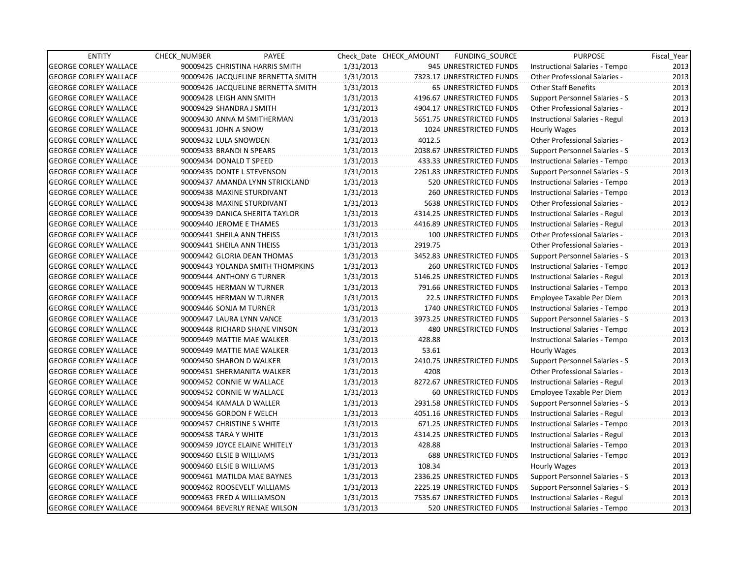| ENTITY | CHECK_NUMBER | PAYEE | Check_Date | CHECK_AMOUNT | FUNDING_SOURCE | PURPOSE | Fiscal_Year |
|---|---|---|---|---|---|---|---|
| GEORGE CORLEY WALLACE | 90009425 | CHRISTINA HARRIS SMITH | 1/31/2013 | 945 | UNRESTRICTED FUNDS | Instructional Salaries - Tempo | 2013 |
| GEORGE CORLEY WALLACE | 90009426 | JACQUELINE BERNETTA SMITH | 1/31/2013 | 7323.17 | UNRESTRICTED FUNDS | Other Professional Salaries - | 2013 |
| GEORGE CORLEY WALLACE | 90009426 | JACQUELINE BERNETTA SMITH | 1/31/2013 | 65 | UNRESTRICTED FUNDS | Other Staff Benefits | 2013 |
| GEORGE CORLEY WALLACE | 90009428 | LEIGH ANN SMITH | 1/31/2013 | 4196.67 | UNRESTRICTED FUNDS | Support Personnel Salaries - S | 2013 |
| GEORGE CORLEY WALLACE | 90009429 | SHANDRA J SMITH | 1/31/2013 | 4904.17 | UNRESTRICTED FUNDS | Other Professional Salaries - | 2013 |
| GEORGE CORLEY WALLACE | 90009430 | ANNA M SMITHERMAN | 1/31/2013 | 5651.75 | UNRESTRICTED FUNDS | Instructional Salaries - Regul | 2013 |
| GEORGE CORLEY WALLACE | 90009431 | JOHN A SNOW | 1/31/2013 | 1024 | UNRESTRICTED FUNDS | Hourly Wages | 2013 |
| GEORGE CORLEY WALLACE | 90009432 | LULA SNOWDEN | 1/31/2013 | 4012.5 | | Other Professional Salaries - | 2013 |
| GEORGE CORLEY WALLACE | 90009433 | BRANDI N SPEARS | 1/31/2013 | 2038.67 | UNRESTRICTED FUNDS | Support Personnel Salaries - S | 2013 |
| GEORGE CORLEY WALLACE | 90009434 | DONALD T SPEED | 1/31/2013 | 433.33 | UNRESTRICTED FUNDS | Instructional Salaries - Tempo | 2013 |
| GEORGE CORLEY WALLACE | 90009435 | DONTE L STEVENSON | 1/31/2013 | 2261.83 | UNRESTRICTED FUNDS | Support Personnel Salaries - S | 2013 |
| GEORGE CORLEY WALLACE | 90009437 | AMANDA LYNN STRICKLAND | 1/31/2013 | 520 | UNRESTRICTED FUNDS | Instructional Salaries - Tempo | 2013 |
| GEORGE CORLEY WALLACE | 90009438 | MAXINE STURDIVANT | 1/31/2013 | 260 | UNRESTRICTED FUNDS | Instructional Salaries - Tempo | 2013 |
| GEORGE CORLEY WALLACE | 90009438 | MAXINE STURDIVANT | 1/31/2013 | 5638 | UNRESTRICTED FUNDS | Other Professional Salaries - | 2013 |
| GEORGE CORLEY WALLACE | 90009439 | DANICA SHERITA TAYLOR | 1/31/2013 | 4314.25 | UNRESTRICTED FUNDS | Instructional Salaries - Regul | 2013 |
| GEORGE CORLEY WALLACE | 90009440 | JEROME E THAMES | 1/31/2013 | 4416.89 | UNRESTRICTED FUNDS | Instructional Salaries - Regul | 2013 |
| GEORGE CORLEY WALLACE | 90009441 | SHEILA ANN THEISS | 1/31/2013 | 100 | UNRESTRICTED FUNDS | Other Professional Salaries - | 2013 |
| GEORGE CORLEY WALLACE | 90009441 | SHEILA ANN THEISS | 1/31/2013 | 2919.75 | | Other Professional Salaries - | 2013 |
| GEORGE CORLEY WALLACE | 90009442 | GLORIA DEAN THOMAS | 1/31/2013 | 3452.83 | UNRESTRICTED FUNDS | Support Personnel Salaries - S | 2013 |
| GEORGE CORLEY WALLACE | 90009443 | YOLANDA SMITH THOMPKINS | 1/31/2013 | 260 | UNRESTRICTED FUNDS | Instructional Salaries - Tempo | 2013 |
| GEORGE CORLEY WALLACE | 90009444 | ANTHONY G TURNER | 1/31/2013 | 5146.25 | UNRESTRICTED FUNDS | Instructional Salaries - Regul | 2013 |
| GEORGE CORLEY WALLACE | 90009445 | HERMAN W TURNER | 1/31/2013 | 791.66 | UNRESTRICTED FUNDS | Instructional Salaries - Tempo | 2013 |
| GEORGE CORLEY WALLACE | 90009445 | HERMAN W TURNER | 1/31/2013 | 22.5 | UNRESTRICTED FUNDS | Employee Taxable Per Diem | 2013 |
| GEORGE CORLEY WALLACE | 90009446 | SONJA M TURNER | 1/31/2013 | 1740 | UNRESTRICTED FUNDS | Instructional Salaries - Tempo | 2013 |
| GEORGE CORLEY WALLACE | 90009447 | LAURA LYNN VANCE | 1/31/2013 | 3973.25 | UNRESTRICTED FUNDS | Support Personnel Salaries - S | 2013 |
| GEORGE CORLEY WALLACE | 90009448 | RICHARD SHANE VINSON | 1/31/2013 | 480 | UNRESTRICTED FUNDS | Instructional Salaries - Tempo | 2013 |
| GEORGE CORLEY WALLACE | 90009449 | MATTIE MAE WALKER | 1/31/2013 | 428.88 | | Instructional Salaries - Tempo | 2013 |
| GEORGE CORLEY WALLACE | 90009449 | MATTIE MAE WALKER | 1/31/2013 | 53.61 | | Hourly Wages | 2013 |
| GEORGE CORLEY WALLACE | 90009450 | SHARON D WALKER | 1/31/2013 | 2410.75 | UNRESTRICTED FUNDS | Support Personnel Salaries - S | 2013 |
| GEORGE CORLEY WALLACE | 90009451 | SHERMANITA WALKER | 1/31/2013 | 4208 | | Other Professional Salaries - | 2013 |
| GEORGE CORLEY WALLACE | 90009452 | CONNIE W WALLACE | 1/31/2013 | 8272.67 | UNRESTRICTED FUNDS | Instructional Salaries - Regul | 2013 |
| GEORGE CORLEY WALLACE | 90009452 | CONNIE W WALLACE | 1/31/2013 | 60 | UNRESTRICTED FUNDS | Employee Taxable Per Diem | 2013 |
| GEORGE CORLEY WALLACE | 90009454 | KAMALA D WALLER | 1/31/2013 | 2931.58 | UNRESTRICTED FUNDS | Support Personnel Salaries - S | 2013 |
| GEORGE CORLEY WALLACE | 90009456 | GORDON F WELCH | 1/31/2013 | 4051.16 | UNRESTRICTED FUNDS | Instructional Salaries - Regul | 2013 |
| GEORGE CORLEY WALLACE | 90009457 | CHRISTINE S WHITE | 1/31/2013 | 671.25 | UNRESTRICTED FUNDS | Instructional Salaries - Tempo | 2013 |
| GEORGE CORLEY WALLACE | 90009458 | TARA Y WHITE | 1/31/2013 | 4314.25 | UNRESTRICTED FUNDS | Instructional Salaries - Regul | 2013 |
| GEORGE CORLEY WALLACE | 90009459 | JOYCE ELAINE WHITELY | 1/31/2013 | 428.88 | | Instructional Salaries - Tempo | 2013 |
| GEORGE CORLEY WALLACE | 90009460 | ELSIE B WILLIAMS | 1/31/2013 | 688 | UNRESTRICTED FUNDS | Instructional Salaries - Tempo | 2013 |
| GEORGE CORLEY WALLACE | 90009460 | ELSIE B WILLIAMS | 1/31/2013 | 108.34 | | Hourly Wages | 2013 |
| GEORGE CORLEY WALLACE | 90009461 | MATILDA MAE BAYNES | 1/31/2013 | 2336.25 | UNRESTRICTED FUNDS | Support Personnel Salaries - S | 2013 |
| GEORGE CORLEY WALLACE | 90009462 | ROOSEVELT WILLIAMS | 1/31/2013 | 2225.19 | UNRESTRICTED FUNDS | Support Personnel Salaries - S | 2013 |
| GEORGE CORLEY WALLACE | 90009463 | FRED A WILLIAMSON | 1/31/2013 | 7535.67 | UNRESTRICTED FUNDS | Instructional Salaries - Regul | 2013 |
| GEORGE CORLEY WALLACE | 90009464 | BEVERLY RENAE WILSON | 1/31/2013 | 520 | UNRESTRICTED FUNDS | Instructional Salaries - Tempo | 2013 |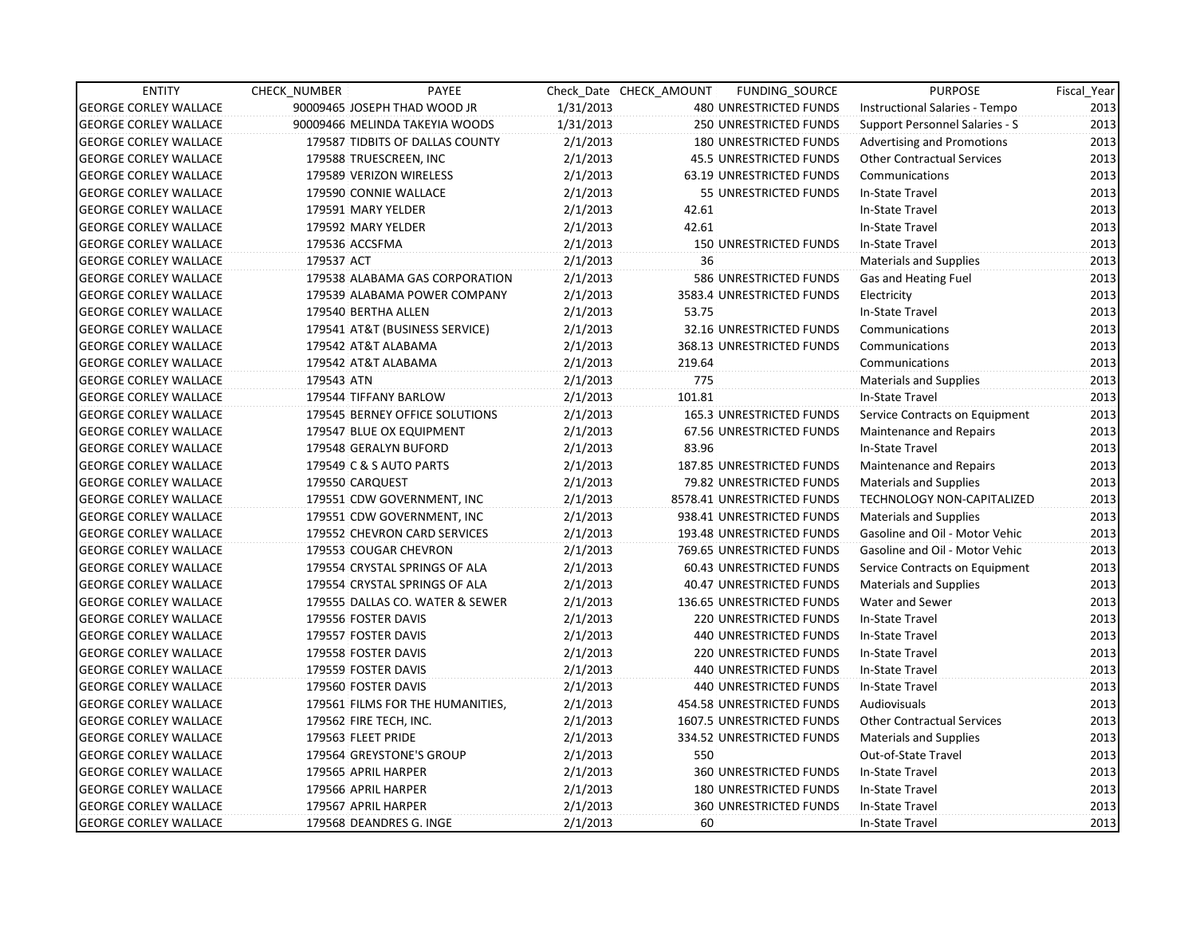| ENTITY | CHECK_NUMBER | PAYEE | Check_Date | CHECK_AMOUNT | FUNDING_SOURCE | PURPOSE | Fiscal_Year |
|---|---|---|---|---|---|---|---|
| GEORGE CORLEY WALLACE | 90009465 | JOSEPH THAD WOOD JR | 1/31/2013 | 480 | UNRESTRICTED FUNDS | Instructional Salaries - Tempo | 2013 |
| GEORGE CORLEY WALLACE | 90009466 | MELINDA TAKEYIA WOODS | 1/31/2013 | 250 | UNRESTRICTED FUNDS | Support Personnel Salaries - S | 2013 |
| GEORGE CORLEY WALLACE | 179587 | TIDBITS OF DALLAS COUNTY | 2/1/2013 | 180 | UNRESTRICTED FUNDS | Advertising and Promotions | 2013 |
| GEORGE CORLEY WALLACE | 179588 | TRUESCREEN, INC | 2/1/2013 | 45.5 | UNRESTRICTED FUNDS | Other Contractual Services | 2013 |
| GEORGE CORLEY WALLACE | 179589 | VERIZON WIRELESS | 2/1/2013 | 63.19 | UNRESTRICTED FUNDS | Communications | 2013 |
| GEORGE CORLEY WALLACE | 179590 | CONNIE WALLACE | 2/1/2013 | 55 | UNRESTRICTED FUNDS | In-State Travel | 2013 |
| GEORGE CORLEY WALLACE | 179591 | MARY YELDER | 2/1/2013 | 42.61 | | In-State Travel | 2013 |
| GEORGE CORLEY WALLACE | 179592 | MARY YELDER | 2/1/2013 | 42.61 | | In-State Travel | 2013 |
| GEORGE CORLEY WALLACE | 179536 | ACCSFMA | 2/1/2013 | 150 | UNRESTRICTED FUNDS | In-State Travel | 2013 |
| GEORGE CORLEY WALLACE | 179537 | ACT | 2/1/2013 | 36 | | Materials and Supplies | 2013 |
| GEORGE CORLEY WALLACE | 179538 | ALABAMA GAS CORPORATION | 2/1/2013 | 586 | UNRESTRICTED FUNDS | Gas and Heating Fuel | 2013 |
| GEORGE CORLEY WALLACE | 179539 | ALABAMA POWER COMPANY | 2/1/2013 | 3583.4 | UNRESTRICTED FUNDS | Electricity | 2013 |
| GEORGE CORLEY WALLACE | 179540 | BERTHA ALLEN | 2/1/2013 | 53.75 | | In-State Travel | 2013 |
| GEORGE CORLEY WALLACE | 179541 | AT&T (BUSINESS SERVICE) | 2/1/2013 | 32.16 | UNRESTRICTED FUNDS | Communications | 2013 |
| GEORGE CORLEY WALLACE | 179542 | AT&T ALABAMA | 2/1/2013 | 368.13 | UNRESTRICTED FUNDS | Communications | 2013 |
| GEORGE CORLEY WALLACE | 179542 | AT&T ALABAMA | 2/1/2013 | 219.64 | | Communications | 2013 |
| GEORGE CORLEY WALLACE | 179543 | ATN | 2/1/2013 | 775 | | Materials and Supplies | 2013 |
| GEORGE CORLEY WALLACE | 179544 | TIFFANY BARLOW | 2/1/2013 | 101.81 | | In-State Travel | 2013 |
| GEORGE CORLEY WALLACE | 179545 | BERNEY OFFICE SOLUTIONS | 2/1/2013 | 165.3 | UNRESTRICTED FUNDS | Service Contracts on Equipment | 2013 |
| GEORGE CORLEY WALLACE | 179547 | BLUE OX EQUIPMENT | 2/1/2013 | 67.56 | UNRESTRICTED FUNDS | Maintenance and Repairs | 2013 |
| GEORGE CORLEY WALLACE | 179548 | GERALYN BUFORD | 2/1/2013 | 83.96 | | In-State Travel | 2013 |
| GEORGE CORLEY WALLACE | 179549 | C & S AUTO PARTS | 2/1/2013 | 187.85 | UNRESTRICTED FUNDS | Maintenance and Repairs | 2013 |
| GEORGE CORLEY WALLACE | 179550 | CARQUEST | 2/1/2013 | 79.82 | UNRESTRICTED FUNDS | Materials and Supplies | 2013 |
| GEORGE CORLEY WALLACE | 179551 | CDW GOVERNMENT, INC | 2/1/2013 | 8578.41 | UNRESTRICTED FUNDS | TECHNOLOGY NON-CAPITALIZED | 2013 |
| GEORGE CORLEY WALLACE | 179551 | CDW GOVERNMENT, INC | 2/1/2013 | 938.41 | UNRESTRICTED FUNDS | Materials and Supplies | 2013 |
| GEORGE CORLEY WALLACE | 179552 | CHEVRON CARD SERVICES | 2/1/2013 | 193.48 | UNRESTRICTED FUNDS | Gasoline and Oil - Motor Vehic | 2013 |
| GEORGE CORLEY WALLACE | 179553 | COUGAR CHEVRON | 2/1/2013 | 769.65 | UNRESTRICTED FUNDS | Gasoline and Oil - Motor Vehic | 2013 |
| GEORGE CORLEY WALLACE | 179554 | CRYSTAL SPRINGS OF ALA | 2/1/2013 | 60.43 | UNRESTRICTED FUNDS | Service Contracts on Equipment | 2013 |
| GEORGE CORLEY WALLACE | 179554 | CRYSTAL SPRINGS OF ALA | 2/1/2013 | 40.47 | UNRESTRICTED FUNDS | Materials and Supplies | 2013 |
| GEORGE CORLEY WALLACE | 179555 | DALLAS CO. WATER & SEWER | 2/1/2013 | 136.65 | UNRESTRICTED FUNDS | Water and Sewer | 2013 |
| GEORGE CORLEY WALLACE | 179556 | FOSTER DAVIS | 2/1/2013 | 220 | UNRESTRICTED FUNDS | In-State Travel | 2013 |
| GEORGE CORLEY WALLACE | 179557 | FOSTER DAVIS | 2/1/2013 | 440 | UNRESTRICTED FUNDS | In-State Travel | 2013 |
| GEORGE CORLEY WALLACE | 179558 | FOSTER DAVIS | 2/1/2013 | 220 | UNRESTRICTED FUNDS | In-State Travel | 2013 |
| GEORGE CORLEY WALLACE | 179559 | FOSTER DAVIS | 2/1/2013 | 440 | UNRESTRICTED FUNDS | In-State Travel | 2013 |
| GEORGE CORLEY WALLACE | 179560 | FOSTER DAVIS | 2/1/2013 | 440 | UNRESTRICTED FUNDS | In-State Travel | 2013 |
| GEORGE CORLEY WALLACE | 179561 | FILMS FOR THE HUMANITIES, | 2/1/2013 | 454.58 | UNRESTRICTED FUNDS | Audiovisuals | 2013 |
| GEORGE CORLEY WALLACE | 179562 | FIRE TECH, INC. | 2/1/2013 | 1607.5 | UNRESTRICTED FUNDS | Other Contractual Services | 2013 |
| GEORGE CORLEY WALLACE | 179563 | FLEET PRIDE | 2/1/2013 | 334.52 | UNRESTRICTED FUNDS | Materials and Supplies | 2013 |
| GEORGE CORLEY WALLACE | 179564 | GREYSTONE'S GROUP | 2/1/2013 | 550 | | Out-of-State Travel | 2013 |
| GEORGE CORLEY WALLACE | 179565 | APRIL HARPER | 2/1/2013 | 360 | UNRESTRICTED FUNDS | In-State Travel | 2013 |
| GEORGE CORLEY WALLACE | 179566 | APRIL HARPER | 2/1/2013 | 180 | UNRESTRICTED FUNDS | In-State Travel | 2013 |
| GEORGE CORLEY WALLACE | 179567 | APRIL HARPER | 2/1/2013 | 360 | UNRESTRICTED FUNDS | In-State Travel | 2013 |
| GEORGE CORLEY WALLACE | 179568 | DEANDRES G. INGE | 2/1/2013 | 60 | | In-State Travel | 2013 |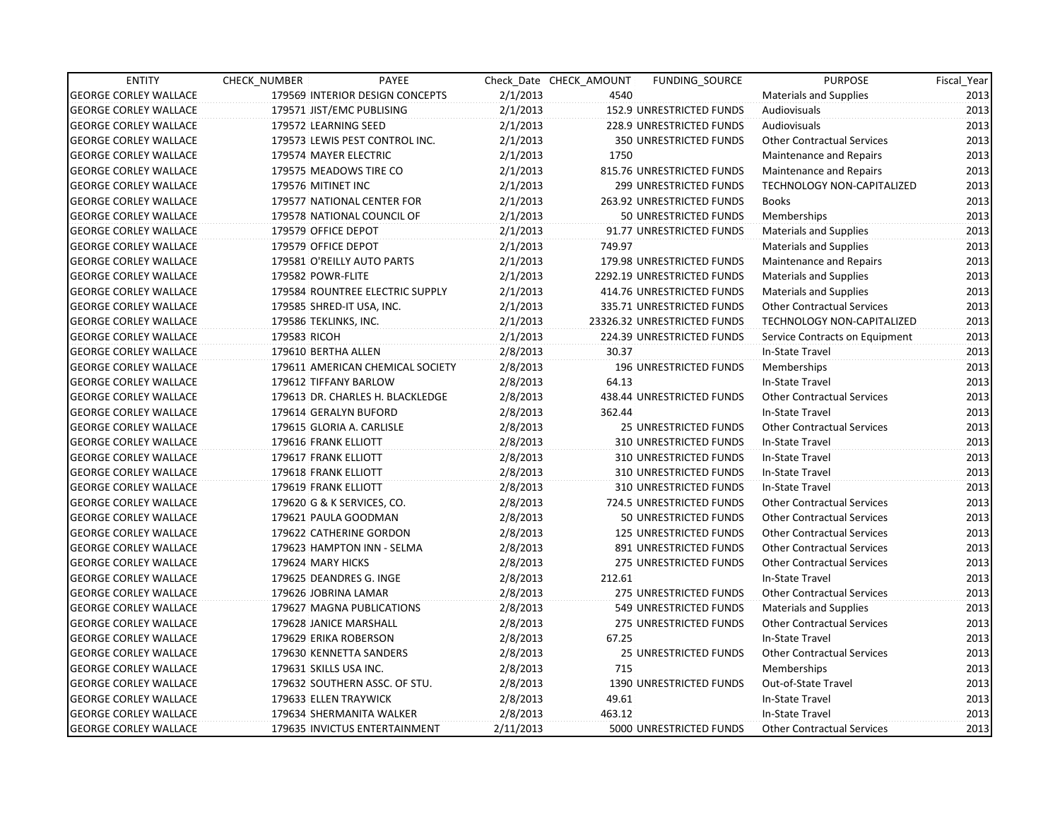| ENTITY | CHECK_NUMBER | PAYEE | Check_Date | CHECK_AMOUNT | FUNDING_SOURCE | PURPOSE | Fiscal_Year |
|---|---|---|---|---|---|---|---|
| GEORGE CORLEY WALLACE | 179569 | INTERIOR DESIGN CONCEPTS | 2/1/2013 | 4540 | | Materials and Supplies | 2013 |
| GEORGE CORLEY WALLACE | 179571 | JIST/EMC PUBLISING | 2/1/2013 | 152.9 | UNRESTRICTED FUNDS | Audiovisuals | 2013 |
| GEORGE CORLEY WALLACE | 179572 | LEARNING SEED | 2/1/2013 | 228.9 | UNRESTRICTED FUNDS | Audiovisuals | 2013 |
| GEORGE CORLEY WALLACE | 179573 | LEWIS PEST CONTROL INC. | 2/1/2013 | 350 | UNRESTRICTED FUNDS | Other Contractual Services | 2013 |
| GEORGE CORLEY WALLACE | 179574 | MAYER ELECTRIC | 2/1/2013 | 1750 | | Maintenance and Repairs | 2013 |
| GEORGE CORLEY WALLACE | 179575 | MEADOWS TIRE CO | 2/1/2013 | 815.76 | UNRESTRICTED FUNDS | Maintenance and Repairs | 2013 |
| GEORGE CORLEY WALLACE | 179576 | MITINET INC | 2/1/2013 | 299 | UNRESTRICTED FUNDS | TECHNOLOGY NON-CAPITALIZED | 2013 |
| GEORGE CORLEY WALLACE | 179577 | NATIONAL CENTER FOR | 2/1/2013 | 263.92 | UNRESTRICTED FUNDS | Books | 2013 |
| GEORGE CORLEY WALLACE | 179578 | NATIONAL COUNCIL OF | 2/1/2013 | 50 | UNRESTRICTED FUNDS | Memberships | 2013 |
| GEORGE CORLEY WALLACE | 179579 | OFFICE DEPOT | 2/1/2013 | 91.77 | UNRESTRICTED FUNDS | Materials and Supplies | 2013 |
| GEORGE CORLEY WALLACE | 179579 | OFFICE DEPOT | 2/1/2013 | 749.97 | | Materials and Supplies | 2013 |
| GEORGE CORLEY WALLACE | 179581 | O'REILLY AUTO PARTS | 2/1/2013 | 179.98 | UNRESTRICTED FUNDS | Maintenance and Repairs | 2013 |
| GEORGE CORLEY WALLACE | 179582 | POWR-FLITE | 2/1/2013 | 2292.19 | UNRESTRICTED FUNDS | Materials and Supplies | 2013 |
| GEORGE CORLEY WALLACE | 179584 | ROUNTREE ELECTRIC SUPPLY | 2/1/2013 | 414.76 | UNRESTRICTED FUNDS | Materials and Supplies | 2013 |
| GEORGE CORLEY WALLACE | 179585 | SHRED-IT USA, INC. | 2/1/2013 | 335.71 | UNRESTRICTED FUNDS | Other Contractual Services | 2013 |
| GEORGE CORLEY WALLACE | 179586 | TEKLINKS, INC. | 2/1/2013 | 23326.32 | UNRESTRICTED FUNDS | TECHNOLOGY NON-CAPITALIZED | 2013 |
| GEORGE CORLEY WALLACE | 179583 | RICOH | 2/1/2013 | 224.39 | UNRESTRICTED FUNDS | Service Contracts on Equipment | 2013 |
| GEORGE CORLEY WALLACE | 179610 | BERTHA ALLEN | 2/8/2013 | 30.37 | | In-State Travel | 2013 |
| GEORGE CORLEY WALLACE | 179611 | AMERICAN CHEMICAL SOCIETY | 2/8/2013 | 196 | UNRESTRICTED FUNDS | Memberships | 2013 |
| GEORGE CORLEY WALLACE | 179612 | TIFFANY BARLOW | 2/8/2013 | 64.13 | | In-State Travel | 2013 |
| GEORGE CORLEY WALLACE | 179613 | DR. CHARLES H. BLACKLEDGE | 2/8/2013 | 438.44 | UNRESTRICTED FUNDS | Other Contractual Services | 2013 |
| GEORGE CORLEY WALLACE | 179614 | GERALYN BUFORD | 2/8/2013 | 362.44 | | In-State Travel | 2013 |
| GEORGE CORLEY WALLACE | 179615 | GLORIA A. CARLISLE | 2/8/2013 | 25 | UNRESTRICTED FUNDS | Other Contractual Services | 2013 |
| GEORGE CORLEY WALLACE | 179616 | FRANK ELLIOTT | 2/8/2013 | 310 | UNRESTRICTED FUNDS | In-State Travel | 2013 |
| GEORGE CORLEY WALLACE | 179617 | FRANK ELLIOTT | 2/8/2013 | 310 | UNRESTRICTED FUNDS | In-State Travel | 2013 |
| GEORGE CORLEY WALLACE | 179618 | FRANK ELLIOTT | 2/8/2013 | 310 | UNRESTRICTED FUNDS | In-State Travel | 2013 |
| GEORGE CORLEY WALLACE | 179619 | FRANK ELLIOTT | 2/8/2013 | 310 | UNRESTRICTED FUNDS | In-State Travel | 2013 |
| GEORGE CORLEY WALLACE | 179620 | G & K SERVICES, CO. | 2/8/2013 | 724.5 | UNRESTRICTED FUNDS | Other Contractual Services | 2013 |
| GEORGE CORLEY WALLACE | 179621 | PAULA GOODMAN | 2/8/2013 | 50 | UNRESTRICTED FUNDS | Other Contractual Services | 2013 |
| GEORGE CORLEY WALLACE | 179622 | CATHERINE GORDON | 2/8/2013 | 125 | UNRESTRICTED FUNDS | Other Contractual Services | 2013 |
| GEORGE CORLEY WALLACE | 179623 | HAMPTON INN - SELMA | 2/8/2013 | 891 | UNRESTRICTED FUNDS | Other Contractual Services | 2013 |
| GEORGE CORLEY WALLACE | 179624 | MARY HICKS | 2/8/2013 | 275 | UNRESTRICTED FUNDS | Other Contractual Services | 2013 |
| GEORGE CORLEY WALLACE | 179625 | DEANDRES G. INGE | 2/8/2013 | 212.61 | | In-State Travel | 2013 |
| GEORGE CORLEY WALLACE | 179626 | JOBRINA LAMAR | 2/8/2013 | 275 | UNRESTRICTED FUNDS | Other Contractual Services | 2013 |
| GEORGE CORLEY WALLACE | 179627 | MAGNA PUBLICATIONS | 2/8/2013 | 549 | UNRESTRICTED FUNDS | Materials and Supplies | 2013 |
| GEORGE CORLEY WALLACE | 179628 | JANICE MARSHALL | 2/8/2013 | 275 | UNRESTRICTED FUNDS | Other Contractual Services | 2013 |
| GEORGE CORLEY WALLACE | 179629 | ERIKA ROBERSON | 2/8/2013 | 67.25 | | In-State Travel | 2013 |
| GEORGE CORLEY WALLACE | 179630 | KENNETTA SANDERS | 2/8/2013 | 25 | UNRESTRICTED FUNDS | Other Contractual Services | 2013 |
| GEORGE CORLEY WALLACE | 179631 | SKILLS USA INC. | 2/8/2013 | 715 | | Memberships | 2013 |
| GEORGE CORLEY WALLACE | 179632 | SOUTHERN ASSC. OF STU. | 2/8/2013 | 1390 | UNRESTRICTED FUNDS | Out-of-State Travel | 2013 |
| GEORGE CORLEY WALLACE | 179633 | ELLEN TRAYWICK | 2/8/2013 | 49.61 | | In-State Travel | 2013 |
| GEORGE CORLEY WALLACE | 179634 | SHERMANITA WALKER | 2/8/2013 | 463.12 | | In-State Travel | 2013 |
| GEORGE CORLEY WALLACE | 179635 | INVICTUS ENTERTAINMENT | 2/11/2013 | 5000 | UNRESTRICTED FUNDS | Other Contractual Services | 2013 |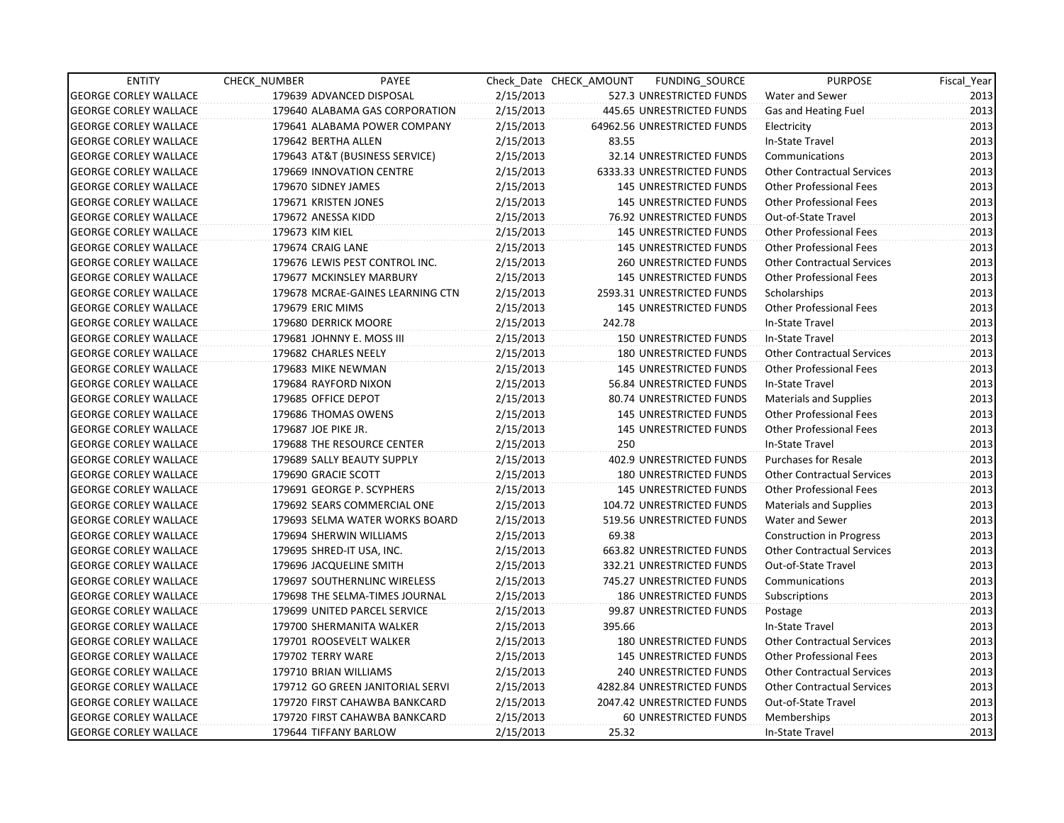| ENTITY | CHECK_NUMBER | PAYEE | Check_Date | CHECK_AMOUNT | FUNDING_SOURCE | PURPOSE | Fiscal_Year |
|---|---|---|---|---|---|---|---|
| GEORGE CORLEY WALLACE | 179639 | ADVANCED DISPOSAL | 2/15/2013 | 527.3 | UNRESTRICTED FUNDS | Water and Sewer | 2013 |
| GEORGE CORLEY WALLACE | 179640 | ALABAMA GAS CORPORATION | 2/15/2013 | 445.65 | UNRESTRICTED FUNDS | Gas and Heating Fuel | 2013 |
| GEORGE CORLEY WALLACE | 179641 | ALABAMA POWER COMPANY | 2/15/2013 | 64962.56 | UNRESTRICTED FUNDS | Electricity | 2013 |
| GEORGE CORLEY WALLACE | 179642 | BERTHA ALLEN | 2/15/2013 | 83.55 | | In-State Travel | 2013 |
| GEORGE CORLEY WALLACE | 179643 | AT&T (BUSINESS SERVICE) | 2/15/2013 | 32.14 | UNRESTRICTED FUNDS | Communications | 2013 |
| GEORGE CORLEY WALLACE | 179669 | INNOVATION CENTRE | 2/15/2013 | 6333.33 | UNRESTRICTED FUNDS | Other Contractual Services | 2013 |
| GEORGE CORLEY WALLACE | 179670 | SIDNEY JAMES | 2/15/2013 | 145 | UNRESTRICTED FUNDS | Other Professional Fees | 2013 |
| GEORGE CORLEY WALLACE | 179671 | KRISTEN JONES | 2/15/2013 | 145 | UNRESTRICTED FUNDS | Other Professional Fees | 2013 |
| GEORGE CORLEY WALLACE | 179672 | ANESSA KIDD | 2/15/2013 | 76.92 | UNRESTRICTED FUNDS | Out-of-State Travel | 2013 |
| GEORGE CORLEY WALLACE | 179673 | KIM KIEL | 2/15/2013 | 145 | UNRESTRICTED FUNDS | Other Professional Fees | 2013 |
| GEORGE CORLEY WALLACE | 179674 | CRAIG LANE | 2/15/2013 | 145 | UNRESTRICTED FUNDS | Other Professional Fees | 2013 |
| GEORGE CORLEY WALLACE | 179676 | LEWIS PEST CONTROL INC. | 2/15/2013 | 260 | UNRESTRICTED FUNDS | Other Contractual Services | 2013 |
| GEORGE CORLEY WALLACE | 179677 | MCKINSLEY MARBURY | 2/15/2013 | 145 | UNRESTRICTED FUNDS | Other Professional Fees | 2013 |
| GEORGE CORLEY WALLACE | 179678 | MCRAE-GAINES LEARNING CTN | 2/15/2013 | 2593.31 | UNRESTRICTED FUNDS | Scholarships | 2013 |
| GEORGE CORLEY WALLACE | 179679 | ERIC MIMS | 2/15/2013 | 145 | UNRESTRICTED FUNDS | Other Professional Fees | 2013 |
| GEORGE CORLEY WALLACE | 179680 | DERRICK MOORE | 2/15/2013 | 242.78 | | In-State Travel | 2013 |
| GEORGE CORLEY WALLACE | 179681 | JOHNNY E. MOSS III | 2/15/2013 | 150 | UNRESTRICTED FUNDS | In-State Travel | 2013 |
| GEORGE CORLEY WALLACE | 179682 | CHARLES NEELY | 2/15/2013 | 180 | UNRESTRICTED FUNDS | Other Contractual Services | 2013 |
| GEORGE CORLEY WALLACE | 179683 | MIKE NEWMAN | 2/15/2013 | 145 | UNRESTRICTED FUNDS | Other Professional Fees | 2013 |
| GEORGE CORLEY WALLACE | 179684 | RAYFORD NIXON | 2/15/2013 | 56.84 | UNRESTRICTED FUNDS | In-State Travel | 2013 |
| GEORGE CORLEY WALLACE | 179685 | OFFICE DEPOT | 2/15/2013 | 80.74 | UNRESTRICTED FUNDS | Materials and Supplies | 2013 |
| GEORGE CORLEY WALLACE | 179686 | THOMAS OWENS | 2/15/2013 | 145 | UNRESTRICTED FUNDS | Other Professional Fees | 2013 |
| GEORGE CORLEY WALLACE | 179687 | JOE PIKE JR. | 2/15/2013 | 145 | UNRESTRICTED FUNDS | Other Professional Fees | 2013 |
| GEORGE CORLEY WALLACE | 179688 | THE RESOURCE CENTER | 2/15/2013 | 250 | | In-State Travel | 2013 |
| GEORGE CORLEY WALLACE | 179689 | SALLY BEAUTY SUPPLY | 2/15/2013 | 402.9 | UNRESTRICTED FUNDS | Purchases for Resale | 2013 |
| GEORGE CORLEY WALLACE | 179690 | GRACIE SCOTT | 2/15/2013 | 180 | UNRESTRICTED FUNDS | Other Contractual Services | 2013 |
| GEORGE CORLEY WALLACE | 179691 | GEORGE P. SCYPHERS | 2/15/2013 | 145 | UNRESTRICTED FUNDS | Other Professional Fees | 2013 |
| GEORGE CORLEY WALLACE | 179692 | SEARS COMMERCIAL ONE | 2/15/2013 | 104.72 | UNRESTRICTED FUNDS | Materials and Supplies | 2013 |
| GEORGE CORLEY WALLACE | 179693 | SELMA WATER WORKS BOARD | 2/15/2013 | 519.56 | UNRESTRICTED FUNDS | Water and Sewer | 2013 |
| GEORGE CORLEY WALLACE | 179694 | SHERWIN WILLIAMS | 2/15/2013 | 69.38 | | Construction in Progress | 2013 |
| GEORGE CORLEY WALLACE | 179695 | SHRED-IT USA, INC. | 2/15/2013 | 663.82 | UNRESTRICTED FUNDS | Other Contractual Services | 2013 |
| GEORGE CORLEY WALLACE | 179696 | JACQUELINE SMITH | 2/15/2013 | 332.21 | UNRESTRICTED FUNDS | Out-of-State Travel | 2013 |
| GEORGE CORLEY WALLACE | 179697 | SOUTHERNLINC WIRELESS | 2/15/2013 | 745.27 | UNRESTRICTED FUNDS | Communications | 2013 |
| GEORGE CORLEY WALLACE | 179698 | THE SELMA-TIMES JOURNAL | 2/15/2013 | 186 | UNRESTRICTED FUNDS | Subscriptions | 2013 |
| GEORGE CORLEY WALLACE | 179699 | UNITED PARCEL SERVICE | 2/15/2013 | 99.87 | UNRESTRICTED FUNDS | Postage | 2013 |
| GEORGE CORLEY WALLACE | 179700 | SHERMANITA WALKER | 2/15/2013 | 395.66 | | In-State Travel | 2013 |
| GEORGE CORLEY WALLACE | 179701 | ROOSEVELT WALKER | 2/15/2013 | 180 | UNRESTRICTED FUNDS | Other Contractual Services | 2013 |
| GEORGE CORLEY WALLACE | 179702 | TERRY WARE | 2/15/2013 | 145 | UNRESTRICTED FUNDS | Other Professional Fees | 2013 |
| GEORGE CORLEY WALLACE | 179710 | BRIAN WILLIAMS | 2/15/2013 | 240 | UNRESTRICTED FUNDS | Other Contractual Services | 2013 |
| GEORGE CORLEY WALLACE | 179712 | GO GREEN JANITORIAL SERVI | 2/15/2013 | 4282.84 | UNRESTRICTED FUNDS | Other Contractual Services | 2013 |
| GEORGE CORLEY WALLACE | 179720 | FIRST CAHAWBA BANKCARD | 2/15/2013 | 2047.42 | UNRESTRICTED FUNDS | Out-of-State Travel | 2013 |
| GEORGE CORLEY WALLACE | 179720 | FIRST CAHAWBA BANKCARD | 2/15/2013 | 60 | UNRESTRICTED FUNDS | Memberships | 2013 |
| GEORGE CORLEY WALLACE | 179644 | TIFFANY BARLOW | 2/15/2013 | 25.32 | | In-State Travel | 2013 |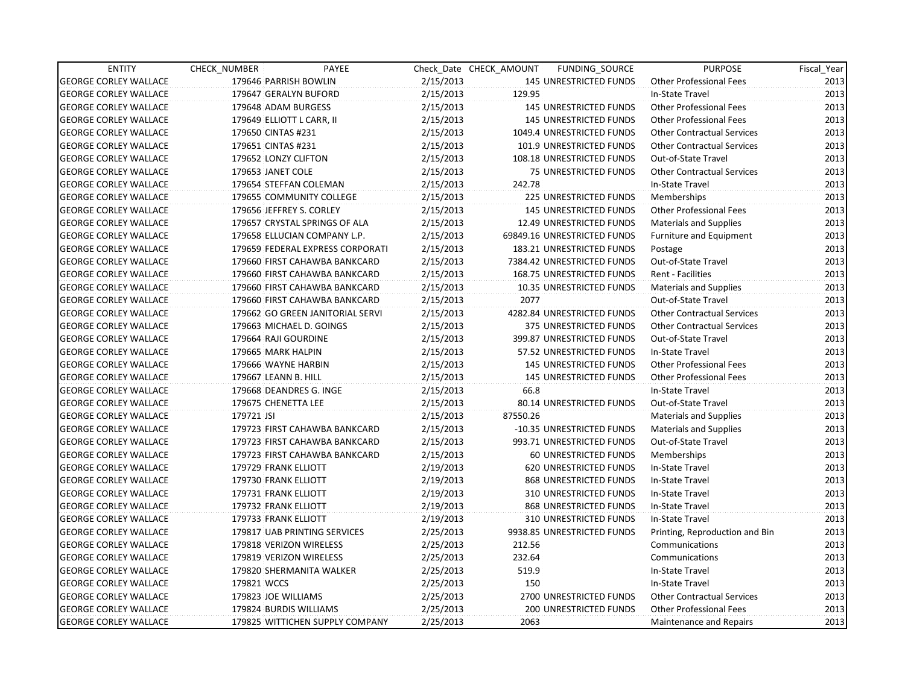| ENTITY | CHECK_NUMBER | PAYEE | Check_Date | CHECK_AMOUNT | FUNDING_SOURCE | PURPOSE | Fiscal_Year |
|---|---|---|---|---|---|---|---|
| GEORGE CORLEY WALLACE | 179646 | PARRISH BOWLIN | 2/15/2013 | 145 | UNRESTRICTED FUNDS | Other Professional Fees | 2013 |
| GEORGE CORLEY WALLACE | 179647 | GERALYN BUFORD | 2/15/2013 | 129.95 | | In-State Travel | 2013 |
| GEORGE CORLEY WALLACE | 179648 | ADAM BURGESS | 2/15/2013 | 145 | UNRESTRICTED FUNDS | Other Professional Fees | 2013 |
| GEORGE CORLEY WALLACE | 179649 | ELLIOTT L CARR, II | 2/15/2013 | 145 | UNRESTRICTED FUNDS | Other Professional Fees | 2013 |
| GEORGE CORLEY WALLACE | 179650 | CINTAS #231 | 2/15/2013 | 1049.4 | UNRESTRICTED FUNDS | Other Contractual Services | 2013 |
| GEORGE CORLEY WALLACE | 179651 | CINTAS #231 | 2/15/2013 | 101.9 | UNRESTRICTED FUNDS | Other Contractual Services | 2013 |
| GEORGE CORLEY WALLACE | 179652 | LONZY CLIFTON | 2/15/2013 | 108.18 | UNRESTRICTED FUNDS | Out-of-State Travel | 2013 |
| GEORGE CORLEY WALLACE | 179653 | JANET COLE | 2/15/2013 | 75 | UNRESTRICTED FUNDS | Other Contractual Services | 2013 |
| GEORGE CORLEY WALLACE | 179654 | STEFFAN COLEMAN | 2/15/2013 | 242.78 | | In-State Travel | 2013 |
| GEORGE CORLEY WALLACE | 179655 | COMMUNITY COLLEGE | 2/15/2013 | 225 | UNRESTRICTED FUNDS | Memberships | 2013 |
| GEORGE CORLEY WALLACE | 179656 | JEFFREY S. CORLEY | 2/15/2013 | 145 | UNRESTRICTED FUNDS | Other Professional Fees | 2013 |
| GEORGE CORLEY WALLACE | 179657 | CRYSTAL SPRINGS OF ALA | 2/15/2013 | 12.49 | UNRESTRICTED FUNDS | Materials and Supplies | 2013 |
| GEORGE CORLEY WALLACE | 179658 | ELLUCIAN COMPANY L.P. | 2/15/2013 | 69849.16 | UNRESTRICTED FUNDS | Furniture and Equipment | 2013 |
| GEORGE CORLEY WALLACE | 179659 | FEDERAL EXPRESS CORPORATI | 2/15/2013 | 183.21 | UNRESTRICTED FUNDS | Postage | 2013 |
| GEORGE CORLEY WALLACE | 179660 | FIRST CAHAWBA BANKCARD | 2/15/2013 | 7384.42 | UNRESTRICTED FUNDS | Out-of-State Travel | 2013 |
| GEORGE CORLEY WALLACE | 179660 | FIRST CAHAWBA BANKCARD | 2/15/2013 | 168.75 | UNRESTRICTED FUNDS | Rent - Facilities | 2013 |
| GEORGE CORLEY WALLACE | 179660 | FIRST CAHAWBA BANKCARD | 2/15/2013 | 10.35 | UNRESTRICTED FUNDS | Materials and Supplies | 2013 |
| GEORGE CORLEY WALLACE | 179660 | FIRST CAHAWBA BANKCARD | 2/15/2013 | 2077 | | Out-of-State Travel | 2013 |
| GEORGE CORLEY WALLACE | 179662 | GO GREEN JANITORIAL SERVI | 2/15/2013 | 4282.84 | UNRESTRICTED FUNDS | Other Contractual Services | 2013 |
| GEORGE CORLEY WALLACE | 179663 | MICHAEL D. GOINGS | 2/15/2013 | 375 | UNRESTRICTED FUNDS | Other Contractual Services | 2013 |
| GEORGE CORLEY WALLACE | 179664 | RAJI GOURDINE | 2/15/2013 | 399.87 | UNRESTRICTED FUNDS | Out-of-State Travel | 2013 |
| GEORGE CORLEY WALLACE | 179665 | MARK HALPIN | 2/15/2013 | 57.52 | UNRESTRICTED FUNDS | In-State Travel | 2013 |
| GEORGE CORLEY WALLACE | 179666 | WAYNE HARBIN | 2/15/2013 | 145 | UNRESTRICTED FUNDS | Other Professional Fees | 2013 |
| GEORGE CORLEY WALLACE | 179667 | LEANN B. HILL | 2/15/2013 | 145 | UNRESTRICTED FUNDS | Other Professional Fees | 2013 |
| GEORGE CORLEY WALLACE | 179668 | DEANDRES G. INGE | 2/15/2013 | 66.8 | | In-State Travel | 2013 |
| GEORGE CORLEY WALLACE | 179675 | CHENETTA LEE | 2/15/2013 | 80.14 | UNRESTRICTED FUNDS | Out-of-State Travel | 2013 |
| GEORGE CORLEY WALLACE | 179721 | JSI | 2/15/2013 | 87550.26 | | Materials and Supplies | 2013 |
| GEORGE CORLEY WALLACE | 179723 | FIRST CAHAWBA BANKCARD | 2/15/2013 | -10.35 | UNRESTRICTED FUNDS | Materials and Supplies | 2013 |
| GEORGE CORLEY WALLACE | 179723 | FIRST CAHAWBA BANKCARD | 2/15/2013 | 993.71 | UNRESTRICTED FUNDS | Out-of-State Travel | 2013 |
| GEORGE CORLEY WALLACE | 179723 | FIRST CAHAWBA BANKCARD | 2/15/2013 | 60 | UNRESTRICTED FUNDS | Memberships | 2013 |
| GEORGE CORLEY WALLACE | 179729 | FRANK ELLIOTT | 2/19/2013 | 620 | UNRESTRICTED FUNDS | In-State Travel | 2013 |
| GEORGE CORLEY WALLACE | 179730 | FRANK ELLIOTT | 2/19/2013 | 868 | UNRESTRICTED FUNDS | In-State Travel | 2013 |
| GEORGE CORLEY WALLACE | 179731 | FRANK ELLIOTT | 2/19/2013 | 310 | UNRESTRICTED FUNDS | In-State Travel | 2013 |
| GEORGE CORLEY WALLACE | 179732 | FRANK ELLIOTT | 2/19/2013 | 868 | UNRESTRICTED FUNDS | In-State Travel | 2013 |
| GEORGE CORLEY WALLACE | 179733 | FRANK ELLIOTT | 2/19/2013 | 310 | UNRESTRICTED FUNDS | In-State Travel | 2013 |
| GEORGE CORLEY WALLACE | 179817 | UAB PRINTING SERVICES | 2/25/2013 | 9938.85 | UNRESTRICTED FUNDS | Printing, Reproduction and Bin | 2013 |
| GEORGE CORLEY WALLACE | 179818 | VERIZON WIRELESS | 2/25/2013 | 212.56 | | Communications | 2013 |
| GEORGE CORLEY WALLACE | 179819 | VERIZON WIRELESS | 2/25/2013 | 232.64 | | Communications | 2013 |
| GEORGE CORLEY WALLACE | 179820 | SHERMANITA WALKER | 2/25/2013 | 519.9 | | In-State Travel | 2013 |
| GEORGE CORLEY WALLACE | 179821 | WCCS | 2/25/2013 | 150 | | In-State Travel | 2013 |
| GEORGE CORLEY WALLACE | 179823 | JOE WILLIAMS | 2/25/2013 | 2700 | UNRESTRICTED FUNDS | Other Contractual Services | 2013 |
| GEORGE CORLEY WALLACE | 179824 | BURDIS WILLIAMS | 2/25/2013 | 200 | UNRESTRICTED FUNDS | Other Professional Fees | 2013 |
| GEORGE CORLEY WALLACE | 179825 | WITTICHEN SUPPLY COMPANY | 2/25/2013 | 2063 | | Maintenance and Repairs | 2013 |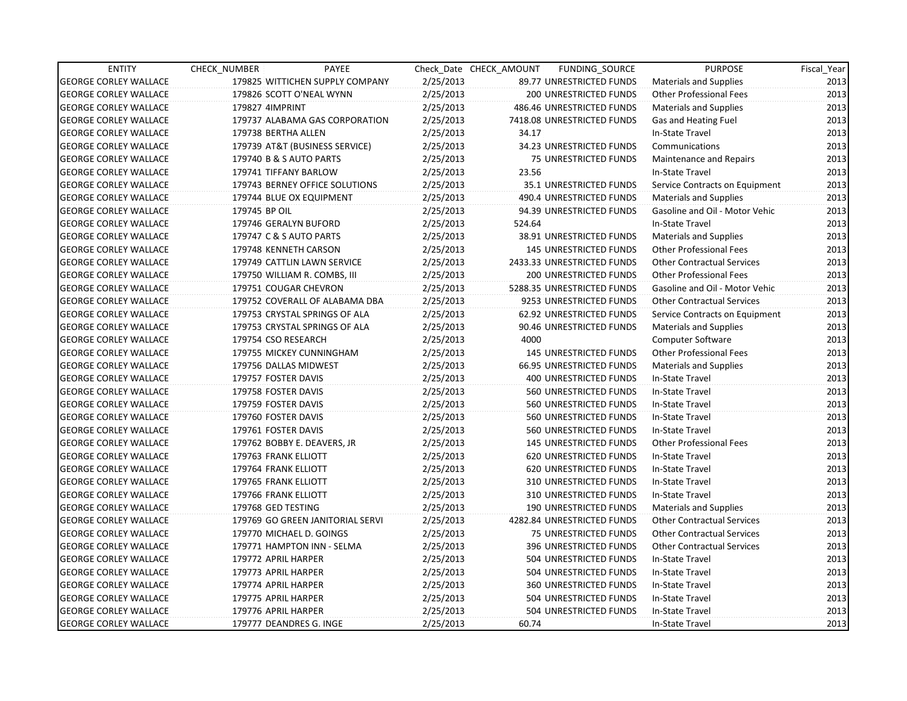| ENTITY | CHECK_NUMBER | PAYEE | Check_Date | CHECK_AMOUNT | FUNDING_SOURCE | PURPOSE | Fiscal_Year |
|---|---|---|---|---|---|---|---|
| GEORGE CORLEY WALLACE | 179825 | WITTICHEN SUPPLY COMPANY | 2/25/2013 | 89.77 | UNRESTRICTED FUNDS | Materials and Supplies | 2013 |
| GEORGE CORLEY WALLACE | 179826 | SCOTT O'NEAL WYNN | 2/25/2013 | 200 | UNRESTRICTED FUNDS | Other Professional Fees | 2013 |
| GEORGE CORLEY WALLACE | 179827 | 4IMPRINT | 2/25/2013 | 486.46 | UNRESTRICTED FUNDS | Materials and Supplies | 2013 |
| GEORGE CORLEY WALLACE | 179737 | ALABAMA GAS CORPORATION | 2/25/2013 | 7418.08 | UNRESTRICTED FUNDS | Gas and Heating Fuel | 2013 |
| GEORGE CORLEY WALLACE | 179738 | BERTHA ALLEN | 2/25/2013 | 34.17 | | In-State Travel | 2013 |
| GEORGE CORLEY WALLACE | 179739 | AT&T (BUSINESS SERVICE) | 2/25/2013 | 34.23 | UNRESTRICTED FUNDS | Communications | 2013 |
| GEORGE CORLEY WALLACE | 179740 | B & S AUTO PARTS | 2/25/2013 | 75 | UNRESTRICTED FUNDS | Maintenance and Repairs | 2013 |
| GEORGE CORLEY WALLACE | 179741 | TIFFANY BARLOW | 2/25/2013 | 23.56 | | In-State Travel | 2013 |
| GEORGE CORLEY WALLACE | 179743 | BERNEY OFFICE SOLUTIONS | 2/25/2013 | 35.1 | UNRESTRICTED FUNDS | Service Contracts on Equipment | 2013 |
| GEORGE CORLEY WALLACE | 179744 | BLUE OX EQUIPMENT | 2/25/2013 | 490.4 | UNRESTRICTED FUNDS | Materials and Supplies | 2013 |
| GEORGE CORLEY WALLACE | 179745 | BP OIL | 2/25/2013 | 94.39 | UNRESTRICTED FUNDS | Gasoline and Oil - Motor Vehic | 2013 |
| GEORGE CORLEY WALLACE | 179746 | GERALYN BUFORD | 2/25/2013 | 524.64 | | In-State Travel | 2013 |
| GEORGE CORLEY WALLACE | 179747 | C & S AUTO PARTS | 2/25/2013 | 38.91 | UNRESTRICTED FUNDS | Materials and Supplies | 2013 |
| GEORGE CORLEY WALLACE | 179748 | KENNETH CARSON | 2/25/2013 | 145 | UNRESTRICTED FUNDS | Other Professional Fees | 2013 |
| GEORGE CORLEY WALLACE | 179749 | CATTLIN LAWN SERVICE | 2/25/2013 | 2433.33 | UNRESTRICTED FUNDS | Other Contractual Services | 2013 |
| GEORGE CORLEY WALLACE | 179750 | WILLIAM R. COMBS, III | 2/25/2013 | 200 | UNRESTRICTED FUNDS | Other Professional Fees | 2013 |
| GEORGE CORLEY WALLACE | 179751 | COUGAR CHEVRON | 2/25/2013 | 5288.35 | UNRESTRICTED FUNDS | Gasoline and Oil - Motor Vehic | 2013 |
| GEORGE CORLEY WALLACE | 179752 | COVERALL OF ALABAMA DBA | 2/25/2013 | 9253 | UNRESTRICTED FUNDS | Other Contractual Services | 2013 |
| GEORGE CORLEY WALLACE | 179753 | CRYSTAL SPRINGS OF ALA | 2/25/2013 | 62.92 | UNRESTRICTED FUNDS | Service Contracts on Equipment | 2013 |
| GEORGE CORLEY WALLACE | 179753 | CRYSTAL SPRINGS OF ALA | 2/25/2013 | 90.46 | UNRESTRICTED FUNDS | Materials and Supplies | 2013 |
| GEORGE CORLEY WALLACE | 179754 | CSO RESEARCH | 2/25/2013 | 4000 | | Computer Software | 2013 |
| GEORGE CORLEY WALLACE | 179755 | MICKEY CUNNINGHAM | 2/25/2013 | 145 | UNRESTRICTED FUNDS | Other Professional Fees | 2013 |
| GEORGE CORLEY WALLACE | 179756 | DALLAS MIDWEST | 2/25/2013 | 66.95 | UNRESTRICTED FUNDS | Materials and Supplies | 2013 |
| GEORGE CORLEY WALLACE | 179757 | FOSTER DAVIS | 2/25/2013 | 400 | UNRESTRICTED FUNDS | In-State Travel | 2013 |
| GEORGE CORLEY WALLACE | 179758 | FOSTER DAVIS | 2/25/2013 | 560 | UNRESTRICTED FUNDS | In-State Travel | 2013 |
| GEORGE CORLEY WALLACE | 179759 | FOSTER DAVIS | 2/25/2013 | 560 | UNRESTRICTED FUNDS | In-State Travel | 2013 |
| GEORGE CORLEY WALLACE | 179760 | FOSTER DAVIS | 2/25/2013 | 560 | UNRESTRICTED FUNDS | In-State Travel | 2013 |
| GEORGE CORLEY WALLACE | 179761 | FOSTER DAVIS | 2/25/2013 | 560 | UNRESTRICTED FUNDS | In-State Travel | 2013 |
| GEORGE CORLEY WALLACE | 179762 | BOBBY E. DEAVERS, JR | 2/25/2013 | 145 | UNRESTRICTED FUNDS | Other Professional Fees | 2013 |
| GEORGE CORLEY WALLACE | 179763 | FRANK ELLIOTT | 2/25/2013 | 620 | UNRESTRICTED FUNDS | In-State Travel | 2013 |
| GEORGE CORLEY WALLACE | 179764 | FRANK ELLIOTT | 2/25/2013 | 620 | UNRESTRICTED FUNDS | In-State Travel | 2013 |
| GEORGE CORLEY WALLACE | 179765 | FRANK ELLIOTT | 2/25/2013 | 310 | UNRESTRICTED FUNDS | In-State Travel | 2013 |
| GEORGE CORLEY WALLACE | 179766 | FRANK ELLIOTT | 2/25/2013 | 310 | UNRESTRICTED FUNDS | In-State Travel | 2013 |
| GEORGE CORLEY WALLACE | 179768 | GED TESTING | 2/25/2013 | 190 | UNRESTRICTED FUNDS | Materials and Supplies | 2013 |
| GEORGE CORLEY WALLACE | 179769 | GO GREEN JANITORIAL SERVI | 2/25/2013 | 4282.84 | UNRESTRICTED FUNDS | Other Contractual Services | 2013 |
| GEORGE CORLEY WALLACE | 179770 | MICHAEL D. GOINGS | 2/25/2013 | 75 | UNRESTRICTED FUNDS | Other Contractual Services | 2013 |
| GEORGE CORLEY WALLACE | 179771 | HAMPTON INN - SELMA | 2/25/2013 | 396 | UNRESTRICTED FUNDS | Other Contractual Services | 2013 |
| GEORGE CORLEY WALLACE | 179772 | APRIL HARPER | 2/25/2013 | 504 | UNRESTRICTED FUNDS | In-State Travel | 2013 |
| GEORGE CORLEY WALLACE | 179773 | APRIL HARPER | 2/25/2013 | 504 | UNRESTRICTED FUNDS | In-State Travel | 2013 |
| GEORGE CORLEY WALLACE | 179774 | APRIL HARPER | 2/25/2013 | 360 | UNRESTRICTED FUNDS | In-State Travel | 2013 |
| GEORGE CORLEY WALLACE | 179775 | APRIL HARPER | 2/25/2013 | 504 | UNRESTRICTED FUNDS | In-State Travel | 2013 |
| GEORGE CORLEY WALLACE | 179776 | APRIL HARPER | 2/25/2013 | 504 | UNRESTRICTED FUNDS | In-State Travel | 2013 |
| GEORGE CORLEY WALLACE | 179777 | DEANDRES G. INGE | 2/25/2013 | 60.74 | | In-State Travel | 2013 |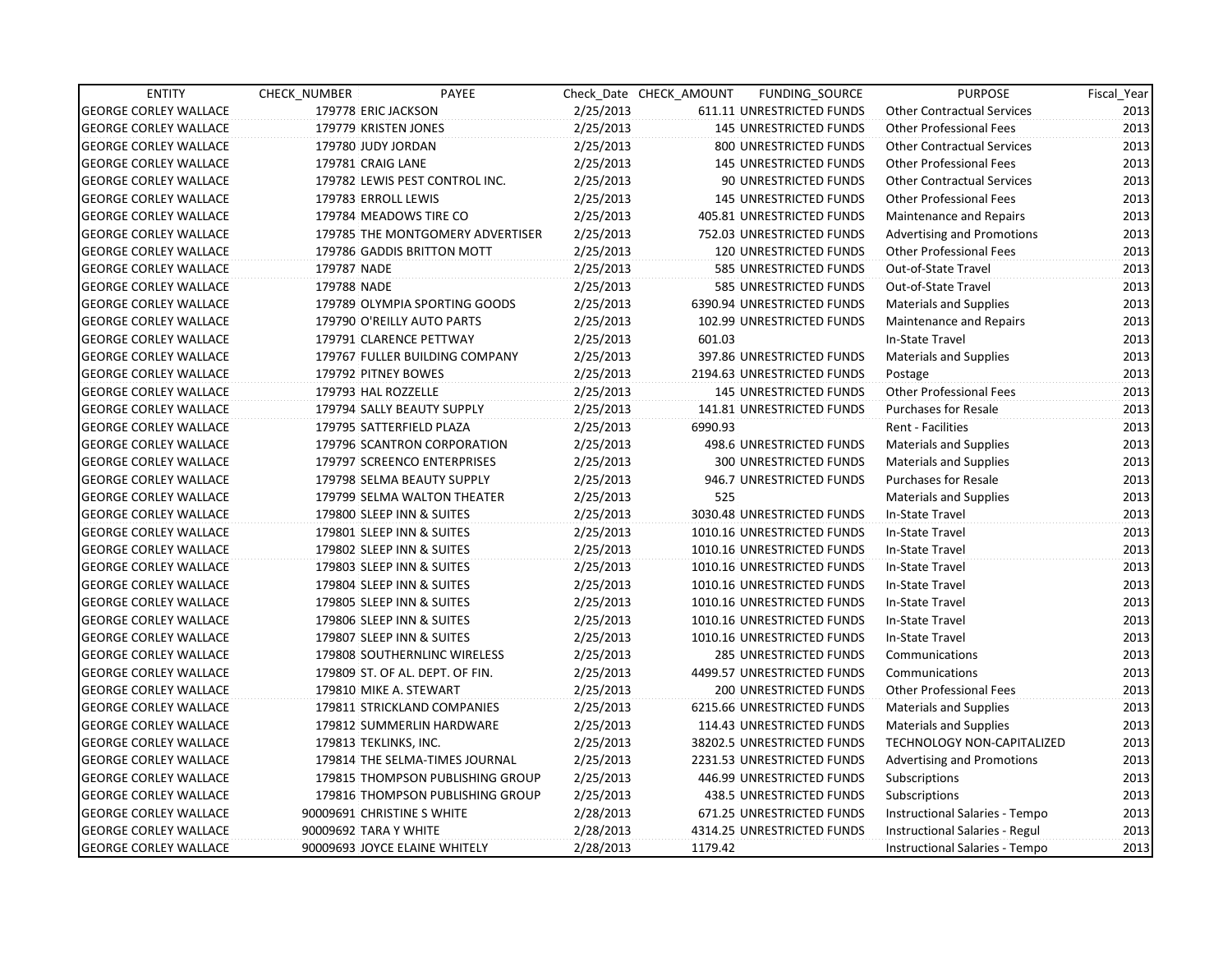| ENTITY | CHECK_NUMBER | PAYEE | Check_Date | CHECK_AMOUNT | FUNDING_SOURCE | PURPOSE | Fiscal_Year |
|---|---|---|---|---|---|---|---|
| GEORGE CORLEY WALLACE | 179778 | ERIC JACKSON | 2/25/2013 | 611.11 | UNRESTRICTED FUNDS | Other Contractual Services | 2013 |
| GEORGE CORLEY WALLACE | 179779 | KRISTEN JONES | 2/25/2013 | 145 | UNRESTRICTED FUNDS | Other Professional Fees | 2013 |
| GEORGE CORLEY WALLACE | 179780 | JUDY JORDAN | 2/25/2013 | 800 | UNRESTRICTED FUNDS | Other Contractual Services | 2013 |
| GEORGE CORLEY WALLACE | 179781 | CRAIG LANE | 2/25/2013 | 145 | UNRESTRICTED FUNDS | Other Professional Fees | 2013 |
| GEORGE CORLEY WALLACE | 179782 | LEWIS PEST CONTROL INC. | 2/25/2013 | 90 | UNRESTRICTED FUNDS | Other Contractual Services | 2013 |
| GEORGE CORLEY WALLACE | 179783 | ERROLL LEWIS | 2/25/2013 | 145 | UNRESTRICTED FUNDS | Other Professional Fees | 2013 |
| GEORGE CORLEY WALLACE | 179784 | MEADOWS TIRE CO | 2/25/2013 | 405.81 | UNRESTRICTED FUNDS | Maintenance and Repairs | 2013 |
| GEORGE CORLEY WALLACE | 179785 | THE MONTGOMERY ADVERTISER | 2/25/2013 | 752.03 | UNRESTRICTED FUNDS | Advertising and Promotions | 2013 |
| GEORGE CORLEY WALLACE | 179786 | GADDIS BRITTON MOTT | 2/25/2013 | 120 | UNRESTRICTED FUNDS | Other Professional Fees | 2013 |
| GEORGE CORLEY WALLACE | 179787 | NADE | 2/25/2013 | 585 | UNRESTRICTED FUNDS | Out-of-State Travel | 2013 |
| GEORGE CORLEY WALLACE | 179788 | NADE | 2/25/2013 | 585 | UNRESTRICTED FUNDS | Out-of-State Travel | 2013 |
| GEORGE CORLEY WALLACE | 179789 | OLYMPIA SPORTING GOODS | 2/25/2013 | 6390.94 | UNRESTRICTED FUNDS | Materials and Supplies | 2013 |
| GEORGE CORLEY WALLACE | 179790 | O'REILLY AUTO PARTS | 2/25/2013 | 102.99 | UNRESTRICTED FUNDS | Maintenance and Repairs | 2013 |
| GEORGE CORLEY WALLACE | 179791 | CLARENCE PETTWAY | 2/25/2013 | 601.03 | | In-State Travel | 2013 |
| GEORGE CORLEY WALLACE | 179767 | FULLER BUILDING COMPANY | 2/25/2013 | 397.86 | UNRESTRICTED FUNDS | Materials and Supplies | 2013 |
| GEORGE CORLEY WALLACE | 179792 | PITNEY BOWES | 2/25/2013 | 2194.63 | UNRESTRICTED FUNDS | Postage | 2013 |
| GEORGE CORLEY WALLACE | 179793 | HAL ROZZELLE | 2/25/2013 | 145 | UNRESTRICTED FUNDS | Other Professional Fees | 2013 |
| GEORGE CORLEY WALLACE | 179794 | SALLY BEAUTY SUPPLY | 2/25/2013 | 141.81 | UNRESTRICTED FUNDS | Purchases for Resale | 2013 |
| GEORGE CORLEY WALLACE | 179795 | SATTERFIELD PLAZA | 2/25/2013 | 6990.93 | | Rent - Facilities | 2013 |
| GEORGE CORLEY WALLACE | 179796 | SCANTRON CORPORATION | 2/25/2013 | 498.6 | UNRESTRICTED FUNDS | Materials and Supplies | 2013 |
| GEORGE CORLEY WALLACE | 179797 | SCREENCO ENTERPRISES | 2/25/2013 | 300 | UNRESTRICTED FUNDS | Materials and Supplies | 2013 |
| GEORGE CORLEY WALLACE | 179798 | SELMA BEAUTY SUPPLY | 2/25/2013 | 946.7 | UNRESTRICTED FUNDS | Purchases for Resale | 2013 |
| GEORGE CORLEY WALLACE | 179799 | SELMA WALTON THEATER | 2/25/2013 | 525 | | Materials and Supplies | 2013 |
| GEORGE CORLEY WALLACE | 179800 | SLEEP INN & SUITES | 2/25/2013 | 3030.48 | UNRESTRICTED FUNDS | In-State Travel | 2013 |
| GEORGE CORLEY WALLACE | 179801 | SLEEP INN & SUITES | 2/25/2013 | 1010.16 | UNRESTRICTED FUNDS | In-State Travel | 2013 |
| GEORGE CORLEY WALLACE | 179802 | SLEEP INN & SUITES | 2/25/2013 | 1010.16 | UNRESTRICTED FUNDS | In-State Travel | 2013 |
| GEORGE CORLEY WALLACE | 179803 | SLEEP INN & SUITES | 2/25/2013 | 1010.16 | UNRESTRICTED FUNDS | In-State Travel | 2013 |
| GEORGE CORLEY WALLACE | 179804 | SLEEP INN & SUITES | 2/25/2013 | 1010.16 | UNRESTRICTED FUNDS | In-State Travel | 2013 |
| GEORGE CORLEY WALLACE | 179805 | SLEEP INN & SUITES | 2/25/2013 | 1010.16 | UNRESTRICTED FUNDS | In-State Travel | 2013 |
| GEORGE CORLEY WALLACE | 179806 | SLEEP INN & SUITES | 2/25/2013 | 1010.16 | UNRESTRICTED FUNDS | In-State Travel | 2013 |
| GEORGE CORLEY WALLACE | 179807 | SLEEP INN & SUITES | 2/25/2013 | 1010.16 | UNRESTRICTED FUNDS | In-State Travel | 2013 |
| GEORGE CORLEY WALLACE | 179808 | SOUTHERNLINC WIRELESS | 2/25/2013 | 285 | UNRESTRICTED FUNDS | Communications | 2013 |
| GEORGE CORLEY WALLACE | 179809 | ST. OF AL. DEPT. OF FIN. | 2/25/2013 | 4499.57 | UNRESTRICTED FUNDS | Communications | 2013 |
| GEORGE CORLEY WALLACE | 179810 | MIKE A. STEWART | 2/25/2013 | 200 | UNRESTRICTED FUNDS | Other Professional Fees | 2013 |
| GEORGE CORLEY WALLACE | 179811 | STRICKLAND COMPANIES | 2/25/2013 | 6215.66 | UNRESTRICTED FUNDS | Materials and Supplies | 2013 |
| GEORGE CORLEY WALLACE | 179812 | SUMMERLIN HARDWARE | 2/25/2013 | 114.43 | UNRESTRICTED FUNDS | Materials and Supplies | 2013 |
| GEORGE CORLEY WALLACE | 179813 | TEKLINKS, INC. | 2/25/2013 | 38202.5 | UNRESTRICTED FUNDS | TECHNOLOGY NON-CAPITALIZED | 2013 |
| GEORGE CORLEY WALLACE | 179814 | THE SELMA-TIMES JOURNAL | 2/25/2013 | 2231.53 | UNRESTRICTED FUNDS | Advertising and Promotions | 2013 |
| GEORGE CORLEY WALLACE | 179815 | THOMPSON PUBLISHING GROUP | 2/25/2013 | 446.99 | UNRESTRICTED FUNDS | Subscriptions | 2013 |
| GEORGE CORLEY WALLACE | 179816 | THOMPSON PUBLISHING GROUP | 2/25/2013 | 438.5 | UNRESTRICTED FUNDS | Subscriptions | 2013 |
| GEORGE CORLEY WALLACE | 90009691 | CHRISTINE S WHITE | 2/28/2013 | 671.25 | UNRESTRICTED FUNDS | Instructional Salaries - Tempo | 2013 |
| GEORGE CORLEY WALLACE | 90009692 | TARA Y WHITE | 2/28/2013 | 4314.25 | UNRESTRICTED FUNDS | Instructional Salaries - Regul | 2013 |
| GEORGE CORLEY WALLACE | 90009693 | JOYCE ELAINE WHITELY | 2/28/2013 | 1179.42 | | Instructional Salaries - Tempo | 2013 |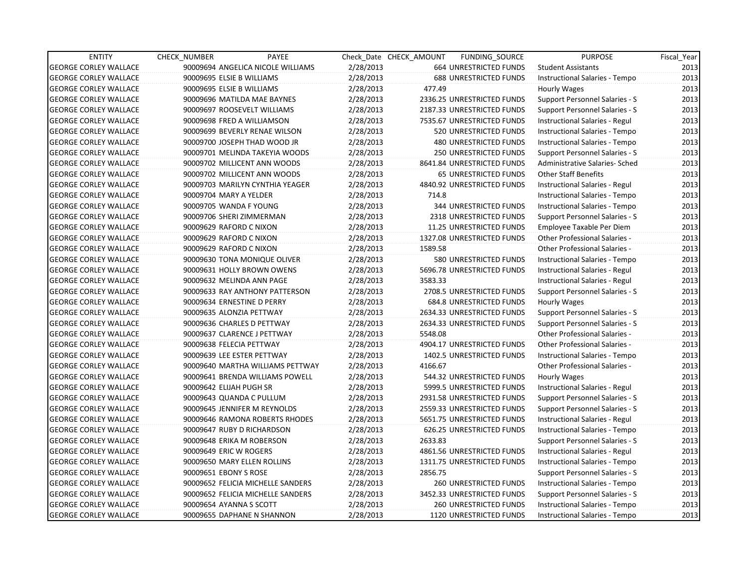| ENTITY | CHECK_NUMBER | PAYEE | Check_Date | CHECK_AMOUNT | FUNDING_SOURCE | PURPOSE | Fiscal_Year |
|---|---|---|---|---|---|---|---|
| GEORGE CORLEY WALLACE | 90009694 | ANGELICA NICOLE WILLIAMS | 2/28/2013 | 664 | UNRESTRICTED FUNDS | Student Assistants | 2013 |
| GEORGE CORLEY WALLACE | 90009695 | ELSIE B WILLIAMS | 2/28/2013 | 688 | UNRESTRICTED FUNDS | Instructional Salaries - Tempo | 2013 |
| GEORGE CORLEY WALLACE | 90009695 | ELSIE B WILLIAMS | 2/28/2013 | 477.49 | | Hourly Wages | 2013 |
| GEORGE CORLEY WALLACE | 90009696 | MATILDA MAE BAYNES | 2/28/2013 | 2336.25 | UNRESTRICTED FUNDS | Support Personnel Salaries - S | 2013 |
| GEORGE CORLEY WALLACE | 90009697 | ROOSEVELT WILLIAMS | 2/28/2013 | 2187.33 | UNRESTRICTED FUNDS | Support Personnel Salaries - S | 2013 |
| GEORGE CORLEY WALLACE | 90009698 | FRED A WILLIAMSON | 2/28/2013 | 7535.67 | UNRESTRICTED FUNDS | Instructional Salaries - Regul | 2013 |
| GEORGE CORLEY WALLACE | 90009699 | BEVERLY RENAE WILSON | 2/28/2013 | 520 | UNRESTRICTED FUNDS | Instructional Salaries - Tempo | 2013 |
| GEORGE CORLEY WALLACE | 90009700 | JOSEPH THAD WOOD JR | 2/28/2013 | 480 | UNRESTRICTED FUNDS | Instructional Salaries - Tempo | 2013 |
| GEORGE CORLEY WALLACE | 90009701 | MELINDA TAKEYIA WOODS | 2/28/2013 | 250 | UNRESTRICTED FUNDS | Support Personnel Salaries - S | 2013 |
| GEORGE CORLEY WALLACE | 90009702 | MILLICENT ANN WOODS | 2/28/2013 | 8641.84 | UNRESTRICTED FUNDS | Administrative Salaries- Sched | 2013 |
| GEORGE CORLEY WALLACE | 90009702 | MILLICENT ANN WOODS | 2/28/2013 | 65 | UNRESTRICTED FUNDS | Other Staff Benefits | 2013 |
| GEORGE CORLEY WALLACE | 90009703 | MARILYN CYNTHIA YEAGER | 2/28/2013 | 4840.92 | UNRESTRICTED FUNDS | Instructional Salaries - Regul | 2013 |
| GEORGE CORLEY WALLACE | 90009704 | MARY A YELDER | 2/28/2013 | 714.8 | | Instructional Salaries - Tempo | 2013 |
| GEORGE CORLEY WALLACE | 90009705 | WANDA F YOUNG | 2/28/2013 | 344 | UNRESTRICTED FUNDS | Instructional Salaries - Tempo | 2013 |
| GEORGE CORLEY WALLACE | 90009706 | SHERI ZIMMERMAN | 2/28/2013 | 2318 | UNRESTRICTED FUNDS | Support Personnel Salaries - S | 2013 |
| GEORGE CORLEY WALLACE | 90009629 | RAFORD C NIXON | 2/28/2013 | 11.25 | UNRESTRICTED FUNDS | Employee Taxable Per Diem | 2013 |
| GEORGE CORLEY WALLACE | 90009629 | RAFORD C NIXON | 2/28/2013 | 1327.08 | UNRESTRICTED FUNDS | Other Professional Salaries - | 2013 |
| GEORGE CORLEY WALLACE | 90009629 | RAFORD C NIXON | 2/28/2013 | 1589.58 | | Other Professional Salaries - | 2013 |
| GEORGE CORLEY WALLACE | 90009630 | TONA MONIQUE OLIVER | 2/28/2013 | 580 | UNRESTRICTED FUNDS | Instructional Salaries - Tempo | 2013 |
| GEORGE CORLEY WALLACE | 90009631 | HOLLY BROWN OWENS | 2/28/2013 | 5696.78 | UNRESTRICTED FUNDS | Instructional Salaries - Regul | 2013 |
| GEORGE CORLEY WALLACE | 90009632 | MELINDA ANN PAGE | 2/28/2013 | 3583.33 | | Instructional Salaries - Regul | 2013 |
| GEORGE CORLEY WALLACE | 90009633 | RAY ANTHONY PATTERSON | 2/28/2013 | 2708.5 | UNRESTRICTED FUNDS | Support Personnel Salaries - S | 2013 |
| GEORGE CORLEY WALLACE | 90009634 | ERNESTINE D PERRY | 2/28/2013 | 684.8 | UNRESTRICTED FUNDS | Hourly Wages | 2013 |
| GEORGE CORLEY WALLACE | 90009635 | ALONZIA PETTWAY | 2/28/2013 | 2634.33 | UNRESTRICTED FUNDS | Support Personnel Salaries - S | 2013 |
| GEORGE CORLEY WALLACE | 90009636 | CHARLES D PETTWAY | 2/28/2013 | 2634.33 | UNRESTRICTED FUNDS | Support Personnel Salaries - S | 2013 |
| GEORGE CORLEY WALLACE | 90009637 | CLARENCE J PETTWAY | 2/28/2013 | 5548.08 | | Other Professional Salaries - | 2013 |
| GEORGE CORLEY WALLACE | 90009638 | FELECIA PETTWAY | 2/28/2013 | 4904.17 | UNRESTRICTED FUNDS | Other Professional Salaries - | 2013 |
| GEORGE CORLEY WALLACE | 90009639 | LEE ESTER PETTWAY | 2/28/2013 | 1402.5 | UNRESTRICTED FUNDS | Instructional Salaries - Tempo | 2013 |
| GEORGE CORLEY WALLACE | 90009640 | MARTHA WILLIAMS PETTWAY | 2/28/2013 | 4166.67 | | Other Professional Salaries - | 2013 |
| GEORGE CORLEY WALLACE | 90009641 | BRENDA WILLIAMS POWELL | 2/28/2013 | 544.32 | UNRESTRICTED FUNDS | Hourly Wages | 2013 |
| GEORGE CORLEY WALLACE | 90009642 | ELIJAH PUGH SR | 2/28/2013 | 5999.5 | UNRESTRICTED FUNDS | Instructional Salaries - Regul | 2013 |
| GEORGE CORLEY WALLACE | 90009643 | QUANDA C PULLUM | 2/28/2013 | 2931.58 | UNRESTRICTED FUNDS | Support Personnel Salaries - S | 2013 |
| GEORGE CORLEY WALLACE | 90009645 | JENNIFER M REYNOLDS | 2/28/2013 | 2559.33 | UNRESTRICTED FUNDS | Support Personnel Salaries - S | 2013 |
| GEORGE CORLEY WALLACE | 90009646 | RAMONA ROBERTS RHODES | 2/28/2013 | 5651.75 | UNRESTRICTED FUNDS | Instructional Salaries - Regul | 2013 |
| GEORGE CORLEY WALLACE | 90009647 | RUBY D RICHARDSON | 2/28/2013 | 626.25 | UNRESTRICTED FUNDS | Instructional Salaries - Tempo | 2013 |
| GEORGE CORLEY WALLACE | 90009648 | ERIKA M ROBERSON | 2/28/2013 | 2633.83 | | Support Personnel Salaries - S | 2013 |
| GEORGE CORLEY WALLACE | 90009649 | ERIC W ROGERS | 2/28/2013 | 4861.56 | UNRESTRICTED FUNDS | Instructional Salaries - Regul | 2013 |
| GEORGE CORLEY WALLACE | 90009650 | MARY ELLEN ROLLINS | 2/28/2013 | 1311.75 | UNRESTRICTED FUNDS | Instructional Salaries - Tempo | 2013 |
| GEORGE CORLEY WALLACE | 90009651 | EBONY S ROSE | 2/28/2013 | 2856.75 | | Support Personnel Salaries - S | 2013 |
| GEORGE CORLEY WALLACE | 90009652 | FELICIA MICHELLE SANDERS | 2/28/2013 | 260 | UNRESTRICTED FUNDS | Instructional Salaries - Tempo | 2013 |
| GEORGE CORLEY WALLACE | 90009652 | FELICIA MICHELLE SANDERS | 2/28/2013 | 3452.33 | UNRESTRICTED FUNDS | Support Personnel Salaries - S | 2013 |
| GEORGE CORLEY WALLACE | 90009654 | AYANNA S SCOTT | 2/28/2013 | 260 | UNRESTRICTED FUNDS | Instructional Salaries - Tempo | 2013 |
| GEORGE CORLEY WALLACE | 90009655 | DAPHANE N SHANNON | 2/28/2013 | 1120 | UNRESTRICTED FUNDS | Instructional Salaries - Tempo | 2013 |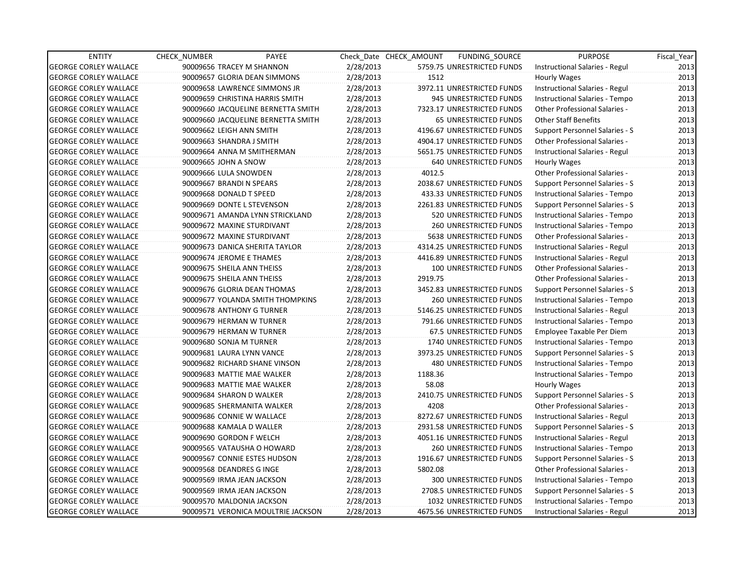| ENTITY | CHECK_NUMBER | PAYEE | Check_Date | CHECK_AMOUNT | FUNDING_SOURCE | PURPOSE | Fiscal_Year |
|---|---|---|---|---|---|---|---|
| GEORGE CORLEY WALLACE | 90009656 | TRACEY M SHANNON | 2/28/2013 | 5759.75 | UNRESTRICTED FUNDS | Instructional Salaries - Regul | 2013 |
| GEORGE CORLEY WALLACE | 90009657 | GLORIA DEAN SIMMONS | 2/28/2013 | 1512 | | Hourly Wages | 2013 |
| GEORGE CORLEY WALLACE | 90009658 | LAWRENCE SIMMONS JR | 2/28/2013 | 3972.11 | UNRESTRICTED FUNDS | Instructional Salaries - Regul | 2013 |
| GEORGE CORLEY WALLACE | 90009659 | CHRISTINA HARRIS SMITH | 2/28/2013 | 945 | UNRESTRICTED FUNDS | Instructional Salaries - Tempo | 2013 |
| GEORGE CORLEY WALLACE | 90009660 | JACQUELINE BERNETTA SMITH | 2/28/2013 | 7323.17 | UNRESTRICTED FUNDS | Other Professional Salaries - | 2013 |
| GEORGE CORLEY WALLACE | 90009660 | JACQUELINE BERNETTA SMITH | 2/28/2013 | 65 | UNRESTRICTED FUNDS | Other Staff Benefits | 2013 |
| GEORGE CORLEY WALLACE | 90009662 | LEIGH ANN SMITH | 2/28/2013 | 4196.67 | UNRESTRICTED FUNDS | Support Personnel Salaries - S | 2013 |
| GEORGE CORLEY WALLACE | 90009663 | SHANDRA J SMITH | 2/28/2013 | 4904.17 | UNRESTRICTED FUNDS | Other Professional Salaries - | 2013 |
| GEORGE CORLEY WALLACE | 90009664 | ANNA M SMITHERMAN | 2/28/2013 | 5651.75 | UNRESTRICTED FUNDS | Instructional Salaries - Regul | 2013 |
| GEORGE CORLEY WALLACE | 90009665 | JOHN A SNOW | 2/28/2013 | 640 | UNRESTRICTED FUNDS | Hourly Wages | 2013 |
| GEORGE CORLEY WALLACE | 90009666 | LULA SNOWDEN | 2/28/2013 | 4012.5 | | Other Professional Salaries - | 2013 |
| GEORGE CORLEY WALLACE | 90009667 | BRANDI N SPEARS | 2/28/2013 | 2038.67 | UNRESTRICTED FUNDS | Support Personnel Salaries - S | 2013 |
| GEORGE CORLEY WALLACE | 90009668 | DONALD T SPEED | 2/28/2013 | 433.33 | UNRESTRICTED FUNDS | Instructional Salaries - Tempo | 2013 |
| GEORGE CORLEY WALLACE | 90009669 | DONTE L STEVENSON | 2/28/2013 | 2261.83 | UNRESTRICTED FUNDS | Support Personnel Salaries - S | 2013 |
| GEORGE CORLEY WALLACE | 90009671 | AMANDA LYNN STRICKLAND | 2/28/2013 | 520 | UNRESTRICTED FUNDS | Instructional Salaries - Tempo | 2013 |
| GEORGE CORLEY WALLACE | 90009672 | MAXINE STURDIVANT | 2/28/2013 | 260 | UNRESTRICTED FUNDS | Instructional Salaries - Tempo | 2013 |
| GEORGE CORLEY WALLACE | 90009672 | MAXINE STURDIVANT | 2/28/2013 | 5638 | UNRESTRICTED FUNDS | Other Professional Salaries - | 2013 |
| GEORGE CORLEY WALLACE | 90009673 | DANICA SHERITA TAYLOR | 2/28/2013 | 4314.25 | UNRESTRICTED FUNDS | Instructional Salaries - Regul | 2013 |
| GEORGE CORLEY WALLACE | 90009674 | JEROME E THAMES | 2/28/2013 | 4416.89 | UNRESTRICTED FUNDS | Instructional Salaries - Regul | 2013 |
| GEORGE CORLEY WALLACE | 90009675 | SHEILA ANN THEISS | 2/28/2013 | 100 | UNRESTRICTED FUNDS | Other Professional Salaries - | 2013 |
| GEORGE CORLEY WALLACE | 90009675 | SHEILA ANN THEISS | 2/28/2013 | 2919.75 | | Other Professional Salaries - | 2013 |
| GEORGE CORLEY WALLACE | 90009676 | GLORIA DEAN THOMAS | 2/28/2013 | 3452.83 | UNRESTRICTED FUNDS | Support Personnel Salaries - S | 2013 |
| GEORGE CORLEY WALLACE | 90009677 | YOLANDA SMITH THOMPKINS | 2/28/2013 | 260 | UNRESTRICTED FUNDS | Instructional Salaries - Tempo | 2013 |
| GEORGE CORLEY WALLACE | 90009678 | ANTHONY G TURNER | 2/28/2013 | 5146.25 | UNRESTRICTED FUNDS | Instructional Salaries - Regul | 2013 |
| GEORGE CORLEY WALLACE | 90009679 | HERMAN W TURNER | 2/28/2013 | 791.66 | UNRESTRICTED FUNDS | Instructional Salaries - Tempo | 2013 |
| GEORGE CORLEY WALLACE | 90009679 | HERMAN W TURNER | 2/28/2013 | 67.5 | UNRESTRICTED FUNDS | Employee Taxable Per Diem | 2013 |
| GEORGE CORLEY WALLACE | 90009680 | SONJA M TURNER | 2/28/2013 | 1740 | UNRESTRICTED FUNDS | Instructional Salaries - Tempo | 2013 |
| GEORGE CORLEY WALLACE | 90009681 | LAURA LYNN VANCE | 2/28/2013 | 3973.25 | UNRESTRICTED FUNDS | Support Personnel Salaries - S | 2013 |
| GEORGE CORLEY WALLACE | 90009682 | RICHARD SHANE VINSON | 2/28/2013 | 480 | UNRESTRICTED FUNDS | Instructional Salaries - Tempo | 2013 |
| GEORGE CORLEY WALLACE | 90009683 | MATTIE MAE WALKER | 2/28/2013 | 1188.36 | | Instructional Salaries - Tempo | 2013 |
| GEORGE CORLEY WALLACE | 90009683 | MATTIE MAE WALKER | 2/28/2013 | 58.08 | | Hourly Wages | 2013 |
| GEORGE CORLEY WALLACE | 90009684 | SHARON D WALKER | 2/28/2013 | 2410.75 | UNRESTRICTED FUNDS | Support Personnel Salaries - S | 2013 |
| GEORGE CORLEY WALLACE | 90009685 | SHERMANITA WALKER | 2/28/2013 | 4208 | | Other Professional Salaries - | 2013 |
| GEORGE CORLEY WALLACE | 90009686 | CONNIE W WALLACE | 2/28/2013 | 8272.67 | UNRESTRICTED FUNDS | Instructional Salaries - Regul | 2013 |
| GEORGE CORLEY WALLACE | 90009688 | KAMALA D WALLER | 2/28/2013 | 2931.58 | UNRESTRICTED FUNDS | Support Personnel Salaries - S | 2013 |
| GEORGE CORLEY WALLACE | 90009690 | GORDON F WELCH | 2/28/2013 | 4051.16 | UNRESTRICTED FUNDS | Instructional Salaries - Regul | 2013 |
| GEORGE CORLEY WALLACE | 90009565 | VATAUSHA O HOWARD | 2/28/2013 | 260 | UNRESTRICTED FUNDS | Instructional Salaries - Tempo | 2013 |
| GEORGE CORLEY WALLACE | 90009567 | CONNIE ESTES HUDSON | 2/28/2013 | 1916.67 | UNRESTRICTED FUNDS | Support Personnel Salaries - S | 2013 |
| GEORGE CORLEY WALLACE | 90009568 | DEANDRES G INGE | 2/28/2013 | 5802.08 | | Other Professional Salaries - | 2013 |
| GEORGE CORLEY WALLACE | 90009569 | IRMA JEAN JACKSON | 2/28/2013 | 300 | UNRESTRICTED FUNDS | Instructional Salaries - Tempo | 2013 |
| GEORGE CORLEY WALLACE | 90009569 | IRMA JEAN JACKSON | 2/28/2013 | 2708.5 | UNRESTRICTED FUNDS | Support Personnel Salaries - S | 2013 |
| GEORGE CORLEY WALLACE | 90009570 | MALDONIA JACKSON | 2/28/2013 | 1032 | UNRESTRICTED FUNDS | Instructional Salaries - Tempo | 2013 |
| GEORGE CORLEY WALLACE | 90009571 | VERONICA MOULTRIE JACKSON | 2/28/2013 | 4675.56 | UNRESTRICTED FUNDS | Instructional Salaries - Regul | 2013 |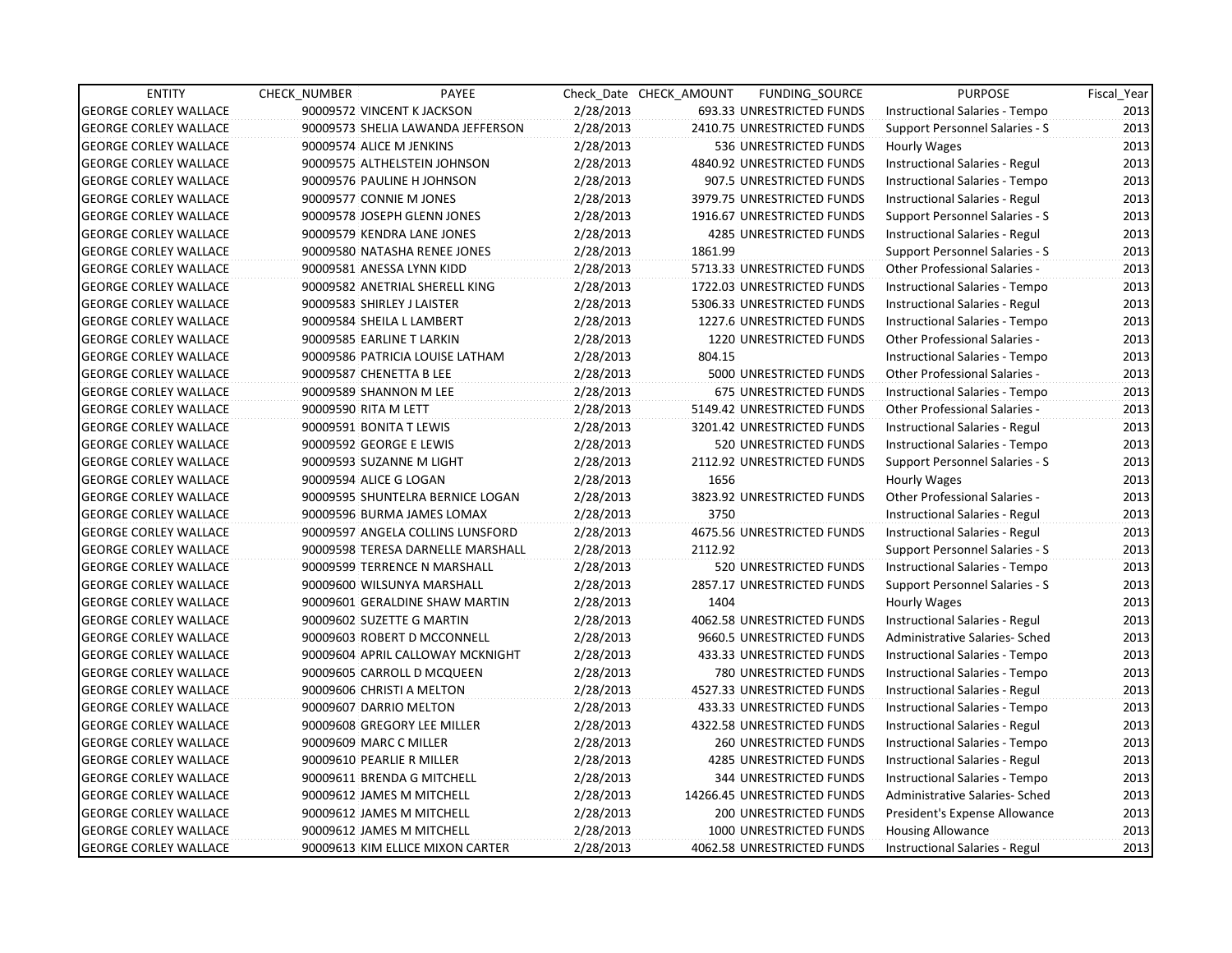| ENTITY | CHECK_NUMBER | PAYEE | Check_Date | CHECK_AMOUNT | FUNDING_SOURCE | PURPOSE | Fiscal_Year |
|---|---|---|---|---|---|---|---|
| GEORGE CORLEY WALLACE | 90009572 | VINCENT K JACKSON | 2/28/2013 | 693.33 | UNRESTRICTED FUNDS | Instructional Salaries - Tempo | 2013 |
| GEORGE CORLEY WALLACE | 90009573 | SHELIA LAWANDA JEFFERSON | 2/28/2013 | 2410.75 | UNRESTRICTED FUNDS | Support Personnel Salaries - S | 2013 |
| GEORGE CORLEY WALLACE | 90009574 | ALICE M JENKINS | 2/28/2013 | 536 | UNRESTRICTED FUNDS | Hourly Wages | 2013 |
| GEORGE CORLEY WALLACE | 90009575 | ALTHELSTEIN JOHNSON | 2/28/2013 | 4840.92 | UNRESTRICTED FUNDS | Instructional Salaries - Regul | 2013 |
| GEORGE CORLEY WALLACE | 90009576 | PAULINE H JOHNSON | 2/28/2013 | 907.5 | UNRESTRICTED FUNDS | Instructional Salaries - Tempo | 2013 |
| GEORGE CORLEY WALLACE | 90009577 | CONNIE M JONES | 2/28/2013 | 3979.75 | UNRESTRICTED FUNDS | Instructional Salaries - Regul | 2013 |
| GEORGE CORLEY WALLACE | 90009578 | JOSEPH GLENN JONES | 2/28/2013 | 1916.67 | UNRESTRICTED FUNDS | Support Personnel Salaries - S | 2013 |
| GEORGE CORLEY WALLACE | 90009579 | KENDRA LANE JONES | 2/28/2013 | 4285 | UNRESTRICTED FUNDS | Instructional Salaries - Regul | 2013 |
| GEORGE CORLEY WALLACE | 90009580 | NATASHA RENEE JONES | 2/28/2013 | 1861.99 | | Support Personnel Salaries - S | 2013 |
| GEORGE CORLEY WALLACE | 90009581 | ANESSA LYNN KIDD | 2/28/2013 | 5713.33 | UNRESTRICTED FUNDS | Other Professional Salaries - | 2013 |
| GEORGE CORLEY WALLACE | 90009582 | ANETRIAL SHERELL KING | 2/28/2013 | 1722.03 | UNRESTRICTED FUNDS | Instructional Salaries - Tempo | 2013 |
| GEORGE CORLEY WALLACE | 90009583 | SHIRLEY J LAISTER | 2/28/2013 | 5306.33 | UNRESTRICTED FUNDS | Instructional Salaries - Regul | 2013 |
| GEORGE CORLEY WALLACE | 90009584 | SHEILA L LAMBERT | 2/28/2013 | 1227.6 | UNRESTRICTED FUNDS | Instructional Salaries - Tempo | 2013 |
| GEORGE CORLEY WALLACE | 90009585 | EARLINE T LARKIN | 2/28/2013 | 1220 | UNRESTRICTED FUNDS | Other Professional Salaries - | 2013 |
| GEORGE CORLEY WALLACE | 90009586 | PATRICIA LOUISE LATHAM | 2/28/2013 | 804.15 | | Instructional Salaries - Tempo | 2013 |
| GEORGE CORLEY WALLACE | 90009587 | CHENETTA B LEE | 2/28/2013 | 5000 | UNRESTRICTED FUNDS | Other Professional Salaries - | 2013 |
| GEORGE CORLEY WALLACE | 90009589 | SHANNON M LEE | 2/28/2013 | 675 | UNRESTRICTED FUNDS | Instructional Salaries - Tempo | 2013 |
| GEORGE CORLEY WALLACE | 90009590 | RITA M LETT | 2/28/2013 | 5149.42 | UNRESTRICTED FUNDS | Other Professional Salaries - | 2013 |
| GEORGE CORLEY WALLACE | 90009591 | BONITA T LEWIS | 2/28/2013 | 3201.42 | UNRESTRICTED FUNDS | Instructional Salaries - Regul | 2013 |
| GEORGE CORLEY WALLACE | 90009592 | GEORGE E LEWIS | 2/28/2013 | 520 | UNRESTRICTED FUNDS | Instructional Salaries - Tempo | 2013 |
| GEORGE CORLEY WALLACE | 90009593 | SUZANNE M LIGHT | 2/28/2013 | 2112.92 | UNRESTRICTED FUNDS | Support Personnel Salaries - S | 2013 |
| GEORGE CORLEY WALLACE | 90009594 | ALICE G LOGAN | 2/28/2013 | 1656 | | Hourly Wages | 2013 |
| GEORGE CORLEY WALLACE | 90009595 | SHUNTELRA BERNICE LOGAN | 2/28/2013 | 3823.92 | UNRESTRICTED FUNDS | Other Professional Salaries - | 2013 |
| GEORGE CORLEY WALLACE | 90009596 | BURMA JAMES LOMAX | 2/28/2013 | 3750 | | Instructional Salaries - Regul | 2013 |
| GEORGE CORLEY WALLACE | 90009597 | ANGELA COLLINS LUNSFORD | 2/28/2013 | 4675.56 | UNRESTRICTED FUNDS | Instructional Salaries - Regul | 2013 |
| GEORGE CORLEY WALLACE | 90009598 | TERESA DARNELLE MARSHALL | 2/28/2013 | 2112.92 | | Support Personnel Salaries - S | 2013 |
| GEORGE CORLEY WALLACE | 90009599 | TERRENCE N MARSHALL | 2/28/2013 | 520 | UNRESTRICTED FUNDS | Instructional Salaries - Tempo | 2013 |
| GEORGE CORLEY WALLACE | 90009600 | WILSUNYA MARSHALL | 2/28/2013 | 2857.17 | UNRESTRICTED FUNDS | Support Personnel Salaries - S | 2013 |
| GEORGE CORLEY WALLACE | 90009601 | GERALDINE SHAW MARTIN | 2/28/2013 | 1404 | | Hourly Wages | 2013 |
| GEORGE CORLEY WALLACE | 90009602 | SUZETTE G MARTIN | 2/28/2013 | 4062.58 | UNRESTRICTED FUNDS | Instructional Salaries - Regul | 2013 |
| GEORGE CORLEY WALLACE | 90009603 | ROBERT D MCCONNELL | 2/28/2013 | 9660.5 | UNRESTRICTED FUNDS | Administrative Salaries- Sched | 2013 |
| GEORGE CORLEY WALLACE | 90009604 | APRIL CALLOWAY MCKNIGHT | 2/28/2013 | 433.33 | UNRESTRICTED FUNDS | Instructional Salaries - Tempo | 2013 |
| GEORGE CORLEY WALLACE | 90009605 | CARROLL D MCQUEEN | 2/28/2013 | 780 | UNRESTRICTED FUNDS | Instructional Salaries - Tempo | 2013 |
| GEORGE CORLEY WALLACE | 90009606 | CHRISTI A MELTON | 2/28/2013 | 4527.33 | UNRESTRICTED FUNDS | Instructional Salaries - Regul | 2013 |
| GEORGE CORLEY WALLACE | 90009607 | DARRIO MELTON | 2/28/2013 | 433.33 | UNRESTRICTED FUNDS | Instructional Salaries - Tempo | 2013 |
| GEORGE CORLEY WALLACE | 90009608 | GREGORY LEE MILLER | 2/28/2013 | 4322.58 | UNRESTRICTED FUNDS | Instructional Salaries - Regul | 2013 |
| GEORGE CORLEY WALLACE | 90009609 | MARC C MILLER | 2/28/2013 | 260 | UNRESTRICTED FUNDS | Instructional Salaries - Tempo | 2013 |
| GEORGE CORLEY WALLACE | 90009610 | PEARLIE R MILLER | 2/28/2013 | 4285 | UNRESTRICTED FUNDS | Instructional Salaries - Regul | 2013 |
| GEORGE CORLEY WALLACE | 90009611 | BRENDA G MITCHELL | 2/28/2013 | 344 | UNRESTRICTED FUNDS | Instructional Salaries - Tempo | 2013 |
| GEORGE CORLEY WALLACE | 90009612 | JAMES M MITCHELL | 2/28/2013 | 14266.45 | UNRESTRICTED FUNDS | Administrative Salaries- Sched | 2013 |
| GEORGE CORLEY WALLACE | 90009612 | JAMES M MITCHELL | 2/28/2013 | 200 | UNRESTRICTED FUNDS | President's Expense Allowance | 2013 |
| GEORGE CORLEY WALLACE | 90009612 | JAMES M MITCHELL | 2/28/2013 | 1000 | UNRESTRICTED FUNDS | Housing Allowance | 2013 |
| GEORGE CORLEY WALLACE | 90009613 | KIM ELLICE MIXON CARTER | 2/28/2013 | 4062.58 | UNRESTRICTED FUNDS | Instructional Salaries - Regul | 2013 |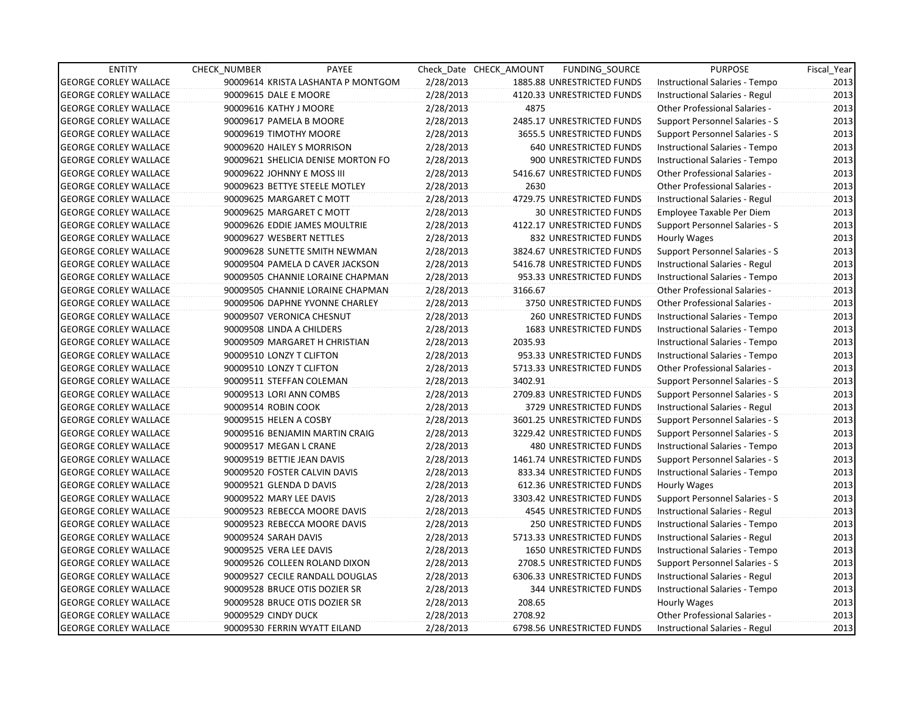| ENTITY | CHECK_NUMBER | PAYEE | Check_Date | CHECK_AMOUNT | FUNDING_SOURCE | PURPOSE | Fiscal_Year |
|---|---|---|---|---|---|---|---|
| GEORGE CORLEY WALLACE | 90009614 | KRISTA LASHANTA P MONTGOM | 2/28/2013 | 1885.88 | UNRESTRICTED FUNDS | Instructional Salaries - Tempo | 2013 |
| GEORGE CORLEY WALLACE | 90009615 | DALE E MOORE | 2/28/2013 | 4120.33 | UNRESTRICTED FUNDS | Instructional Salaries - Regul | 2013 |
| GEORGE CORLEY WALLACE | 90009616 | KATHY J MOORE | 2/28/2013 | 4875 | | Other Professional Salaries - | 2013 |
| GEORGE CORLEY WALLACE | 90009617 | PAMELA B MOORE | 2/28/2013 | 2485.17 | UNRESTRICTED FUNDS | Support Personnel Salaries - S | 2013 |
| GEORGE CORLEY WALLACE | 90009619 | TIMOTHY MOORE | 2/28/2013 | 3655.5 | UNRESTRICTED FUNDS | Support Personnel Salaries - S | 2013 |
| GEORGE CORLEY WALLACE | 90009620 | HAILEY S MORRISON | 2/28/2013 | 640 | UNRESTRICTED FUNDS | Instructional Salaries - Tempo | 2013 |
| GEORGE CORLEY WALLACE | 90009621 | SHELICIA DENISE MORTON FO | 2/28/2013 | 900 | UNRESTRICTED FUNDS | Instructional Salaries - Tempo | 2013 |
| GEORGE CORLEY WALLACE | 90009622 | JOHNNY E MOSS III | 2/28/2013 | 5416.67 | UNRESTRICTED FUNDS | Other Professional Salaries - | 2013 |
| GEORGE CORLEY WALLACE | 90009623 | BETTYE STEELE MOTLEY | 2/28/2013 | 2630 | | Other Professional Salaries - | 2013 |
| GEORGE CORLEY WALLACE | 90009625 | MARGARET C MOTT | 2/28/2013 | 4729.75 | UNRESTRICTED FUNDS | Instructional Salaries - Regul | 2013 |
| GEORGE CORLEY WALLACE | 90009625 | MARGARET C MOTT | 2/28/2013 | 30 | UNRESTRICTED FUNDS | Employee Taxable Per Diem | 2013 |
| GEORGE CORLEY WALLACE | 90009626 | EDDIE JAMES MOULTRIE | 2/28/2013 | 4122.17 | UNRESTRICTED FUNDS | Support Personnel Salaries - S | 2013 |
| GEORGE CORLEY WALLACE | 90009627 | WESBERT NETTLES | 2/28/2013 | 832 | UNRESTRICTED FUNDS | Hourly Wages | 2013 |
| GEORGE CORLEY WALLACE | 90009628 | SUNETTE SMITH NEWMAN | 2/28/2013 | 3824.67 | UNRESTRICTED FUNDS | Support Personnel Salaries - S | 2013 |
| GEORGE CORLEY WALLACE | 90009504 | PAMELA D CAVER JACKSON | 2/28/2013 | 5416.78 | UNRESTRICTED FUNDS | Instructional Salaries - Regul | 2013 |
| GEORGE CORLEY WALLACE | 90009505 | CHANNIE LORAINE CHAPMAN | 2/28/2013 | 953.33 | UNRESTRICTED FUNDS | Instructional Salaries - Tempo | 2013 |
| GEORGE CORLEY WALLACE | 90009505 | CHANNIE LORAINE CHAPMAN | 2/28/2013 | 3166.67 | | Other Professional Salaries - | 2013 |
| GEORGE CORLEY WALLACE | 90009506 | DAPHNE YVONNE CHARLEY | 2/28/2013 | 3750 | UNRESTRICTED FUNDS | Other Professional Salaries - | 2013 |
| GEORGE CORLEY WALLACE | 90009507 | VERONICA CHESNUT | 2/28/2013 | 260 | UNRESTRICTED FUNDS | Instructional Salaries - Tempo | 2013 |
| GEORGE CORLEY WALLACE | 90009508 | LINDA A CHILDERS | 2/28/2013 | 1683 | UNRESTRICTED FUNDS | Instructional Salaries - Tempo | 2013 |
| GEORGE CORLEY WALLACE | 90009509 | MARGARET H CHRISTIAN | 2/28/2013 | 2035.93 | | Instructional Salaries - Tempo | 2013 |
| GEORGE CORLEY WALLACE | 90009510 | LONZY T CLIFTON | 2/28/2013 | 953.33 | UNRESTRICTED FUNDS | Instructional Salaries - Tempo | 2013 |
| GEORGE CORLEY WALLACE | 90009510 | LONZY T CLIFTON | 2/28/2013 | 5713.33 | UNRESTRICTED FUNDS | Other Professional Salaries - | 2013 |
| GEORGE CORLEY WALLACE | 90009511 | STEFFAN COLEMAN | 2/28/2013 | 3402.91 | | Support Personnel Salaries - S | 2013 |
| GEORGE CORLEY WALLACE | 90009513 | LORI ANN COMBS | 2/28/2013 | 2709.83 | UNRESTRICTED FUNDS | Support Personnel Salaries - S | 2013 |
| GEORGE CORLEY WALLACE | 90009514 | ROBIN COOK | 2/28/2013 | 3729 | UNRESTRICTED FUNDS | Instructional Salaries - Regul | 2013 |
| GEORGE CORLEY WALLACE | 90009515 | HELEN A COSBY | 2/28/2013 | 3601.25 | UNRESTRICTED FUNDS | Support Personnel Salaries - S | 2013 |
| GEORGE CORLEY WALLACE | 90009516 | BENJAMIN MARTIN CRAIG | 2/28/2013 | 3229.42 | UNRESTRICTED FUNDS | Support Personnel Salaries - S | 2013 |
| GEORGE CORLEY WALLACE | 90009517 | MEGAN L CRANE | 2/28/2013 | 480 | UNRESTRICTED FUNDS | Instructional Salaries - Tempo | 2013 |
| GEORGE CORLEY WALLACE | 90009519 | BETTIE JEAN DAVIS | 2/28/2013 | 1461.74 | UNRESTRICTED FUNDS | Support Personnel Salaries - S | 2013 |
| GEORGE CORLEY WALLACE | 90009520 | FOSTER CALVIN DAVIS | 2/28/2013 | 833.34 | UNRESTRICTED FUNDS | Instructional Salaries - Tempo | 2013 |
| GEORGE CORLEY WALLACE | 90009521 | GLENDA D DAVIS | 2/28/2013 | 612.36 | UNRESTRICTED FUNDS | Hourly Wages | 2013 |
| GEORGE CORLEY WALLACE | 90009522 | MARY LEE DAVIS | 2/28/2013 | 3303.42 | UNRESTRICTED FUNDS | Support Personnel Salaries - S | 2013 |
| GEORGE CORLEY WALLACE | 90009523 | REBECCA MOORE DAVIS | 2/28/2013 | 4545 | UNRESTRICTED FUNDS | Instructional Salaries - Regul | 2013 |
| GEORGE CORLEY WALLACE | 90009523 | REBECCA MOORE DAVIS | 2/28/2013 | 250 | UNRESTRICTED FUNDS | Instructional Salaries - Tempo | 2013 |
| GEORGE CORLEY WALLACE | 90009524 | SARAH DAVIS | 2/28/2013 | 5713.33 | UNRESTRICTED FUNDS | Instructional Salaries - Regul | 2013 |
| GEORGE CORLEY WALLACE | 90009525 | VERA LEE DAVIS | 2/28/2013 | 1650 | UNRESTRICTED FUNDS | Instructional Salaries - Tempo | 2013 |
| GEORGE CORLEY WALLACE | 90009526 | COLLEEN ROLAND DIXON | 2/28/2013 | 2708.5 | UNRESTRICTED FUNDS | Support Personnel Salaries - S | 2013 |
| GEORGE CORLEY WALLACE | 90009527 | CECILE RANDALL DOUGLAS | 2/28/2013 | 6306.33 | UNRESTRICTED FUNDS | Instructional Salaries - Regul | 2013 |
| GEORGE CORLEY WALLACE | 90009528 | BRUCE OTIS DOZIER SR | 2/28/2013 | 344 | UNRESTRICTED FUNDS | Instructional Salaries - Tempo | 2013 |
| GEORGE CORLEY WALLACE | 90009528 | BRUCE OTIS DOZIER SR | 2/28/2013 | 208.65 | | Hourly Wages | 2013 |
| GEORGE CORLEY WALLACE | 90009529 | CINDY DUCK | 2/28/2013 | 2708.92 | | Other Professional Salaries - | 2013 |
| GEORGE CORLEY WALLACE | 90009530 | FERRIN WYATT EILAND | 2/28/2013 | 6798.56 | UNRESTRICTED FUNDS | Instructional Salaries - Regul | 2013 |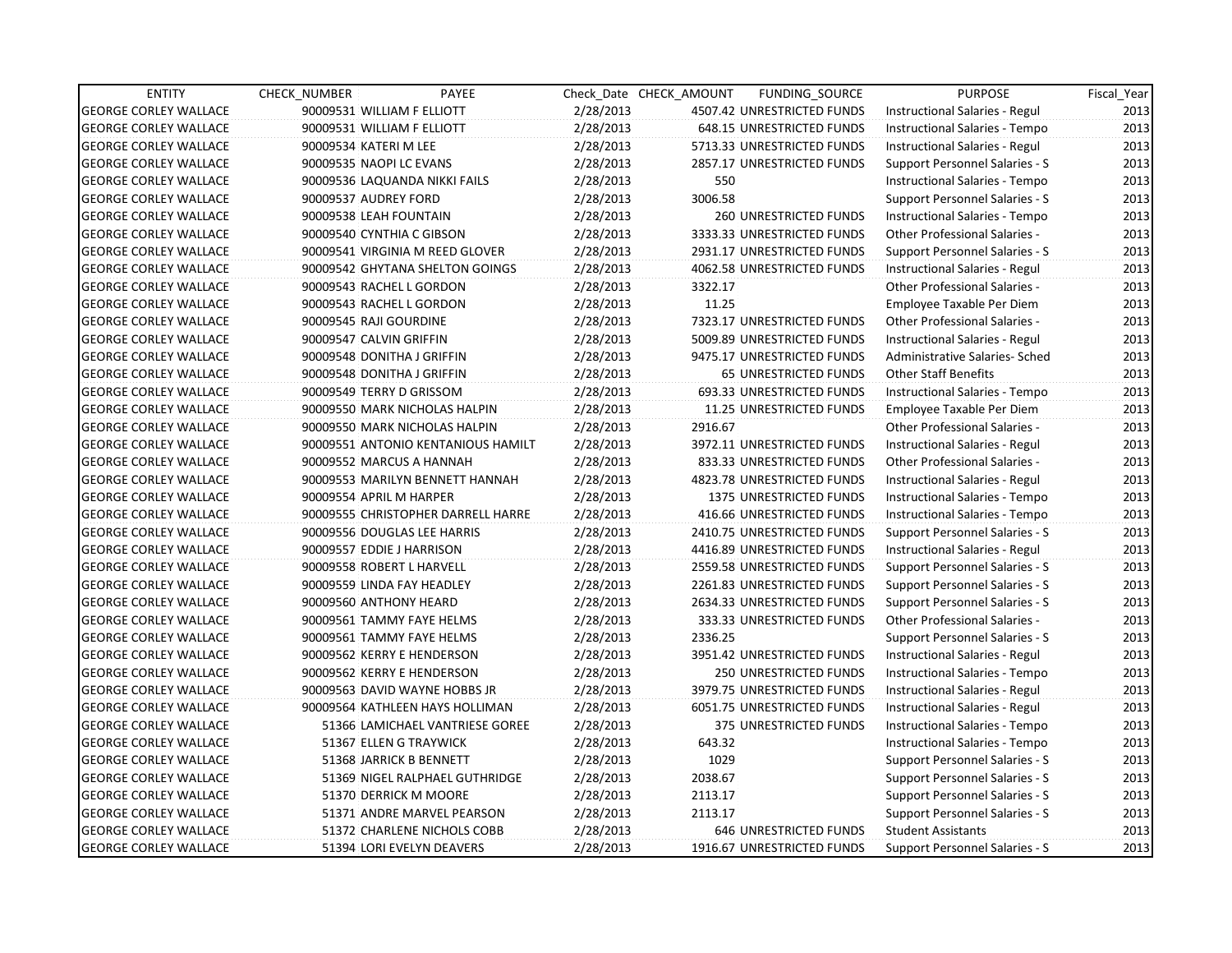| ENTITY | CHECK_NUMBER | PAYEE | Check_Date | CHECK_AMOUNT | FUNDING_SOURCE | PURPOSE | Fiscal_Year |
|---|---|---|---|---|---|---|---|
| GEORGE CORLEY WALLACE | 90009531 | WILLIAM F ELLIOTT | 2/28/2013 | 4507.42 | UNRESTRICTED FUNDS | Instructional Salaries - Regul | 2013 |
| GEORGE CORLEY WALLACE | 90009531 | WILLIAM F ELLIOTT | 2/28/2013 | 648.15 | UNRESTRICTED FUNDS | Instructional Salaries - Tempo | 2013 |
| GEORGE CORLEY WALLACE | 90009534 | KATERI M LEE | 2/28/2013 | 5713.33 | UNRESTRICTED FUNDS | Instructional Salaries - Regul | 2013 |
| GEORGE CORLEY WALLACE | 90009535 | NAOPI LC EVANS | 2/28/2013 | 2857.17 | UNRESTRICTED FUNDS | Support Personnel Salaries - S | 2013 |
| GEORGE CORLEY WALLACE | 90009536 | LAQUANDA NIKKI FAILS | 2/28/2013 | 550 | | Instructional Salaries - Tempo | 2013 |
| GEORGE CORLEY WALLACE | 90009537 | AUDREY FORD | 2/28/2013 | 3006.58 | | Support Personnel Salaries - S | 2013 |
| GEORGE CORLEY WALLACE | 90009538 | LEAH FOUNTAIN | 2/28/2013 | 260 | UNRESTRICTED FUNDS | Instructional Salaries - Tempo | 2013 |
| GEORGE CORLEY WALLACE | 90009540 | CYNTHIA C GIBSON | 2/28/2013 | 3333.33 | UNRESTRICTED FUNDS | Other Professional Salaries - | 2013 |
| GEORGE CORLEY WALLACE | 90009541 | VIRGINIA M REED GLOVER | 2/28/2013 | 2931.17 | UNRESTRICTED FUNDS | Support Personnel Salaries - S | 2013 |
| GEORGE CORLEY WALLACE | 90009542 | GHYTANA SHELTON GOINGS | 2/28/2013 | 4062.58 | UNRESTRICTED FUNDS | Instructional Salaries - Regul | 2013 |
| GEORGE CORLEY WALLACE | 90009543 | RACHEL L GORDON | 2/28/2013 | 3322.17 | | Other Professional Salaries - | 2013 |
| GEORGE CORLEY WALLACE | 90009543 | RACHEL L GORDON | 2/28/2013 | 11.25 | | Employee Taxable Per Diem | 2013 |
| GEORGE CORLEY WALLACE | 90009545 | RAJI GOURDINE | 2/28/2013 | 7323.17 | UNRESTRICTED FUNDS | Other Professional Salaries - | 2013 |
| GEORGE CORLEY WALLACE | 90009547 | CALVIN GRIFFIN | 2/28/2013 | 5009.89 | UNRESTRICTED FUNDS | Instructional Salaries - Regul | 2013 |
| GEORGE CORLEY WALLACE | 90009548 | DONITHA J GRIFFIN | 2/28/2013 | 9475.17 | UNRESTRICTED FUNDS | Administrative Salaries- Sched | 2013 |
| GEORGE CORLEY WALLACE | 90009548 | DONITHA J GRIFFIN | 2/28/2013 | 65 | UNRESTRICTED FUNDS | Other Staff Benefits | 2013 |
| GEORGE CORLEY WALLACE | 90009549 | TERRY D GRISSOM | 2/28/2013 | 693.33 | UNRESTRICTED FUNDS | Instructional Salaries - Tempo | 2013 |
| GEORGE CORLEY WALLACE | 90009550 | MARK NICHOLAS HALPIN | 2/28/2013 | 11.25 | UNRESTRICTED FUNDS | Employee Taxable Per Diem | 2013 |
| GEORGE CORLEY WALLACE | 90009550 | MARK NICHOLAS HALPIN | 2/28/2013 | 2916.67 | | Other Professional Salaries - | 2013 |
| GEORGE CORLEY WALLACE | 90009551 | ANTONIO KENTANIOUS HAMILT | 2/28/2013 | 3972.11 | UNRESTRICTED FUNDS | Instructional Salaries - Regul | 2013 |
| GEORGE CORLEY WALLACE | 90009552 | MARCUS A HANNAH | 2/28/2013 | 833.33 | UNRESTRICTED FUNDS | Other Professional Salaries - | 2013 |
| GEORGE CORLEY WALLACE | 90009553 | MARILYN BENNETT HANNAH | 2/28/2013 | 4823.78 | UNRESTRICTED FUNDS | Instructional Salaries - Regul | 2013 |
| GEORGE CORLEY WALLACE | 90009554 | APRIL M HARPER | 2/28/2013 | 1375 | UNRESTRICTED FUNDS | Instructional Salaries - Tempo | 2013 |
| GEORGE CORLEY WALLACE | 90009555 | CHRISTOPHER DARRELL HARRE | 2/28/2013 | 416.66 | UNRESTRICTED FUNDS | Instructional Salaries - Tempo | 2013 |
| GEORGE CORLEY WALLACE | 90009556 | DOUGLAS LEE HARRIS | 2/28/2013 | 2410.75 | UNRESTRICTED FUNDS | Support Personnel Salaries - S | 2013 |
| GEORGE CORLEY WALLACE | 90009557 | EDDIE J HARRISON | 2/28/2013 | 4416.89 | UNRESTRICTED FUNDS | Instructional Salaries - Regul | 2013 |
| GEORGE CORLEY WALLACE | 90009558 | ROBERT L HARVELL | 2/28/2013 | 2559.58 | UNRESTRICTED FUNDS | Support Personnel Salaries - S | 2013 |
| GEORGE CORLEY WALLACE | 90009559 | LINDA FAY HEADLEY | 2/28/2013 | 2261.83 | UNRESTRICTED FUNDS | Support Personnel Salaries - S | 2013 |
| GEORGE CORLEY WALLACE | 90009560 | ANTHONY HEARD | 2/28/2013 | 2634.33 | UNRESTRICTED FUNDS | Support Personnel Salaries - S | 2013 |
| GEORGE CORLEY WALLACE | 90009561 | TAMMY FAYE HELMS | 2/28/2013 | 333.33 | UNRESTRICTED FUNDS | Other Professional Salaries - | 2013 |
| GEORGE CORLEY WALLACE | 90009561 | TAMMY FAYE HELMS | 2/28/2013 | 2336.25 | | Support Personnel Salaries - S | 2013 |
| GEORGE CORLEY WALLACE | 90009562 | KERRY E HENDERSON | 2/28/2013 | 3951.42 | UNRESTRICTED FUNDS | Instructional Salaries - Regul | 2013 |
| GEORGE CORLEY WALLACE | 90009562 | KERRY E HENDERSON | 2/28/2013 | 250 | UNRESTRICTED FUNDS | Instructional Salaries - Tempo | 2013 |
| GEORGE CORLEY WALLACE | 90009563 | DAVID WAYNE HOBBS JR | 2/28/2013 | 3979.75 | UNRESTRICTED FUNDS | Instructional Salaries - Regul | 2013 |
| GEORGE CORLEY WALLACE | 90009564 | KATHLEEN HAYS HOLLIMAN | 2/28/2013 | 6051.75 | UNRESTRICTED FUNDS | Instructional Salaries - Regul | 2013 |
| GEORGE CORLEY WALLACE | 51366 | LAMICHAEL VANTRIESE GOREE | 2/28/2013 | 375 | UNRESTRICTED FUNDS | Instructional Salaries - Tempo | 2013 |
| GEORGE CORLEY WALLACE | 51367 | ELLEN G TRAYWICK | 2/28/2013 | 643.32 | | Instructional Salaries - Tempo | 2013 |
| GEORGE CORLEY WALLACE | 51368 | JARRICK B BENNETT | 2/28/2013 | 1029 | | Support Personnel Salaries - S | 2013 |
| GEORGE CORLEY WALLACE | 51369 | NIGEL RALPHAEL GUTHRIDGE | 2/28/2013 | 2038.67 | | Support Personnel Salaries - S | 2013 |
| GEORGE CORLEY WALLACE | 51370 | DERRICK M MOORE | 2/28/2013 | 2113.17 | | Support Personnel Salaries - S | 2013 |
| GEORGE CORLEY WALLACE | 51371 | ANDRE MARVEL PEARSON | 2/28/2013 | 2113.17 | | Support Personnel Salaries - S | 2013 |
| GEORGE CORLEY WALLACE | 51372 | CHARLENE NICHOLS COBB | 2/28/2013 | 646 | UNRESTRICTED FUNDS | Student Assistants | 2013 |
| GEORGE CORLEY WALLACE | 51394 | LORI EVELYN DEAVERS | 2/28/2013 | 1916.67 | UNRESTRICTED FUNDS | Support Personnel Salaries - S | 2013 |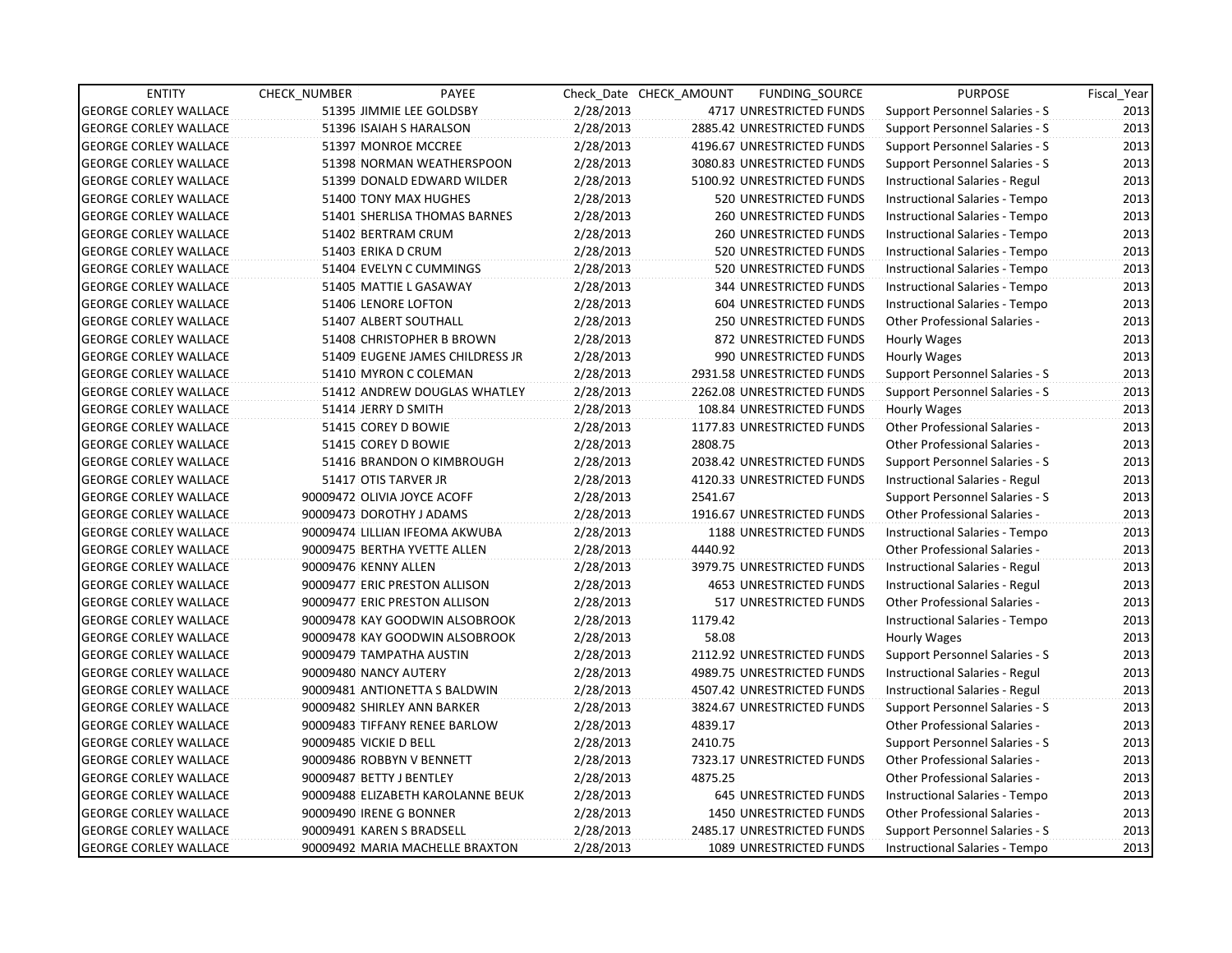| ENTITY | CHECK_NUMBER | PAYEE | Check_Date | CHECK_AMOUNT | FUNDING_SOURCE | PURPOSE | Fiscal_Year |
|---|---|---|---|---|---|---|---|
| GEORGE CORLEY WALLACE | 51395 | JIMMIE LEE GOLDSBY | 2/28/2013 | 4717 | UNRESTRICTED FUNDS | Support Personnel Salaries - S | 2013 |
| GEORGE CORLEY WALLACE | 51396 | ISAIAH S HARALSON | 2/28/2013 | 2885.42 | UNRESTRICTED FUNDS | Support Personnel Salaries - S | 2013 |
| GEORGE CORLEY WALLACE | 51397 | MONROE MCCREE | 2/28/2013 | 4196.67 | UNRESTRICTED FUNDS | Support Personnel Salaries - S | 2013 |
| GEORGE CORLEY WALLACE | 51398 | NORMAN WEATHERSPOON | 2/28/2013 | 3080.83 | UNRESTRICTED FUNDS | Support Personnel Salaries - S | 2013 |
| GEORGE CORLEY WALLACE | 51399 | DONALD EDWARD WILDER | 2/28/2013 | 5100.92 | UNRESTRICTED FUNDS | Instructional Salaries - Regul | 2013 |
| GEORGE CORLEY WALLACE | 51400 | TONY MAX HUGHES | 2/28/2013 | 520 | UNRESTRICTED FUNDS | Instructional Salaries - Tempo | 2013 |
| GEORGE CORLEY WALLACE | 51401 | SHERLISA THOMAS BARNES | 2/28/2013 | 260 | UNRESTRICTED FUNDS | Instructional Salaries - Tempo | 2013 |
| GEORGE CORLEY WALLACE | 51402 | BERTRAM CRUM | 2/28/2013 | 260 | UNRESTRICTED FUNDS | Instructional Salaries - Tempo | 2013 |
| GEORGE CORLEY WALLACE | 51403 | ERIKA D CRUM | 2/28/2013 | 520 | UNRESTRICTED FUNDS | Instructional Salaries - Tempo | 2013 |
| GEORGE CORLEY WALLACE | 51404 | EVELYN C CUMMINGS | 2/28/2013 | 520 | UNRESTRICTED FUNDS | Instructional Salaries - Tempo | 2013 |
| GEORGE CORLEY WALLACE | 51405 | MATTIE L GASAWAY | 2/28/2013 | 344 | UNRESTRICTED FUNDS | Instructional Salaries - Tempo | 2013 |
| GEORGE CORLEY WALLACE | 51406 | LENORE LOFTON | 2/28/2013 | 604 | UNRESTRICTED FUNDS | Instructional Salaries - Tempo | 2013 |
| GEORGE CORLEY WALLACE | 51407 | ALBERT SOUTHALL | 2/28/2013 | 250 | UNRESTRICTED FUNDS | Other Professional Salaries - | 2013 |
| GEORGE CORLEY WALLACE | 51408 | CHRISTOPHER B BROWN | 2/28/2013 | 872 | UNRESTRICTED FUNDS | Hourly Wages | 2013 |
| GEORGE CORLEY WALLACE | 51409 | EUGENE JAMES CHILDRESS JR | 2/28/2013 | 990 | UNRESTRICTED FUNDS | Hourly Wages | 2013 |
| GEORGE CORLEY WALLACE | 51410 | MYRON C COLEMAN | 2/28/2013 | 2931.58 | UNRESTRICTED FUNDS | Support Personnel Salaries - S | 2013 |
| GEORGE CORLEY WALLACE | 51412 | ANDREW DOUGLAS WHATLEY | 2/28/2013 | 2262.08 | UNRESTRICTED FUNDS | Support Personnel Salaries - S | 2013 |
| GEORGE CORLEY WALLACE | 51414 | JERRY D SMITH | 2/28/2013 | 108.84 | UNRESTRICTED FUNDS | Hourly Wages | 2013 |
| GEORGE CORLEY WALLACE | 51415 | COREY D BOWIE | 2/28/2013 | 1177.83 | UNRESTRICTED FUNDS | Other Professional Salaries - | 2013 |
| GEORGE CORLEY WALLACE | 51415 | COREY D BOWIE | 2/28/2013 | 2808.75 | | Other Professional Salaries - | 2013 |
| GEORGE CORLEY WALLACE | 51416 | BRANDON O KIMBROUGH | 2/28/2013 | 2038.42 | UNRESTRICTED FUNDS | Support Personnel Salaries - S | 2013 |
| GEORGE CORLEY WALLACE | 51417 | OTIS TARVER JR | 2/28/2013 | 4120.33 | UNRESTRICTED FUNDS | Instructional Salaries - Regul | 2013 |
| GEORGE CORLEY WALLACE | 90009472 | OLIVIA JOYCE ACOFF | 2/28/2013 | 2541.67 | | Support Personnel Salaries - S | 2013 |
| GEORGE CORLEY WALLACE | 90009473 | DOROTHY J ADAMS | 2/28/2013 | 1916.67 | UNRESTRICTED FUNDS | Other Professional Salaries - | 2013 |
| GEORGE CORLEY WALLACE | 90009474 | LILLIAN IFEOMA AKWUBA | 2/28/2013 | 1188 | UNRESTRICTED FUNDS | Instructional Salaries - Tempo | 2013 |
| GEORGE CORLEY WALLACE | 90009475 | BERTHA YVETTE ALLEN | 2/28/2013 | 4440.92 | | Other Professional Salaries - | 2013 |
| GEORGE CORLEY WALLACE | 90009476 | KENNY ALLEN | 2/28/2013 | 3979.75 | UNRESTRICTED FUNDS | Instructional Salaries - Regul | 2013 |
| GEORGE CORLEY WALLACE | 90009477 | ERIC PRESTON ALLISON | 2/28/2013 | 4653 | UNRESTRICTED FUNDS | Instructional Salaries - Regul | 2013 |
| GEORGE CORLEY WALLACE | 90009477 | ERIC PRESTON ALLISON | 2/28/2013 | 517 | UNRESTRICTED FUNDS | Other Professional Salaries - | 2013 |
| GEORGE CORLEY WALLACE | 90009478 | KAY GOODWIN ALSOBROOK | 2/28/2013 | 1179.42 | | Instructional Salaries - Tempo | 2013 |
| GEORGE CORLEY WALLACE | 90009478 | KAY GOODWIN ALSOBROOK | 2/28/2013 | 58.08 | | Hourly Wages | 2013 |
| GEORGE CORLEY WALLACE | 90009479 | TAMPATHA AUSTIN | 2/28/2013 | 2112.92 | UNRESTRICTED FUNDS | Support Personnel Salaries - S | 2013 |
| GEORGE CORLEY WALLACE | 90009480 | NANCY AUTERY | 2/28/2013 | 4989.75 | UNRESTRICTED FUNDS | Instructional Salaries - Regul | 2013 |
| GEORGE CORLEY WALLACE | 90009481 | ANTIONETTA S BALDWIN | 2/28/2013 | 4507.42 | UNRESTRICTED FUNDS | Instructional Salaries - Regul | 2013 |
| GEORGE CORLEY WALLACE | 90009482 | SHIRLEY ANN BARKER | 2/28/2013 | 3824.67 | UNRESTRICTED FUNDS | Support Personnel Salaries - S | 2013 |
| GEORGE CORLEY WALLACE | 90009483 | TIFFANY RENEE BARLOW | 2/28/2013 | 4839.17 | | Other Professional Salaries - | 2013 |
| GEORGE CORLEY WALLACE | 90009485 | VICKIE D BELL | 2/28/2013 | 2410.75 | | Support Personnel Salaries - S | 2013 |
| GEORGE CORLEY WALLACE | 90009486 | ROBBYN V BENNETT | 2/28/2013 | 7323.17 | UNRESTRICTED FUNDS | Other Professional Salaries - | 2013 |
| GEORGE CORLEY WALLACE | 90009487 | BETTY J BENTLEY | 2/28/2013 | 4875.25 | | Other Professional Salaries - | 2013 |
| GEORGE CORLEY WALLACE | 90009488 | ELIZABETH KAROLANNE BEUK | 2/28/2013 | 645 | UNRESTRICTED FUNDS | Instructional Salaries - Tempo | 2013 |
| GEORGE CORLEY WALLACE | 90009490 | IRENE G BONNER | 2/28/2013 | 1450 | UNRESTRICTED FUNDS | Other Professional Salaries - | 2013 |
| GEORGE CORLEY WALLACE | 90009491 | KAREN S BRADSELL | 2/28/2013 | 2485.17 | UNRESTRICTED FUNDS | Support Personnel Salaries - S | 2013 |
| GEORGE CORLEY WALLACE | 90009492 | MARIA MACHELLE BRAXTON | 2/28/2013 | 1089 | UNRESTRICTED FUNDS | Instructional Salaries - Tempo | 2013 |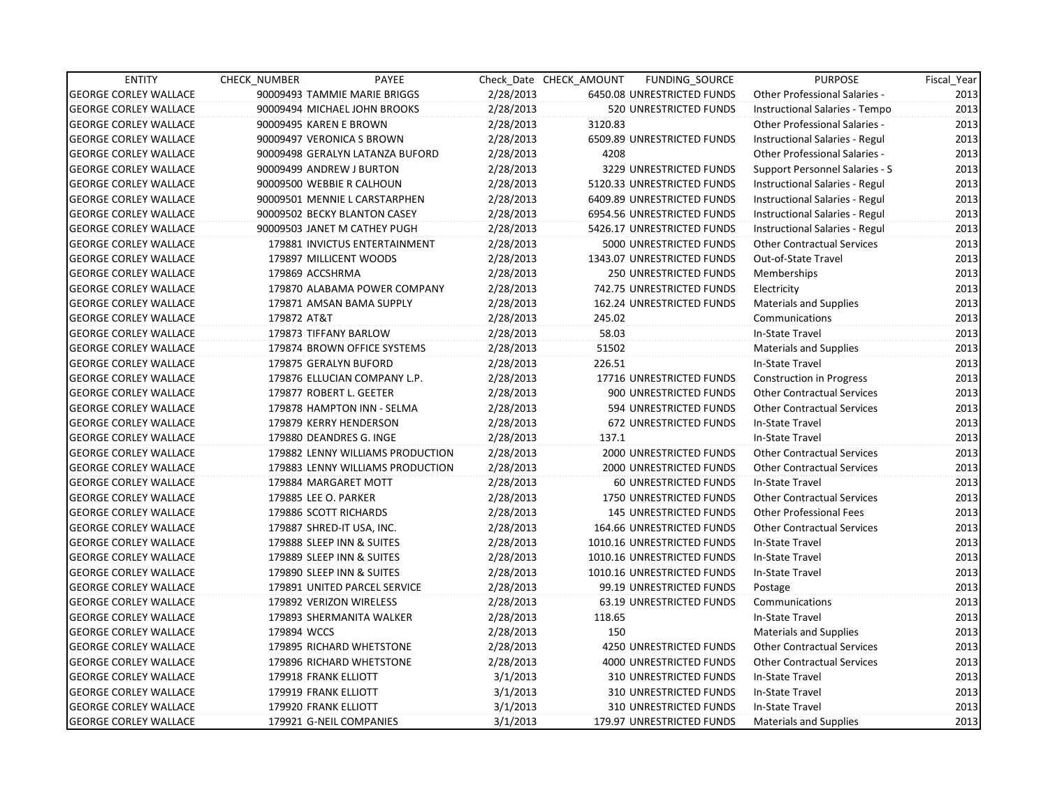| ENTITY | CHECK_NUMBER | PAYEE | Check_Date | CHECK_AMOUNT | FUNDING_SOURCE | PURPOSE | Fiscal_Year |
|---|---|---|---|---|---|---|---|
| GEORGE CORLEY WALLACE | 90009493 | TAMMIE MARIE BRIGGS | 2/28/2013 | 6450.08 | UNRESTRICTED FUNDS | Other Professional Salaries - | 2013 |
| GEORGE CORLEY WALLACE | 90009494 | MICHAEL JOHN BROOKS | 2/28/2013 | 520 | UNRESTRICTED FUNDS | Instructional Salaries - Tempo | 2013 |
| GEORGE CORLEY WALLACE | 90009495 | KAREN E BROWN | 2/28/2013 | 3120.83 | | Other Professional Salaries - | 2013 |
| GEORGE CORLEY WALLACE | 90009497 | VERONICA S BROWN | 2/28/2013 | 6509.89 | UNRESTRICTED FUNDS | Instructional Salaries - Regul | 2013 |
| GEORGE CORLEY WALLACE | 90009498 | GERALYN LATANZA BUFORD | 2/28/2013 | 4208 | | Other Professional Salaries - | 2013 |
| GEORGE CORLEY WALLACE | 90009499 | ANDREW J BURTON | 2/28/2013 | 3229 | UNRESTRICTED FUNDS | Support Personnel Salaries - S | 2013 |
| GEORGE CORLEY WALLACE | 90009500 | WEBBIE R CALHOUN | 2/28/2013 | 5120.33 | UNRESTRICTED FUNDS | Instructional Salaries - Regul | 2013 |
| GEORGE CORLEY WALLACE | 90009501 | MENNIE L CARSTARPHEN | 2/28/2013 | 6409.89 | UNRESTRICTED FUNDS | Instructional Salaries - Regul | 2013 |
| GEORGE CORLEY WALLACE | 90009502 | BECKY BLANTON CASEY | 2/28/2013 | 6954.56 | UNRESTRICTED FUNDS | Instructional Salaries - Regul | 2013 |
| GEORGE CORLEY WALLACE | 90009503 | JANET M CATHEY PUGH | 2/28/2013 | 5426.17 | UNRESTRICTED FUNDS | Instructional Salaries - Regul | 2013 |
| GEORGE CORLEY WALLACE | 179881 | INVICTUS ENTERTAINMENT | 2/28/2013 | 5000 | UNRESTRICTED FUNDS | Other Contractual Services | 2013 |
| GEORGE CORLEY WALLACE | 179897 | MILLICENT WOODS | 2/28/2013 | 1343.07 | UNRESTRICTED FUNDS | Out-of-State Travel | 2013 |
| GEORGE CORLEY WALLACE | 179869 | ACCSHRMA | 2/28/2013 | 250 | UNRESTRICTED FUNDS | Memberships | 2013 |
| GEORGE CORLEY WALLACE | 179870 | ALABAMA POWER COMPANY | 2/28/2013 | 742.75 | UNRESTRICTED FUNDS | Electricity | 2013 |
| GEORGE CORLEY WALLACE | 179871 | AMSAN BAMA SUPPLY | 2/28/2013 | 162.24 | UNRESTRICTED FUNDS | Materials and Supplies | 2013 |
| GEORGE CORLEY WALLACE | 179872 | AT&T | 2/28/2013 | 245.02 | | Communications | 2013 |
| GEORGE CORLEY WALLACE | 179873 | TIFFANY BARLOW | 2/28/2013 | 58.03 | | In-State Travel | 2013 |
| GEORGE CORLEY WALLACE | 179874 | BROWN OFFICE SYSTEMS | 2/28/2013 | 51502 | | Materials and Supplies | 2013 |
| GEORGE CORLEY WALLACE | 179875 | GERALYN BUFORD | 2/28/2013 | 226.51 | | In-State Travel | 2013 |
| GEORGE CORLEY WALLACE | 179876 | ELLUCIAN COMPANY L.P. | 2/28/2013 | 17716 | UNRESTRICTED FUNDS | Construction in Progress | 2013 |
| GEORGE CORLEY WALLACE | 179877 | ROBERT L. GEETER | 2/28/2013 | 900 | UNRESTRICTED FUNDS | Other Contractual Services | 2013 |
| GEORGE CORLEY WALLACE | 179878 | HAMPTON INN - SELMA | 2/28/2013 | 594 | UNRESTRICTED FUNDS | Other Contractual Services | 2013 |
| GEORGE CORLEY WALLACE | 179879 | KERRY HENDERSON | 2/28/2013 | 672 | UNRESTRICTED FUNDS | In-State Travel | 2013 |
| GEORGE CORLEY WALLACE | 179880 | DEANDRES G. INGE | 2/28/2013 | 137.1 | | In-State Travel | 2013 |
| GEORGE CORLEY WALLACE | 179882 | LENNY WILLIAMS PRODUCTION | 2/28/2013 | 2000 | UNRESTRICTED FUNDS | Other Contractual Services | 2013 |
| GEORGE CORLEY WALLACE | 179883 | LENNY WILLIAMS PRODUCTION | 2/28/2013 | 2000 | UNRESTRICTED FUNDS | Other Contractual Services | 2013 |
| GEORGE CORLEY WALLACE | 179884 | MARGARET MOTT | 2/28/2013 | 60 | UNRESTRICTED FUNDS | In-State Travel | 2013 |
| GEORGE CORLEY WALLACE | 179885 | LEE O. PARKER | 2/28/2013 | 1750 | UNRESTRICTED FUNDS | Other Contractual Services | 2013 |
| GEORGE CORLEY WALLACE | 179886 | SCOTT RICHARDS | 2/28/2013 | 145 | UNRESTRICTED FUNDS | Other Professional Fees | 2013 |
| GEORGE CORLEY WALLACE | 179887 | SHRED-IT USA, INC. | 2/28/2013 | 164.66 | UNRESTRICTED FUNDS | Other Contractual Services | 2013 |
| GEORGE CORLEY WALLACE | 179888 | SLEEP INN & SUITES | 2/28/2013 | 1010.16 | UNRESTRICTED FUNDS | In-State Travel | 2013 |
| GEORGE CORLEY WALLACE | 179889 | SLEEP INN & SUITES | 2/28/2013 | 1010.16 | UNRESTRICTED FUNDS | In-State Travel | 2013 |
| GEORGE CORLEY WALLACE | 179890 | SLEEP INN & SUITES | 2/28/2013 | 1010.16 | UNRESTRICTED FUNDS | In-State Travel | 2013 |
| GEORGE CORLEY WALLACE | 179891 | UNITED PARCEL SERVICE | 2/28/2013 | 99.19 | UNRESTRICTED FUNDS | Postage | 2013 |
| GEORGE CORLEY WALLACE | 179892 | VERIZON WIRELESS | 2/28/2013 | 63.19 | UNRESTRICTED FUNDS | Communications | 2013 |
| GEORGE CORLEY WALLACE | 179893 | SHERMANITA WALKER | 2/28/2013 | 118.65 | | In-State Travel | 2013 |
| GEORGE CORLEY WALLACE | 179894 | WCCS | 2/28/2013 | 150 | | Materials and Supplies | 2013 |
| GEORGE CORLEY WALLACE | 179895 | RICHARD WHETSTONE | 2/28/2013 | 4250 | UNRESTRICTED FUNDS | Other Contractual Services | 2013 |
| GEORGE CORLEY WALLACE | 179896 | RICHARD WHETSTONE | 2/28/2013 | 4000 | UNRESTRICTED FUNDS | Other Contractual Services | 2013 |
| GEORGE CORLEY WALLACE | 179918 | FRANK ELLIOTT | 3/1/2013 | 310 | UNRESTRICTED FUNDS | In-State Travel | 2013 |
| GEORGE CORLEY WALLACE | 179919 | FRANK ELLIOTT | 3/1/2013 | 310 | UNRESTRICTED FUNDS | In-State Travel | 2013 |
| GEORGE CORLEY WALLACE | 179920 | FRANK ELLIOTT | 3/1/2013 | 310 | UNRESTRICTED FUNDS | In-State Travel | 2013 |
| GEORGE CORLEY WALLACE | 179921 | G-NEIL COMPANIES | 3/1/2013 | 179.97 | UNRESTRICTED FUNDS | Materials and Supplies | 2013 |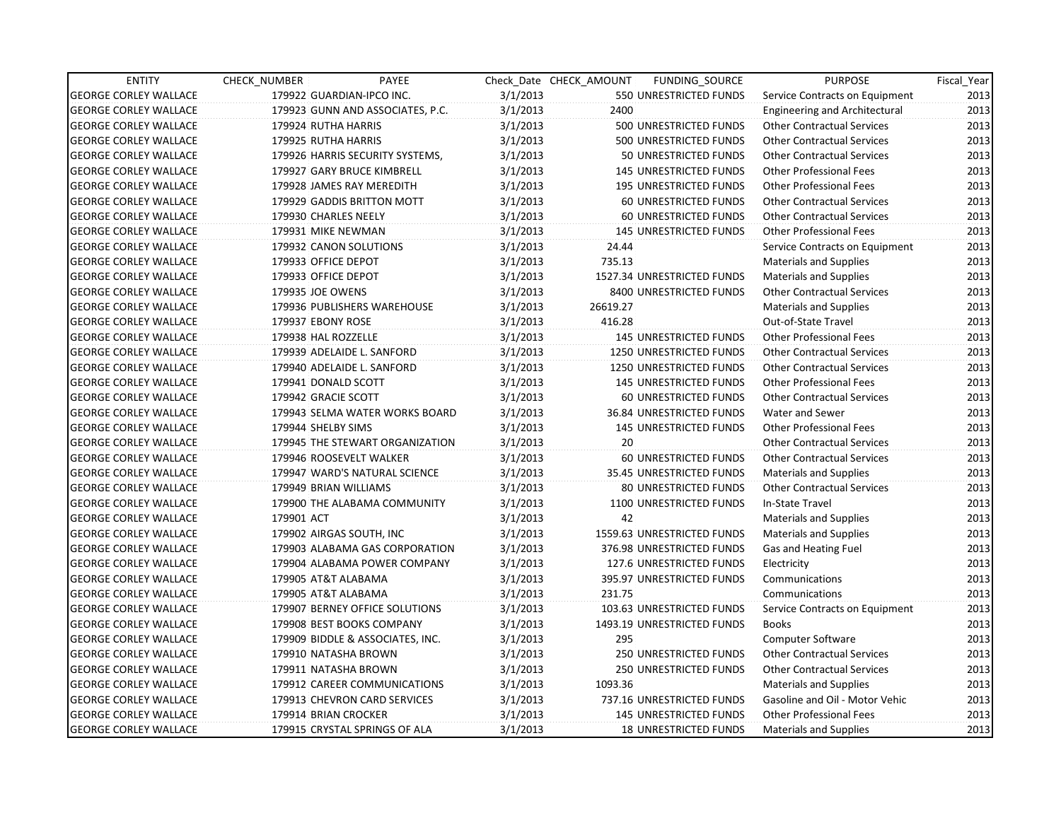| ENTITY | CHECK_NUMBER | PAYEE | Check_Date | CHECK_AMOUNT | FUNDING_SOURCE | PURPOSE | Fiscal_Year |
|---|---|---|---|---|---|---|---|
| GEORGE CORLEY WALLACE | 179922 | GUARDIAN-IPCO INC. | 3/1/2013 | 550 | UNRESTRICTED FUNDS | Service Contracts on Equipment | 2013 |
| GEORGE CORLEY WALLACE | 179923 | GUNN AND ASSOCIATES, P.C. | 3/1/2013 | 2400 | | Engineering and Architectural | 2013 |
| GEORGE CORLEY WALLACE | 179924 | RUTHA HARRIS | 3/1/2013 | 500 | UNRESTRICTED FUNDS | Other Contractual Services | 2013 |
| GEORGE CORLEY WALLACE | 179925 | RUTHA HARRIS | 3/1/2013 | 500 | UNRESTRICTED FUNDS | Other Contractual Services | 2013 |
| GEORGE CORLEY WALLACE | 179926 | HARRIS SECURITY SYSTEMS, | 3/1/2013 | 50 | UNRESTRICTED FUNDS | Other Contractual Services | 2013 |
| GEORGE CORLEY WALLACE | 179927 | GARY BRUCE KIMBRELL | 3/1/2013 | 145 | UNRESTRICTED FUNDS | Other Professional Fees | 2013 |
| GEORGE CORLEY WALLACE | 179928 | JAMES RAY MEREDITH | 3/1/2013 | 195 | UNRESTRICTED FUNDS | Other Professional Fees | 2013 |
| GEORGE CORLEY WALLACE | 179929 | GADDIS BRITTON MOTT | 3/1/2013 | 60 | UNRESTRICTED FUNDS | Other Contractual Services | 2013 |
| GEORGE CORLEY WALLACE | 179930 | CHARLES NEELY | 3/1/2013 | 60 | UNRESTRICTED FUNDS | Other Contractual Services | 2013 |
| GEORGE CORLEY WALLACE | 179931 | MIKE NEWMAN | 3/1/2013 | 145 | UNRESTRICTED FUNDS | Other Professional Fees | 2013 |
| GEORGE CORLEY WALLACE | 179932 | CANON SOLUTIONS | 3/1/2013 | 24.44 | | Service Contracts on Equipment | 2013 |
| GEORGE CORLEY WALLACE | 179933 | OFFICE DEPOT | 3/1/2013 | 735.13 | | Materials and Supplies | 2013 |
| GEORGE CORLEY WALLACE | 179933 | OFFICE DEPOT | 3/1/2013 | 1527.34 | UNRESTRICTED FUNDS | Materials and Supplies | 2013 |
| GEORGE CORLEY WALLACE | 179935 | JOE OWENS | 3/1/2013 | 8400 | UNRESTRICTED FUNDS | Other Contractual Services | 2013 |
| GEORGE CORLEY WALLACE | 179936 | PUBLISHERS WAREHOUSE | 3/1/2013 | 26619.27 | | Materials and Supplies | 2013 |
| GEORGE CORLEY WALLACE | 179937 | EBONY ROSE | 3/1/2013 | 416.28 | | Out-of-State Travel | 2013 |
| GEORGE CORLEY WALLACE | 179938 | HAL ROZZELLE | 3/1/2013 | 145 | UNRESTRICTED FUNDS | Other Professional Fees | 2013 |
| GEORGE CORLEY WALLACE | 179939 | ADELAIDE L. SANFORD | 3/1/2013 | 1250 | UNRESTRICTED FUNDS | Other Contractual Services | 2013 |
| GEORGE CORLEY WALLACE | 179940 | ADELAIDE L. SANFORD | 3/1/2013 | 1250 | UNRESTRICTED FUNDS | Other Contractual Services | 2013 |
| GEORGE CORLEY WALLACE | 179941 | DONALD SCOTT | 3/1/2013 | 145 | UNRESTRICTED FUNDS | Other Professional Fees | 2013 |
| GEORGE CORLEY WALLACE | 179942 | GRACIE SCOTT | 3/1/2013 | 60 | UNRESTRICTED FUNDS | Other Contractual Services | 2013 |
| GEORGE CORLEY WALLACE | 179943 | SELMA WATER WORKS BOARD | 3/1/2013 | 36.84 | UNRESTRICTED FUNDS | Water and Sewer | 2013 |
| GEORGE CORLEY WALLACE | 179944 | SHELBY SIMS | 3/1/2013 | 145 | UNRESTRICTED FUNDS | Other Professional Fees | 2013 |
| GEORGE CORLEY WALLACE | 179945 | THE STEWART ORGANIZATION | 3/1/2013 | 20 | | Other Contractual Services | 2013 |
| GEORGE CORLEY WALLACE | 179946 | ROOSEVELT WALKER | 3/1/2013 | 60 | UNRESTRICTED FUNDS | Other Contractual Services | 2013 |
| GEORGE CORLEY WALLACE | 179947 | WARD'S NATURAL SCIENCE | 3/1/2013 | 35.45 | UNRESTRICTED FUNDS | Materials and Supplies | 2013 |
| GEORGE CORLEY WALLACE | 179949 | BRIAN WILLIAMS | 3/1/2013 | 80 | UNRESTRICTED FUNDS | Other Contractual Services | 2013 |
| GEORGE CORLEY WALLACE | 179900 | THE ALABAMA COMMUNITY | 3/1/2013 | 1100 | UNRESTRICTED FUNDS | In-State Travel | 2013 |
| GEORGE CORLEY WALLACE | 179901 | ACT | 3/1/2013 | 42 | | Materials and Supplies | 2013 |
| GEORGE CORLEY WALLACE | 179902 | AIRGAS SOUTH, INC | 3/1/2013 | 1559.63 | UNRESTRICTED FUNDS | Materials and Supplies | 2013 |
| GEORGE CORLEY WALLACE | 179903 | ALABAMA GAS CORPORATION | 3/1/2013 | 376.98 | UNRESTRICTED FUNDS | Gas and Heating Fuel | 2013 |
| GEORGE CORLEY WALLACE | 179904 | ALABAMA POWER COMPANY | 3/1/2013 | 127.6 | UNRESTRICTED FUNDS | Electricity | 2013 |
| GEORGE CORLEY WALLACE | 179905 | AT&T ALABAMA | 3/1/2013 | 395.97 | UNRESTRICTED FUNDS | Communications | 2013 |
| GEORGE CORLEY WALLACE | 179905 | AT&T ALABAMA | 3/1/2013 | 231.75 | | Communications | 2013 |
| GEORGE CORLEY WALLACE | 179907 | BERNEY OFFICE SOLUTIONS | 3/1/2013 | 103.63 | UNRESTRICTED FUNDS | Service Contracts on Equipment | 2013 |
| GEORGE CORLEY WALLACE | 179908 | BEST BOOKS COMPANY | 3/1/2013 | 1493.19 | UNRESTRICTED FUNDS | Books | 2013 |
| GEORGE CORLEY WALLACE | 179909 | BIDDLE & ASSOCIATES, INC. | 3/1/2013 | 295 | | Computer Software | 2013 |
| GEORGE CORLEY WALLACE | 179910 | NATASHA BROWN | 3/1/2013 | 250 | UNRESTRICTED FUNDS | Other Contractual Services | 2013 |
| GEORGE CORLEY WALLACE | 179911 | NATASHA BROWN | 3/1/2013 | 250 | UNRESTRICTED FUNDS | Other Contractual Services | 2013 |
| GEORGE CORLEY WALLACE | 179912 | CAREER COMMUNICATIONS | 3/1/2013 | 1093.36 | | Materials and Supplies | 2013 |
| GEORGE CORLEY WALLACE | 179913 | CHEVRON CARD SERVICES | 3/1/2013 | 737.16 | UNRESTRICTED FUNDS | Gasoline and Oil - Motor Vehic | 2013 |
| GEORGE CORLEY WALLACE | 179914 | BRIAN CROCKER | 3/1/2013 | 145 | UNRESTRICTED FUNDS | Other Professional Fees | 2013 |
| GEORGE CORLEY WALLACE | 179915 | CRYSTAL SPRINGS OF ALA | 3/1/2013 | 18 | UNRESTRICTED FUNDS | Materials and Supplies | 2013 |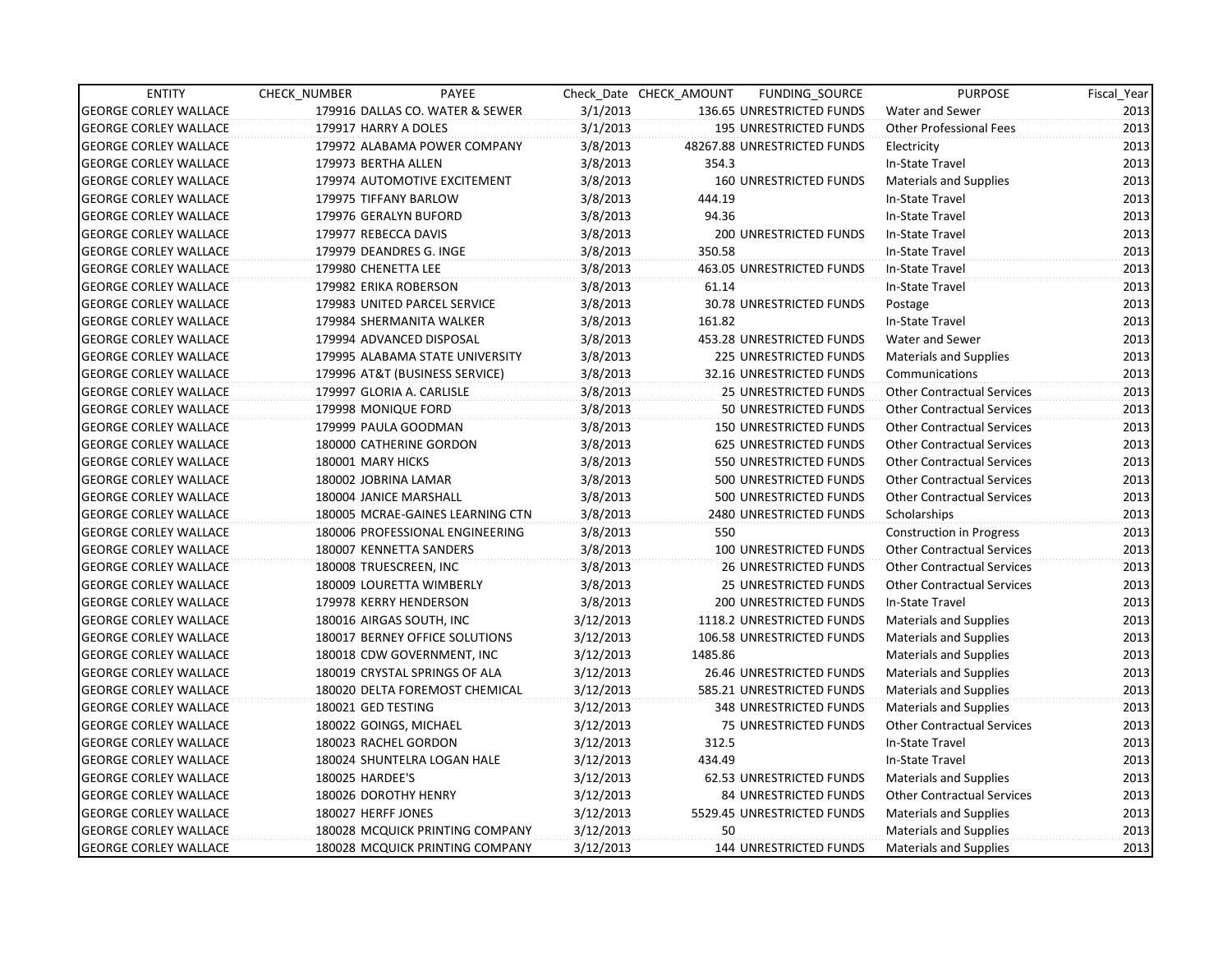| ENTITY | CHECK_NUMBER | PAYEE | Check_Date | CHECK_AMOUNT | FUNDING_SOURCE | PURPOSE | Fiscal_Year |
|---|---|---|---|---|---|---|---|
| GEORGE CORLEY WALLACE | 179916 | DALLAS CO. WATER & SEWER | 3/1/2013 | 136.65 | UNRESTRICTED FUNDS | Water and Sewer | 2013 |
| GEORGE CORLEY WALLACE | 179917 | HARRY A DOLES | 3/1/2013 | 195 | UNRESTRICTED FUNDS | Other Professional Fees | 2013 |
| GEORGE CORLEY WALLACE | 179972 | ALABAMA POWER COMPANY | 3/8/2013 | 48267.88 | UNRESTRICTED FUNDS | Electricity | 2013 |
| GEORGE CORLEY WALLACE | 179973 | BERTHA ALLEN | 3/8/2013 | 354.3 | | In-State Travel | 2013 |
| GEORGE CORLEY WALLACE | 179974 | AUTOMOTIVE EXCITEMENT | 3/8/2013 | 160 | UNRESTRICTED FUNDS | Materials and Supplies | 2013 |
| GEORGE CORLEY WALLACE | 179975 | TIFFANY BARLOW | 3/8/2013 | 444.19 | | In-State Travel | 2013 |
| GEORGE CORLEY WALLACE | 179976 | GERALYN BUFORD | 3/8/2013 | 94.36 | | In-State Travel | 2013 |
| GEORGE CORLEY WALLACE | 179977 | REBECCA DAVIS | 3/8/2013 | 200 | UNRESTRICTED FUNDS | In-State Travel | 2013 |
| GEORGE CORLEY WALLACE | 179979 | DEANDRES G. INGE | 3/8/2013 | 350.58 | | In-State Travel | 2013 |
| GEORGE CORLEY WALLACE | 179980 | CHENETTA LEE | 3/8/2013 | 463.05 | UNRESTRICTED FUNDS | In-State Travel | 2013 |
| GEORGE CORLEY WALLACE | 179982 | ERIKA ROBERSON | 3/8/2013 | 61.14 | | In-State Travel | 2013 |
| GEORGE CORLEY WALLACE | 179983 | UNITED PARCEL SERVICE | 3/8/2013 | 30.78 | UNRESTRICTED FUNDS | Postage | 2013 |
| GEORGE CORLEY WALLACE | 179984 | SHERMANITA WALKER | 3/8/2013 | 161.82 | | In-State Travel | 2013 |
| GEORGE CORLEY WALLACE | 179994 | ADVANCED DISPOSAL | 3/8/2013 | 453.28 | UNRESTRICTED FUNDS | Water and Sewer | 2013 |
| GEORGE CORLEY WALLACE | 179995 | ALABAMA STATE UNIVERSITY | 3/8/2013 | 225 | UNRESTRICTED FUNDS | Materials and Supplies | 2013 |
| GEORGE CORLEY WALLACE | 179996 | AT&T (BUSINESS SERVICE) | 3/8/2013 | 32.16 | UNRESTRICTED FUNDS | Communications | 2013 |
| GEORGE CORLEY WALLACE | 179997 | GLORIA A. CARLISLE | 3/8/2013 | 25 | UNRESTRICTED FUNDS | Other Contractual Services | 2013 |
| GEORGE CORLEY WALLACE | 179998 | MONIQUE FORD | 3/8/2013 | 50 | UNRESTRICTED FUNDS | Other Contractual Services | 2013 |
| GEORGE CORLEY WALLACE | 179999 | PAULA GOODMAN | 3/8/2013 | 150 | UNRESTRICTED FUNDS | Other Contractual Services | 2013 |
| GEORGE CORLEY WALLACE | 180000 | CATHERINE GORDON | 3/8/2013 | 625 | UNRESTRICTED FUNDS | Other Contractual Services | 2013 |
| GEORGE CORLEY WALLACE | 180001 | MARY HICKS | 3/8/2013 | 550 | UNRESTRICTED FUNDS | Other Contractual Services | 2013 |
| GEORGE CORLEY WALLACE | 180002 | JOBRINA LAMAR | 3/8/2013 | 500 | UNRESTRICTED FUNDS | Other Contractual Services | 2013 |
| GEORGE CORLEY WALLACE | 180004 | JANICE MARSHALL | 3/8/2013 | 500 | UNRESTRICTED FUNDS | Other Contractual Services | 2013 |
| GEORGE CORLEY WALLACE | 180005 | MCRAE-GAINES LEARNING CTN | 3/8/2013 | 2480 | UNRESTRICTED FUNDS | Scholarships | 2013 |
| GEORGE CORLEY WALLACE | 180006 | PROFESSIONAL ENGINEERING | 3/8/2013 | 550 | | Construction in Progress | 2013 |
| GEORGE CORLEY WALLACE | 180007 | KENNETTA SANDERS | 3/8/2013 | 100 | UNRESTRICTED FUNDS | Other Contractual Services | 2013 |
| GEORGE CORLEY WALLACE | 180008 | TRUESCREEN, INC | 3/8/2013 | 26 | UNRESTRICTED FUNDS | Other Contractual Services | 2013 |
| GEORGE CORLEY WALLACE | 180009 | LOURETTA WIMBERLY | 3/8/2013 | 25 | UNRESTRICTED FUNDS | Other Contractual Services | 2013 |
| GEORGE CORLEY WALLACE | 179978 | KERRY HENDERSON | 3/8/2013 | 200 | UNRESTRICTED FUNDS | In-State Travel | 2013 |
| GEORGE CORLEY WALLACE | 180016 | AIRGAS SOUTH, INC | 3/12/2013 | 1118.2 | UNRESTRICTED FUNDS | Materials and Supplies | 2013 |
| GEORGE CORLEY WALLACE | 180017 | BERNEY OFFICE SOLUTIONS | 3/12/2013 | 106.58 | UNRESTRICTED FUNDS | Materials and Supplies | 2013 |
| GEORGE CORLEY WALLACE | 180018 | CDW GOVERNMENT, INC | 3/12/2013 | 1485.86 | | Materials and Supplies | 2013 |
| GEORGE CORLEY WALLACE | 180019 | CRYSTAL SPRINGS OF ALA | 3/12/2013 | 26.46 | UNRESTRICTED FUNDS | Materials and Supplies | 2013 |
| GEORGE CORLEY WALLACE | 180020 | DELTA FOREMOST CHEMICAL | 3/12/2013 | 585.21 | UNRESTRICTED FUNDS | Materials and Supplies | 2013 |
| GEORGE CORLEY WALLACE | 180021 | GED TESTING | 3/12/2013 | 348 | UNRESTRICTED FUNDS | Materials and Supplies | 2013 |
| GEORGE CORLEY WALLACE | 180022 | GOINGS, MICHAEL | 3/12/2013 | 75 | UNRESTRICTED FUNDS | Other Contractual Services | 2013 |
| GEORGE CORLEY WALLACE | 180023 | RACHEL GORDON | 3/12/2013 | 312.5 | | In-State Travel | 2013 |
| GEORGE CORLEY WALLACE | 180024 | SHUNTELRA LOGAN HALE | 3/12/2013 | 434.49 | | In-State Travel | 2013 |
| GEORGE CORLEY WALLACE | 180025 | HARDEE'S | 3/12/2013 | 62.53 | UNRESTRICTED FUNDS | Materials and Supplies | 2013 |
| GEORGE CORLEY WALLACE | 180026 | DOROTHY HENRY | 3/12/2013 | 84 | UNRESTRICTED FUNDS | Other Contractual Services | 2013 |
| GEORGE CORLEY WALLACE | 180027 | HERFF JONES | 3/12/2013 | 5529.45 | UNRESTRICTED FUNDS | Materials and Supplies | 2013 |
| GEORGE CORLEY WALLACE | 180028 | MCQUICK PRINTING COMPANY | 3/12/2013 | 50 | | Materials and Supplies | 2013 |
| GEORGE CORLEY WALLACE | 180028 | MCQUICK PRINTING COMPANY | 3/12/2013 | 144 | UNRESTRICTED FUNDS | Materials and Supplies | 2013 |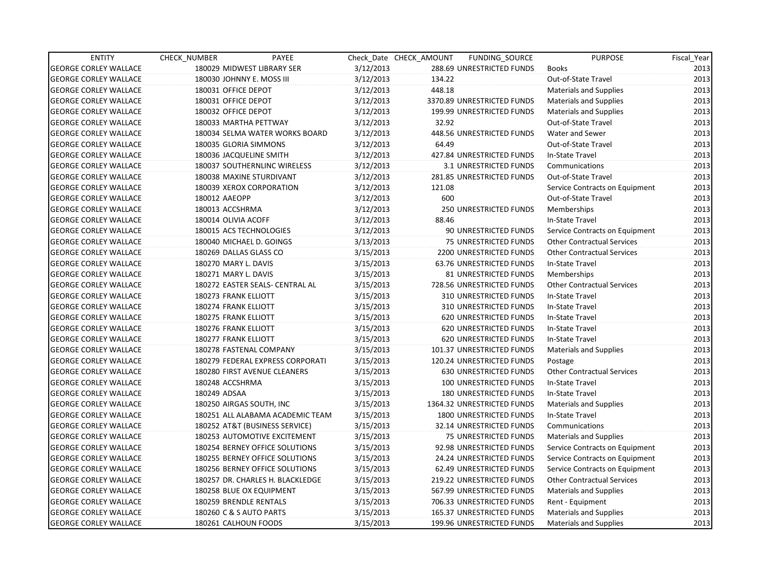| ENTITY | CHECK_NUMBER | PAYEE | Check_Date | CHECK_AMOUNT | FUNDING_SOURCE | PURPOSE | Fiscal_Year |
|---|---|---|---|---|---|---|---|
| GEORGE CORLEY WALLACE | 180029 | MIDWEST LIBRARY SER | 3/12/2013 | 288.69 | UNRESTRICTED FUNDS | Books | 2013 |
| GEORGE CORLEY WALLACE | 180030 | JOHNNY E. MOSS III | 3/12/2013 | 134.22 | | Out-of-State Travel | 2013 |
| GEORGE CORLEY WALLACE | 180031 | OFFICE DEPOT | 3/12/2013 | 448.18 | | Materials and Supplies | 2013 |
| GEORGE CORLEY WALLACE | 180031 | OFFICE DEPOT | 3/12/2013 | 3370.89 | UNRESTRICTED FUNDS | Materials and Supplies | 2013 |
| GEORGE CORLEY WALLACE | 180032 | OFFICE DEPOT | 3/12/2013 | 199.99 | UNRESTRICTED FUNDS | Materials and Supplies | 2013 |
| GEORGE CORLEY WALLACE | 180033 | MARTHA PETTWAY | 3/12/2013 | 32.92 | | Out-of-State Travel | 2013 |
| GEORGE CORLEY WALLACE | 180034 | SELMA WATER WORKS BOARD | 3/12/2013 | 448.56 | UNRESTRICTED FUNDS | Water and Sewer | 2013 |
| GEORGE CORLEY WALLACE | 180035 | GLORIA SIMMONS | 3/12/2013 | 64.49 | | Out-of-State Travel | 2013 |
| GEORGE CORLEY WALLACE | 180036 | JACQUELINE SMITH | 3/12/2013 | 427.84 | UNRESTRICTED FUNDS | In-State Travel | 2013 |
| GEORGE CORLEY WALLACE | 180037 | SOUTHERNLINC WIRELESS | 3/12/2013 | 3.1 | UNRESTRICTED FUNDS | Communications | 2013 |
| GEORGE CORLEY WALLACE | 180038 | MAXINE STURDIVANT | 3/12/2013 | 281.85 | UNRESTRICTED FUNDS | Out-of-State Travel | 2013 |
| GEORGE CORLEY WALLACE | 180039 | XEROX CORPORATION | 3/12/2013 | 121.08 | | Service Contracts on Equipment | 2013 |
| GEORGE CORLEY WALLACE | 180012 | AAEOPP | 3/12/2013 | 600 | | Out-of-State Travel | 2013 |
| GEORGE CORLEY WALLACE | 180013 | ACCSHRMA | 3/12/2013 | 250 | UNRESTRICTED FUNDS | Memberships | 2013 |
| GEORGE CORLEY WALLACE | 180014 | OLIVIA ACOFF | 3/12/2013 | 88.46 | | In-State Travel | 2013 |
| GEORGE CORLEY WALLACE | 180015 | ACS TECHNOLOGIES | 3/12/2013 | 90 | UNRESTRICTED FUNDS | Service Contracts on Equipment | 2013 |
| GEORGE CORLEY WALLACE | 180040 | MICHAEL D. GOINGS | 3/13/2013 | 75 | UNRESTRICTED FUNDS | Other Contractual Services | 2013 |
| GEORGE CORLEY WALLACE | 180269 | DALLAS GLASS CO | 3/15/2013 | 2200 | UNRESTRICTED FUNDS | Other Contractual Services | 2013 |
| GEORGE CORLEY WALLACE | 180270 | MARY L. DAVIS | 3/15/2013 | 63.76 | UNRESTRICTED FUNDS | In-State Travel | 2013 |
| GEORGE CORLEY WALLACE | 180271 | MARY L. DAVIS | 3/15/2013 | 81 | UNRESTRICTED FUNDS | Memberships | 2013 |
| GEORGE CORLEY WALLACE | 180272 | EASTER SEALS- CENTRAL AL | 3/15/2013 | 728.56 | UNRESTRICTED FUNDS | Other Contractual Services | 2013 |
| GEORGE CORLEY WALLACE | 180273 | FRANK ELLIOTT | 3/15/2013 | 310 | UNRESTRICTED FUNDS | In-State Travel | 2013 |
| GEORGE CORLEY WALLACE | 180274 | FRANK ELLIOTT | 3/15/2013 | 310 | UNRESTRICTED FUNDS | In-State Travel | 2013 |
| GEORGE CORLEY WALLACE | 180275 | FRANK ELLIOTT | 3/15/2013 | 620 | UNRESTRICTED FUNDS | In-State Travel | 2013 |
| GEORGE CORLEY WALLACE | 180276 | FRANK ELLIOTT | 3/15/2013 | 620 | UNRESTRICTED FUNDS | In-State Travel | 2013 |
| GEORGE CORLEY WALLACE | 180277 | FRANK ELLIOTT | 3/15/2013 | 620 | UNRESTRICTED FUNDS | In-State Travel | 2013 |
| GEORGE CORLEY WALLACE | 180278 | FASTENAL COMPANY | 3/15/2013 | 101.37 | UNRESTRICTED FUNDS | Materials and Supplies | 2013 |
| GEORGE CORLEY WALLACE | 180279 | FEDERAL EXPRESS CORPORATI | 3/15/2013 | 120.24 | UNRESTRICTED FUNDS | Postage | 2013 |
| GEORGE CORLEY WALLACE | 180280 | FIRST AVENUE CLEANERS | 3/15/2013 | 630 | UNRESTRICTED FUNDS | Other Contractual Services | 2013 |
| GEORGE CORLEY WALLACE | 180248 | ACCSHRMA | 3/15/2013 | 100 | UNRESTRICTED FUNDS | In-State Travel | 2013 |
| GEORGE CORLEY WALLACE | 180249 | ADSAA | 3/15/2013 | 180 | UNRESTRICTED FUNDS | In-State Travel | 2013 |
| GEORGE CORLEY WALLACE | 180250 | AIRGAS SOUTH, INC | 3/15/2013 | 1364.32 | UNRESTRICTED FUNDS | Materials and Supplies | 2013 |
| GEORGE CORLEY WALLACE | 180251 | ALL ALABAMA ACADEMIC TEAM | 3/15/2013 | 1800 | UNRESTRICTED FUNDS | In-State Travel | 2013 |
| GEORGE CORLEY WALLACE | 180252 | AT&T (BUSINESS SERVICE) | 3/15/2013 | 32.14 | UNRESTRICTED FUNDS | Communications | 2013 |
| GEORGE CORLEY WALLACE | 180253 | AUTOMOTIVE EXCITEMENT | 3/15/2013 | 75 | UNRESTRICTED FUNDS | Materials and Supplies | 2013 |
| GEORGE CORLEY WALLACE | 180254 | BERNEY OFFICE SOLUTIONS | 3/15/2013 | 92.98 | UNRESTRICTED FUNDS | Service Contracts on Equipment | 2013 |
| GEORGE CORLEY WALLACE | 180255 | BERNEY OFFICE SOLUTIONS | 3/15/2013 | 24.24 | UNRESTRICTED FUNDS | Service Contracts on Equipment | 2013 |
| GEORGE CORLEY WALLACE | 180256 | BERNEY OFFICE SOLUTIONS | 3/15/2013 | 62.49 | UNRESTRICTED FUNDS | Service Contracts on Equipment | 2013 |
| GEORGE CORLEY WALLACE | 180257 | DR. CHARLES H. BLACKLEDGE | 3/15/2013 | 219.22 | UNRESTRICTED FUNDS | Other Contractual Services | 2013 |
| GEORGE CORLEY WALLACE | 180258 | BLUE OX EQUIPMENT | 3/15/2013 | 567.99 | UNRESTRICTED FUNDS | Materials and Supplies | 2013 |
| GEORGE CORLEY WALLACE | 180259 | BRENDLE RENTALS | 3/15/2013 | 706.33 | UNRESTRICTED FUNDS | Rent - Equipment | 2013 |
| GEORGE CORLEY WALLACE | 180260 | C & S AUTO PARTS | 3/15/2013 | 165.37 | UNRESTRICTED FUNDS | Materials and Supplies | 2013 |
| GEORGE CORLEY WALLACE | 180261 | CALHOUN FOODS | 3/15/2013 | 199.96 | UNRESTRICTED FUNDS | Materials and Supplies | 2013 |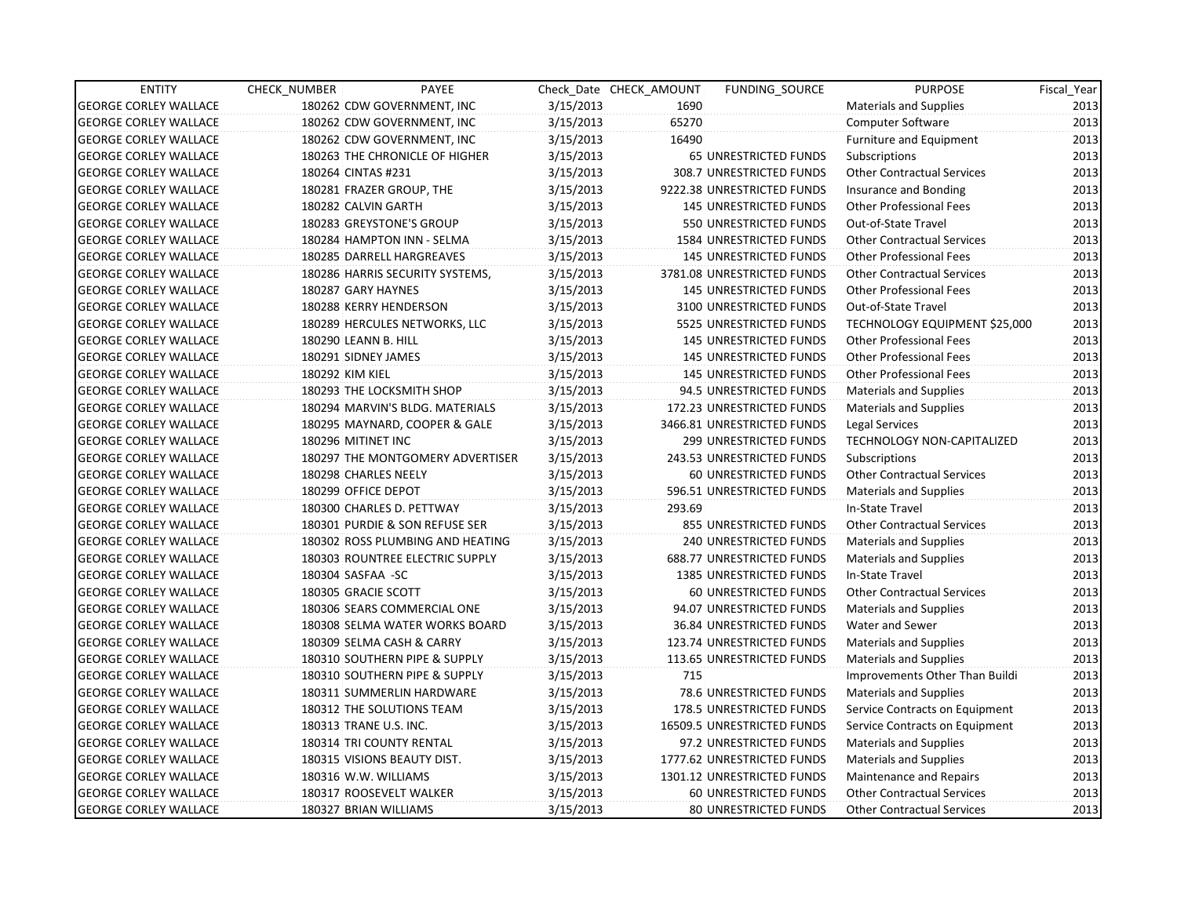| ENTITY | CHECK_NUMBER | PAYEE | Check_Date | CHECK_AMOUNT | FUNDING_SOURCE | PURPOSE | Fiscal_Year |
|---|---|---|---|---|---|---|---|
| GEORGE CORLEY WALLACE | 180262 | CDW GOVERNMENT, INC | 3/15/2013 | 1690 | | Materials and Supplies | 2013 |
| GEORGE CORLEY WALLACE | 180262 | CDW GOVERNMENT, INC | 3/15/2013 | 65270 | | Computer Software | 2013 |
| GEORGE CORLEY WALLACE | 180262 | CDW GOVERNMENT, INC | 3/15/2013 | 16490 | | Furniture and Equipment | 2013 |
| GEORGE CORLEY WALLACE | 180263 | THE CHRONICLE OF HIGHER | 3/15/2013 | 65 | UNRESTRICTED FUNDS | Subscriptions | 2013 |
| GEORGE CORLEY WALLACE | 180264 | CINTAS #231 | 3/15/2013 | 308.7 | UNRESTRICTED FUNDS | Other Contractual Services | 2013 |
| GEORGE CORLEY WALLACE | 180281 | FRAZER GROUP, THE | 3/15/2013 | 9222.38 | UNRESTRICTED FUNDS | Insurance and Bonding | 2013 |
| GEORGE CORLEY WALLACE | 180282 | CALVIN GARTH | 3/15/2013 | 145 | UNRESTRICTED FUNDS | Other Professional Fees | 2013 |
| GEORGE CORLEY WALLACE | 180283 | GREYSTONE'S GROUP | 3/15/2013 | 550 | UNRESTRICTED FUNDS | Out-of-State Travel | 2013 |
| GEORGE CORLEY WALLACE | 180284 | HAMPTON INN - SELMA | 3/15/2013 | 1584 | UNRESTRICTED FUNDS | Other Contractual Services | 2013 |
| GEORGE CORLEY WALLACE | 180285 | DARRELL HARGREAVES | 3/15/2013 | 145 | UNRESTRICTED FUNDS | Other Professional Fees | 2013 |
| GEORGE CORLEY WALLACE | 180286 | HARRIS SECURITY SYSTEMS, | 3/15/2013 | 3781.08 | UNRESTRICTED FUNDS | Other Contractual Services | 2013 |
| GEORGE CORLEY WALLACE | 180287 | GARY HAYNES | 3/15/2013 | 145 | UNRESTRICTED FUNDS | Other Professional Fees | 2013 |
| GEORGE CORLEY WALLACE | 180288 | KERRY HENDERSON | 3/15/2013 | 3100 | UNRESTRICTED FUNDS | Out-of-State Travel | 2013 |
| GEORGE CORLEY WALLACE | 180289 | HERCULES NETWORKS, LLC | 3/15/2013 | 5525 | UNRESTRICTED FUNDS | TECHNOLOGY EQUIPMENT $25,000 | 2013 |
| GEORGE CORLEY WALLACE | 180290 | LEANN B. HILL | 3/15/2013 | 145 | UNRESTRICTED FUNDS | Other Professional Fees | 2013 |
| GEORGE CORLEY WALLACE | 180291 | SIDNEY JAMES | 3/15/2013 | 145 | UNRESTRICTED FUNDS | Other Professional Fees | 2013 |
| GEORGE CORLEY WALLACE | 180292 | KIM KIEL | 3/15/2013 | 145 | UNRESTRICTED FUNDS | Other Professional Fees | 2013 |
| GEORGE CORLEY WALLACE | 180293 | THE LOCKSMITH SHOP | 3/15/2013 | 94.5 | UNRESTRICTED FUNDS | Materials and Supplies | 2013 |
| GEORGE CORLEY WALLACE | 180294 | MARVIN'S BLDG. MATERIALS | 3/15/2013 | 172.23 | UNRESTRICTED FUNDS | Materials and Supplies | 2013 |
| GEORGE CORLEY WALLACE | 180295 | MAYNARD, COOPER & GALE | 3/15/2013 | 3466.81 | UNRESTRICTED FUNDS | Legal Services | 2013 |
| GEORGE CORLEY WALLACE | 180296 | MITINET INC | 3/15/2013 | 299 | UNRESTRICTED FUNDS | TECHNOLOGY NON-CAPITALIZED | 2013 |
| GEORGE CORLEY WALLACE | 180297 | THE MONTGOMERY ADVERTISER | 3/15/2013 | 243.53 | UNRESTRICTED FUNDS | Subscriptions | 2013 |
| GEORGE CORLEY WALLACE | 180298 | CHARLES NEELY | 3/15/2013 | 60 | UNRESTRICTED FUNDS | Other Contractual Services | 2013 |
| GEORGE CORLEY WALLACE | 180299 | OFFICE DEPOT | 3/15/2013 | 596.51 | UNRESTRICTED FUNDS | Materials and Supplies | 2013 |
| GEORGE CORLEY WALLACE | 180300 | CHARLES D. PETTWAY | 3/15/2013 | 293.69 | | In-State Travel | 2013 |
| GEORGE CORLEY WALLACE | 180301 | PURDIE & SON REFUSE SER | 3/15/2013 | 855 | UNRESTRICTED FUNDS | Other Contractual Services | 2013 |
| GEORGE CORLEY WALLACE | 180302 | ROSS PLUMBING AND HEATING | 3/15/2013 | 240 | UNRESTRICTED FUNDS | Materials and Supplies | 2013 |
| GEORGE CORLEY WALLACE | 180303 | ROUNTREE ELECTRIC SUPPLY | 3/15/2013 | 688.77 | UNRESTRICTED FUNDS | Materials and Supplies | 2013 |
| GEORGE CORLEY WALLACE | 180304 | SASFAA -SC | 3/15/2013 | 1385 | UNRESTRICTED FUNDS | In-State Travel | 2013 |
| GEORGE CORLEY WALLACE | 180305 | GRACIE SCOTT | 3/15/2013 | 60 | UNRESTRICTED FUNDS | Other Contractual Services | 2013 |
| GEORGE CORLEY WALLACE | 180306 | SEARS COMMERCIAL ONE | 3/15/2013 | 94.07 | UNRESTRICTED FUNDS | Materials and Supplies | 2013 |
| GEORGE CORLEY WALLACE | 180308 | SELMA WATER WORKS BOARD | 3/15/2013 | 36.84 | UNRESTRICTED FUNDS | Water and Sewer | 2013 |
| GEORGE CORLEY WALLACE | 180309 | SELMA CASH & CARRY | 3/15/2013 | 123.74 | UNRESTRICTED FUNDS | Materials and Supplies | 2013 |
| GEORGE CORLEY WALLACE | 180310 | SOUTHERN PIPE & SUPPLY | 3/15/2013 | 113.65 | UNRESTRICTED FUNDS | Materials and Supplies | 2013 |
| GEORGE CORLEY WALLACE | 180310 | SOUTHERN PIPE & SUPPLY | 3/15/2013 | 715 | | Improvements Other Than Buildi | 2013 |
| GEORGE CORLEY WALLACE | 180311 | SUMMERLIN HARDWARE | 3/15/2013 | 78.6 | UNRESTRICTED FUNDS | Materials and Supplies | 2013 |
| GEORGE CORLEY WALLACE | 180312 | THE SOLUTIONS TEAM | 3/15/2013 | 178.5 | UNRESTRICTED FUNDS | Service Contracts on Equipment | 2013 |
| GEORGE CORLEY WALLACE | 180313 | TRANE U.S. INC. | 3/15/2013 | 16509.5 | UNRESTRICTED FUNDS | Service Contracts on Equipment | 2013 |
| GEORGE CORLEY WALLACE | 180314 | TRI COUNTY RENTAL | 3/15/2013 | 97.2 | UNRESTRICTED FUNDS | Materials and Supplies | 2013 |
| GEORGE CORLEY WALLACE | 180315 | VISIONS BEAUTY DIST. | 3/15/2013 | 1777.62 | UNRESTRICTED FUNDS | Materials and Supplies | 2013 |
| GEORGE CORLEY WALLACE | 180316 | W.W. WILLIAMS | 3/15/2013 | 1301.12 | UNRESTRICTED FUNDS | Maintenance and Repairs | 2013 |
| GEORGE CORLEY WALLACE | 180317 | ROOSEVELT WALKER | 3/15/2013 | 60 | UNRESTRICTED FUNDS | Other Contractual Services | 2013 |
| GEORGE CORLEY WALLACE | 180327 | BRIAN WILLIAMS | 3/15/2013 | 80 | UNRESTRICTED FUNDS | Other Contractual Services | 2013 |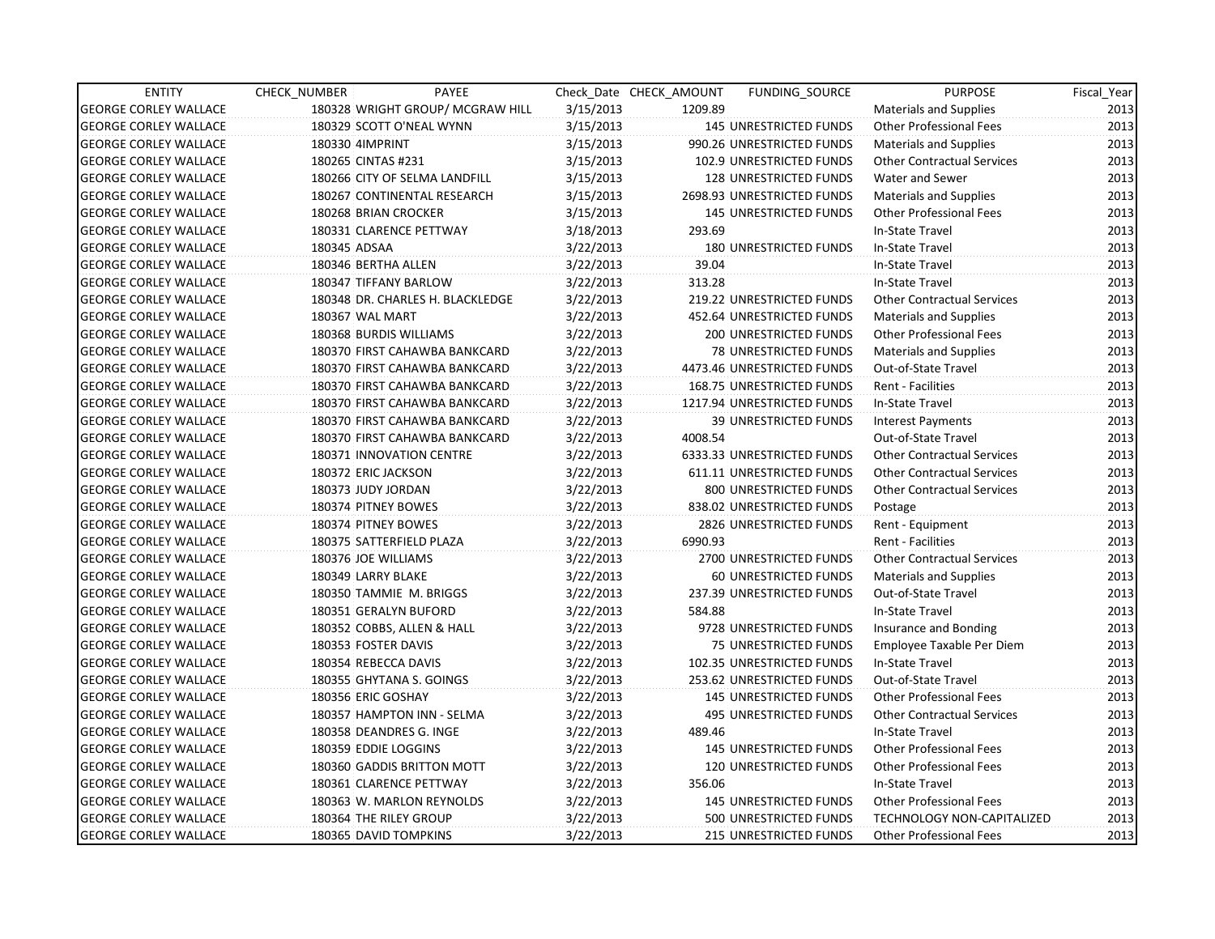| ENTITY | CHECK_NUMBER | PAYEE | Check_Date | CHECK_AMOUNT | FUNDING_SOURCE | PURPOSE | Fiscal_Year |
|---|---|---|---|---|---|---|---|
| GEORGE CORLEY WALLACE | 180328 | WRIGHT GROUP/ MCGRAW HILL | 3/15/2013 | 1209.89 | | Materials and Supplies | 2013 |
| GEORGE CORLEY WALLACE | 180329 | SCOTT O'NEAL WYNN | 3/15/2013 | 145 | UNRESTRICTED FUNDS | Other Professional Fees | 2013 |
| GEORGE CORLEY WALLACE | 180330 | 4IMPRINT | 3/15/2013 | 990.26 | UNRESTRICTED FUNDS | Materials and Supplies | 2013 |
| GEORGE CORLEY WALLACE | 180265 | CINTAS #231 | 3/15/2013 | 102.9 | UNRESTRICTED FUNDS | Other Contractual Services | 2013 |
| GEORGE CORLEY WALLACE | 180266 | CITY OF SELMA LANDFILL | 3/15/2013 | 128 | UNRESTRICTED FUNDS | Water and Sewer | 2013 |
| GEORGE CORLEY WALLACE | 180267 | CONTINENTAL RESEARCH | 3/15/2013 | 2698.93 | UNRESTRICTED FUNDS | Materials and Supplies | 2013 |
| GEORGE CORLEY WALLACE | 180268 | BRIAN CROCKER | 3/15/2013 | 145 | UNRESTRICTED FUNDS | Other Professional Fees | 2013 |
| GEORGE CORLEY WALLACE | 180331 | CLARENCE PETTWAY | 3/18/2013 | 293.69 | | In-State Travel | 2013 |
| GEORGE CORLEY WALLACE | 180345 | ADSAA | 3/22/2013 | 180 | UNRESTRICTED FUNDS | In-State Travel | 2013 |
| GEORGE CORLEY WALLACE | 180346 | BERTHA ALLEN | 3/22/2013 | 39.04 | | In-State Travel | 2013 |
| GEORGE CORLEY WALLACE | 180347 | TIFFANY BARLOW | 3/22/2013 | 313.28 | | In-State Travel | 2013 |
| GEORGE CORLEY WALLACE | 180348 | DR. CHARLES H. BLACKLEDGE | 3/22/2013 | 219.22 | UNRESTRICTED FUNDS | Other Contractual Services | 2013 |
| GEORGE CORLEY WALLACE | 180367 | WAL MART | 3/22/2013 | 452.64 | UNRESTRICTED FUNDS | Materials and Supplies | 2013 |
| GEORGE CORLEY WALLACE | 180368 | BURDIS WILLIAMS | 3/22/2013 | 200 | UNRESTRICTED FUNDS | Other Professional Fees | 2013 |
| GEORGE CORLEY WALLACE | 180370 | FIRST CAHAWBA BANKCARD | 3/22/2013 | 78 | UNRESTRICTED FUNDS | Materials and Supplies | 2013 |
| GEORGE CORLEY WALLACE | 180370 | FIRST CAHAWBA BANKCARD | 3/22/2013 | 4473.46 | UNRESTRICTED FUNDS | Out-of-State Travel | 2013 |
| GEORGE CORLEY WALLACE | 180370 | FIRST CAHAWBA BANKCARD | 3/22/2013 | 168.75 | UNRESTRICTED FUNDS | Rent - Facilities | 2013 |
| GEORGE CORLEY WALLACE | 180370 | FIRST CAHAWBA BANKCARD | 3/22/2013 | 1217.94 | UNRESTRICTED FUNDS | In-State Travel | 2013 |
| GEORGE CORLEY WALLACE | 180370 | FIRST CAHAWBA BANKCARD | 3/22/2013 | 39 | UNRESTRICTED FUNDS | Interest Payments | 2013 |
| GEORGE CORLEY WALLACE | 180370 | FIRST CAHAWBA BANKCARD | 3/22/2013 | 4008.54 | | Out-of-State Travel | 2013 |
| GEORGE CORLEY WALLACE | 180371 | INNOVATION CENTRE | 3/22/2013 | 6333.33 | UNRESTRICTED FUNDS | Other Contractual Services | 2013 |
| GEORGE CORLEY WALLACE | 180372 | ERIC JACKSON | 3/22/2013 | 611.11 | UNRESTRICTED FUNDS | Other Contractual Services | 2013 |
| GEORGE CORLEY WALLACE | 180373 | JUDY JORDAN | 3/22/2013 | 800 | UNRESTRICTED FUNDS | Other Contractual Services | 2013 |
| GEORGE CORLEY WALLACE | 180374 | PITNEY BOWES | 3/22/2013 | 838.02 | UNRESTRICTED FUNDS | Postage | 2013 |
| GEORGE CORLEY WALLACE | 180374 | PITNEY BOWES | 3/22/2013 | 2826 | UNRESTRICTED FUNDS | Rent - Equipment | 2013 |
| GEORGE CORLEY WALLACE | 180375 | SATTERFIELD PLAZA | 3/22/2013 | 6990.93 | | Rent - Facilities | 2013 |
| GEORGE CORLEY WALLACE | 180376 | JOE WILLIAMS | 3/22/2013 | 2700 | UNRESTRICTED FUNDS | Other Contractual Services | 2013 |
| GEORGE CORLEY WALLACE | 180349 | LARRY BLAKE | 3/22/2013 | 60 | UNRESTRICTED FUNDS | Materials and Supplies | 2013 |
| GEORGE CORLEY WALLACE | 180350 | TAMMIE M. BRIGGS | 3/22/2013 | 237.39 | UNRESTRICTED FUNDS | Out-of-State Travel | 2013 |
| GEORGE CORLEY WALLACE | 180351 | GERALYN BUFORD | 3/22/2013 | 584.88 | | In-State Travel | 2013 |
| GEORGE CORLEY WALLACE | 180352 | COBBS, ALLEN & HALL | 3/22/2013 | 9728 | UNRESTRICTED FUNDS | Insurance and Bonding | 2013 |
| GEORGE CORLEY WALLACE | 180353 | FOSTER DAVIS | 3/22/2013 | 75 | UNRESTRICTED FUNDS | Employee Taxable Per Diem | 2013 |
| GEORGE CORLEY WALLACE | 180354 | REBECCA DAVIS | 3/22/2013 | 102.35 | UNRESTRICTED FUNDS | In-State Travel | 2013 |
| GEORGE CORLEY WALLACE | 180355 | GHYTANA S. GOINGS | 3/22/2013 | 253.62 | UNRESTRICTED FUNDS | Out-of-State Travel | 2013 |
| GEORGE CORLEY WALLACE | 180356 | ERIC GOSHAY | 3/22/2013 | 145 | UNRESTRICTED FUNDS | Other Professional Fees | 2013 |
| GEORGE CORLEY WALLACE | 180357 | HAMPTON INN - SELMA | 3/22/2013 | 495 | UNRESTRICTED FUNDS | Other Contractual Services | 2013 |
| GEORGE CORLEY WALLACE | 180358 | DEANDRES G. INGE | 3/22/2013 | 489.46 | | In-State Travel | 2013 |
| GEORGE CORLEY WALLACE | 180359 | EDDIE LOGGINS | 3/22/2013 | 145 | UNRESTRICTED FUNDS | Other Professional Fees | 2013 |
| GEORGE CORLEY WALLACE | 180360 | GADDIS BRITTON MOTT | 3/22/2013 | 120 | UNRESTRICTED FUNDS | Other Professional Fees | 2013 |
| GEORGE CORLEY WALLACE | 180361 | CLARENCE PETTWAY | 3/22/2013 | 356.06 | | In-State Travel | 2013 |
| GEORGE CORLEY WALLACE | 180363 | W. MARLON REYNOLDS | 3/22/2013 | 145 | UNRESTRICTED FUNDS | Other Professional Fees | 2013 |
| GEORGE CORLEY WALLACE | 180364 | THE RILEY GROUP | 3/22/2013 | 500 | UNRESTRICTED FUNDS | TECHNOLOGY NON-CAPITALIZED | 2013 |
| GEORGE CORLEY WALLACE | 180365 | DAVID TOMPKINS | 3/22/2013 | 215 | UNRESTRICTED FUNDS | Other Professional Fees | 2013 |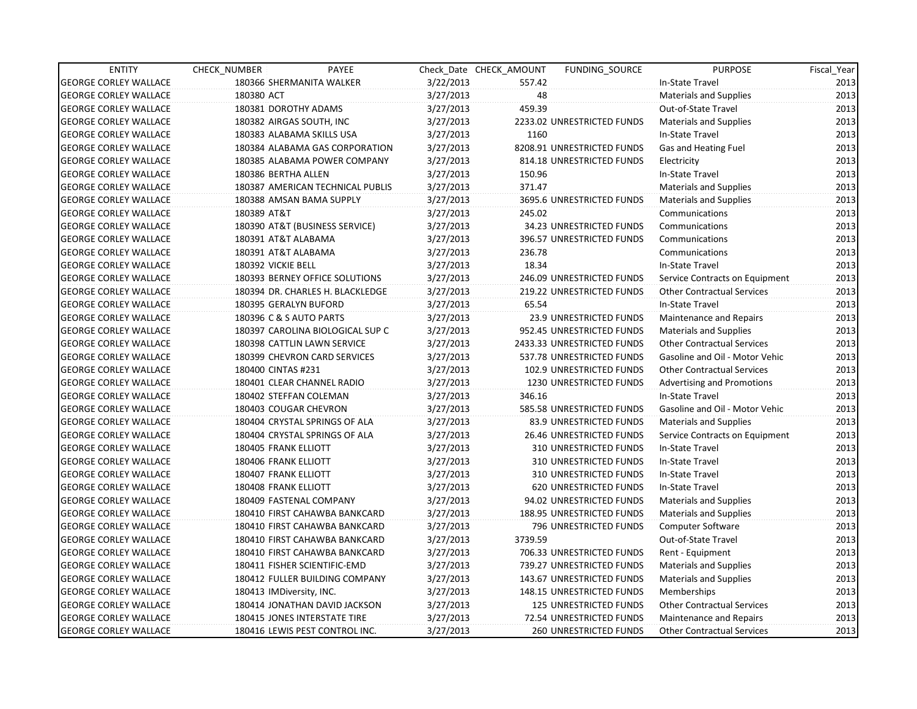| ENTITY | CHECK_NUMBER | PAYEE | Check_Date | CHECK_AMOUNT | FUNDING_SOURCE | PURPOSE | Fiscal_Year |
|---|---|---|---|---|---|---|---|
| GEORGE CORLEY WALLACE | 180366 | SHERMANITA WALKER | 3/22/2013 | 557.42 | | In-State Travel | 2013 |
| GEORGE CORLEY WALLACE | 180380 | ACT | 3/27/2013 | 48 | | Materials and Supplies | 2013 |
| GEORGE CORLEY WALLACE | 180381 | DOROTHY ADAMS | 3/27/2013 | 459.39 | | Out-of-State Travel | 2013 |
| GEORGE CORLEY WALLACE | 180382 | AIRGAS SOUTH, INC | 3/27/2013 | 2233.02 | UNRESTRICTED FUNDS | Materials and Supplies | 2013 |
| GEORGE CORLEY WALLACE | 180383 | ALABAMA SKILLS USA | 3/27/2013 | 1160 | | In-State Travel | 2013 |
| GEORGE CORLEY WALLACE | 180384 | ALABAMA GAS CORPORATION | 3/27/2013 | 8208.91 | UNRESTRICTED FUNDS | Gas and Heating Fuel | 2013 |
| GEORGE CORLEY WALLACE | 180385 | ALABAMA POWER COMPANY | 3/27/2013 | 814.18 | UNRESTRICTED FUNDS | Electricity | 2013 |
| GEORGE CORLEY WALLACE | 180386 | BERTHA ALLEN | 3/27/2013 | 150.96 | | In-State Travel | 2013 |
| GEORGE CORLEY WALLACE | 180387 | AMERICAN TECHNICAL PUBLIS | 3/27/2013 | 371.47 | | Materials and Supplies | 2013 |
| GEORGE CORLEY WALLACE | 180388 | AMSAN BAMA SUPPLY | 3/27/2013 | 3695.6 | UNRESTRICTED FUNDS | Materials and Supplies | 2013 |
| GEORGE CORLEY WALLACE | 180389 | AT&T | 3/27/2013 | 245.02 | | Communications | 2013 |
| GEORGE CORLEY WALLACE | 180390 | AT&T (BUSINESS SERVICE) | 3/27/2013 | 34.23 | UNRESTRICTED FUNDS | Communications | 2013 |
| GEORGE CORLEY WALLACE | 180391 | AT&T ALABAMA | 3/27/2013 | 396.57 | UNRESTRICTED FUNDS | Communications | 2013 |
| GEORGE CORLEY WALLACE | 180391 | AT&T ALABAMA | 3/27/2013 | 236.78 | | Communications | 2013 |
| GEORGE CORLEY WALLACE | 180392 | VICKIE BELL | 3/27/2013 | 18.34 | | In-State Travel | 2013 |
| GEORGE CORLEY WALLACE | 180393 | BERNEY OFFICE SOLUTIONS | 3/27/2013 | 246.09 | UNRESTRICTED FUNDS | Service Contracts on Equipment | 2013 |
| GEORGE CORLEY WALLACE | 180394 | DR. CHARLES H. BLACKLEDGE | 3/27/2013 | 219.22 | UNRESTRICTED FUNDS | Other Contractual Services | 2013 |
| GEORGE CORLEY WALLACE | 180395 | GERALYN BUFORD | 3/27/2013 | 65.54 | | In-State Travel | 2013 |
| GEORGE CORLEY WALLACE | 180396 | C & S AUTO PARTS | 3/27/2013 | 23.9 | UNRESTRICTED FUNDS | Maintenance and Repairs | 2013 |
| GEORGE CORLEY WALLACE | 180397 | CAROLINA BIOLOGICAL SUP C | 3/27/2013 | 952.45 | UNRESTRICTED FUNDS | Materials and Supplies | 2013 |
| GEORGE CORLEY WALLACE | 180398 | CATTLIN LAWN SERVICE | 3/27/2013 | 2433.33 | UNRESTRICTED FUNDS | Other Contractual Services | 2013 |
| GEORGE CORLEY WALLACE | 180399 | CHEVRON CARD SERVICES | 3/27/2013 | 537.78 | UNRESTRICTED FUNDS | Gasoline and Oil - Motor Vehic | 2013 |
| GEORGE CORLEY WALLACE | 180400 | CINTAS #231 | 3/27/2013 | 102.9 | UNRESTRICTED FUNDS | Other Contractual Services | 2013 |
| GEORGE CORLEY WALLACE | 180401 | CLEAR CHANNEL RADIO | 3/27/2013 | 1230 | UNRESTRICTED FUNDS | Advertising and Promotions | 2013 |
| GEORGE CORLEY WALLACE | 180402 | STEFFAN COLEMAN | 3/27/2013 | 346.16 | | In-State Travel | 2013 |
| GEORGE CORLEY WALLACE | 180403 | COUGAR CHEVRON | 3/27/2013 | 585.58 | UNRESTRICTED FUNDS | Gasoline and Oil - Motor Vehic | 2013 |
| GEORGE CORLEY WALLACE | 180404 | CRYSTAL SPRINGS OF ALA | 3/27/2013 | 83.9 | UNRESTRICTED FUNDS | Materials and Supplies | 2013 |
| GEORGE CORLEY WALLACE | 180404 | CRYSTAL SPRINGS OF ALA | 3/27/2013 | 26.46 | UNRESTRICTED FUNDS | Service Contracts on Equipment | 2013 |
| GEORGE CORLEY WALLACE | 180405 | FRANK ELLIOTT | 3/27/2013 | 310 | UNRESTRICTED FUNDS | In-State Travel | 2013 |
| GEORGE CORLEY WALLACE | 180406 | FRANK ELLIOTT | 3/27/2013 | 310 | UNRESTRICTED FUNDS | In-State Travel | 2013 |
| GEORGE CORLEY WALLACE | 180407 | FRANK ELLIOTT | 3/27/2013 | 310 | UNRESTRICTED FUNDS | In-State Travel | 2013 |
| GEORGE CORLEY WALLACE | 180408 | FRANK ELLIOTT | 3/27/2013 | 620 | UNRESTRICTED FUNDS | In-State Travel | 2013 |
| GEORGE CORLEY WALLACE | 180409 | FASTENAL COMPANY | 3/27/2013 | 94.02 | UNRESTRICTED FUNDS | Materials and Supplies | 2013 |
| GEORGE CORLEY WALLACE | 180410 | FIRST CAHAWBA BANKCARD | 3/27/2013 | 188.95 | UNRESTRICTED FUNDS | Materials and Supplies | 2013 |
| GEORGE CORLEY WALLACE | 180410 | FIRST CAHAWBA BANKCARD | 3/27/2013 | 796 | UNRESTRICTED FUNDS | Computer Software | 2013 |
| GEORGE CORLEY WALLACE | 180410 | FIRST CAHAWBA BANKCARD | 3/27/2013 | 3739.59 | | Out-of-State Travel | 2013 |
| GEORGE CORLEY WALLACE | 180410 | FIRST CAHAWBA BANKCARD | 3/27/2013 | 706.33 | UNRESTRICTED FUNDS | Rent - Equipment | 2013 |
| GEORGE CORLEY WALLACE | 180411 | FISHER SCIENTIFIC-EMD | 3/27/2013 | 739.27 | UNRESTRICTED FUNDS | Materials and Supplies | 2013 |
| GEORGE CORLEY WALLACE | 180412 | FULLER BUILDING COMPANY | 3/27/2013 | 143.67 | UNRESTRICTED FUNDS | Materials and Supplies | 2013 |
| GEORGE CORLEY WALLACE | 180413 | IMDiversity, INC. | 3/27/2013 | 148.15 | UNRESTRICTED FUNDS | Memberships | 2013 |
| GEORGE CORLEY WALLACE | 180414 | JONATHAN DAVID JACKSON | 3/27/2013 | 125 | UNRESTRICTED FUNDS | Other Contractual Services | 2013 |
| GEORGE CORLEY WALLACE | 180415 | JONES INTERSTATE TIRE | 3/27/2013 | 72.54 | UNRESTRICTED FUNDS | Maintenance and Repairs | 2013 |
| GEORGE CORLEY WALLACE | 180416 | LEWIS PEST CONTROL INC. | 3/27/2013 | 260 | UNRESTRICTED FUNDS | Other Contractual Services | 2013 |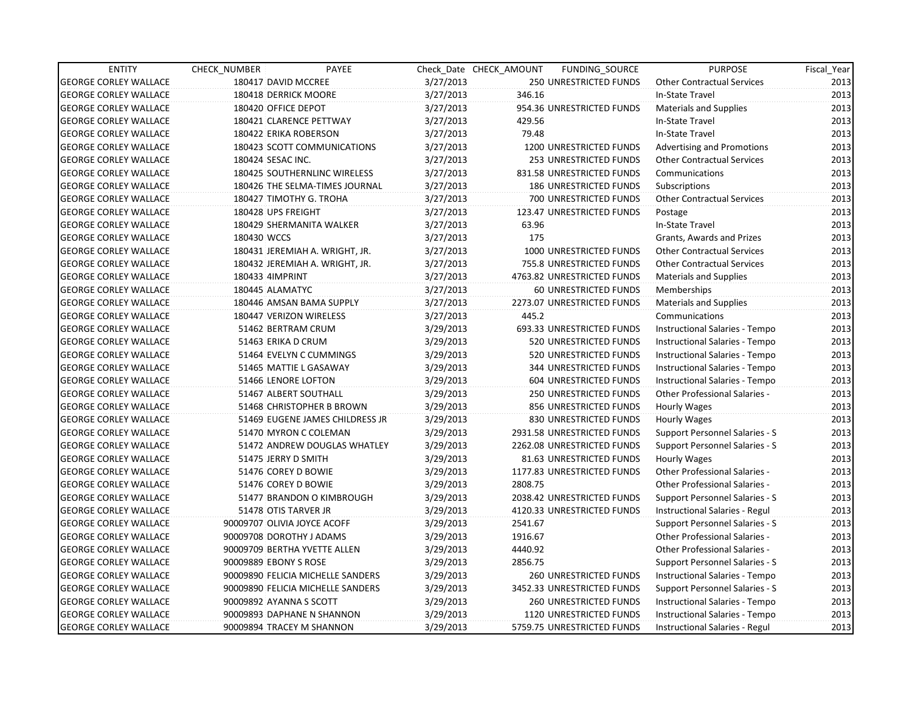| ENTITY | CHECK_NUMBER | PAYEE | Check_Date | CHECK_AMOUNT | FUNDING_SOURCE | PURPOSE | Fiscal_Year |
|---|---|---|---|---|---|---|---|
| GEORGE CORLEY WALLACE | 180417 | DAVID MCCREE | 3/27/2013 | 250 | UNRESTRICTED FUNDS | Other Contractual Services | 2013 |
| GEORGE CORLEY WALLACE | 180418 | DERRICK MOORE | 3/27/2013 | 346.16 | | In-State Travel | 2013 |
| GEORGE CORLEY WALLACE | 180420 | OFFICE DEPOT | 3/27/2013 | 954.36 | UNRESTRICTED FUNDS | Materials and Supplies | 2013 |
| GEORGE CORLEY WALLACE | 180421 | CLARENCE PETTWAY | 3/27/2013 | 429.56 | | In-State Travel | 2013 |
| GEORGE CORLEY WALLACE | 180422 | ERIKA ROBERSON | 3/27/2013 | 79.48 | | In-State Travel | 2013 |
| GEORGE CORLEY WALLACE | 180423 | SCOTT COMMUNICATIONS | 3/27/2013 | 1200 | UNRESTRICTED FUNDS | Advertising and Promotions | 2013 |
| GEORGE CORLEY WALLACE | 180424 | SESAC INC. | 3/27/2013 | 253 | UNRESTRICTED FUNDS | Other Contractual Services | 2013 |
| GEORGE CORLEY WALLACE | 180425 | SOUTHERNLINC WIRELESS | 3/27/2013 | 831.58 | UNRESTRICTED FUNDS | Communications | 2013 |
| GEORGE CORLEY WALLACE | 180426 | THE SELMA-TIMES JOURNAL | 3/27/2013 | 186 | UNRESTRICTED FUNDS | Subscriptions | 2013 |
| GEORGE CORLEY WALLACE | 180427 | TIMOTHY G. TROHA | 3/27/2013 | 700 | UNRESTRICTED FUNDS | Other Contractual Services | 2013 |
| GEORGE CORLEY WALLACE | 180428 | UPS FREIGHT | 3/27/2013 | 123.47 | UNRESTRICTED FUNDS | Postage | 2013 |
| GEORGE CORLEY WALLACE | 180429 | SHERMANITA WALKER | 3/27/2013 | 63.96 | | In-State Travel | 2013 |
| GEORGE CORLEY WALLACE | 180430 | WCCS | 3/27/2013 | 175 | | Grants, Awards and Prizes | 2013 |
| GEORGE CORLEY WALLACE | 180431 | JEREMIAH A. WRIGHT, JR. | 3/27/2013 | 1000 | UNRESTRICTED FUNDS | Other Contractual Services | 2013 |
| GEORGE CORLEY WALLACE | 180432 | JEREMIAH A. WRIGHT, JR. | 3/27/2013 | 755.8 | UNRESTRICTED FUNDS | Other Contractual Services | 2013 |
| GEORGE CORLEY WALLACE | 180433 | 4IMPRINT | 3/27/2013 | 4763.82 | UNRESTRICTED FUNDS | Materials and Supplies | 2013 |
| GEORGE CORLEY WALLACE | 180445 | ALAMATYC | 3/27/2013 | 60 | UNRESTRICTED FUNDS | Memberships | 2013 |
| GEORGE CORLEY WALLACE | 180446 | AMSAN BAMA SUPPLY | 3/27/2013 | 2273.07 | UNRESTRICTED FUNDS | Materials and Supplies | 2013 |
| GEORGE CORLEY WALLACE | 180447 | VERIZON WIRELESS | 3/27/2013 | 445.2 | | Communications | 2013 |
| GEORGE CORLEY WALLACE | 51462 | BERTRAM CRUM | 3/29/2013 | 693.33 | UNRESTRICTED FUNDS | Instructional Salaries - Tempo | 2013 |
| GEORGE CORLEY WALLACE | 51463 | ERIKA D CRUM | 3/29/2013 | 520 | UNRESTRICTED FUNDS | Instructional Salaries - Tempo | 2013 |
| GEORGE CORLEY WALLACE | 51464 | EVELYN C CUMMINGS | 3/29/2013 | 520 | UNRESTRICTED FUNDS | Instructional Salaries - Tempo | 2013 |
| GEORGE CORLEY WALLACE | 51465 | MATTIE L GASAWAY | 3/29/2013 | 344 | UNRESTRICTED FUNDS | Instructional Salaries - Tempo | 2013 |
| GEORGE CORLEY WALLACE | 51466 | LENORE LOFTON | 3/29/2013 | 604 | UNRESTRICTED FUNDS | Instructional Salaries - Tempo | 2013 |
| GEORGE CORLEY WALLACE | 51467 | ALBERT SOUTHALL | 3/29/2013 | 250 | UNRESTRICTED FUNDS | Other Professional Salaries - | 2013 |
| GEORGE CORLEY WALLACE | 51468 | CHRISTOPHER B BROWN | 3/29/2013 | 856 | UNRESTRICTED FUNDS | Hourly Wages | 2013 |
| GEORGE CORLEY WALLACE | 51469 | EUGENE JAMES CHILDRESS JR | 3/29/2013 | 830 | UNRESTRICTED FUNDS | Hourly Wages | 2013 |
| GEORGE CORLEY WALLACE | 51470 | MYRON C COLEMAN | 3/29/2013 | 2931.58 | UNRESTRICTED FUNDS | Support Personnel Salaries - S | 2013 |
| GEORGE CORLEY WALLACE | 51472 | ANDREW DOUGLAS WHATLEY | 3/29/2013 | 2262.08 | UNRESTRICTED FUNDS | Support Personnel Salaries - S | 2013 |
| GEORGE CORLEY WALLACE | 51475 | JERRY D SMITH | 3/29/2013 | 81.63 | UNRESTRICTED FUNDS | Hourly Wages | 2013 |
| GEORGE CORLEY WALLACE | 51476 | COREY D BOWIE | 3/29/2013 | 1177.83 | UNRESTRICTED FUNDS | Other Professional Salaries - | 2013 |
| GEORGE CORLEY WALLACE | 51476 | COREY D BOWIE | 3/29/2013 | 2808.75 | | Other Professional Salaries - | 2013 |
| GEORGE CORLEY WALLACE | 51477 | BRANDON O KIMBROUGH | 3/29/2013 | 2038.42 | UNRESTRICTED FUNDS | Support Personnel Salaries - S | 2013 |
| GEORGE CORLEY WALLACE | 51478 | OTIS TARVER JR | 3/29/2013 | 4120.33 | UNRESTRICTED FUNDS | Instructional Salaries - Regul | 2013 |
| GEORGE CORLEY WALLACE | 90009707 | OLIVIA JOYCE ACOFF | 3/29/2013 | 2541.67 | | Support Personnel Salaries - S | 2013 |
| GEORGE CORLEY WALLACE | 90009708 | DOROTHY J ADAMS | 3/29/2013 | 1916.67 | | Other Professional Salaries - | 2013 |
| GEORGE CORLEY WALLACE | 90009709 | BERTHA YVETTE ALLEN | 3/29/2013 | 4440.92 | | Other Professional Salaries - | 2013 |
| GEORGE CORLEY WALLACE | 90009889 | EBONY S ROSE | 3/29/2013 | 2856.75 | | Support Personnel Salaries - S | 2013 |
| GEORGE CORLEY WALLACE | 90009890 | FELICIA MICHELLE SANDERS | 3/29/2013 | 260 | UNRESTRICTED FUNDS | Instructional Salaries - Tempo | 2013 |
| GEORGE CORLEY WALLACE | 90009890 | FELICIA MICHELLE SANDERS | 3/29/2013 | 3452.33 | UNRESTRICTED FUNDS | Support Personnel Salaries - S | 2013 |
| GEORGE CORLEY WALLACE | 90009892 | AYANNA S SCOTT | 3/29/2013 | 260 | UNRESTRICTED FUNDS | Instructional Salaries - Tempo | 2013 |
| GEORGE CORLEY WALLACE | 90009893 | DAPHANE N SHANNON | 3/29/2013 | 1120 | UNRESTRICTED FUNDS | Instructional Salaries - Tempo | 2013 |
| GEORGE CORLEY WALLACE | 90009894 | TRACEY M SHANNON | 3/29/2013 | 5759.75 | UNRESTRICTED FUNDS | Instructional Salaries - Regul | 2013 |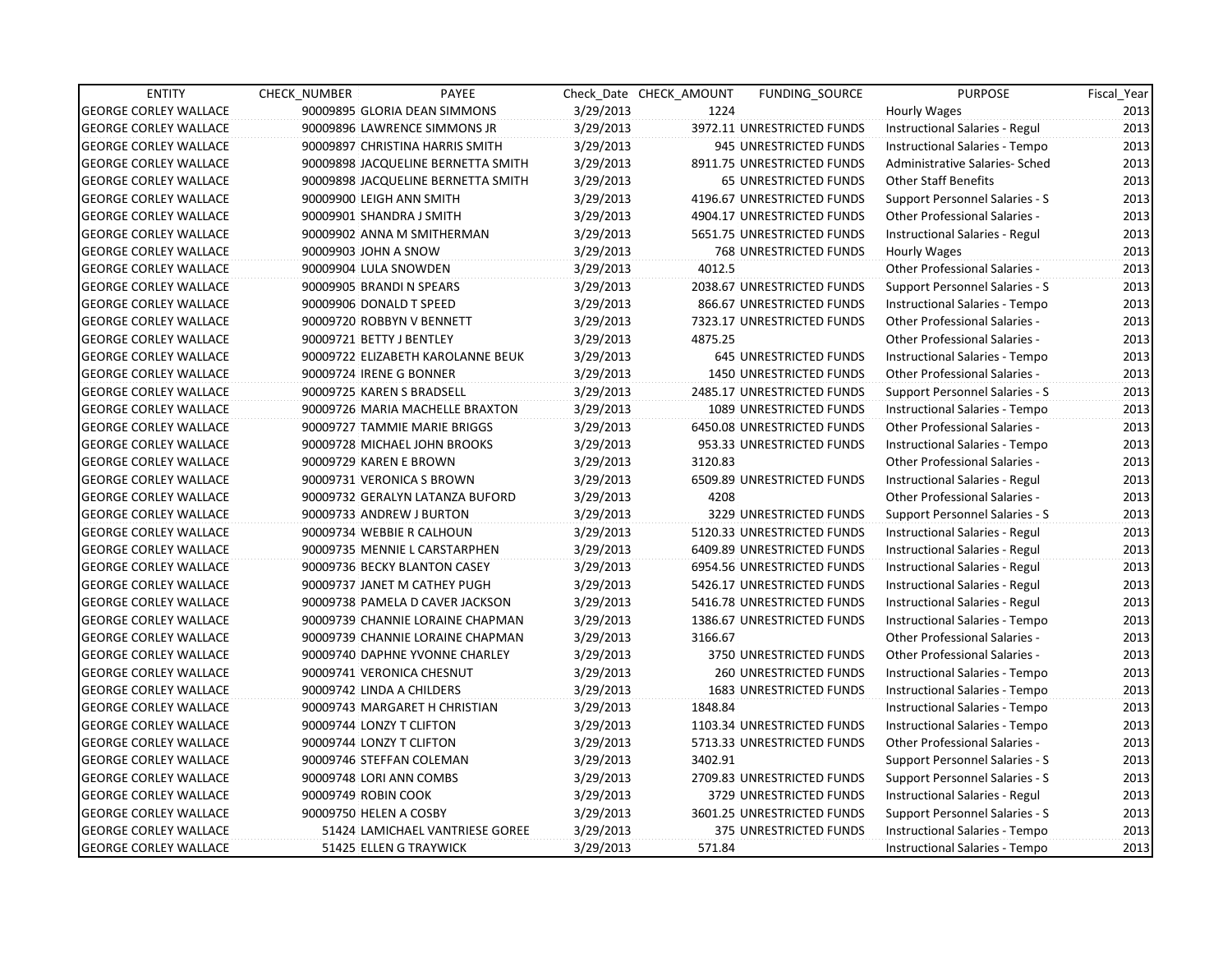| ENTITY | CHECK_NUMBER | PAYEE | Check_Date | CHECK_AMOUNT | FUNDING_SOURCE | PURPOSE | Fiscal_Year |
|---|---|---|---|---|---|---|---|
| GEORGE CORLEY WALLACE | 90009895 | GLORIA DEAN SIMMONS | 3/29/2013 | 1224 | | Hourly Wages | 2013 |
| GEORGE CORLEY WALLACE | 90009896 | LAWRENCE SIMMONS JR | 3/29/2013 | 3972.11 | UNRESTRICTED FUNDS | Instructional Salaries - Regul | 2013 |
| GEORGE CORLEY WALLACE | 90009897 | CHRISTINA HARRIS SMITH | 3/29/2013 | 945 | UNRESTRICTED FUNDS | Instructional Salaries - Tempo | 2013 |
| GEORGE CORLEY WALLACE | 90009898 | JACQUELINE BERNETTA SMITH | 3/29/2013 | 8911.75 | UNRESTRICTED FUNDS | Administrative Salaries- Sched | 2013 |
| GEORGE CORLEY WALLACE | 90009898 | JACQUELINE BERNETTA SMITH | 3/29/2013 | 65 | UNRESTRICTED FUNDS | Other Staff Benefits | 2013 |
| GEORGE CORLEY WALLACE | 90009900 | LEIGH ANN SMITH | 3/29/2013 | 4196.67 | UNRESTRICTED FUNDS | Support Personnel Salaries - S | 2013 |
| GEORGE CORLEY WALLACE | 90009901 | SHANDRA J SMITH | 3/29/2013 | 4904.17 | UNRESTRICTED FUNDS | Other Professional Salaries - | 2013 |
| GEORGE CORLEY WALLACE | 90009902 | ANNA M SMITHERMAN | 3/29/2013 | 5651.75 | UNRESTRICTED FUNDS | Instructional Salaries - Regul | 2013 |
| GEORGE CORLEY WALLACE | 90009903 | JOHN A SNOW | 3/29/2013 | 768 | UNRESTRICTED FUNDS | Hourly Wages | 2013 |
| GEORGE CORLEY WALLACE | 90009904 | LULA SNOWDEN | 3/29/2013 | 4012.5 | | Other Professional Salaries - | 2013 |
| GEORGE CORLEY WALLACE | 90009905 | BRANDI N SPEARS | 3/29/2013 | 2038.67 | UNRESTRICTED FUNDS | Support Personnel Salaries - S | 2013 |
| GEORGE CORLEY WALLACE | 90009906 | DONALD T SPEED | 3/29/2013 | 866.67 | UNRESTRICTED FUNDS | Instructional Salaries - Tempo | 2013 |
| GEORGE CORLEY WALLACE | 90009720 | ROBBYN V BENNETT | 3/29/2013 | 7323.17 | UNRESTRICTED FUNDS | Other Professional Salaries - | 2013 |
| GEORGE CORLEY WALLACE | 90009721 | BETTY J BENTLEY | 3/29/2013 | 4875.25 | | Other Professional Salaries - | 2013 |
| GEORGE CORLEY WALLACE | 90009722 | ELIZABETH KAROLANNE BEUK | 3/29/2013 | 645 | UNRESTRICTED FUNDS | Instructional Salaries - Tempo | 2013 |
| GEORGE CORLEY WALLACE | 90009724 | IRENE G BONNER | 3/29/2013 | 1450 | UNRESTRICTED FUNDS | Other Professional Salaries - | 2013 |
| GEORGE CORLEY WALLACE | 90009725 | KAREN S BRADSELL | 3/29/2013 | 2485.17 | UNRESTRICTED FUNDS | Support Personnel Salaries - S | 2013 |
| GEORGE CORLEY WALLACE | 90009726 | MARIA MACHELLE BRAXTON | 3/29/2013 | 1089 | UNRESTRICTED FUNDS | Instructional Salaries - Tempo | 2013 |
| GEORGE CORLEY WALLACE | 90009727 | TAMMIE MARIE BRIGGS | 3/29/2013 | 6450.08 | UNRESTRICTED FUNDS | Other Professional Salaries - | 2013 |
| GEORGE CORLEY WALLACE | 90009728 | MICHAEL JOHN BROOKS | 3/29/2013 | 953.33 | UNRESTRICTED FUNDS | Instructional Salaries - Tempo | 2013 |
| GEORGE CORLEY WALLACE | 90009729 | KAREN E BROWN | 3/29/2013 | 3120.83 | | Other Professional Salaries - | 2013 |
| GEORGE CORLEY WALLACE | 90009731 | VERONICA S BROWN | 3/29/2013 | 6509.89 | UNRESTRICTED FUNDS | Instructional Salaries - Regul | 2013 |
| GEORGE CORLEY WALLACE | 90009732 | GERALYN LATANZA BUFORD | 3/29/2013 | 4208 | | Other Professional Salaries - | 2013 |
| GEORGE CORLEY WALLACE | 90009733 | ANDREW J BURTON | 3/29/2013 | 3229 | UNRESTRICTED FUNDS | Support Personnel Salaries - S | 2013 |
| GEORGE CORLEY WALLACE | 90009734 | WEBBIE R CALHOUN | 3/29/2013 | 5120.33 | UNRESTRICTED FUNDS | Instructional Salaries - Regul | 2013 |
| GEORGE CORLEY WALLACE | 90009735 | MENNIE L CARSTARPHEN | 3/29/2013 | 6409.89 | UNRESTRICTED FUNDS | Instructional Salaries - Regul | 2013 |
| GEORGE CORLEY WALLACE | 90009736 | BECKY BLANTON CASEY | 3/29/2013 | 6954.56 | UNRESTRICTED FUNDS | Instructional Salaries - Regul | 2013 |
| GEORGE CORLEY WALLACE | 90009737 | JANET M CATHEY PUGH | 3/29/2013 | 5426.17 | UNRESTRICTED FUNDS | Instructional Salaries - Regul | 2013 |
| GEORGE CORLEY WALLACE | 90009738 | PAMELA D CAVER JACKSON | 3/29/2013 | 5416.78 | UNRESTRICTED FUNDS | Instructional Salaries - Regul | 2013 |
| GEORGE CORLEY WALLACE | 90009739 | CHANNIE LORAINE CHAPMAN | 3/29/2013 | 1386.67 | UNRESTRICTED FUNDS | Instructional Salaries - Tempo | 2013 |
| GEORGE CORLEY WALLACE | 90009739 | CHANNIE LORAINE CHAPMAN | 3/29/2013 | 3166.67 | | Other Professional Salaries - | 2013 |
| GEORGE CORLEY WALLACE | 90009740 | DAPHNE YVONNE CHARLEY | 3/29/2013 | 3750 | UNRESTRICTED FUNDS | Other Professional Salaries - | 2013 |
| GEORGE CORLEY WALLACE | 90009741 | VERONICA CHESNUT | 3/29/2013 | 260 | UNRESTRICTED FUNDS | Instructional Salaries - Tempo | 2013 |
| GEORGE CORLEY WALLACE | 90009742 | LINDA A CHILDERS | 3/29/2013 | 1683 | UNRESTRICTED FUNDS | Instructional Salaries - Tempo | 2013 |
| GEORGE CORLEY WALLACE | 90009743 | MARGARET H CHRISTIAN | 3/29/2013 | 1848.84 | | Instructional Salaries - Tempo | 2013 |
| GEORGE CORLEY WALLACE | 90009744 | LONZY T CLIFTON | 3/29/2013 | 1103.34 | UNRESTRICTED FUNDS | Instructional Salaries - Tempo | 2013 |
| GEORGE CORLEY WALLACE | 90009744 | LONZY T CLIFTON | 3/29/2013 | 5713.33 | UNRESTRICTED FUNDS | Other Professional Salaries - | 2013 |
| GEORGE CORLEY WALLACE | 90009746 | STEFFAN COLEMAN | 3/29/2013 | 3402.91 | | Support Personnel Salaries - S | 2013 |
| GEORGE CORLEY WALLACE | 90009748 | LORI ANN COMBS | 3/29/2013 | 2709.83 | UNRESTRICTED FUNDS | Support Personnel Salaries - S | 2013 |
| GEORGE CORLEY WALLACE | 90009749 | ROBIN COOK | 3/29/2013 | 3729 | UNRESTRICTED FUNDS | Instructional Salaries - Regul | 2013 |
| GEORGE CORLEY WALLACE | 90009750 | HELEN A COSBY | 3/29/2013 | 3601.25 | UNRESTRICTED FUNDS | Support Personnel Salaries - S | 2013 |
| GEORGE CORLEY WALLACE | 51424 | LAMICHAEL VANTRIESE GOREE | 3/29/2013 | 375 | UNRESTRICTED FUNDS | Instructional Salaries - Tempo | 2013 |
| GEORGE CORLEY WALLACE | 51425 | ELLEN G TRAYWICK | 3/29/2013 | 571.84 | | Instructional Salaries - Tempo | 2013 |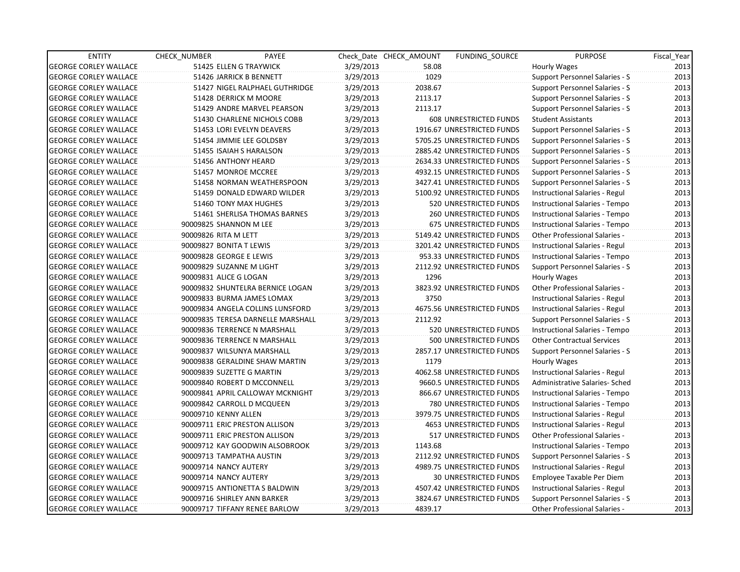| ENTITY | CHECK_NUMBER | PAYEE | Check_Date | CHECK_AMOUNT | FUNDING_SOURCE | PURPOSE | Fiscal_Year |
|---|---|---|---|---|---|---|---|
| GEORGE CORLEY WALLACE | 51425 | ELLEN G TRAYWICK | 3/29/2013 | 58.08 | | Hourly Wages | 2013 |
| GEORGE CORLEY WALLACE | 51426 | JARRICK B BENNETT | 3/29/2013 | 1029 | | Support Personnel Salaries - S | 2013 |
| GEORGE CORLEY WALLACE | 51427 | NIGEL RALPHAEL GUTHRIDGE | 3/29/2013 | 2038.67 | | Support Personnel Salaries - S | 2013 |
| GEORGE CORLEY WALLACE | 51428 | DERRICK M MOORE | 3/29/2013 | 2113.17 | | Support Personnel Salaries - S | 2013 |
| GEORGE CORLEY WALLACE | 51429 | ANDRE MARVEL PEARSON | 3/29/2013 | 2113.17 | | Support Personnel Salaries - S | 2013 |
| GEORGE CORLEY WALLACE | 51430 | CHARLENE NICHOLS COBB | 3/29/2013 | 608 | UNRESTRICTED FUNDS | Student Assistants | 2013 |
| GEORGE CORLEY WALLACE | 51453 | LORI EVELYN DEAVERS | 3/29/2013 | 1916.67 | UNRESTRICTED FUNDS | Support Personnel Salaries - S | 2013 |
| GEORGE CORLEY WALLACE | 51454 | JIMMIE LEE GOLDSBY | 3/29/2013 | 5705.25 | UNRESTRICTED FUNDS | Support Personnel Salaries - S | 2013 |
| GEORGE CORLEY WALLACE | 51455 | ISAIAH S HARALSON | 3/29/2013 | 2885.42 | UNRESTRICTED FUNDS | Support Personnel Salaries - S | 2013 |
| GEORGE CORLEY WALLACE | 51456 | ANTHONY HEARD | 3/29/2013 | 2634.33 | UNRESTRICTED FUNDS | Support Personnel Salaries - S | 2013 |
| GEORGE CORLEY WALLACE | 51457 | MONROE MCCREE | 3/29/2013 | 4932.15 | UNRESTRICTED FUNDS | Support Personnel Salaries - S | 2013 |
| GEORGE CORLEY WALLACE | 51458 | NORMAN WEATHERSPOON | 3/29/2013 | 3427.41 | UNRESTRICTED FUNDS | Support Personnel Salaries - S | 2013 |
| GEORGE CORLEY WALLACE | 51459 | DONALD EDWARD WILDER | 3/29/2013 | 5100.92 | UNRESTRICTED FUNDS | Instructional Salaries - Regul | 2013 |
| GEORGE CORLEY WALLACE | 51460 | TONY MAX HUGHES | 3/29/2013 | 520 | UNRESTRICTED FUNDS | Instructional Salaries - Tempo | 2013 |
| GEORGE CORLEY WALLACE | 51461 | SHERLISA THOMAS BARNES | 3/29/2013 | 260 | UNRESTRICTED FUNDS | Instructional Salaries - Tempo | 2013 |
| GEORGE CORLEY WALLACE | 90009825 | SHANNON M LEE | 3/29/2013 | 675 | UNRESTRICTED FUNDS | Instructional Salaries - Tempo | 2013 |
| GEORGE CORLEY WALLACE | 90009826 | RITA M LETT | 3/29/2013 | 5149.42 | UNRESTRICTED FUNDS | Other Professional Salaries - | 2013 |
| GEORGE CORLEY WALLACE | 90009827 | BONITA T LEWIS | 3/29/2013 | 3201.42 | UNRESTRICTED FUNDS | Instructional Salaries - Regul | 2013 |
| GEORGE CORLEY WALLACE | 90009828 | GEORGE E LEWIS | 3/29/2013 | 953.33 | UNRESTRICTED FUNDS | Instructional Salaries - Tempo | 2013 |
| GEORGE CORLEY WALLACE | 90009829 | SUZANNE M LIGHT | 3/29/2013 | 2112.92 | UNRESTRICTED FUNDS | Support Personnel Salaries - S | 2013 |
| GEORGE CORLEY WALLACE | 90009831 | ALICE G LOGAN | 3/29/2013 | 1296 | | Hourly Wages | 2013 |
| GEORGE CORLEY WALLACE | 90009832 | SHUNTELRA BERNICE LOGAN | 3/29/2013 | 3823.92 | UNRESTRICTED FUNDS | Other Professional Salaries - | 2013 |
| GEORGE CORLEY WALLACE | 90009833 | BURMA JAMES LOMAX | 3/29/2013 | 3750 | | Instructional Salaries - Regul | 2013 |
| GEORGE CORLEY WALLACE | 90009834 | ANGELA COLLINS LUNSFORD | 3/29/2013 | 4675.56 | UNRESTRICTED FUNDS | Instructional Salaries - Regul | 2013 |
| GEORGE CORLEY WALLACE | 90009835 | TERESA DARNELLE MARSHALL | 3/29/2013 | 2112.92 | | Support Personnel Salaries - S | 2013 |
| GEORGE CORLEY WALLACE | 90009836 | TERRENCE N MARSHALL | 3/29/2013 | 520 | UNRESTRICTED FUNDS | Instructional Salaries - Tempo | 2013 |
| GEORGE CORLEY WALLACE | 90009836 | TERRENCE N MARSHALL | 3/29/2013 | 500 | UNRESTRICTED FUNDS | Other Contractual Services | 2013 |
| GEORGE CORLEY WALLACE | 90009837 | WILSUNYA MARSHALL | 3/29/2013 | 2857.17 | UNRESTRICTED FUNDS | Support Personnel Salaries - S | 2013 |
| GEORGE CORLEY WALLACE | 90009838 | GERALDINE SHAW MARTIN | 3/29/2013 | 1179 | | Hourly Wages | 2013 |
| GEORGE CORLEY WALLACE | 90009839 | SUZETTE G MARTIN | 3/29/2013 | 4062.58 | UNRESTRICTED FUNDS | Instructional Salaries - Regul | 2013 |
| GEORGE CORLEY WALLACE | 90009840 | ROBERT D MCCONNELL | 3/29/2013 | 9660.5 | UNRESTRICTED FUNDS | Administrative Salaries- Sched | 2013 |
| GEORGE CORLEY WALLACE | 90009841 | APRIL CALLOWAY MCKNIGHT | 3/29/2013 | 866.67 | UNRESTRICTED FUNDS | Instructional Salaries - Tempo | 2013 |
| GEORGE CORLEY WALLACE | 90009842 | CARROLL D MCQUEEN | 3/29/2013 | 780 | UNRESTRICTED FUNDS | Instructional Salaries - Tempo | 2013 |
| GEORGE CORLEY WALLACE | 90009710 | KENNY ALLEN | 3/29/2013 | 3979.75 | UNRESTRICTED FUNDS | Instructional Salaries - Regul | 2013 |
| GEORGE CORLEY WALLACE | 90009711 | ERIC PRESTON ALLISON | 3/29/2013 | 4653 | UNRESTRICTED FUNDS | Instructional Salaries - Regul | 2013 |
| GEORGE CORLEY WALLACE | 90009711 | ERIC PRESTON ALLISON | 3/29/2013 | 517 | UNRESTRICTED FUNDS | Other Professional Salaries - | 2013 |
| GEORGE CORLEY WALLACE | 90009712 | KAY GOODWIN ALSOBROOK | 3/29/2013 | 1143.68 | | Instructional Salaries - Tempo | 2013 |
| GEORGE CORLEY WALLACE | 90009713 | TAMPATHA AUSTIN | 3/29/2013 | 2112.92 | UNRESTRICTED FUNDS | Support Personnel Salaries - S | 2013 |
| GEORGE CORLEY WALLACE | 90009714 | NANCY AUTERY | 3/29/2013 | 4989.75 | UNRESTRICTED FUNDS | Instructional Salaries - Regul | 2013 |
| GEORGE CORLEY WALLACE | 90009714 | NANCY AUTERY | 3/29/2013 | 30 | UNRESTRICTED FUNDS | Employee Taxable Per Diem | 2013 |
| GEORGE CORLEY WALLACE | 90009715 | ANTIONETTA S BALDWIN | 3/29/2013 | 4507.42 | UNRESTRICTED FUNDS | Instructional Salaries - Regul | 2013 |
| GEORGE CORLEY WALLACE | 90009716 | SHIRLEY ANN BARKER | 3/29/2013 | 3824.67 | UNRESTRICTED FUNDS | Support Personnel Salaries - S | 2013 |
| GEORGE CORLEY WALLACE | 90009717 | TIFFANY RENEE BARLOW | 3/29/2013 | 4839.17 | | Other Professional Salaries - | 2013 |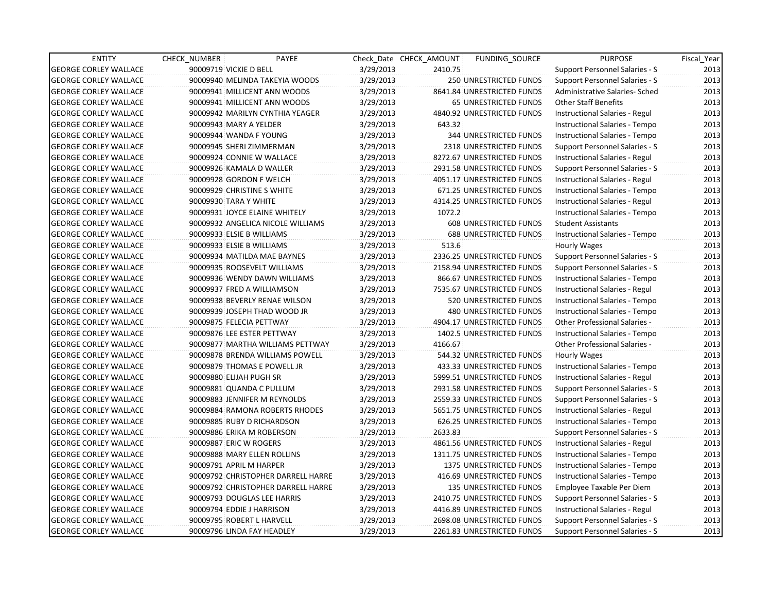| ENTITY | CHECK_NUMBER | PAYEE | Check_Date | CHECK_AMOUNT | FUNDING_SOURCE | PURPOSE | Fiscal_Year |
|---|---|---|---|---|---|---|---|
| GEORGE CORLEY WALLACE | 90009719 | VICKIE D BELL | 3/29/2013 | 2410.75 | | Support Personnel Salaries - S | 2013 |
| GEORGE CORLEY WALLACE | 90009940 | MELINDA TAKEYIA WOODS | 3/29/2013 | 250 | UNRESTRICTED FUNDS | Support Personnel Salaries - S | 2013 |
| GEORGE CORLEY WALLACE | 90009941 | MILLICENT ANN WOODS | 3/29/2013 | 8641.84 | UNRESTRICTED FUNDS | Administrative Salaries- Sched | 2013 |
| GEORGE CORLEY WALLACE | 90009941 | MILLICENT ANN WOODS | 3/29/2013 | 65 | UNRESTRICTED FUNDS | Other Staff Benefits | 2013 |
| GEORGE CORLEY WALLACE | 90009942 | MARILYN CYNTHIA YEAGER | 3/29/2013 | 4840.92 | UNRESTRICTED FUNDS | Instructional Salaries - Regul | 2013 |
| GEORGE CORLEY WALLACE | 90009943 | MARY A YELDER | 3/29/2013 | 643.32 | | Instructional Salaries - Tempo | 2013 |
| GEORGE CORLEY WALLACE | 90009944 | WANDA F YOUNG | 3/29/2013 | 344 | UNRESTRICTED FUNDS | Instructional Salaries - Tempo | 2013 |
| GEORGE CORLEY WALLACE | 90009945 | SHERI ZIMMERMAN | 3/29/2013 | 2318 | UNRESTRICTED FUNDS | Support Personnel Salaries - S | 2013 |
| GEORGE CORLEY WALLACE | 90009924 | CONNIE W WALLACE | 3/29/2013 | 8272.67 | UNRESTRICTED FUNDS | Instructional Salaries - Regul | 2013 |
| GEORGE CORLEY WALLACE | 90009926 | KAMALA D WALLER | 3/29/2013 | 2931.58 | UNRESTRICTED FUNDS | Support Personnel Salaries - S | 2013 |
| GEORGE CORLEY WALLACE | 90009928 | GORDON F WELCH | 3/29/2013 | 4051.17 | UNRESTRICTED FUNDS | Instructional Salaries - Regul | 2013 |
| GEORGE CORLEY WALLACE | 90009929 | CHRISTINE S WHITE | 3/29/2013 | 671.25 | UNRESTRICTED FUNDS | Instructional Salaries - Tempo | 2013 |
| GEORGE CORLEY WALLACE | 90009930 | TARA Y WHITE | 3/29/2013 | 4314.25 | UNRESTRICTED FUNDS | Instructional Salaries - Regul | 2013 |
| GEORGE CORLEY WALLACE | 90009931 | JOYCE ELAINE WHITELY | 3/29/2013 | 1072.2 | | Instructional Salaries - Tempo | 2013 |
| GEORGE CORLEY WALLACE | 90009932 | ANGELICA NICOLE WILLIAMS | 3/29/2013 | 608 | UNRESTRICTED FUNDS | Student Assistants | 2013 |
| GEORGE CORLEY WALLACE | 90009933 | ELSIE B WILLIAMS | 3/29/2013 | 688 | UNRESTRICTED FUNDS | Instructional Salaries - Tempo | 2013 |
| GEORGE CORLEY WALLACE | 90009933 | ELSIE B WILLIAMS | 3/29/2013 | 513.6 | | Hourly Wages | 2013 |
| GEORGE CORLEY WALLACE | 90009934 | MATILDA MAE BAYNES | 3/29/2013 | 2336.25 | UNRESTRICTED FUNDS | Support Personnel Salaries - S | 2013 |
| GEORGE CORLEY WALLACE | 90009935 | ROOSEVELT WILLIAMS | 3/29/2013 | 2158.94 | UNRESTRICTED FUNDS | Support Personnel Salaries - S | 2013 |
| GEORGE CORLEY WALLACE | 90009936 | WENDY DAWN WILLIAMS | 3/29/2013 | 866.67 | UNRESTRICTED FUNDS | Instructional Salaries - Tempo | 2013 |
| GEORGE CORLEY WALLACE | 90009937 | FRED A WILLIAMSON | 3/29/2013 | 7535.67 | UNRESTRICTED FUNDS | Instructional Salaries - Regul | 2013 |
| GEORGE CORLEY WALLACE | 90009938 | BEVERLY RENAE WILSON | 3/29/2013 | 520 | UNRESTRICTED FUNDS | Instructional Salaries - Tempo | 2013 |
| GEORGE CORLEY WALLACE | 90009939 | JOSEPH THAD WOOD JR | 3/29/2013 | 480 | UNRESTRICTED FUNDS | Instructional Salaries - Tempo | 2013 |
| GEORGE CORLEY WALLACE | 90009875 | FELECIA PETTWAY | 3/29/2013 | 4904.17 | UNRESTRICTED FUNDS | Other Professional Salaries - | 2013 |
| GEORGE CORLEY WALLACE | 90009876 | LEE ESTER PETTWAY | 3/29/2013 | 1402.5 | UNRESTRICTED FUNDS | Instructional Salaries - Tempo | 2013 |
| GEORGE CORLEY WALLACE | 90009877 | MARTHA WILLIAMS PETTWAY | 3/29/2013 | 4166.67 | | Other Professional Salaries - | 2013 |
| GEORGE CORLEY WALLACE | 90009878 | BRENDA WILLIAMS POWELL | 3/29/2013 | 544.32 | UNRESTRICTED FUNDS | Hourly Wages | 2013 |
| GEORGE CORLEY WALLACE | 90009879 | THOMAS E POWELL JR | 3/29/2013 | 433.33 | UNRESTRICTED FUNDS | Instructional Salaries - Tempo | 2013 |
| GEORGE CORLEY WALLACE | 90009880 | ELIJAH PUGH SR | 3/29/2013 | 5999.51 | UNRESTRICTED FUNDS | Instructional Salaries - Regul | 2013 |
| GEORGE CORLEY WALLACE | 90009881 | QUANDA C PULLUM | 3/29/2013 | 2931.58 | UNRESTRICTED FUNDS | Support Personnel Salaries - S | 2013 |
| GEORGE CORLEY WALLACE | 90009883 | JENNIFER M REYNOLDS | 3/29/2013 | 2559.33 | UNRESTRICTED FUNDS | Support Personnel Salaries - S | 2013 |
| GEORGE CORLEY WALLACE | 90009884 | RAMONA ROBERTS RHODES | 3/29/2013 | 5651.75 | UNRESTRICTED FUNDS | Instructional Salaries - Regul | 2013 |
| GEORGE CORLEY WALLACE | 90009885 | RUBY D RICHARDSON | 3/29/2013 | 626.25 | UNRESTRICTED FUNDS | Instructional Salaries - Tempo | 2013 |
| GEORGE CORLEY WALLACE | 90009886 | ERIKA M ROBERSON | 3/29/2013 | 2633.83 | | Support Personnel Salaries - S | 2013 |
| GEORGE CORLEY WALLACE | 90009887 | ERIC W ROGERS | 3/29/2013 | 4861.56 | UNRESTRICTED FUNDS | Instructional Salaries - Regul | 2013 |
| GEORGE CORLEY WALLACE | 90009888 | MARY ELLEN ROLLINS | 3/29/2013 | 1311.75 | UNRESTRICTED FUNDS | Instructional Salaries - Tempo | 2013 |
| GEORGE CORLEY WALLACE | 90009791 | APRIL M HARPER | 3/29/2013 | 1375 | UNRESTRICTED FUNDS | Instructional Salaries - Tempo | 2013 |
| GEORGE CORLEY WALLACE | 90009792 | CHRISTOPHER DARRELL HARRE | 3/29/2013 | 416.69 | UNRESTRICTED FUNDS | Instructional Salaries - Tempo | 2013 |
| GEORGE CORLEY WALLACE | 90009792 | CHRISTOPHER DARRELL HARRE | 3/29/2013 | 135 | UNRESTRICTED FUNDS | Employee Taxable Per Diem | 2013 |
| GEORGE CORLEY WALLACE | 90009793 | DOUGLAS LEE HARRIS | 3/29/2013 | 2410.75 | UNRESTRICTED FUNDS | Support Personnel Salaries - S | 2013 |
| GEORGE CORLEY WALLACE | 90009794 | EDDIE J HARRISON | 3/29/2013 | 4416.89 | UNRESTRICTED FUNDS | Instructional Salaries - Regul | 2013 |
| GEORGE CORLEY WALLACE | 90009795 | ROBERT L HARVELL | 3/29/2013 | 2698.08 | UNRESTRICTED FUNDS | Support Personnel Salaries - S | 2013 |
| GEORGE CORLEY WALLACE | 90009796 | LINDA FAY HEADLEY | 3/29/2013 | 2261.83 | UNRESTRICTED FUNDS | Support Personnel Salaries - S | 2013 |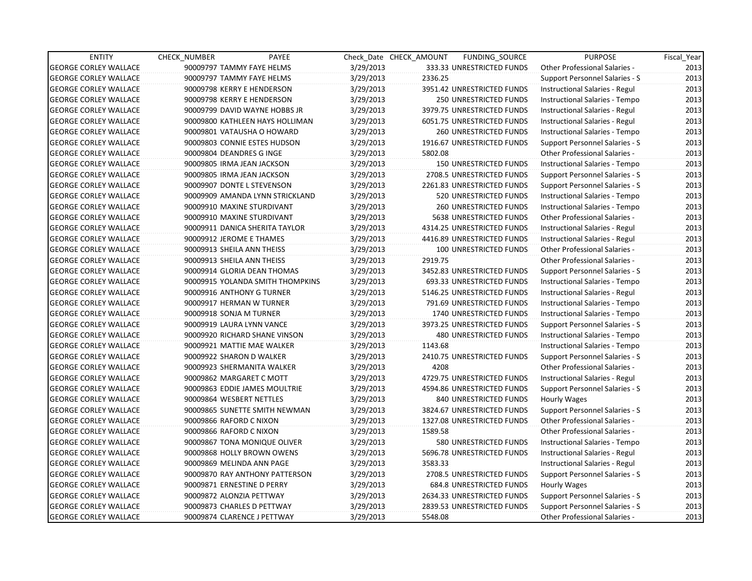| ENTITY | CHECK_NUMBER | PAYEE | Check_Date | CHECK_AMOUNT | FUNDING_SOURCE | PURPOSE | Fiscal_Year |
|---|---|---|---|---|---|---|---|
| GEORGE CORLEY WALLACE | 90009797 | TAMMY FAYE HELMS | 3/29/2013 | 333.33 | UNRESTRICTED FUNDS | Other Professional Salaries - | 2013 |
| GEORGE CORLEY WALLACE | 90009797 | TAMMY FAYE HELMS | 3/29/2013 | 2336.25 | | Support Personnel Salaries - S | 2013 |
| GEORGE CORLEY WALLACE | 90009798 | KERRY E HENDERSON | 3/29/2013 | 3951.42 | UNRESTRICTED FUNDS | Instructional Salaries - Regul | 2013 |
| GEORGE CORLEY WALLACE | 90009798 | KERRY E HENDERSON | 3/29/2013 | 250 | UNRESTRICTED FUNDS | Instructional Salaries - Tempo | 2013 |
| GEORGE CORLEY WALLACE | 90009799 | DAVID WAYNE HOBBS JR | 3/29/2013 | 3979.75 | UNRESTRICTED FUNDS | Instructional Salaries - Regul | 2013 |
| GEORGE CORLEY WALLACE | 90009800 | KATHLEEN HAYS HOLLIMAN | 3/29/2013 | 6051.75 | UNRESTRICTED FUNDS | Instructional Salaries - Regul | 2013 |
| GEORGE CORLEY WALLACE | 90009801 | VATAUSHA O HOWARD | 3/29/2013 | 260 | UNRESTRICTED FUNDS | Instructional Salaries - Tempo | 2013 |
| GEORGE CORLEY WALLACE | 90009803 | CONNIE ESTES HUDSON | 3/29/2013 | 1916.67 | UNRESTRICTED FUNDS | Support Personnel Salaries - S | 2013 |
| GEORGE CORLEY WALLACE | 90009804 | DEANDRES G INGE | 3/29/2013 | 5802.08 | | Other Professional Salaries - | 2013 |
| GEORGE CORLEY WALLACE | 90009805 | IRMA JEAN JACKSON | 3/29/2013 | 150 | UNRESTRICTED FUNDS | Instructional Salaries - Tempo | 2013 |
| GEORGE CORLEY WALLACE | 90009805 | IRMA JEAN JACKSON | 3/29/2013 | 2708.5 | UNRESTRICTED FUNDS | Support Personnel Salaries - S | 2013 |
| GEORGE CORLEY WALLACE | 90009907 | DONTE L STEVENSON | 3/29/2013 | 2261.83 | UNRESTRICTED FUNDS | Support Personnel Salaries - S | 2013 |
| GEORGE CORLEY WALLACE | 90009909 | AMANDA LYNN STRICKLAND | 3/29/2013 | 520 | UNRESTRICTED FUNDS | Instructional Salaries - Tempo | 2013 |
| GEORGE CORLEY WALLACE | 90009910 | MAXINE STURDIVANT | 3/29/2013 | 260 | UNRESTRICTED FUNDS | Instructional Salaries - Tempo | 2013 |
| GEORGE CORLEY WALLACE | 90009910 | MAXINE STURDIVANT | 3/29/2013 | 5638 | UNRESTRICTED FUNDS | Other Professional Salaries - | 2013 |
| GEORGE CORLEY WALLACE | 90009911 | DANICA SHERITA TAYLOR | 3/29/2013 | 4314.25 | UNRESTRICTED FUNDS | Instructional Salaries - Regul | 2013 |
| GEORGE CORLEY WALLACE | 90009912 | JEROME E THAMES | 3/29/2013 | 4416.89 | UNRESTRICTED FUNDS | Instructional Salaries - Regul | 2013 |
| GEORGE CORLEY WALLACE | 90009913 | SHEILA ANN THEISS | 3/29/2013 | 100 | UNRESTRICTED FUNDS | Other Professional Salaries - | 2013 |
| GEORGE CORLEY WALLACE | 90009913 | SHEILA ANN THEISS | 3/29/2013 | 2919.75 | | Other Professional Salaries - | 2013 |
| GEORGE CORLEY WALLACE | 90009914 | GLORIA DEAN THOMAS | 3/29/2013 | 3452.83 | UNRESTRICTED FUNDS | Support Personnel Salaries - S | 2013 |
| GEORGE CORLEY WALLACE | 90009915 | YOLANDA SMITH THOMPKINS | 3/29/2013 | 693.33 | UNRESTRICTED FUNDS | Instructional Salaries - Tempo | 2013 |
| GEORGE CORLEY WALLACE | 90009916 | ANTHONY G TURNER | 3/29/2013 | 5146.25 | UNRESTRICTED FUNDS | Instructional Salaries - Regul | 2013 |
| GEORGE CORLEY WALLACE | 90009917 | HERMAN W TURNER | 3/29/2013 | 791.69 | UNRESTRICTED FUNDS | Instructional Salaries - Tempo | 2013 |
| GEORGE CORLEY WALLACE | 90009918 | SONJA M TURNER | 3/29/2013 | 1740 | UNRESTRICTED FUNDS | Instructional Salaries - Tempo | 2013 |
| GEORGE CORLEY WALLACE | 90009919 | LAURA LYNN VANCE | 3/29/2013 | 3973.25 | UNRESTRICTED FUNDS | Support Personnel Salaries - S | 2013 |
| GEORGE CORLEY WALLACE | 90009920 | RICHARD SHANE VINSON | 3/29/2013 | 480 | UNRESTRICTED FUNDS | Instructional Salaries - Tempo | 2013 |
| GEORGE CORLEY WALLACE | 90009921 | MATTIE MAE WALKER | 3/29/2013 | 1143.68 | | Instructional Salaries - Tempo | 2013 |
| GEORGE CORLEY WALLACE | 90009922 | SHARON D WALKER | 3/29/2013 | 2410.75 | UNRESTRICTED FUNDS | Support Personnel Salaries - S | 2013 |
| GEORGE CORLEY WALLACE | 90009923 | SHERMANITA WALKER | 3/29/2013 | 4208 | | Other Professional Salaries - | 2013 |
| GEORGE CORLEY WALLACE | 90009862 | MARGARET C MOTT | 3/29/2013 | 4729.75 | UNRESTRICTED FUNDS | Instructional Salaries - Regul | 2013 |
| GEORGE CORLEY WALLACE | 90009863 | EDDIE JAMES MOULTRIE | 3/29/2013 | 4594.86 | UNRESTRICTED FUNDS | Support Personnel Salaries - S | 2013 |
| GEORGE CORLEY WALLACE | 90009864 | WESBERT NETTLES | 3/29/2013 | 840 | UNRESTRICTED FUNDS | Hourly Wages | 2013 |
| GEORGE CORLEY WALLACE | 90009865 | SUNETTE SMITH NEWMAN | 3/29/2013 | 3824.67 | UNRESTRICTED FUNDS | Support Personnel Salaries - S | 2013 |
| GEORGE CORLEY WALLACE | 90009866 | RAFORD C NIXON | 3/29/2013 | 1327.08 | UNRESTRICTED FUNDS | Other Professional Salaries - | 2013 |
| GEORGE CORLEY WALLACE | 90009866 | RAFORD C NIXON | 3/29/2013 | 1589.58 | | Other Professional Salaries - | 2013 |
| GEORGE CORLEY WALLACE | 90009867 | TONA MONIQUE OLIVER | 3/29/2013 | 580 | UNRESTRICTED FUNDS | Instructional Salaries - Tempo | 2013 |
| GEORGE CORLEY WALLACE | 90009868 | HOLLY BROWN OWENS | 3/29/2013 | 5696.78 | UNRESTRICTED FUNDS | Instructional Salaries - Regul | 2013 |
| GEORGE CORLEY WALLACE | 90009869 | MELINDA ANN PAGE | 3/29/2013 | 3583.33 | | Instructional Salaries - Regul | 2013 |
| GEORGE CORLEY WALLACE | 90009870 | RAY ANTHONY PATTERSON | 3/29/2013 | 2708.5 | UNRESTRICTED FUNDS | Support Personnel Salaries - S | 2013 |
| GEORGE CORLEY WALLACE | 90009871 | ERNESTINE D PERRY | 3/29/2013 | 684.8 | UNRESTRICTED FUNDS | Hourly Wages | 2013 |
| GEORGE CORLEY WALLACE | 90009872 | ALONZIA PETTWAY | 3/29/2013 | 2634.33 | UNRESTRICTED FUNDS | Support Personnel Salaries - S | 2013 |
| GEORGE CORLEY WALLACE | 90009873 | CHARLES D PETTWAY | 3/29/2013 | 2839.53 | UNRESTRICTED FUNDS | Support Personnel Salaries - S | 2013 |
| GEORGE CORLEY WALLACE | 90009874 | CLARENCE J PETTWAY | 3/29/2013 | 5548.08 | | Other Professional Salaries - | 2013 |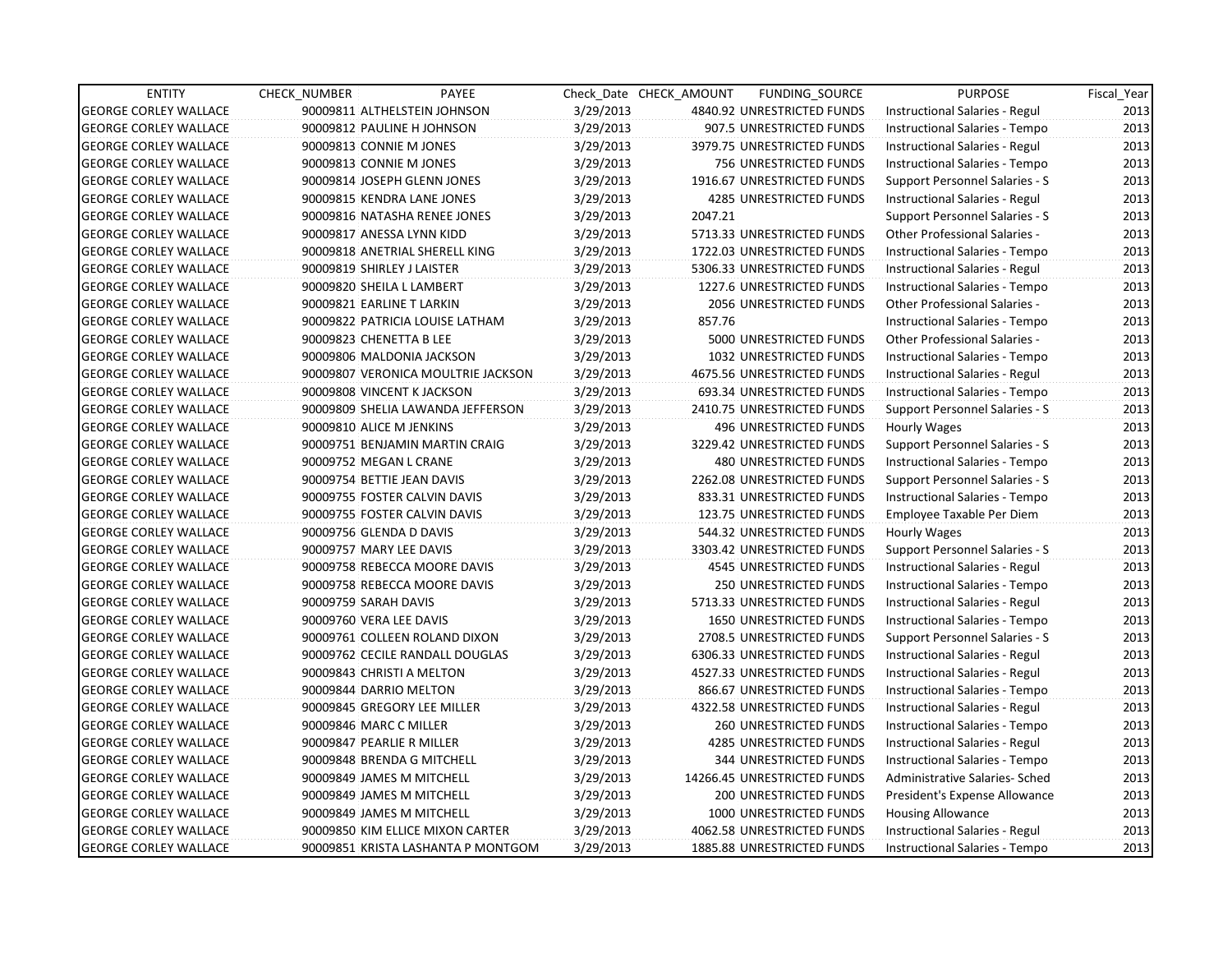| ENTITY | CHECK_NUMBER | PAYEE | Check_Date | CHECK_AMOUNT | FUNDING_SOURCE | PURPOSE | Fiscal_Year |
|---|---|---|---|---|---|---|---|
| GEORGE CORLEY WALLACE | 90009811 | ALTHELSTEIN JOHNSON | 3/29/2013 | 4840.92 | UNRESTRICTED FUNDS | Instructional Salaries - Regul | 2013 |
| GEORGE CORLEY WALLACE | 90009812 | PAULINE H JOHNSON | 3/29/2013 | 907.5 | UNRESTRICTED FUNDS | Instructional Salaries - Tempo | 2013 |
| GEORGE CORLEY WALLACE | 90009813 | CONNIE M JONES | 3/29/2013 | 3979.75 | UNRESTRICTED FUNDS | Instructional Salaries - Regul | 2013 |
| GEORGE CORLEY WALLACE | 90009813 | CONNIE M JONES | 3/29/2013 | 756 | UNRESTRICTED FUNDS | Instructional Salaries - Tempo | 2013 |
| GEORGE CORLEY WALLACE | 90009814 | JOSEPH GLENN JONES | 3/29/2013 | 1916.67 | UNRESTRICTED FUNDS | Support Personnel Salaries - S | 2013 |
| GEORGE CORLEY WALLACE | 90009815 | KENDRA LANE JONES | 3/29/2013 | 4285 | UNRESTRICTED FUNDS | Instructional Salaries - Regul | 2013 |
| GEORGE CORLEY WALLACE | 90009816 | NATASHA RENEE JONES | 3/29/2013 | 2047.21 | | Support Personnel Salaries - S | 2013 |
| GEORGE CORLEY WALLACE | 90009817 | ANESSA LYNN KIDD | 3/29/2013 | 5713.33 | UNRESTRICTED FUNDS | Other Professional Salaries - | 2013 |
| GEORGE CORLEY WALLACE | 90009818 | ANETRIAL SHERELL KING | 3/29/2013 | 1722.03 | UNRESTRICTED FUNDS | Instructional Salaries - Tempo | 2013 |
| GEORGE CORLEY WALLACE | 90009819 | SHIRLEY J LAISTER | 3/29/2013 | 5306.33 | UNRESTRICTED FUNDS | Instructional Salaries - Regul | 2013 |
| GEORGE CORLEY WALLACE | 90009820 | SHEILA L LAMBERT | 3/29/2013 | 1227.6 | UNRESTRICTED FUNDS | Instructional Salaries - Tempo | 2013 |
| GEORGE CORLEY WALLACE | 90009821 | EARLINE T LARKIN | 3/29/2013 | 2056 | UNRESTRICTED FUNDS | Other Professional Salaries - | 2013 |
| GEORGE CORLEY WALLACE | 90009822 | PATRICIA LOUISE LATHAM | 3/29/2013 | 857.76 | | Instructional Salaries - Tempo | 2013 |
| GEORGE CORLEY WALLACE | 90009823 | CHENETTA B LEE | 3/29/2013 | 5000 | UNRESTRICTED FUNDS | Other Professional Salaries - | 2013 |
| GEORGE CORLEY WALLACE | 90009806 | MALDONIA JACKSON | 3/29/2013 | 1032 | UNRESTRICTED FUNDS | Instructional Salaries - Tempo | 2013 |
| GEORGE CORLEY WALLACE | 90009807 | VERONICA MOULTRIE JACKSON | 3/29/2013 | 4675.56 | UNRESTRICTED FUNDS | Instructional Salaries - Regul | 2013 |
| GEORGE CORLEY WALLACE | 90009808 | VINCENT K JACKSON | 3/29/2013 | 693.34 | UNRESTRICTED FUNDS | Instructional Salaries - Tempo | 2013 |
| GEORGE CORLEY WALLACE | 90009809 | SHELIA LAWANDA JEFFERSON | 3/29/2013 | 2410.75 | UNRESTRICTED FUNDS | Support Personnel Salaries - S | 2013 |
| GEORGE CORLEY WALLACE | 90009810 | ALICE M JENKINS | 3/29/2013 | 496 | UNRESTRICTED FUNDS | Hourly Wages | 2013 |
| GEORGE CORLEY WALLACE | 90009751 | BENJAMIN MARTIN CRAIG | 3/29/2013 | 3229.42 | UNRESTRICTED FUNDS | Support Personnel Salaries - S | 2013 |
| GEORGE CORLEY WALLACE | 90009752 | MEGAN L CRANE | 3/29/2013 | 480 | UNRESTRICTED FUNDS | Instructional Salaries - Tempo | 2013 |
| GEORGE CORLEY WALLACE | 90009754 | BETTIE JEAN DAVIS | 3/29/2013 | 2262.08 | UNRESTRICTED FUNDS | Support Personnel Salaries - S | 2013 |
| GEORGE CORLEY WALLACE | 90009755 | FOSTER CALVIN DAVIS | 3/29/2013 | 833.31 | UNRESTRICTED FUNDS | Instructional Salaries - Tempo | 2013 |
| GEORGE CORLEY WALLACE | 90009755 | FOSTER CALVIN DAVIS | 3/29/2013 | 123.75 | UNRESTRICTED FUNDS | Employee Taxable Per Diem | 2013 |
| GEORGE CORLEY WALLACE | 90009756 | GLENDA D DAVIS | 3/29/2013 | 544.32 | UNRESTRICTED FUNDS | Hourly Wages | 2013 |
| GEORGE CORLEY WALLACE | 90009757 | MARY LEE DAVIS | 3/29/2013 | 3303.42 | UNRESTRICTED FUNDS | Support Personnel Salaries - S | 2013 |
| GEORGE CORLEY WALLACE | 90009758 | REBECCA MOORE DAVIS | 3/29/2013 | 4545 | UNRESTRICTED FUNDS | Instructional Salaries - Regul | 2013 |
| GEORGE CORLEY WALLACE | 90009758 | REBECCA MOORE DAVIS | 3/29/2013 | 250 | UNRESTRICTED FUNDS | Instructional Salaries - Tempo | 2013 |
| GEORGE CORLEY WALLACE | 90009759 | SARAH DAVIS | 3/29/2013 | 5713.33 | UNRESTRICTED FUNDS | Instructional Salaries - Regul | 2013 |
| GEORGE CORLEY WALLACE | 90009760 | VERA LEE DAVIS | 3/29/2013 | 1650 | UNRESTRICTED FUNDS | Instructional Salaries - Tempo | 2013 |
| GEORGE CORLEY WALLACE | 90009761 | COLLEEN ROLAND DIXON | 3/29/2013 | 2708.5 | UNRESTRICTED FUNDS | Support Personnel Salaries - S | 2013 |
| GEORGE CORLEY WALLACE | 90009762 | CECILE RANDALL DOUGLAS | 3/29/2013 | 6306.33 | UNRESTRICTED FUNDS | Instructional Salaries - Regul | 2013 |
| GEORGE CORLEY WALLACE | 90009843 | CHRISTI A MELTON | 3/29/2013 | 4527.33 | UNRESTRICTED FUNDS | Instructional Salaries - Regul | 2013 |
| GEORGE CORLEY WALLACE | 90009844 | DARRIO MELTON | 3/29/2013 | 866.67 | UNRESTRICTED FUNDS | Instructional Salaries - Tempo | 2013 |
| GEORGE CORLEY WALLACE | 90009845 | GREGORY LEE MILLER | 3/29/2013 | 4322.58 | UNRESTRICTED FUNDS | Instructional Salaries - Regul | 2013 |
| GEORGE CORLEY WALLACE | 90009846 | MARC C MILLER | 3/29/2013 | 260 | UNRESTRICTED FUNDS | Instructional Salaries - Tempo | 2013 |
| GEORGE CORLEY WALLACE | 90009847 | PEARLIE R MILLER | 3/29/2013 | 4285 | UNRESTRICTED FUNDS | Instructional Salaries - Regul | 2013 |
| GEORGE CORLEY WALLACE | 90009848 | BRENDA G MITCHELL | 3/29/2013 | 344 | UNRESTRICTED FUNDS | Instructional Salaries - Tempo | 2013 |
| GEORGE CORLEY WALLACE | 90009849 | JAMES M MITCHELL | 3/29/2013 | 14266.45 | UNRESTRICTED FUNDS | Administrative Salaries- Sched | 2013 |
| GEORGE CORLEY WALLACE | 90009849 | JAMES M MITCHELL | 3/29/2013 | 200 | UNRESTRICTED FUNDS | President's Expense Allowance | 2013 |
| GEORGE CORLEY WALLACE | 90009849 | JAMES M MITCHELL | 3/29/2013 | 1000 | UNRESTRICTED FUNDS | Housing Allowance | 2013 |
| GEORGE CORLEY WALLACE | 90009850 | KIM ELLICE MIXON CARTER | 3/29/2013 | 4062.58 | UNRESTRICTED FUNDS | Instructional Salaries - Regul | 2013 |
| GEORGE CORLEY WALLACE | 90009851 | KRISTA LASHANTA P MONTGOM | 3/29/2013 | 1885.88 | UNRESTRICTED FUNDS | Instructional Salaries - Tempo | 2013 |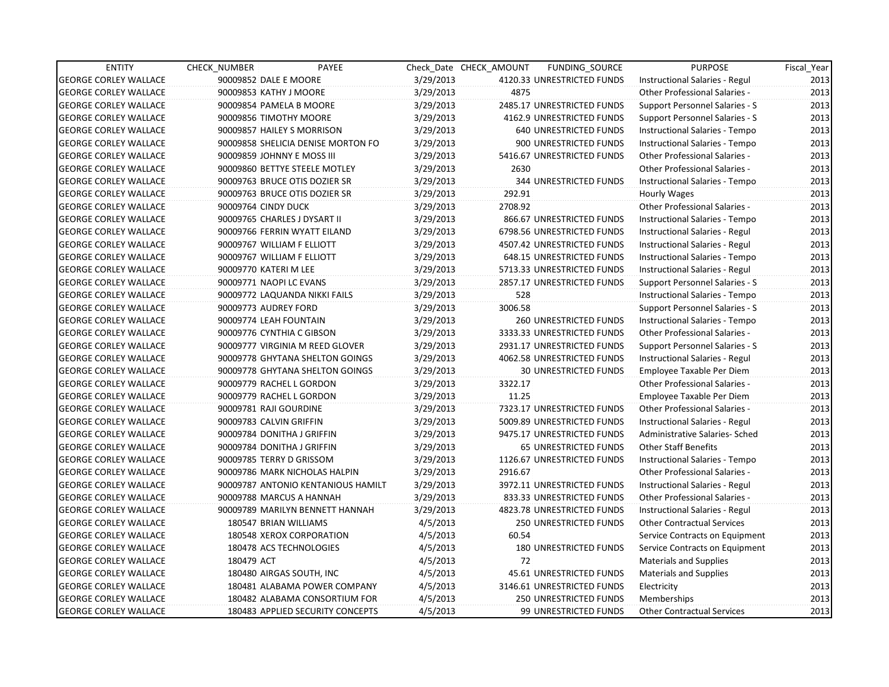| ENTITY | CHECK_NUMBER | PAYEE | Check_Date | CHECK_AMOUNT | FUNDING_SOURCE | PURPOSE | Fiscal_Year |
|---|---|---|---|---|---|---|---|
| GEORGE CORLEY WALLACE | 90009852 | DALE E MOORE | 3/29/2013 | 4120.33 | UNRESTRICTED FUNDS | Instructional Salaries - Regul | 2013 |
| GEORGE CORLEY WALLACE | 90009853 | KATHY J MOORE | 3/29/2013 | 4875 | | Other Professional Salaries - | 2013 |
| GEORGE CORLEY WALLACE | 90009854 | PAMELA B MOORE | 3/29/2013 | 2485.17 | UNRESTRICTED FUNDS | Support Personnel Salaries - S | 2013 |
| GEORGE CORLEY WALLACE | 90009856 | TIMOTHY MOORE | 3/29/2013 | 4162.9 | UNRESTRICTED FUNDS | Support Personnel Salaries - S | 2013 |
| GEORGE CORLEY WALLACE | 90009857 | HAILEY S MORRISON | 3/29/2013 | 640 | UNRESTRICTED FUNDS | Instructional Salaries - Tempo | 2013 |
| GEORGE CORLEY WALLACE | 90009858 | SHELICIA DENISE MORTON FO | 3/29/2013 | 900 | UNRESTRICTED FUNDS | Instructional Salaries - Tempo | 2013 |
| GEORGE CORLEY WALLACE | 90009859 | JOHNNY E MOSS III | 3/29/2013 | 5416.67 | UNRESTRICTED FUNDS | Other Professional Salaries - | 2013 |
| GEORGE CORLEY WALLACE | 90009860 | BETTYE STEELE MOTLEY | 3/29/2013 | 2630 | | Other Professional Salaries - | 2013 |
| GEORGE CORLEY WALLACE | 90009763 | BRUCE OTIS DOZIER SR | 3/29/2013 | 344 | UNRESTRICTED FUNDS | Instructional Salaries - Tempo | 2013 |
| GEORGE CORLEY WALLACE | 90009763 | BRUCE OTIS DOZIER SR | 3/29/2013 | 292.91 | | Hourly Wages | 2013 |
| GEORGE CORLEY WALLACE | 90009764 | CINDY DUCK | 3/29/2013 | 2708.92 | | Other Professional Salaries - | 2013 |
| GEORGE CORLEY WALLACE | 90009765 | CHARLES J DYSART II | 3/29/2013 | 866.67 | UNRESTRICTED FUNDS | Instructional Salaries - Tempo | 2013 |
| GEORGE CORLEY WALLACE | 90009766 | FERRIN WYATT EILAND | 3/29/2013 | 6798.56 | UNRESTRICTED FUNDS | Instructional Salaries - Regul | 2013 |
| GEORGE CORLEY WALLACE | 90009767 | WILLIAM F ELLIOTT | 3/29/2013 | 4507.42 | UNRESTRICTED FUNDS | Instructional Salaries - Regul | 2013 |
| GEORGE CORLEY WALLACE | 90009767 | WILLIAM F ELLIOTT | 3/29/2013 | 648.15 | UNRESTRICTED FUNDS | Instructional Salaries - Tempo | 2013 |
| GEORGE CORLEY WALLACE | 90009770 | KATERI M LEE | 3/29/2013 | 5713.33 | UNRESTRICTED FUNDS | Instructional Salaries - Regul | 2013 |
| GEORGE CORLEY WALLACE | 90009771 | NAOPI LC EVANS | 3/29/2013 | 2857.17 | UNRESTRICTED FUNDS | Support Personnel Salaries - S | 2013 |
| GEORGE CORLEY WALLACE | 90009772 | LAQUANDA NIKKI FAILS | 3/29/2013 | 528 | | Instructional Salaries - Tempo | 2013 |
| GEORGE CORLEY WALLACE | 90009773 | AUDREY FORD | 3/29/2013 | 3006.58 | | Support Personnel Salaries - S | 2013 |
| GEORGE CORLEY WALLACE | 90009774 | LEAH FOUNTAIN | 3/29/2013 | 260 | UNRESTRICTED FUNDS | Instructional Salaries - Tempo | 2013 |
| GEORGE CORLEY WALLACE | 90009776 | CYNTHIA C GIBSON | 3/29/2013 | 3333.33 | UNRESTRICTED FUNDS | Other Professional Salaries - | 2013 |
| GEORGE CORLEY WALLACE | 90009777 | VIRGINIA M REED GLOVER | 3/29/2013 | 2931.17 | UNRESTRICTED FUNDS | Support Personnel Salaries - S | 2013 |
| GEORGE CORLEY WALLACE | 90009778 | GHYTANA SHELTON GOINGS | 3/29/2013 | 4062.58 | UNRESTRICTED FUNDS | Instructional Salaries - Regul | 2013 |
| GEORGE CORLEY WALLACE | 90009778 | GHYTANA SHELTON GOINGS | 3/29/2013 | 30 | UNRESTRICTED FUNDS | Employee Taxable Per Diem | 2013 |
| GEORGE CORLEY WALLACE | 90009779 | RACHEL L GORDON | 3/29/2013 | 3322.17 | | Other Professional Salaries - | 2013 |
| GEORGE CORLEY WALLACE | 90009779 | RACHEL L GORDON | 3/29/2013 | 11.25 | | Employee Taxable Per Diem | 2013 |
| GEORGE CORLEY WALLACE | 90009781 | RAJI GOURDINE | 3/29/2013 | 7323.17 | UNRESTRICTED FUNDS | Other Professional Salaries - | 2013 |
| GEORGE CORLEY WALLACE | 90009783 | CALVIN GRIFFIN | 3/29/2013 | 5009.89 | UNRESTRICTED FUNDS | Instructional Salaries - Regul | 2013 |
| GEORGE CORLEY WALLACE | 90009784 | DONITHA J GRIFFIN | 3/29/2013 | 9475.17 | UNRESTRICTED FUNDS | Administrative Salaries- Sched | 2013 |
| GEORGE CORLEY WALLACE | 90009784 | DONITHA J GRIFFIN | 3/29/2013 | 65 | UNRESTRICTED FUNDS | Other Staff Benefits | 2013 |
| GEORGE CORLEY WALLACE | 90009785 | TERRY D GRISSOM | 3/29/2013 | 1126.67 | UNRESTRICTED FUNDS | Instructional Salaries - Tempo | 2013 |
| GEORGE CORLEY WALLACE | 90009786 | MARK NICHOLAS HALPIN | 3/29/2013 | 2916.67 | | Other Professional Salaries - | 2013 |
| GEORGE CORLEY WALLACE | 90009787 | ANTONIO KENTANIOUS HAMILT | 3/29/2013 | 3972.11 | UNRESTRICTED FUNDS | Instructional Salaries - Regul | 2013 |
| GEORGE CORLEY WALLACE | 90009788 | MARCUS A HANNAH | 3/29/2013 | 833.33 | UNRESTRICTED FUNDS | Other Professional Salaries - | 2013 |
| GEORGE CORLEY WALLACE | 90009789 | MARILYN BENNETT HANNAH | 3/29/2013 | 4823.78 | UNRESTRICTED FUNDS | Instructional Salaries - Regul | 2013 |
| GEORGE CORLEY WALLACE | 180547 | BRIAN WILLIAMS | 4/5/2013 | 250 | UNRESTRICTED FUNDS | Other Contractual Services | 2013 |
| GEORGE CORLEY WALLACE | 180548 | XEROX CORPORATION | 4/5/2013 | 60.54 | | Service Contracts on Equipment | 2013 |
| GEORGE CORLEY WALLACE | 180478 | ACS TECHNOLOGIES | 4/5/2013 | 180 | UNRESTRICTED FUNDS | Service Contracts on Equipment | 2013 |
| GEORGE CORLEY WALLACE | 180479 | ACT | 4/5/2013 | 72 | | Materials and Supplies | 2013 |
| GEORGE CORLEY WALLACE | 180480 | AIRGAS SOUTH, INC | 4/5/2013 | 45.61 | UNRESTRICTED FUNDS | Materials and Supplies | 2013 |
| GEORGE CORLEY WALLACE | 180481 | ALABAMA POWER COMPANY | 4/5/2013 | 3146.61 | UNRESTRICTED FUNDS | Electricity | 2013 |
| GEORGE CORLEY WALLACE | 180482 | ALABAMA CONSORTIUM FOR | 4/5/2013 | 250 | UNRESTRICTED FUNDS | Memberships | 2013 |
| GEORGE CORLEY WALLACE | 180483 | APPLIED SECURITY CONCEPTS | 4/5/2013 | 99 | UNRESTRICTED FUNDS | Other Contractual Services | 2013 |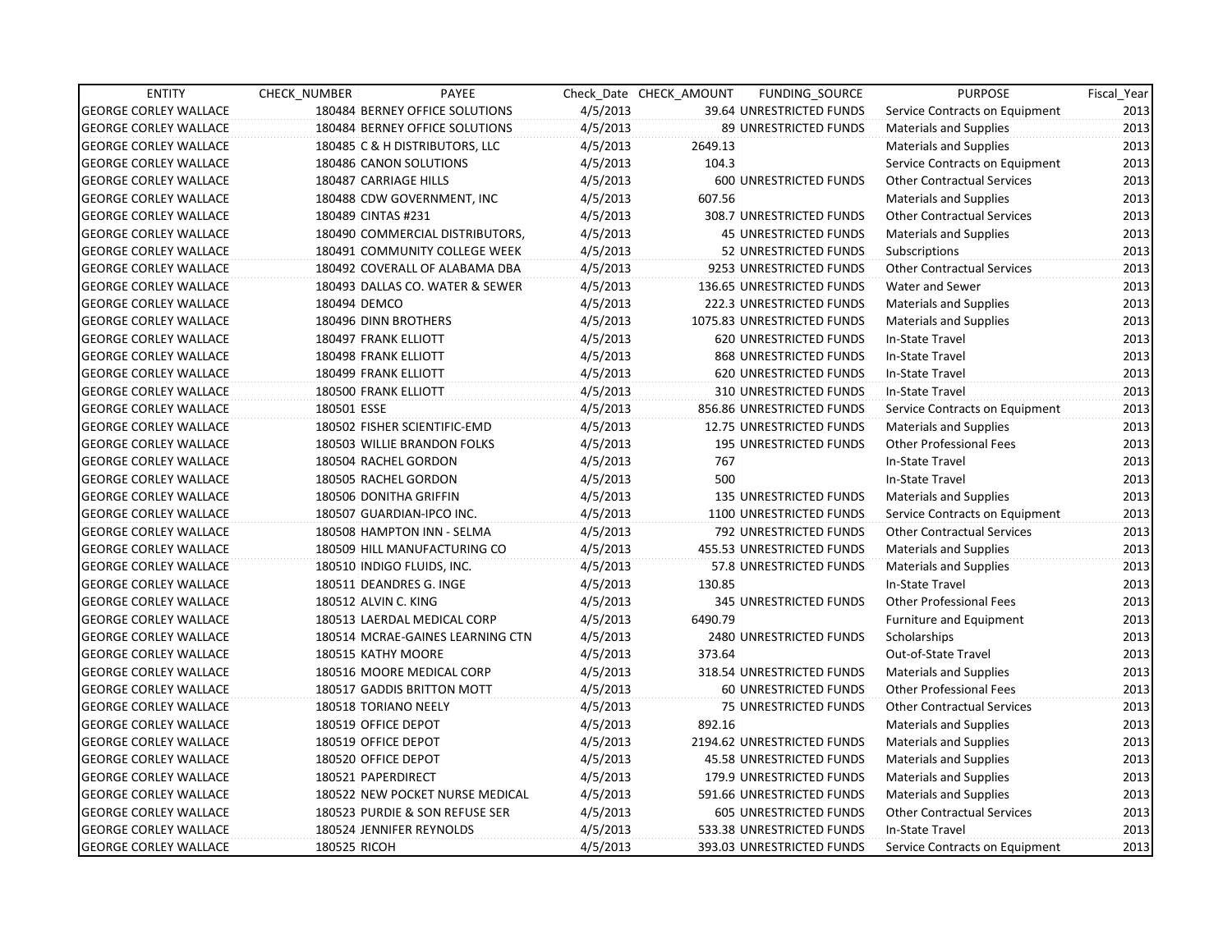| ENTITY | CHECK_NUMBER | PAYEE | Check_Date | CHECK_AMOUNT | FUNDING_SOURCE | PURPOSE | Fiscal_Year |
|---|---|---|---|---|---|---|---|
| GEORGE CORLEY WALLACE | 180484 | BERNEY OFFICE SOLUTIONS | 4/5/2013 | 39.64 | UNRESTRICTED FUNDS | Service Contracts on Equipment | 2013 |
| GEORGE CORLEY WALLACE | 180484 | BERNEY OFFICE SOLUTIONS | 4/5/2013 | 89 | UNRESTRICTED FUNDS | Materials and Supplies | 2013 |
| GEORGE CORLEY WALLACE | 180485 | C & H DISTRIBUTORS, LLC | 4/5/2013 | 2649.13 | | Materials and Supplies | 2013 |
| GEORGE CORLEY WALLACE | 180486 | CANON SOLUTIONS | 4/5/2013 | 104.3 | | Service Contracts on Equipment | 2013 |
| GEORGE CORLEY WALLACE | 180487 | CARRIAGE HILLS | 4/5/2013 | 600 | UNRESTRICTED FUNDS | Other Contractual Services | 2013 |
| GEORGE CORLEY WALLACE | 180488 | CDW GOVERNMENT, INC | 4/5/2013 | 607.56 | | Materials and Supplies | 2013 |
| GEORGE CORLEY WALLACE | 180489 | CINTAS #231 | 4/5/2013 | 308.7 | UNRESTRICTED FUNDS | Other Contractual Services | 2013 |
| GEORGE CORLEY WALLACE | 180490 | COMMERCIAL DISTRIBUTORS, | 4/5/2013 | 45 | UNRESTRICTED FUNDS | Materials and Supplies | 2013 |
| GEORGE CORLEY WALLACE | 180491 | COMMUNITY COLLEGE WEEK | 4/5/2013 | 52 | UNRESTRICTED FUNDS | Subscriptions | 2013 |
| GEORGE CORLEY WALLACE | 180492 | COVERALL OF ALABAMA DBA | 4/5/2013 | 9253 | UNRESTRICTED FUNDS | Other Contractual Services | 2013 |
| GEORGE CORLEY WALLACE | 180493 | DALLAS CO. WATER & SEWER | 4/5/2013 | 136.65 | UNRESTRICTED FUNDS | Water and Sewer | 2013 |
| GEORGE CORLEY WALLACE | 180494 | DEMCO | 4/5/2013 | 222.3 | UNRESTRICTED FUNDS | Materials and Supplies | 2013 |
| GEORGE CORLEY WALLACE | 180496 | DINN BROTHERS | 4/5/2013 | 1075.83 | UNRESTRICTED FUNDS | Materials and Supplies | 2013 |
| GEORGE CORLEY WALLACE | 180497 | FRANK ELLIOTT | 4/5/2013 | 620 | UNRESTRICTED FUNDS | In-State Travel | 2013 |
| GEORGE CORLEY WALLACE | 180498 | FRANK ELLIOTT | 4/5/2013 | 868 | UNRESTRICTED FUNDS | In-State Travel | 2013 |
| GEORGE CORLEY WALLACE | 180499 | FRANK ELLIOTT | 4/5/2013 | 620 | UNRESTRICTED FUNDS | In-State Travel | 2013 |
| GEORGE CORLEY WALLACE | 180500 | FRANK ELLIOTT | 4/5/2013 | 310 | UNRESTRICTED FUNDS | In-State Travel | 2013 |
| GEORGE CORLEY WALLACE | 180501 | ESSE | 4/5/2013 | 856.86 | UNRESTRICTED FUNDS | Service Contracts on Equipment | 2013 |
| GEORGE CORLEY WALLACE | 180502 | FISHER SCIENTIFIC-EMD | 4/5/2013 | 12.75 | UNRESTRICTED FUNDS | Materials and Supplies | 2013 |
| GEORGE CORLEY WALLACE | 180503 | WILLIE BRANDON FOLKS | 4/5/2013 | 195 | UNRESTRICTED FUNDS | Other Professional Fees | 2013 |
| GEORGE CORLEY WALLACE | 180504 | RACHEL GORDON | 4/5/2013 | 767 | | In-State Travel | 2013 |
| GEORGE CORLEY WALLACE | 180505 | RACHEL GORDON | 4/5/2013 | 500 | | In-State Travel | 2013 |
| GEORGE CORLEY WALLACE | 180506 | DONITHA GRIFFIN | 4/5/2013 | 135 | UNRESTRICTED FUNDS | Materials and Supplies | 2013 |
| GEORGE CORLEY WALLACE | 180507 | GUARDIAN-IPCO INC. | 4/5/2013 | 1100 | UNRESTRICTED FUNDS | Service Contracts on Equipment | 2013 |
| GEORGE CORLEY WALLACE | 180508 | HAMPTON INN - SELMA | 4/5/2013 | 792 | UNRESTRICTED FUNDS | Other Contractual Services | 2013 |
| GEORGE CORLEY WALLACE | 180509 | HILL MANUFACTURING CO | 4/5/2013 | 455.53 | UNRESTRICTED FUNDS | Materials and Supplies | 2013 |
| GEORGE CORLEY WALLACE | 180510 | INDIGO FLUIDS, INC. | 4/5/2013 | 57.8 | UNRESTRICTED FUNDS | Materials and Supplies | 2013 |
| GEORGE CORLEY WALLACE | 180511 | DEANDRES G. INGE | 4/5/2013 | 130.85 | | In-State Travel | 2013 |
| GEORGE CORLEY WALLACE | 180512 | ALVIN C. KING | 4/5/2013 | 345 | UNRESTRICTED FUNDS | Other Professional Fees | 2013 |
| GEORGE CORLEY WALLACE | 180513 | LAERDAL MEDICAL CORP | 4/5/2013 | 6490.79 | | Furniture and Equipment | 2013 |
| GEORGE CORLEY WALLACE | 180514 | MCRAE-GAINES LEARNING CTN | 4/5/2013 | 2480 | UNRESTRICTED FUNDS | Scholarships | 2013 |
| GEORGE CORLEY WALLACE | 180515 | KATHY MOORE | 4/5/2013 | 373.64 | | Out-of-State Travel | 2013 |
| GEORGE CORLEY WALLACE | 180516 | MOORE MEDICAL CORP | 4/5/2013 | 318.54 | UNRESTRICTED FUNDS | Materials and Supplies | 2013 |
| GEORGE CORLEY WALLACE | 180517 | GADDIS BRITTON MOTT | 4/5/2013 | 60 | UNRESTRICTED FUNDS | Other Professional Fees | 2013 |
| GEORGE CORLEY WALLACE | 180518 | TORIANO NEELY | 4/5/2013 | 75 | UNRESTRICTED FUNDS | Other Contractual Services | 2013 |
| GEORGE CORLEY WALLACE | 180519 | OFFICE DEPOT | 4/5/2013 | 892.16 | | Materials and Supplies | 2013 |
| GEORGE CORLEY WALLACE | 180519 | OFFICE DEPOT | 4/5/2013 | 2194.62 | UNRESTRICTED FUNDS | Materials and Supplies | 2013 |
| GEORGE CORLEY WALLACE | 180520 | OFFICE DEPOT | 4/5/2013 | 45.58 | UNRESTRICTED FUNDS | Materials and Supplies | 2013 |
| GEORGE CORLEY WALLACE | 180521 | PAPERDIRECT | 4/5/2013 | 179.9 | UNRESTRICTED FUNDS | Materials and Supplies | 2013 |
| GEORGE CORLEY WALLACE | 180522 | NEW POCKET NURSE MEDICAL | 4/5/2013 | 591.66 | UNRESTRICTED FUNDS | Materials and Supplies | 2013 |
| GEORGE CORLEY WALLACE | 180523 | PURDIE & SON REFUSE SER | 4/5/2013 | 605 | UNRESTRICTED FUNDS | Other Contractual Services | 2013 |
| GEORGE CORLEY WALLACE | 180524 | JENNIFER REYNOLDS | 4/5/2013 | 533.38 | UNRESTRICTED FUNDS | In-State Travel | 2013 |
| GEORGE CORLEY WALLACE | 180525 | RICOH | 4/5/2013 | 393.03 | UNRESTRICTED FUNDS | Service Contracts on Equipment | 2013 |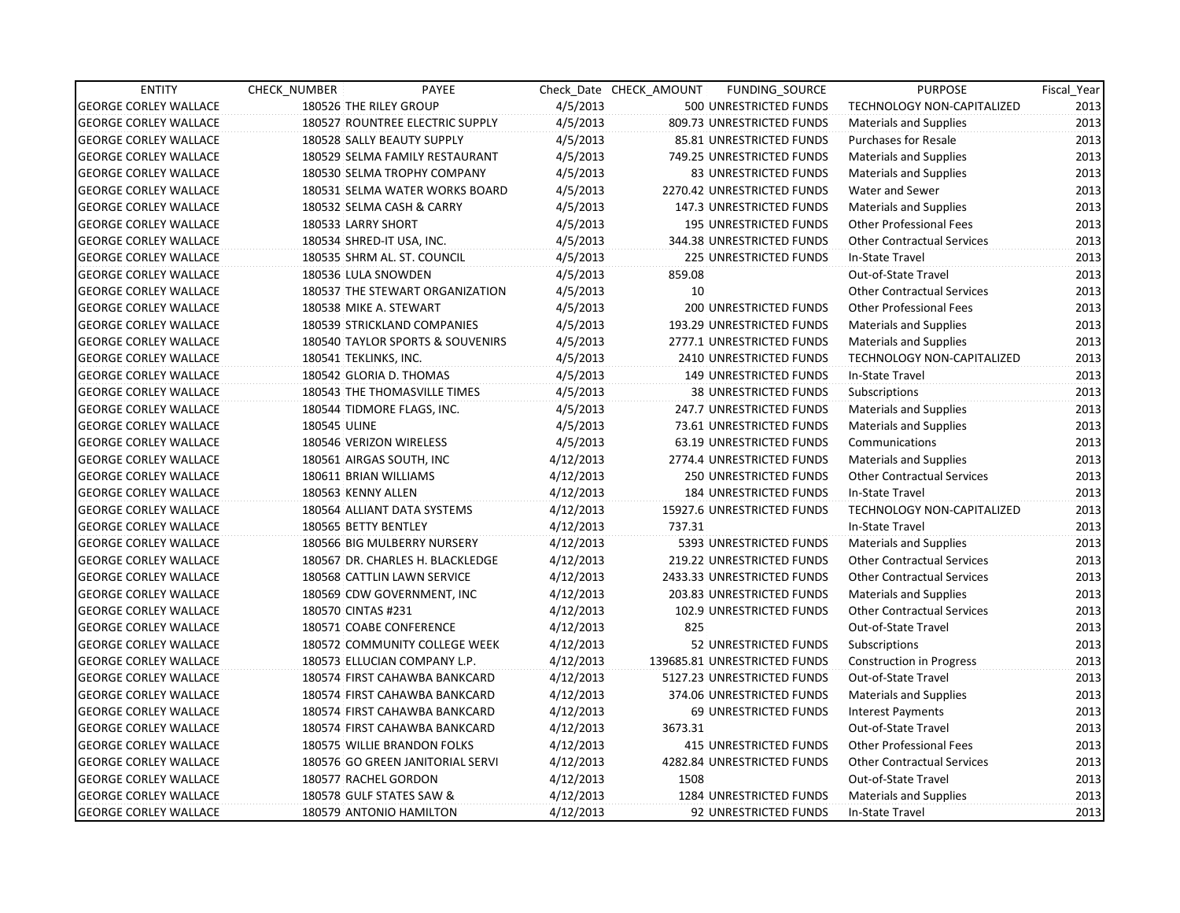| ENTITY | CHECK_NUMBER | PAYEE | Check_Date | CHECK_AMOUNT | FUNDING_SOURCE | PURPOSE | Fiscal_Year |
|---|---|---|---|---|---|---|---|
| GEORGE CORLEY WALLACE | 180526 | THE RILEY GROUP | 4/5/2013 | 500 | UNRESTRICTED FUNDS | TECHNOLOGY NON-CAPITALIZED | 2013 |
| GEORGE CORLEY WALLACE | 180527 | ROUNTREE ELECTRIC SUPPLY | 4/5/2013 | 809.73 | UNRESTRICTED FUNDS | Materials and Supplies | 2013 |
| GEORGE CORLEY WALLACE | 180528 | SALLY BEAUTY SUPPLY | 4/5/2013 | 85.81 | UNRESTRICTED FUNDS | Purchases for Resale | 2013 |
| GEORGE CORLEY WALLACE | 180529 | SELMA FAMILY RESTAURANT | 4/5/2013 | 749.25 | UNRESTRICTED FUNDS | Materials and Supplies | 2013 |
| GEORGE CORLEY WALLACE | 180530 | SELMA TROPHY COMPANY | 4/5/2013 | 83 | UNRESTRICTED FUNDS | Materials and Supplies | 2013 |
| GEORGE CORLEY WALLACE | 180531 | SELMA WATER WORKS BOARD | 4/5/2013 | 2270.42 | UNRESTRICTED FUNDS | Water and Sewer | 2013 |
| GEORGE CORLEY WALLACE | 180532 | SELMA CASH & CARRY | 4/5/2013 | 147.3 | UNRESTRICTED FUNDS | Materials and Supplies | 2013 |
| GEORGE CORLEY WALLACE | 180533 | LARRY SHORT | 4/5/2013 | 195 | UNRESTRICTED FUNDS | Other Professional Fees | 2013 |
| GEORGE CORLEY WALLACE | 180534 | SHRED-IT USA, INC. | 4/5/2013 | 344.38 | UNRESTRICTED FUNDS | Other Contractual Services | 2013 |
| GEORGE CORLEY WALLACE | 180535 | SHRM AL. ST. COUNCIL | 4/5/2013 | 225 | UNRESTRICTED FUNDS | In-State Travel | 2013 |
| GEORGE CORLEY WALLACE | 180536 | LULA SNOWDEN | 4/5/2013 | 859.08 | | Out-of-State Travel | 2013 |
| GEORGE CORLEY WALLACE | 180537 | THE STEWART ORGANIZATION | 4/5/2013 | 10 | | Other Contractual Services | 2013 |
| GEORGE CORLEY WALLACE | 180538 | MIKE A. STEWART | 4/5/2013 | 200 | UNRESTRICTED FUNDS | Other Professional Fees | 2013 |
| GEORGE CORLEY WALLACE | 180539 | STRICKLAND COMPANIES | 4/5/2013 | 193.29 | UNRESTRICTED FUNDS | Materials and Supplies | 2013 |
| GEORGE CORLEY WALLACE | 180540 | TAYLOR SPORTS & SOUVENIRS | 4/5/2013 | 2777.1 | UNRESTRICTED FUNDS | Materials and Supplies | 2013 |
| GEORGE CORLEY WALLACE | 180541 | TEKLINKS, INC. | 4/5/2013 | 2410 | UNRESTRICTED FUNDS | TECHNOLOGY NON-CAPITALIZED | 2013 |
| GEORGE CORLEY WALLACE | 180542 | GLORIA D. THOMAS | 4/5/2013 | 149 | UNRESTRICTED FUNDS | In-State Travel | 2013 |
| GEORGE CORLEY WALLACE | 180543 | THE THOMASVILLE TIMES | 4/5/2013 | 38 | UNRESTRICTED FUNDS | Subscriptions | 2013 |
| GEORGE CORLEY WALLACE | 180544 | TIDMORE FLAGS, INC. | 4/5/2013 | 247.7 | UNRESTRICTED FUNDS | Materials and Supplies | 2013 |
| GEORGE CORLEY WALLACE | 180545 | ULINE | 4/5/2013 | 73.61 | UNRESTRICTED FUNDS | Materials and Supplies | 2013 |
| GEORGE CORLEY WALLACE | 180546 | VERIZON WIRELESS | 4/5/2013 | 63.19 | UNRESTRICTED FUNDS | Communications | 2013 |
| GEORGE CORLEY WALLACE | 180561 | AIRGAS SOUTH, INC | 4/12/2013 | 2774.4 | UNRESTRICTED FUNDS | Materials and Supplies | 2013 |
| GEORGE CORLEY WALLACE | 180611 | BRIAN WILLIAMS | 4/12/2013 | 250 | UNRESTRICTED FUNDS | Other Contractual Services | 2013 |
| GEORGE CORLEY WALLACE | 180563 | KENNY ALLEN | 4/12/2013 | 184 | UNRESTRICTED FUNDS | In-State Travel | 2013 |
| GEORGE CORLEY WALLACE | 180564 | ALLIANT DATA SYSTEMS | 4/12/2013 | 15927.6 | UNRESTRICTED FUNDS | TECHNOLOGY NON-CAPITALIZED | 2013 |
| GEORGE CORLEY WALLACE | 180565 | BETTY BENTLEY | 4/12/2013 | 737.31 | | In-State Travel | 2013 |
| GEORGE CORLEY WALLACE | 180566 | BIG MULBERRY NURSERY | 4/12/2013 | 5393 | UNRESTRICTED FUNDS | Materials and Supplies | 2013 |
| GEORGE CORLEY WALLACE | 180567 | DR. CHARLES H. BLACKLEDGE | 4/12/2013 | 219.22 | UNRESTRICTED FUNDS | Other Contractual Services | 2013 |
| GEORGE CORLEY WALLACE | 180568 | CATTLIN LAWN SERVICE | 4/12/2013 | 2433.33 | UNRESTRICTED FUNDS | Other Contractual Services | 2013 |
| GEORGE CORLEY WALLACE | 180569 | CDW GOVERNMENT, INC | 4/12/2013 | 203.83 | UNRESTRICTED FUNDS | Materials and Supplies | 2013 |
| GEORGE CORLEY WALLACE | 180570 | CINTAS #231 | 4/12/2013 | 102.9 | UNRESTRICTED FUNDS | Other Contractual Services | 2013 |
| GEORGE CORLEY WALLACE | 180571 | COABE CONFERENCE | 4/12/2013 | 825 | | Out-of-State Travel | 2013 |
| GEORGE CORLEY WALLACE | 180572 | COMMUNITY COLLEGE WEEK | 4/12/2013 | 52 | UNRESTRICTED FUNDS | Subscriptions | 2013 |
| GEORGE CORLEY WALLACE | 180573 | ELLUCIAN COMPANY L.P. | 4/12/2013 | 139685.81 | UNRESTRICTED FUNDS | Construction in Progress | 2013 |
| GEORGE CORLEY WALLACE | 180574 | FIRST CAHAWBA BANKCARD | 4/12/2013 | 5127.23 | UNRESTRICTED FUNDS | Out-of-State Travel | 2013 |
| GEORGE CORLEY WALLACE | 180574 | FIRST CAHAWBA BANKCARD | 4/12/2013 | 374.06 | UNRESTRICTED FUNDS | Materials and Supplies | 2013 |
| GEORGE CORLEY WALLACE | 180574 | FIRST CAHAWBA BANKCARD | 4/12/2013 | 69 | UNRESTRICTED FUNDS | Interest Payments | 2013 |
| GEORGE CORLEY WALLACE | 180574 | FIRST CAHAWBA BANKCARD | 4/12/2013 | 3673.31 | | Out-of-State Travel | 2013 |
| GEORGE CORLEY WALLACE | 180575 | WILLIE BRANDON FOLKS | 4/12/2013 | 415 | UNRESTRICTED FUNDS | Other Professional Fees | 2013 |
| GEORGE CORLEY WALLACE | 180576 | GO GREEN JANITORIAL SERVI | 4/12/2013 | 4282.84 | UNRESTRICTED FUNDS | Other Contractual Services | 2013 |
| GEORGE CORLEY WALLACE | 180577 | RACHEL GORDON | 4/12/2013 | 1508 | | Out-of-State Travel | 2013 |
| GEORGE CORLEY WALLACE | 180578 | GULF STATES SAW & | 4/12/2013 | 1284 | UNRESTRICTED FUNDS | Materials and Supplies | 2013 |
| GEORGE CORLEY WALLACE | 180579 | ANTONIO HAMILTON | 4/12/2013 | 92 | UNRESTRICTED FUNDS | In-State Travel | 2013 |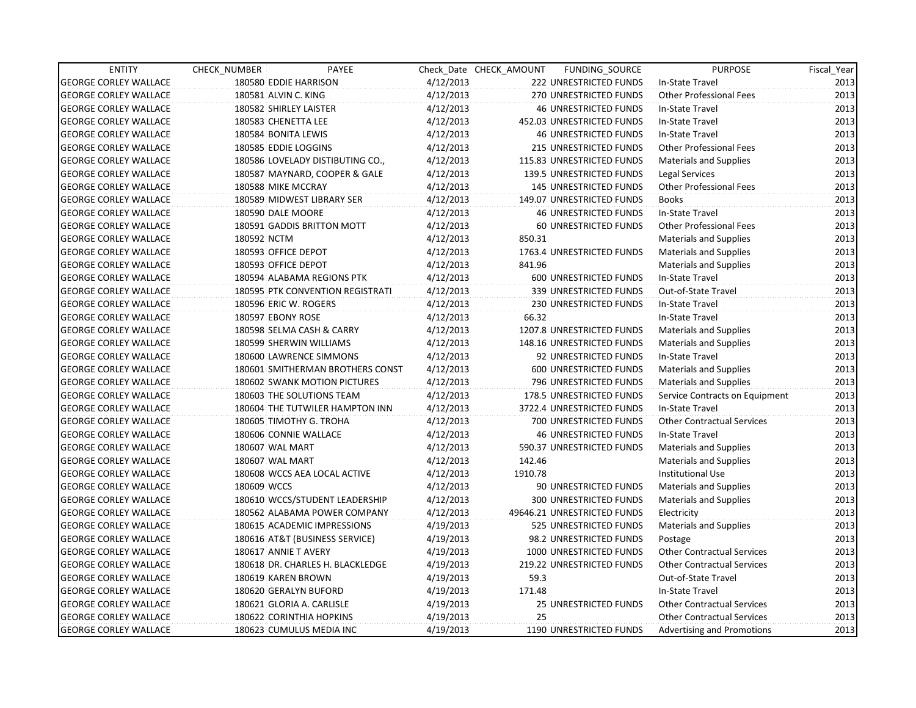| ENTITY | CHECK_NUMBER | PAYEE | Check_Date | CHECK_AMOUNT | FUNDING_SOURCE | PURPOSE | Fiscal_Year |
|---|---|---|---|---|---|---|---|
| GEORGE CORLEY WALLACE | 180580 | EDDIE HARRISON | 4/12/2013 | 222 | UNRESTRICTED FUNDS | In-State Travel | 2013 |
| GEORGE CORLEY WALLACE | 180581 | ALVIN C. KING | 4/12/2013 | 270 | UNRESTRICTED FUNDS | Other Professional Fees | 2013 |
| GEORGE CORLEY WALLACE | 180582 | SHIRLEY LAISTER | 4/12/2013 | 46 | UNRESTRICTED FUNDS | In-State Travel | 2013 |
| GEORGE CORLEY WALLACE | 180583 | CHENETTA LEE | 4/12/2013 | 452.03 | UNRESTRICTED FUNDS | In-State Travel | 2013 |
| GEORGE CORLEY WALLACE | 180584 | BONITA LEWIS | 4/12/2013 | 46 | UNRESTRICTED FUNDS | In-State Travel | 2013 |
| GEORGE CORLEY WALLACE | 180585 | EDDIE LOGGINS | 4/12/2013 | 215 | UNRESTRICTED FUNDS | Other Professional Fees | 2013 |
| GEORGE CORLEY WALLACE | 180586 | LOVELADY DISTIBUTING CO., | 4/12/2013 | 115.83 | UNRESTRICTED FUNDS | Materials and Supplies | 2013 |
| GEORGE CORLEY WALLACE | 180587 | MAYNARD, COOPER & GALE | 4/12/2013 | 139.5 | UNRESTRICTED FUNDS | Legal Services | 2013 |
| GEORGE CORLEY WALLACE | 180588 | MIKE MCCRAY | 4/12/2013 | 145 | UNRESTRICTED FUNDS | Other Professional Fees | 2013 |
| GEORGE CORLEY WALLACE | 180589 | MIDWEST LIBRARY SER | 4/12/2013 | 149.07 | UNRESTRICTED FUNDS | Books | 2013 |
| GEORGE CORLEY WALLACE | 180590 | DALE MOORE | 4/12/2013 | 46 | UNRESTRICTED FUNDS | In-State Travel | 2013 |
| GEORGE CORLEY WALLACE | 180591 | GADDIS BRITTON MOTT | 4/12/2013 | 60 | UNRESTRICTED FUNDS | Other Professional Fees | 2013 |
| GEORGE CORLEY WALLACE | 180592 | NCTM | 4/12/2013 | 850.31 | | Materials and Supplies | 2013 |
| GEORGE CORLEY WALLACE | 180593 | OFFICE DEPOT | 4/12/2013 | 1763.4 | UNRESTRICTED FUNDS | Materials and Supplies | 2013 |
| GEORGE CORLEY WALLACE | 180593 | OFFICE DEPOT | 4/12/2013 | 841.96 | | Materials and Supplies | 2013 |
| GEORGE CORLEY WALLACE | 180594 | ALABAMA REGIONS PTK | 4/12/2013 | 600 | UNRESTRICTED FUNDS | In-State Travel | 2013 |
| GEORGE CORLEY WALLACE | 180595 | PTK CONVENTION REGISTRATI | 4/12/2013 | 339 | UNRESTRICTED FUNDS | Out-of-State Travel | 2013 |
| GEORGE CORLEY WALLACE | 180596 | ERIC W. ROGERS | 4/12/2013 | 230 | UNRESTRICTED FUNDS | In-State Travel | 2013 |
| GEORGE CORLEY WALLACE | 180597 | EBONY ROSE | 4/12/2013 | 66.32 | | In-State Travel | 2013 |
| GEORGE CORLEY WALLACE | 180598 | SELMA CASH & CARRY | 4/12/2013 | 1207.8 | UNRESTRICTED FUNDS | Materials and Supplies | 2013 |
| GEORGE CORLEY WALLACE | 180599 | SHERWIN WILLIAMS | 4/12/2013 | 148.16 | UNRESTRICTED FUNDS | Materials and Supplies | 2013 |
| GEORGE CORLEY WALLACE | 180600 | LAWRENCE SIMMONS | 4/12/2013 | 92 | UNRESTRICTED FUNDS | In-State Travel | 2013 |
| GEORGE CORLEY WALLACE | 180601 | SMITHERMAN BROTHERS CONST | 4/12/2013 | 600 | UNRESTRICTED FUNDS | Materials and Supplies | 2013 |
| GEORGE CORLEY WALLACE | 180602 | SWANK MOTION PICTURES | 4/12/2013 | 796 | UNRESTRICTED FUNDS | Materials and Supplies | 2013 |
| GEORGE CORLEY WALLACE | 180603 | THE SOLUTIONS TEAM | 4/12/2013 | 178.5 | UNRESTRICTED FUNDS | Service Contracts on Equipment | 2013 |
| GEORGE CORLEY WALLACE | 180604 | THE TUTWILER HAMPTON INN | 4/12/2013 | 3722.4 | UNRESTRICTED FUNDS | In-State Travel | 2013 |
| GEORGE CORLEY WALLACE | 180605 | TIMOTHY G. TROHA | 4/12/2013 | 700 | UNRESTRICTED FUNDS | Other Contractual Services | 2013 |
| GEORGE CORLEY WALLACE | 180606 | CONNIE WALLACE | 4/12/2013 | 46 | UNRESTRICTED FUNDS | In-State Travel | 2013 |
| GEORGE CORLEY WALLACE | 180607 | WAL MART | 4/12/2013 | 590.37 | UNRESTRICTED FUNDS | Materials and Supplies | 2013 |
| GEORGE CORLEY WALLACE | 180607 | WAL MART | 4/12/2013 | 142.46 | | Materials and Supplies | 2013 |
| GEORGE CORLEY WALLACE | 180608 | WCCS AEA LOCAL ACTIVE | 4/12/2013 | 1910.78 | | Institutional Use | 2013 |
| GEORGE CORLEY WALLACE | 180609 | WCCS | 4/12/2013 | 90 | UNRESTRICTED FUNDS | Materials and Supplies | 2013 |
| GEORGE CORLEY WALLACE | 180610 | WCCS/STUDENT LEADERSHIP | 4/12/2013 | 300 | UNRESTRICTED FUNDS | Materials and Supplies | 2013 |
| GEORGE CORLEY WALLACE | 180562 | ALABAMA POWER COMPANY | 4/12/2013 | 49646.21 | UNRESTRICTED FUNDS | Electricity | 2013 |
| GEORGE CORLEY WALLACE | 180615 | ACADEMIC IMPRESSIONS | 4/19/2013 | 525 | UNRESTRICTED FUNDS | Materials and Supplies | 2013 |
| GEORGE CORLEY WALLACE | 180616 | AT&T (BUSINESS SERVICE) | 4/19/2013 | 98.2 | UNRESTRICTED FUNDS | Postage | 2013 |
| GEORGE CORLEY WALLACE | 180617 | ANNIE T AVERY | 4/19/2013 | 1000 | UNRESTRICTED FUNDS | Other Contractual Services | 2013 |
| GEORGE CORLEY WALLACE | 180618 | DR. CHARLES H. BLACKLEDGE | 4/19/2013 | 219.22 | UNRESTRICTED FUNDS | Other Contractual Services | 2013 |
| GEORGE CORLEY WALLACE | 180619 | KAREN BROWN | 4/19/2013 | 59.3 | | Out-of-State Travel | 2013 |
| GEORGE CORLEY WALLACE | 180620 | GERALYN BUFORD | 4/19/2013 | 171.48 | | In-State Travel | 2013 |
| GEORGE CORLEY WALLACE | 180621 | GLORIA A. CARLISLE | 4/19/2013 | 25 | UNRESTRICTED FUNDS | Other Contractual Services | 2013 |
| GEORGE CORLEY WALLACE | 180622 | CORINTHIA HOPKINS | 4/19/2013 | 25 | | Other Contractual Services | 2013 |
| GEORGE CORLEY WALLACE | 180623 | CUMULUS MEDIA INC | 4/19/2013 | 1190 | UNRESTRICTED FUNDS | Advertising and Promotions | 2013 |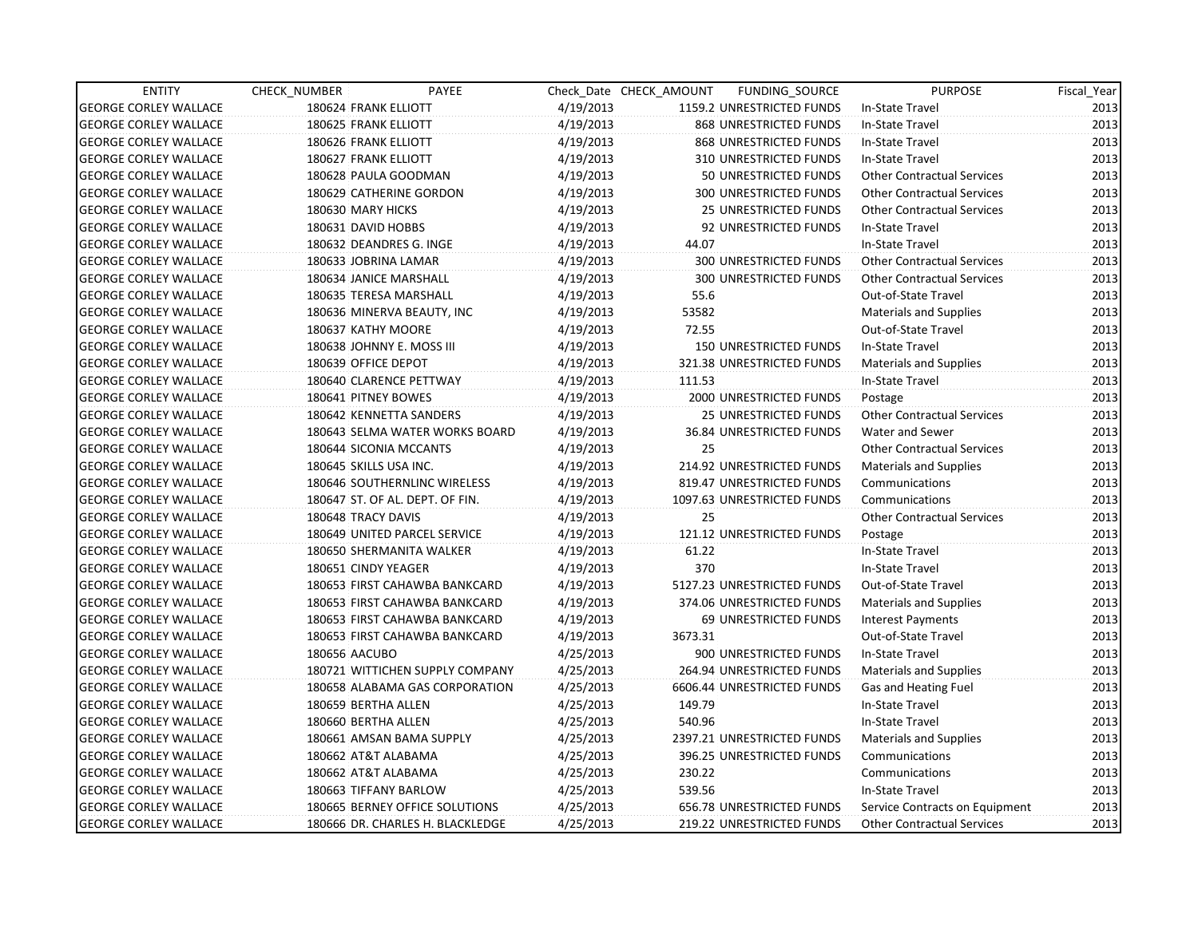| ENTITY | CHECK_NUMBER | PAYEE | Check_Date | CHECK_AMOUNT | FUNDING_SOURCE | PURPOSE | Fiscal_Year |
|---|---|---|---|---|---|---|---|
| GEORGE CORLEY WALLACE | 180624 | FRANK ELLIOTT | 4/19/2013 | 1159.2 | UNRESTRICTED FUNDS | In-State Travel | 2013 |
| GEORGE CORLEY WALLACE | 180625 | FRANK ELLIOTT | 4/19/2013 | 868 | UNRESTRICTED FUNDS | In-State Travel | 2013 |
| GEORGE CORLEY WALLACE | 180626 | FRANK ELLIOTT | 4/19/2013 | 868 | UNRESTRICTED FUNDS | In-State Travel | 2013 |
| GEORGE CORLEY WALLACE | 180627 | FRANK ELLIOTT | 4/19/2013 | 310 | UNRESTRICTED FUNDS | In-State Travel | 2013 |
| GEORGE CORLEY WALLACE | 180628 | PAULA GOODMAN | 4/19/2013 | 50 | UNRESTRICTED FUNDS | Other Contractual Services | 2013 |
| GEORGE CORLEY WALLACE | 180629 | CATHERINE GORDON | 4/19/2013 | 300 | UNRESTRICTED FUNDS | Other Contractual Services | 2013 |
| GEORGE CORLEY WALLACE | 180630 | MARY HICKS | 4/19/2013 | 25 | UNRESTRICTED FUNDS | Other Contractual Services | 2013 |
| GEORGE CORLEY WALLACE | 180631 | DAVID HOBBS | 4/19/2013 | 92 | UNRESTRICTED FUNDS | In-State Travel | 2013 |
| GEORGE CORLEY WALLACE | 180632 | DEANDRES G. INGE | 4/19/2013 | 44.07 | | In-State Travel | 2013 |
| GEORGE CORLEY WALLACE | 180633 | JOBRINA LAMAR | 4/19/2013 | 300 | UNRESTRICTED FUNDS | Other Contractual Services | 2013 |
| GEORGE CORLEY WALLACE | 180634 | JANICE MARSHALL | 4/19/2013 | 300 | UNRESTRICTED FUNDS | Other Contractual Services | 2013 |
| GEORGE CORLEY WALLACE | 180635 | TERESA MARSHALL | 4/19/2013 | 55.6 | | Out-of-State Travel | 2013 |
| GEORGE CORLEY WALLACE | 180636 | MINERVA BEAUTY, INC | 4/19/2013 | 53582 | | Materials and Supplies | 2013 |
| GEORGE CORLEY WALLACE | 180637 | KATHY MOORE | 4/19/2013 | 72.55 | | Out-of-State Travel | 2013 |
| GEORGE CORLEY WALLACE | 180638 | JOHNNY E. MOSS III | 4/19/2013 | 150 | UNRESTRICTED FUNDS | In-State Travel | 2013 |
| GEORGE CORLEY WALLACE | 180639 | OFFICE DEPOT | 4/19/2013 | 321.38 | UNRESTRICTED FUNDS | Materials and Supplies | 2013 |
| GEORGE CORLEY WALLACE | 180640 | CLARENCE PETTWAY | 4/19/2013 | 111.53 | | In-State Travel | 2013 |
| GEORGE CORLEY WALLACE | 180641 | PITNEY BOWES | 4/19/2013 | 2000 | UNRESTRICTED FUNDS | Postage | 2013 |
| GEORGE CORLEY WALLACE | 180642 | KENNETTA SANDERS | 4/19/2013 | 25 | UNRESTRICTED FUNDS | Other Contractual Services | 2013 |
| GEORGE CORLEY WALLACE | 180643 | SELMA WATER WORKS BOARD | 4/19/2013 | 36.84 | UNRESTRICTED FUNDS | Water and Sewer | 2013 |
| GEORGE CORLEY WALLACE | 180644 | SICONIA MCCANTS | 4/19/2013 | 25 | | Other Contractual Services | 2013 |
| GEORGE CORLEY WALLACE | 180645 | SKILLS USA INC. | 4/19/2013 | 214.92 | UNRESTRICTED FUNDS | Materials and Supplies | 2013 |
| GEORGE CORLEY WALLACE | 180646 | SOUTHERNLINC WIRELESS | 4/19/2013 | 819.47 | UNRESTRICTED FUNDS | Communications | 2013 |
| GEORGE CORLEY WALLACE | 180647 | ST. OF AL. DEPT. OF FIN. | 4/19/2013 | 1097.63 | UNRESTRICTED FUNDS | Communications | 2013 |
| GEORGE CORLEY WALLACE | 180648 | TRACY DAVIS | 4/19/2013 | 25 | | Other Contractual Services | 2013 |
| GEORGE CORLEY WALLACE | 180649 | UNITED PARCEL SERVICE | 4/19/2013 | 121.12 | UNRESTRICTED FUNDS | Postage | 2013 |
| GEORGE CORLEY WALLACE | 180650 | SHERMANITA WALKER | 4/19/2013 | 61.22 | | In-State Travel | 2013 |
| GEORGE CORLEY WALLACE | 180651 | CINDY YEAGER | 4/19/2013 | 370 | | In-State Travel | 2013 |
| GEORGE CORLEY WALLACE | 180653 | FIRST CAHAWBA BANKCARD | 4/19/2013 | 5127.23 | UNRESTRICTED FUNDS | Out-of-State Travel | 2013 |
| GEORGE CORLEY WALLACE | 180653 | FIRST CAHAWBA BANKCARD | 4/19/2013 | 374.06 | UNRESTRICTED FUNDS | Materials and Supplies | 2013 |
| GEORGE CORLEY WALLACE | 180653 | FIRST CAHAWBA BANKCARD | 4/19/2013 | 69 | UNRESTRICTED FUNDS | Interest Payments | 2013 |
| GEORGE CORLEY WALLACE | 180653 | FIRST CAHAWBA BANKCARD | 4/19/2013 | 3673.31 | | Out-of-State Travel | 2013 |
| GEORGE CORLEY WALLACE | 180656 | AACUBO | 4/25/2013 | 900 | UNRESTRICTED FUNDS | In-State Travel | 2013 |
| GEORGE CORLEY WALLACE | 180721 | WITTICHEN SUPPLY COMPANY | 4/25/2013 | 264.94 | UNRESTRICTED FUNDS | Materials and Supplies | 2013 |
| GEORGE CORLEY WALLACE | 180658 | ALABAMA GAS CORPORATION | 4/25/2013 | 6606.44 | UNRESTRICTED FUNDS | Gas and Heating Fuel | 2013 |
| GEORGE CORLEY WALLACE | 180659 | BERTHA ALLEN | 4/25/2013 | 149.79 | | In-State Travel | 2013 |
| GEORGE CORLEY WALLACE | 180660 | BERTHA ALLEN | 4/25/2013 | 540.96 | | In-State Travel | 2013 |
| GEORGE CORLEY WALLACE | 180661 | AMSAN BAMA SUPPLY | 4/25/2013 | 2397.21 | UNRESTRICTED FUNDS | Materials and Supplies | 2013 |
| GEORGE CORLEY WALLACE | 180662 | AT&T ALABAMA | 4/25/2013 | 396.25 | UNRESTRICTED FUNDS | Communications | 2013 |
| GEORGE CORLEY WALLACE | 180662 | AT&T ALABAMA | 4/25/2013 | 230.22 | | Communications | 2013 |
| GEORGE CORLEY WALLACE | 180663 | TIFFANY BARLOW | 4/25/2013 | 539.56 | | In-State Travel | 2013 |
| GEORGE CORLEY WALLACE | 180665 | BERNEY OFFICE SOLUTIONS | 4/25/2013 | 656.78 | UNRESTRICTED FUNDS | Service Contracts on Equipment | 2013 |
| GEORGE CORLEY WALLACE | 180666 | DR. CHARLES H. BLACKLEDGE | 4/25/2013 | 219.22 | UNRESTRICTED FUNDS | Other Contractual Services | 2013 |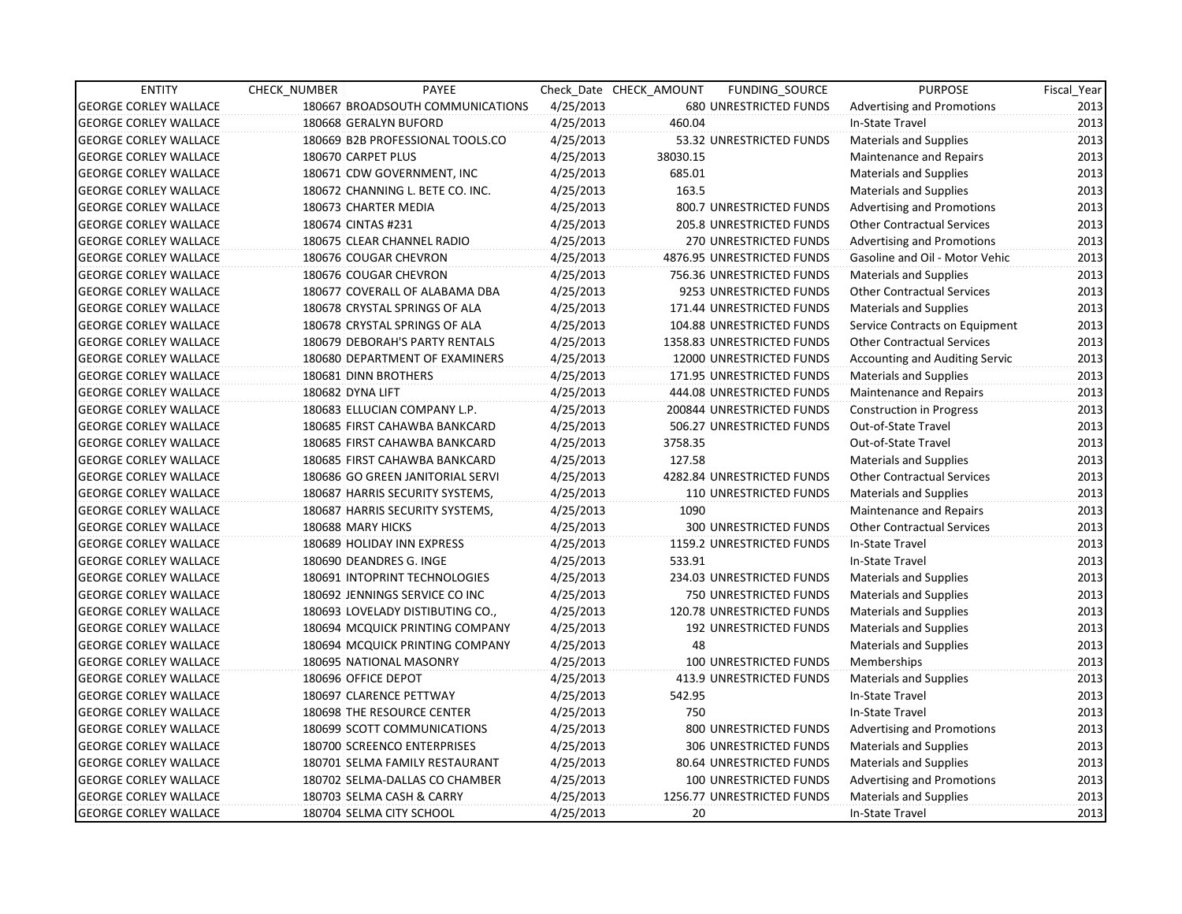| ENTITY | CHECK_NUMBER | PAYEE | Check_Date | CHECK_AMOUNT | FUNDING_SOURCE | PURPOSE | Fiscal_Year |
|---|---|---|---|---|---|---|---|
| GEORGE CORLEY WALLACE | 180667 | BROADSOUTH COMMUNICATIONS | 4/25/2013 | 680 | UNRESTRICTED FUNDS | Advertising and Promotions | 2013 |
| GEORGE CORLEY WALLACE | 180668 | GERALYN BUFORD | 4/25/2013 | 460.04 | | In-State Travel | 2013 |
| GEORGE CORLEY WALLACE | 180669 | B2B PROFESSIONAL TOOLS.CO | 4/25/2013 | 53.32 | UNRESTRICTED FUNDS | Materials and Supplies | 2013 |
| GEORGE CORLEY WALLACE | 180670 | CARPET PLUS | 4/25/2013 | 38030.15 | | Maintenance and Repairs | 2013 |
| GEORGE CORLEY WALLACE | 180671 | CDW GOVERNMENT, INC | 4/25/2013 | 685.01 | | Materials and Supplies | 2013 |
| GEORGE CORLEY WALLACE | 180672 | CHANNING L. BETE CO. INC. | 4/25/2013 | 163.5 | | Materials and Supplies | 2013 |
| GEORGE CORLEY WALLACE | 180673 | CHARTER MEDIA | 4/25/2013 | 800.7 | UNRESTRICTED FUNDS | Advertising and Promotions | 2013 |
| GEORGE CORLEY WALLACE | 180674 | CINTAS #231 | 4/25/2013 | 205.8 | UNRESTRICTED FUNDS | Other Contractual Services | 2013 |
| GEORGE CORLEY WALLACE | 180675 | CLEAR CHANNEL RADIO | 4/25/2013 | 270 | UNRESTRICTED FUNDS | Advertising and Promotions | 2013 |
| GEORGE CORLEY WALLACE | 180676 | COUGAR CHEVRON | 4/25/2013 | 4876.95 | UNRESTRICTED FUNDS | Gasoline and Oil - Motor Vehic | 2013 |
| GEORGE CORLEY WALLACE | 180676 | COUGAR CHEVRON | 4/25/2013 | 756.36 | UNRESTRICTED FUNDS | Materials and Supplies | 2013 |
| GEORGE CORLEY WALLACE | 180677 | COVERALL OF ALABAMA DBA | 4/25/2013 | 9253 | UNRESTRICTED FUNDS | Other Contractual Services | 2013 |
| GEORGE CORLEY WALLACE | 180678 | CRYSTAL SPRINGS OF ALA | 4/25/2013 | 171.44 | UNRESTRICTED FUNDS | Materials and Supplies | 2013 |
| GEORGE CORLEY WALLACE | 180678 | CRYSTAL SPRINGS OF ALA | 4/25/2013 | 104.88 | UNRESTRICTED FUNDS | Service Contracts on Equipment | 2013 |
| GEORGE CORLEY WALLACE | 180679 | DEBORAH'S PARTY RENTALS | 4/25/2013 | 1358.83 | UNRESTRICTED FUNDS | Other Contractual Services | 2013 |
| GEORGE CORLEY WALLACE | 180680 | DEPARTMENT OF EXAMINERS | 4/25/2013 | 12000 | UNRESTRICTED FUNDS | Accounting and Auditing Servic | 2013 |
| GEORGE CORLEY WALLACE | 180681 | DINN BROTHERS | 4/25/2013 | 171.95 | UNRESTRICTED FUNDS | Materials and Supplies | 2013 |
| GEORGE CORLEY WALLACE | 180682 | DYNA LIFT | 4/25/2013 | 444.08 | UNRESTRICTED FUNDS | Maintenance and Repairs | 2013 |
| GEORGE CORLEY WALLACE | 180683 | ELLUCIAN COMPANY L.P. | 4/25/2013 | 200844 | UNRESTRICTED FUNDS | Construction in Progress | 2013 |
| GEORGE CORLEY WALLACE | 180685 | FIRST CAHAWBA BANKCARD | 4/25/2013 | 506.27 | UNRESTRICTED FUNDS | Out-of-State Travel | 2013 |
| GEORGE CORLEY WALLACE | 180685 | FIRST CAHAWBA BANKCARD | 4/25/2013 | 3758.35 | | Out-of-State Travel | 2013 |
| GEORGE CORLEY WALLACE | 180685 | FIRST CAHAWBA BANKCARD | 4/25/2013 | 127.58 | | Materials and Supplies | 2013 |
| GEORGE CORLEY WALLACE | 180686 | GO GREEN JANITORIAL SERVI | 4/25/2013 | 4282.84 | UNRESTRICTED FUNDS | Other Contractual Services | 2013 |
| GEORGE CORLEY WALLACE | 180687 | HARRIS SECURITY SYSTEMS, | 4/25/2013 | 110 | UNRESTRICTED FUNDS | Materials and Supplies | 2013 |
| GEORGE CORLEY WALLACE | 180687 | HARRIS SECURITY SYSTEMS, | 4/25/2013 | 1090 | | Maintenance and Repairs | 2013 |
| GEORGE CORLEY WALLACE | 180688 | MARY HICKS | 4/25/2013 | 300 | UNRESTRICTED FUNDS | Other Contractual Services | 2013 |
| GEORGE CORLEY WALLACE | 180689 | HOLIDAY INN EXPRESS | 4/25/2013 | 1159.2 | UNRESTRICTED FUNDS | In-State Travel | 2013 |
| GEORGE CORLEY WALLACE | 180690 | DEANDRES G. INGE | 4/25/2013 | 533.91 | | In-State Travel | 2013 |
| GEORGE CORLEY WALLACE | 180691 | INTOPRINT TECHNOLOGIES | 4/25/2013 | 234.03 | UNRESTRICTED FUNDS | Materials and Supplies | 2013 |
| GEORGE CORLEY WALLACE | 180692 | JENNINGS SERVICE CO INC | 4/25/2013 | 750 | UNRESTRICTED FUNDS | Materials and Supplies | 2013 |
| GEORGE CORLEY WALLACE | 180693 | LOVELADY DISTIBUTING CO., | 4/25/2013 | 120.78 | UNRESTRICTED FUNDS | Materials and Supplies | 2013 |
| GEORGE CORLEY WALLACE | 180694 | MCQUICK PRINTING COMPANY | 4/25/2013 | 192 | UNRESTRICTED FUNDS | Materials and Supplies | 2013 |
| GEORGE CORLEY WALLACE | 180694 | MCQUICK PRINTING COMPANY | 4/25/2013 | 48 | | Materials and Supplies | 2013 |
| GEORGE CORLEY WALLACE | 180695 | NATIONAL MASONRY | 4/25/2013 | 100 | UNRESTRICTED FUNDS | Memberships | 2013 |
| GEORGE CORLEY WALLACE | 180696 | OFFICE DEPOT | 4/25/2013 | 413.9 | UNRESTRICTED FUNDS | Materials and Supplies | 2013 |
| GEORGE CORLEY WALLACE | 180697 | CLARENCE PETTWAY | 4/25/2013 | 542.95 | | In-State Travel | 2013 |
| GEORGE CORLEY WALLACE | 180698 | THE RESOURCE CENTER | 4/25/2013 | 750 | | In-State Travel | 2013 |
| GEORGE CORLEY WALLACE | 180699 | SCOTT COMMUNICATIONS | 4/25/2013 | 800 | UNRESTRICTED FUNDS | Advertising and Promotions | 2013 |
| GEORGE CORLEY WALLACE | 180700 | SCREENCO ENTERPRISES | 4/25/2013 | 306 | UNRESTRICTED FUNDS | Materials and Supplies | 2013 |
| GEORGE CORLEY WALLACE | 180701 | SELMA FAMILY RESTAURANT | 4/25/2013 | 80.64 | UNRESTRICTED FUNDS | Materials and Supplies | 2013 |
| GEORGE CORLEY WALLACE | 180702 | SELMA-DALLAS CO CHAMBER | 4/25/2013 | 100 | UNRESTRICTED FUNDS | Advertising and Promotions | 2013 |
| GEORGE CORLEY WALLACE | 180703 | SELMA CASH & CARRY | 4/25/2013 | 1256.77 | UNRESTRICTED FUNDS | Materials and Supplies | 2013 |
| GEORGE CORLEY WALLACE | 180704 | SELMA CITY SCHOOL | 4/25/2013 | 20 | | In-State Travel | 2013 |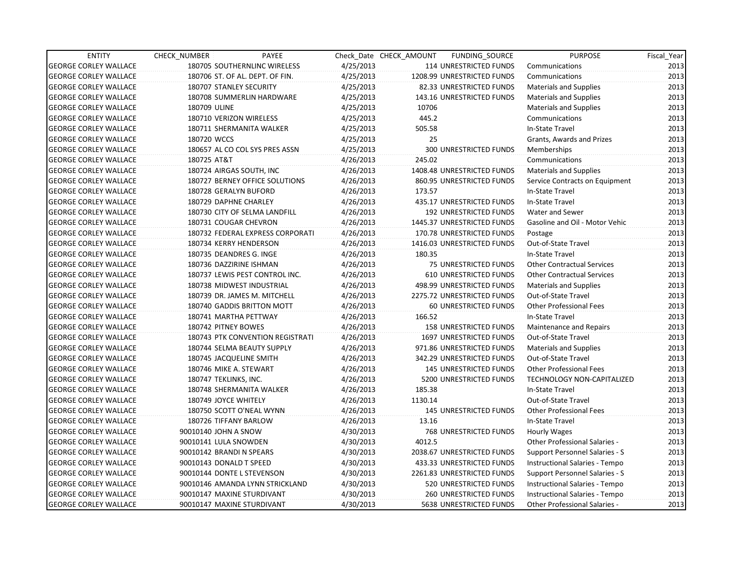| ENTITY | CHECK_NUMBER | PAYEE | Check_Date | CHECK_AMOUNT | FUNDING_SOURCE | PURPOSE | Fiscal_Year |
|---|---|---|---|---|---|---|---|
| GEORGE CORLEY WALLACE | 180705 | SOUTHERNLINC WIRELESS | 4/25/2013 | 114 | UNRESTRICTED FUNDS | Communications | 2013 |
| GEORGE CORLEY WALLACE | 180706 | ST. OF AL. DEPT. OF FIN. | 4/25/2013 | 1208.99 | UNRESTRICTED FUNDS | Communications | 2013 |
| GEORGE CORLEY WALLACE | 180707 | STANLEY SECURITY | 4/25/2013 | 82.33 | UNRESTRICTED FUNDS | Materials and Supplies | 2013 |
| GEORGE CORLEY WALLACE | 180708 | SUMMERLIN HARDWARE | 4/25/2013 | 143.16 | UNRESTRICTED FUNDS | Materials and Supplies | 2013 |
| GEORGE CORLEY WALLACE | 180709 | ULINE | 4/25/2013 | 10706 | | Materials and Supplies | 2013 |
| GEORGE CORLEY WALLACE | 180710 | VERIZON WIRELESS | 4/25/2013 | 445.2 | | Communications | 2013 |
| GEORGE CORLEY WALLACE | 180711 | SHERMANITA WALKER | 4/25/2013 | 505.58 | | In-State Travel | 2013 |
| GEORGE CORLEY WALLACE | 180720 | WCCS | 4/25/2013 | 25 | | Grants, Awards and Prizes | 2013 |
| GEORGE CORLEY WALLACE | 180657 | AL CO COL SYS PRES ASSN | 4/25/2013 | 300 | UNRESTRICTED FUNDS | Memberships | 2013 |
| GEORGE CORLEY WALLACE | 180725 | AT&T | 4/26/2013 | 245.02 | | Communications | 2013 |
| GEORGE CORLEY WALLACE | 180724 | AIRGAS SOUTH, INC | 4/26/2013 | 1408.48 | UNRESTRICTED FUNDS | Materials and Supplies | 2013 |
| GEORGE CORLEY WALLACE | 180727 | BERNEY OFFICE SOLUTIONS | 4/26/2013 | 860.95 | UNRESTRICTED FUNDS | Service Contracts on Equipment | 2013 |
| GEORGE CORLEY WALLACE | 180728 | GERALYN BUFORD | 4/26/2013 | 173.57 | | In-State Travel | 2013 |
| GEORGE CORLEY WALLACE | 180729 | DAPHNE CHARLEY | 4/26/2013 | 435.17 | UNRESTRICTED FUNDS | In-State Travel | 2013 |
| GEORGE CORLEY WALLACE | 180730 | CITY OF SELMA LANDFILL | 4/26/2013 | 192 | UNRESTRICTED FUNDS | Water and Sewer | 2013 |
| GEORGE CORLEY WALLACE | 180731 | COUGAR CHEVRON | 4/26/2013 | 1445.37 | UNRESTRICTED FUNDS | Gasoline and Oil - Motor Vehic | 2013 |
| GEORGE CORLEY WALLACE | 180732 | FEDERAL EXPRESS CORPORATI | 4/26/2013 | 170.78 | UNRESTRICTED FUNDS | Postage | 2013 |
| GEORGE CORLEY WALLACE | 180734 | KERRY HENDERSON | 4/26/2013 | 1416.03 | UNRESTRICTED FUNDS | Out-of-State Travel | 2013 |
| GEORGE CORLEY WALLACE | 180735 | DEANDRES G. INGE | 4/26/2013 | 180.35 | | In-State Travel | 2013 |
| GEORGE CORLEY WALLACE | 180736 | DAZZIRINE ISHMAN | 4/26/2013 | 75 | UNRESTRICTED FUNDS | Other Contractual Services | 2013 |
| GEORGE CORLEY WALLACE | 180737 | LEWIS PEST CONTROL INC. | 4/26/2013 | 610 | UNRESTRICTED FUNDS | Other Contractual Services | 2013 |
| GEORGE CORLEY WALLACE | 180738 | MIDWEST INDUSTRIAL | 4/26/2013 | 498.99 | UNRESTRICTED FUNDS | Materials and Supplies | 2013 |
| GEORGE CORLEY WALLACE | 180739 | DR. JAMES M. MITCHELL | 4/26/2013 | 2275.72 | UNRESTRICTED FUNDS | Out-of-State Travel | 2013 |
| GEORGE CORLEY WALLACE | 180740 | GADDIS BRITTON MOTT | 4/26/2013 | 60 | UNRESTRICTED FUNDS | Other Professional Fees | 2013 |
| GEORGE CORLEY WALLACE | 180741 | MARTHA PETTWAY | 4/26/2013 | 166.52 | | In-State Travel | 2013 |
| GEORGE CORLEY WALLACE | 180742 | PITNEY BOWES | 4/26/2013 | 158 | UNRESTRICTED FUNDS | Maintenance and Repairs | 2013 |
| GEORGE CORLEY WALLACE | 180743 | PTK CONVENTION REGISTRATI | 4/26/2013 | 1697 | UNRESTRICTED FUNDS | Out-of-State Travel | 2013 |
| GEORGE CORLEY WALLACE | 180744 | SELMA BEAUTY SUPPLY | 4/26/2013 | 971.86 | UNRESTRICTED FUNDS | Materials and Supplies | 2013 |
| GEORGE CORLEY WALLACE | 180745 | JACQUELINE SMITH | 4/26/2013 | 342.29 | UNRESTRICTED FUNDS | Out-of-State Travel | 2013 |
| GEORGE CORLEY WALLACE | 180746 | MIKE A. STEWART | 4/26/2013 | 145 | UNRESTRICTED FUNDS | Other Professional Fees | 2013 |
| GEORGE CORLEY WALLACE | 180747 | TEKLINKS, INC. | 4/26/2013 | 5200 | UNRESTRICTED FUNDS | TECHNOLOGY NON-CAPITALIZED | 2013 |
| GEORGE CORLEY WALLACE | 180748 | SHERMANITA WALKER | 4/26/2013 | 185.38 | | In-State Travel | 2013 |
| GEORGE CORLEY WALLACE | 180749 | JOYCE WHITELY | 4/26/2013 | 1130.14 | | Out-of-State Travel | 2013 |
| GEORGE CORLEY WALLACE | 180750 | SCOTT O'NEAL WYNN | 4/26/2013 | 145 | UNRESTRICTED FUNDS | Other Professional Fees | 2013 |
| GEORGE CORLEY WALLACE | 180726 | TIFFANY BARLOW | 4/26/2013 | 13.16 | | In-State Travel | 2013 |
| GEORGE CORLEY WALLACE | 90010140 | JOHN A SNOW | 4/30/2013 | 768 | UNRESTRICTED FUNDS | Hourly Wages | 2013 |
| GEORGE CORLEY WALLACE | 90010141 | LULA SNOWDEN | 4/30/2013 | 4012.5 | | Other Professional Salaries - | 2013 |
| GEORGE CORLEY WALLACE | 90010142 | BRANDI N SPEARS | 4/30/2013 | 2038.67 | UNRESTRICTED FUNDS | Support Personnel Salaries - S | 2013 |
| GEORGE CORLEY WALLACE | 90010143 | DONALD T SPEED | 4/30/2013 | 433.33 | UNRESTRICTED FUNDS | Instructional Salaries - Tempo | 2013 |
| GEORGE CORLEY WALLACE | 90010144 | DONTE L STEVENSON | 4/30/2013 | 2261.83 | UNRESTRICTED FUNDS | Support Personnel Salaries - S | 2013 |
| GEORGE CORLEY WALLACE | 90010146 | AMANDA LYNN STRICKLAND | 4/30/2013 | 520 | UNRESTRICTED FUNDS | Instructional Salaries - Tempo | 2013 |
| GEORGE CORLEY WALLACE | 90010147 | MAXINE STURDIVANT | 4/30/2013 | 260 | UNRESTRICTED FUNDS | Instructional Salaries - Tempo | 2013 |
| GEORGE CORLEY WALLACE | 90010147 | MAXINE STURDIVANT | 4/30/2013 | 5638 | UNRESTRICTED FUNDS | Other Professional Salaries - | 2013 |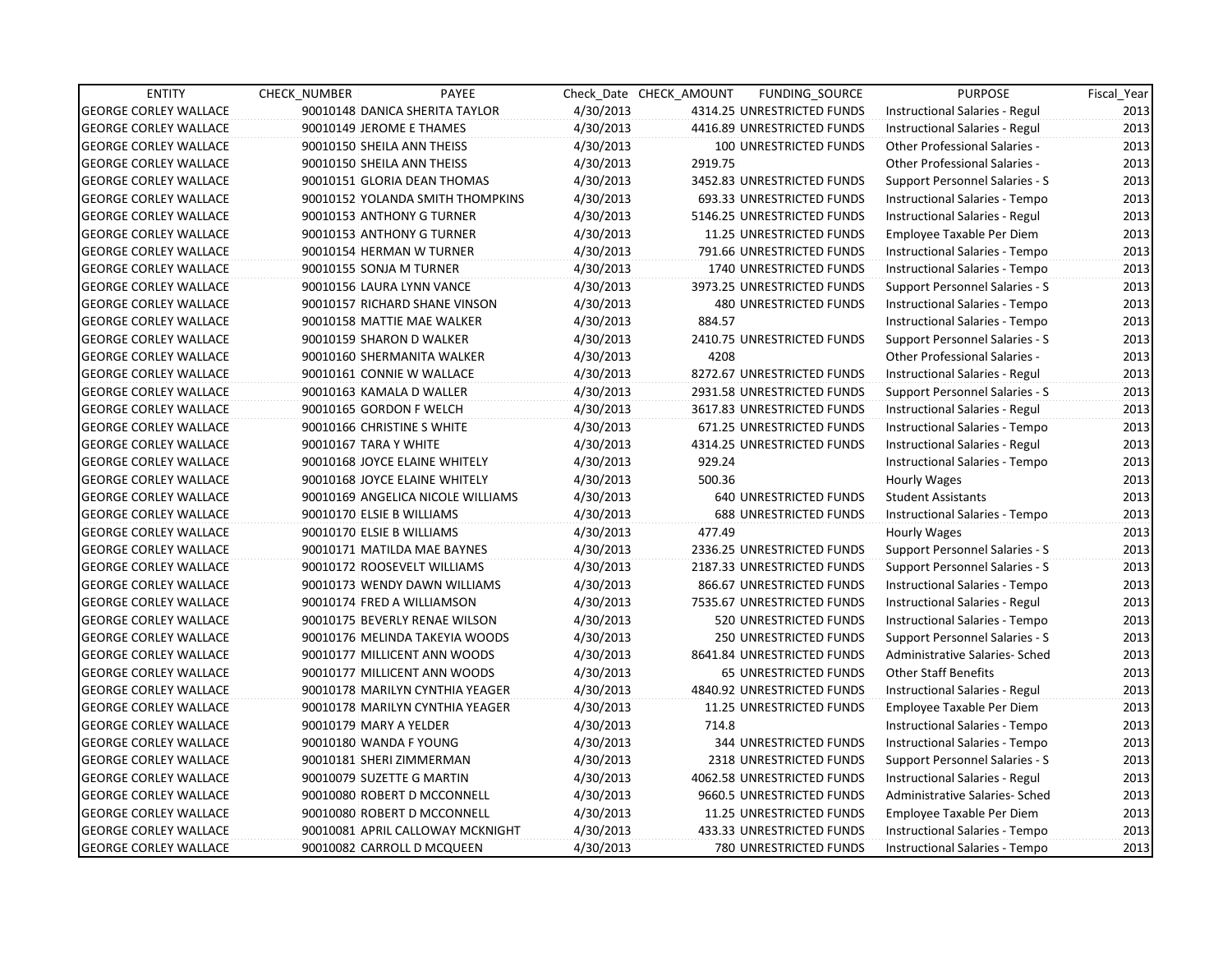| ENTITY | CHECK_NUMBER | PAYEE | Check_Date | CHECK_AMOUNT | FUNDING_SOURCE | PURPOSE | Fiscal_Year |
|---|---|---|---|---|---|---|---|
| GEORGE CORLEY WALLACE | 90010148 | DANICA SHERITA TAYLOR | 4/30/2013 | 4314.25 | UNRESTRICTED FUNDS | Instructional Salaries - Regul | 2013 |
| GEORGE CORLEY WALLACE | 90010149 | JEROME E THAMES | 4/30/2013 | 4416.89 | UNRESTRICTED FUNDS | Instructional Salaries - Regul | 2013 |
| GEORGE CORLEY WALLACE | 90010150 | SHEILA ANN THEISS | 4/30/2013 | 100 | UNRESTRICTED FUNDS | Other Professional Salaries - | 2013 |
| GEORGE CORLEY WALLACE | 90010150 | SHEILA ANN THEISS | 4/30/2013 | 2919.75 | | Other Professional Salaries - | 2013 |
| GEORGE CORLEY WALLACE | 90010151 | GLORIA DEAN THOMAS | 4/30/2013 | 3452.83 | UNRESTRICTED FUNDS | Support Personnel Salaries - S | 2013 |
| GEORGE CORLEY WALLACE | 90010152 | YOLANDA SMITH THOMPKINS | 4/30/2013 | 693.33 | UNRESTRICTED FUNDS | Instructional Salaries - Tempo | 2013 |
| GEORGE CORLEY WALLACE | 90010153 | ANTHONY G TURNER | 4/30/2013 | 5146.25 | UNRESTRICTED FUNDS | Instructional Salaries - Regul | 2013 |
| GEORGE CORLEY WALLACE | 90010153 | ANTHONY G TURNER | 4/30/2013 | 11.25 | UNRESTRICTED FUNDS | Employee Taxable Per Diem | 2013 |
| GEORGE CORLEY WALLACE | 90010154 | HERMAN W TURNER | 4/30/2013 | 791.66 | UNRESTRICTED FUNDS | Instructional Salaries - Tempo | 2013 |
| GEORGE CORLEY WALLACE | 90010155 | SONJA M TURNER | 4/30/2013 | 1740 | UNRESTRICTED FUNDS | Instructional Salaries - Tempo | 2013 |
| GEORGE CORLEY WALLACE | 90010156 | LAURA LYNN VANCE | 4/30/2013 | 3973.25 | UNRESTRICTED FUNDS | Support Personnel Salaries - S | 2013 |
| GEORGE CORLEY WALLACE | 90010157 | RICHARD SHANE VINSON | 4/30/2013 | 480 | UNRESTRICTED FUNDS | Instructional Salaries - Tempo | 2013 |
| GEORGE CORLEY WALLACE | 90010158 | MATTIE MAE WALKER | 4/30/2013 | 884.57 | | Instructional Salaries - Tempo | 2013 |
| GEORGE CORLEY WALLACE | 90010159 | SHARON D WALKER | 4/30/2013 | 2410.75 | UNRESTRICTED FUNDS | Support Personnel Salaries - S | 2013 |
| GEORGE CORLEY WALLACE | 90010160 | SHERMANITA WALKER | 4/30/2013 | 4208 | | Other Professional Salaries - | 2013 |
| GEORGE CORLEY WALLACE | 90010161 | CONNIE W WALLACE | 4/30/2013 | 8272.67 | UNRESTRICTED FUNDS | Instructional Salaries - Regul | 2013 |
| GEORGE CORLEY WALLACE | 90010163 | KAMALA D WALLER | 4/30/2013 | 2931.58 | UNRESTRICTED FUNDS | Support Personnel Salaries - S | 2013 |
| GEORGE CORLEY WALLACE | 90010165 | GORDON F WELCH | 4/30/2013 | 3617.83 | UNRESTRICTED FUNDS | Instructional Salaries - Regul | 2013 |
| GEORGE CORLEY WALLACE | 90010166 | CHRISTINE S WHITE | 4/30/2013 | 671.25 | UNRESTRICTED FUNDS | Instructional Salaries - Tempo | 2013 |
| GEORGE CORLEY WALLACE | 90010167 | TARA Y WHITE | 4/30/2013 | 4314.25 | UNRESTRICTED FUNDS | Instructional Salaries - Regul | 2013 |
| GEORGE CORLEY WALLACE | 90010168 | JOYCE ELAINE WHITELY | 4/30/2013 | 929.24 | | Instructional Salaries - Tempo | 2013 |
| GEORGE CORLEY WALLACE | 90010168 | JOYCE ELAINE WHITELY | 4/30/2013 | 500.36 | | Hourly Wages | 2013 |
| GEORGE CORLEY WALLACE | 90010169 | ANGELICA NICOLE WILLIAMS | 4/30/2013 | 640 | UNRESTRICTED FUNDS | Student Assistants | 2013 |
| GEORGE CORLEY WALLACE | 90010170 | ELSIE B WILLIAMS | 4/30/2013 | 688 | UNRESTRICTED FUNDS | Instructional Salaries - Tempo | 2013 |
| GEORGE CORLEY WALLACE | 90010170 | ELSIE B WILLIAMS | 4/30/2013 | 477.49 | | Hourly Wages | 2013 |
| GEORGE CORLEY WALLACE | 90010171 | MATILDA MAE BAYNES | 4/30/2013 | 2336.25 | UNRESTRICTED FUNDS | Support Personnel Salaries - S | 2013 |
| GEORGE CORLEY WALLACE | 90010172 | ROOSEVELT WILLIAMS | 4/30/2013 | 2187.33 | UNRESTRICTED FUNDS | Support Personnel Salaries - S | 2013 |
| GEORGE CORLEY WALLACE | 90010173 | WENDY DAWN WILLIAMS | 4/30/2013 | 866.67 | UNRESTRICTED FUNDS | Instructional Salaries - Tempo | 2013 |
| GEORGE CORLEY WALLACE | 90010174 | FRED A WILLIAMSON | 4/30/2013 | 7535.67 | UNRESTRICTED FUNDS | Instructional Salaries - Regul | 2013 |
| GEORGE CORLEY WALLACE | 90010175 | BEVERLY RENAE WILSON | 4/30/2013 | 520 | UNRESTRICTED FUNDS | Instructional Salaries - Tempo | 2013 |
| GEORGE CORLEY WALLACE | 90010176 | MELINDA TAKEYIA WOODS | 4/30/2013 | 250 | UNRESTRICTED FUNDS | Support Personnel Salaries - S | 2013 |
| GEORGE CORLEY WALLACE | 90010177 | MILLICENT ANN WOODS | 4/30/2013 | 8641.84 | UNRESTRICTED FUNDS | Administrative Salaries- Sched | 2013 |
| GEORGE CORLEY WALLACE | 90010177 | MILLICENT ANN WOODS | 4/30/2013 | 65 | UNRESTRICTED FUNDS | Other Staff Benefits | 2013 |
| GEORGE CORLEY WALLACE | 90010178 | MARILYN CYNTHIA YEAGER | 4/30/2013 | 4840.92 | UNRESTRICTED FUNDS | Instructional Salaries - Regul | 2013 |
| GEORGE CORLEY WALLACE | 90010178 | MARILYN CYNTHIA YEAGER | 4/30/2013 | 11.25 | UNRESTRICTED FUNDS | Employee Taxable Per Diem | 2013 |
| GEORGE CORLEY WALLACE | 90010179 | MARY A YELDER | 4/30/2013 | 714.8 | | Instructional Salaries - Tempo | 2013 |
| GEORGE CORLEY WALLACE | 90010180 | WANDA F YOUNG | 4/30/2013 | 344 | UNRESTRICTED FUNDS | Instructional Salaries - Tempo | 2013 |
| GEORGE CORLEY WALLACE | 90010181 | SHERI ZIMMERMAN | 4/30/2013 | 2318 | UNRESTRICTED FUNDS | Support Personnel Salaries - S | 2013 |
| GEORGE CORLEY WALLACE | 90010079 | SUZETTE G MARTIN | 4/30/2013 | 4062.58 | UNRESTRICTED FUNDS | Instructional Salaries - Regul | 2013 |
| GEORGE CORLEY WALLACE | 90010080 | ROBERT D MCCONNELL | 4/30/2013 | 9660.5 | UNRESTRICTED FUNDS | Administrative Salaries- Sched | 2013 |
| GEORGE CORLEY WALLACE | 90010080 | ROBERT D MCCONNELL | 4/30/2013 | 11.25 | UNRESTRICTED FUNDS | Employee Taxable Per Diem | 2013 |
| GEORGE CORLEY WALLACE | 90010081 | APRIL CALLOWAY MCKNIGHT | 4/30/2013 | 433.33 | UNRESTRICTED FUNDS | Instructional Salaries - Tempo | 2013 |
| GEORGE CORLEY WALLACE | 90010082 | CARROLL D MCQUEEN | 4/30/2013 | 780 | UNRESTRICTED FUNDS | Instructional Salaries - Tempo | 2013 |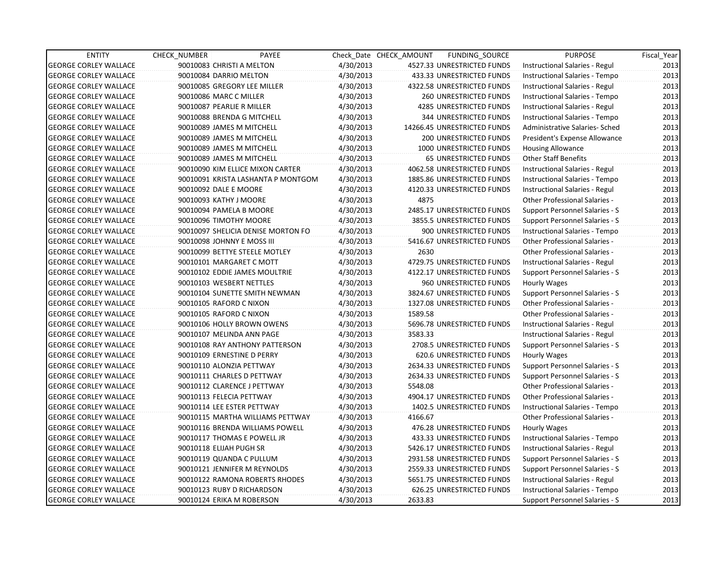| ENTITY | CHECK_NUMBER | PAYEE | Check_Date | CHECK_AMOUNT | FUNDING_SOURCE | PURPOSE | Fiscal_Year |
|---|---|---|---|---|---|---|---|
| GEORGE CORLEY WALLACE | 90010083 | CHRISTI A MELTON | 4/30/2013 | 4527.33 | UNRESTRICTED FUNDS | Instructional Salaries - Regul | 2013 |
| GEORGE CORLEY WALLACE | 90010084 | DARRIO MELTON | 4/30/2013 | 433.33 | UNRESTRICTED FUNDS | Instructional Salaries - Tempo | 2013 |
| GEORGE CORLEY WALLACE | 90010085 | GREGORY LEE MILLER | 4/30/2013 | 4322.58 | UNRESTRICTED FUNDS | Instructional Salaries - Regul | 2013 |
| GEORGE CORLEY WALLACE | 90010086 | MARC C MILLER | 4/30/2013 | 260 | UNRESTRICTED FUNDS | Instructional Salaries - Tempo | 2013 |
| GEORGE CORLEY WALLACE | 90010087 | PEARLIE R MILLER | 4/30/2013 | 4285 | UNRESTRICTED FUNDS | Instructional Salaries - Regul | 2013 |
| GEORGE CORLEY WALLACE | 90010088 | BRENDA G MITCHELL | 4/30/2013 | 344 | UNRESTRICTED FUNDS | Instructional Salaries - Tempo | 2013 |
| GEORGE CORLEY WALLACE | 90010089 | JAMES M MITCHELL | 4/30/2013 | 14266.45 | UNRESTRICTED FUNDS | Administrative Salaries- Sched | 2013 |
| GEORGE CORLEY WALLACE | 90010089 | JAMES M MITCHELL | 4/30/2013 | 200 | UNRESTRICTED FUNDS | President's Expense Allowance | 2013 |
| GEORGE CORLEY WALLACE | 90010089 | JAMES M MITCHELL | 4/30/2013 | 1000 | UNRESTRICTED FUNDS | Housing Allowance | 2013 |
| GEORGE CORLEY WALLACE | 90010089 | JAMES M MITCHELL | 4/30/2013 | 65 | UNRESTRICTED FUNDS | Other Staff Benefits | 2013 |
| GEORGE CORLEY WALLACE | 90010090 | KIM ELLICE MIXON CARTER | 4/30/2013 | 4062.58 | UNRESTRICTED FUNDS | Instructional Salaries - Regul | 2013 |
| GEORGE CORLEY WALLACE | 90010091 | KRISTA LASHANTA P MONTGOM | 4/30/2013 | 1885.86 | UNRESTRICTED FUNDS | Instructional Salaries - Tempo | 2013 |
| GEORGE CORLEY WALLACE | 90010092 | DALE E MOORE | 4/30/2013 | 4120.33 | UNRESTRICTED FUNDS | Instructional Salaries - Regul | 2013 |
| GEORGE CORLEY WALLACE | 90010093 | KATHY J MOORE | 4/30/2013 | 4875 | | Other Professional Salaries - | 2013 |
| GEORGE CORLEY WALLACE | 90010094 | PAMELA B MOORE | 4/30/2013 | 2485.17 | UNRESTRICTED FUNDS | Support Personnel Salaries - S | 2013 |
| GEORGE CORLEY WALLACE | 90010096 | TIMOTHY MOORE | 4/30/2013 | 3855.5 | UNRESTRICTED FUNDS | Support Personnel Salaries - S | 2013 |
| GEORGE CORLEY WALLACE | 90010097 | SHELICIA DENISE MORTON FO | 4/30/2013 | 900 | UNRESTRICTED FUNDS | Instructional Salaries - Tempo | 2013 |
| GEORGE CORLEY WALLACE | 90010098 | JOHNNY E MOSS III | 4/30/2013 | 5416.67 | UNRESTRICTED FUNDS | Other Professional Salaries - | 2013 |
| GEORGE CORLEY WALLACE | 90010099 | BETTYE STEELE MOTLEY | 4/30/2013 | 2630 | | Other Professional Salaries - | 2013 |
| GEORGE CORLEY WALLACE | 90010101 | MARGARET C MOTT | 4/30/2013 | 4729.75 | UNRESTRICTED FUNDS | Instructional Salaries - Regul | 2013 |
| GEORGE CORLEY WALLACE | 90010102 | EDDIE JAMES MOULTRIE | 4/30/2013 | 4122.17 | UNRESTRICTED FUNDS | Support Personnel Salaries - S | 2013 |
| GEORGE CORLEY WALLACE | 90010103 | WESBERT NETTLES | 4/30/2013 | 960 | UNRESTRICTED FUNDS | Hourly Wages | 2013 |
| GEORGE CORLEY WALLACE | 90010104 | SUNETTE SMITH NEWMAN | 4/30/2013 | 3824.67 | UNRESTRICTED FUNDS | Support Personnel Salaries - S | 2013 |
| GEORGE CORLEY WALLACE | 90010105 | RAFORD C NIXON | 4/30/2013 | 1327.08 | UNRESTRICTED FUNDS | Other Professional Salaries - | 2013 |
| GEORGE CORLEY WALLACE | 90010105 | RAFORD C NIXON | 4/30/2013 | 1589.58 | | Other Professional Salaries - | 2013 |
| GEORGE CORLEY WALLACE | 90010106 | HOLLY BROWN OWENS | 4/30/2013 | 5696.78 | UNRESTRICTED FUNDS | Instructional Salaries - Regul | 2013 |
| GEORGE CORLEY WALLACE | 90010107 | MELINDA ANN PAGE | 4/30/2013 | 3583.33 | | Instructional Salaries - Regul | 2013 |
| GEORGE CORLEY WALLACE | 90010108 | RAY ANTHONY PATTERSON | 4/30/2013 | 2708.5 | UNRESTRICTED FUNDS | Support Personnel Salaries - S | 2013 |
| GEORGE CORLEY WALLACE | 90010109 | ERNESTINE D PERRY | 4/30/2013 | 620.6 | UNRESTRICTED FUNDS | Hourly Wages | 2013 |
| GEORGE CORLEY WALLACE | 90010110 | ALONZIA PETTWAY | 4/30/2013 | 2634.33 | UNRESTRICTED FUNDS | Support Personnel Salaries - S | 2013 |
| GEORGE CORLEY WALLACE | 90010111 | CHARLES D PETTWAY | 4/30/2013 | 2634.33 | UNRESTRICTED FUNDS | Support Personnel Salaries - S | 2013 |
| GEORGE CORLEY WALLACE | 90010112 | CLARENCE J PETTWAY | 4/30/2013 | 5548.08 | | Other Professional Salaries - | 2013 |
| GEORGE CORLEY WALLACE | 90010113 | FELECIA PETTWAY | 4/30/2013 | 4904.17 | UNRESTRICTED FUNDS | Other Professional Salaries - | 2013 |
| GEORGE CORLEY WALLACE | 90010114 | LEE ESTER PETTWAY | 4/30/2013 | 1402.5 | UNRESTRICTED FUNDS | Instructional Salaries - Tempo | 2013 |
| GEORGE CORLEY WALLACE | 90010115 | MARTHA WILLIAMS PETTWAY | 4/30/2013 | 4166.67 | | Other Professional Salaries - | 2013 |
| GEORGE CORLEY WALLACE | 90010116 | BRENDA WILLIAMS POWELL | 4/30/2013 | 476.28 | UNRESTRICTED FUNDS | Hourly Wages | 2013 |
| GEORGE CORLEY WALLACE | 90010117 | THOMAS E POWELL JR | 4/30/2013 | 433.33 | UNRESTRICTED FUNDS | Instructional Salaries - Tempo | 2013 |
| GEORGE CORLEY WALLACE | 90010118 | ELIJAH PUGH SR | 4/30/2013 | 5426.17 | UNRESTRICTED FUNDS | Instructional Salaries - Regul | 2013 |
| GEORGE CORLEY WALLACE | 90010119 | QUANDA C PULLUM | 4/30/2013 | 2931.58 | UNRESTRICTED FUNDS | Support Personnel Salaries - S | 2013 |
| GEORGE CORLEY WALLACE | 90010121 | JENNIFER M REYNOLDS | 4/30/2013 | 2559.33 | UNRESTRICTED FUNDS | Support Personnel Salaries - S | 2013 |
| GEORGE CORLEY WALLACE | 90010122 | RAMONA ROBERTS RHODES | 4/30/2013 | 5651.75 | UNRESTRICTED FUNDS | Instructional Salaries - Regul | 2013 |
| GEORGE CORLEY WALLACE | 90010123 | RUBY D RICHARDSON | 4/30/2013 | 626.25 | UNRESTRICTED FUNDS | Instructional Salaries - Tempo | 2013 |
| GEORGE CORLEY WALLACE | 90010124 | ERIKA M ROBERSON | 4/30/2013 | 2633.83 | | Support Personnel Salaries - S | 2013 |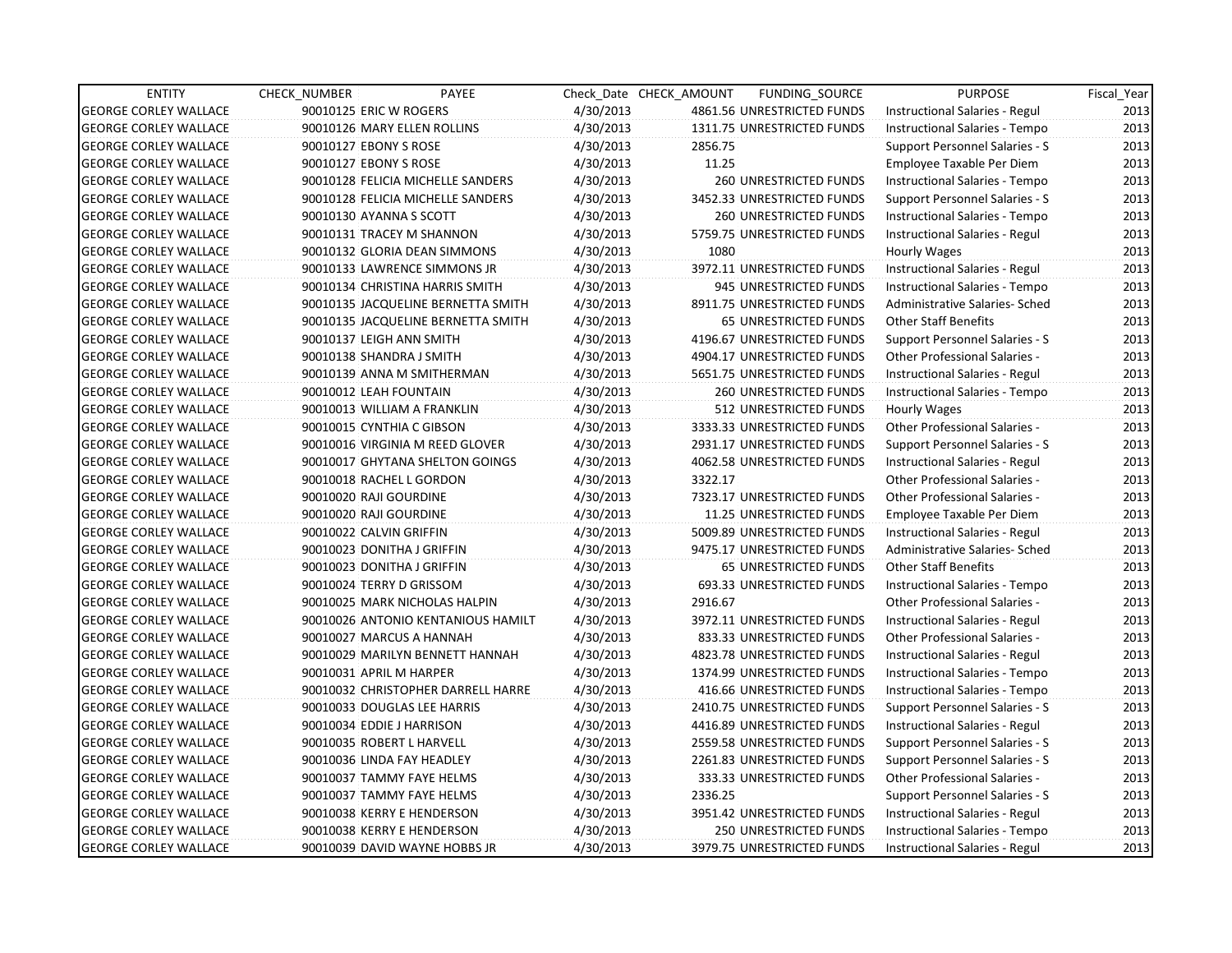| ENTITY | CHECK_NUMBER | PAYEE | Check_Date | CHECK_AMOUNT | FUNDING_SOURCE | PURPOSE | Fiscal_Year |
|---|---|---|---|---|---|---|---|
| GEORGE CORLEY WALLACE | 90010125 | ERIC W ROGERS | 4/30/2013 | 4861.56 | UNRESTRICTED FUNDS | Instructional Salaries - Regul | 2013 |
| GEORGE CORLEY WALLACE | 90010126 | MARY ELLEN ROLLINS | 4/30/2013 | 1311.75 | UNRESTRICTED FUNDS | Instructional Salaries - Tempo | 2013 |
| GEORGE CORLEY WALLACE | 90010127 | EBONY S ROSE | 4/30/2013 | 2856.75 | | Support Personnel Salaries - S | 2013 |
| GEORGE CORLEY WALLACE | 90010127 | EBONY S ROSE | 4/30/2013 | 11.25 | | Employee Taxable Per Diem | 2013 |
| GEORGE CORLEY WALLACE | 90010128 | FELICIA MICHELLE SANDERS | 4/30/2013 | 260 | UNRESTRICTED FUNDS | Instructional Salaries - Tempo | 2013 |
| GEORGE CORLEY WALLACE | 90010128 | FELICIA MICHELLE SANDERS | 4/30/2013 | 3452.33 | UNRESTRICTED FUNDS | Support Personnel Salaries - S | 2013 |
| GEORGE CORLEY WALLACE | 90010130 | AYANNA S SCOTT | 4/30/2013 | 260 | UNRESTRICTED FUNDS | Instructional Salaries - Tempo | 2013 |
| GEORGE CORLEY WALLACE | 90010131 | TRACEY M SHANNON | 4/30/2013 | 5759.75 | UNRESTRICTED FUNDS | Instructional Salaries - Regul | 2013 |
| GEORGE CORLEY WALLACE | 90010132 | GLORIA DEAN SIMMONS | 4/30/2013 | 1080 | | Hourly Wages | 2013 |
| GEORGE CORLEY WALLACE | 90010133 | LAWRENCE SIMMONS JR | 4/30/2013 | 3972.11 | UNRESTRICTED FUNDS | Instructional Salaries - Regul | 2013 |
| GEORGE CORLEY WALLACE | 90010134 | CHRISTINA HARRIS SMITH | 4/30/2013 | 945 | UNRESTRICTED FUNDS | Instructional Salaries - Tempo | 2013 |
| GEORGE CORLEY WALLACE | 90010135 | JACQUELINE BERNETTA SMITH | 4/30/2013 | 8911.75 | UNRESTRICTED FUNDS | Administrative Salaries- Sched | 2013 |
| GEORGE CORLEY WALLACE | 90010135 | JACQUELINE BERNETTA SMITH | 4/30/2013 | 65 | UNRESTRICTED FUNDS | Other Staff Benefits | 2013 |
| GEORGE CORLEY WALLACE | 90010137 | LEIGH ANN SMITH | 4/30/2013 | 4196.67 | UNRESTRICTED FUNDS | Support Personnel Salaries - S | 2013 |
| GEORGE CORLEY WALLACE | 90010138 | SHANDRA J SMITH | 4/30/2013 | 4904.17 | UNRESTRICTED FUNDS | Other Professional Salaries - | 2013 |
| GEORGE CORLEY WALLACE | 90010139 | ANNA M SMITHERMAN | 4/30/2013 | 5651.75 | UNRESTRICTED FUNDS | Instructional Salaries - Regul | 2013 |
| GEORGE CORLEY WALLACE | 90010012 | LEAH FOUNTAIN | 4/30/2013 | 260 | UNRESTRICTED FUNDS | Instructional Salaries - Tempo | 2013 |
| GEORGE CORLEY WALLACE | 90010013 | WILLIAM A FRANKLIN | 4/30/2013 | 512 | UNRESTRICTED FUNDS | Hourly Wages | 2013 |
| GEORGE CORLEY WALLACE | 90010015 | CYNTHIA C GIBSON | 4/30/2013 | 3333.33 | UNRESTRICTED FUNDS | Other Professional Salaries - | 2013 |
| GEORGE CORLEY WALLACE | 90010016 | VIRGINIA M REED GLOVER | 4/30/2013 | 2931.17 | UNRESTRICTED FUNDS | Support Personnel Salaries - S | 2013 |
| GEORGE CORLEY WALLACE | 90010017 | GHYTANA SHELTON GOINGS | 4/30/2013 | 4062.58 | UNRESTRICTED FUNDS | Instructional Salaries - Regul | 2013 |
| GEORGE CORLEY WALLACE | 90010018 | RACHEL L GORDON | 4/30/2013 | 3322.17 | | Other Professional Salaries - | 2013 |
| GEORGE CORLEY WALLACE | 90010020 | RAJI GOURDINE | 4/30/2013 | 7323.17 | UNRESTRICTED FUNDS | Other Professional Salaries - | 2013 |
| GEORGE CORLEY WALLACE | 90010020 | RAJI GOURDINE | 4/30/2013 | 11.25 | UNRESTRICTED FUNDS | Employee Taxable Per Diem | 2013 |
| GEORGE CORLEY WALLACE | 90010022 | CALVIN GRIFFIN | 4/30/2013 | 5009.89 | UNRESTRICTED FUNDS | Instructional Salaries - Regul | 2013 |
| GEORGE CORLEY WALLACE | 90010023 | DONITHA J GRIFFIN | 4/30/2013 | 9475.17 | UNRESTRICTED FUNDS | Administrative Salaries- Sched | 2013 |
| GEORGE CORLEY WALLACE | 90010023 | DONITHA J GRIFFIN | 4/30/2013 | 65 | UNRESTRICTED FUNDS | Other Staff Benefits | 2013 |
| GEORGE CORLEY WALLACE | 90010024 | TERRY D GRISSOM | 4/30/2013 | 693.33 | UNRESTRICTED FUNDS | Instructional Salaries - Tempo | 2013 |
| GEORGE CORLEY WALLACE | 90010025 | MARK NICHOLAS HALPIN | 4/30/2013 | 2916.67 | | Other Professional Salaries - | 2013 |
| GEORGE CORLEY WALLACE | 90010026 | ANTONIO KENTANIOUS HAMILT | 4/30/2013 | 3972.11 | UNRESTRICTED FUNDS | Instructional Salaries - Regul | 2013 |
| GEORGE CORLEY WALLACE | 90010027 | MARCUS A HANNAH | 4/30/2013 | 833.33 | UNRESTRICTED FUNDS | Other Professional Salaries - | 2013 |
| GEORGE CORLEY WALLACE | 90010029 | MARILYN BENNETT HANNAH | 4/30/2013 | 4823.78 | UNRESTRICTED FUNDS | Instructional Salaries - Regul | 2013 |
| GEORGE CORLEY WALLACE | 90010031 | APRIL M HARPER | 4/30/2013 | 1374.99 | UNRESTRICTED FUNDS | Instructional Salaries - Tempo | 2013 |
| GEORGE CORLEY WALLACE | 90010032 | CHRISTOPHER DARRELL HARRE | 4/30/2013 | 416.66 | UNRESTRICTED FUNDS | Instructional Salaries - Tempo | 2013 |
| GEORGE CORLEY WALLACE | 90010033 | DOUGLAS LEE HARRIS | 4/30/2013 | 2410.75 | UNRESTRICTED FUNDS | Support Personnel Salaries - S | 2013 |
| GEORGE CORLEY WALLACE | 90010034 | EDDIE J HARRISON | 4/30/2013 | 4416.89 | UNRESTRICTED FUNDS | Instructional Salaries - Regul | 2013 |
| GEORGE CORLEY WALLACE | 90010035 | ROBERT L HARVELL | 4/30/2013 | 2559.58 | UNRESTRICTED FUNDS | Support Personnel Salaries - S | 2013 |
| GEORGE CORLEY WALLACE | 90010036 | LINDA FAY HEADLEY | 4/30/2013 | 2261.83 | UNRESTRICTED FUNDS | Support Personnel Salaries - S | 2013 |
| GEORGE CORLEY WALLACE | 90010037 | TAMMY FAYE HELMS | 4/30/2013 | 333.33 | UNRESTRICTED FUNDS | Other Professional Salaries - | 2013 |
| GEORGE CORLEY WALLACE | 90010037 | TAMMY FAYE HELMS | 4/30/2013 | 2336.25 | | Support Personnel Salaries - S | 2013 |
| GEORGE CORLEY WALLACE | 90010038 | KERRY E HENDERSON | 4/30/2013 | 3951.42 | UNRESTRICTED FUNDS | Instructional Salaries - Regul | 2013 |
| GEORGE CORLEY WALLACE | 90010038 | KERRY E HENDERSON | 4/30/2013 | 250 | UNRESTRICTED FUNDS | Instructional Salaries - Tempo | 2013 |
| GEORGE CORLEY WALLACE | 90010039 | DAVID WAYNE HOBBS JR | 4/30/2013 | 3979.75 | UNRESTRICTED FUNDS | Instructional Salaries - Regul | 2013 |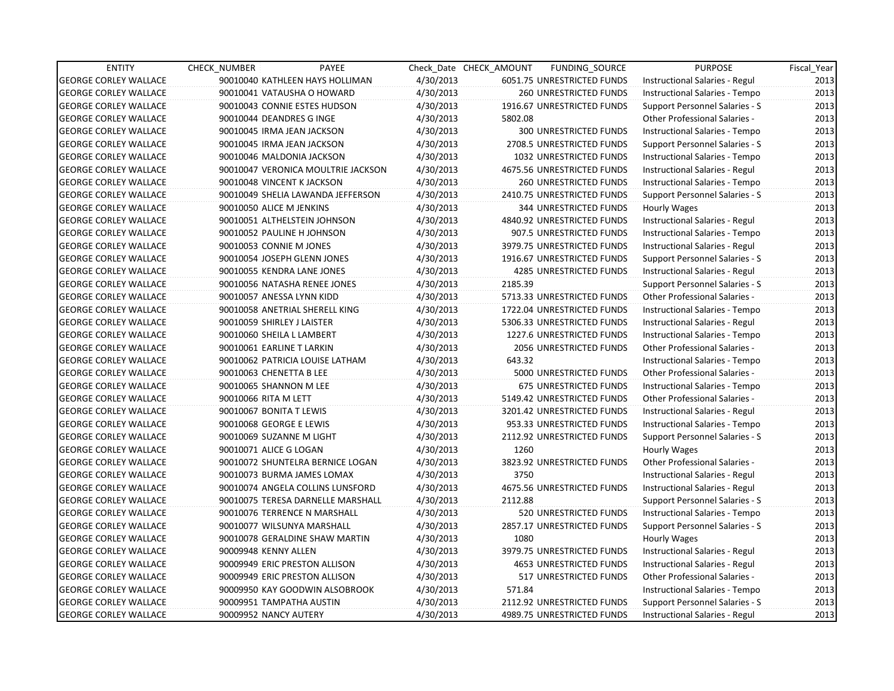| ENTITY | CHECK_NUMBER | PAYEE | Check_Date | CHECK_AMOUNT | FUNDING_SOURCE | PURPOSE | Fiscal_Year |
|---|---|---|---|---|---|---|---|
| GEORGE CORLEY WALLACE | 90010040 | KATHLEEN HAYS HOLLIMAN | 4/30/2013 | 6051.75 | UNRESTRICTED FUNDS | Instructional Salaries - Regul | 2013 |
| GEORGE CORLEY WALLACE | 90010041 | VATAUSHA O HOWARD | 4/30/2013 | 260 | UNRESTRICTED FUNDS | Instructional Salaries - Tempo | 2013 |
| GEORGE CORLEY WALLACE | 90010043 | CONNIE ESTES HUDSON | 4/30/2013 | 1916.67 | UNRESTRICTED FUNDS | Support Personnel Salaries - S | 2013 |
| GEORGE CORLEY WALLACE | 90010044 | DEANDRES G INGE | 4/30/2013 | 5802.08 | | Other Professional Salaries - | 2013 |
| GEORGE CORLEY WALLACE | 90010045 | IRMA JEAN JACKSON | 4/30/2013 | 300 | UNRESTRICTED FUNDS | Instructional Salaries - Tempo | 2013 |
| GEORGE CORLEY WALLACE | 90010045 | IRMA JEAN JACKSON | 4/30/2013 | 2708.5 | UNRESTRICTED FUNDS | Support Personnel Salaries - S | 2013 |
| GEORGE CORLEY WALLACE | 90010046 | MALDONIA JACKSON | 4/30/2013 | 1032 | UNRESTRICTED FUNDS | Instructional Salaries - Tempo | 2013 |
| GEORGE CORLEY WALLACE | 90010047 | VERONICA MOULTRIE JACKSON | 4/30/2013 | 4675.56 | UNRESTRICTED FUNDS | Instructional Salaries - Regul | 2013 |
| GEORGE CORLEY WALLACE | 90010048 | VINCENT K JACKSON | 4/30/2013 | 260 | UNRESTRICTED FUNDS | Instructional Salaries - Tempo | 2013 |
| GEORGE CORLEY WALLACE | 90010049 | SHELIA LAWANDA JEFFERSON | 4/30/2013 | 2410.75 | UNRESTRICTED FUNDS | Support Personnel Salaries - S | 2013 |
| GEORGE CORLEY WALLACE | 90010050 | ALICE M JENKINS | 4/30/2013 | 344 | UNRESTRICTED FUNDS | Hourly Wages | 2013 |
| GEORGE CORLEY WALLACE | 90010051 | ALTHELSTEIN JOHNSON | 4/30/2013 | 4840.92 | UNRESTRICTED FUNDS | Instructional Salaries - Regul | 2013 |
| GEORGE CORLEY WALLACE | 90010052 | PAULINE H JOHNSON | 4/30/2013 | 907.5 | UNRESTRICTED FUNDS | Instructional Salaries - Tempo | 2013 |
| GEORGE CORLEY WALLACE | 90010053 | CONNIE M JONES | 4/30/2013 | 3979.75 | UNRESTRICTED FUNDS | Instructional Salaries - Regul | 2013 |
| GEORGE CORLEY WALLACE | 90010054 | JOSEPH GLENN JONES | 4/30/2013 | 1916.67 | UNRESTRICTED FUNDS | Support Personnel Salaries - S | 2013 |
| GEORGE CORLEY WALLACE | 90010055 | KENDRA LANE JONES | 4/30/2013 | 4285 | UNRESTRICTED FUNDS | Instructional Salaries - Regul | 2013 |
| GEORGE CORLEY WALLACE | 90010056 | NATASHA RENEE JONES | 4/30/2013 | 2185.39 | | Support Personnel Salaries - S | 2013 |
| GEORGE CORLEY WALLACE | 90010057 | ANESSA LYNN KIDD | 4/30/2013 | 5713.33 | UNRESTRICTED FUNDS | Other Professional Salaries - | 2013 |
| GEORGE CORLEY WALLACE | 90010058 | ANETRIAL SHERELL KING | 4/30/2013 | 1722.04 | UNRESTRICTED FUNDS | Instructional Salaries - Tempo | 2013 |
| GEORGE CORLEY WALLACE | 90010059 | SHIRLEY J LAISTER | 4/30/2013 | 5306.33 | UNRESTRICTED FUNDS | Instructional Salaries - Regul | 2013 |
| GEORGE CORLEY WALLACE | 90010060 | SHEILA L LAMBERT | 4/30/2013 | 1227.6 | UNRESTRICTED FUNDS | Instructional Salaries - Tempo | 2013 |
| GEORGE CORLEY WALLACE | 90010061 | EARLINE T LARKIN | 4/30/2013 | 2056 | UNRESTRICTED FUNDS | Other Professional Salaries - | 2013 |
| GEORGE CORLEY WALLACE | 90010062 | PATRICIA LOUISE LATHAM | 4/30/2013 | 643.32 | | Instructional Salaries - Tempo | 2013 |
| GEORGE CORLEY WALLACE | 90010063 | CHENETTA B LEE | 4/30/2013 | 5000 | UNRESTRICTED FUNDS | Other Professional Salaries - | 2013 |
| GEORGE CORLEY WALLACE | 90010065 | SHANNON M LEE | 4/30/2013 | 675 | UNRESTRICTED FUNDS | Instructional Salaries - Tempo | 2013 |
| GEORGE CORLEY WALLACE | 90010066 | RITA M LETT | 4/30/2013 | 5149.42 | UNRESTRICTED FUNDS | Other Professional Salaries - | 2013 |
| GEORGE CORLEY WALLACE | 90010067 | BONITA T LEWIS | 4/30/2013 | 3201.42 | UNRESTRICTED FUNDS | Instructional Salaries - Regul | 2013 |
| GEORGE CORLEY WALLACE | 90010068 | GEORGE E LEWIS | 4/30/2013 | 953.33 | UNRESTRICTED FUNDS | Instructional Salaries - Tempo | 2013 |
| GEORGE CORLEY WALLACE | 90010069 | SUZANNE M LIGHT | 4/30/2013 | 2112.92 | UNRESTRICTED FUNDS | Support Personnel Salaries - S | 2013 |
| GEORGE CORLEY WALLACE | 90010071 | ALICE G LOGAN | 4/30/2013 | 1260 | | Hourly Wages | 2013 |
| GEORGE CORLEY WALLACE | 90010072 | SHUNTELRA BERNICE LOGAN | 4/30/2013 | 3823.92 | UNRESTRICTED FUNDS | Other Professional Salaries - | 2013 |
| GEORGE CORLEY WALLACE | 90010073 | BURMA JAMES LOMAX | 4/30/2013 | 3750 | | Instructional Salaries - Regul | 2013 |
| GEORGE CORLEY WALLACE | 90010074 | ANGELA COLLINS LUNSFORD | 4/30/2013 | 4675.56 | UNRESTRICTED FUNDS | Instructional Salaries - Regul | 2013 |
| GEORGE CORLEY WALLACE | 90010075 | TERESA DARNELLE MARSHALL | 4/30/2013 | 2112.88 | | Support Personnel Salaries - S | 2013 |
| GEORGE CORLEY WALLACE | 90010076 | TERRENCE N MARSHALL | 4/30/2013 | 520 | UNRESTRICTED FUNDS | Instructional Salaries - Tempo | 2013 |
| GEORGE CORLEY WALLACE | 90010077 | WILSUNYA MARSHALL | 4/30/2013 | 2857.17 | UNRESTRICTED FUNDS | Support Personnel Salaries - S | 2013 |
| GEORGE CORLEY WALLACE | 90010078 | GERALDINE SHAW MARTIN | 4/30/2013 | 1080 | | Hourly Wages | 2013 |
| GEORGE CORLEY WALLACE | 90009948 | KENNY ALLEN | 4/30/2013 | 3979.75 | UNRESTRICTED FUNDS | Instructional Salaries - Regul | 2013 |
| GEORGE CORLEY WALLACE | 90009949 | ERIC PRESTON ALLISON | 4/30/2013 | 4653 | UNRESTRICTED FUNDS | Instructional Salaries - Regul | 2013 |
| GEORGE CORLEY WALLACE | 90009949 | ERIC PRESTON ALLISON | 4/30/2013 | 517 | UNRESTRICTED FUNDS | Other Professional Salaries - | 2013 |
| GEORGE CORLEY WALLACE | 90009950 | KAY GOODWIN ALSOBROOK | 4/30/2013 | 571.84 | | Instructional Salaries - Tempo | 2013 |
| GEORGE CORLEY WALLACE | 90009951 | TAMPATHA AUSTIN | 4/30/2013 | 2112.92 | UNRESTRICTED FUNDS | Support Personnel Salaries - S | 2013 |
| GEORGE CORLEY WALLACE | 90009952 | NANCY AUTERY | 4/30/2013 | 4989.75 | UNRESTRICTED FUNDS | Instructional Salaries - Regul | 2013 |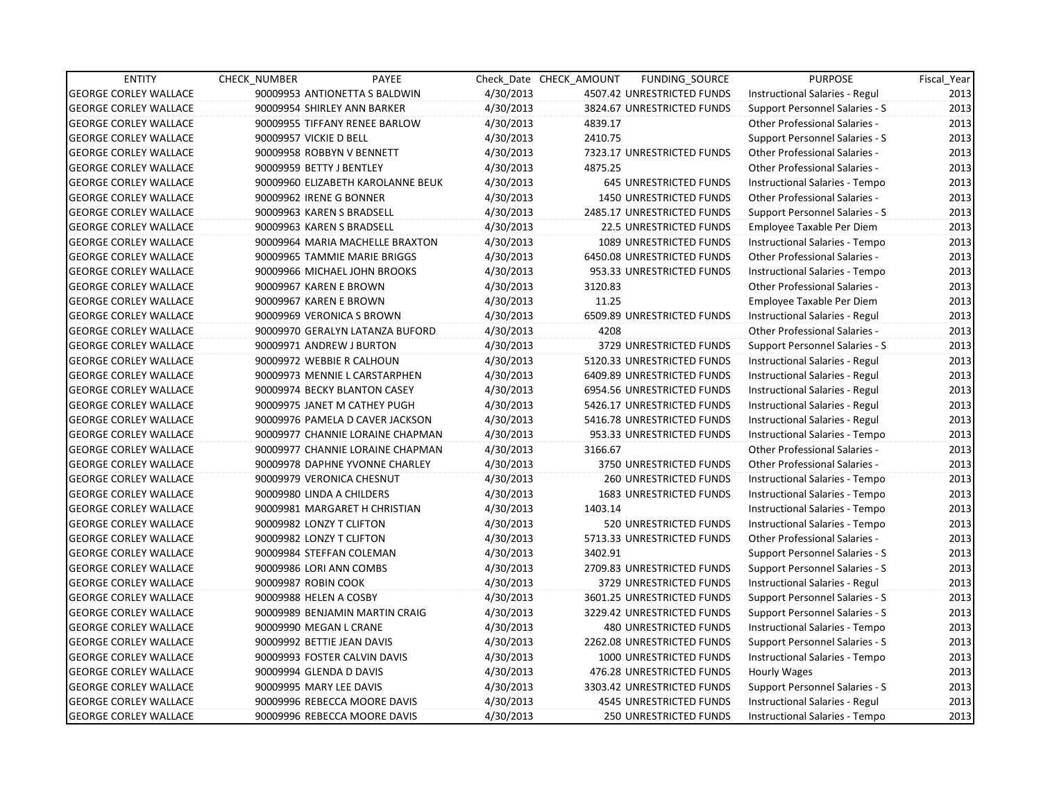| ENTITY | CHECK_NUMBER | PAYEE | Check_Date | CHECK_AMOUNT | FUNDING_SOURCE | PURPOSE | Fiscal_Year |
|---|---|---|---|---|---|---|---|
| GEORGE CORLEY WALLACE | 90009953 | ANTIONETTA S BALDWIN | 4/30/2013 | 4507.42 | UNRESTRICTED FUNDS | Instructional Salaries - Regul | 2013 |
| GEORGE CORLEY WALLACE | 90009954 | SHIRLEY ANN BARKER | 4/30/2013 | 3824.67 | UNRESTRICTED FUNDS | Support Personnel Salaries - S | 2013 |
| GEORGE CORLEY WALLACE | 90009955 | TIFFANY RENEE BARLOW | 4/30/2013 | 4839.17 | | Other Professional Salaries - | 2013 |
| GEORGE CORLEY WALLACE | 90009957 | VICKIE D BELL | 4/30/2013 | 2410.75 | | Support Personnel Salaries - S | 2013 |
| GEORGE CORLEY WALLACE | 90009958 | ROBBYN V BENNETT | 4/30/2013 | 7323.17 | UNRESTRICTED FUNDS | Other Professional Salaries - | 2013 |
| GEORGE CORLEY WALLACE | 90009959 | BETTY J BENTLEY | 4/30/2013 | 4875.25 | | Other Professional Salaries - | 2013 |
| GEORGE CORLEY WALLACE | 90009960 | ELIZABETH KAROLANNE BEUK | 4/30/2013 | 645 | UNRESTRICTED FUNDS | Instructional Salaries - Tempo | 2013 |
| GEORGE CORLEY WALLACE | 90009962 | IRENE G BONNER | 4/30/2013 | 1450 | UNRESTRICTED FUNDS | Other Professional Salaries - | 2013 |
| GEORGE CORLEY WALLACE | 90009963 | KAREN S BRADSELL | 4/30/2013 | 2485.17 | UNRESTRICTED FUNDS | Support Personnel Salaries - S | 2013 |
| GEORGE CORLEY WALLACE | 90009963 | KAREN S BRADSELL | 4/30/2013 | 22.5 | UNRESTRICTED FUNDS | Employee Taxable Per Diem | 2013 |
| GEORGE CORLEY WALLACE | 90009964 | MARIA MACHELLE BRAXTON | 4/30/2013 | 1089 | UNRESTRICTED FUNDS | Instructional Salaries - Tempo | 2013 |
| GEORGE CORLEY WALLACE | 90009965 | TAMMIE MARIE BRIGGS | 4/30/2013 | 6450.08 | UNRESTRICTED FUNDS | Other Professional Salaries - | 2013 |
| GEORGE CORLEY WALLACE | 90009966 | MICHAEL JOHN BROOKS | 4/30/2013 | 953.33 | UNRESTRICTED FUNDS | Instructional Salaries - Tempo | 2013 |
| GEORGE CORLEY WALLACE | 90009967 | KAREN E BROWN | 4/30/2013 | 3120.83 | | Other Professional Salaries - | 2013 |
| GEORGE CORLEY WALLACE | 90009967 | KAREN E BROWN | 4/30/2013 | 11.25 | | Employee Taxable Per Diem | 2013 |
| GEORGE CORLEY WALLACE | 90009969 | VERONICA S BROWN | 4/30/2013 | 6509.89 | UNRESTRICTED FUNDS | Instructional Salaries - Regul | 2013 |
| GEORGE CORLEY WALLACE | 90009970 | GERALYN LATANZA BUFORD | 4/30/2013 | 4208 | | Other Professional Salaries - | 2013 |
| GEORGE CORLEY WALLACE | 90009971 | ANDREW J BURTON | 4/30/2013 | 3729 | UNRESTRICTED FUNDS | Support Personnel Salaries - S | 2013 |
| GEORGE CORLEY WALLACE | 90009972 | WEBBIE R CALHOUN | 4/30/2013 | 5120.33 | UNRESTRICTED FUNDS | Instructional Salaries - Regul | 2013 |
| GEORGE CORLEY WALLACE | 90009973 | MENNIE L CARSTARPHEN | 4/30/2013 | 6409.89 | UNRESTRICTED FUNDS | Instructional Salaries - Regul | 2013 |
| GEORGE CORLEY WALLACE | 90009974 | BECKY BLANTON CASEY | 4/30/2013 | 6954.56 | UNRESTRICTED FUNDS | Instructional Salaries - Regul | 2013 |
| GEORGE CORLEY WALLACE | 90009975 | JANET M CATHEY PUGH | 4/30/2013 | 5426.17 | UNRESTRICTED FUNDS | Instructional Salaries - Regul | 2013 |
| GEORGE CORLEY WALLACE | 90009976 | PAMELA D CAVER JACKSON | 4/30/2013 | 5416.78 | UNRESTRICTED FUNDS | Instructional Salaries - Regul | 2013 |
| GEORGE CORLEY WALLACE | 90009977 | CHANNIE LORAINE CHAPMAN | 4/30/2013 | 953.33 | UNRESTRICTED FUNDS | Instructional Salaries - Tempo | 2013 |
| GEORGE CORLEY WALLACE | 90009977 | CHANNIE LORAINE CHAPMAN | 4/30/2013 | 3166.67 | | Other Professional Salaries - | 2013 |
| GEORGE CORLEY WALLACE | 90009978 | DAPHNE YVONNE CHARLEY | 4/30/2013 | 3750 | UNRESTRICTED FUNDS | Other Professional Salaries - | 2013 |
| GEORGE CORLEY WALLACE | 90009979 | VERONICA CHESNUT | 4/30/2013 | 260 | UNRESTRICTED FUNDS | Instructional Salaries - Tempo | 2013 |
| GEORGE CORLEY WALLACE | 90009980 | LINDA A CHILDERS | 4/30/2013 | 1683 | UNRESTRICTED FUNDS | Instructional Salaries - Tempo | 2013 |
| GEORGE CORLEY WALLACE | 90009981 | MARGARET H CHRISTIAN | 4/30/2013 | 1403.14 | | Instructional Salaries - Tempo | 2013 |
| GEORGE CORLEY WALLACE | 90009982 | LONZY T CLIFTON | 4/30/2013 | 520 | UNRESTRICTED FUNDS | Instructional Salaries - Tempo | 2013 |
| GEORGE CORLEY WALLACE | 90009982 | LONZY T CLIFTON | 4/30/2013 | 5713.33 | UNRESTRICTED FUNDS | Other Professional Salaries - | 2013 |
| GEORGE CORLEY WALLACE | 90009984 | STEFFAN COLEMAN | 4/30/2013 | 3402.91 | | Support Personnel Salaries - S | 2013 |
| GEORGE CORLEY WALLACE | 90009986 | LORI ANN COMBS | 4/30/2013 | 2709.83 | UNRESTRICTED FUNDS | Support Personnel Salaries - S | 2013 |
| GEORGE CORLEY WALLACE | 90009987 | ROBIN COOK | 4/30/2013 | 3729 | UNRESTRICTED FUNDS | Instructional Salaries - Regul | 2013 |
| GEORGE CORLEY WALLACE | 90009988 | HELEN A COSBY | 4/30/2013 | 3601.25 | UNRESTRICTED FUNDS | Support Personnel Salaries - S | 2013 |
| GEORGE CORLEY WALLACE | 90009989 | BENJAMIN MARTIN CRAIG | 4/30/2013 | 3229.42 | UNRESTRICTED FUNDS | Support Personnel Salaries - S | 2013 |
| GEORGE CORLEY WALLACE | 90009990 | MEGAN L CRANE | 4/30/2013 | 480 | UNRESTRICTED FUNDS | Instructional Salaries - Tempo | 2013 |
| GEORGE CORLEY WALLACE | 90009992 | BETTIE JEAN DAVIS | 4/30/2013 | 2262.08 | UNRESTRICTED FUNDS | Support Personnel Salaries - S | 2013 |
| GEORGE CORLEY WALLACE | 90009993 | FOSTER CALVIN DAVIS | 4/30/2013 | 1000 | UNRESTRICTED FUNDS | Instructional Salaries - Tempo | 2013 |
| GEORGE CORLEY WALLACE | 90009994 | GLENDA D DAVIS | 4/30/2013 | 476.28 | UNRESTRICTED FUNDS | Hourly Wages | 2013 |
| GEORGE CORLEY WALLACE | 90009995 | MARY LEE DAVIS | 4/30/2013 | 3303.42 | UNRESTRICTED FUNDS | Support Personnel Salaries - S | 2013 |
| GEORGE CORLEY WALLACE | 90009996 | REBECCA MOORE DAVIS | 4/30/2013 | 4545 | UNRESTRICTED FUNDS | Instructional Salaries - Regul | 2013 |
| GEORGE CORLEY WALLACE | 90009996 | REBECCA MOORE DAVIS | 4/30/2013 | 250 | UNRESTRICTED FUNDS | Instructional Salaries - Tempo | 2013 |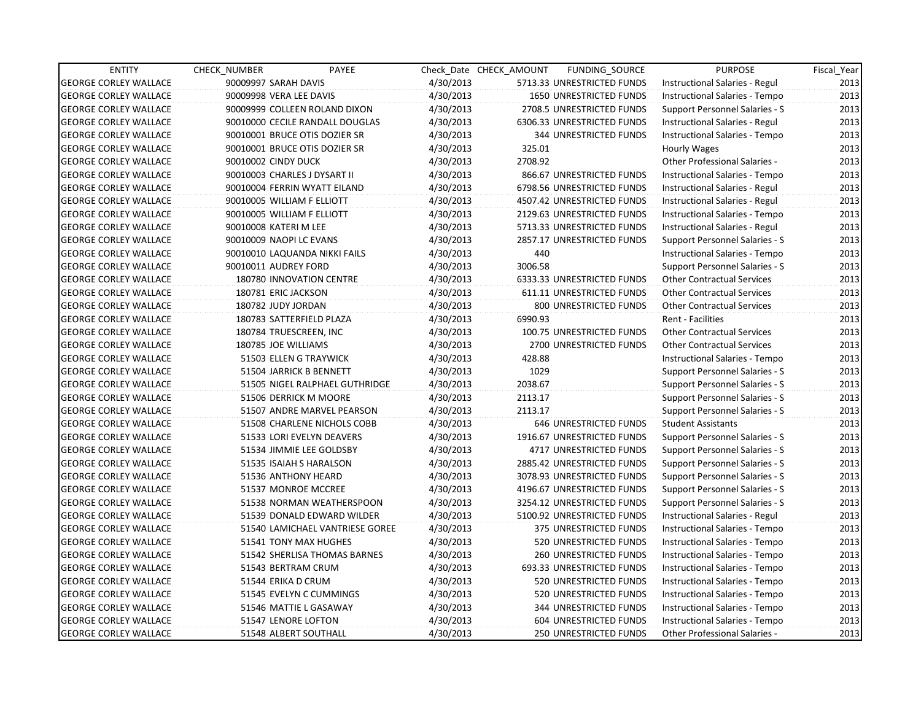| ENTITY | CHECK_NUMBER | PAYEE | Check_Date | CHECK_AMOUNT | FUNDING_SOURCE | PURPOSE | Fiscal_Year |
|---|---|---|---|---|---|---|---|
| GEORGE CORLEY WALLACE | 90009997 | SARAH DAVIS | 4/30/2013 | 5713.33 | UNRESTRICTED FUNDS | Instructional Salaries - Regul | 2013 |
| GEORGE CORLEY WALLACE | 90009998 | VERA LEE DAVIS | 4/30/2013 | 1650 | UNRESTRICTED FUNDS | Instructional Salaries - Tempo | 2013 |
| GEORGE CORLEY WALLACE | 90009999 | COLLEEN ROLAND DIXON | 4/30/2013 | 2708.5 | UNRESTRICTED FUNDS | Support Personnel Salaries - S | 2013 |
| GEORGE CORLEY WALLACE | 90010000 | CECILE RANDALL DOUGLAS | 4/30/2013 | 6306.33 | UNRESTRICTED FUNDS | Instructional Salaries - Regul | 2013 |
| GEORGE CORLEY WALLACE | 90010001 | BRUCE OTIS DOZIER SR | 4/30/2013 | 344 | UNRESTRICTED FUNDS | Instructional Salaries - Tempo | 2013 |
| GEORGE CORLEY WALLACE | 90010001 | BRUCE OTIS DOZIER SR | 4/30/2013 | 325.01 | | Hourly Wages | 2013 |
| GEORGE CORLEY WALLACE | 90010002 | CINDY DUCK | 4/30/2013 | 2708.92 | | Other Professional Salaries - | 2013 |
| GEORGE CORLEY WALLACE | 90010003 | CHARLES J DYSART II | 4/30/2013 | 866.67 | UNRESTRICTED FUNDS | Instructional Salaries - Tempo | 2013 |
| GEORGE CORLEY WALLACE | 90010004 | FERRIN WYATT EILAND | 4/30/2013 | 6798.56 | UNRESTRICTED FUNDS | Instructional Salaries - Regul | 2013 |
| GEORGE CORLEY WALLACE | 90010005 | WILLIAM F ELLIOTT | 4/30/2013 | 4507.42 | UNRESTRICTED FUNDS | Instructional Salaries - Regul | 2013 |
| GEORGE CORLEY WALLACE | 90010005 | WILLIAM F ELLIOTT | 4/30/2013 | 2129.63 | UNRESTRICTED FUNDS | Instructional Salaries - Tempo | 2013 |
| GEORGE CORLEY WALLACE | 90010008 | KATERI M LEE | 4/30/2013 | 5713.33 | UNRESTRICTED FUNDS | Instructional Salaries - Regul | 2013 |
| GEORGE CORLEY WALLACE | 90010009 | NAOPI LC EVANS | 4/30/2013 | 2857.17 | UNRESTRICTED FUNDS | Support Personnel Salaries - S | 2013 |
| GEORGE CORLEY WALLACE | 90010010 | LAQUANDA NIKKI FAILS | 4/30/2013 | 440 | | Instructional Salaries - Tempo | 2013 |
| GEORGE CORLEY WALLACE | 90010011 | AUDREY FORD | 4/30/2013 | 3006.58 | | Support Personnel Salaries - S | 2013 |
| GEORGE CORLEY WALLACE | 180780 | INNOVATION CENTRE | 4/30/2013 | 6333.33 | UNRESTRICTED FUNDS | Other Contractual Services | 2013 |
| GEORGE CORLEY WALLACE | 180781 | ERIC JACKSON | 4/30/2013 | 611.11 | UNRESTRICTED FUNDS | Other Contractual Services | 2013 |
| GEORGE CORLEY WALLACE | 180782 | JUDY JORDAN | 4/30/2013 | 800 | UNRESTRICTED FUNDS | Other Contractual Services | 2013 |
| GEORGE CORLEY WALLACE | 180783 | SATTERFIELD PLAZA | 4/30/2013 | 6990.93 | | Rent - Facilities | 2013 |
| GEORGE CORLEY WALLACE | 180784 | TRUESCREEN, INC | 4/30/2013 | 100.75 | UNRESTRICTED FUNDS | Other Contractual Services | 2013 |
| GEORGE CORLEY WALLACE | 180785 | JOE WILLIAMS | 4/30/2013 | 2700 | UNRESTRICTED FUNDS | Other Contractual Services | 2013 |
| GEORGE CORLEY WALLACE | 51503 | ELLEN G TRAYWICK | 4/30/2013 | 428.88 | | Instructional Salaries - Tempo | 2013 |
| GEORGE CORLEY WALLACE | 51504 | JARRICK B BENNETT | 4/30/2013 | 1029 | | Support Personnel Salaries - S | 2013 |
| GEORGE CORLEY WALLACE | 51505 | NIGEL RALPHAEL GUTHRIDGE | 4/30/2013 | 2038.67 | | Support Personnel Salaries - S | 2013 |
| GEORGE CORLEY WALLACE | 51506 | DERRICK M MOORE | 4/30/2013 | 2113.17 | | Support Personnel Salaries - S | 2013 |
| GEORGE CORLEY WALLACE | 51507 | ANDRE MARVEL PEARSON | 4/30/2013 | 2113.17 | | Support Personnel Salaries - S | 2013 |
| GEORGE CORLEY WALLACE | 51508 | CHARLENE NICHOLS COBB | 4/30/2013 | 646 | UNRESTRICTED FUNDS | Student Assistants | 2013 |
| GEORGE CORLEY WALLACE | 51533 | LORI EVELYN DEAVERS | 4/30/2013 | 1916.67 | UNRESTRICTED FUNDS | Support Personnel Salaries - S | 2013 |
| GEORGE CORLEY WALLACE | 51534 | JIMMIE LEE GOLDSBY | 4/30/2013 | 4717 | UNRESTRICTED FUNDS | Support Personnel Salaries - S | 2013 |
| GEORGE CORLEY WALLACE | 51535 | ISAIAH S HARALSON | 4/30/2013 | 2885.42 | UNRESTRICTED FUNDS | Support Personnel Salaries - S | 2013 |
| GEORGE CORLEY WALLACE | 51536 | ANTHONY HEARD | 4/30/2013 | 3078.93 | UNRESTRICTED FUNDS | Support Personnel Salaries - S | 2013 |
| GEORGE CORLEY WALLACE | 51537 | MONROE MCCREE | 4/30/2013 | 4196.67 | UNRESTRICTED FUNDS | Support Personnel Salaries - S | 2013 |
| GEORGE CORLEY WALLACE | 51538 | NORMAN WEATHERSPOON | 4/30/2013 | 3254.12 | UNRESTRICTED FUNDS | Support Personnel Salaries - S | 2013 |
| GEORGE CORLEY WALLACE | 51539 | DONALD EDWARD WILDER | 4/30/2013 | 5100.92 | UNRESTRICTED FUNDS | Instructional Salaries - Regul | 2013 |
| GEORGE CORLEY WALLACE | 51540 | LAMICHAEL VANTRIESE GOREE | 4/30/2013 | 375 | UNRESTRICTED FUNDS | Instructional Salaries - Tempo | 2013 |
| GEORGE CORLEY WALLACE | 51541 | TONY MAX HUGHES | 4/30/2013 | 520 | UNRESTRICTED FUNDS | Instructional Salaries - Tempo | 2013 |
| GEORGE CORLEY WALLACE | 51542 | SHERLISA THOMAS BARNES | 4/30/2013 | 260 | UNRESTRICTED FUNDS | Instructional Salaries - Tempo | 2013 |
| GEORGE CORLEY WALLACE | 51543 | BERTRAM CRUM | 4/30/2013 | 693.33 | UNRESTRICTED FUNDS | Instructional Salaries - Tempo | 2013 |
| GEORGE CORLEY WALLACE | 51544 | ERIKA D CRUM | 4/30/2013 | 520 | UNRESTRICTED FUNDS | Instructional Salaries - Tempo | 2013 |
| GEORGE CORLEY WALLACE | 51545 | EVELYN C CUMMINGS | 4/30/2013 | 520 | UNRESTRICTED FUNDS | Instructional Salaries - Tempo | 2013 |
| GEORGE CORLEY WALLACE | 51546 | MATTIE L GASAWAY | 4/30/2013 | 344 | UNRESTRICTED FUNDS | Instructional Salaries - Tempo | 2013 |
| GEORGE CORLEY WALLACE | 51547 | LENORE LOFTON | 4/30/2013 | 604 | UNRESTRICTED FUNDS | Instructional Salaries - Tempo | 2013 |
| GEORGE CORLEY WALLACE | 51548 | ALBERT SOUTHALL | 4/30/2013 | 250 | UNRESTRICTED FUNDS | Other Professional Salaries - | 2013 |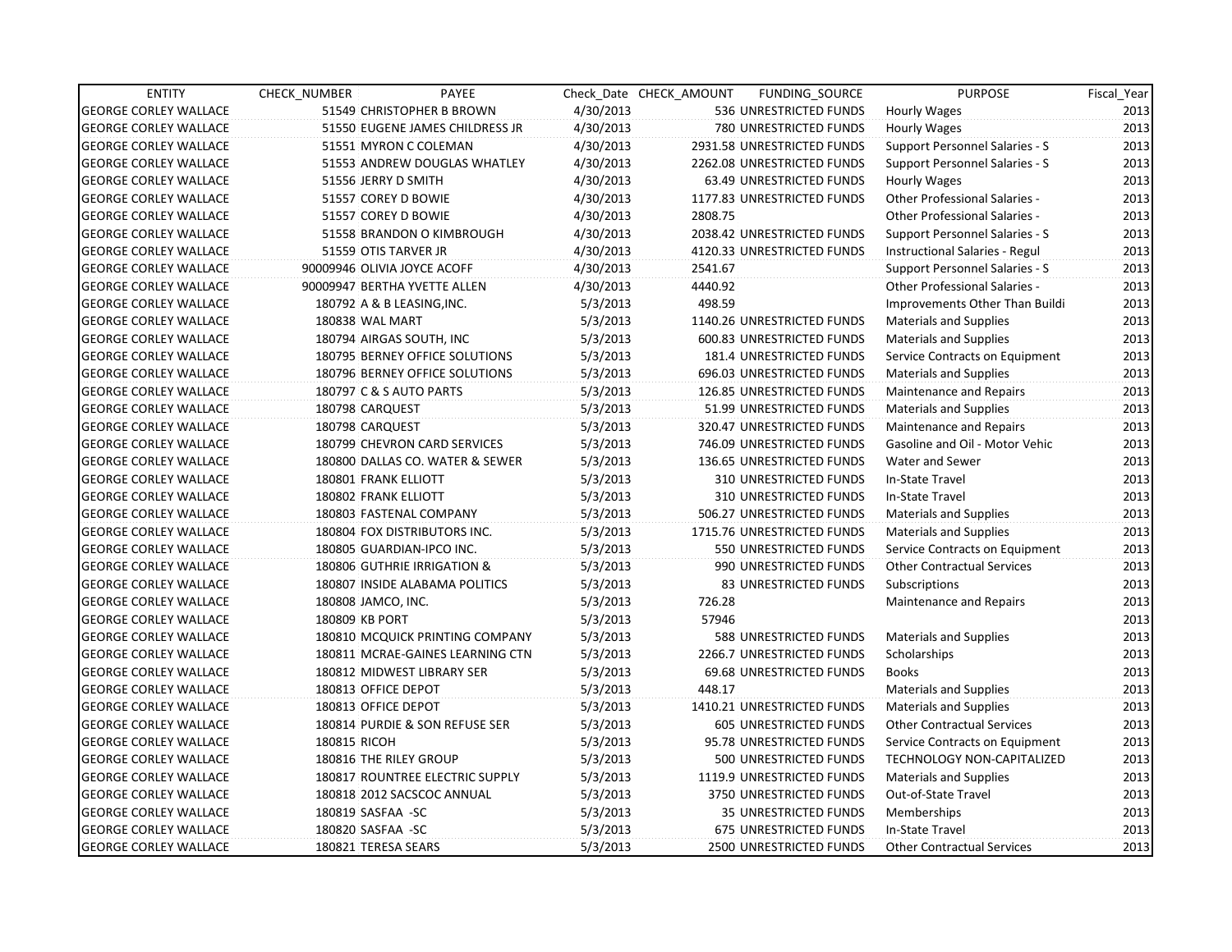| ENTITY | CHECK_NUMBER | PAYEE | Check_Date | CHECK_AMOUNT | FUNDING_SOURCE | PURPOSE | Fiscal_Year |
|---|---|---|---|---|---|---|---|
| GEORGE CORLEY WALLACE | 51549 | CHRISTOPHER B BROWN | 4/30/2013 | 536 | UNRESTRICTED FUNDS | Hourly Wages | 2013 |
| GEORGE CORLEY WALLACE | 51550 | EUGENE JAMES CHILDRESS JR | 4/30/2013 | 780 | UNRESTRICTED FUNDS | Hourly Wages | 2013 |
| GEORGE CORLEY WALLACE | 51551 | MYRON C COLEMAN | 4/30/2013 | 2931.58 | UNRESTRICTED FUNDS | Support Personnel Salaries - S | 2013 |
| GEORGE CORLEY WALLACE | 51553 | ANDREW DOUGLAS WHATLEY | 4/30/2013 | 2262.08 | UNRESTRICTED FUNDS | Support Personnel Salaries - S | 2013 |
| GEORGE CORLEY WALLACE | 51556 | JERRY D SMITH | 4/30/2013 | 63.49 | UNRESTRICTED FUNDS | Hourly Wages | 2013 |
| GEORGE CORLEY WALLACE | 51557 | COREY D BOWIE | 4/30/2013 | 1177.83 | UNRESTRICTED FUNDS | Other Professional Salaries - | 2013 |
| GEORGE CORLEY WALLACE | 51557 | COREY D BOWIE | 4/30/2013 | 2808.75 | | Other Professional Salaries - | 2013 |
| GEORGE CORLEY WALLACE | 51558 | BRANDON O KIMBROUGH | 4/30/2013 | 2038.42 | UNRESTRICTED FUNDS | Support Personnel Salaries - S | 2013 |
| GEORGE CORLEY WALLACE | 51559 | OTIS TARVER JR | 4/30/2013 | 4120.33 | UNRESTRICTED FUNDS | Instructional Salaries - Regul | 2013 |
| GEORGE CORLEY WALLACE | 90009946 | OLIVIA JOYCE ACOFF | 4/30/2013 | 2541.67 | | Support Personnel Salaries - S | 2013 |
| GEORGE CORLEY WALLACE | 90009947 | BERTHA YVETTE ALLEN | 4/30/2013 | 4440.92 | | Other Professional Salaries - | 2013 |
| GEORGE CORLEY WALLACE | 180792 | A & B LEASING,INC. | 5/3/2013 | 498.59 | | Improvements Other Than Buildi | 2013 |
| GEORGE CORLEY WALLACE | 180838 | WAL MART | 5/3/2013 | 1140.26 | UNRESTRICTED FUNDS | Materials and Supplies | 2013 |
| GEORGE CORLEY WALLACE | 180794 | AIRGAS SOUTH, INC | 5/3/2013 | 600.83 | UNRESTRICTED FUNDS | Materials and Supplies | 2013 |
| GEORGE CORLEY WALLACE | 180795 | BERNEY OFFICE SOLUTIONS | 5/3/2013 | 181.4 | UNRESTRICTED FUNDS | Service Contracts on Equipment | 2013 |
| GEORGE CORLEY WALLACE | 180796 | BERNEY OFFICE SOLUTIONS | 5/3/2013 | 696.03 | UNRESTRICTED FUNDS | Materials and Supplies | 2013 |
| GEORGE CORLEY WALLACE | 180797 | C & S AUTO PARTS | 5/3/2013 | 126.85 | UNRESTRICTED FUNDS | Maintenance and Repairs | 2013 |
| GEORGE CORLEY WALLACE | 180798 | CARQUEST | 5/3/2013 | 51.99 | UNRESTRICTED FUNDS | Materials and Supplies | 2013 |
| GEORGE CORLEY WALLACE | 180798 | CARQUEST | 5/3/2013 | 320.47 | UNRESTRICTED FUNDS | Maintenance and Repairs | 2013 |
| GEORGE CORLEY WALLACE | 180799 | CHEVRON CARD SERVICES | 5/3/2013 | 746.09 | UNRESTRICTED FUNDS | Gasoline and Oil - Motor Vehic | 2013 |
| GEORGE CORLEY WALLACE | 180800 | DALLAS CO. WATER & SEWER | 5/3/2013 | 136.65 | UNRESTRICTED FUNDS | Water and Sewer | 2013 |
| GEORGE CORLEY WALLACE | 180801 | FRANK ELLIOTT | 5/3/2013 | 310 | UNRESTRICTED FUNDS | In-State Travel | 2013 |
| GEORGE CORLEY WALLACE | 180802 | FRANK ELLIOTT | 5/3/2013 | 310 | UNRESTRICTED FUNDS | In-State Travel | 2013 |
| GEORGE CORLEY WALLACE | 180803 | FASTENAL COMPANY | 5/3/2013 | 506.27 | UNRESTRICTED FUNDS | Materials and Supplies | 2013 |
| GEORGE CORLEY WALLACE | 180804 | FOX DISTRIBUTORS INC. | 5/3/2013 | 1715.76 | UNRESTRICTED FUNDS | Materials and Supplies | 2013 |
| GEORGE CORLEY WALLACE | 180805 | GUARDIAN-IPCO INC. | 5/3/2013 | 550 | UNRESTRICTED FUNDS | Service Contracts on Equipment | 2013 |
| GEORGE CORLEY WALLACE | 180806 | GUTHRIE IRRIGATION & | 5/3/2013 | 990 | UNRESTRICTED FUNDS | Other Contractual Services | 2013 |
| GEORGE CORLEY WALLACE | 180807 | INSIDE ALABAMA POLITICS | 5/3/2013 | 83 | UNRESTRICTED FUNDS | Subscriptions | 2013 |
| GEORGE CORLEY WALLACE | 180808 | JAMCO, INC. | 5/3/2013 | 726.28 | | Maintenance and Repairs | 2013 |
| GEORGE CORLEY WALLACE | 180809 | KB PORT | 5/3/2013 | 57946 | | | 2013 |
| GEORGE CORLEY WALLACE | 180810 | MCQUICK PRINTING COMPANY | 5/3/2013 | 588 | UNRESTRICTED FUNDS | Materials and Supplies | 2013 |
| GEORGE CORLEY WALLACE | 180811 | MCRAE-GAINES LEARNING CTN | 5/3/2013 | 2266.7 | UNRESTRICTED FUNDS | Scholarships | 2013 |
| GEORGE CORLEY WALLACE | 180812 | MIDWEST LIBRARY SER | 5/3/2013 | 69.68 | UNRESTRICTED FUNDS | Books | 2013 |
| GEORGE CORLEY WALLACE | 180813 | OFFICE DEPOT | 5/3/2013 | 448.17 | | Materials and Supplies | 2013 |
| GEORGE CORLEY WALLACE | 180813 | OFFICE DEPOT | 5/3/2013 | 1410.21 | UNRESTRICTED FUNDS | Materials and Supplies | 2013 |
| GEORGE CORLEY WALLACE | 180814 | PURDIE & SON REFUSE SER | 5/3/2013 | 605 | UNRESTRICTED FUNDS | Other Contractual Services | 2013 |
| GEORGE CORLEY WALLACE | 180815 | RICOH | 5/3/2013 | 95.78 | UNRESTRICTED FUNDS | Service Contracts on Equipment | 2013 |
| GEORGE CORLEY WALLACE | 180816 | THE RILEY GROUP | 5/3/2013 | 500 | UNRESTRICTED FUNDS | TECHNOLOGY NON-CAPITALIZED | 2013 |
| GEORGE CORLEY WALLACE | 180817 | ROUNTREE ELECTRIC SUPPLY | 5/3/2013 | 1119.9 | UNRESTRICTED FUNDS | Materials and Supplies | 2013 |
| GEORGE CORLEY WALLACE | 180818 | 2012 SACSCOC ANNUAL | 5/3/2013 | 3750 | UNRESTRICTED FUNDS | Out-of-State Travel | 2013 |
| GEORGE CORLEY WALLACE | 180819 | SASFAA -SC | 5/3/2013 | 35 | UNRESTRICTED FUNDS | Memberships | 2013 |
| GEORGE CORLEY WALLACE | 180820 | SASFAA -SC | 5/3/2013 | 675 | UNRESTRICTED FUNDS | In-State Travel | 2013 |
| GEORGE CORLEY WALLACE | 180821 | TERESA SEARS | 5/3/2013 | 2500 | UNRESTRICTED FUNDS | Other Contractual Services | 2013 |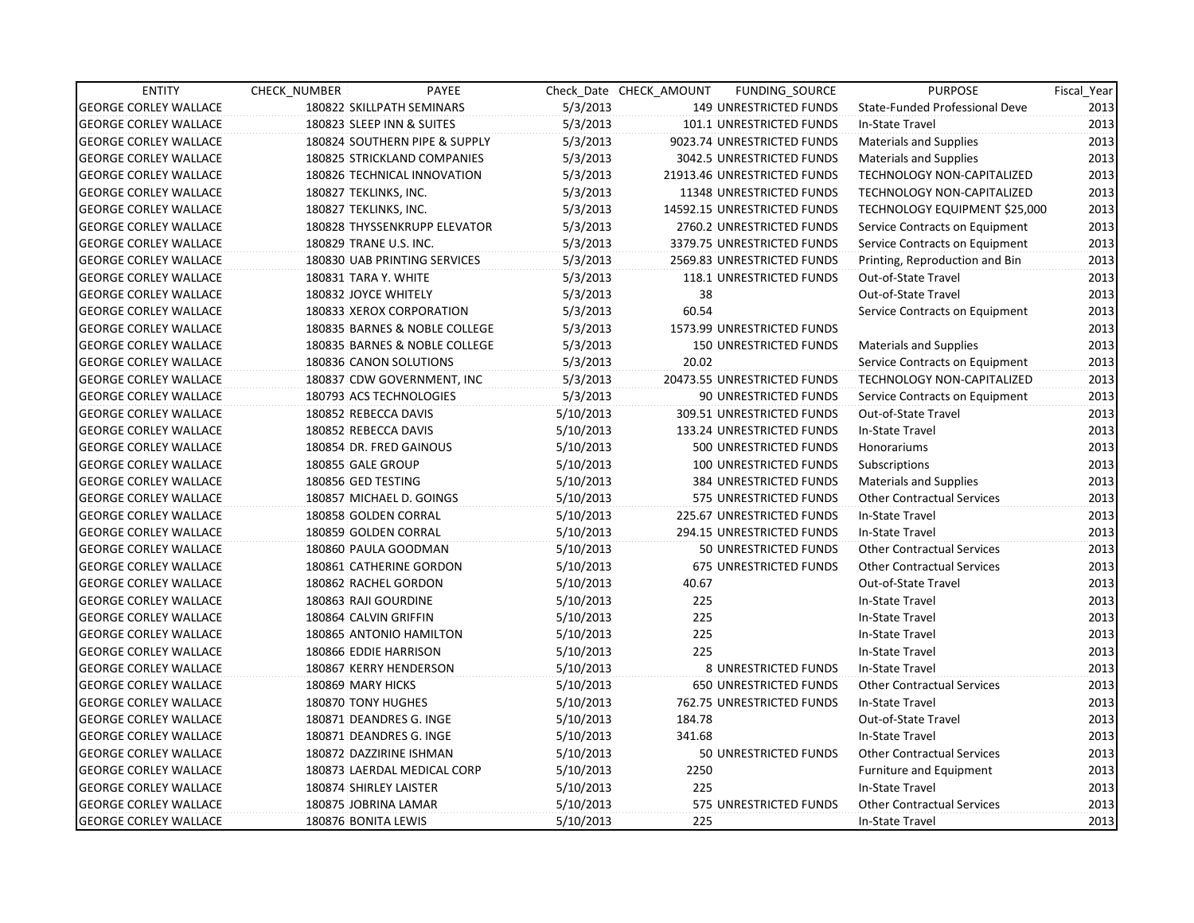| ENTITY | CHECK_NUMBER | PAYEE | Check_Date | CHECK_AMOUNT | FUNDING_SOURCE | PURPOSE | Fiscal_Year |
|---|---|---|---|---|---|---|---|
| GEORGE CORLEY WALLACE | 180822 | SKILLPATH SEMINARS | 5/3/2013 | 149 | UNRESTRICTED FUNDS | State-Funded Professional Deve | 2013 |
| GEORGE CORLEY WALLACE | 180823 | SLEEP INN & SUITES | 5/3/2013 | 101.1 | UNRESTRICTED FUNDS | In-State Travel | 2013 |
| GEORGE CORLEY WALLACE | 180824 | SOUTHERN PIPE & SUPPLY | 5/3/2013 | 9023.74 | UNRESTRICTED FUNDS | Materials and Supplies | 2013 |
| GEORGE CORLEY WALLACE | 180825 | STRICKLAND COMPANIES | 5/3/2013 | 3042.5 | UNRESTRICTED FUNDS | Materials and Supplies | 2013 |
| GEORGE CORLEY WALLACE | 180826 | TECHNICAL INNOVATION | 5/3/2013 | 21913.46 | UNRESTRICTED FUNDS | TECHNOLOGY NON-CAPITALIZED | 2013 |
| GEORGE CORLEY WALLACE | 180827 | TEKLINKS, INC. | 5/3/2013 | 11348 | UNRESTRICTED FUNDS | TECHNOLOGY NON-CAPITALIZED | 2013 |
| GEORGE CORLEY WALLACE | 180827 | TEKLINKS, INC. | 5/3/2013 | 14592.15 | UNRESTRICTED FUNDS | TECHNOLOGY EQUIPMENT $25,000 | 2013 |
| GEORGE CORLEY WALLACE | 180828 | THYSSENKRUPP ELEVATOR | 5/3/2013 | 2760.2 | UNRESTRICTED FUNDS | Service Contracts on Equipment | 2013 |
| GEORGE CORLEY WALLACE | 180829 | TRANE U.S. INC. | 5/3/2013 | 3379.75 | UNRESTRICTED FUNDS | Service Contracts on Equipment | 2013 |
| GEORGE CORLEY WALLACE | 180830 | UAB PRINTING SERVICES | 5/3/2013 | 2569.83 | UNRESTRICTED FUNDS | Printing, Reproduction and Bin | 2013 |
| GEORGE CORLEY WALLACE | 180831 | TARA Y. WHITE | 5/3/2013 | 118.1 | UNRESTRICTED FUNDS | Out-of-State Travel | 2013 |
| GEORGE CORLEY WALLACE | 180832 | JOYCE WHITELY | 5/3/2013 | 38 | | Out-of-State Travel | 2013 |
| GEORGE CORLEY WALLACE | 180833 | XEROX CORPORATION | 5/3/2013 | 60.54 | | Service Contracts on Equipment | 2013 |
| GEORGE CORLEY WALLACE | 180835 | BARNES & NOBLE COLLEGE | 5/3/2013 | 1573.99 | UNRESTRICTED FUNDS | | 2013 |
| GEORGE CORLEY WALLACE | 180835 | BARNES & NOBLE COLLEGE | 5/3/2013 | 150 | UNRESTRICTED FUNDS | Materials and Supplies | 2013 |
| GEORGE CORLEY WALLACE | 180836 | CANON SOLUTIONS | 5/3/2013 | 20.02 | | Service Contracts on Equipment | 2013 |
| GEORGE CORLEY WALLACE | 180837 | CDW GOVERNMENT, INC | 5/3/2013 | 20473.55 | UNRESTRICTED FUNDS | TECHNOLOGY NON-CAPITALIZED | 2013 |
| GEORGE CORLEY WALLACE | 180793 | ACS TECHNOLOGIES | 5/3/2013 | 90 | UNRESTRICTED FUNDS | Service Contracts on Equipment | 2013 |
| GEORGE CORLEY WALLACE | 180852 | REBECCA DAVIS | 5/10/2013 | 309.51 | UNRESTRICTED FUNDS | Out-of-State Travel | 2013 |
| GEORGE CORLEY WALLACE | 180852 | REBECCA DAVIS | 5/10/2013 | 133.24 | UNRESTRICTED FUNDS | In-State Travel | 2013 |
| GEORGE CORLEY WALLACE | 180854 | DR. FRED GAINOUS | 5/10/2013 | 500 | UNRESTRICTED FUNDS | Honorariums | 2013 |
| GEORGE CORLEY WALLACE | 180855 | GALE GROUP | 5/10/2013 | 100 | UNRESTRICTED FUNDS | Subscriptions | 2013 |
| GEORGE CORLEY WALLACE | 180856 | GED TESTING | 5/10/2013 | 384 | UNRESTRICTED FUNDS | Materials and Supplies | 2013 |
| GEORGE CORLEY WALLACE | 180857 | MICHAEL D. GOINGS | 5/10/2013 | 575 | UNRESTRICTED FUNDS | Other Contractual Services | 2013 |
| GEORGE CORLEY WALLACE | 180858 | GOLDEN CORRAL | 5/10/2013 | 225.67 | UNRESTRICTED FUNDS | In-State Travel | 2013 |
| GEORGE CORLEY WALLACE | 180859 | GOLDEN CORRAL | 5/10/2013 | 294.15 | UNRESTRICTED FUNDS | In-State Travel | 2013 |
| GEORGE CORLEY WALLACE | 180860 | PAULA GOODMAN | 5/10/2013 | 50 | UNRESTRICTED FUNDS | Other Contractual Services | 2013 |
| GEORGE CORLEY WALLACE | 180861 | CATHERINE GORDON | 5/10/2013 | 675 | UNRESTRICTED FUNDS | Other Contractual Services | 2013 |
| GEORGE CORLEY WALLACE | 180862 | RACHEL GORDON | 5/10/2013 | 40.67 | | Out-of-State Travel | 2013 |
| GEORGE CORLEY WALLACE | 180863 | RAJI GOURDINE | 5/10/2013 | 225 | | In-State Travel | 2013 |
| GEORGE CORLEY WALLACE | 180864 | CALVIN GRIFFIN | 5/10/2013 | 225 | | In-State Travel | 2013 |
| GEORGE CORLEY WALLACE | 180865 | ANTONIO HAMILTON | 5/10/2013 | 225 | | In-State Travel | 2013 |
| GEORGE CORLEY WALLACE | 180866 | EDDIE HARRISON | 5/10/2013 | 225 | | In-State Travel | 2013 |
| GEORGE CORLEY WALLACE | 180867 | KERRY HENDERSON | 5/10/2013 | 8 | UNRESTRICTED FUNDS | In-State Travel | 2013 |
| GEORGE CORLEY WALLACE | 180869 | MARY HICKS | 5/10/2013 | 650 | UNRESTRICTED FUNDS | Other Contractual Services | 2013 |
| GEORGE CORLEY WALLACE | 180870 | TONY HUGHES | 5/10/2013 | 762.75 | UNRESTRICTED FUNDS | In-State Travel | 2013 |
| GEORGE CORLEY WALLACE | 180871 | DEANDRES G. INGE | 5/10/2013 | 184.78 | | Out-of-State Travel | 2013 |
| GEORGE CORLEY WALLACE | 180871 | DEANDRES G. INGE | 5/10/2013 | 341.68 | | In-State Travel | 2013 |
| GEORGE CORLEY WALLACE | 180872 | DAZZIRINE ISHMAN | 5/10/2013 | 50 | UNRESTRICTED FUNDS | Other Contractual Services | 2013 |
| GEORGE CORLEY WALLACE | 180873 | LAERDAL MEDICAL CORP | 5/10/2013 | 2250 | | Furniture and Equipment | 2013 |
| GEORGE CORLEY WALLACE | 180874 | SHIRLEY LAISTER | 5/10/2013 | 225 | | In-State Travel | 2013 |
| GEORGE CORLEY WALLACE | 180875 | JOBRINA LAMAR | 5/10/2013 | 575 | UNRESTRICTED FUNDS | Other Contractual Services | 2013 |
| GEORGE CORLEY WALLACE | 180876 | BONITA LEWIS | 5/10/2013 | 225 | | In-State Travel | 2013 |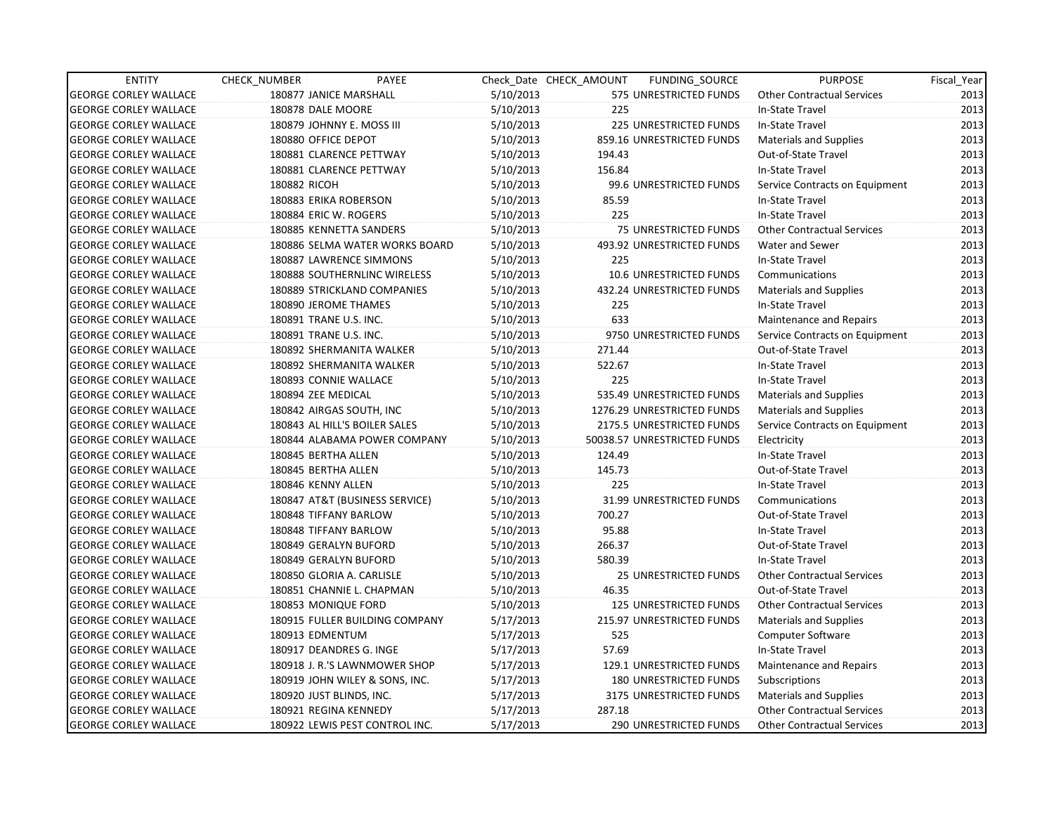| ENTITY | CHECK_NUMBER | PAYEE | Check_Date | CHECK_AMOUNT | FUNDING_SOURCE | PURPOSE | Fiscal_Year |
|---|---|---|---|---|---|---|---|
| GEORGE CORLEY WALLACE | 180877 | JANICE MARSHALL | 5/10/2013 | 575 | UNRESTRICTED FUNDS | Other Contractual Services | 2013 |
| GEORGE CORLEY WALLACE | 180878 | DALE MOORE | 5/10/2013 | 225 | | In-State Travel | 2013 |
| GEORGE CORLEY WALLACE | 180879 | JOHNNY E. MOSS III | 5/10/2013 | 225 | UNRESTRICTED FUNDS | In-State Travel | 2013 |
| GEORGE CORLEY WALLACE | 180880 | OFFICE DEPOT | 5/10/2013 | 859.16 | UNRESTRICTED FUNDS | Materials and Supplies | 2013 |
| GEORGE CORLEY WALLACE | 180881 | CLARENCE PETTWAY | 5/10/2013 | 194.43 | | Out-of-State Travel | 2013 |
| GEORGE CORLEY WALLACE | 180881 | CLARENCE PETTWAY | 5/10/2013 | 156.84 | | In-State Travel | 2013 |
| GEORGE CORLEY WALLACE | 180882 | RICOH | 5/10/2013 | 99.6 | UNRESTRICTED FUNDS | Service Contracts on Equipment | 2013 |
| GEORGE CORLEY WALLACE | 180883 | ERIKA ROBERSON | 5/10/2013 | 85.59 | | In-State Travel | 2013 |
| GEORGE CORLEY WALLACE | 180884 | ERIC W. ROGERS | 5/10/2013 | 225 | | In-State Travel | 2013 |
| GEORGE CORLEY WALLACE | 180885 | KENNETTA SANDERS | 5/10/2013 | 75 | UNRESTRICTED FUNDS | Other Contractual Services | 2013 |
| GEORGE CORLEY WALLACE | 180886 | SELMA WATER WORKS BOARD | 5/10/2013 | 493.92 | UNRESTRICTED FUNDS | Water and Sewer | 2013 |
| GEORGE CORLEY WALLACE | 180887 | LAWRENCE SIMMONS | 5/10/2013 | 225 | | In-State Travel | 2013 |
| GEORGE CORLEY WALLACE | 180888 | SOUTHERNLINC WIRELESS | 5/10/2013 | 10.6 | UNRESTRICTED FUNDS | Communications | 2013 |
| GEORGE CORLEY WALLACE | 180889 | STRICKLAND COMPANIES | 5/10/2013 | 432.24 | UNRESTRICTED FUNDS | Materials and Supplies | 2013 |
| GEORGE CORLEY WALLACE | 180890 | JEROME THAMES | 5/10/2013 | 225 | | In-State Travel | 2013 |
| GEORGE CORLEY WALLACE | 180891 | TRANE U.S. INC. | 5/10/2013 | 633 | | Maintenance and Repairs | 2013 |
| GEORGE CORLEY WALLACE | 180891 | TRANE U.S. INC. | 5/10/2013 | 9750 | UNRESTRICTED FUNDS | Service Contracts on Equipment | 2013 |
| GEORGE CORLEY WALLACE | 180892 | SHERMANITA WALKER | 5/10/2013 | 271.44 | | Out-of-State Travel | 2013 |
| GEORGE CORLEY WALLACE | 180892 | SHERMANITA WALKER | 5/10/2013 | 522.67 | | In-State Travel | 2013 |
| GEORGE CORLEY WALLACE | 180893 | CONNIE WALLACE | 5/10/2013 | 225 | | In-State Travel | 2013 |
| GEORGE CORLEY WALLACE | 180894 | ZEE MEDICAL | 5/10/2013 | 535.49 | UNRESTRICTED FUNDS | Materials and Supplies | 2013 |
| GEORGE CORLEY WALLACE | 180842 | AIRGAS SOUTH, INC | 5/10/2013 | 1276.29 | UNRESTRICTED FUNDS | Materials and Supplies | 2013 |
| GEORGE CORLEY WALLACE | 180843 | AL HILL'S BOILER SALES | 5/10/2013 | 2175.5 | UNRESTRICTED FUNDS | Service Contracts on Equipment | 2013 |
| GEORGE CORLEY WALLACE | 180844 | ALABAMA POWER COMPANY | 5/10/2013 | 50038.57 | UNRESTRICTED FUNDS | Electricity | 2013 |
| GEORGE CORLEY WALLACE | 180845 | BERTHA ALLEN | 5/10/2013 | 124.49 | | In-State Travel | 2013 |
| GEORGE CORLEY WALLACE | 180845 | BERTHA ALLEN | 5/10/2013 | 145.73 | | Out-of-State Travel | 2013 |
| GEORGE CORLEY WALLACE | 180846 | KENNY ALLEN | 5/10/2013 | 225 | | In-State Travel | 2013 |
| GEORGE CORLEY WALLACE | 180847 | AT&T (BUSINESS SERVICE) | 5/10/2013 | 31.99 | UNRESTRICTED FUNDS | Communications | 2013 |
| GEORGE CORLEY WALLACE | 180848 | TIFFANY BARLOW | 5/10/2013 | 700.27 | | Out-of-State Travel | 2013 |
| GEORGE CORLEY WALLACE | 180848 | TIFFANY BARLOW | 5/10/2013 | 95.88 | | In-State Travel | 2013 |
| GEORGE CORLEY WALLACE | 180849 | GERALYN BUFORD | 5/10/2013 | 266.37 | | Out-of-State Travel | 2013 |
| GEORGE CORLEY WALLACE | 180849 | GERALYN BUFORD | 5/10/2013 | 580.39 | | In-State Travel | 2013 |
| GEORGE CORLEY WALLACE | 180850 | GLORIA A. CARLISLE | 5/10/2013 | 25 | UNRESTRICTED FUNDS | Other Contractual Services | 2013 |
| GEORGE CORLEY WALLACE | 180851 | CHANNIE L. CHAPMAN | 5/10/2013 | 46.35 | | Out-of-State Travel | 2013 |
| GEORGE CORLEY WALLACE | 180853 | MONIQUE FORD | 5/10/2013 | 125 | UNRESTRICTED FUNDS | Other Contractual Services | 2013 |
| GEORGE CORLEY WALLACE | 180915 | FULLER BUILDING COMPANY | 5/17/2013 | 215.97 | UNRESTRICTED FUNDS | Materials and Supplies | 2013 |
| GEORGE CORLEY WALLACE | 180913 | EDMENTUM | 5/17/2013 | 525 | | Computer Software | 2013 |
| GEORGE CORLEY WALLACE | 180917 | DEANDRES G. INGE | 5/17/2013 | 57.69 | | In-State Travel | 2013 |
| GEORGE CORLEY WALLACE | 180918 | J. R.'S LAWNMOWER SHOP | 5/17/2013 | 129.1 | UNRESTRICTED FUNDS | Maintenance and Repairs | 2013 |
| GEORGE CORLEY WALLACE | 180919 | JOHN WILEY & SONS, INC. | 5/17/2013 | 180 | UNRESTRICTED FUNDS | Subscriptions | 2013 |
| GEORGE CORLEY WALLACE | 180920 | JUST BLINDS, INC. | 5/17/2013 | 3175 | UNRESTRICTED FUNDS | Materials and Supplies | 2013 |
| GEORGE CORLEY WALLACE | 180921 | REGINA KENNEDY | 5/17/2013 | 287.18 | | Other Contractual Services | 2013 |
| GEORGE CORLEY WALLACE | 180922 | LEWIS PEST CONTROL INC. | 5/17/2013 | 290 | UNRESTRICTED FUNDS | Other Contractual Services | 2013 |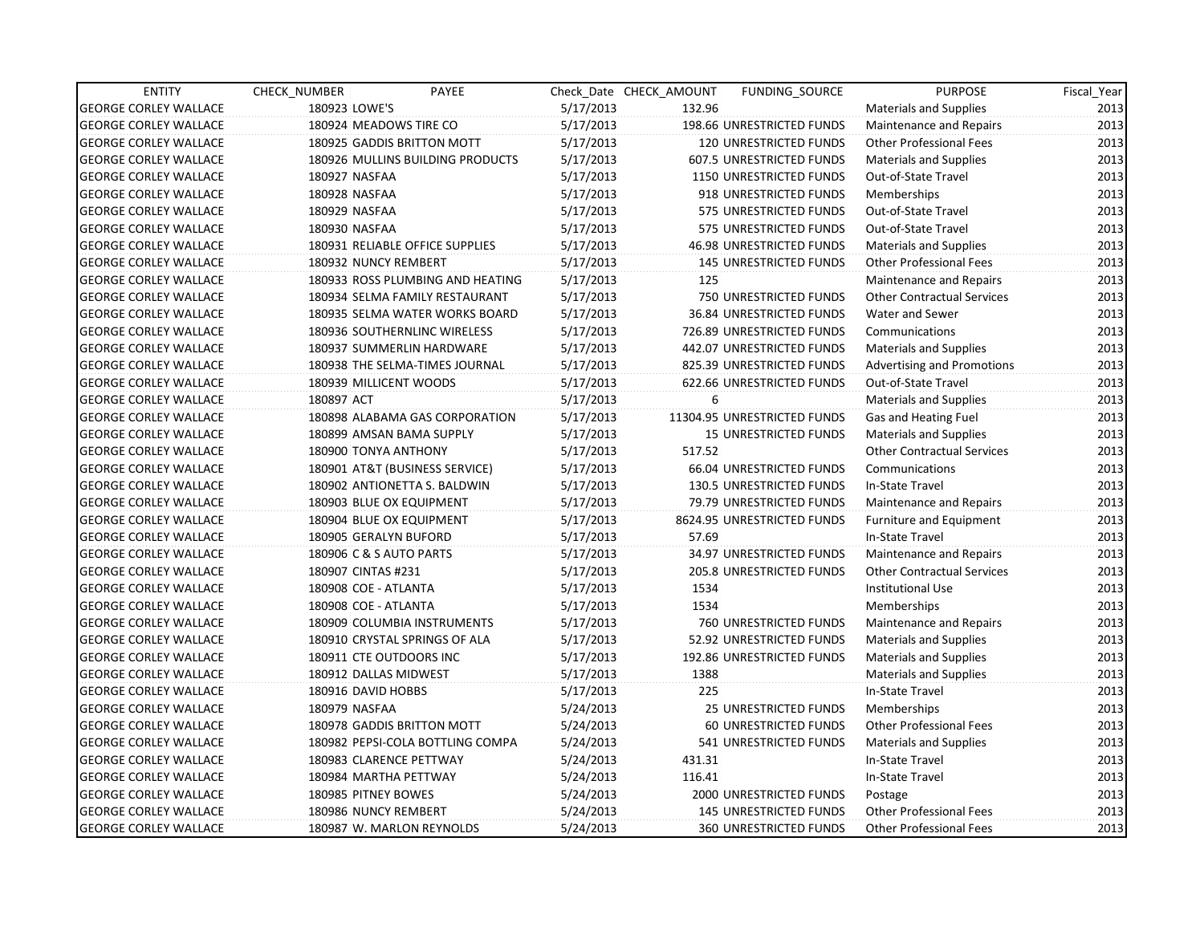| ENTITY | CHECK_NUMBER | PAYEE | Check_Date | CHECK_AMOUNT | FUNDING_SOURCE | PURPOSE | Fiscal_Year |
|---|---|---|---|---|---|---|---|
| GEORGE CORLEY WALLACE | 180923 | LOWE'S | 5/17/2013 | 132.96 | | Materials and Supplies | 2013 |
| GEORGE CORLEY WALLACE | 180924 | MEADOWS TIRE CO | 5/17/2013 | 198.66 | UNRESTRICTED FUNDS | Maintenance and Repairs | 2013 |
| GEORGE CORLEY WALLACE | 180925 | GADDIS BRITTON MOTT | 5/17/2013 | 120 | UNRESTRICTED FUNDS | Other Professional Fees | 2013 |
| GEORGE CORLEY WALLACE | 180926 | MULLINS BUILDING PRODUCTS | 5/17/2013 | 607.5 | UNRESTRICTED FUNDS | Materials and Supplies | 2013 |
| GEORGE CORLEY WALLACE | 180927 | NASFAA | 5/17/2013 | 1150 | UNRESTRICTED FUNDS | Out-of-State Travel | 2013 |
| GEORGE CORLEY WALLACE | 180928 | NASFAA | 5/17/2013 | 918 | UNRESTRICTED FUNDS | Memberships | 2013 |
| GEORGE CORLEY WALLACE | 180929 | NASFAA | 5/17/2013 | 575 | UNRESTRICTED FUNDS | Out-of-State Travel | 2013 |
| GEORGE CORLEY WALLACE | 180930 | NASFAA | 5/17/2013 | 575 | UNRESTRICTED FUNDS | Out-of-State Travel | 2013 |
| GEORGE CORLEY WALLACE | 180931 | RELIABLE OFFICE SUPPLIES | 5/17/2013 | 46.98 | UNRESTRICTED FUNDS | Materials and Supplies | 2013 |
| GEORGE CORLEY WALLACE | 180932 | NUNCY REMBERT | 5/17/2013 | 145 | UNRESTRICTED FUNDS | Other Professional Fees | 2013 |
| GEORGE CORLEY WALLACE | 180933 | ROSS PLUMBING AND HEATING | 5/17/2013 | 125 | | Maintenance and Repairs | 2013 |
| GEORGE CORLEY WALLACE | 180934 | SELMA FAMILY RESTAURANT | 5/17/2013 | 750 | UNRESTRICTED FUNDS | Other Contractual Services | 2013 |
| GEORGE CORLEY WALLACE | 180935 | SELMA WATER WORKS BOARD | 5/17/2013 | 36.84 | UNRESTRICTED FUNDS | Water and Sewer | 2013 |
| GEORGE CORLEY WALLACE | 180936 | SOUTHERNLINC WIRELESS | 5/17/2013 | 726.89 | UNRESTRICTED FUNDS | Communications | 2013 |
| GEORGE CORLEY WALLACE | 180937 | SUMMERLIN HARDWARE | 5/17/2013 | 442.07 | UNRESTRICTED FUNDS | Materials and Supplies | 2013 |
| GEORGE CORLEY WALLACE | 180938 | THE SELMA-TIMES JOURNAL | 5/17/2013 | 825.39 | UNRESTRICTED FUNDS | Advertising and Promotions | 2013 |
| GEORGE CORLEY WALLACE | 180939 | MILLICENT WOODS | 5/17/2013 | 622.66 | UNRESTRICTED FUNDS | Out-of-State Travel | 2013 |
| GEORGE CORLEY WALLACE | 180897 | ACT | 5/17/2013 | 6 | | Materials and Supplies | 2013 |
| GEORGE CORLEY WALLACE | 180898 | ALABAMA GAS CORPORATION | 5/17/2013 | 11304.95 | UNRESTRICTED FUNDS | Gas and Heating Fuel | 2013 |
| GEORGE CORLEY WALLACE | 180899 | AMSAN BAMA SUPPLY | 5/17/2013 | 15 | UNRESTRICTED FUNDS | Materials and Supplies | 2013 |
| GEORGE CORLEY WALLACE | 180900 | TONYA ANTHONY | 5/17/2013 | 517.52 | | Other Contractual Services | 2013 |
| GEORGE CORLEY WALLACE | 180901 | AT&T (BUSINESS SERVICE) | 5/17/2013 | 66.04 | UNRESTRICTED FUNDS | Communications | 2013 |
| GEORGE CORLEY WALLACE | 180902 | ANTIONETTA S. BALDWIN | 5/17/2013 | 130.5 | UNRESTRICTED FUNDS | In-State Travel | 2013 |
| GEORGE CORLEY WALLACE | 180903 | BLUE OX EQUIPMENT | 5/17/2013 | 79.79 | UNRESTRICTED FUNDS | Maintenance and Repairs | 2013 |
| GEORGE CORLEY WALLACE | 180904 | BLUE OX EQUIPMENT | 5/17/2013 | 8624.95 | UNRESTRICTED FUNDS | Furniture and Equipment | 2013 |
| GEORGE CORLEY WALLACE | 180905 | GERALYN BUFORD | 5/17/2013 | 57.69 | | In-State Travel | 2013 |
| GEORGE CORLEY WALLACE | 180906 | C & S AUTO PARTS | 5/17/2013 | 34.97 | UNRESTRICTED FUNDS | Maintenance and Repairs | 2013 |
| GEORGE CORLEY WALLACE | 180907 | CINTAS #231 | 5/17/2013 | 205.8 | UNRESTRICTED FUNDS | Other Contractual Services | 2013 |
| GEORGE CORLEY WALLACE | 180908 | COE - ATLANTA | 5/17/2013 | 1534 | | Institutional Use | 2013 |
| GEORGE CORLEY WALLACE | 180908 | COE - ATLANTA | 5/17/2013 | 1534 | | Memberships | 2013 |
| GEORGE CORLEY WALLACE | 180909 | COLUMBIA INSTRUMENTS | 5/17/2013 | 760 | UNRESTRICTED FUNDS | Maintenance and Repairs | 2013 |
| GEORGE CORLEY WALLACE | 180910 | CRYSTAL SPRINGS OF ALA | 5/17/2013 | 52.92 | UNRESTRICTED FUNDS | Materials and Supplies | 2013 |
| GEORGE CORLEY WALLACE | 180911 | CTE OUTDOORS INC | 5/17/2013 | 192.86 | UNRESTRICTED FUNDS | Materials and Supplies | 2013 |
| GEORGE CORLEY WALLACE | 180912 | DALLAS MIDWEST | 5/17/2013 | 1388 | | Materials and Supplies | 2013 |
| GEORGE CORLEY WALLACE | 180916 | DAVID HOBBS | 5/17/2013 | 225 | | In-State Travel | 2013 |
| GEORGE CORLEY WALLACE | 180979 | NASFAA | 5/24/2013 | 25 | UNRESTRICTED FUNDS | Memberships | 2013 |
| GEORGE CORLEY WALLACE | 180978 | GADDIS BRITTON MOTT | 5/24/2013 | 60 | UNRESTRICTED FUNDS | Other Professional Fees | 2013 |
| GEORGE CORLEY WALLACE | 180982 | PEPSI-COLA BOTTLING COMPA | 5/24/2013 | 541 | UNRESTRICTED FUNDS | Materials and Supplies | 2013 |
| GEORGE CORLEY WALLACE | 180983 | CLARENCE PETTWAY | 5/24/2013 | 431.31 | | In-State Travel | 2013 |
| GEORGE CORLEY WALLACE | 180984 | MARTHA PETTWAY | 5/24/2013 | 116.41 | | In-State Travel | 2013 |
| GEORGE CORLEY WALLACE | 180985 | PITNEY BOWES | 5/24/2013 | 2000 | UNRESTRICTED FUNDS | Postage | 2013 |
| GEORGE CORLEY WALLACE | 180986 | NUNCY REMBERT | 5/24/2013 | 145 | UNRESTRICTED FUNDS | Other Professional Fees | 2013 |
| GEORGE CORLEY WALLACE | 180987 | W. MARLON REYNOLDS | 5/24/2013 | 360 | UNRESTRICTED FUNDS | Other Professional Fees | 2013 |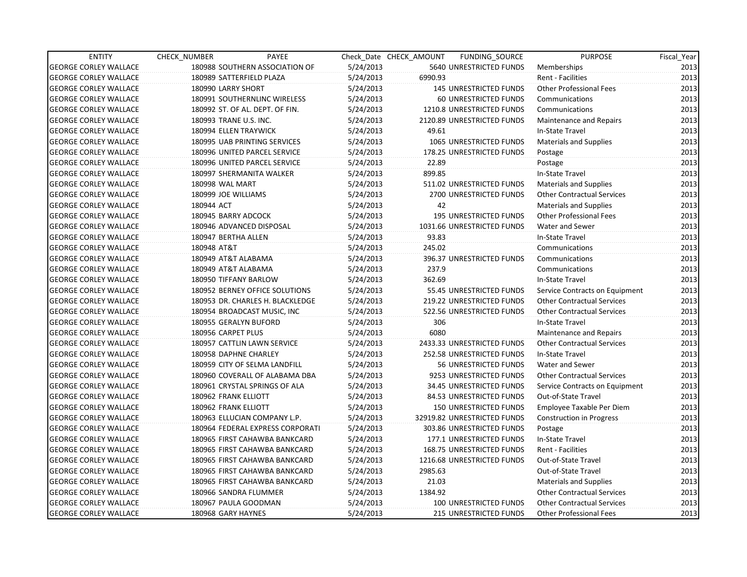| ENTITY | CHECK_NUMBER | PAYEE | Check_Date | CHECK_AMOUNT | FUNDING_SOURCE | PURPOSE | Fiscal_Year |
|---|---|---|---|---|---|---|---|
| GEORGE CORLEY WALLACE | 180988 | SOUTHERN ASSOCIATION OF | 5/24/2013 | 5640 | UNRESTRICTED FUNDS | Memberships | 2013 |
| GEORGE CORLEY WALLACE | 180989 | SATTERFIELD PLAZA | 5/24/2013 | 6990.93 | | Rent - Facilities | 2013 |
| GEORGE CORLEY WALLACE | 180990 | LARRY SHORT | 5/24/2013 | 145 | UNRESTRICTED FUNDS | Other Professional Fees | 2013 |
| GEORGE CORLEY WALLACE | 180991 | SOUTHERNLINC WIRELESS | 5/24/2013 | 60 | UNRESTRICTED FUNDS | Communications | 2013 |
| GEORGE CORLEY WALLACE | 180992 | ST. OF AL. DEPT. OF FIN. | 5/24/2013 | 1210.8 | UNRESTRICTED FUNDS | Communications | 2013 |
| GEORGE CORLEY WALLACE | 180993 | TRANE U.S. INC. | 5/24/2013 | 2120.89 | UNRESTRICTED FUNDS | Maintenance and Repairs | 2013 |
| GEORGE CORLEY WALLACE | 180994 | ELLEN TRAYWICK | 5/24/2013 | 49.61 | | In-State Travel | 2013 |
| GEORGE CORLEY WALLACE | 180995 | UAB PRINTING SERVICES | 5/24/2013 | 1065 | UNRESTRICTED FUNDS | Materials and Supplies | 2013 |
| GEORGE CORLEY WALLACE | 180996 | UNITED PARCEL SERVICE | 5/24/2013 | 178.25 | UNRESTRICTED FUNDS | Postage | 2013 |
| GEORGE CORLEY WALLACE | 180996 | UNITED PARCEL SERVICE | 5/24/2013 | 22.89 | | Postage | 2013 |
| GEORGE CORLEY WALLACE | 180997 | SHERMANITA WALKER | 5/24/2013 | 899.85 | | In-State Travel | 2013 |
| GEORGE CORLEY WALLACE | 180998 | WAL MART | 5/24/2013 | 511.02 | UNRESTRICTED FUNDS | Materials and Supplies | 2013 |
| GEORGE CORLEY WALLACE | 180999 | JOE WILLIAMS | 5/24/2013 | 2700 | UNRESTRICTED FUNDS | Other Contractual Services | 2013 |
| GEORGE CORLEY WALLACE | 180944 | ACT | 5/24/2013 | 42 | | Materials and Supplies | 2013 |
| GEORGE CORLEY WALLACE | 180945 | BARRY ADCOCK | 5/24/2013 | 195 | UNRESTRICTED FUNDS | Other Professional Fees | 2013 |
| GEORGE CORLEY WALLACE | 180946 | ADVANCED DISPOSAL | 5/24/2013 | 1031.66 | UNRESTRICTED FUNDS | Water and Sewer | 2013 |
| GEORGE CORLEY WALLACE | 180947 | BERTHA ALLEN | 5/24/2013 | 93.83 | | In-State Travel | 2013 |
| GEORGE CORLEY WALLACE | 180948 | AT&T | 5/24/2013 | 245.02 | | Communications | 2013 |
| GEORGE CORLEY WALLACE | 180949 | AT&T ALABAMA | 5/24/2013 | 396.37 | UNRESTRICTED FUNDS | Communications | 2013 |
| GEORGE CORLEY WALLACE | 180949 | AT&T ALABAMA | 5/24/2013 | 237.9 | | Communications | 2013 |
| GEORGE CORLEY WALLACE | 180950 | TIFFANY BARLOW | 5/24/2013 | 362.69 | | In-State Travel | 2013 |
| GEORGE CORLEY WALLACE | 180952 | BERNEY OFFICE SOLUTIONS | 5/24/2013 | 55.45 | UNRESTRICTED FUNDS | Service Contracts on Equipment | 2013 |
| GEORGE CORLEY WALLACE | 180953 | DR. CHARLES H. BLACKLEDGE | 5/24/2013 | 219.22 | UNRESTRICTED FUNDS | Other Contractual Services | 2013 |
| GEORGE CORLEY WALLACE | 180954 | BROADCAST MUSIC, INC | 5/24/2013 | 522.56 | UNRESTRICTED FUNDS | Other Contractual Services | 2013 |
| GEORGE CORLEY WALLACE | 180955 | GERALYN BUFORD | 5/24/2013 | 306 | | In-State Travel | 2013 |
| GEORGE CORLEY WALLACE | 180956 | CARPET PLUS | 5/24/2013 | 6080 | | Maintenance and Repairs | 2013 |
| GEORGE CORLEY WALLACE | 180957 | CATTLIN LAWN SERVICE | 5/24/2013 | 2433.33 | UNRESTRICTED FUNDS | Other Contractual Services | 2013 |
| GEORGE CORLEY WALLACE | 180958 | DAPHNE CHARLEY | 5/24/2013 | 252.58 | UNRESTRICTED FUNDS | In-State Travel | 2013 |
| GEORGE CORLEY WALLACE | 180959 | CITY OF SELMA LANDFILL | 5/24/2013 | 56 | UNRESTRICTED FUNDS | Water and Sewer | 2013 |
| GEORGE CORLEY WALLACE | 180960 | COVERALL OF ALABAMA DBA | 5/24/2013 | 9253 | UNRESTRICTED FUNDS | Other Contractual Services | 2013 |
| GEORGE CORLEY WALLACE | 180961 | CRYSTAL SPRINGS OF ALA | 5/24/2013 | 34.45 | UNRESTRICTED FUNDS | Service Contracts on Equipment | 2013 |
| GEORGE CORLEY WALLACE | 180962 | FRANK ELLIOTT | 5/24/2013 | 84.53 | UNRESTRICTED FUNDS | Out-of-State Travel | 2013 |
| GEORGE CORLEY WALLACE | 180962 | FRANK ELLIOTT | 5/24/2013 | 150 | UNRESTRICTED FUNDS | Employee Taxable Per Diem | 2013 |
| GEORGE CORLEY WALLACE | 180963 | ELLUCIAN COMPANY L.P. | 5/24/2013 | 32919.82 | UNRESTRICTED FUNDS | Construction in Progress | 2013 |
| GEORGE CORLEY WALLACE | 180964 | FEDERAL EXPRESS CORPORATI | 5/24/2013 | 303.86 | UNRESTRICTED FUNDS | Postage | 2013 |
| GEORGE CORLEY WALLACE | 180965 | FIRST CAHAWBA BANKCARD | 5/24/2013 | 177.1 | UNRESTRICTED FUNDS | In-State Travel | 2013 |
| GEORGE CORLEY WALLACE | 180965 | FIRST CAHAWBA BANKCARD | 5/24/2013 | 168.75 | UNRESTRICTED FUNDS | Rent - Facilities | 2013 |
| GEORGE CORLEY WALLACE | 180965 | FIRST CAHAWBA BANKCARD | 5/24/2013 | 1216.68 | UNRESTRICTED FUNDS | Out-of-State Travel | 2013 |
| GEORGE CORLEY WALLACE | 180965 | FIRST CAHAWBA BANKCARD | 5/24/2013 | 2985.63 | | Out-of-State Travel | 2013 |
| GEORGE CORLEY WALLACE | 180965 | FIRST CAHAWBA BANKCARD | 5/24/2013 | 21.03 | | Materials and Supplies | 2013 |
| GEORGE CORLEY WALLACE | 180966 | SANDRA FLUMMER | 5/24/2013 | 1384.92 | | Other Contractual Services | 2013 |
| GEORGE CORLEY WALLACE | 180967 | PAULA GOODMAN | 5/24/2013 | 100 | UNRESTRICTED FUNDS | Other Contractual Services | 2013 |
| GEORGE CORLEY WALLACE | 180968 | GARY HAYNES | 5/24/2013 | 215 | UNRESTRICTED FUNDS | Other Professional Fees | 2013 |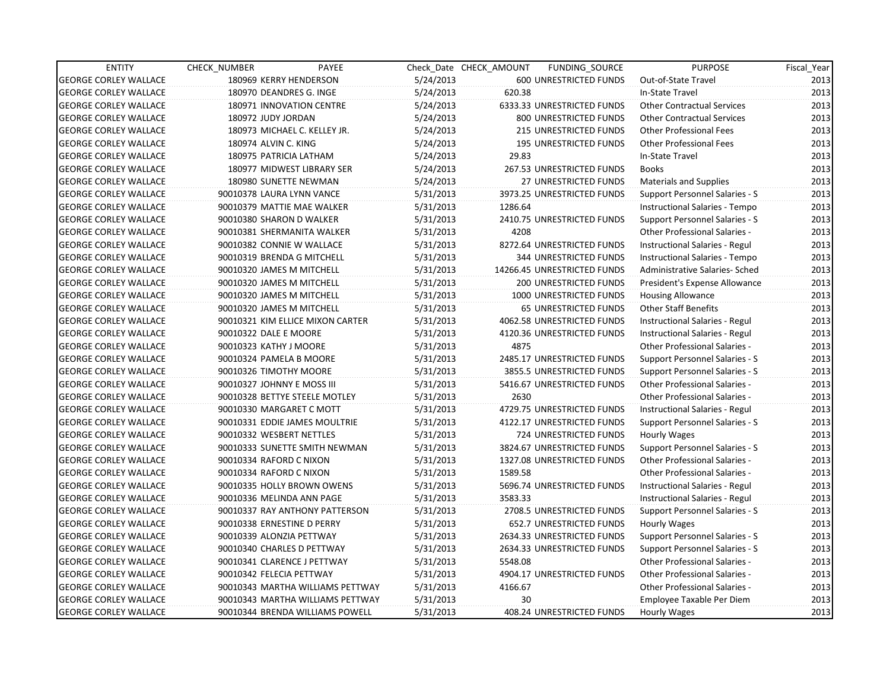| ENTITY | CHECK_NUMBER | PAYEE | Check_Date | CHECK_AMOUNT | FUNDING_SOURCE | PURPOSE | Fiscal_Year |
|---|---|---|---|---|---|---|---|
| GEORGE CORLEY WALLACE | 180969 | KERRY HENDERSON | 5/24/2013 | 600 | UNRESTRICTED FUNDS | Out-of-State Travel | 2013 |
| GEORGE CORLEY WALLACE | 180970 | DEANDRES G. INGE | 5/24/2013 | 620.38 | | In-State Travel | 2013 |
| GEORGE CORLEY WALLACE | 180971 | INNOVATION CENTRE | 5/24/2013 | 6333.33 | UNRESTRICTED FUNDS | Other Contractual Services | 2013 |
| GEORGE CORLEY WALLACE | 180972 | JUDY JORDAN | 5/24/2013 | 800 | UNRESTRICTED FUNDS | Other Contractual Services | 2013 |
| GEORGE CORLEY WALLACE | 180973 | MICHAEL C. KELLEY JR. | 5/24/2013 | 215 | UNRESTRICTED FUNDS | Other Professional Fees | 2013 |
| GEORGE CORLEY WALLACE | 180974 | ALVIN C. KING | 5/24/2013 | 195 | UNRESTRICTED FUNDS | Other Professional Fees | 2013 |
| GEORGE CORLEY WALLACE | 180975 | PATRICIA LATHAM | 5/24/2013 | 29.83 | | In-State Travel | 2013 |
| GEORGE CORLEY WALLACE | 180977 | MIDWEST LIBRARY SER | 5/24/2013 | 267.53 | UNRESTRICTED FUNDS | Books | 2013 |
| GEORGE CORLEY WALLACE | 180980 | SUNETTE NEWMAN | 5/24/2013 | 27 | UNRESTRICTED FUNDS | Materials and Supplies | 2013 |
| GEORGE CORLEY WALLACE | 90010378 | LAURA LYNN VANCE | 5/31/2013 | 3973.25 | UNRESTRICTED FUNDS | Support Personnel Salaries - S | 2013 |
| GEORGE CORLEY WALLACE | 90010379 | MATTIE MAE WALKER | 5/31/2013 | 1286.64 | | Instructional Salaries - Tempo | 2013 |
| GEORGE CORLEY WALLACE | 90010380 | SHARON D WALKER | 5/31/2013 | 2410.75 | UNRESTRICTED FUNDS | Support Personnel Salaries - S | 2013 |
| GEORGE CORLEY WALLACE | 90010381 | SHERMANITA WALKER | 5/31/2013 | 4208 | | Other Professional Salaries - | 2013 |
| GEORGE CORLEY WALLACE | 90010382 | CONNIE W WALLACE | 5/31/2013 | 8272.64 | UNRESTRICTED FUNDS | Instructional Salaries - Regul | 2013 |
| GEORGE CORLEY WALLACE | 90010319 | BRENDA G MITCHELL | 5/31/2013 | 344 | UNRESTRICTED FUNDS | Instructional Salaries - Tempo | 2013 |
| GEORGE CORLEY WALLACE | 90010320 | JAMES M MITCHELL | 5/31/2013 | 14266.45 | UNRESTRICTED FUNDS | Administrative Salaries- Sched | 2013 |
| GEORGE CORLEY WALLACE | 90010320 | JAMES M MITCHELL | 5/31/2013 | 200 | UNRESTRICTED FUNDS | President's Expense Allowance | 2013 |
| GEORGE CORLEY WALLACE | 90010320 | JAMES M MITCHELL | 5/31/2013 | 1000 | UNRESTRICTED FUNDS | Housing Allowance | 2013 |
| GEORGE CORLEY WALLACE | 90010320 | JAMES M MITCHELL | 5/31/2013 | 65 | UNRESTRICTED FUNDS | Other Staff Benefits | 2013 |
| GEORGE CORLEY WALLACE | 90010321 | KIM ELLICE MIXON CARTER | 5/31/2013 | 4062.58 | UNRESTRICTED FUNDS | Instructional Salaries - Regul | 2013 |
| GEORGE CORLEY WALLACE | 90010322 | DALE E MOORE | 5/31/2013 | 4120.36 | UNRESTRICTED FUNDS | Instructional Salaries - Regul | 2013 |
| GEORGE CORLEY WALLACE | 90010323 | KATHY J MOORE | 5/31/2013 | 4875 | | Other Professional Salaries - | 2013 |
| GEORGE CORLEY WALLACE | 90010324 | PAMELA B MOORE | 5/31/2013 | 2485.17 | UNRESTRICTED FUNDS | Support Personnel Salaries - S | 2013 |
| GEORGE CORLEY WALLACE | 90010326 | TIMOTHY MOORE | 5/31/2013 | 3855.5 | UNRESTRICTED FUNDS | Support Personnel Salaries - S | 2013 |
| GEORGE CORLEY WALLACE | 90010327 | JOHNNY E MOSS III | 5/31/2013 | 5416.67 | UNRESTRICTED FUNDS | Other Professional Salaries - | 2013 |
| GEORGE CORLEY WALLACE | 90010328 | BETTYE STEELE MOTLEY | 5/31/2013 | 2630 | | Other Professional Salaries - | 2013 |
| GEORGE CORLEY WALLACE | 90010330 | MARGARET C MOTT | 5/31/2013 | 4729.75 | UNRESTRICTED FUNDS | Instructional Salaries - Regul | 2013 |
| GEORGE CORLEY WALLACE | 90010331 | EDDIE JAMES MOULTRIE | 5/31/2013 | 4122.17 | UNRESTRICTED FUNDS | Support Personnel Salaries - S | 2013 |
| GEORGE CORLEY WALLACE | 90010332 | WESBERT NETTLES | 5/31/2013 | 724 | UNRESTRICTED FUNDS | Hourly Wages | 2013 |
| GEORGE CORLEY WALLACE | 90010333 | SUNETTE SMITH NEWMAN | 5/31/2013 | 3824.67 | UNRESTRICTED FUNDS | Support Personnel Salaries - S | 2013 |
| GEORGE CORLEY WALLACE | 90010334 | RAFORD C NIXON | 5/31/2013 | 1327.08 | UNRESTRICTED FUNDS | Other Professional Salaries - | 2013 |
| GEORGE CORLEY WALLACE | 90010334 | RAFORD C NIXON | 5/31/2013 | 1589.58 | | Other Professional Salaries - | 2013 |
| GEORGE CORLEY WALLACE | 90010335 | HOLLY BROWN OWENS | 5/31/2013 | 5696.74 | UNRESTRICTED FUNDS | Instructional Salaries - Regul | 2013 |
| GEORGE CORLEY WALLACE | 90010336 | MELINDA ANN PAGE | 5/31/2013 | 3583.33 | | Instructional Salaries - Regul | 2013 |
| GEORGE CORLEY WALLACE | 90010337 | RAY ANTHONY PATTERSON | 5/31/2013 | 2708.5 | UNRESTRICTED FUNDS | Support Personnel Salaries - S | 2013 |
| GEORGE CORLEY WALLACE | 90010338 | ERNESTINE D PERRY | 5/31/2013 | 652.7 | UNRESTRICTED FUNDS | Hourly Wages | 2013 |
| GEORGE CORLEY WALLACE | 90010339 | ALONZIA PETTWAY | 5/31/2013 | 2634.33 | UNRESTRICTED FUNDS | Support Personnel Salaries - S | 2013 |
| GEORGE CORLEY WALLACE | 90010340 | CHARLES D PETTWAY | 5/31/2013 | 2634.33 | UNRESTRICTED FUNDS | Support Personnel Salaries - S | 2013 |
| GEORGE CORLEY WALLACE | 90010341 | CLARENCE J PETTWAY | 5/31/2013 | 5548.08 | | Other Professional Salaries - | 2013 |
| GEORGE CORLEY WALLACE | 90010342 | FELECIA PETTWAY | 5/31/2013 | 4904.17 | UNRESTRICTED FUNDS | Other Professional Salaries - | 2013 |
| GEORGE CORLEY WALLACE | 90010343 | MARTHA WILLIAMS PETTWAY | 5/31/2013 | 4166.67 | | Other Professional Salaries - | 2013 |
| GEORGE CORLEY WALLACE | 90010343 | MARTHA WILLIAMS PETTWAY | 5/31/2013 | 30 | | Employee Taxable Per Diem | 2013 |
| GEORGE CORLEY WALLACE | 90010344 | BRENDA WILLIAMS POWELL | 5/31/2013 | 408.24 | UNRESTRICTED FUNDS | Hourly Wages | 2013 |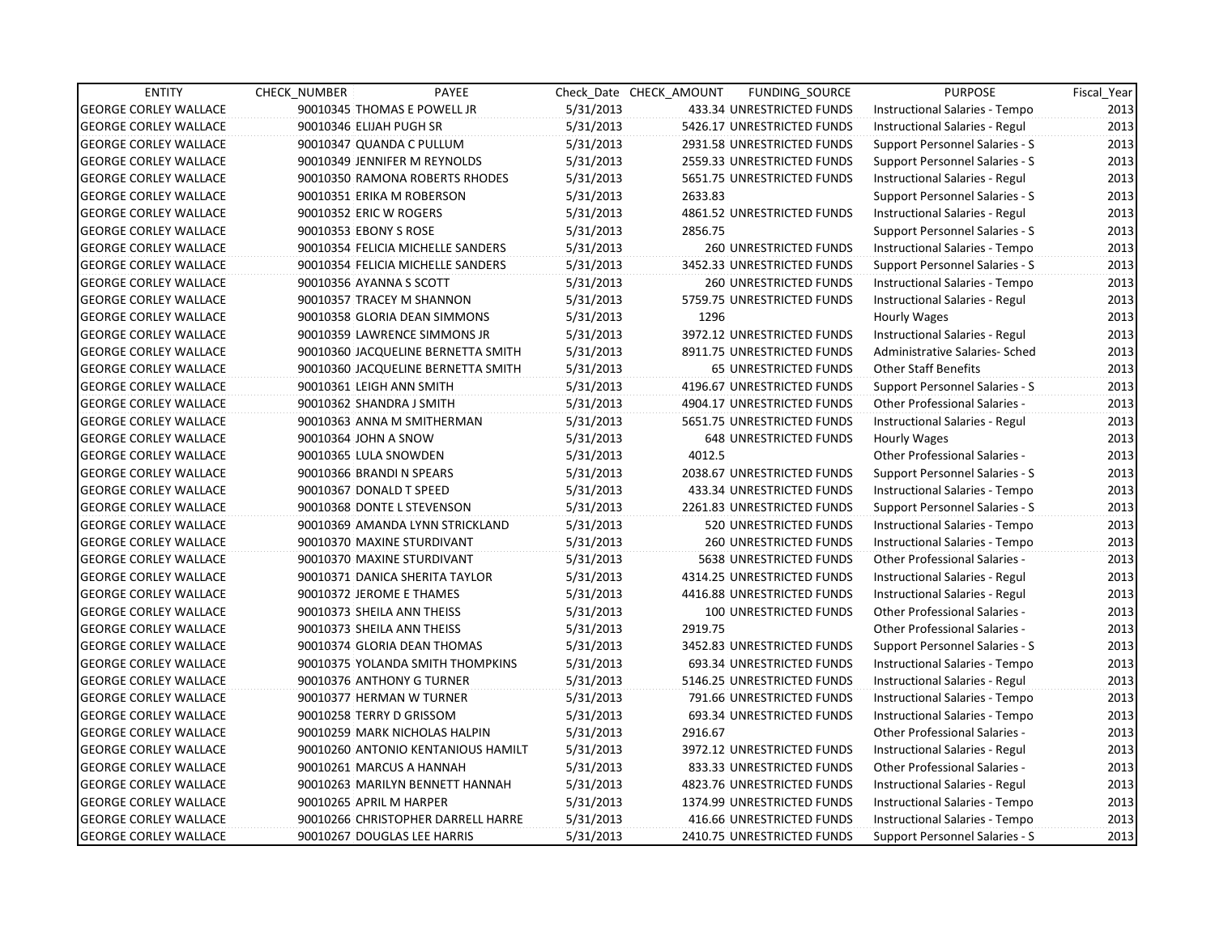| ENTITY | CHECK_NUMBER | PAYEE | Check_Date | CHECK_AMOUNT | FUNDING_SOURCE | PURPOSE | Fiscal_Year |
|---|---|---|---|---|---|---|---|
| GEORGE CORLEY WALLACE | 90010345 | THOMAS E POWELL JR | 5/31/2013 | 433.34 | UNRESTRICTED FUNDS | Instructional Salaries - Tempo | 2013 |
| GEORGE CORLEY WALLACE | 90010346 | ELIJAH PUGH SR | 5/31/2013 | 5426.17 | UNRESTRICTED FUNDS | Instructional Salaries - Regul | 2013 |
| GEORGE CORLEY WALLACE | 90010347 | QUANDA C PULLUM | 5/31/2013 | 2931.58 | UNRESTRICTED FUNDS | Support Personnel Salaries - S | 2013 |
| GEORGE CORLEY WALLACE | 90010349 | JENNIFER M REYNOLDS | 5/31/2013 | 2559.33 | UNRESTRICTED FUNDS | Support Personnel Salaries - S | 2013 |
| GEORGE CORLEY WALLACE | 90010350 | RAMONA ROBERTS RHODES | 5/31/2013 | 5651.75 | UNRESTRICTED FUNDS | Instructional Salaries - Regul | 2013 |
| GEORGE CORLEY WALLACE | 90010351 | ERIKA M ROBERSON | 5/31/2013 | 2633.83 | | Support Personnel Salaries - S | 2013 |
| GEORGE CORLEY WALLACE | 90010352 | ERIC W ROGERS | 5/31/2013 | 4861.52 | UNRESTRICTED FUNDS | Instructional Salaries - Regul | 2013 |
| GEORGE CORLEY WALLACE | 90010353 | EBONY S ROSE | 5/31/2013 | 2856.75 | | Support Personnel Salaries - S | 2013 |
| GEORGE CORLEY WALLACE | 90010354 | FELICIA MICHELLE SANDERS | 5/31/2013 | 260 | UNRESTRICTED FUNDS | Instructional Salaries - Tempo | 2013 |
| GEORGE CORLEY WALLACE | 90010354 | FELICIA MICHELLE SANDERS | 5/31/2013 | 3452.33 | UNRESTRICTED FUNDS | Support Personnel Salaries - S | 2013 |
| GEORGE CORLEY WALLACE | 90010356 | AYANNA S SCOTT | 5/31/2013 | 260 | UNRESTRICTED FUNDS | Instructional Salaries - Tempo | 2013 |
| GEORGE CORLEY WALLACE | 90010357 | TRACEY M SHANNON | 5/31/2013 | 5759.75 | UNRESTRICTED FUNDS | Instructional Salaries - Regul | 2013 |
| GEORGE CORLEY WALLACE | 90010358 | GLORIA DEAN SIMMONS | 5/31/2013 | 1296 | | Hourly Wages | 2013 |
| GEORGE CORLEY WALLACE | 90010359 | LAWRENCE SIMMONS JR | 5/31/2013 | 3972.12 | UNRESTRICTED FUNDS | Instructional Salaries - Regul | 2013 |
| GEORGE CORLEY WALLACE | 90010360 | JACQUELINE BERNETTA SMITH | 5/31/2013 | 8911.75 | UNRESTRICTED FUNDS | Administrative Salaries- Sched | 2013 |
| GEORGE CORLEY WALLACE | 90010360 | JACQUELINE BERNETTA SMITH | 5/31/2013 | 65 | UNRESTRICTED FUNDS | Other Staff Benefits | 2013 |
| GEORGE CORLEY WALLACE | 90010361 | LEIGH ANN SMITH | 5/31/2013 | 4196.67 | UNRESTRICTED FUNDS | Support Personnel Salaries - S | 2013 |
| GEORGE CORLEY WALLACE | 90010362 | SHANDRA J SMITH | 5/31/2013 | 4904.17 | UNRESTRICTED FUNDS | Other Professional Salaries - | 2013 |
| GEORGE CORLEY WALLACE | 90010363 | ANNA M SMITHERMAN | 5/31/2013 | 5651.75 | UNRESTRICTED FUNDS | Instructional Salaries - Regul | 2013 |
| GEORGE CORLEY WALLACE | 90010364 | JOHN A SNOW | 5/31/2013 | 648 | UNRESTRICTED FUNDS | Hourly Wages | 2013 |
| GEORGE CORLEY WALLACE | 90010365 | LULA SNOWDEN | 5/31/2013 | 4012.5 | | Other Professional Salaries - | 2013 |
| GEORGE CORLEY WALLACE | 90010366 | BRANDI N SPEARS | 5/31/2013 | 2038.67 | UNRESTRICTED FUNDS | Support Personnel Salaries - S | 2013 |
| GEORGE CORLEY WALLACE | 90010367 | DONALD T SPEED | 5/31/2013 | 433.34 | UNRESTRICTED FUNDS | Instructional Salaries - Tempo | 2013 |
| GEORGE CORLEY WALLACE | 90010368 | DONTE L STEVENSON | 5/31/2013 | 2261.83 | UNRESTRICTED FUNDS | Support Personnel Salaries - S | 2013 |
| GEORGE CORLEY WALLACE | 90010369 | AMANDA LYNN STRICKLAND | 5/31/2013 | 520 | UNRESTRICTED FUNDS | Instructional Salaries - Tempo | 2013 |
| GEORGE CORLEY WALLACE | 90010370 | MAXINE STURDIVANT | 5/31/2013 | 260 | UNRESTRICTED FUNDS | Instructional Salaries - Tempo | 2013 |
| GEORGE CORLEY WALLACE | 90010370 | MAXINE STURDIVANT | 5/31/2013 | 5638 | UNRESTRICTED FUNDS | Other Professional Salaries - | 2013 |
| GEORGE CORLEY WALLACE | 90010371 | DANICA SHERITA TAYLOR | 5/31/2013 | 4314.25 | UNRESTRICTED FUNDS | Instructional Salaries - Regul | 2013 |
| GEORGE CORLEY WALLACE | 90010372 | JEROME E THAMES | 5/31/2013 | 4416.88 | UNRESTRICTED FUNDS | Instructional Salaries - Regul | 2013 |
| GEORGE CORLEY WALLACE | 90010373 | SHEILA ANN THEISS | 5/31/2013 | 100 | UNRESTRICTED FUNDS | Other Professional Salaries - | 2013 |
| GEORGE CORLEY WALLACE | 90010373 | SHEILA ANN THEISS | 5/31/2013 | 2919.75 | | Other Professional Salaries - | 2013 |
| GEORGE CORLEY WALLACE | 90010374 | GLORIA DEAN THOMAS | 5/31/2013 | 3452.83 | UNRESTRICTED FUNDS | Support Personnel Salaries - S | 2013 |
| GEORGE CORLEY WALLACE | 90010375 | YOLANDA SMITH THOMPKINS | 5/31/2013 | 693.34 | UNRESTRICTED FUNDS | Instructional Salaries - Tempo | 2013 |
| GEORGE CORLEY WALLACE | 90010376 | ANTHONY G TURNER | 5/31/2013 | 5146.25 | UNRESTRICTED FUNDS | Instructional Salaries - Regul | 2013 |
| GEORGE CORLEY WALLACE | 90010377 | HERMAN W TURNER | 5/31/2013 | 791.66 | UNRESTRICTED FUNDS | Instructional Salaries - Tempo | 2013 |
| GEORGE CORLEY WALLACE | 90010258 | TERRY D GRISSOM | 5/31/2013 | 693.34 | UNRESTRICTED FUNDS | Instructional Salaries - Tempo | 2013 |
| GEORGE CORLEY WALLACE | 90010259 | MARK NICHOLAS HALPIN | 5/31/2013 | 2916.67 | | Other Professional Salaries - | 2013 |
| GEORGE CORLEY WALLACE | 90010260 | ANTONIO KENTANIOUS HAMILT | 5/31/2013 | 3972.12 | UNRESTRICTED FUNDS | Instructional Salaries - Regul | 2013 |
| GEORGE CORLEY WALLACE | 90010261 | MARCUS A HANNAH | 5/31/2013 | 833.33 | UNRESTRICTED FUNDS | Other Professional Salaries - | 2013 |
| GEORGE CORLEY WALLACE | 90010263 | MARILYN BENNETT HANNAH | 5/31/2013 | 4823.76 | UNRESTRICTED FUNDS | Instructional Salaries - Regul | 2013 |
| GEORGE CORLEY WALLACE | 90010265 | APRIL M HARPER | 5/31/2013 | 1374.99 | UNRESTRICTED FUNDS | Instructional Salaries - Tempo | 2013 |
| GEORGE CORLEY WALLACE | 90010266 | CHRISTOPHER DARRELL HARRE | 5/31/2013 | 416.66 | UNRESTRICTED FUNDS | Instructional Salaries - Tempo | 2013 |
| GEORGE CORLEY WALLACE | 90010267 | DOUGLAS LEE HARRIS | 5/31/2013 | 2410.75 | UNRESTRICTED FUNDS | Support Personnel Salaries - S | 2013 |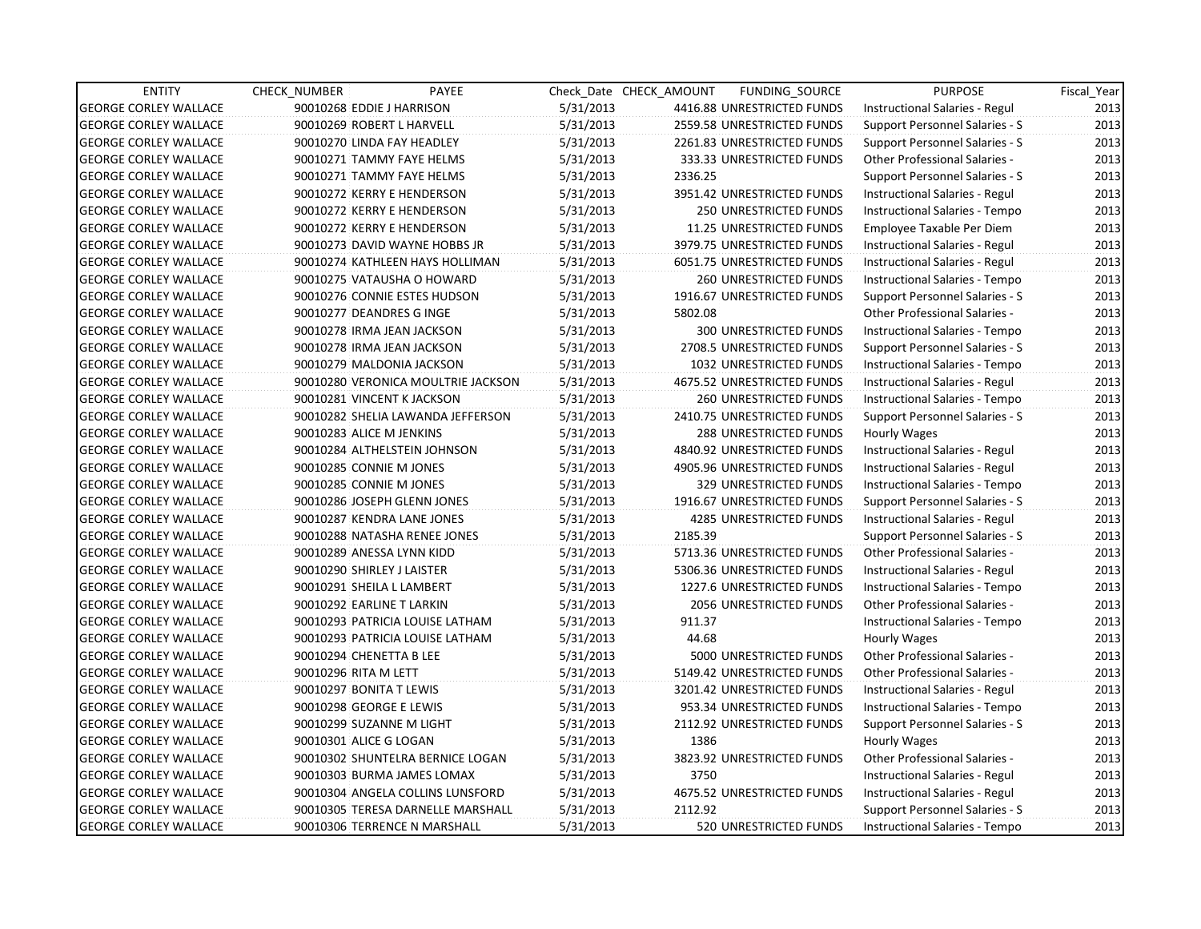| ENTITY | CHECK_NUMBER | PAYEE | Check_Date | CHECK_AMOUNT | FUNDING_SOURCE | PURPOSE | Fiscal_Year |
|---|---|---|---|---|---|---|---|
| GEORGE CORLEY WALLACE | 90010268 | EDDIE J HARRISON | 5/31/2013 | 4416.88 | UNRESTRICTED FUNDS | Instructional Salaries - Regul | 2013 |
| GEORGE CORLEY WALLACE | 90010269 | ROBERT L HARVELL | 5/31/2013 | 2559.58 | UNRESTRICTED FUNDS | Support Personnel Salaries - S | 2013 |
| GEORGE CORLEY WALLACE | 90010270 | LINDA FAY HEADLEY | 5/31/2013 | 2261.83 | UNRESTRICTED FUNDS | Support Personnel Salaries - S | 2013 |
| GEORGE CORLEY WALLACE | 90010271 | TAMMY FAYE HELMS | 5/31/2013 | 333.33 | UNRESTRICTED FUNDS | Other Professional Salaries - | 2013 |
| GEORGE CORLEY WALLACE | 90010271 | TAMMY FAYE HELMS | 5/31/2013 | 2336.25 | | Support Personnel Salaries - S | 2013 |
| GEORGE CORLEY WALLACE | 90010272 | KERRY E HENDERSON | 5/31/2013 | 3951.42 | UNRESTRICTED FUNDS | Instructional Salaries - Regul | 2013 |
| GEORGE CORLEY WALLACE | 90010272 | KERRY E HENDERSON | 5/31/2013 | 250 | UNRESTRICTED FUNDS | Instructional Salaries - Tempo | 2013 |
| GEORGE CORLEY WALLACE | 90010272 | KERRY E HENDERSON | 5/31/2013 | 11.25 | UNRESTRICTED FUNDS | Employee Taxable Per Diem | 2013 |
| GEORGE CORLEY WALLACE | 90010273 | DAVID WAYNE HOBBS JR | 5/31/2013 | 3979.75 | UNRESTRICTED FUNDS | Instructional Salaries - Regul | 2013 |
| GEORGE CORLEY WALLACE | 90010274 | KATHLEEN HAYS HOLLIMAN | 5/31/2013 | 6051.75 | UNRESTRICTED FUNDS | Instructional Salaries - Regul | 2013 |
| GEORGE CORLEY WALLACE | 90010275 | VATAUSHA O HOWARD | 5/31/2013 | 260 | UNRESTRICTED FUNDS | Instructional Salaries - Tempo | 2013 |
| GEORGE CORLEY WALLACE | 90010276 | CONNIE ESTES HUDSON | 5/31/2013 | 1916.67 | UNRESTRICTED FUNDS | Support Personnel Salaries - S | 2013 |
| GEORGE CORLEY WALLACE | 90010277 | DEANDRES G INGE | 5/31/2013 | 5802.08 | | Other Professional Salaries - | 2013 |
| GEORGE CORLEY WALLACE | 90010278 | IRMA JEAN JACKSON | 5/31/2013 | 300 | UNRESTRICTED FUNDS | Instructional Salaries - Tempo | 2013 |
| GEORGE CORLEY WALLACE | 90010278 | IRMA JEAN JACKSON | 5/31/2013 | 2708.5 | UNRESTRICTED FUNDS | Support Personnel Salaries - S | 2013 |
| GEORGE CORLEY WALLACE | 90010279 | MALDONIA JACKSON | 5/31/2013 | 1032 | UNRESTRICTED FUNDS | Instructional Salaries - Tempo | 2013 |
| GEORGE CORLEY WALLACE | 90010280 | VERONICA MOULTRIE JACKSON | 5/31/2013 | 4675.52 | UNRESTRICTED FUNDS | Instructional Salaries - Regul | 2013 |
| GEORGE CORLEY WALLACE | 90010281 | VINCENT K JACKSON | 5/31/2013 | 260 | UNRESTRICTED FUNDS | Instructional Salaries - Tempo | 2013 |
| GEORGE CORLEY WALLACE | 90010282 | SHELIA LAWANDA JEFFERSON | 5/31/2013 | 2410.75 | UNRESTRICTED FUNDS | Support Personnel Salaries - S | 2013 |
| GEORGE CORLEY WALLACE | 90010283 | ALICE M JENKINS | 5/31/2013 | 288 | UNRESTRICTED FUNDS | Hourly Wages | 2013 |
| GEORGE CORLEY WALLACE | 90010284 | ALTHELSTEIN JOHNSON | 5/31/2013 | 4840.92 | UNRESTRICTED FUNDS | Instructional Salaries - Regul | 2013 |
| GEORGE CORLEY WALLACE | 90010285 | CONNIE M JONES | 5/31/2013 | 4905.96 | UNRESTRICTED FUNDS | Instructional Salaries - Regul | 2013 |
| GEORGE CORLEY WALLACE | 90010285 | CONNIE M JONES | 5/31/2013 | 329 | UNRESTRICTED FUNDS | Instructional Salaries - Tempo | 2013 |
| GEORGE CORLEY WALLACE | 90010286 | JOSEPH GLENN JONES | 5/31/2013 | 1916.67 | UNRESTRICTED FUNDS | Support Personnel Salaries - S | 2013 |
| GEORGE CORLEY WALLACE | 90010287 | KENDRA LANE JONES | 5/31/2013 | 4285 | UNRESTRICTED FUNDS | Instructional Salaries - Regul | 2013 |
| GEORGE CORLEY WALLACE | 90010288 | NATASHA RENEE JONES | 5/31/2013 | 2185.39 | | Support Personnel Salaries - S | 2013 |
| GEORGE CORLEY WALLACE | 90010289 | ANESSA LYNN KIDD | 5/31/2013 | 5713.36 | UNRESTRICTED FUNDS | Other Professional Salaries - | 2013 |
| GEORGE CORLEY WALLACE | 90010290 | SHIRLEY J LAISTER | 5/31/2013 | 5306.36 | UNRESTRICTED FUNDS | Instructional Salaries - Regul | 2013 |
| GEORGE CORLEY WALLACE | 90010291 | SHEILA L LAMBERT | 5/31/2013 | 1227.6 | UNRESTRICTED FUNDS | Instructional Salaries - Tempo | 2013 |
| GEORGE CORLEY WALLACE | 90010292 | EARLINE T LARKIN | 5/31/2013 | 2056 | UNRESTRICTED FUNDS | Other Professional Salaries - | 2013 |
| GEORGE CORLEY WALLACE | 90010293 | PATRICIA LOUISE LATHAM | 5/31/2013 | 911.37 | | Instructional Salaries - Tempo | 2013 |
| GEORGE CORLEY WALLACE | 90010293 | PATRICIA LOUISE LATHAM | 5/31/2013 | 44.68 | | Hourly Wages | 2013 |
| GEORGE CORLEY WALLACE | 90010294 | CHENETTA B LEE | 5/31/2013 | 5000 | UNRESTRICTED FUNDS | Other Professional Salaries - | 2013 |
| GEORGE CORLEY WALLACE | 90010296 | RITA M LETT | 5/31/2013 | 5149.42 | UNRESTRICTED FUNDS | Other Professional Salaries - | 2013 |
| GEORGE CORLEY WALLACE | 90010297 | BONITA T LEWIS | 5/31/2013 | 3201.42 | UNRESTRICTED FUNDS | Instructional Salaries - Regul | 2013 |
| GEORGE CORLEY WALLACE | 90010298 | GEORGE E LEWIS | 5/31/2013 | 953.34 | UNRESTRICTED FUNDS | Instructional Salaries - Tempo | 2013 |
| GEORGE CORLEY WALLACE | 90010299 | SUZANNE M LIGHT | 5/31/2013 | 2112.92 | UNRESTRICTED FUNDS | Support Personnel Salaries - S | 2013 |
| GEORGE CORLEY WALLACE | 90010301 | ALICE G LOGAN | 5/31/2013 | 1386 | | Hourly Wages | 2013 |
| GEORGE CORLEY WALLACE | 90010302 | SHUNTELRA BERNICE LOGAN | 5/31/2013 | 3823.92 | UNRESTRICTED FUNDS | Other Professional Salaries - | 2013 |
| GEORGE CORLEY WALLACE | 90010303 | BURMA JAMES LOMAX | 5/31/2013 | 3750 | | Instructional Salaries - Regul | 2013 |
| GEORGE CORLEY WALLACE | 90010304 | ANGELA COLLINS LUNSFORD | 5/31/2013 | 4675.52 | UNRESTRICTED FUNDS | Instructional Salaries - Regul | 2013 |
| GEORGE CORLEY WALLACE | 90010305 | TERESA DARNELLE MARSHALL | 5/31/2013 | 2112.92 | | Support Personnel Salaries - S | 2013 |
| GEORGE CORLEY WALLACE | 90010306 | TERRENCE N MARSHALL | 5/31/2013 | 520 | UNRESTRICTED FUNDS | Instructional Salaries - Tempo | 2013 |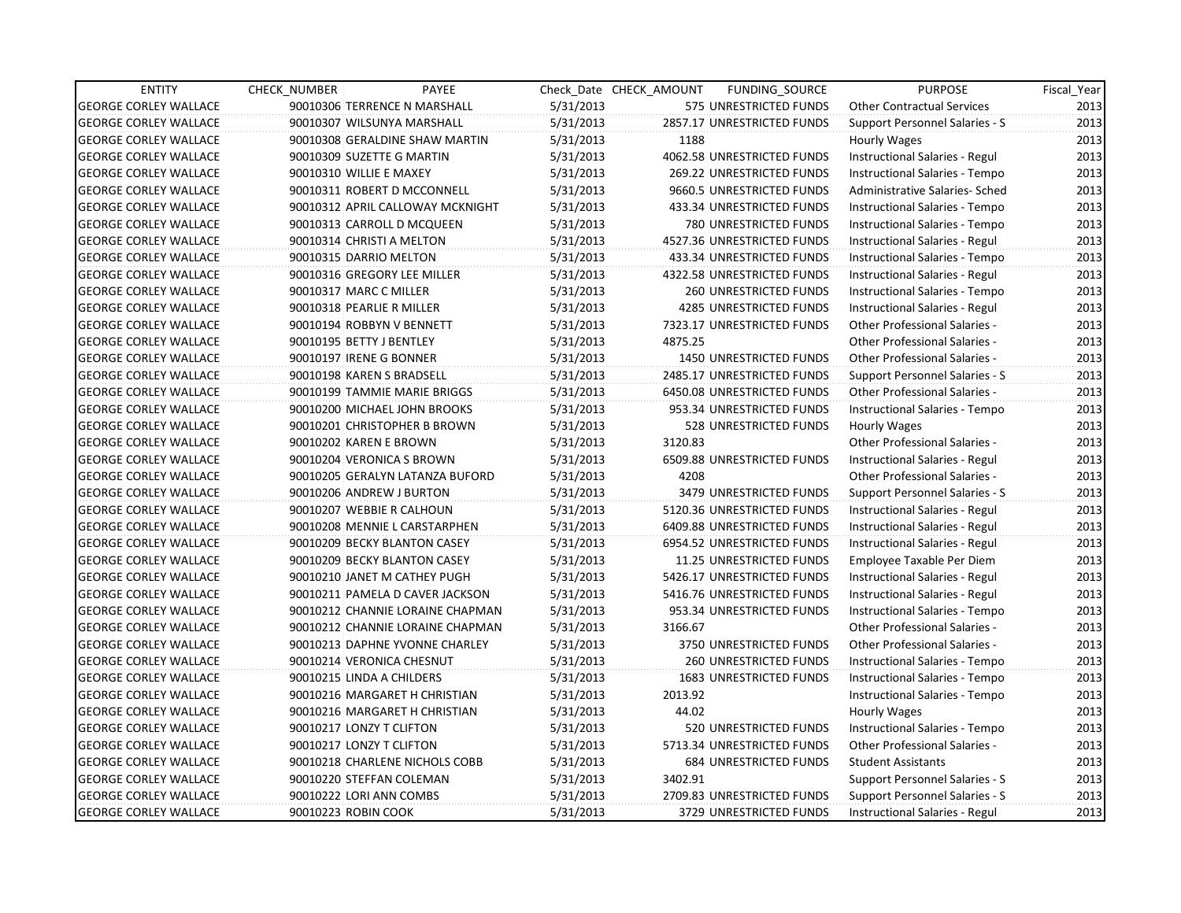| ENTITY | CHECK_NUMBER | PAYEE | Check_Date | CHECK_AMOUNT | FUNDING_SOURCE | PURPOSE | Fiscal_Year |
|---|---|---|---|---|---|---|---|
| GEORGE CORLEY WALLACE | 90010306 | TERRENCE N MARSHALL | 5/31/2013 | 575 | UNRESTRICTED FUNDS | Other Contractual Services | 2013 |
| GEORGE CORLEY WALLACE | 90010307 | WILSUNYA MARSHALL | 5/31/2013 | 2857.17 | UNRESTRICTED FUNDS | Support Personnel Salaries - S | 2013 |
| GEORGE CORLEY WALLACE | 90010308 | GERALDINE SHAW MARTIN | 5/31/2013 | 1188 | | Hourly Wages | 2013 |
| GEORGE CORLEY WALLACE | 90010309 | SUZETTE G MARTIN | 5/31/2013 | 4062.58 | UNRESTRICTED FUNDS | Instructional Salaries - Regul | 2013 |
| GEORGE CORLEY WALLACE | 90010310 | WILLIE E MAXEY | 5/31/2013 | 269.22 | UNRESTRICTED FUNDS | Instructional Salaries - Tempo | 2013 |
| GEORGE CORLEY WALLACE | 90010311 | ROBERT D MCCONNELL | 5/31/2013 | 9660.5 | UNRESTRICTED FUNDS | Administrative Salaries- Sched | 2013 |
| GEORGE CORLEY WALLACE | 90010312 | APRIL CALLOWAY MCKNIGHT | 5/31/2013 | 433.34 | UNRESTRICTED FUNDS | Instructional Salaries - Tempo | 2013 |
| GEORGE CORLEY WALLACE | 90010313 | CARROLL D MCQUEEN | 5/31/2013 | 780 | UNRESTRICTED FUNDS | Instructional Salaries - Tempo | 2013 |
| GEORGE CORLEY WALLACE | 90010314 | CHRISTI A MELTON | 5/31/2013 | 4527.36 | UNRESTRICTED FUNDS | Instructional Salaries - Regul | 2013 |
| GEORGE CORLEY WALLACE | 90010315 | DARRIO MELTON | 5/31/2013 | 433.34 | UNRESTRICTED FUNDS | Instructional Salaries - Tempo | 2013 |
| GEORGE CORLEY WALLACE | 90010316 | GREGORY LEE MILLER | 5/31/2013 | 4322.58 | UNRESTRICTED FUNDS | Instructional Salaries - Regul | 2013 |
| GEORGE CORLEY WALLACE | 90010317 | MARC C MILLER | 5/31/2013 | 260 | UNRESTRICTED FUNDS | Instructional Salaries - Tempo | 2013 |
| GEORGE CORLEY WALLACE | 90010318 | PEARLIE R MILLER | 5/31/2013 | 4285 | UNRESTRICTED FUNDS | Instructional Salaries - Regul | 2013 |
| GEORGE CORLEY WALLACE | 90010194 | ROBBYN V BENNETT | 5/31/2013 | 7323.17 | UNRESTRICTED FUNDS | Other Professional Salaries - | 2013 |
| GEORGE CORLEY WALLACE | 90010195 | BETTY J BENTLEY | 5/31/2013 | 4875.25 | | Other Professional Salaries - | 2013 |
| GEORGE CORLEY WALLACE | 90010197 | IRENE G BONNER | 5/31/2013 | 1450 | UNRESTRICTED FUNDS | Other Professional Salaries - | 2013 |
| GEORGE CORLEY WALLACE | 90010198 | KAREN S BRADSELL | 5/31/2013 | 2485.17 | UNRESTRICTED FUNDS | Support Personnel Salaries - S | 2013 |
| GEORGE CORLEY WALLACE | 90010199 | TAMMIE MARIE BRIGGS | 5/31/2013 | 6450.08 | UNRESTRICTED FUNDS | Other Professional Salaries - | 2013 |
| GEORGE CORLEY WALLACE | 90010200 | MICHAEL JOHN BROOKS | 5/31/2013 | 953.34 | UNRESTRICTED FUNDS | Instructional Salaries - Tempo | 2013 |
| GEORGE CORLEY WALLACE | 90010201 | CHRISTOPHER B BROWN | 5/31/2013 | 528 | UNRESTRICTED FUNDS | Hourly Wages | 2013 |
| GEORGE CORLEY WALLACE | 90010202 | KAREN E BROWN | 5/31/2013 | 3120.83 | | Other Professional Salaries - | 2013 |
| GEORGE CORLEY WALLACE | 90010204 | VERONICA S BROWN | 5/31/2013 | 6509.88 | UNRESTRICTED FUNDS | Instructional Salaries - Regul | 2013 |
| GEORGE CORLEY WALLACE | 90010205 | GERALYN LATANZA BUFORD | 5/31/2013 | 4208 | | Other Professional Salaries - | 2013 |
| GEORGE CORLEY WALLACE | 90010206 | ANDREW J BURTON | 5/31/2013 | 3479 | UNRESTRICTED FUNDS | Support Personnel Salaries - S | 2013 |
| GEORGE CORLEY WALLACE | 90010207 | WEBBIE R CALHOUN | 5/31/2013 | 5120.36 | UNRESTRICTED FUNDS | Instructional Salaries - Regul | 2013 |
| GEORGE CORLEY WALLACE | 90010208 | MENNIE L CARSTARPHEN | 5/31/2013 | 6409.88 | UNRESTRICTED FUNDS | Instructional Salaries - Regul | 2013 |
| GEORGE CORLEY WALLACE | 90010209 | BECKY BLANTON CASEY | 5/31/2013 | 6954.52 | UNRESTRICTED FUNDS | Instructional Salaries - Regul | 2013 |
| GEORGE CORLEY WALLACE | 90010209 | BECKY BLANTON CASEY | 5/31/2013 | 11.25 | UNRESTRICTED FUNDS | Employee Taxable Per Diem | 2013 |
| GEORGE CORLEY WALLACE | 90010210 | JANET M CATHEY PUGH | 5/31/2013 | 5426.17 | UNRESTRICTED FUNDS | Instructional Salaries - Regul | 2013 |
| GEORGE CORLEY WALLACE | 90010211 | PAMELA D CAVER JACKSON | 5/31/2013 | 5416.76 | UNRESTRICTED FUNDS | Instructional Salaries - Regul | 2013 |
| GEORGE CORLEY WALLACE | 90010212 | CHANNIE LORAINE CHAPMAN | 5/31/2013 | 953.34 | UNRESTRICTED FUNDS | Instructional Salaries - Tempo | 2013 |
| GEORGE CORLEY WALLACE | 90010212 | CHANNIE LORAINE CHAPMAN | 5/31/2013 | 3166.67 | | Other Professional Salaries - | 2013 |
| GEORGE CORLEY WALLACE | 90010213 | DAPHNE YVONNE CHARLEY | 5/31/2013 | 3750 | UNRESTRICTED FUNDS | Other Professional Salaries - | 2013 |
| GEORGE CORLEY WALLACE | 90010214 | VERONICA CHESNUT | 5/31/2013 | 260 | UNRESTRICTED FUNDS | Instructional Salaries - Tempo | 2013 |
| GEORGE CORLEY WALLACE | 90010215 | LINDA A CHILDERS | 5/31/2013 | 1683 | UNRESTRICTED FUNDS | Instructional Salaries - Tempo | 2013 |
| GEORGE CORLEY WALLACE | 90010216 | MARGARET H CHRISTIAN | 5/31/2013 | 2013.92 | | Instructional Salaries - Tempo | 2013 |
| GEORGE CORLEY WALLACE | 90010216 | MARGARET H CHRISTIAN | 5/31/2013 | 44.02 | | Hourly Wages | 2013 |
| GEORGE CORLEY WALLACE | 90010217 | LONZY T CLIFTON | 5/31/2013 | 520 | UNRESTRICTED FUNDS | Instructional Salaries - Tempo | 2013 |
| GEORGE CORLEY WALLACE | 90010217 | LONZY T CLIFTON | 5/31/2013 | 5713.34 | UNRESTRICTED FUNDS | Other Professional Salaries - | 2013 |
| GEORGE CORLEY WALLACE | 90010218 | CHARLENE NICHOLS COBB | 5/31/2013 | 684 | UNRESTRICTED FUNDS | Student Assistants | 2013 |
| GEORGE CORLEY WALLACE | 90010220 | STEFFAN COLEMAN | 5/31/2013 | 3402.91 | | Support Personnel Salaries - S | 2013 |
| GEORGE CORLEY WALLACE | 90010222 | LORI ANN COMBS | 5/31/2013 | 2709.83 | UNRESTRICTED FUNDS | Support Personnel Salaries - S | 2013 |
| GEORGE CORLEY WALLACE | 90010223 | ROBIN COOK | 5/31/2013 | 3729 | UNRESTRICTED FUNDS | Instructional Salaries - Regul | 2013 |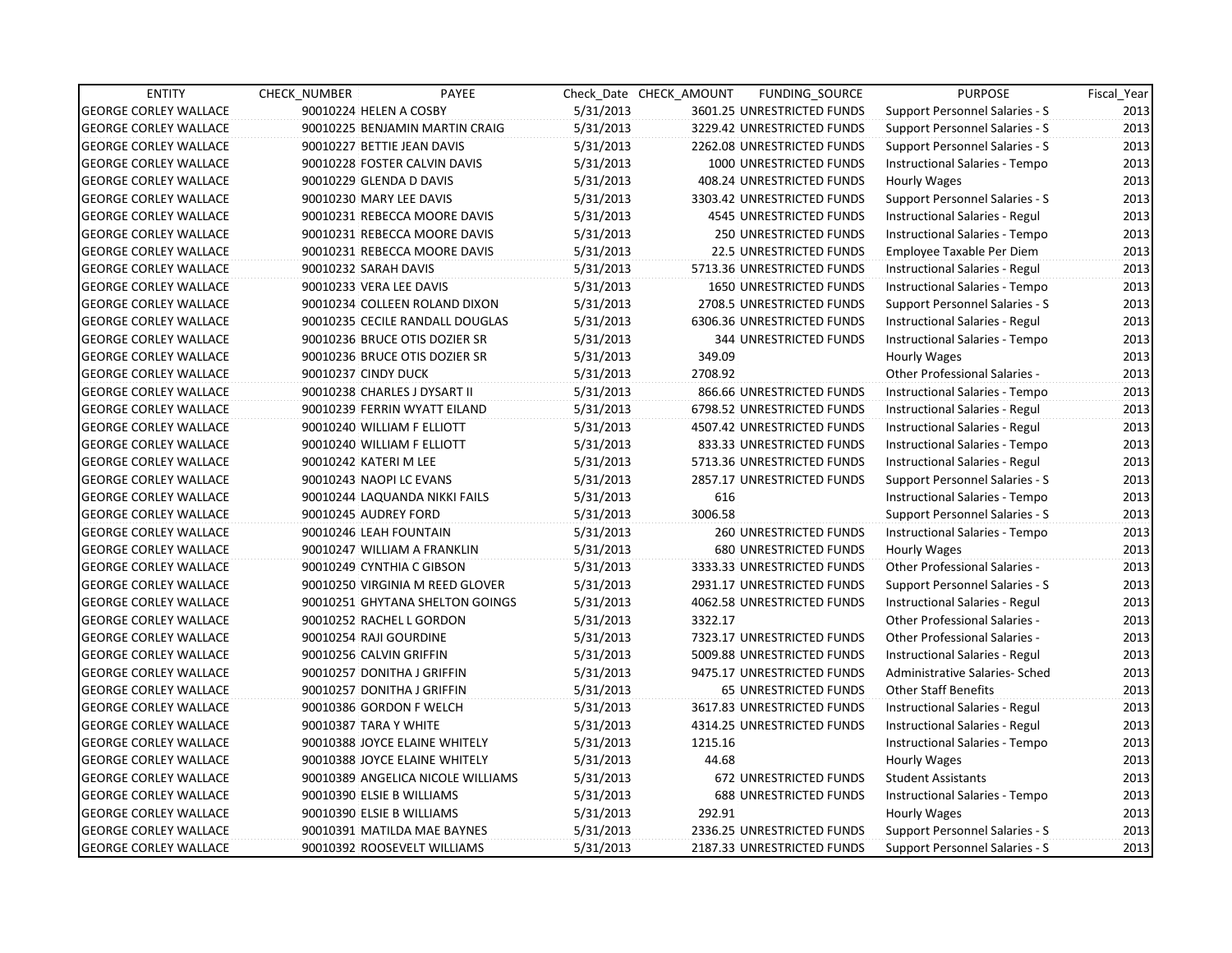| ENTITY | CHECK_NUMBER | PAYEE | Check_Date | CHECK_AMOUNT | FUNDING_SOURCE | PURPOSE | Fiscal_Year |
|---|---|---|---|---|---|---|---|
| GEORGE CORLEY WALLACE | 90010224 | HELEN A COSBY | 5/31/2013 | 3601.25 | UNRESTRICTED FUNDS | Support Personnel Salaries - S | 2013 |
| GEORGE CORLEY WALLACE | 90010225 | BENJAMIN MARTIN CRAIG | 5/31/2013 | 3229.42 | UNRESTRICTED FUNDS | Support Personnel Salaries - S | 2013 |
| GEORGE CORLEY WALLACE | 90010227 | BETTIE JEAN DAVIS | 5/31/2013 | 2262.08 | UNRESTRICTED FUNDS | Support Personnel Salaries - S | 2013 |
| GEORGE CORLEY WALLACE | 90010228 | FOSTER CALVIN DAVIS | 5/31/2013 | 1000 | UNRESTRICTED FUNDS | Instructional Salaries - Tempo | 2013 |
| GEORGE CORLEY WALLACE | 90010229 | GLENDA D DAVIS | 5/31/2013 | 408.24 | UNRESTRICTED FUNDS | Hourly Wages | 2013 |
| GEORGE CORLEY WALLACE | 90010230 | MARY LEE DAVIS | 5/31/2013 | 3303.42 | UNRESTRICTED FUNDS | Support Personnel Salaries - S | 2013 |
| GEORGE CORLEY WALLACE | 90010231 | REBECCA MOORE DAVIS | 5/31/2013 | 4545 | UNRESTRICTED FUNDS | Instructional Salaries - Regul | 2013 |
| GEORGE CORLEY WALLACE | 90010231 | REBECCA MOORE DAVIS | 5/31/2013 | 250 | UNRESTRICTED FUNDS | Instructional Salaries - Tempo | 2013 |
| GEORGE CORLEY WALLACE | 90010231 | REBECCA MOORE DAVIS | 5/31/2013 | 22.5 | UNRESTRICTED FUNDS | Employee Taxable Per Diem | 2013 |
| GEORGE CORLEY WALLACE | 90010232 | SARAH DAVIS | 5/31/2013 | 5713.36 | UNRESTRICTED FUNDS | Instructional Salaries - Regul | 2013 |
| GEORGE CORLEY WALLACE | 90010233 | VERA LEE DAVIS | 5/31/2013 | 1650 | UNRESTRICTED FUNDS | Instructional Salaries - Tempo | 2013 |
| GEORGE CORLEY WALLACE | 90010234 | COLLEEN ROLAND DIXON | 5/31/2013 | 2708.5 | UNRESTRICTED FUNDS | Support Personnel Salaries - S | 2013 |
| GEORGE CORLEY WALLACE | 90010235 | CECILE RANDALL DOUGLAS | 5/31/2013 | 6306.36 | UNRESTRICTED FUNDS | Instructional Salaries - Regul | 2013 |
| GEORGE CORLEY WALLACE | 90010236 | BRUCE OTIS DOZIER SR | 5/31/2013 | 344 | UNRESTRICTED FUNDS | Instructional Salaries - Tempo | 2013 |
| GEORGE CORLEY WALLACE | 90010236 | BRUCE OTIS DOZIER SR | 5/31/2013 | 349.09 | | Hourly Wages | 2013 |
| GEORGE CORLEY WALLACE | 90010237 | CINDY DUCK | 5/31/2013 | 2708.92 | | Other Professional Salaries - | 2013 |
| GEORGE CORLEY WALLACE | 90010238 | CHARLES J DYSART II | 5/31/2013 | 866.66 | UNRESTRICTED FUNDS | Instructional Salaries - Tempo | 2013 |
| GEORGE CORLEY WALLACE | 90010239 | FERRIN WYATT EILAND | 5/31/2013 | 6798.52 | UNRESTRICTED FUNDS | Instructional Salaries - Regul | 2013 |
| GEORGE CORLEY WALLACE | 90010240 | WILLIAM F ELLIOTT | 5/31/2013 | 4507.42 | UNRESTRICTED FUNDS | Instructional Salaries - Regul | 2013 |
| GEORGE CORLEY WALLACE | 90010240 | WILLIAM F ELLIOTT | 5/31/2013 | 833.33 | UNRESTRICTED FUNDS | Instructional Salaries - Tempo | 2013 |
| GEORGE CORLEY WALLACE | 90010242 | KATERI M LEE | 5/31/2013 | 5713.36 | UNRESTRICTED FUNDS | Instructional Salaries - Regul | 2013 |
| GEORGE CORLEY WALLACE | 90010243 | NAOPI LC EVANS | 5/31/2013 | 2857.17 | UNRESTRICTED FUNDS | Support Personnel Salaries - S | 2013 |
| GEORGE CORLEY WALLACE | 90010244 | LAQUANDA NIKKI FAILS | 5/31/2013 | 616 | | Instructional Salaries - Tempo | 2013 |
| GEORGE CORLEY WALLACE | 90010245 | AUDREY FORD | 5/31/2013 | 3006.58 | | Support Personnel Salaries - S | 2013 |
| GEORGE CORLEY WALLACE | 90010246 | LEAH FOUNTAIN | 5/31/2013 | 260 | UNRESTRICTED FUNDS | Instructional Salaries - Tempo | 2013 |
| GEORGE CORLEY WALLACE | 90010247 | WILLIAM A FRANKLIN | 5/31/2013 | 680 | UNRESTRICTED FUNDS | Hourly Wages | 2013 |
| GEORGE CORLEY WALLACE | 90010249 | CYNTHIA C GIBSON | 5/31/2013 | 3333.33 | UNRESTRICTED FUNDS | Other Professional Salaries - | 2013 |
| GEORGE CORLEY WALLACE | 90010250 | VIRGINIA M REED GLOVER | 5/31/2013 | 2931.17 | UNRESTRICTED FUNDS | Support Personnel Salaries - S | 2013 |
| GEORGE CORLEY WALLACE | 90010251 | GHYTANA SHELTON GOINGS | 5/31/2013 | 4062.58 | UNRESTRICTED FUNDS | Instructional Salaries - Regul | 2013 |
| GEORGE CORLEY WALLACE | 90010252 | RACHEL L GORDON | 5/31/2013 | 3322.17 | | Other Professional Salaries - | 2013 |
| GEORGE CORLEY WALLACE | 90010254 | RAJI GOURDINE | 5/31/2013 | 7323.17 | UNRESTRICTED FUNDS | Other Professional Salaries - | 2013 |
| GEORGE CORLEY WALLACE | 90010256 | CALVIN GRIFFIN | 5/31/2013 | 5009.88 | UNRESTRICTED FUNDS | Instructional Salaries - Regul | 2013 |
| GEORGE CORLEY WALLACE | 90010257 | DONITHA J GRIFFIN | 5/31/2013 | 9475.17 | UNRESTRICTED FUNDS | Administrative Salaries- Sched | 2013 |
| GEORGE CORLEY WALLACE | 90010257 | DONITHA J GRIFFIN | 5/31/2013 | 65 | UNRESTRICTED FUNDS | Other Staff Benefits | 2013 |
| GEORGE CORLEY WALLACE | 90010386 | GORDON F WELCH | 5/31/2013 | 3617.83 | UNRESTRICTED FUNDS | Instructional Salaries - Regul | 2013 |
| GEORGE CORLEY WALLACE | 90010387 | TARA Y WHITE | 5/31/2013 | 4314.25 | UNRESTRICTED FUNDS | Instructional Salaries - Regul | 2013 |
| GEORGE CORLEY WALLACE | 90010388 | JOYCE ELAINE WHITELY | 5/31/2013 | 1215.16 | | Instructional Salaries - Tempo | 2013 |
| GEORGE CORLEY WALLACE | 90010388 | JOYCE ELAINE WHITELY | 5/31/2013 | 44.68 | | Hourly Wages | 2013 |
| GEORGE CORLEY WALLACE | 90010389 | ANGELICA NICOLE WILLIAMS | 5/31/2013 | 672 | UNRESTRICTED FUNDS | Student Assistants | 2013 |
| GEORGE CORLEY WALLACE | 90010390 | ELSIE B WILLIAMS | 5/31/2013 | 688 | UNRESTRICTED FUNDS | Instructional Salaries - Tempo | 2013 |
| GEORGE CORLEY WALLACE | 90010390 | ELSIE B WILLIAMS | 5/31/2013 | 292.91 | | Hourly Wages | 2013 |
| GEORGE CORLEY WALLACE | 90010391 | MATILDA MAE BAYNES | 5/31/2013 | 2336.25 | UNRESTRICTED FUNDS | Support Personnel Salaries - S | 2013 |
| GEORGE CORLEY WALLACE | 90010392 | ROOSEVELT WILLIAMS | 5/31/2013 | 2187.33 | UNRESTRICTED FUNDS | Support Personnel Salaries - S | 2013 |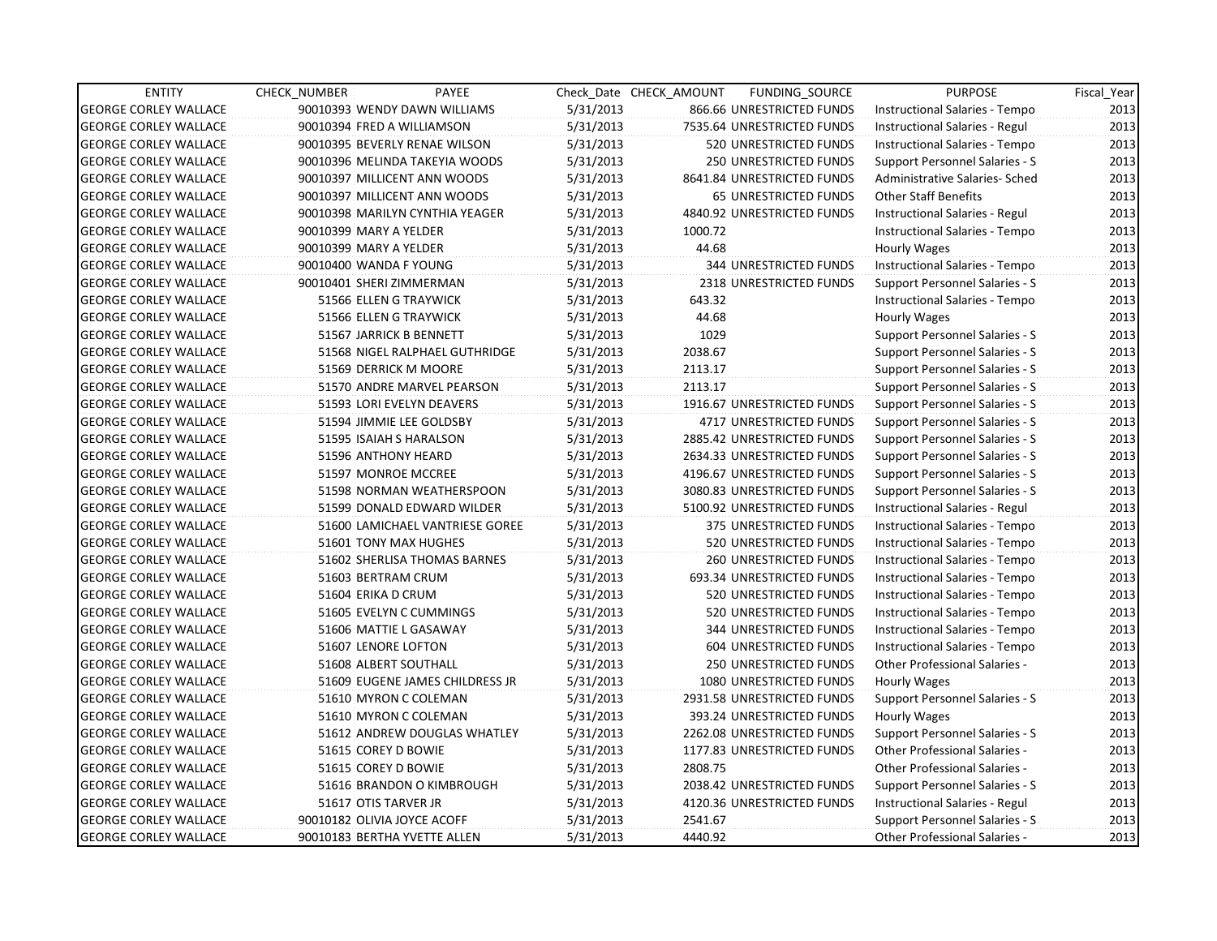| ENTITY | CHECK_NUMBER | PAYEE | Check_Date | CHECK_AMOUNT | FUNDING_SOURCE | PURPOSE | Fiscal_Year |
|---|---|---|---|---|---|---|---|
| GEORGE CORLEY WALLACE | 90010393 | WENDY DAWN WILLIAMS | 5/31/2013 | 866.66 | UNRESTRICTED FUNDS | Instructional Salaries - Tempo | 2013 |
| GEORGE CORLEY WALLACE | 90010394 | FRED A WILLIAMSON | 5/31/2013 | 7535.64 | UNRESTRICTED FUNDS | Instructional Salaries - Regul | 2013 |
| GEORGE CORLEY WALLACE | 90010395 | BEVERLY RENAE WILSON | 5/31/2013 | 520 | UNRESTRICTED FUNDS | Instructional Salaries - Tempo | 2013 |
| GEORGE CORLEY WALLACE | 90010396 | MELINDA TAKEYIA WOODS | 5/31/2013 | 250 | UNRESTRICTED FUNDS | Support Personnel Salaries - S | 2013 |
| GEORGE CORLEY WALLACE | 90010397 | MILLICENT ANN WOODS | 5/31/2013 | 8641.84 | UNRESTRICTED FUNDS | Administrative Salaries- Sched | 2013 |
| GEORGE CORLEY WALLACE | 90010397 | MILLICENT ANN WOODS | 5/31/2013 | 65 | UNRESTRICTED FUNDS | Other Staff Benefits | 2013 |
| GEORGE CORLEY WALLACE | 90010398 | MARILYN CYNTHIA YEAGER | 5/31/2013 | 4840.92 | UNRESTRICTED FUNDS | Instructional Salaries - Regul | 2013 |
| GEORGE CORLEY WALLACE | 90010399 | MARY A YELDER | 5/31/2013 | 1000.72 | | Instructional Salaries - Tempo | 2013 |
| GEORGE CORLEY WALLACE | 90010399 | MARY A YELDER | 5/31/2013 | 44.68 | | Hourly Wages | 2013 |
| GEORGE CORLEY WALLACE | 90010400 | WANDA F YOUNG | 5/31/2013 | 344 | UNRESTRICTED FUNDS | Instructional Salaries - Tempo | 2013 |
| GEORGE CORLEY WALLACE | 90010401 | SHERI ZIMMERMAN | 5/31/2013 | 2318 | UNRESTRICTED FUNDS | Support Personnel Salaries - S | 2013 |
| GEORGE CORLEY WALLACE | 51566 | ELLEN G TRAYWICK | 5/31/2013 | 643.32 | | Instructional Salaries - Tempo | 2013 |
| GEORGE CORLEY WALLACE | 51566 | ELLEN G TRAYWICK | 5/31/2013 | 44.68 | | Hourly Wages | 2013 |
| GEORGE CORLEY WALLACE | 51567 | JARRICK B BENNETT | 5/31/2013 | 1029 | | Support Personnel Salaries - S | 2013 |
| GEORGE CORLEY WALLACE | 51568 | NIGEL RALPHAEL GUTHRIDGE | 5/31/2013 | 2038.67 | | Support Personnel Salaries - S | 2013 |
| GEORGE CORLEY WALLACE | 51569 | DERRICK M MOORE | 5/31/2013 | 2113.17 | | Support Personnel Salaries - S | 2013 |
| GEORGE CORLEY WALLACE | 51570 | ANDRE MARVEL PEARSON | 5/31/2013 | 2113.17 | | Support Personnel Salaries - S | 2013 |
| GEORGE CORLEY WALLACE | 51593 | LORI EVELYN DEAVERS | 5/31/2013 | 1916.67 | UNRESTRICTED FUNDS | Support Personnel Salaries - S | 2013 |
| GEORGE CORLEY WALLACE | 51594 | JIMMIE LEE GOLDSBY | 5/31/2013 | 4717 | UNRESTRICTED FUNDS | Support Personnel Salaries - S | 2013 |
| GEORGE CORLEY WALLACE | 51595 | ISAIAH S HARALSON | 5/31/2013 | 2885.42 | UNRESTRICTED FUNDS | Support Personnel Salaries - S | 2013 |
| GEORGE CORLEY WALLACE | 51596 | ANTHONY HEARD | 5/31/2013 | 2634.33 | UNRESTRICTED FUNDS | Support Personnel Salaries - S | 2013 |
| GEORGE CORLEY WALLACE | 51597 | MONROE MCCREE | 5/31/2013 | 4196.67 | UNRESTRICTED FUNDS | Support Personnel Salaries - S | 2013 |
| GEORGE CORLEY WALLACE | 51598 | NORMAN WEATHERSPOON | 5/31/2013 | 3080.83 | UNRESTRICTED FUNDS | Support Personnel Salaries - S | 2013 |
| GEORGE CORLEY WALLACE | 51599 | DONALD EDWARD WILDER | 5/31/2013 | 5100.92 | UNRESTRICTED FUNDS | Instructional Salaries - Regul | 2013 |
| GEORGE CORLEY WALLACE | 51600 | LAMICHAEL VANTRIESE GOREE | 5/31/2013 | 375 | UNRESTRICTED FUNDS | Instructional Salaries - Tempo | 2013 |
| GEORGE CORLEY WALLACE | 51601 | TONY MAX HUGHES | 5/31/2013 | 520 | UNRESTRICTED FUNDS | Instructional Salaries - Tempo | 2013 |
| GEORGE CORLEY WALLACE | 51602 | SHERLISA THOMAS BARNES | 5/31/2013 | 260 | UNRESTRICTED FUNDS | Instructional Salaries - Tempo | 2013 |
| GEORGE CORLEY WALLACE | 51603 | BERTRAM CRUM | 5/31/2013 | 693.34 | UNRESTRICTED FUNDS | Instructional Salaries - Tempo | 2013 |
| GEORGE CORLEY WALLACE | 51604 | ERIKA D CRUM | 5/31/2013 | 520 | UNRESTRICTED FUNDS | Instructional Salaries - Tempo | 2013 |
| GEORGE CORLEY WALLACE | 51605 | EVELYN C CUMMINGS | 5/31/2013 | 520 | UNRESTRICTED FUNDS | Instructional Salaries - Tempo | 2013 |
| GEORGE CORLEY WALLACE | 51606 | MATTIE L GASAWAY | 5/31/2013 | 344 | UNRESTRICTED FUNDS | Instructional Salaries - Tempo | 2013 |
| GEORGE CORLEY WALLACE | 51607 | LENORE LOFTON | 5/31/2013 | 604 | UNRESTRICTED FUNDS | Instructional Salaries - Tempo | 2013 |
| GEORGE CORLEY WALLACE | 51608 | ALBERT SOUTHALL | 5/31/2013 | 250 | UNRESTRICTED FUNDS | Other Professional Salaries - | 2013 |
| GEORGE CORLEY WALLACE | 51609 | EUGENE JAMES CHILDRESS JR | 5/31/2013 | 1080 | UNRESTRICTED FUNDS | Hourly Wages | 2013 |
| GEORGE CORLEY WALLACE | 51610 | MYRON C COLEMAN | 5/31/2013 | 2931.58 | UNRESTRICTED FUNDS | Support Personnel Salaries - S | 2013 |
| GEORGE CORLEY WALLACE | 51610 | MYRON C COLEMAN | 5/31/2013 | 393.24 | UNRESTRICTED FUNDS | Hourly Wages | 2013 |
| GEORGE CORLEY WALLACE | 51612 | ANDREW DOUGLAS WHATLEY | 5/31/2013 | 2262.08 | UNRESTRICTED FUNDS | Support Personnel Salaries - S | 2013 |
| GEORGE CORLEY WALLACE | 51615 | COREY D BOWIE | 5/31/2013 | 1177.83 | UNRESTRICTED FUNDS | Other Professional Salaries - | 2013 |
| GEORGE CORLEY WALLACE | 51615 | COREY D BOWIE | 5/31/2013 | 2808.75 | | Other Professional Salaries - | 2013 |
| GEORGE CORLEY WALLACE | 51616 | BRANDON O KIMBROUGH | 5/31/2013 | 2038.42 | UNRESTRICTED FUNDS | Support Personnel Salaries - S | 2013 |
| GEORGE CORLEY WALLACE | 51617 | OTIS TARVER JR | 5/31/2013 | 4120.36 | UNRESTRICTED FUNDS | Instructional Salaries - Regul | 2013 |
| GEORGE CORLEY WALLACE | 90010182 | OLIVIA JOYCE ACOFF | 5/31/2013 | 2541.67 | | Support Personnel Salaries - S | 2013 |
| GEORGE CORLEY WALLACE | 90010183 | BERTHA YVETTE ALLEN | 5/31/2013 | 4440.92 | | Other Professional Salaries - | 2013 |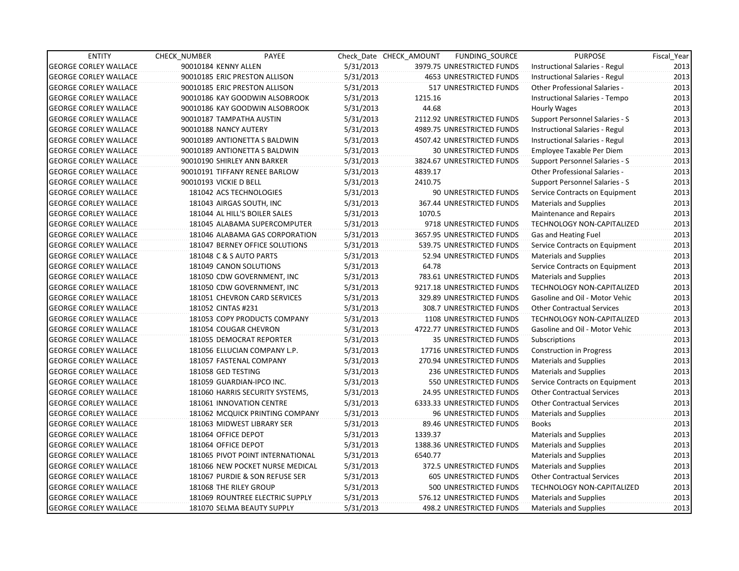| ENTITY | CHECK_NUMBER | PAYEE | Check_Date | CHECK_AMOUNT | FUNDING_SOURCE | PURPOSE | Fiscal_Year |
|---|---|---|---|---|---|---|---|
| GEORGE CORLEY WALLACE | 90010184 | KENNY ALLEN | 5/31/2013 | 3979.75 | UNRESTRICTED FUNDS | Instructional Salaries - Regul | 2013 |
| GEORGE CORLEY WALLACE | 90010185 | ERIC PRESTON ALLISON | 5/31/2013 | 4653 | UNRESTRICTED FUNDS | Instructional Salaries - Regul | 2013 |
| GEORGE CORLEY WALLACE | 90010185 | ERIC PRESTON ALLISON | 5/31/2013 | 517 | UNRESTRICTED FUNDS | Other Professional Salaries - | 2013 |
| GEORGE CORLEY WALLACE | 90010186 | KAY GOODWIN ALSOBROOK | 5/31/2013 | 1215.16 | | Instructional Salaries - Tempo | 2013 |
| GEORGE CORLEY WALLACE | 90010186 | KAY GOODWIN ALSOBROOK | 5/31/2013 | 44.68 | | Hourly Wages | 2013 |
| GEORGE CORLEY WALLACE | 90010187 | TAMPATHA AUSTIN | 5/31/2013 | 2112.92 | UNRESTRICTED FUNDS | Support Personnel Salaries - S | 2013 |
| GEORGE CORLEY WALLACE | 90010188 | NANCY AUTERY | 5/31/2013 | 4989.75 | UNRESTRICTED FUNDS | Instructional Salaries - Regul | 2013 |
| GEORGE CORLEY WALLACE | 90010189 | ANTIONETTA S BALDWIN | 5/31/2013 | 4507.42 | UNRESTRICTED FUNDS | Instructional Salaries - Regul | 2013 |
| GEORGE CORLEY WALLACE | 90010189 | ANTIONETTA S BALDWIN | 5/31/2013 | 30 | UNRESTRICTED FUNDS | Employee Taxable Per Diem | 2013 |
| GEORGE CORLEY WALLACE | 90010190 | SHIRLEY ANN BARKER | 5/31/2013 | 3824.67 | UNRESTRICTED FUNDS | Support Personnel Salaries - S | 2013 |
| GEORGE CORLEY WALLACE | 90010191 | TIFFANY RENEE BARLOW | 5/31/2013 | 4839.17 | | Other Professional Salaries - | 2013 |
| GEORGE CORLEY WALLACE | 90010193 | VICKIE D BELL | 5/31/2013 | 2410.75 | | Support Personnel Salaries - S | 2013 |
| GEORGE CORLEY WALLACE | 181042 | ACS TECHNOLOGIES | 5/31/2013 | 90 | UNRESTRICTED FUNDS | Service Contracts on Equipment | 2013 |
| GEORGE CORLEY WALLACE | 181043 | AIRGAS SOUTH, INC | 5/31/2013 | 367.44 | UNRESTRICTED FUNDS | Materials and Supplies | 2013 |
| GEORGE CORLEY WALLACE | 181044 | AL HILL'S BOILER SALES | 5/31/2013 | 1070.5 | | Maintenance and Repairs | 2013 |
| GEORGE CORLEY WALLACE | 181045 | ALABAMA SUPERCOMPUTER | 5/31/2013 | 9718 | UNRESTRICTED FUNDS | TECHNOLOGY NON-CAPITALIZED | 2013 |
| GEORGE CORLEY WALLACE | 181046 | ALABAMA GAS CORPORATION | 5/31/2013 | 3657.95 | UNRESTRICTED FUNDS | Gas and Heating Fuel | 2013 |
| GEORGE CORLEY WALLACE | 181047 | BERNEY OFFICE SOLUTIONS | 5/31/2013 | 539.75 | UNRESTRICTED FUNDS | Service Contracts on Equipment | 2013 |
| GEORGE CORLEY WALLACE | 181048 | C & S AUTO PARTS | 5/31/2013 | 52.94 | UNRESTRICTED FUNDS | Materials and Supplies | 2013 |
| GEORGE CORLEY WALLACE | 181049 | CANON SOLUTIONS | 5/31/2013 | 64.78 | | Service Contracts on Equipment | 2013 |
| GEORGE CORLEY WALLACE | 181050 | CDW GOVERNMENT, INC | 5/31/2013 | 783.61 | UNRESTRICTED FUNDS | Materials and Supplies | 2013 |
| GEORGE CORLEY WALLACE | 181050 | CDW GOVERNMENT, INC | 5/31/2013 | 9217.18 | UNRESTRICTED FUNDS | TECHNOLOGY NON-CAPITALIZED | 2013 |
| GEORGE CORLEY WALLACE | 181051 | CHEVRON CARD SERVICES | 5/31/2013 | 329.89 | UNRESTRICTED FUNDS | Gasoline and Oil - Motor Vehic | 2013 |
| GEORGE CORLEY WALLACE | 181052 | CINTAS #231 | 5/31/2013 | 308.7 | UNRESTRICTED FUNDS | Other Contractual Services | 2013 |
| GEORGE CORLEY WALLACE | 181053 | COPY PRODUCTS COMPANY | 5/31/2013 | 1108 | UNRESTRICTED FUNDS | TECHNOLOGY NON-CAPITALIZED | 2013 |
| GEORGE CORLEY WALLACE | 181054 | COUGAR CHEVRON | 5/31/2013 | 4722.77 | UNRESTRICTED FUNDS | Gasoline and Oil - Motor Vehic | 2013 |
| GEORGE CORLEY WALLACE | 181055 | DEMOCRAT REPORTER | 5/31/2013 | 35 | UNRESTRICTED FUNDS | Subscriptions | 2013 |
| GEORGE CORLEY WALLACE | 181056 | ELLUCIAN COMPANY L.P. | 5/31/2013 | 17716 | UNRESTRICTED FUNDS | Construction in Progress | 2013 |
| GEORGE CORLEY WALLACE | 181057 | FASTENAL COMPANY | 5/31/2013 | 270.94 | UNRESTRICTED FUNDS | Materials and Supplies | 2013 |
| GEORGE CORLEY WALLACE | 181058 | GED TESTING | 5/31/2013 | 236 | UNRESTRICTED FUNDS | Materials and Supplies | 2013 |
| GEORGE CORLEY WALLACE | 181059 | GUARDIAN-IPCO INC. | 5/31/2013 | 550 | UNRESTRICTED FUNDS | Service Contracts on Equipment | 2013 |
| GEORGE CORLEY WALLACE | 181060 | HARRIS SECURITY SYSTEMS, | 5/31/2013 | 24.95 | UNRESTRICTED FUNDS | Other Contractual Services | 2013 |
| GEORGE CORLEY WALLACE | 181061 | INNOVATION CENTRE | 5/31/2013 | 6333.33 | UNRESTRICTED FUNDS | Other Contractual Services | 2013 |
| GEORGE CORLEY WALLACE | 181062 | MCQUICK PRINTING COMPANY | 5/31/2013 | 96 | UNRESTRICTED FUNDS | Materials and Supplies | 2013 |
| GEORGE CORLEY WALLACE | 181063 | MIDWEST LIBRARY SER | 5/31/2013 | 89.46 | UNRESTRICTED FUNDS | Books | 2013 |
| GEORGE CORLEY WALLACE | 181064 | OFFICE DEPOT | 5/31/2013 | 1339.37 | | Materials and Supplies | 2013 |
| GEORGE CORLEY WALLACE | 181064 | OFFICE DEPOT | 5/31/2013 | 1388.36 | UNRESTRICTED FUNDS | Materials and Supplies | 2013 |
| GEORGE CORLEY WALLACE | 181065 | PIVOT POINT INTERNATIONAL | 5/31/2013 | 6540.77 | | Materials and Supplies | 2013 |
| GEORGE CORLEY WALLACE | 181066 | NEW POCKET NURSE MEDICAL | 5/31/2013 | 372.5 | UNRESTRICTED FUNDS | Materials and Supplies | 2013 |
| GEORGE CORLEY WALLACE | 181067 | PURDIE & SON REFUSE SER | 5/31/2013 | 605 | UNRESTRICTED FUNDS | Other Contractual Services | 2013 |
| GEORGE CORLEY WALLACE | 181068 | THE RILEY GROUP | 5/31/2013 | 500 | UNRESTRICTED FUNDS | TECHNOLOGY NON-CAPITALIZED | 2013 |
| GEORGE CORLEY WALLACE | 181069 | ROUNTREE ELECTRIC SUPPLY | 5/31/2013 | 576.12 | UNRESTRICTED FUNDS | Materials and Supplies | 2013 |
| GEORGE CORLEY WALLACE | 181070 | SELMA BEAUTY SUPPLY | 5/31/2013 | 498.2 | UNRESTRICTED FUNDS | Materials and Supplies | 2013 |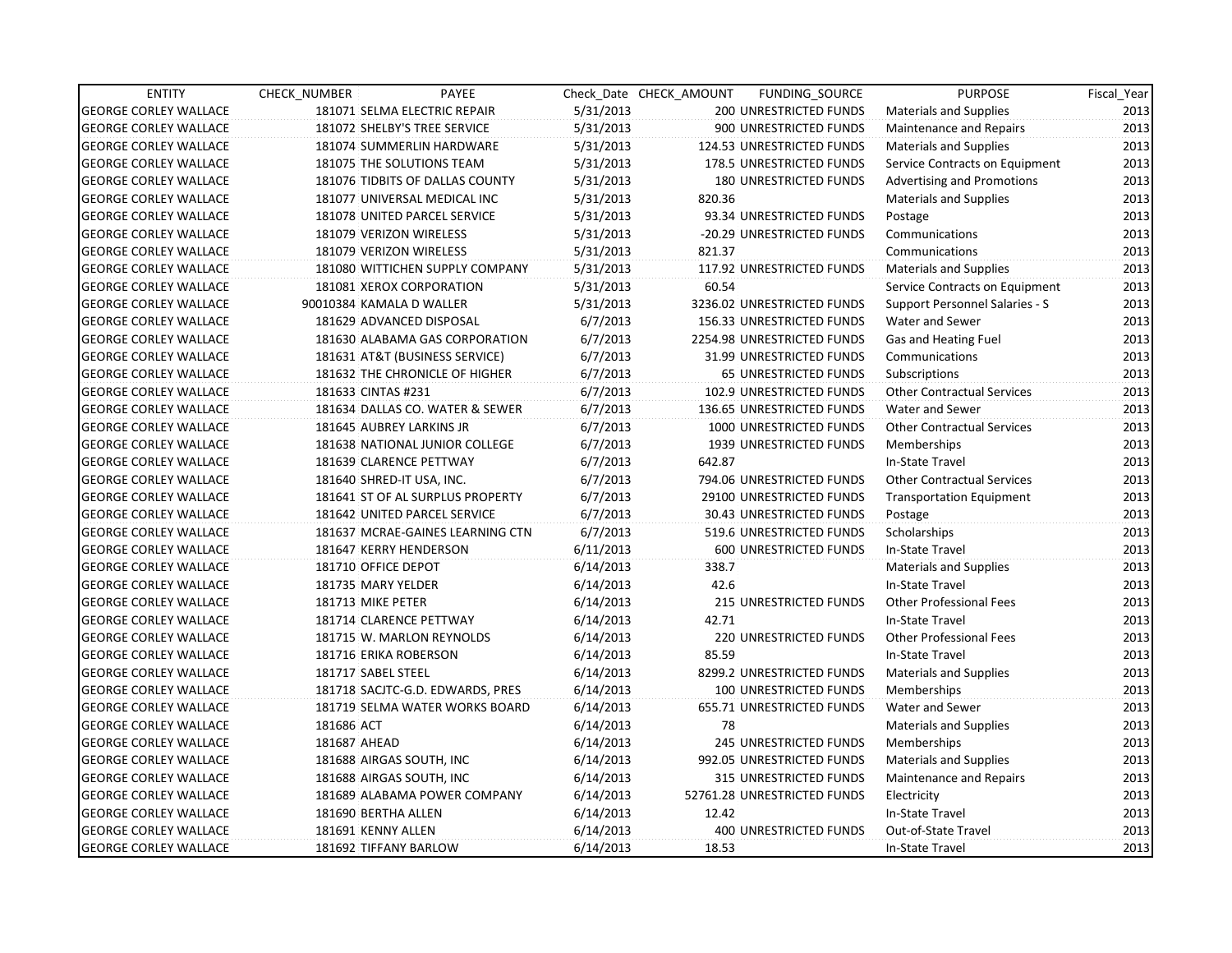| ENTITY | CHECK_NUMBER | PAYEE | Check_Date | CHECK_AMOUNT | FUNDING_SOURCE | PURPOSE | Fiscal_Year |
|---|---|---|---|---|---|---|---|
| GEORGE CORLEY WALLACE | 181071 | SELMA ELECTRIC REPAIR | 5/31/2013 | 200 | UNRESTRICTED FUNDS | Materials and Supplies | 2013 |
| GEORGE CORLEY WALLACE | 181072 | SHELBY'S TREE SERVICE | 5/31/2013 | 900 | UNRESTRICTED FUNDS | Maintenance and Repairs | 2013 |
| GEORGE CORLEY WALLACE | 181074 | SUMMERLIN HARDWARE | 5/31/2013 | 124.53 | UNRESTRICTED FUNDS | Materials and Supplies | 2013 |
| GEORGE CORLEY WALLACE | 181075 | THE SOLUTIONS TEAM | 5/31/2013 | 178.5 | UNRESTRICTED FUNDS | Service Contracts on Equipment | 2013 |
| GEORGE CORLEY WALLACE | 181076 | TIDBITS OF DALLAS COUNTY | 5/31/2013 | 180 | UNRESTRICTED FUNDS | Advertising and Promotions | 2013 |
| GEORGE CORLEY WALLACE | 181077 | UNIVERSAL MEDICAL INC | 5/31/2013 | 820.36 | | Materials and Supplies | 2013 |
| GEORGE CORLEY WALLACE | 181078 | UNITED PARCEL SERVICE | 5/31/2013 | 93.34 | UNRESTRICTED FUNDS | Postage | 2013 |
| GEORGE CORLEY WALLACE | 181079 | VERIZON WIRELESS | 5/31/2013 | -20.29 | UNRESTRICTED FUNDS | Communications | 2013 |
| GEORGE CORLEY WALLACE | 181079 | VERIZON WIRELESS | 5/31/2013 | 821.37 | | Communications | 2013 |
| GEORGE CORLEY WALLACE | 181080 | WITTICHEN SUPPLY COMPANY | 5/31/2013 | 117.92 | UNRESTRICTED FUNDS | Materials and Supplies | 2013 |
| GEORGE CORLEY WALLACE | 181081 | XEROX CORPORATION | 5/31/2013 | 60.54 | | Service Contracts on Equipment | 2013 |
| GEORGE CORLEY WALLACE | 90010384 | KAMALA D WALLER | 5/31/2013 | 3236.02 | UNRESTRICTED FUNDS | Support Personnel Salaries - S | 2013 |
| GEORGE CORLEY WALLACE | 181629 | ADVANCED DISPOSAL | 6/7/2013 | 156.33 | UNRESTRICTED FUNDS | Water and Sewer | 2013 |
| GEORGE CORLEY WALLACE | 181630 | ALABAMA GAS CORPORATION | 6/7/2013 | 2254.98 | UNRESTRICTED FUNDS | Gas and Heating Fuel | 2013 |
| GEORGE CORLEY WALLACE | 181631 | AT&T (BUSINESS SERVICE) | 6/7/2013 | 31.99 | UNRESTRICTED FUNDS | Communications | 2013 |
| GEORGE CORLEY WALLACE | 181632 | THE CHRONICLE OF HIGHER | 6/7/2013 | 65 | UNRESTRICTED FUNDS | Subscriptions | 2013 |
| GEORGE CORLEY WALLACE | 181633 | CINTAS #231 | 6/7/2013 | 102.9 | UNRESTRICTED FUNDS | Other Contractual Services | 2013 |
| GEORGE CORLEY WALLACE | 181634 | DALLAS CO. WATER & SEWER | 6/7/2013 | 136.65 | UNRESTRICTED FUNDS | Water and Sewer | 2013 |
| GEORGE CORLEY WALLACE | 181645 | AUBREY LARKINS JR | 6/7/2013 | 1000 | UNRESTRICTED FUNDS | Other Contractual Services | 2013 |
| GEORGE CORLEY WALLACE | 181638 | NATIONAL JUNIOR COLLEGE | 6/7/2013 | 1939 | UNRESTRICTED FUNDS | Memberships | 2013 |
| GEORGE CORLEY WALLACE | 181639 | CLARENCE PETTWAY | 6/7/2013 | 642.87 | | In-State Travel | 2013 |
| GEORGE CORLEY WALLACE | 181640 | SHRED-IT USA, INC. | 6/7/2013 | 794.06 | UNRESTRICTED FUNDS | Other Contractual Services | 2013 |
| GEORGE CORLEY WALLACE | 181641 | ST OF AL SURPLUS PROPERTY | 6/7/2013 | 29100 | UNRESTRICTED FUNDS | Transportation Equipment | 2013 |
| GEORGE CORLEY WALLACE | 181642 | UNITED PARCEL SERVICE | 6/7/2013 | 30.43 | UNRESTRICTED FUNDS | Postage | 2013 |
| GEORGE CORLEY WALLACE | 181637 | MCRAE-GAINES LEARNING CTN | 6/7/2013 | 519.6 | UNRESTRICTED FUNDS | Scholarships | 2013 |
| GEORGE CORLEY WALLACE | 181647 | KERRY HENDERSON | 6/11/2013 | 600 | UNRESTRICTED FUNDS | In-State Travel | 2013 |
| GEORGE CORLEY WALLACE | 181710 | OFFICE DEPOT | 6/14/2013 | 338.7 | | Materials and Supplies | 2013 |
| GEORGE CORLEY WALLACE | 181735 | MARY YELDER | 6/14/2013 | 42.6 | | In-State Travel | 2013 |
| GEORGE CORLEY WALLACE | 181713 | MIKE PETER | 6/14/2013 | 215 | UNRESTRICTED FUNDS | Other Professional Fees | 2013 |
| GEORGE CORLEY WALLACE | 181714 | CLARENCE PETTWAY | 6/14/2013 | 42.71 | | In-State Travel | 2013 |
| GEORGE CORLEY WALLACE | 181715 | W. MARLON REYNOLDS | 6/14/2013 | 220 | UNRESTRICTED FUNDS | Other Professional Fees | 2013 |
| GEORGE CORLEY WALLACE | 181716 | ERIKA ROBERSON | 6/14/2013 | 85.59 | | In-State Travel | 2013 |
| GEORGE CORLEY WALLACE | 181717 | SABEL STEEL | 6/14/2013 | 8299.2 | UNRESTRICTED FUNDS | Materials and Supplies | 2013 |
| GEORGE CORLEY WALLACE | 181718 | SACJTC-G.D. EDWARDS, PRES | 6/14/2013 | 100 | UNRESTRICTED FUNDS | Memberships | 2013 |
| GEORGE CORLEY WALLACE | 181719 | SELMA WATER WORKS BOARD | 6/14/2013 | 655.71 | UNRESTRICTED FUNDS | Water and Sewer | 2013 |
| GEORGE CORLEY WALLACE | 181686 | ACT | 6/14/2013 | 78 | | Materials and Supplies | 2013 |
| GEORGE CORLEY WALLACE | 181687 | AHEAD | 6/14/2013 | 245 | UNRESTRICTED FUNDS | Memberships | 2013 |
| GEORGE CORLEY WALLACE | 181688 | AIRGAS SOUTH, INC | 6/14/2013 | 992.05 | UNRESTRICTED FUNDS | Materials and Supplies | 2013 |
| GEORGE CORLEY WALLACE | 181688 | AIRGAS SOUTH, INC | 6/14/2013 | 315 | UNRESTRICTED FUNDS | Maintenance and Repairs | 2013 |
| GEORGE CORLEY WALLACE | 181689 | ALABAMA POWER COMPANY | 6/14/2013 | 52761.28 | UNRESTRICTED FUNDS | Electricity | 2013 |
| GEORGE CORLEY WALLACE | 181690 | BERTHA ALLEN | 6/14/2013 | 12.42 | | In-State Travel | 2013 |
| GEORGE CORLEY WALLACE | 181691 | KENNY ALLEN | 6/14/2013 | 400 | UNRESTRICTED FUNDS | Out-of-State Travel | 2013 |
| GEORGE CORLEY WALLACE | 181692 | TIFFANY BARLOW | 6/14/2013 | 18.53 | | In-State Travel | 2013 |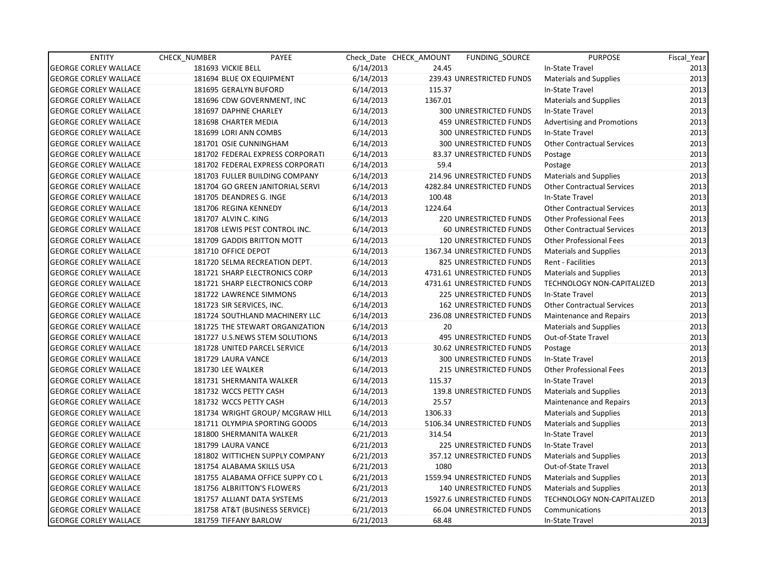| ENTITY | CHECK_NUMBER | PAYEE | Check_Date | CHECK_AMOUNT | FUNDING_SOURCE | PURPOSE | Fiscal_Year |
|---|---|---|---|---|---|---|---|
| GEORGE CORLEY WALLACE | 181693 | VICKIE BELL | 6/14/2013 | 24.45 | | In-State Travel | 2013 |
| GEORGE CORLEY WALLACE | 181694 | BLUE OX EQUIPMENT | 6/14/2013 | 239.43 | UNRESTRICTED FUNDS | Materials and Supplies | 2013 |
| GEORGE CORLEY WALLACE | 181695 | GERALYN BUFORD | 6/14/2013 | 115.37 | | In-State Travel | 2013 |
| GEORGE CORLEY WALLACE | 181696 | CDW GOVERNMENT, INC | 6/14/2013 | 1367.01 | | Materials and Supplies | 2013 |
| GEORGE CORLEY WALLACE | 181697 | DAPHNE CHARLEY | 6/14/2013 | 300 | UNRESTRICTED FUNDS | In-State Travel | 2013 |
| GEORGE CORLEY WALLACE | 181698 | CHARTER MEDIA | 6/14/2013 | 459 | UNRESTRICTED FUNDS | Advertising and Promotions | 2013 |
| GEORGE CORLEY WALLACE | 181699 | LORI ANN COMBS | 6/14/2013 | 300 | UNRESTRICTED FUNDS | In-State Travel | 2013 |
| GEORGE CORLEY WALLACE | 181701 | OSIE CUNNINGHAM | 6/14/2013 | 300 | UNRESTRICTED FUNDS | Other Contractual Services | 2013 |
| GEORGE CORLEY WALLACE | 181702 | FEDERAL EXPRESS CORPORATI | 6/14/2013 | 83.37 | UNRESTRICTED FUNDS | Postage | 2013 |
| GEORGE CORLEY WALLACE | 181702 | FEDERAL EXPRESS CORPORATI | 6/14/2013 | 59.4 | | Postage | 2013 |
| GEORGE CORLEY WALLACE | 181703 | FULLER BUILDING COMPANY | 6/14/2013 | 214.96 | UNRESTRICTED FUNDS | Materials and Supplies | 2013 |
| GEORGE CORLEY WALLACE | 181704 | GO GREEN JANITORIAL SERVI | 6/14/2013 | 4282.84 | UNRESTRICTED FUNDS | Other Contractual Services | 2013 |
| GEORGE CORLEY WALLACE | 181705 | DEANDRES G. INGE | 6/14/2013 | 100.48 | | In-State Travel | 2013 |
| GEORGE CORLEY WALLACE | 181706 | REGINA KENNEDY | 6/14/2013 | 1224.64 | | Other Contractual Services | 2013 |
| GEORGE CORLEY WALLACE | 181707 | ALVIN C. KING | 6/14/2013 | 220 | UNRESTRICTED FUNDS | Other Professional Fees | 2013 |
| GEORGE CORLEY WALLACE | 181708 | LEWIS PEST CONTROL INC. | 6/14/2013 | 60 | UNRESTRICTED FUNDS | Other Contractual Services | 2013 |
| GEORGE CORLEY WALLACE | 181709 | GADDIS BRITTON MOTT | 6/14/2013 | 120 | UNRESTRICTED FUNDS | Other Professional Fees | 2013 |
| GEORGE CORLEY WALLACE | 181710 | OFFICE DEPOT | 6/14/2013 | 1367.34 | UNRESTRICTED FUNDS | Materials and Supplies | 2013 |
| GEORGE CORLEY WALLACE | 181720 | SELMA RECREATION DEPT. | 6/14/2013 | 825 | UNRESTRICTED FUNDS | Rent - Facilities | 2013 |
| GEORGE CORLEY WALLACE | 181721 | SHARP ELECTRONICS CORP | 6/14/2013 | 4731.61 | UNRESTRICTED FUNDS | Materials and Supplies | 2013 |
| GEORGE CORLEY WALLACE | 181721 | SHARP ELECTRONICS CORP | 6/14/2013 | 4731.61 | UNRESTRICTED FUNDS | TECHNOLOGY NON-CAPITALIZED | 2013 |
| GEORGE CORLEY WALLACE | 181722 | LAWRENCE SIMMONS | 6/14/2013 | 225 | UNRESTRICTED FUNDS | In-State Travel | 2013 |
| GEORGE CORLEY WALLACE | 181723 | SIR SERVICES, INC. | 6/14/2013 | 162 | UNRESTRICTED FUNDS | Other Contractual Services | 2013 |
| GEORGE CORLEY WALLACE | 181724 | SOUTHLAND MACHINERY LLC | 6/14/2013 | 236.08 | UNRESTRICTED FUNDS | Maintenance and Repairs | 2013 |
| GEORGE CORLEY WALLACE | 181725 | THE STEWART ORGANIZATION | 6/14/2013 | 20 | | Materials and Supplies | 2013 |
| GEORGE CORLEY WALLACE | 181727 | U.S.NEWS STEM SOLUTIONS | 6/14/2013 | 495 | UNRESTRICTED FUNDS | Out-of-State Travel | 2013 |
| GEORGE CORLEY WALLACE | 181728 | UNITED PARCEL SERVICE | 6/14/2013 | 30.62 | UNRESTRICTED FUNDS | Postage | 2013 |
| GEORGE CORLEY WALLACE | 181729 | LAURA VANCE | 6/14/2013 | 300 | UNRESTRICTED FUNDS | In-State Travel | 2013 |
| GEORGE CORLEY WALLACE | 181730 | LEE WALKER | 6/14/2013 | 215 | UNRESTRICTED FUNDS | Other Professional Fees | 2013 |
| GEORGE CORLEY WALLACE | 181731 | SHERMANITA WALKER | 6/14/2013 | 115.37 | | In-State Travel | 2013 |
| GEORGE CORLEY WALLACE | 181732 | WCCS PETTY CASH | 6/14/2013 | 139.8 | UNRESTRICTED FUNDS | Materials and Supplies | 2013 |
| GEORGE CORLEY WALLACE | 181732 | WCCS PETTY CASH | 6/14/2013 | 25.57 | | Maintenance and Repairs | 2013 |
| GEORGE CORLEY WALLACE | 181734 | WRIGHT GROUP/ MCGRAW HILL | 6/14/2013 | 1306.33 | | Materials and Supplies | 2013 |
| GEORGE CORLEY WALLACE | 181711 | OLYMPIA SPORTING GOODS | 6/14/2013 | 5106.34 | UNRESTRICTED FUNDS | Materials and Supplies | 2013 |
| GEORGE CORLEY WALLACE | 181800 | SHERMANITA WALKER | 6/21/2013 | 314.54 | | In-State Travel | 2013 |
| GEORGE CORLEY WALLACE | 181799 | LAURA VANCE | 6/21/2013 | 225 | UNRESTRICTED FUNDS | In-State Travel | 2013 |
| GEORGE CORLEY WALLACE | 181802 | WITTICHEN SUPPLY COMPANY | 6/21/2013 | 357.12 | UNRESTRICTED FUNDS | Materials and Supplies | 2013 |
| GEORGE CORLEY WALLACE | 181754 | ALABAMA SKILLS USA | 6/21/2013 | 1080 | | Out-of-State Travel | 2013 |
| GEORGE CORLEY WALLACE | 181755 | ALABAMA OFFICE SUPPY CO L | 6/21/2013 | 1559.94 | UNRESTRICTED FUNDS | Materials and Supplies | 2013 |
| GEORGE CORLEY WALLACE | 181756 | ALBRITTON'S FLOWERS | 6/21/2013 | 140 | UNRESTRICTED FUNDS | Materials and Supplies | 2013 |
| GEORGE CORLEY WALLACE | 181757 | ALLIANT DATA SYSTEMS | 6/21/2013 | 15927.6 | UNRESTRICTED FUNDS | TECHNOLOGY NON-CAPITALIZED | 2013 |
| GEORGE CORLEY WALLACE | 181758 | AT&T (BUSINESS SERVICE) | 6/21/2013 | 66.04 | UNRESTRICTED FUNDS | Communications | 2013 |
| GEORGE CORLEY WALLACE | 181759 | TIFFANY BARLOW | 6/21/2013 | 68.48 | | In-State Travel | 2013 |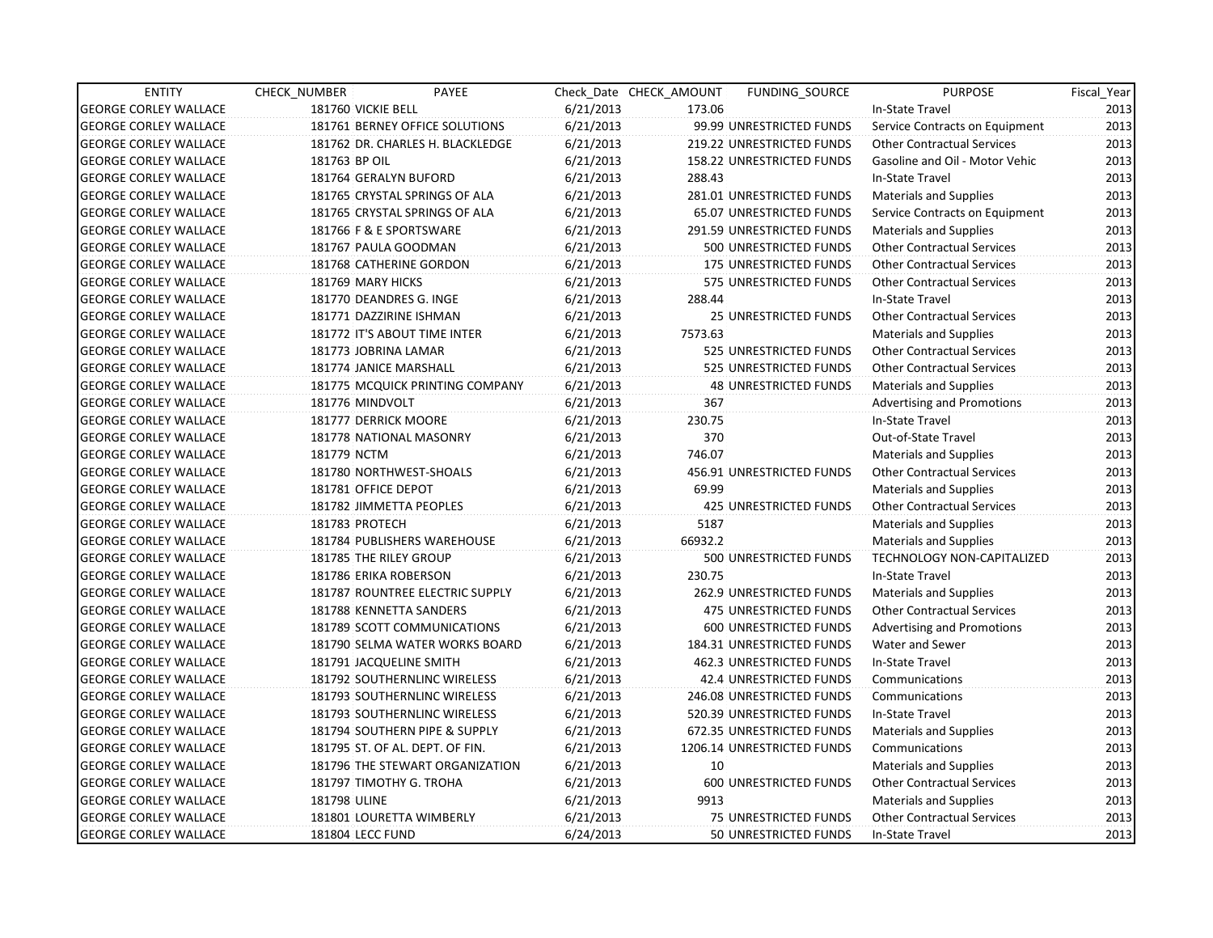| ENTITY | CHECK_NUMBER | PAYEE | Check_Date | CHECK_AMOUNT | FUNDING_SOURCE | PURPOSE | Fiscal_Year |
|---|---|---|---|---|---|---|---|
| GEORGE CORLEY WALLACE | 181760 | VICKIE BELL | 6/21/2013 | 173.06 | | In-State Travel | 2013 |
| GEORGE CORLEY WALLACE | 181761 | BERNEY OFFICE SOLUTIONS | 6/21/2013 | 99.99 | UNRESTRICTED FUNDS | Service Contracts on Equipment | 2013 |
| GEORGE CORLEY WALLACE | 181762 | DR. CHARLES H. BLACKLEDGE | 6/21/2013 | 219.22 | UNRESTRICTED FUNDS | Other Contractual Services | 2013 |
| GEORGE CORLEY WALLACE | 181763 | BP OIL | 6/21/2013 | 158.22 | UNRESTRICTED FUNDS | Gasoline and Oil - Motor Vehic | 2013 |
| GEORGE CORLEY WALLACE | 181764 | GERALYN BUFORD | 6/21/2013 | 288.43 | | In-State Travel | 2013 |
| GEORGE CORLEY WALLACE | 181765 | CRYSTAL SPRINGS OF ALA | 6/21/2013 | 281.01 | UNRESTRICTED FUNDS | Materials and Supplies | 2013 |
| GEORGE CORLEY WALLACE | 181765 | CRYSTAL SPRINGS OF ALA | 6/21/2013 | 65.07 | UNRESTRICTED FUNDS | Service Contracts on Equipment | 2013 |
| GEORGE CORLEY WALLACE | 181766 | F & E SPORTSWARE | 6/21/2013 | 291.59 | UNRESTRICTED FUNDS | Materials and Supplies | 2013 |
| GEORGE CORLEY WALLACE | 181767 | PAULA GOODMAN | 6/21/2013 | 500 | UNRESTRICTED FUNDS | Other Contractual Services | 2013 |
| GEORGE CORLEY WALLACE | 181768 | CATHERINE GORDON | 6/21/2013 | 175 | UNRESTRICTED FUNDS | Other Contractual Services | 2013 |
| GEORGE CORLEY WALLACE | 181769 | MARY HICKS | 6/21/2013 | 575 | UNRESTRICTED FUNDS | Other Contractual Services | 2013 |
| GEORGE CORLEY WALLACE | 181770 | DEANDRES G. INGE | 6/21/2013 | 288.44 | | In-State Travel | 2013 |
| GEORGE CORLEY WALLACE | 181771 | DAZZIRINE ISHMAN | 6/21/2013 | 25 | UNRESTRICTED FUNDS | Other Contractual Services | 2013 |
| GEORGE CORLEY WALLACE | 181772 | IT'S ABOUT TIME INTER | 6/21/2013 | 7573.63 | | Materials and Supplies | 2013 |
| GEORGE CORLEY WALLACE | 181773 | JOBRINA LAMAR | 6/21/2013 | 525 | UNRESTRICTED FUNDS | Other Contractual Services | 2013 |
| GEORGE CORLEY WALLACE | 181774 | JANICE MARSHALL | 6/21/2013 | 525 | UNRESTRICTED FUNDS | Other Contractual Services | 2013 |
| GEORGE CORLEY WALLACE | 181775 | MCQUICK PRINTING COMPANY | 6/21/2013 | 48 | UNRESTRICTED FUNDS | Materials and Supplies | 2013 |
| GEORGE CORLEY WALLACE | 181776 | MINDVOLT | 6/21/2013 | 367 | | Advertising and Promotions | 2013 |
| GEORGE CORLEY WALLACE | 181777 | DERRICK MOORE | 6/21/2013 | 230.75 | | In-State Travel | 2013 |
| GEORGE CORLEY WALLACE | 181778 | NATIONAL MASONRY | 6/21/2013 | 370 | | Out-of-State Travel | 2013 |
| GEORGE CORLEY WALLACE | 181779 | NCTM | 6/21/2013 | 746.07 | | Materials and Supplies | 2013 |
| GEORGE CORLEY WALLACE | 181780 | NORTHWEST-SHOALS | 6/21/2013 | 456.91 | UNRESTRICTED FUNDS | Other Contractual Services | 2013 |
| GEORGE CORLEY WALLACE | 181781 | OFFICE DEPOT | 6/21/2013 | 69.99 | | Materials and Supplies | 2013 |
| GEORGE CORLEY WALLACE | 181782 | JIMMETTA PEOPLES | 6/21/2013 | 425 | UNRESTRICTED FUNDS | Other Contractual Services | 2013 |
| GEORGE CORLEY WALLACE | 181783 | PROTECH | 6/21/2013 | 5187 | | Materials and Supplies | 2013 |
| GEORGE CORLEY WALLACE | 181784 | PUBLISHERS WAREHOUSE | 6/21/2013 | 66932.2 | | Materials and Supplies | 2013 |
| GEORGE CORLEY WALLACE | 181785 | THE RILEY GROUP | 6/21/2013 | 500 | UNRESTRICTED FUNDS | TECHNOLOGY NON-CAPITALIZED | 2013 |
| GEORGE CORLEY WALLACE | 181786 | ERIKA ROBERSON | 6/21/2013 | 230.75 | | In-State Travel | 2013 |
| GEORGE CORLEY WALLACE | 181787 | ROUNTREE ELECTRIC SUPPLY | 6/21/2013 | 262.9 | UNRESTRICTED FUNDS | Materials and Supplies | 2013 |
| GEORGE CORLEY WALLACE | 181788 | KENNETTA SANDERS | 6/21/2013 | 475 | UNRESTRICTED FUNDS | Other Contractual Services | 2013 |
| GEORGE CORLEY WALLACE | 181789 | SCOTT COMMUNICATIONS | 6/21/2013 | 600 | UNRESTRICTED FUNDS | Advertising and Promotions | 2013 |
| GEORGE CORLEY WALLACE | 181790 | SELMA WATER WORKS BOARD | 6/21/2013 | 184.31 | UNRESTRICTED FUNDS | Water and Sewer | 2013 |
| GEORGE CORLEY WALLACE | 181791 | JACQUELINE SMITH | 6/21/2013 | 462.3 | UNRESTRICTED FUNDS | In-State Travel | 2013 |
| GEORGE CORLEY WALLACE | 181792 | SOUTHERNLINC WIRELESS | 6/21/2013 | 42.4 | UNRESTRICTED FUNDS | Communications | 2013 |
| GEORGE CORLEY WALLACE | 181793 | SOUTHERNLINC WIRELESS | 6/21/2013 | 246.08 | UNRESTRICTED FUNDS | Communications | 2013 |
| GEORGE CORLEY WALLACE | 181793 | SOUTHERNLINC WIRELESS | 6/21/2013 | 520.39 | UNRESTRICTED FUNDS | In-State Travel | 2013 |
| GEORGE CORLEY WALLACE | 181794 | SOUTHERN PIPE & SUPPLY | 6/21/2013 | 672.35 | UNRESTRICTED FUNDS | Materials and Supplies | 2013 |
| GEORGE CORLEY WALLACE | 181795 | ST. OF AL. DEPT. OF FIN. | 6/21/2013 | 1206.14 | UNRESTRICTED FUNDS | Communications | 2013 |
| GEORGE CORLEY WALLACE | 181796 | THE STEWART ORGANIZATION | 6/21/2013 | 10 | | Materials and Supplies | 2013 |
| GEORGE CORLEY WALLACE | 181797 | TIMOTHY G. TROHA | 6/21/2013 | 600 | UNRESTRICTED FUNDS | Other Contractual Services | 2013 |
| GEORGE CORLEY WALLACE | 181798 | ULINE | 6/21/2013 | 9913 | | Materials and Supplies | 2013 |
| GEORGE CORLEY WALLACE | 181801 | LOURETTA WIMBERLY | 6/21/2013 | 75 | UNRESTRICTED FUNDS | Other Contractual Services | 2013 |
| GEORGE CORLEY WALLACE | 181804 | LECC FUND | 6/24/2013 | 50 | UNRESTRICTED FUNDS | In-State Travel | 2013 |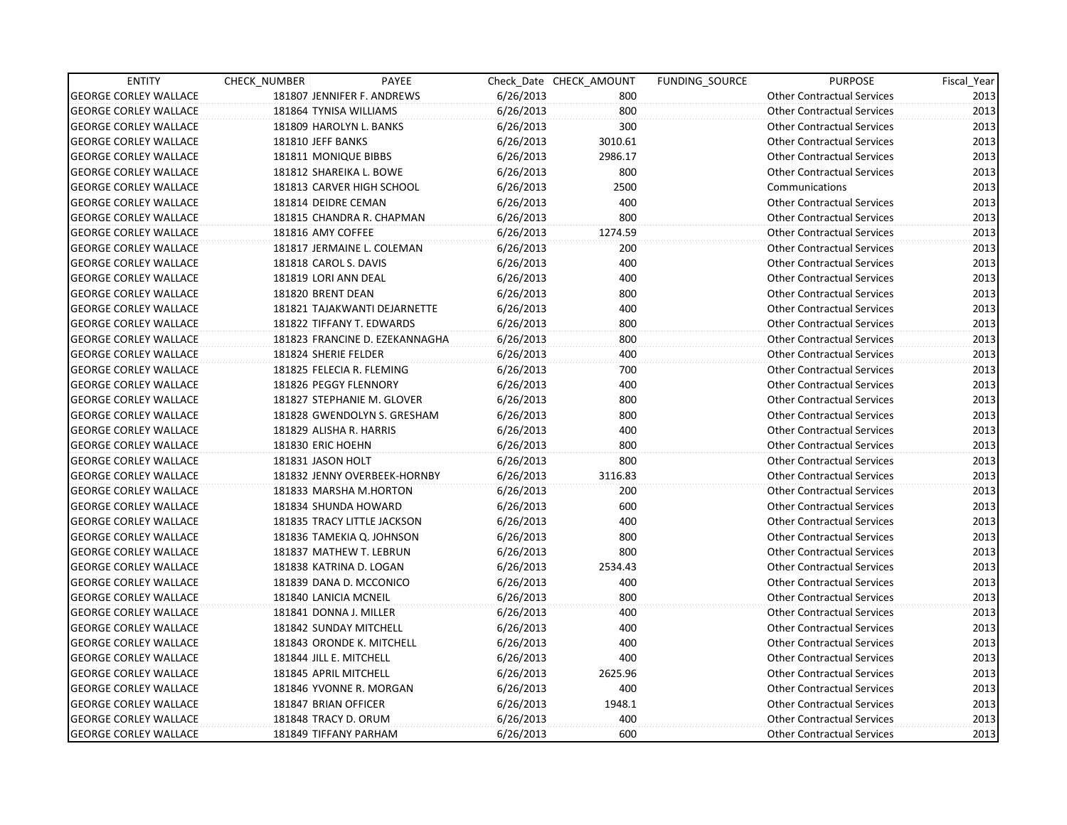| ENTITY | CHECK_NUMBER | PAYEE | Check_Date | CHECK_AMOUNT | FUNDING_SOURCE | PURPOSE | Fiscal_Year |
|---|---|---|---|---|---|---|---|
| GEORGE CORLEY WALLACE | 181807 | JENNIFER F. ANDREWS | 6/26/2013 | 800 | | Other Contractual Services | 2013 |
| GEORGE CORLEY WALLACE | 181864 | TYNISA WILLIAMS | 6/26/2013 | 800 | | Other Contractual Services | 2013 |
| GEORGE CORLEY WALLACE | 181809 | HAROLYN L. BANKS | 6/26/2013 | 300 | | Other Contractual Services | 2013 |
| GEORGE CORLEY WALLACE | 181810 | JEFF BANKS | 6/26/2013 | 3010.61 | | Other Contractual Services | 2013 |
| GEORGE CORLEY WALLACE | 181811 | MONIQUE BIBBS | 6/26/2013 | 2986.17 | | Other Contractual Services | 2013 |
| GEORGE CORLEY WALLACE | 181812 | SHAREIKA L. BOWE | 6/26/2013 | 800 | | Other Contractual Services | 2013 |
| GEORGE CORLEY WALLACE | 181813 | CARVER HIGH SCHOOL | 6/26/2013 | 2500 | | Communications | 2013 |
| GEORGE CORLEY WALLACE | 181814 | DEIDRE CEMAN | 6/26/2013 | 400 | | Other Contractual Services | 2013 |
| GEORGE CORLEY WALLACE | 181815 | CHANDRA R. CHAPMAN | 6/26/2013 | 800 | | Other Contractual Services | 2013 |
| GEORGE CORLEY WALLACE | 181816 | AMY COFFEE | 6/26/2013 | 1274.59 | | Other Contractual Services | 2013 |
| GEORGE CORLEY WALLACE | 181817 | JERMAINE L. COLEMAN | 6/26/2013 | 200 | | Other Contractual Services | 2013 |
| GEORGE CORLEY WALLACE | 181818 | CAROL S. DAVIS | 6/26/2013 | 400 | | Other Contractual Services | 2013 |
| GEORGE CORLEY WALLACE | 181819 | LORI ANN DEAL | 6/26/2013 | 400 | | Other Contractual Services | 2013 |
| GEORGE CORLEY WALLACE | 181820 | BRENT DEAN | 6/26/2013 | 800 | | Other Contractual Services | 2013 |
| GEORGE CORLEY WALLACE | 181821 | TAJAKWANTI DEJARNETTE | 6/26/2013 | 400 | | Other Contractual Services | 2013 |
| GEORGE CORLEY WALLACE | 181822 | TIFFANY T. EDWARDS | 6/26/2013 | 800 | | Other Contractual Services | 2013 |
| GEORGE CORLEY WALLACE | 181823 | FRANCINE D. EZEKANNAGHA | 6/26/2013 | 800 | | Other Contractual Services | 2013 |
| GEORGE CORLEY WALLACE | 181824 | SHERIE FELDER | 6/26/2013 | 400 | | Other Contractual Services | 2013 |
| GEORGE CORLEY WALLACE | 181825 | FELECIA R. FLEMING | 6/26/2013 | 700 | | Other Contractual Services | 2013 |
| GEORGE CORLEY WALLACE | 181826 | PEGGY FLENNORY | 6/26/2013 | 400 | | Other Contractual Services | 2013 |
| GEORGE CORLEY WALLACE | 181827 | STEPHANIE M. GLOVER | 6/26/2013 | 800 | | Other Contractual Services | 2013 |
| GEORGE CORLEY WALLACE | 181828 | GWENDOLYN S. GRESHAM | 6/26/2013 | 800 | | Other Contractual Services | 2013 |
| GEORGE CORLEY WALLACE | 181829 | ALISHA R. HARRIS | 6/26/2013 | 400 | | Other Contractual Services | 2013 |
| GEORGE CORLEY WALLACE | 181830 | ERIC HOEHN | 6/26/2013 | 800 | | Other Contractual Services | 2013 |
| GEORGE CORLEY WALLACE | 181831 | JASON HOLT | 6/26/2013 | 800 | | Other Contractual Services | 2013 |
| GEORGE CORLEY WALLACE | 181832 | JENNY OVERBEEK-HORNBY | 6/26/2013 | 3116.83 | | Other Contractual Services | 2013 |
| GEORGE CORLEY WALLACE | 181833 | MARSHA M.HORTON | 6/26/2013 | 200 | | Other Contractual Services | 2013 |
| GEORGE CORLEY WALLACE | 181834 | SHUNDA HOWARD | 6/26/2013 | 600 | | Other Contractual Services | 2013 |
| GEORGE CORLEY WALLACE | 181835 | TRACY LITTLE JACKSON | 6/26/2013 | 400 | | Other Contractual Services | 2013 |
| GEORGE CORLEY WALLACE | 181836 | TAMEKIA Q. JOHNSON | 6/26/2013 | 800 | | Other Contractual Services | 2013 |
| GEORGE CORLEY WALLACE | 181837 | MATHEW T. LEBRUN | 6/26/2013 | 800 | | Other Contractual Services | 2013 |
| GEORGE CORLEY WALLACE | 181838 | KATRINA D. LOGAN | 6/26/2013 | 2534.43 | | Other Contractual Services | 2013 |
| GEORGE CORLEY WALLACE | 181839 | DANA D. MCCONICO | 6/26/2013 | 400 | | Other Contractual Services | 2013 |
| GEORGE CORLEY WALLACE | 181840 | LANICIA MCNEIL | 6/26/2013 | 800 | | Other Contractual Services | 2013 |
| GEORGE CORLEY WALLACE | 181841 | DONNA J. MILLER | 6/26/2013 | 400 | | Other Contractual Services | 2013 |
| GEORGE CORLEY WALLACE | 181842 | SUNDAY MITCHELL | 6/26/2013 | 400 | | Other Contractual Services | 2013 |
| GEORGE CORLEY WALLACE | 181843 | ORONDE K. MITCHELL | 6/26/2013 | 400 | | Other Contractual Services | 2013 |
| GEORGE CORLEY WALLACE | 181844 | JILL E. MITCHELL | 6/26/2013 | 400 | | Other Contractual Services | 2013 |
| GEORGE CORLEY WALLACE | 181845 | APRIL MITCHELL | 6/26/2013 | 2625.96 | | Other Contractual Services | 2013 |
| GEORGE CORLEY WALLACE | 181846 | YVONNE R. MORGAN | 6/26/2013 | 400 | | Other Contractual Services | 2013 |
| GEORGE CORLEY WALLACE | 181847 | BRIAN OFFICER | 6/26/2013 | 1948.1 | | Other Contractual Services | 2013 |
| GEORGE CORLEY WALLACE | 181848 | TRACY D. ORUM | 6/26/2013 | 400 | | Other Contractual Services | 2013 |
| GEORGE CORLEY WALLACE | 181849 | TIFFANY PARHAM | 6/26/2013 | 600 | | Other Contractual Services | 2013 |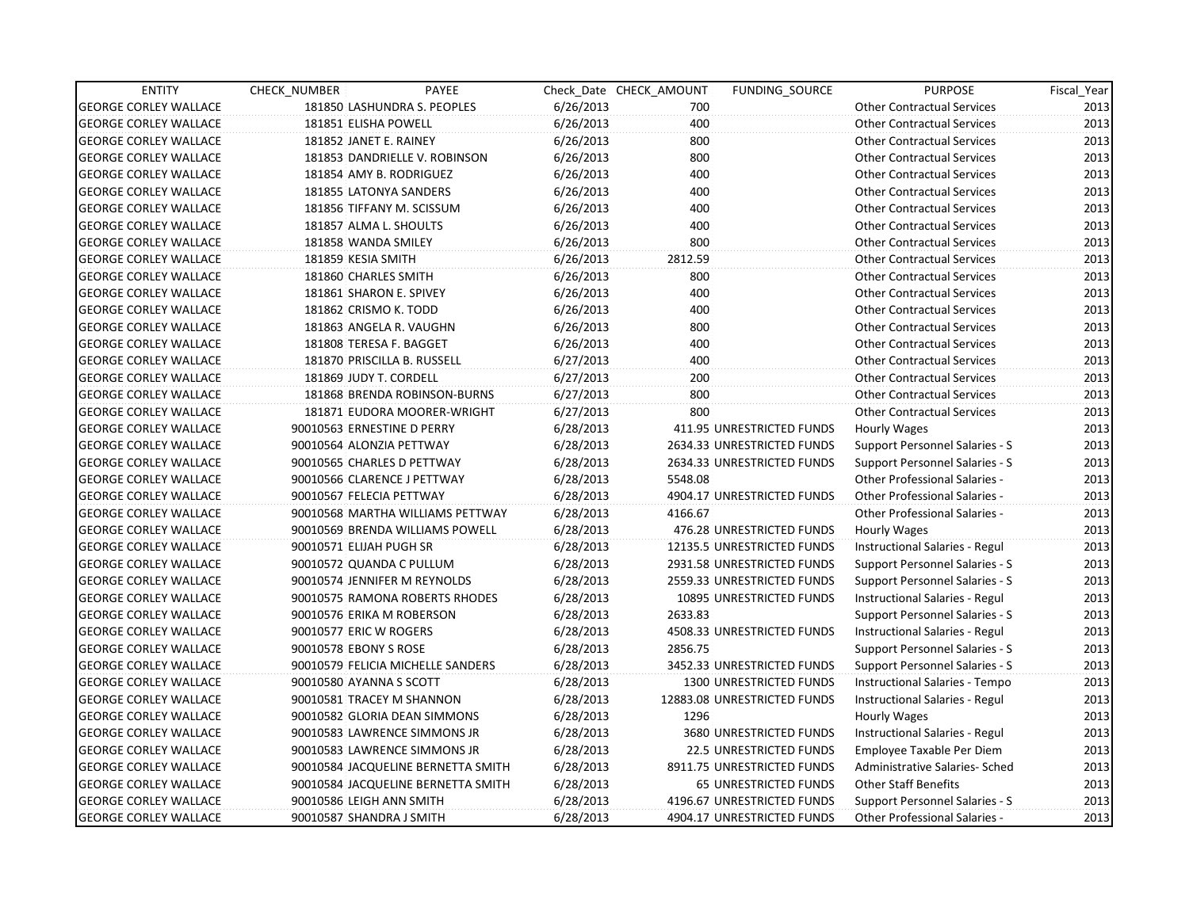| ENTITY | CHECK_NUMBER | PAYEE | Check_Date | CHECK_AMOUNT | FUNDING_SOURCE | PURPOSE | Fiscal_Year |
|---|---|---|---|---|---|---|---|
| GEORGE CORLEY WALLACE | 181850 | LASHUNDRA S. PEOPLES | 6/26/2013 | 700 | | Other Contractual Services | 2013 |
| GEORGE CORLEY WALLACE | 181851 | ELISHA POWELL | 6/26/2013 | 400 | | Other Contractual Services | 2013 |
| GEORGE CORLEY WALLACE | 181852 | JANET E. RAINEY | 6/26/2013 | 800 | | Other Contractual Services | 2013 |
| GEORGE CORLEY WALLACE | 181853 | DANDRIELLE V. ROBINSON | 6/26/2013 | 800 | | Other Contractual Services | 2013 |
| GEORGE CORLEY WALLACE | 181854 | AMY B. RODRIGUEZ | 6/26/2013 | 400 | | Other Contractual Services | 2013 |
| GEORGE CORLEY WALLACE | 181855 | LATONYA SANDERS | 6/26/2013 | 400 | | Other Contractual Services | 2013 |
| GEORGE CORLEY WALLACE | 181856 | TIFFANY M. SCISSUM | 6/26/2013 | 400 | | Other Contractual Services | 2013 |
| GEORGE CORLEY WALLACE | 181857 | ALMA L. SHOULTS | 6/26/2013 | 400 | | Other Contractual Services | 2013 |
| GEORGE CORLEY WALLACE | 181858 | WANDA SMILEY | 6/26/2013 | 800 | | Other Contractual Services | 2013 |
| GEORGE CORLEY WALLACE | 181859 | KESIA SMITH | 6/26/2013 | 2812.59 | | Other Contractual Services | 2013 |
| GEORGE CORLEY WALLACE | 181860 | CHARLES SMITH | 6/26/2013 | 800 | | Other Contractual Services | 2013 |
| GEORGE CORLEY WALLACE | 181861 | SHARON E. SPIVEY | 6/26/2013 | 400 | | Other Contractual Services | 2013 |
| GEORGE CORLEY WALLACE | 181862 | CRISMO K. TODD | 6/26/2013 | 400 | | Other Contractual Services | 2013 |
| GEORGE CORLEY WALLACE | 181863 | ANGELA R. VAUGHN | 6/26/2013 | 800 | | Other Contractual Services | 2013 |
| GEORGE CORLEY WALLACE | 181808 | TERESA F. BAGGET | 6/26/2013 | 400 | | Other Contractual Services | 2013 |
| GEORGE CORLEY WALLACE | 181870 | PRISCILLA B. RUSSELL | 6/27/2013 | 400 | | Other Contractual Services | 2013 |
| GEORGE CORLEY WALLACE | 181869 | JUDY T. CORDELL | 6/27/2013 | 200 | | Other Contractual Services | 2013 |
| GEORGE CORLEY WALLACE | 181868 | BRENDA ROBINSON-BURNS | 6/27/2013 | 800 | | Other Contractual Services | 2013 |
| GEORGE CORLEY WALLACE | 181871 | EUDORA MOORER-WRIGHT | 6/27/2013 | 800 | | Other Contractual Services | 2013 |
| GEORGE CORLEY WALLACE | 90010563 | ERNESTINE D PERRY | 6/28/2013 | 411.95 | UNRESTRICTED FUNDS | Hourly Wages | 2013 |
| GEORGE CORLEY WALLACE | 90010564 | ALONZIA PETTWAY | 6/28/2013 | 2634.33 | UNRESTRICTED FUNDS | Support Personnel Salaries - S | 2013 |
| GEORGE CORLEY WALLACE | 90010565 | CHARLES D PETTWAY | 6/28/2013 | 2634.33 | UNRESTRICTED FUNDS | Support Personnel Salaries - S | 2013 |
| GEORGE CORLEY WALLACE | 90010566 | CLARENCE J PETTWAY | 6/28/2013 | 5548.08 | | Other Professional Salaries - | 2013 |
| GEORGE CORLEY WALLACE | 90010567 | FELECIA PETTWAY | 6/28/2013 | 4904.17 | UNRESTRICTED FUNDS | Other Professional Salaries - | 2013 |
| GEORGE CORLEY WALLACE | 90010568 | MARTHA WILLIAMS PETTWAY | 6/28/2013 | 4166.67 | | Other Professional Salaries - | 2013 |
| GEORGE CORLEY WALLACE | 90010569 | BRENDA WILLIAMS POWELL | 6/28/2013 | 476.28 | UNRESTRICTED FUNDS | Hourly Wages | 2013 |
| GEORGE CORLEY WALLACE | 90010571 | ELIJAH PUGH SR | 6/28/2013 | 12135.5 | UNRESTRICTED FUNDS | Instructional Salaries - Regul | 2013 |
| GEORGE CORLEY WALLACE | 90010572 | QUANDA C PULLUM | 6/28/2013 | 2931.58 | UNRESTRICTED FUNDS | Support Personnel Salaries - S | 2013 |
| GEORGE CORLEY WALLACE | 90010574 | JENNIFER M REYNOLDS | 6/28/2013 | 2559.33 | UNRESTRICTED FUNDS | Support Personnel Salaries - S | 2013 |
| GEORGE CORLEY WALLACE | 90010575 | RAMONA ROBERTS RHODES | 6/28/2013 | 10895 | UNRESTRICTED FUNDS | Instructional Salaries - Regul | 2013 |
| GEORGE CORLEY WALLACE | 90010576 | ERIKA M ROBERSON | 6/28/2013 | 2633.83 | | Support Personnel Salaries - S | 2013 |
| GEORGE CORLEY WALLACE | 90010577 | ERIC W ROGERS | 6/28/2013 | 4508.33 | UNRESTRICTED FUNDS | Instructional Salaries - Regul | 2013 |
| GEORGE CORLEY WALLACE | 90010578 | EBONY S ROSE | 6/28/2013 | 2856.75 | | Support Personnel Salaries - S | 2013 |
| GEORGE CORLEY WALLACE | 90010579 | FELICIA MICHELLE SANDERS | 6/28/2013 | 3452.33 | UNRESTRICTED FUNDS | Support Personnel Salaries - S | 2013 |
| GEORGE CORLEY WALLACE | 90010580 | AYANNA S SCOTT | 6/28/2013 | 1300 | UNRESTRICTED FUNDS | Instructional Salaries - Tempo | 2013 |
| GEORGE CORLEY WALLACE | 90010581 | TRACEY M SHANNON | 6/28/2013 | 12883.08 | UNRESTRICTED FUNDS | Instructional Salaries - Regul | 2013 |
| GEORGE CORLEY WALLACE | 90010582 | GLORIA DEAN SIMMONS | 6/28/2013 | 1296 | | Hourly Wages | 2013 |
| GEORGE CORLEY WALLACE | 90010583 | LAWRENCE SIMMONS JR | 6/28/2013 | 3680 | UNRESTRICTED FUNDS | Instructional Salaries - Regul | 2013 |
| GEORGE CORLEY WALLACE | 90010583 | LAWRENCE SIMMONS JR | 6/28/2013 | 22.5 | UNRESTRICTED FUNDS | Employee Taxable Per Diem | 2013 |
| GEORGE CORLEY WALLACE | 90010584 | JACQUELINE BERNETTA SMITH | 6/28/2013 | 8911.75 | UNRESTRICTED FUNDS | Administrative Salaries- Sched | 2013 |
| GEORGE CORLEY WALLACE | 90010584 | JACQUELINE BERNETTA SMITH | 6/28/2013 | 65 | UNRESTRICTED FUNDS | Other Staff Benefits | 2013 |
| GEORGE CORLEY WALLACE | 90010586 | LEIGH ANN SMITH | 6/28/2013 | 4196.67 | UNRESTRICTED FUNDS | Support Personnel Salaries - S | 2013 |
| GEORGE CORLEY WALLACE | 90010587 | SHANDRA J SMITH | 6/28/2013 | 4904.17 | UNRESTRICTED FUNDS | Other Professional Salaries - | 2013 |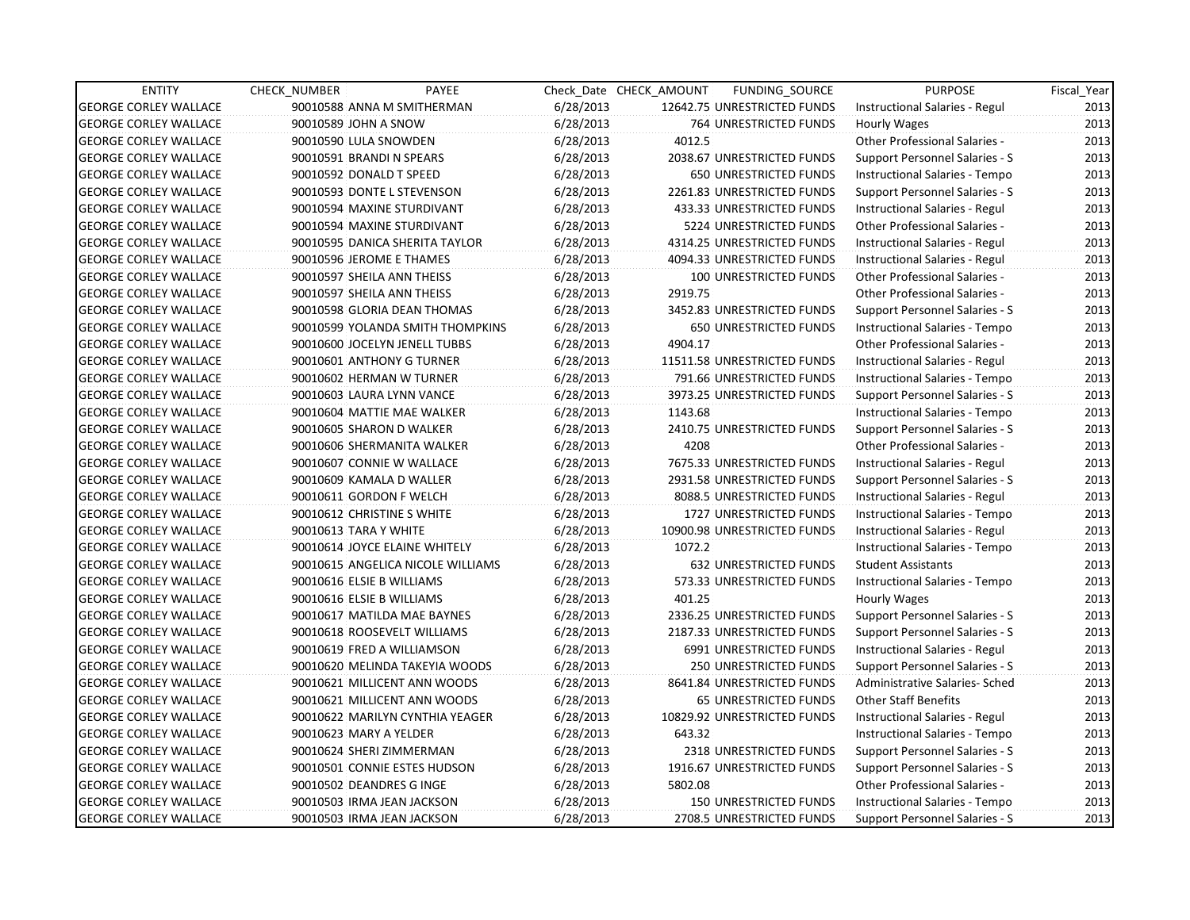| ENTITY | CHECK_NUMBER | PAYEE | Check_Date | CHECK_AMOUNT | FUNDING_SOURCE | PURPOSE | Fiscal_Year |
|---|---|---|---|---|---|---|---|
| GEORGE CORLEY WALLACE | 90010588 | ANNA M SMITHERMAN | 6/28/2013 | 12642.75 | UNRESTRICTED FUNDS | Instructional Salaries - Regul | 2013 |
| GEORGE CORLEY WALLACE | 90010589 | JOHN A SNOW | 6/28/2013 | 764 | UNRESTRICTED FUNDS | Hourly Wages | 2013 |
| GEORGE CORLEY WALLACE | 90010590 | LULA SNOWDEN | 6/28/2013 | 4012.5 | | Other Professional Salaries - | 2013 |
| GEORGE CORLEY WALLACE | 90010591 | BRANDI N SPEARS | 6/28/2013 | 2038.67 | UNRESTRICTED FUNDS | Support Personnel Salaries - S | 2013 |
| GEORGE CORLEY WALLACE | 90010592 | DONALD T SPEED | 6/28/2013 | 650 | UNRESTRICTED FUNDS | Instructional Salaries - Tempo | 2013 |
| GEORGE CORLEY WALLACE | 90010593 | DONTE L STEVENSON | 6/28/2013 | 2261.83 | UNRESTRICTED FUNDS | Support Personnel Salaries - S | 2013 |
| GEORGE CORLEY WALLACE | 90010594 | MAXINE STURDIVANT | 6/28/2013 | 433.33 | UNRESTRICTED FUNDS | Instructional Salaries - Regul | 2013 |
| GEORGE CORLEY WALLACE | 90010594 | MAXINE STURDIVANT | 6/28/2013 | 5224 | UNRESTRICTED FUNDS | Other Professional Salaries - | 2013 |
| GEORGE CORLEY WALLACE | 90010595 | DANICA SHERITA TAYLOR | 6/28/2013 | 4314.25 | UNRESTRICTED FUNDS | Instructional Salaries - Regul | 2013 |
| GEORGE CORLEY WALLACE | 90010596 | JEROME E THAMES | 6/28/2013 | 4094.33 | UNRESTRICTED FUNDS | Instructional Salaries - Regul | 2013 |
| GEORGE CORLEY WALLACE | 90010597 | SHEILA ANN THEISS | 6/28/2013 | 100 | UNRESTRICTED FUNDS | Other Professional Salaries - | 2013 |
| GEORGE CORLEY WALLACE | 90010597 | SHEILA ANN THEISS | 6/28/2013 | 2919.75 | | Other Professional Salaries - | 2013 |
| GEORGE CORLEY WALLACE | 90010598 | GLORIA DEAN THOMAS | 6/28/2013 | 3452.83 | UNRESTRICTED FUNDS | Support Personnel Salaries - S | 2013 |
| GEORGE CORLEY WALLACE | 90010599 | YOLANDA SMITH THOMPKINS | 6/28/2013 | 650 | UNRESTRICTED FUNDS | Instructional Salaries - Tempo | 2013 |
| GEORGE CORLEY WALLACE | 90010600 | JOCELYN JENELL TUBBS | 6/28/2013 | 4904.17 | | Other Professional Salaries - | 2013 |
| GEORGE CORLEY WALLACE | 90010601 | ANTHONY G TURNER | 6/28/2013 | 11511.58 | UNRESTRICTED FUNDS | Instructional Salaries - Regul | 2013 |
| GEORGE CORLEY WALLACE | 90010602 | HERMAN W TURNER | 6/28/2013 | 791.66 | UNRESTRICTED FUNDS | Instructional Salaries - Tempo | 2013 |
| GEORGE CORLEY WALLACE | 90010603 | LAURA LYNN VANCE | 6/28/2013 | 3973.25 | UNRESTRICTED FUNDS | Support Personnel Salaries - S | 2013 |
| GEORGE CORLEY WALLACE | 90010604 | MATTIE MAE WALKER | 6/28/2013 | 1143.68 | | Instructional Salaries - Tempo | 2013 |
| GEORGE CORLEY WALLACE | 90010605 | SHARON D WALKER | 6/28/2013 | 2410.75 | UNRESTRICTED FUNDS | Support Personnel Salaries - S | 2013 |
| GEORGE CORLEY WALLACE | 90010606 | SHERMANITA WALKER | 6/28/2013 | 4208 | | Other Professional Salaries - | 2013 |
| GEORGE CORLEY WALLACE | 90010607 | CONNIE W WALLACE | 6/28/2013 | 7675.33 | UNRESTRICTED FUNDS | Instructional Salaries - Regul | 2013 |
| GEORGE CORLEY WALLACE | 90010609 | KAMALA D WALLER | 6/28/2013 | 2931.58 | UNRESTRICTED FUNDS | Support Personnel Salaries - S | 2013 |
| GEORGE CORLEY WALLACE | 90010611 | GORDON F WELCH | 6/28/2013 | 8088.5 | UNRESTRICTED FUNDS | Instructional Salaries - Regul | 2013 |
| GEORGE CORLEY WALLACE | 90010612 | CHRISTINE S WHITE | 6/28/2013 | 1727 | UNRESTRICTED FUNDS | Instructional Salaries - Tempo | 2013 |
| GEORGE CORLEY WALLACE | 90010613 | TARA Y WHITE | 6/28/2013 | 10900.98 | UNRESTRICTED FUNDS | Instructional Salaries - Regul | 2013 |
| GEORGE CORLEY WALLACE | 90010614 | JOYCE ELAINE WHITELY | 6/28/2013 | 1072.2 | | Instructional Salaries - Tempo | 2013 |
| GEORGE CORLEY WALLACE | 90010615 | ANGELICA NICOLE WILLIAMS | 6/28/2013 | 632 | UNRESTRICTED FUNDS | Student Assistants | 2013 |
| GEORGE CORLEY WALLACE | 90010616 | ELSIE B WILLIAMS | 6/28/2013 | 573.33 | UNRESTRICTED FUNDS | Instructional Salaries - Tempo | 2013 |
| GEORGE CORLEY WALLACE | 90010616 | ELSIE B WILLIAMS | 6/28/2013 | 401.25 | | Hourly Wages | 2013 |
| GEORGE CORLEY WALLACE | 90010617 | MATILDA MAE BAYNES | 6/28/2013 | 2336.25 | UNRESTRICTED FUNDS | Support Personnel Salaries - S | 2013 |
| GEORGE CORLEY WALLACE | 90010618 | ROOSEVELT WILLIAMS | 6/28/2013 | 2187.33 | UNRESTRICTED FUNDS | Support Personnel Salaries - S | 2013 |
| GEORGE CORLEY WALLACE | 90010619 | FRED A WILLIAMSON | 6/28/2013 | 6991 | UNRESTRICTED FUNDS | Instructional Salaries - Regul | 2013 |
| GEORGE CORLEY WALLACE | 90010620 | MELINDA TAKEYIA WOODS | 6/28/2013 | 250 | UNRESTRICTED FUNDS | Support Personnel Salaries - S | 2013 |
| GEORGE CORLEY WALLACE | 90010621 | MILLICENT ANN WOODS | 6/28/2013 | 8641.84 | UNRESTRICTED FUNDS | Administrative Salaries- Sched | 2013 |
| GEORGE CORLEY WALLACE | 90010621 | MILLICENT ANN WOODS | 6/28/2013 | 65 | UNRESTRICTED FUNDS | Other Staff Benefits | 2013 |
| GEORGE CORLEY WALLACE | 90010622 | MARILYN CYNTHIA YEAGER | 6/28/2013 | 10829.92 | UNRESTRICTED FUNDS | Instructional Salaries - Regul | 2013 |
| GEORGE CORLEY WALLACE | 90010623 | MARY A YELDER | 6/28/2013 | 643.32 | | Instructional Salaries - Tempo | 2013 |
| GEORGE CORLEY WALLACE | 90010624 | SHERI ZIMMERMAN | 6/28/2013 | 2318 | UNRESTRICTED FUNDS | Support Personnel Salaries - S | 2013 |
| GEORGE CORLEY WALLACE | 90010501 | CONNIE ESTES HUDSON | 6/28/2013 | 1916.67 | UNRESTRICTED FUNDS | Support Personnel Salaries - S | 2013 |
| GEORGE CORLEY WALLACE | 90010502 | DEANDRES G INGE | 6/28/2013 | 5802.08 | | Other Professional Salaries - | 2013 |
| GEORGE CORLEY WALLACE | 90010503 | IRMA JEAN JACKSON | 6/28/2013 | 150 | UNRESTRICTED FUNDS | Instructional Salaries - Tempo | 2013 |
| GEORGE CORLEY WALLACE | 90010503 | IRMA JEAN JACKSON | 6/28/2013 | 2708.5 | UNRESTRICTED FUNDS | Support Personnel Salaries - S | 2013 |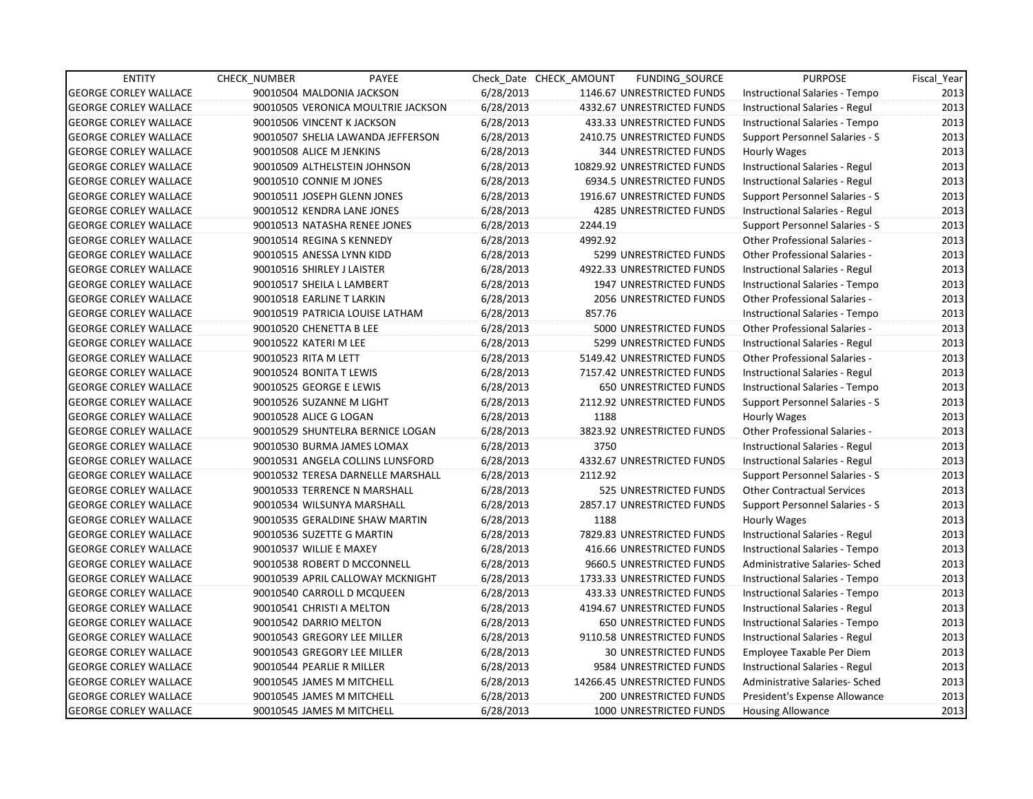| ENTITY | CHECK_NUMBER | PAYEE | Check_Date | CHECK_AMOUNT | FUNDING_SOURCE | PURPOSE | Fiscal_Year |
|---|---|---|---|---|---|---|---|
| GEORGE CORLEY WALLACE | 90010504 | MALDONIA JACKSON | 6/28/2013 | 1146.67 | UNRESTRICTED FUNDS | Instructional Salaries - Tempo | 2013 |
| GEORGE CORLEY WALLACE | 90010505 | VERONICA MOULTRIE JACKSON | 6/28/2013 | 4332.67 | UNRESTRICTED FUNDS | Instructional Salaries - Regul | 2013 |
| GEORGE CORLEY WALLACE | 90010506 | VINCENT K JACKSON | 6/28/2013 | 433.33 | UNRESTRICTED FUNDS | Instructional Salaries - Tempo | 2013 |
| GEORGE CORLEY WALLACE | 90010507 | SHELIA LAWANDA JEFFERSON | 6/28/2013 | 2410.75 | UNRESTRICTED FUNDS | Support Personnel Salaries - S | 2013 |
| GEORGE CORLEY WALLACE | 90010508 | ALICE M JENKINS | 6/28/2013 | 344 | UNRESTRICTED FUNDS | Hourly Wages | 2013 |
| GEORGE CORLEY WALLACE | 90010509 | ALTHELSTEIN JOHNSON | 6/28/2013 | 10829.92 | UNRESTRICTED FUNDS | Instructional Salaries - Regul | 2013 |
| GEORGE CORLEY WALLACE | 90010510 | CONNIE M JONES | 6/28/2013 | 6934.5 | UNRESTRICTED FUNDS | Instructional Salaries - Regul | 2013 |
| GEORGE CORLEY WALLACE | 90010511 | JOSEPH GLENN JONES | 6/28/2013 | 1916.67 | UNRESTRICTED FUNDS | Support Personnel Salaries - S | 2013 |
| GEORGE CORLEY WALLACE | 90010512 | KENDRA LANE JONES | 6/28/2013 | 4285 | UNRESTRICTED FUNDS | Instructional Salaries - Regul | 2013 |
| GEORGE CORLEY WALLACE | 90010513 | NATASHA RENEE JONES | 6/28/2013 | 2244.19 | | Support Personnel Salaries - S | 2013 |
| GEORGE CORLEY WALLACE | 90010514 | REGINA S KENNEDY | 6/28/2013 | 4992.92 | | Other Professional Salaries - | 2013 |
| GEORGE CORLEY WALLACE | 90010515 | ANESSA LYNN KIDD | 6/28/2013 | 5299 | UNRESTRICTED FUNDS | Other Professional Salaries - | 2013 |
| GEORGE CORLEY WALLACE | 90010516 | SHIRLEY J LAISTER | 6/28/2013 | 4922.33 | UNRESTRICTED FUNDS | Instructional Salaries - Regul | 2013 |
| GEORGE CORLEY WALLACE | 90010517 | SHEILA L LAMBERT | 6/28/2013 | 1947 | UNRESTRICTED FUNDS | Instructional Salaries - Tempo | 2013 |
| GEORGE CORLEY WALLACE | 90010518 | EARLINE T LARKIN | 6/28/2013 | 2056 | UNRESTRICTED FUNDS | Other Professional Salaries - | 2013 |
| GEORGE CORLEY WALLACE | 90010519 | PATRICIA LOUISE LATHAM | 6/28/2013 | 857.76 | | Instructional Salaries - Tempo | 2013 |
| GEORGE CORLEY WALLACE | 90010520 | CHENETTA B LEE | 6/28/2013 | 5000 | UNRESTRICTED FUNDS | Other Professional Salaries - | 2013 |
| GEORGE CORLEY WALLACE | 90010522 | KATERI M LEE | 6/28/2013 | 5299 | UNRESTRICTED FUNDS | Instructional Salaries - Regul | 2013 |
| GEORGE CORLEY WALLACE | 90010523 | RITA M LETT | 6/28/2013 | 5149.42 | UNRESTRICTED FUNDS | Other Professional Salaries - | 2013 |
| GEORGE CORLEY WALLACE | 90010524 | BONITA T LEWIS | 6/28/2013 | 7157.42 | UNRESTRICTED FUNDS | Instructional Salaries - Regul | 2013 |
| GEORGE CORLEY WALLACE | 90010525 | GEORGE E LEWIS | 6/28/2013 | 650 | UNRESTRICTED FUNDS | Instructional Salaries - Tempo | 2013 |
| GEORGE CORLEY WALLACE | 90010526 | SUZANNE M LIGHT | 6/28/2013 | 2112.92 | UNRESTRICTED FUNDS | Support Personnel Salaries - S | 2013 |
| GEORGE CORLEY WALLACE | 90010528 | ALICE G LOGAN | 6/28/2013 | 1188 | | Hourly Wages | 2013 |
| GEORGE CORLEY WALLACE | 90010529 | SHUNTELRA BERNICE LOGAN | 6/28/2013 | 3823.92 | UNRESTRICTED FUNDS | Other Professional Salaries - | 2013 |
| GEORGE CORLEY WALLACE | 90010530 | BURMA JAMES LOMAX | 6/28/2013 | 3750 | | Instructional Salaries - Regul | 2013 |
| GEORGE CORLEY WALLACE | 90010531 | ANGELA COLLINS LUNSFORD | 6/28/2013 | 4332.67 | UNRESTRICTED FUNDS | Instructional Salaries - Regul | 2013 |
| GEORGE CORLEY WALLACE | 90010532 | TERESA DARNELLE MARSHALL | 6/28/2013 | 2112.92 | | Support Personnel Salaries - S | 2013 |
| GEORGE CORLEY WALLACE | 90010533 | TERRENCE N MARSHALL | 6/28/2013 | 525 | UNRESTRICTED FUNDS | Other Contractual Services | 2013 |
| GEORGE CORLEY WALLACE | 90010534 | WILSUNYA MARSHALL | 6/28/2013 | 2857.17 | UNRESTRICTED FUNDS | Support Personnel Salaries - S | 2013 |
| GEORGE CORLEY WALLACE | 90010535 | GERALDINE SHAW MARTIN | 6/28/2013 | 1188 | | Hourly Wages | 2013 |
| GEORGE CORLEY WALLACE | 90010536 | SUZETTE G MARTIN | 6/28/2013 | 7829.83 | UNRESTRICTED FUNDS | Instructional Salaries - Regul | 2013 |
| GEORGE CORLEY WALLACE | 90010537 | WILLIE E MAXEY | 6/28/2013 | 416.66 | UNRESTRICTED FUNDS | Instructional Salaries - Tempo | 2013 |
| GEORGE CORLEY WALLACE | 90010538 | ROBERT D MCCONNELL | 6/28/2013 | 9660.5 | UNRESTRICTED FUNDS | Administrative Salaries- Sched | 2013 |
| GEORGE CORLEY WALLACE | 90010539 | APRIL CALLOWAY MCKNIGHT | 6/28/2013 | 1733.33 | UNRESTRICTED FUNDS | Instructional Salaries - Tempo | 2013 |
| GEORGE CORLEY WALLACE | 90010540 | CARROLL D MCQUEEN | 6/28/2013 | 433.33 | UNRESTRICTED FUNDS | Instructional Salaries - Tempo | 2013 |
| GEORGE CORLEY WALLACE | 90010541 | CHRISTI A MELTON | 6/28/2013 | 4194.67 | UNRESTRICTED FUNDS | Instructional Salaries - Regul | 2013 |
| GEORGE CORLEY WALLACE | 90010542 | DARRIO MELTON | 6/28/2013 | 650 | UNRESTRICTED FUNDS | Instructional Salaries - Tempo | 2013 |
| GEORGE CORLEY WALLACE | 90010543 | GREGORY LEE MILLER | 6/28/2013 | 9110.58 | UNRESTRICTED FUNDS | Instructional Salaries - Regul | 2013 |
| GEORGE CORLEY WALLACE | 90010543 | GREGORY LEE MILLER | 6/28/2013 | 30 | UNRESTRICTED FUNDS | Employee Taxable Per Diem | 2013 |
| GEORGE CORLEY WALLACE | 90010544 | PEARLIE R MILLER | 6/28/2013 | 9584 | UNRESTRICTED FUNDS | Instructional Salaries - Regul | 2013 |
| GEORGE CORLEY WALLACE | 90010545 | JAMES M MITCHELL | 6/28/2013 | 14266.45 | UNRESTRICTED FUNDS | Administrative Salaries- Sched | 2013 |
| GEORGE CORLEY WALLACE | 90010545 | JAMES M MITCHELL | 6/28/2013 | 200 | UNRESTRICTED FUNDS | President's Expense Allowance | 2013 |
| GEORGE CORLEY WALLACE | 90010545 | JAMES M MITCHELL | 6/28/2013 | 1000 | UNRESTRICTED FUNDS | Housing Allowance | 2013 |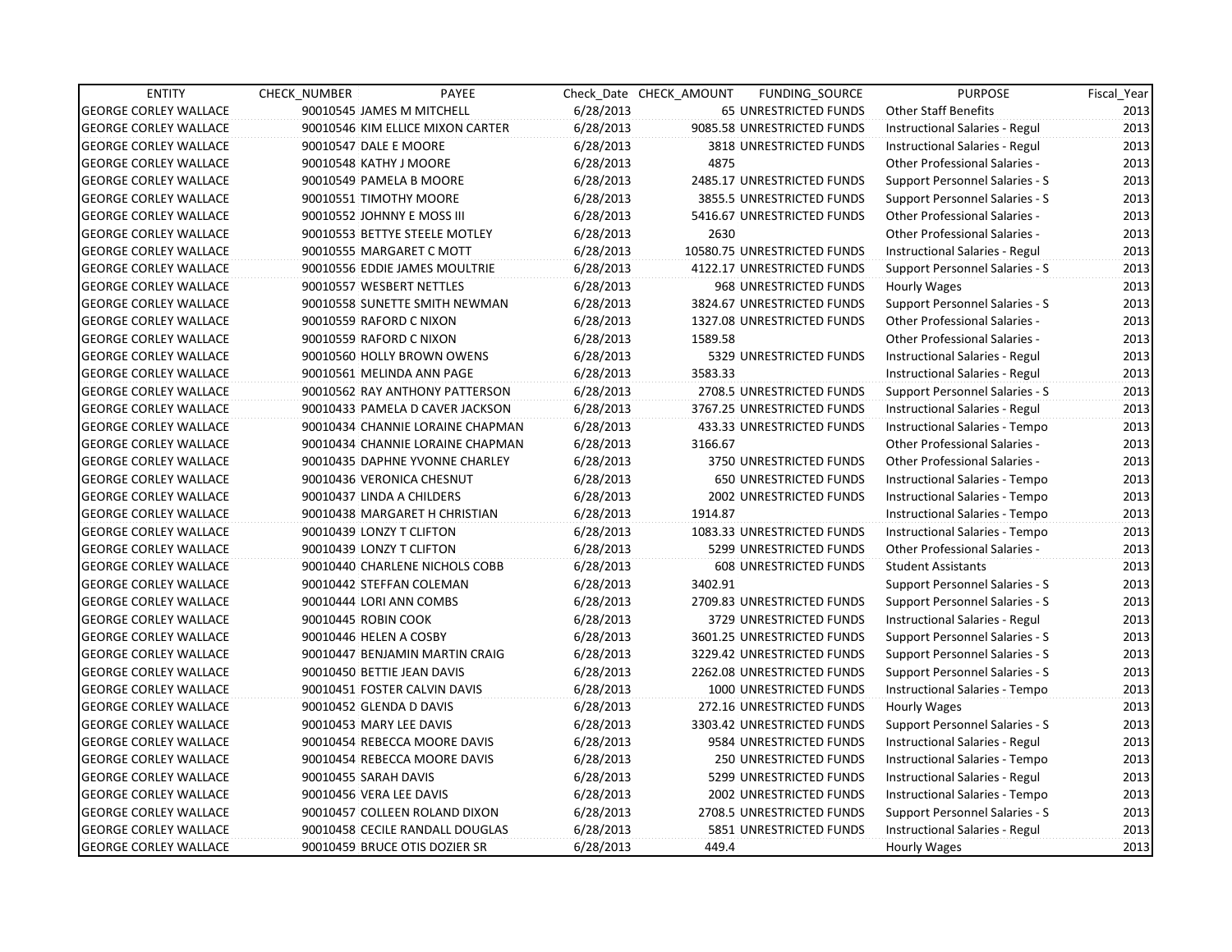| ENTITY | CHECK_NUMBER | PAYEE | Check_Date | CHECK_AMOUNT | FUNDING_SOURCE | PURPOSE | Fiscal_Year |
|---|---|---|---|---|---|---|---|
| GEORGE CORLEY WALLACE | 90010545 | JAMES M MITCHELL | 6/28/2013 | 65 | UNRESTRICTED FUNDS | Other Staff Benefits | 2013 |
| GEORGE CORLEY WALLACE | 90010546 | KIM ELLICE MIXON CARTER | 6/28/2013 | 9085.58 | UNRESTRICTED FUNDS | Instructional Salaries - Regul | 2013 |
| GEORGE CORLEY WALLACE | 90010547 | DALE E MOORE | 6/28/2013 | 3818 | UNRESTRICTED FUNDS | Instructional Salaries - Regul | 2013 |
| GEORGE CORLEY WALLACE | 90010548 | KATHY J MOORE | 6/28/2013 | 4875 | | Other Professional Salaries - | 2013 |
| GEORGE CORLEY WALLACE | 90010549 | PAMELA B MOORE | 6/28/2013 | 2485.17 | UNRESTRICTED FUNDS | Support Personnel Salaries - S | 2013 |
| GEORGE CORLEY WALLACE | 90010551 | TIMOTHY MOORE | 6/28/2013 | 3855.5 | UNRESTRICTED FUNDS | Support Personnel Salaries - S | 2013 |
| GEORGE CORLEY WALLACE | 90010552 | JOHNNY E MOSS III | 6/28/2013 | 5416.67 | UNRESTRICTED FUNDS | Other Professional Salaries - | 2013 |
| GEORGE CORLEY WALLACE | 90010553 | BETTYE STEELE MOTLEY | 6/28/2013 | 2630 | | Other Professional Salaries - | 2013 |
| GEORGE CORLEY WALLACE | 90010555 | MARGARET C MOTT | 6/28/2013 | 10580.75 | UNRESTRICTED FUNDS | Instructional Salaries - Regul | 2013 |
| GEORGE CORLEY WALLACE | 90010556 | EDDIE JAMES MOULTRIE | 6/28/2013 | 4122.17 | UNRESTRICTED FUNDS | Support Personnel Salaries - S | 2013 |
| GEORGE CORLEY WALLACE | 90010557 | WESBERT NETTLES | 6/28/2013 | 968 | UNRESTRICTED FUNDS | Hourly Wages | 2013 |
| GEORGE CORLEY WALLACE | 90010558 | SUNETTE SMITH NEWMAN | 6/28/2013 | 3824.67 | UNRESTRICTED FUNDS | Support Personnel Salaries - S | 2013 |
| GEORGE CORLEY WALLACE | 90010559 | RAFORD C NIXON | 6/28/2013 | 1327.08 | UNRESTRICTED FUNDS | Other Professional Salaries - | 2013 |
| GEORGE CORLEY WALLACE | 90010559 | RAFORD C NIXON | 6/28/2013 | 1589.58 | | Other Professional Salaries - | 2013 |
| GEORGE CORLEY WALLACE | 90010560 | HOLLY BROWN OWENS | 6/28/2013 | 5329 | UNRESTRICTED FUNDS | Instructional Salaries - Regul | 2013 |
| GEORGE CORLEY WALLACE | 90010561 | MELINDA ANN PAGE | 6/28/2013 | 3583.33 | | Instructional Salaries - Regul | 2013 |
| GEORGE CORLEY WALLACE | 90010562 | RAY ANTHONY PATTERSON | 6/28/2013 | 2708.5 | UNRESTRICTED FUNDS | Support Personnel Salaries - S | 2013 |
| GEORGE CORLEY WALLACE | 90010433 | PAMELA D CAVER JACKSON | 6/28/2013 | 3767.25 | UNRESTRICTED FUNDS | Instructional Salaries - Regul | 2013 |
| GEORGE CORLEY WALLACE | 90010434 | CHANNIE LORAINE CHAPMAN | 6/28/2013 | 433.33 | UNRESTRICTED FUNDS | Instructional Salaries - Tempo | 2013 |
| GEORGE CORLEY WALLACE | 90010434 | CHANNIE LORAINE CHAPMAN | 6/28/2013 | 3166.67 | | Other Professional Salaries - | 2013 |
| GEORGE CORLEY WALLACE | 90010435 | DAPHNE YVONNE CHARLEY | 6/28/2013 | 3750 | UNRESTRICTED FUNDS | Other Professional Salaries - | 2013 |
| GEORGE CORLEY WALLACE | 90010436 | VERONICA CHESNUT | 6/28/2013 | 650 | UNRESTRICTED FUNDS | Instructional Salaries - Tempo | 2013 |
| GEORGE CORLEY WALLACE | 90010437 | LINDA A CHILDERS | 6/28/2013 | 2002 | UNRESTRICTED FUNDS | Instructional Salaries - Tempo | 2013 |
| GEORGE CORLEY WALLACE | 90010438 | MARGARET H CHRISTIAN | 6/28/2013 | 1914.87 | | Instructional Salaries - Tempo | 2013 |
| GEORGE CORLEY WALLACE | 90010439 | LONZY T CLIFTON | 6/28/2013 | 1083.33 | UNRESTRICTED FUNDS | Instructional Salaries - Tempo | 2013 |
| GEORGE CORLEY WALLACE | 90010439 | LONZY T CLIFTON | 6/28/2013 | 5299 | UNRESTRICTED FUNDS | Other Professional Salaries - | 2013 |
| GEORGE CORLEY WALLACE | 90010440 | CHARLENE NICHOLS COBB | 6/28/2013 | 608 | UNRESTRICTED FUNDS | Student Assistants | 2013 |
| GEORGE CORLEY WALLACE | 90010442 | STEFFAN COLEMAN | 6/28/2013 | 3402.91 | | Support Personnel Salaries - S | 2013 |
| GEORGE CORLEY WALLACE | 90010444 | LORI ANN COMBS | 6/28/2013 | 2709.83 | UNRESTRICTED FUNDS | Support Personnel Salaries - S | 2013 |
| GEORGE CORLEY WALLACE | 90010445 | ROBIN COOK | 6/28/2013 | 3729 | UNRESTRICTED FUNDS | Instructional Salaries - Regul | 2013 |
| GEORGE CORLEY WALLACE | 90010446 | HELEN A COSBY | 6/28/2013 | 3601.25 | UNRESTRICTED FUNDS | Support Personnel Salaries - S | 2013 |
| GEORGE CORLEY WALLACE | 90010447 | BENJAMIN MARTIN CRAIG | 6/28/2013 | 3229.42 | UNRESTRICTED FUNDS | Support Personnel Salaries - S | 2013 |
| GEORGE CORLEY WALLACE | 90010450 | BETTIE JEAN DAVIS | 6/28/2013 | 2262.08 | UNRESTRICTED FUNDS | Support Personnel Salaries - S | 2013 |
| GEORGE CORLEY WALLACE | 90010451 | FOSTER CALVIN DAVIS | 6/28/2013 | 1000 | UNRESTRICTED FUNDS | Instructional Salaries - Tempo | 2013 |
| GEORGE CORLEY WALLACE | 90010452 | GLENDA D DAVIS | 6/28/2013 | 272.16 | UNRESTRICTED FUNDS | Hourly Wages | 2013 |
| GEORGE CORLEY WALLACE | 90010453 | MARY LEE DAVIS | 6/28/2013 | 3303.42 | UNRESTRICTED FUNDS | Support Personnel Salaries - S | 2013 |
| GEORGE CORLEY WALLACE | 90010454 | REBECCA MOORE DAVIS | 6/28/2013 | 9584 | UNRESTRICTED FUNDS | Instructional Salaries - Regul | 2013 |
| GEORGE CORLEY WALLACE | 90010454 | REBECCA MOORE DAVIS | 6/28/2013 | 250 | UNRESTRICTED FUNDS | Instructional Salaries - Tempo | 2013 |
| GEORGE CORLEY WALLACE | 90010455 | SARAH DAVIS | 6/28/2013 | 5299 | UNRESTRICTED FUNDS | Instructional Salaries - Regul | 2013 |
| GEORGE CORLEY WALLACE | 90010456 | VERA LEE DAVIS | 6/28/2013 | 2002 | UNRESTRICTED FUNDS | Instructional Salaries - Tempo | 2013 |
| GEORGE CORLEY WALLACE | 90010457 | COLLEEN ROLAND DIXON | 6/28/2013 | 2708.5 | UNRESTRICTED FUNDS | Support Personnel Salaries - S | 2013 |
| GEORGE CORLEY WALLACE | 90010458 | CECILE RANDALL DOUGLAS | 6/28/2013 | 5851 | UNRESTRICTED FUNDS | Instructional Salaries - Regul | 2013 |
| GEORGE CORLEY WALLACE | 90010459 | BRUCE OTIS DOZIER SR | 6/28/2013 | 449.4 | | Hourly Wages | 2013 |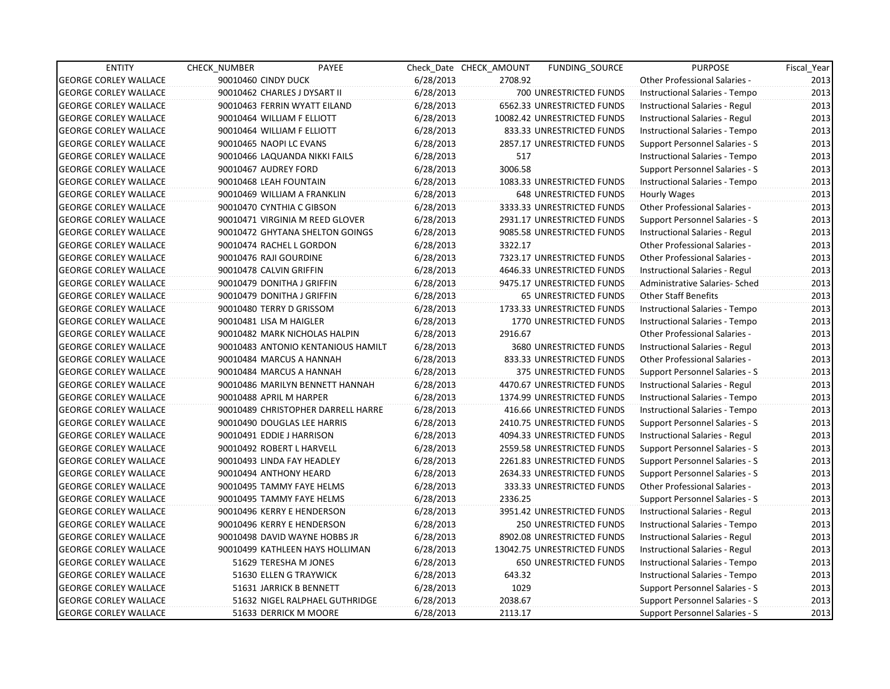| ENTITY | CHECK_NUMBER | PAYEE | Check_Date | CHECK_AMOUNT | FUNDING_SOURCE | PURPOSE | Fiscal_Year |
|---|---|---|---|---|---|---|---|
| GEORGE CORLEY WALLACE | 90010460 | CINDY DUCK | 6/28/2013 | 2708.92 | | Other Professional Salaries - | 2013 |
| GEORGE CORLEY WALLACE | 90010462 | CHARLES J DYSART II | 6/28/2013 | 700 | UNRESTRICTED FUNDS | Instructional Salaries - Tempo | 2013 |
| GEORGE CORLEY WALLACE | 90010463 | FERRIN WYATT EILAND | 6/28/2013 | 6562.33 | UNRESTRICTED FUNDS | Instructional Salaries - Regul | 2013 |
| GEORGE CORLEY WALLACE | 90010464 | WILLIAM F ELLIOTT | 6/28/2013 | 10082.42 | UNRESTRICTED FUNDS | Instructional Salaries - Regul | 2013 |
| GEORGE CORLEY WALLACE | 90010464 | WILLIAM F ELLIOTT | 6/28/2013 | 833.33 | UNRESTRICTED FUNDS | Instructional Salaries - Tempo | 2013 |
| GEORGE CORLEY WALLACE | 90010465 | NAOPI LC EVANS | 6/28/2013 | 2857.17 | UNRESTRICTED FUNDS | Support Personnel Salaries - S | 2013 |
| GEORGE CORLEY WALLACE | 90010466 | LAQUANDA NIKKI FAILS | 6/28/2013 | 517 | | Instructional Salaries - Tempo | 2013 |
| GEORGE CORLEY WALLACE | 90010467 | AUDREY FORD | 6/28/2013 | 3006.58 | | Support Personnel Salaries - S | 2013 |
| GEORGE CORLEY WALLACE | 90010468 | LEAH FOUNTAIN | 6/28/2013 | 1083.33 | UNRESTRICTED FUNDS | Instructional Salaries - Tempo | 2013 |
| GEORGE CORLEY WALLACE | 90010469 | WILLIAM A FRANKLIN | 6/28/2013 | 648 | UNRESTRICTED FUNDS | Hourly Wages | 2013 |
| GEORGE CORLEY WALLACE | 90010470 | CYNTHIA C GIBSON | 6/28/2013 | 3333.33 | UNRESTRICTED FUNDS | Other Professional Salaries - | 2013 |
| GEORGE CORLEY WALLACE | 90010471 | VIRGINIA M REED GLOVER | 6/28/2013 | 2931.17 | UNRESTRICTED FUNDS | Support Personnel Salaries - S | 2013 |
| GEORGE CORLEY WALLACE | 90010472 | GHYTANA SHELTON GOINGS | 6/28/2013 | 9085.58 | UNRESTRICTED FUNDS | Instructional Salaries - Regul | 2013 |
| GEORGE CORLEY WALLACE | 90010474 | RACHEL L GORDON | 6/28/2013 | 3322.17 | | Other Professional Salaries - | 2013 |
| GEORGE CORLEY WALLACE | 90010476 | RAJI GOURDINE | 6/28/2013 | 7323.17 | UNRESTRICTED FUNDS | Other Professional Salaries - | 2013 |
| GEORGE CORLEY WALLACE | 90010478 | CALVIN GRIFFIN | 6/28/2013 | 4646.33 | UNRESTRICTED FUNDS | Instructional Salaries - Regul | 2013 |
| GEORGE CORLEY WALLACE | 90010479 | DONITHA J GRIFFIN | 6/28/2013 | 9475.17 | UNRESTRICTED FUNDS | Administrative Salaries- Sched | 2013 |
| GEORGE CORLEY WALLACE | 90010479 | DONITHA J GRIFFIN | 6/28/2013 | 65 | UNRESTRICTED FUNDS | Other Staff Benefits | 2013 |
| GEORGE CORLEY WALLACE | 90010480 | TERRY D GRISSOM | 6/28/2013 | 1733.33 | UNRESTRICTED FUNDS | Instructional Salaries - Tempo | 2013 |
| GEORGE CORLEY WALLACE | 90010481 | LISA M HAIGLER | 6/28/2013 | 1770 | UNRESTRICTED FUNDS | Instructional Salaries - Tempo | 2013 |
| GEORGE CORLEY WALLACE | 90010482 | MARK NICHOLAS HALPIN | 6/28/2013 | 2916.67 | | Other Professional Salaries - | 2013 |
| GEORGE CORLEY WALLACE | 90010483 | ANTONIO KENTANIOUS HAMILT | 6/28/2013 | 3680 | UNRESTRICTED FUNDS | Instructional Salaries - Regul | 2013 |
| GEORGE CORLEY WALLACE | 90010484 | MARCUS A HANNAH | 6/28/2013 | 833.33 | UNRESTRICTED FUNDS | Other Professional Salaries - | 2013 |
| GEORGE CORLEY WALLACE | 90010484 | MARCUS A HANNAH | 6/28/2013 | 375 | UNRESTRICTED FUNDS | Support Personnel Salaries - S | 2013 |
| GEORGE CORLEY WALLACE | 90010486 | MARILYN BENNETT HANNAH | 6/28/2013 | 4470.67 | UNRESTRICTED FUNDS | Instructional Salaries - Regul | 2013 |
| GEORGE CORLEY WALLACE | 90010488 | APRIL M HARPER | 6/28/2013 | 1374.99 | UNRESTRICTED FUNDS | Instructional Salaries - Tempo | 2013 |
| GEORGE CORLEY WALLACE | 90010489 | CHRISTOPHER DARRELL HARRE | 6/28/2013 | 416.66 | UNRESTRICTED FUNDS | Instructional Salaries - Tempo | 2013 |
| GEORGE CORLEY WALLACE | 90010490 | DOUGLAS LEE HARRIS | 6/28/2013 | 2410.75 | UNRESTRICTED FUNDS | Support Personnel Salaries - S | 2013 |
| GEORGE CORLEY WALLACE | 90010491 | EDDIE J HARRISON | 6/28/2013 | 4094.33 | UNRESTRICTED FUNDS | Instructional Salaries - Regul | 2013 |
| GEORGE CORLEY WALLACE | 90010492 | ROBERT L HARVELL | 6/28/2013 | 2559.58 | UNRESTRICTED FUNDS | Support Personnel Salaries - S | 2013 |
| GEORGE CORLEY WALLACE | 90010493 | LINDA FAY HEADLEY | 6/28/2013 | 2261.83 | UNRESTRICTED FUNDS | Support Personnel Salaries - S | 2013 |
| GEORGE CORLEY WALLACE | 90010494 | ANTHONY HEARD | 6/28/2013 | 2634.33 | UNRESTRICTED FUNDS | Support Personnel Salaries - S | 2013 |
| GEORGE CORLEY WALLACE | 90010495 | TAMMY FAYE HELMS | 6/28/2013 | 333.33 | UNRESTRICTED FUNDS | Other Professional Salaries - | 2013 |
| GEORGE CORLEY WALLACE | 90010495 | TAMMY FAYE HELMS | 6/28/2013 | 2336.25 | | Support Personnel Salaries - S | 2013 |
| GEORGE CORLEY WALLACE | 90010496 | KERRY E HENDERSON | 6/28/2013 | 3951.42 | UNRESTRICTED FUNDS | Instructional Salaries - Regul | 2013 |
| GEORGE CORLEY WALLACE | 90010496 | KERRY E HENDERSON | 6/28/2013 | 250 | UNRESTRICTED FUNDS | Instructional Salaries - Tempo | 2013 |
| GEORGE CORLEY WALLACE | 90010498 | DAVID WAYNE HOBBS JR | 6/28/2013 | 8902.08 | UNRESTRICTED FUNDS | Instructional Salaries - Regul | 2013 |
| GEORGE CORLEY WALLACE | 90010499 | KATHLEEN HAYS HOLLIMAN | 6/28/2013 | 13042.75 | UNRESTRICTED FUNDS | Instructional Salaries - Regul | 2013 |
| GEORGE CORLEY WALLACE | 51629 | TERESHA M JONES | 6/28/2013 | 650 | UNRESTRICTED FUNDS | Instructional Salaries - Tempo | 2013 |
| GEORGE CORLEY WALLACE | 51630 | ELLEN G TRAYWICK | 6/28/2013 | 643.32 | | Instructional Salaries - Tempo | 2013 |
| GEORGE CORLEY WALLACE | 51631 | JARRICK B BENNETT | 6/28/2013 | 1029 | | Support Personnel Salaries - S | 2013 |
| GEORGE CORLEY WALLACE | 51632 | NIGEL RALPHAEL GUTHRIDGE | 6/28/2013 | 2038.67 | | Support Personnel Salaries - S | 2013 |
| GEORGE CORLEY WALLACE | 51633 | DERRICK M MOORE | 6/28/2013 | 2113.17 | | Support Personnel Salaries - S | 2013 |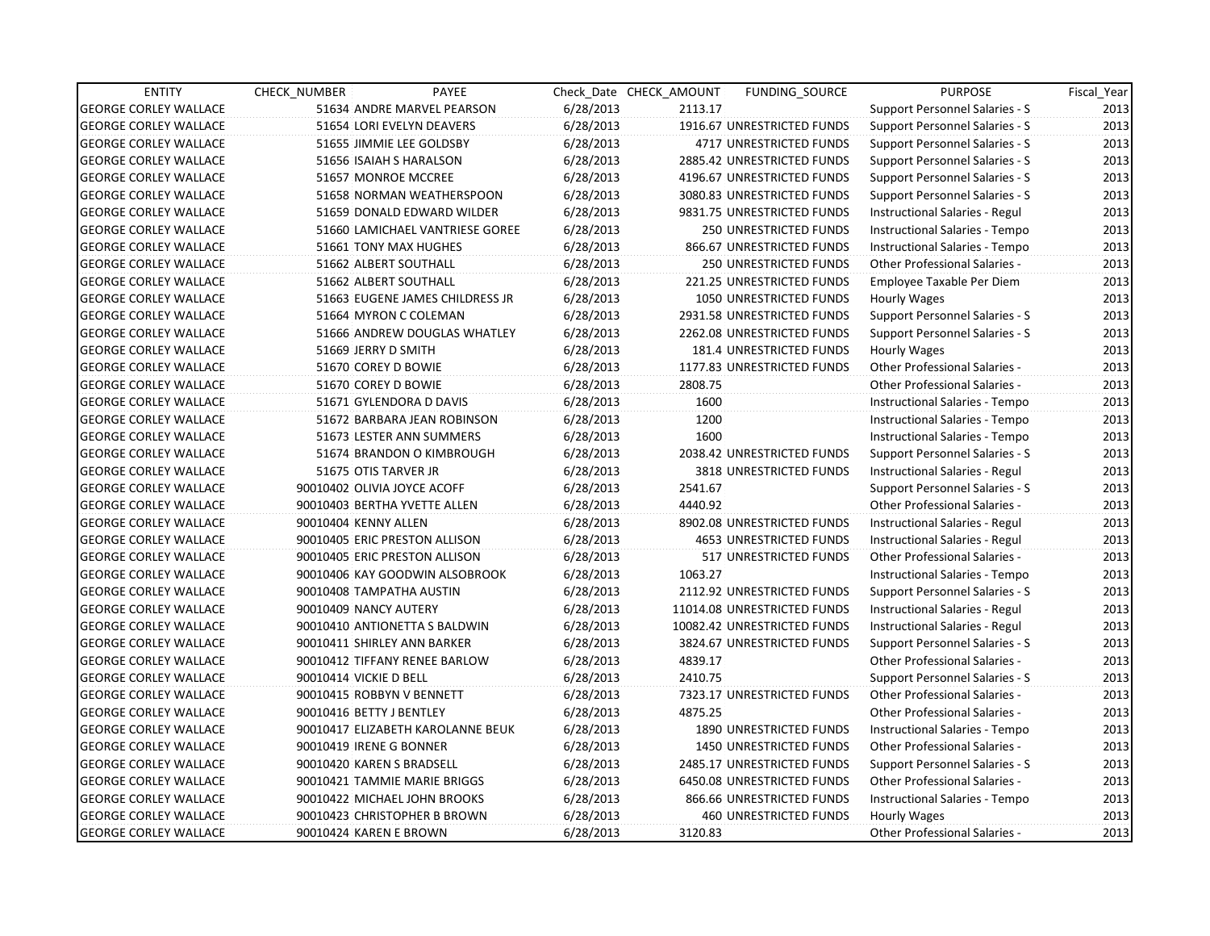| ENTITY | CHECK_NUMBER | PAYEE | Check_Date | CHECK_AMOUNT | FUNDING_SOURCE | PURPOSE | Fiscal_Year |
|---|---|---|---|---|---|---|---|
| GEORGE CORLEY WALLACE | 51634 | ANDRE MARVEL PEARSON | 6/28/2013 | 2113.17 | | Support Personnel Salaries - S | 2013 |
| GEORGE CORLEY WALLACE | 51654 | LORI EVELYN DEAVERS | 6/28/2013 | 1916.67 | UNRESTRICTED FUNDS | Support Personnel Salaries - S | 2013 |
| GEORGE CORLEY WALLACE | 51655 | JIMMIE LEE GOLDSBY | 6/28/2013 | 4717 | UNRESTRICTED FUNDS | Support Personnel Salaries - S | 2013 |
| GEORGE CORLEY WALLACE | 51656 | ISAIAH S HARALSON | 6/28/2013 | 2885.42 | UNRESTRICTED FUNDS | Support Personnel Salaries - S | 2013 |
| GEORGE CORLEY WALLACE | 51657 | MONROE MCCREE | 6/28/2013 | 4196.67 | UNRESTRICTED FUNDS | Support Personnel Salaries - S | 2013 |
| GEORGE CORLEY WALLACE | 51658 | NORMAN WEATHERSPOON | 6/28/2013 | 3080.83 | UNRESTRICTED FUNDS | Support Personnel Salaries - S | 2013 |
| GEORGE CORLEY WALLACE | 51659 | DONALD EDWARD WILDER | 6/28/2013 | 9831.75 | UNRESTRICTED FUNDS | Instructional Salaries - Regul | 2013 |
| GEORGE CORLEY WALLACE | 51660 | LAMICHAEL VANTRIESE GOREE | 6/28/2013 | 250 | UNRESTRICTED FUNDS | Instructional Salaries - Tempo | 2013 |
| GEORGE CORLEY WALLACE | 51661 | TONY MAX HUGHES | 6/28/2013 | 866.67 | UNRESTRICTED FUNDS | Instructional Salaries - Tempo | 2013 |
| GEORGE CORLEY WALLACE | 51662 | ALBERT SOUTHALL | 6/28/2013 | 250 | UNRESTRICTED FUNDS | Other Professional Salaries - | 2013 |
| GEORGE CORLEY WALLACE | 51662 | ALBERT SOUTHALL | 6/28/2013 | 221.25 | UNRESTRICTED FUNDS | Employee Taxable Per Diem | 2013 |
| GEORGE CORLEY WALLACE | 51663 | EUGENE JAMES CHILDRESS JR | 6/28/2013 | 1050 | UNRESTRICTED FUNDS | Hourly Wages | 2013 |
| GEORGE CORLEY WALLACE | 51664 | MYRON C COLEMAN | 6/28/2013 | 2931.58 | UNRESTRICTED FUNDS | Support Personnel Salaries - S | 2013 |
| GEORGE CORLEY WALLACE | 51666 | ANDREW DOUGLAS WHATLEY | 6/28/2013 | 2262.08 | UNRESTRICTED FUNDS | Support Personnel Salaries - S | 2013 |
| GEORGE CORLEY WALLACE | 51669 | JERRY D SMITH | 6/28/2013 | 181.4 | UNRESTRICTED FUNDS | Hourly Wages | 2013 |
| GEORGE CORLEY WALLACE | 51670 | COREY D BOWIE | 6/28/2013 | 1177.83 | UNRESTRICTED FUNDS | Other Professional Salaries - | 2013 |
| GEORGE CORLEY WALLACE | 51670 | COREY D BOWIE | 6/28/2013 | 2808.75 | | Other Professional Salaries - | 2013 |
| GEORGE CORLEY WALLACE | 51671 | GYLENDORA D DAVIS | 6/28/2013 | 1600 | | Instructional Salaries - Tempo | 2013 |
| GEORGE CORLEY WALLACE | 51672 | BARBARA JEAN ROBINSON | 6/28/2013 | 1200 | | Instructional Salaries - Tempo | 2013 |
| GEORGE CORLEY WALLACE | 51673 | LESTER ANN SUMMERS | 6/28/2013 | 1600 | | Instructional Salaries - Tempo | 2013 |
| GEORGE CORLEY WALLACE | 51674 | BRANDON O KIMBROUGH | 6/28/2013 | 2038.42 | UNRESTRICTED FUNDS | Support Personnel Salaries - S | 2013 |
| GEORGE CORLEY WALLACE | 51675 | OTIS TARVER JR | 6/28/2013 | 3818 | UNRESTRICTED FUNDS | Instructional Salaries - Regul | 2013 |
| GEORGE CORLEY WALLACE | 90010402 | OLIVIA JOYCE ACOFF | 6/28/2013 | 2541.67 | | Support Personnel Salaries - S | 2013 |
| GEORGE CORLEY WALLACE | 90010403 | BERTHA YVETTE ALLEN | 6/28/2013 | 4440.92 | | Other Professional Salaries - | 2013 |
| GEORGE CORLEY WALLACE | 90010404 | KENNY ALLEN | 6/28/2013 | 8902.08 | UNRESTRICTED FUNDS | Instructional Salaries - Regul | 2013 |
| GEORGE CORLEY WALLACE | 90010405 | ERIC PRESTON ALLISON | 6/28/2013 | 4653 | UNRESTRICTED FUNDS | Instructional Salaries - Regul | 2013 |
| GEORGE CORLEY WALLACE | 90010405 | ERIC PRESTON ALLISON | 6/28/2013 | 517 | UNRESTRICTED FUNDS | Other Professional Salaries - | 2013 |
| GEORGE CORLEY WALLACE | 90010406 | KAY GOODWIN ALSOBROOK | 6/28/2013 | 1063.27 | | Instructional Salaries - Tempo | 2013 |
| GEORGE CORLEY WALLACE | 90010408 | TAMPATHA AUSTIN | 6/28/2013 | 2112.92 | UNRESTRICTED FUNDS | Support Personnel Salaries - S | 2013 |
| GEORGE CORLEY WALLACE | 90010409 | NANCY AUTERY | 6/28/2013 | 11014.08 | UNRESTRICTED FUNDS | Instructional Salaries - Regul | 2013 |
| GEORGE CORLEY WALLACE | 90010410 | ANTIONETTA S BALDWIN | 6/28/2013 | 10082.42 | UNRESTRICTED FUNDS | Instructional Salaries - Regul | 2013 |
| GEORGE CORLEY WALLACE | 90010411 | SHIRLEY ANN BARKER | 6/28/2013 | 3824.67 | UNRESTRICTED FUNDS | Support Personnel Salaries - S | 2013 |
| GEORGE CORLEY WALLACE | 90010412 | TIFFANY RENEE BARLOW | 6/28/2013 | 4839.17 | | Other Professional Salaries - | 2013 |
| GEORGE CORLEY WALLACE | 90010414 | VICKIE D BELL | 6/28/2013 | 2410.75 | | Support Personnel Salaries - S | 2013 |
| GEORGE CORLEY WALLACE | 90010415 | ROBBYN V BENNETT | 6/28/2013 | 7323.17 | UNRESTRICTED FUNDS | Other Professional Salaries - | 2013 |
| GEORGE CORLEY WALLACE | 90010416 | BETTY J BENTLEY | 6/28/2013 | 4875.25 | | Other Professional Salaries - | 2013 |
| GEORGE CORLEY WALLACE | 90010417 | ELIZABETH KAROLANNE BEUK | 6/28/2013 | 1890 | UNRESTRICTED FUNDS | Instructional Salaries - Tempo | 2013 |
| GEORGE CORLEY WALLACE | 90010419 | IRENE G BONNER | 6/28/2013 | 1450 | UNRESTRICTED FUNDS | Other Professional Salaries - | 2013 |
| GEORGE CORLEY WALLACE | 90010420 | KAREN S BRADSELL | 6/28/2013 | 2485.17 | UNRESTRICTED FUNDS | Support Personnel Salaries - S | 2013 |
| GEORGE CORLEY WALLACE | 90010421 | TAMMIE MARIE BRIGGS | 6/28/2013 | 6450.08 | UNRESTRICTED FUNDS | Other Professional Salaries - | 2013 |
| GEORGE CORLEY WALLACE | 90010422 | MICHAEL JOHN BROOKS | 6/28/2013 | 866.66 | UNRESTRICTED FUNDS | Instructional Salaries - Tempo | 2013 |
| GEORGE CORLEY WALLACE | 90010423 | CHRISTOPHER B BROWN | 6/28/2013 | 460 | UNRESTRICTED FUNDS | Hourly Wages | 2013 |
| GEORGE CORLEY WALLACE | 90010424 | KAREN E BROWN | 6/28/2013 | 3120.83 | | Other Professional Salaries - | 2013 |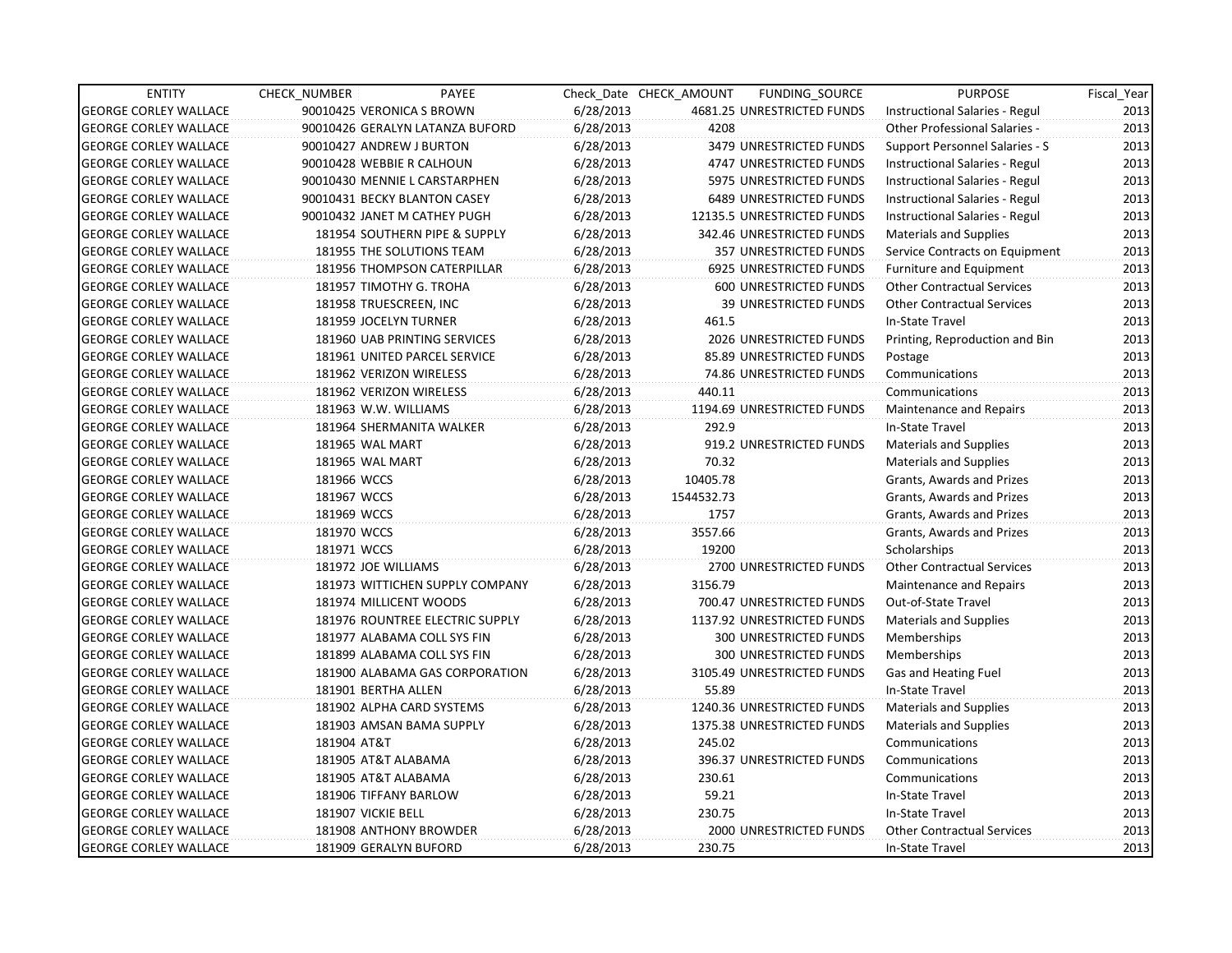| ENTITY | CHECK_NUMBER | PAYEE | Check_Date | CHECK_AMOUNT | FUNDING_SOURCE | PURPOSE | Fiscal_Year |
|---|---|---|---|---|---|---|---|
| GEORGE CORLEY WALLACE | 90010425 | VERONICA S BROWN | 6/28/2013 | 4681.25 | UNRESTRICTED FUNDS | Instructional Salaries - Regul | 2013 |
| GEORGE CORLEY WALLACE | 90010426 | GERALYN LATANZA BUFORD | 6/28/2013 | 4208 | | Other Professional Salaries - | 2013 |
| GEORGE CORLEY WALLACE | 90010427 | ANDREW J BURTON | 6/28/2013 | 3479 | UNRESTRICTED FUNDS | Support Personnel Salaries - S | 2013 |
| GEORGE CORLEY WALLACE | 90010428 | WEBBIE R CALHOUN | 6/28/2013 | 4747 | UNRESTRICTED FUNDS | Instructional Salaries - Regul | 2013 |
| GEORGE CORLEY WALLACE | 90010430 | MENNIE L CARSTARPHEN | 6/28/2013 | 5975 | UNRESTRICTED FUNDS | Instructional Salaries - Regul | 2013 |
| GEORGE CORLEY WALLACE | 90010431 | BECKY BLANTON CASEY | 6/28/2013 | 6489 | UNRESTRICTED FUNDS | Instructional Salaries - Regul | 2013 |
| GEORGE CORLEY WALLACE | 90010432 | JANET M CATHEY PUGH | 6/28/2013 | 12135.5 | UNRESTRICTED FUNDS | Instructional Salaries - Regul | 2013 |
| GEORGE CORLEY WALLACE | 181954 | SOUTHERN PIPE & SUPPLY | 6/28/2013 | 342.46 | UNRESTRICTED FUNDS | Materials and Supplies | 2013 |
| GEORGE CORLEY WALLACE | 181955 | THE SOLUTIONS TEAM | 6/28/2013 | 357 | UNRESTRICTED FUNDS | Service Contracts on Equipment | 2013 |
| GEORGE CORLEY WALLACE | 181956 | THOMPSON CATERPILLAR | 6/28/2013 | 6925 | UNRESTRICTED FUNDS | Furniture and Equipment | 2013 |
| GEORGE CORLEY WALLACE | 181957 | TIMOTHY G. TROHA | 6/28/2013 | 600 | UNRESTRICTED FUNDS | Other Contractual Services | 2013 |
| GEORGE CORLEY WALLACE | 181958 | TRUESCREEN, INC | 6/28/2013 | 39 | UNRESTRICTED FUNDS | Other Contractual Services | 2013 |
| GEORGE CORLEY WALLACE | 181959 | JOCELYN TURNER | 6/28/2013 | 461.5 | | In-State Travel | 2013 |
| GEORGE CORLEY WALLACE | 181960 | UAB PRINTING SERVICES | 6/28/2013 | 2026 | UNRESTRICTED FUNDS | Printing, Reproduction and Bin | 2013 |
| GEORGE CORLEY WALLACE | 181961 | UNITED PARCEL SERVICE | 6/28/2013 | 85.89 | UNRESTRICTED FUNDS | Postage | 2013 |
| GEORGE CORLEY WALLACE | 181962 | VERIZON WIRELESS | 6/28/2013 | 74.86 | UNRESTRICTED FUNDS | Communications | 2013 |
| GEORGE CORLEY WALLACE | 181962 | VERIZON WIRELESS | 6/28/2013 | 440.11 | | Communications | 2013 |
| GEORGE CORLEY WALLACE | 181963 | W.W. WILLIAMS | 6/28/2013 | 1194.69 | UNRESTRICTED FUNDS | Maintenance and Repairs | 2013 |
| GEORGE CORLEY WALLACE | 181964 | SHERMANITA WALKER | 6/28/2013 | 292.9 | | In-State Travel | 2013 |
| GEORGE CORLEY WALLACE | 181965 | WAL MART | 6/28/2013 | 919.2 | UNRESTRICTED FUNDS | Materials and Supplies | 2013 |
| GEORGE CORLEY WALLACE | 181965 | WAL MART | 6/28/2013 | 70.32 | | Materials and Supplies | 2013 |
| GEORGE CORLEY WALLACE | 181966 | WCCS | 6/28/2013 | 10405.78 | | Grants, Awards and Prizes | 2013 |
| GEORGE CORLEY WALLACE | 181967 | WCCS | 6/28/2013 | 1544532.73 | | Grants, Awards and Prizes | 2013 |
| GEORGE CORLEY WALLACE | 181969 | WCCS | 6/28/2013 | 1757 | | Grants, Awards and Prizes | 2013 |
| GEORGE CORLEY WALLACE | 181970 | WCCS | 6/28/2013 | 3557.66 | | Grants, Awards and Prizes | 2013 |
| GEORGE CORLEY WALLACE | 181971 | WCCS | 6/28/2013 | 19200 | | Scholarships | 2013 |
| GEORGE CORLEY WALLACE | 181972 | JOE WILLIAMS | 6/28/2013 | 2700 | UNRESTRICTED FUNDS | Other Contractual Services | 2013 |
| GEORGE CORLEY WALLACE | 181973 | WITTICHEN SUPPLY COMPANY | 6/28/2013 | 3156.79 | | Maintenance and Repairs | 2013 |
| GEORGE CORLEY WALLACE | 181974 | MILLICENT WOODS | 6/28/2013 | 700.47 | UNRESTRICTED FUNDS | Out-of-State Travel | 2013 |
| GEORGE CORLEY WALLACE | 181976 | ROUNTREE ELECTRIC SUPPLY | 6/28/2013 | 1137.92 | UNRESTRICTED FUNDS | Materials and Supplies | 2013 |
| GEORGE CORLEY WALLACE | 181977 | ALABAMA COLL SYS FIN | 6/28/2013 | 300 | UNRESTRICTED FUNDS | Memberships | 2013 |
| GEORGE CORLEY WALLACE | 181899 | ALABAMA COLL SYS FIN | 6/28/2013 | 300 | UNRESTRICTED FUNDS | Memberships | 2013 |
| GEORGE CORLEY WALLACE | 181900 | ALABAMA GAS CORPORATION | 6/28/2013 | 3105.49 | UNRESTRICTED FUNDS | Gas and Heating Fuel | 2013 |
| GEORGE CORLEY WALLACE | 181901 | BERTHA ALLEN | 6/28/2013 | 55.89 | | In-State Travel | 2013 |
| GEORGE CORLEY WALLACE | 181902 | ALPHA CARD SYSTEMS | 6/28/2013 | 1240.36 | UNRESTRICTED FUNDS | Materials and Supplies | 2013 |
| GEORGE CORLEY WALLACE | 181903 | AMSAN BAMA SUPPLY | 6/28/2013 | 1375.38 | UNRESTRICTED FUNDS | Materials and Supplies | 2013 |
| GEORGE CORLEY WALLACE | 181904 | AT&T | 6/28/2013 | 245.02 | | Communications | 2013 |
| GEORGE CORLEY WALLACE | 181905 | AT&T ALABAMA | 6/28/2013 | 396.37 | UNRESTRICTED FUNDS | Communications | 2013 |
| GEORGE CORLEY WALLACE | 181905 | AT&T ALABAMA | 6/28/2013 | 230.61 | | Communications | 2013 |
| GEORGE CORLEY WALLACE | 181906 | TIFFANY BARLOW | 6/28/2013 | 59.21 | | In-State Travel | 2013 |
| GEORGE CORLEY WALLACE | 181907 | VICKIE BELL | 6/28/2013 | 230.75 | | In-State Travel | 2013 |
| GEORGE CORLEY WALLACE | 181908 | ANTHONY BROWDER | 6/28/2013 | 2000 | UNRESTRICTED FUNDS | Other Contractual Services | 2013 |
| GEORGE CORLEY WALLACE | 181909 | GERALYN BUFORD | 6/28/2013 | 230.75 | | In-State Travel | 2013 |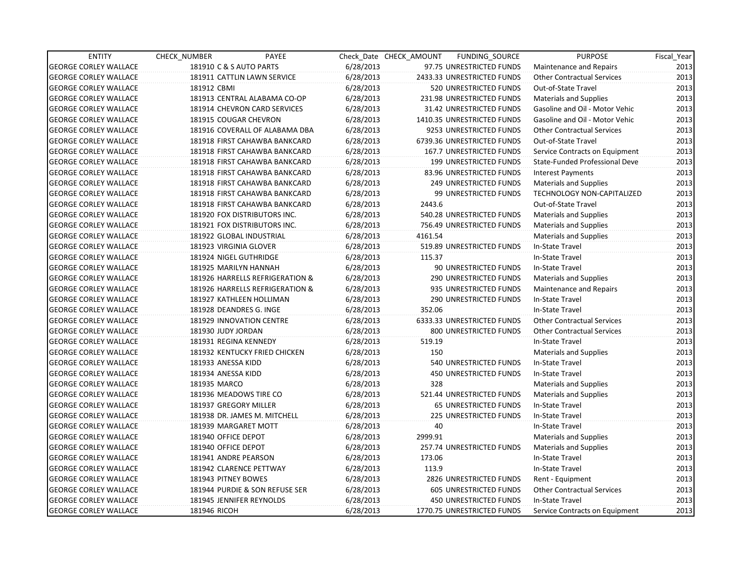| ENTITY | CHECK_NUMBER | PAYEE | Check_Date | CHECK_AMOUNT | FUNDING_SOURCE | PURPOSE | Fiscal_Year |
|---|---|---|---|---|---|---|---|
| GEORGE CORLEY WALLACE | 181910 | C & S AUTO PARTS | 6/28/2013 | 97.75 | UNRESTRICTED FUNDS | Maintenance and Repairs | 2013 |
| GEORGE CORLEY WALLACE | 181911 | CATTLIN LAWN SERVICE | 6/28/2013 | 2433.33 | UNRESTRICTED FUNDS | Other Contractual Services | 2013 |
| GEORGE CORLEY WALLACE | 181912 | CBMI | 6/28/2013 | 520 | UNRESTRICTED FUNDS | Out-of-State Travel | 2013 |
| GEORGE CORLEY WALLACE | 181913 | CENTRAL ALABAMA CO-OP | 6/28/2013 | 231.98 | UNRESTRICTED FUNDS | Materials and Supplies | 2013 |
| GEORGE CORLEY WALLACE | 181914 | CHEVRON CARD SERVICES | 6/28/2013 | 31.42 | UNRESTRICTED FUNDS | Gasoline and Oil - Motor Vehic | 2013 |
| GEORGE CORLEY WALLACE | 181915 | COUGAR CHEVRON | 6/28/2013 | 1410.35 | UNRESTRICTED FUNDS | Gasoline and Oil - Motor Vehic | 2013 |
| GEORGE CORLEY WALLACE | 181916 | COVERALL OF ALABAMA DBA | 6/28/2013 | 9253 | UNRESTRICTED FUNDS | Other Contractual Services | 2013 |
| GEORGE CORLEY WALLACE | 181918 | FIRST CAHAWBA BANKCARD | 6/28/2013 | 6739.36 | UNRESTRICTED FUNDS | Out-of-State Travel | 2013 |
| GEORGE CORLEY WALLACE | 181918 | FIRST CAHAWBA BANKCARD | 6/28/2013 | 167.7 | UNRESTRICTED FUNDS | Service Contracts on Equipment | 2013 |
| GEORGE CORLEY WALLACE | 181918 | FIRST CAHAWBA BANKCARD | 6/28/2013 | 199 | UNRESTRICTED FUNDS | State-Funded Professional Deve | 2013 |
| GEORGE CORLEY WALLACE | 181918 | FIRST CAHAWBA BANKCARD | 6/28/2013 | 83.96 | UNRESTRICTED FUNDS | Interest Payments | 2013 |
| GEORGE CORLEY WALLACE | 181918 | FIRST CAHAWBA BANKCARD | 6/28/2013 | 249 | UNRESTRICTED FUNDS | Materials and Supplies | 2013 |
| GEORGE CORLEY WALLACE | 181918 | FIRST CAHAWBA BANKCARD | 6/28/2013 | 99 | UNRESTRICTED FUNDS | TECHNOLOGY NON-CAPITALIZED | 2013 |
| GEORGE CORLEY WALLACE | 181918 | FIRST CAHAWBA BANKCARD | 6/28/2013 | 2443.6 | | Out-of-State Travel | 2013 |
| GEORGE CORLEY WALLACE | 181920 | FOX DISTRIBUTORS INC. | 6/28/2013 | 540.28 | UNRESTRICTED FUNDS | Materials and Supplies | 2013 |
| GEORGE CORLEY WALLACE | 181921 | FOX DISTRIBUTORS INC. | 6/28/2013 | 756.49 | UNRESTRICTED FUNDS | Materials and Supplies | 2013 |
| GEORGE CORLEY WALLACE | 181922 | GLOBAL INDUSTRIAL | 6/28/2013 | 4161.54 | | Materials and Supplies | 2013 |
| GEORGE CORLEY WALLACE | 181923 | VIRGINIA GLOVER | 6/28/2013 | 519.89 | UNRESTRICTED FUNDS | In-State Travel | 2013 |
| GEORGE CORLEY WALLACE | 181924 | NIGEL GUTHRIDGE | 6/28/2013 | 115.37 | | In-State Travel | 2013 |
| GEORGE CORLEY WALLACE | 181925 | MARILYN HANNAH | 6/28/2013 | 90 | UNRESTRICTED FUNDS | In-State Travel | 2013 |
| GEORGE CORLEY WALLACE | 181926 | HARRELLS REFRIGERATION & | 6/28/2013 | 290 | UNRESTRICTED FUNDS | Materials and Supplies | 2013 |
| GEORGE CORLEY WALLACE | 181926 | HARRELLS REFRIGERATION & | 6/28/2013 | 935 | UNRESTRICTED FUNDS | Maintenance and Repairs | 2013 |
| GEORGE CORLEY WALLACE | 181927 | KATHLEEN HOLLIMAN | 6/28/2013 | 290 | UNRESTRICTED FUNDS | In-State Travel | 2013 |
| GEORGE CORLEY WALLACE | 181928 | DEANDRES G. INGE | 6/28/2013 | 352.06 | | In-State Travel | 2013 |
| GEORGE CORLEY WALLACE | 181929 | INNOVATION CENTRE | 6/28/2013 | 6333.33 | UNRESTRICTED FUNDS | Other Contractual Services | 2013 |
| GEORGE CORLEY WALLACE | 181930 | JUDY JORDAN | 6/28/2013 | 800 | UNRESTRICTED FUNDS | Other Contractual Services | 2013 |
| GEORGE CORLEY WALLACE | 181931 | REGINA KENNEDY | 6/28/2013 | 519.19 | | In-State Travel | 2013 |
| GEORGE CORLEY WALLACE | 181932 | KENTUCKY FRIED CHICKEN | 6/28/2013 | 150 | | Materials and Supplies | 2013 |
| GEORGE CORLEY WALLACE | 181933 | ANESSA KIDD | 6/28/2013 | 540 | UNRESTRICTED FUNDS | In-State Travel | 2013 |
| GEORGE CORLEY WALLACE | 181934 | ANESSA KIDD | 6/28/2013 | 450 | UNRESTRICTED FUNDS | In-State Travel | 2013 |
| GEORGE CORLEY WALLACE | 181935 | MARCO | 6/28/2013 | 328 | | Materials and Supplies | 2013 |
| GEORGE CORLEY WALLACE | 181936 | MEADOWS TIRE CO | 6/28/2013 | 521.44 | UNRESTRICTED FUNDS | Materials and Supplies | 2013 |
| GEORGE CORLEY WALLACE | 181937 | GREGORY MILLER | 6/28/2013 | 65 | UNRESTRICTED FUNDS | In-State Travel | 2013 |
| GEORGE CORLEY WALLACE | 181938 | DR. JAMES M. MITCHELL | 6/28/2013 | 225 | UNRESTRICTED FUNDS | In-State Travel | 2013 |
| GEORGE CORLEY WALLACE | 181939 | MARGARET MOTT | 6/28/2013 | 40 | | In-State Travel | 2013 |
| GEORGE CORLEY WALLACE | 181940 | OFFICE DEPOT | 6/28/2013 | 2999.91 | | Materials and Supplies | 2013 |
| GEORGE CORLEY WALLACE | 181940 | OFFICE DEPOT | 6/28/2013 | 257.74 | UNRESTRICTED FUNDS | Materials and Supplies | 2013 |
| GEORGE CORLEY WALLACE | 181941 | ANDRE PEARSON | 6/28/2013 | 173.06 | | In-State Travel | 2013 |
| GEORGE CORLEY WALLACE | 181942 | CLARENCE PETTWAY | 6/28/2013 | 113.9 | | In-State Travel | 2013 |
| GEORGE CORLEY WALLACE | 181943 | PITNEY BOWES | 6/28/2013 | 2826 | UNRESTRICTED FUNDS | Rent - Equipment | 2013 |
| GEORGE CORLEY WALLACE | 181944 | PURDIE & SON REFUSE SER | 6/28/2013 | 605 | UNRESTRICTED FUNDS | Other Contractual Services | 2013 |
| GEORGE CORLEY WALLACE | 181945 | JENNIFER REYNOLDS | 6/28/2013 | 450 | UNRESTRICTED FUNDS | In-State Travel | 2013 |
| GEORGE CORLEY WALLACE | 181946 | RICOH | 6/28/2013 | 1770.75 | UNRESTRICTED FUNDS | Service Contracts on Equipment | 2013 |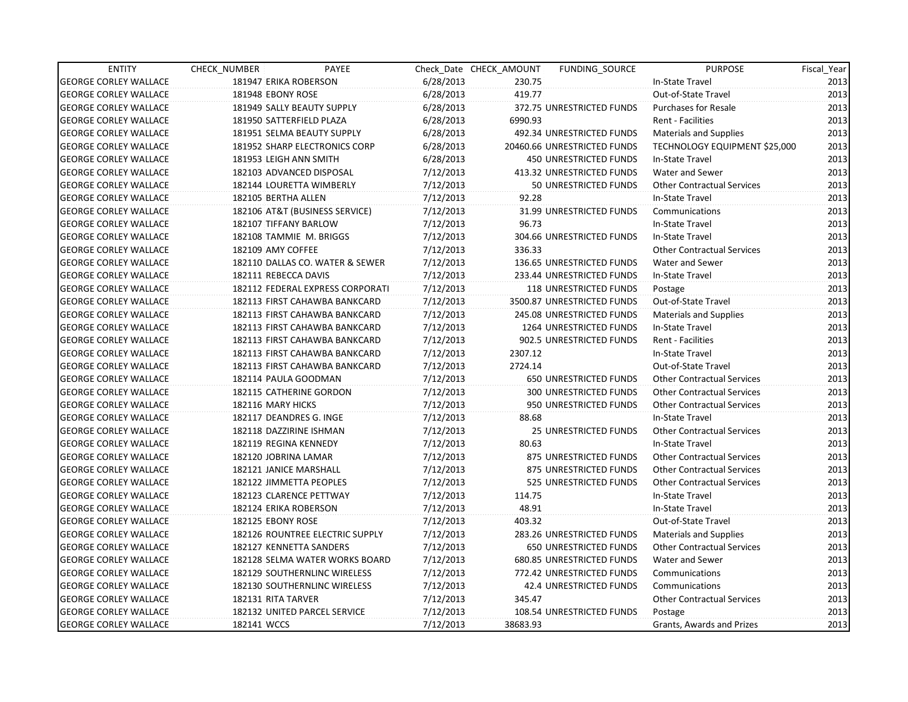| ENTITY | CHECK_NUMBER | PAYEE | Check_Date | CHECK_AMOUNT | FUNDING_SOURCE | PURPOSE | Fiscal_Year |
|---|---|---|---|---|---|---|---|
| GEORGE CORLEY WALLACE | 181947 | ERIKA ROBERSON | 6/28/2013 | 230.75 | | In-State Travel | 2013 |
| GEORGE CORLEY WALLACE | 181948 | EBONY ROSE | 6/28/2013 | 419.77 | | Out-of-State Travel | 2013 |
| GEORGE CORLEY WALLACE | 181949 | SALLY BEAUTY SUPPLY | 6/28/2013 | 372.75 | UNRESTRICTED FUNDS | Purchases for Resale | 2013 |
| GEORGE CORLEY WALLACE | 181950 | SATTERFIELD PLAZA | 6/28/2013 | 6990.93 | | Rent - Facilities | 2013 |
| GEORGE CORLEY WALLACE | 181951 | SELMA BEAUTY SUPPLY | 6/28/2013 | 492.34 | UNRESTRICTED FUNDS | Materials and Supplies | 2013 |
| GEORGE CORLEY WALLACE | 181952 | SHARP ELECTRONICS CORP | 6/28/2013 | 20460.66 | UNRESTRICTED FUNDS | TECHNOLOGY EQUIPMENT $25,000 | 2013 |
| GEORGE CORLEY WALLACE | 181953 | LEIGH ANN SMITH | 6/28/2013 | 450 | UNRESTRICTED FUNDS | In-State Travel | 2013 |
| GEORGE CORLEY WALLACE | 182103 | ADVANCED DISPOSAL | 7/12/2013 | 413.32 | UNRESTRICTED FUNDS | Water and Sewer | 2013 |
| GEORGE CORLEY WALLACE | 182144 | LOURETTA WIMBERLY | 7/12/2013 | 50 | UNRESTRICTED FUNDS | Other Contractual Services | 2013 |
| GEORGE CORLEY WALLACE | 182105 | BERTHA ALLEN | 7/12/2013 | 92.28 | | In-State Travel | 2013 |
| GEORGE CORLEY WALLACE | 182106 | AT&T (BUSINESS SERVICE) | 7/12/2013 | 31.99 | UNRESTRICTED FUNDS | Communications | 2013 |
| GEORGE CORLEY WALLACE | 182107 | TIFFANY BARLOW | 7/12/2013 | 96.73 | | In-State Travel | 2013 |
| GEORGE CORLEY WALLACE | 182108 | TAMMIE M. BRIGGS | 7/12/2013 | 304.66 | UNRESTRICTED FUNDS | In-State Travel | 2013 |
| GEORGE CORLEY WALLACE | 182109 | AMY COFFEE | 7/12/2013 | 336.33 | | Other Contractual Services | 2013 |
| GEORGE CORLEY WALLACE | 182110 | DALLAS CO. WATER & SEWER | 7/12/2013 | 136.65 | UNRESTRICTED FUNDS | Water and Sewer | 2013 |
| GEORGE CORLEY WALLACE | 182111 | REBECCA DAVIS | 7/12/2013 | 233.44 | UNRESTRICTED FUNDS | In-State Travel | 2013 |
| GEORGE CORLEY WALLACE | 182112 | FEDERAL EXPRESS CORPORATI | 7/12/2013 | 118 | UNRESTRICTED FUNDS | Postage | 2013 |
| GEORGE CORLEY WALLACE | 182113 | FIRST CAHAWBA BANKCARD | 7/12/2013 | 3500.87 | UNRESTRICTED FUNDS | Out-of-State Travel | 2013 |
| GEORGE CORLEY WALLACE | 182113 | FIRST CAHAWBA BANKCARD | 7/12/2013 | 245.08 | UNRESTRICTED FUNDS | Materials and Supplies | 2013 |
| GEORGE CORLEY WALLACE | 182113 | FIRST CAHAWBA BANKCARD | 7/12/2013 | 1264 | UNRESTRICTED FUNDS | In-State Travel | 2013 |
| GEORGE CORLEY WALLACE | 182113 | FIRST CAHAWBA BANKCARD | 7/12/2013 | 902.5 | UNRESTRICTED FUNDS | Rent - Facilities | 2013 |
| GEORGE CORLEY WALLACE | 182113 | FIRST CAHAWBA BANKCARD | 7/12/2013 | 2307.12 | | In-State Travel | 2013 |
| GEORGE CORLEY WALLACE | 182113 | FIRST CAHAWBA BANKCARD | 7/12/2013 | 2724.14 | | Out-of-State Travel | 2013 |
| GEORGE CORLEY WALLACE | 182114 | PAULA GOODMAN | 7/12/2013 | 650 | UNRESTRICTED FUNDS | Other Contractual Services | 2013 |
| GEORGE CORLEY WALLACE | 182115 | CATHERINE GORDON | 7/12/2013 | 300 | UNRESTRICTED FUNDS | Other Contractual Services | 2013 |
| GEORGE CORLEY WALLACE | 182116 | MARY HICKS | 7/12/2013 | 950 | UNRESTRICTED FUNDS | Other Contractual Services | 2013 |
| GEORGE CORLEY WALLACE | 182117 | DEANDRES G. INGE | 7/12/2013 | 88.68 | | In-State Travel | 2013 |
| GEORGE CORLEY WALLACE | 182118 | DAZZIRINE ISHMAN | 7/12/2013 | 25 | UNRESTRICTED FUNDS | Other Contractual Services | 2013 |
| GEORGE CORLEY WALLACE | 182119 | REGINA KENNEDY | 7/12/2013 | 80.63 | | In-State Travel | 2013 |
| GEORGE CORLEY WALLACE | 182120 | JOBRINA LAMAR | 7/12/2013 | 875 | UNRESTRICTED FUNDS | Other Contractual Services | 2013 |
| GEORGE CORLEY WALLACE | 182121 | JANICE MARSHALL | 7/12/2013 | 875 | UNRESTRICTED FUNDS | Other Contractual Services | 2013 |
| GEORGE CORLEY WALLACE | 182122 | JIMMETTA PEOPLES | 7/12/2013 | 525 | UNRESTRICTED FUNDS | Other Contractual Services | 2013 |
| GEORGE CORLEY WALLACE | 182123 | CLARENCE PETTWAY | 7/12/2013 | 114.75 | | In-State Travel | 2013 |
| GEORGE CORLEY WALLACE | 182124 | ERIKA ROBERSON | 7/12/2013 | 48.91 | | In-State Travel | 2013 |
| GEORGE CORLEY WALLACE | 182125 | EBONY ROSE | 7/12/2013 | 403.32 | | Out-of-State Travel | 2013 |
| GEORGE CORLEY WALLACE | 182126 | ROUNTREE ELECTRIC SUPPLY | 7/12/2013 | 283.26 | UNRESTRICTED FUNDS | Materials and Supplies | 2013 |
| GEORGE CORLEY WALLACE | 182127 | KENNETTA SANDERS | 7/12/2013 | 650 | UNRESTRICTED FUNDS | Other Contractual Services | 2013 |
| GEORGE CORLEY WALLACE | 182128 | SELMA WATER WORKS BOARD | 7/12/2013 | 680.85 | UNRESTRICTED FUNDS | Water and Sewer | 2013 |
| GEORGE CORLEY WALLACE | 182129 | SOUTHERNLINC WIRELESS | 7/12/2013 | 772.42 | UNRESTRICTED FUNDS | Communications | 2013 |
| GEORGE CORLEY WALLACE | 182130 | SOUTHERNLINC WIRELESS | 7/12/2013 | 42.4 | UNRESTRICTED FUNDS | Communications | 2013 |
| GEORGE CORLEY WALLACE | 182131 | RITA TARVER | 7/12/2013 | 345.47 | | Other Contractual Services | 2013 |
| GEORGE CORLEY WALLACE | 182132 | UNITED PARCEL SERVICE | 7/12/2013 | 108.54 | UNRESTRICTED FUNDS | Postage | 2013 |
| GEORGE CORLEY WALLACE | 182141 | WCCS | 7/12/2013 | 38683.93 | | Grants, Awards and Prizes | 2013 |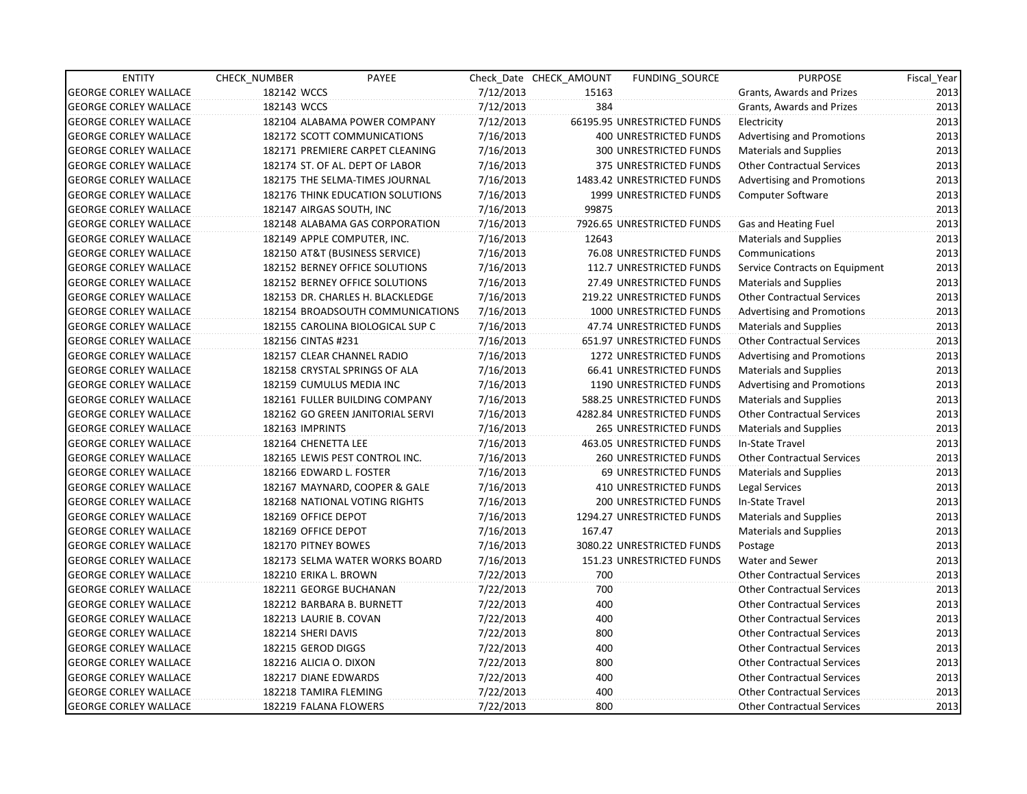| ENTITY | CHECK_NUMBER | PAYEE | Check_Date | CHECK_AMOUNT | FUNDING_SOURCE | PURPOSE | Fiscal_Year |
|---|---|---|---|---|---|---|---|
| GEORGE CORLEY WALLACE | 182142 | WCCS | 7/12/2013 | 15163 | | Grants, Awards and Prizes | 2013 |
| GEORGE CORLEY WALLACE | 182143 | WCCS | 7/12/2013 | 384 | | Grants, Awards and Prizes | 2013 |
| GEORGE CORLEY WALLACE | 182104 | ALABAMA POWER COMPANY | 7/12/2013 | 66195.95 | UNRESTRICTED FUNDS | Electricity | 2013 |
| GEORGE CORLEY WALLACE | 182172 | SCOTT COMMUNICATIONS | 7/16/2013 | 400 | UNRESTRICTED FUNDS | Advertising and Promotions | 2013 |
| GEORGE CORLEY WALLACE | 182171 | PREMIERE CARPET CLEANING | 7/16/2013 | 300 | UNRESTRICTED FUNDS | Materials and Supplies | 2013 |
| GEORGE CORLEY WALLACE | 182174 | ST. OF AL. DEPT OF LABOR | 7/16/2013 | 375 | UNRESTRICTED FUNDS | Other Contractual Services | 2013 |
| GEORGE CORLEY WALLACE | 182175 | THE SELMA-TIMES JOURNAL | 7/16/2013 | 1483.42 | UNRESTRICTED FUNDS | Advertising and Promotions | 2013 |
| GEORGE CORLEY WALLACE | 182176 | THINK EDUCATION SOLUTIONS | 7/16/2013 | 1999 | UNRESTRICTED FUNDS | Computer Software | 2013 |
| GEORGE CORLEY WALLACE | 182147 | AIRGAS SOUTH, INC | 7/16/2013 | 99875 | | | 2013 |
| GEORGE CORLEY WALLACE | 182148 | ALABAMA GAS CORPORATION | 7/16/2013 | 7926.65 | UNRESTRICTED FUNDS | Gas and Heating Fuel | 2013 |
| GEORGE CORLEY WALLACE | 182149 | APPLE COMPUTER, INC. | 7/16/2013 | 12643 | | Materials and Supplies | 2013 |
| GEORGE CORLEY WALLACE | 182150 | AT&T (BUSINESS SERVICE) | 7/16/2013 | 76.08 | UNRESTRICTED FUNDS | Communications | 2013 |
| GEORGE CORLEY WALLACE | 182152 | BERNEY OFFICE SOLUTIONS | 7/16/2013 | 112.7 | UNRESTRICTED FUNDS | Service Contracts on Equipment | 2013 |
| GEORGE CORLEY WALLACE | 182152 | BERNEY OFFICE SOLUTIONS | 7/16/2013 | 27.49 | UNRESTRICTED FUNDS | Materials and Supplies | 2013 |
| GEORGE CORLEY WALLACE | 182153 | DR. CHARLES H. BLACKLEDGE | 7/16/2013 | 219.22 | UNRESTRICTED FUNDS | Other Contractual Services | 2013 |
| GEORGE CORLEY WALLACE | 182154 | BROADSOUTH COMMUNICATIONS | 7/16/2013 | 1000 | UNRESTRICTED FUNDS | Advertising and Promotions | 2013 |
| GEORGE CORLEY WALLACE | 182155 | CAROLINA BIOLOGICAL SUP C | 7/16/2013 | 47.74 | UNRESTRICTED FUNDS | Materials and Supplies | 2013 |
| GEORGE CORLEY WALLACE | 182156 | CINTAS #231 | 7/16/2013 | 651.97 | UNRESTRICTED FUNDS | Other Contractual Services | 2013 |
| GEORGE CORLEY WALLACE | 182157 | CLEAR CHANNEL RADIO | 7/16/2013 | 1272 | UNRESTRICTED FUNDS | Advertising and Promotions | 2013 |
| GEORGE CORLEY WALLACE | 182158 | CRYSTAL SPRINGS OF ALA | 7/16/2013 | 66.41 | UNRESTRICTED FUNDS | Materials and Supplies | 2013 |
| GEORGE CORLEY WALLACE | 182159 | CUMULUS MEDIA INC | 7/16/2013 | 1190 | UNRESTRICTED FUNDS | Advertising and Promotions | 2013 |
| GEORGE CORLEY WALLACE | 182161 | FULLER BUILDING COMPANY | 7/16/2013 | 588.25 | UNRESTRICTED FUNDS | Materials and Supplies | 2013 |
| GEORGE CORLEY WALLACE | 182162 | GO GREEN JANITORIAL SERVI | 7/16/2013 | 4282.84 | UNRESTRICTED FUNDS | Other Contractual Services | 2013 |
| GEORGE CORLEY WALLACE | 182163 | IMPRINTS | 7/16/2013 | 265 | UNRESTRICTED FUNDS | Materials and Supplies | 2013 |
| GEORGE CORLEY WALLACE | 182164 | CHENETTA LEE | 7/16/2013 | 463.05 | UNRESTRICTED FUNDS | In-State Travel | 2013 |
| GEORGE CORLEY WALLACE | 182165 | LEWIS PEST CONTROL INC. | 7/16/2013 | 260 | UNRESTRICTED FUNDS | Other Contractual Services | 2013 |
| GEORGE CORLEY WALLACE | 182166 | EDWARD L. FOSTER | 7/16/2013 | 69 | UNRESTRICTED FUNDS | Materials and Supplies | 2013 |
| GEORGE CORLEY WALLACE | 182167 | MAYNARD, COOPER & GALE | 7/16/2013 | 410 | UNRESTRICTED FUNDS | Legal Services | 2013 |
| GEORGE CORLEY WALLACE | 182168 | NATIONAL VOTING RIGHTS | 7/16/2013 | 200 | UNRESTRICTED FUNDS | In-State Travel | 2013 |
| GEORGE CORLEY WALLACE | 182169 | OFFICE DEPOT | 7/16/2013 | 1294.27 | UNRESTRICTED FUNDS | Materials and Supplies | 2013 |
| GEORGE CORLEY WALLACE | 182169 | OFFICE DEPOT | 7/16/2013 | 167.47 | | Materials and Supplies | 2013 |
| GEORGE CORLEY WALLACE | 182170 | PITNEY BOWES | 7/16/2013 | 3080.22 | UNRESTRICTED FUNDS | Postage | 2013 |
| GEORGE CORLEY WALLACE | 182173 | SELMA WATER WORKS BOARD | 7/16/2013 | 151.23 | UNRESTRICTED FUNDS | Water and Sewer | 2013 |
| GEORGE CORLEY WALLACE | 182210 | ERIKA L. BROWN | 7/22/2013 | 700 | | Other Contractual Services | 2013 |
| GEORGE CORLEY WALLACE | 182211 | GEORGE BUCHANAN | 7/22/2013 | 700 | | Other Contractual Services | 2013 |
| GEORGE CORLEY WALLACE | 182212 | BARBARA B. BURNETT | 7/22/2013 | 400 | | Other Contractual Services | 2013 |
| GEORGE CORLEY WALLACE | 182213 | LAURIE B. COVAN | 7/22/2013 | 400 | | Other Contractual Services | 2013 |
| GEORGE CORLEY WALLACE | 182214 | SHERI DAVIS | 7/22/2013 | 800 | | Other Contractual Services | 2013 |
| GEORGE CORLEY WALLACE | 182215 | GEROD DIGGS | 7/22/2013 | 400 | | Other Contractual Services | 2013 |
| GEORGE CORLEY WALLACE | 182216 | ALICIA O. DIXON | 7/22/2013 | 800 | | Other Contractual Services | 2013 |
| GEORGE CORLEY WALLACE | 182217 | DIANE EDWARDS | 7/22/2013 | 400 | | Other Contractual Services | 2013 |
| GEORGE CORLEY WALLACE | 182218 | TAMIRA FLEMING | 7/22/2013 | 400 | | Other Contractual Services | 2013 |
| GEORGE CORLEY WALLACE | 182219 | FALANA FLOWERS | 7/22/2013 | 800 | | Other Contractual Services | 2013 |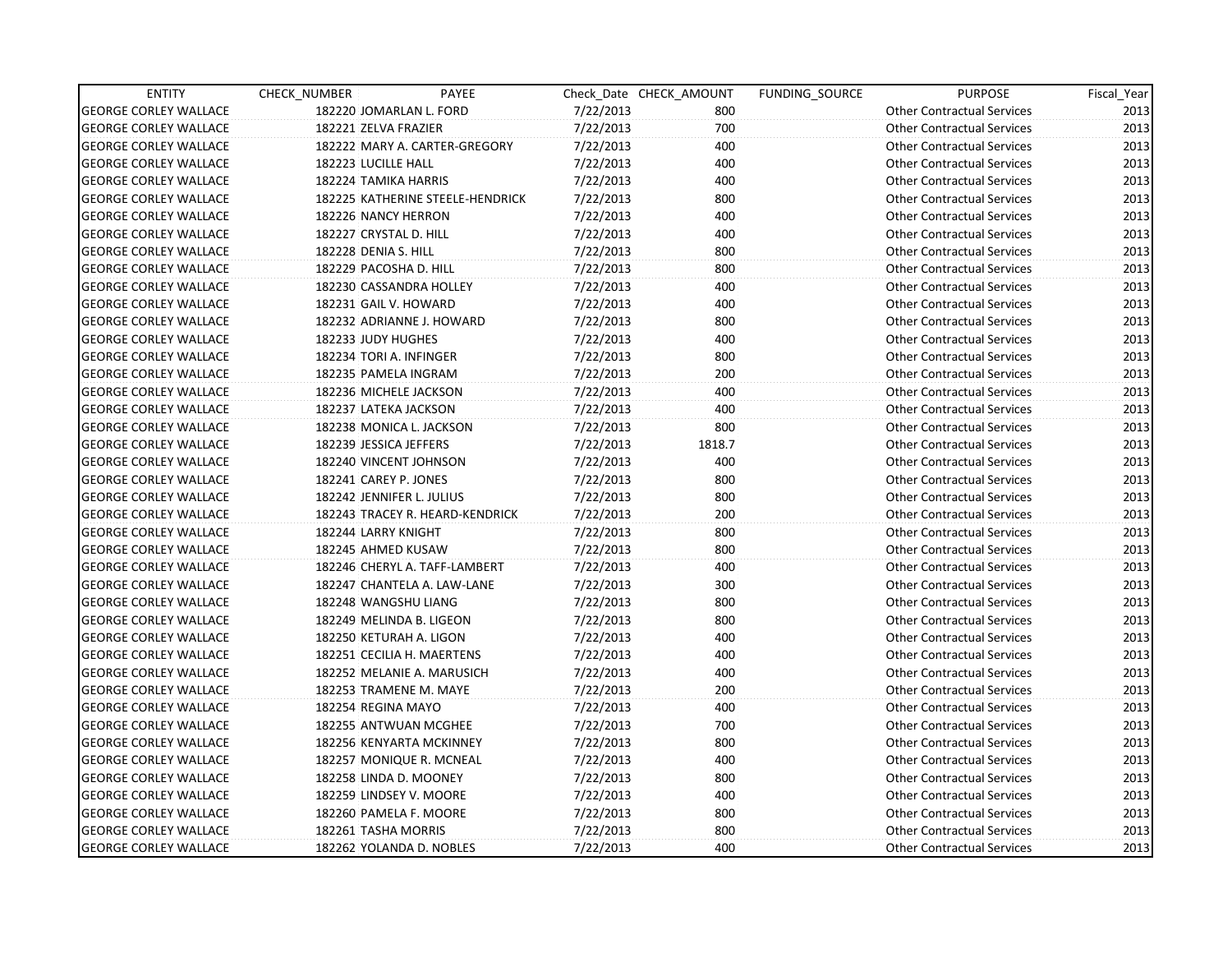| ENTITY | CHECK_NUMBER | PAYEE | Check_Date | CHECK_AMOUNT | FUNDING_SOURCE | PURPOSE | Fiscal_Year |
|---|---|---|---|---|---|---|---|
| GEORGE CORLEY WALLACE | 182220 | JOMARLAN L. FORD | 7/22/2013 | 800 | | Other Contractual Services | 2013 |
| GEORGE CORLEY WALLACE | 182221 | ZELVA FRAZIER | 7/22/2013 | 700 | | Other Contractual Services | 2013 |
| GEORGE CORLEY WALLACE | 182222 | MARY A. CARTER-GREGORY | 7/22/2013 | 400 | | Other Contractual Services | 2013 |
| GEORGE CORLEY WALLACE | 182223 | LUCILLE HALL | 7/22/2013 | 400 | | Other Contractual Services | 2013 |
| GEORGE CORLEY WALLACE | 182224 | TAMIKA HARRIS | 7/22/2013 | 400 | | Other Contractual Services | 2013 |
| GEORGE CORLEY WALLACE | 182225 | KATHERINE STEELE-HENDRICK | 7/22/2013 | 800 | | Other Contractual Services | 2013 |
| GEORGE CORLEY WALLACE | 182226 | NANCY HERRON | 7/22/2013 | 400 | | Other Contractual Services | 2013 |
| GEORGE CORLEY WALLACE | 182227 | CRYSTAL D. HILL | 7/22/2013 | 400 | | Other Contractual Services | 2013 |
| GEORGE CORLEY WALLACE | 182228 | DENIA S. HILL | 7/22/2013 | 800 | | Other Contractual Services | 2013 |
| GEORGE CORLEY WALLACE | 182229 | PACOSHA D. HILL | 7/22/2013 | 800 | | Other Contractual Services | 2013 |
| GEORGE CORLEY WALLACE | 182230 | CASSANDRA HOLLEY | 7/22/2013 | 400 | | Other Contractual Services | 2013 |
| GEORGE CORLEY WALLACE | 182231 | GAIL V. HOWARD | 7/22/2013 | 400 | | Other Contractual Services | 2013 |
| GEORGE CORLEY WALLACE | 182232 | ADRIANNE J. HOWARD | 7/22/2013 | 800 | | Other Contractual Services | 2013 |
| GEORGE CORLEY WALLACE | 182233 | JUDY HUGHES | 7/22/2013 | 400 | | Other Contractual Services | 2013 |
| GEORGE CORLEY WALLACE | 182234 | TORI A. INFINGER | 7/22/2013 | 800 | | Other Contractual Services | 2013 |
| GEORGE CORLEY WALLACE | 182235 | PAMELA INGRAM | 7/22/2013 | 200 | | Other Contractual Services | 2013 |
| GEORGE CORLEY WALLACE | 182236 | MICHELE JACKSON | 7/22/2013 | 400 | | Other Contractual Services | 2013 |
| GEORGE CORLEY WALLACE | 182237 | LATEKA JACKSON | 7/22/2013 | 400 | | Other Contractual Services | 2013 |
| GEORGE CORLEY WALLACE | 182238 | MONICA L. JACKSON | 7/22/2013 | 800 | | Other Contractual Services | 2013 |
| GEORGE CORLEY WALLACE | 182239 | JESSICA JEFFERS | 7/22/2013 | 1818.7 | | Other Contractual Services | 2013 |
| GEORGE CORLEY WALLACE | 182240 | VINCENT JOHNSON | 7/22/2013 | 400 | | Other Contractual Services | 2013 |
| GEORGE CORLEY WALLACE | 182241 | CAREY P. JONES | 7/22/2013 | 800 | | Other Contractual Services | 2013 |
| GEORGE CORLEY WALLACE | 182242 | JENNIFER L. JULIUS | 7/22/2013 | 800 | | Other Contractual Services | 2013 |
| GEORGE CORLEY WALLACE | 182243 | TRACEY R. HEARD-KENDRICK | 7/22/2013 | 200 | | Other Contractual Services | 2013 |
| GEORGE CORLEY WALLACE | 182244 | LARRY KNIGHT | 7/22/2013 | 800 | | Other Contractual Services | 2013 |
| GEORGE CORLEY WALLACE | 182245 | AHMED KUSAW | 7/22/2013 | 800 | | Other Contractual Services | 2013 |
| GEORGE CORLEY WALLACE | 182246 | CHERYL A. TAFF-LAMBERT | 7/22/2013 | 400 | | Other Contractual Services | 2013 |
| GEORGE CORLEY WALLACE | 182247 | CHANTELA A. LAW-LANE | 7/22/2013 | 300 | | Other Contractual Services | 2013 |
| GEORGE CORLEY WALLACE | 182248 | WANGSHU LIANG | 7/22/2013 | 800 | | Other Contractual Services | 2013 |
| GEORGE CORLEY WALLACE | 182249 | MELINDA B. LIGEON | 7/22/2013 | 800 | | Other Contractual Services | 2013 |
| GEORGE CORLEY WALLACE | 182250 | KETURAH A. LIGON | 7/22/2013 | 400 | | Other Contractual Services | 2013 |
| GEORGE CORLEY WALLACE | 182251 | CECILIA H. MAERTENS | 7/22/2013 | 400 | | Other Contractual Services | 2013 |
| GEORGE CORLEY WALLACE | 182252 | MELANIE A. MARUSICH | 7/22/2013 | 400 | | Other Contractual Services | 2013 |
| GEORGE CORLEY WALLACE | 182253 | TRAMENE M. MAYE | 7/22/2013 | 200 | | Other Contractual Services | 2013 |
| GEORGE CORLEY WALLACE | 182254 | REGINA MAYO | 7/22/2013 | 400 | | Other Contractual Services | 2013 |
| GEORGE CORLEY WALLACE | 182255 | ANTWUAN MCGHEE | 7/22/2013 | 700 | | Other Contractual Services | 2013 |
| GEORGE CORLEY WALLACE | 182256 | KENYARTA MCKINNEY | 7/22/2013 | 800 | | Other Contractual Services | 2013 |
| GEORGE CORLEY WALLACE | 182257 | MONIQUE R. MCNEAL | 7/22/2013 | 400 | | Other Contractual Services | 2013 |
| GEORGE CORLEY WALLACE | 182258 | LINDA D. MOONEY | 7/22/2013 | 800 | | Other Contractual Services | 2013 |
| GEORGE CORLEY WALLACE | 182259 | LINDSEY V. MOORE | 7/22/2013 | 400 | | Other Contractual Services | 2013 |
| GEORGE CORLEY WALLACE | 182260 | PAMELA F. MOORE | 7/22/2013 | 800 | | Other Contractual Services | 2013 |
| GEORGE CORLEY WALLACE | 182261 | TASHA MORRIS | 7/22/2013 | 800 | | Other Contractual Services | 2013 |
| GEORGE CORLEY WALLACE | 182262 | YOLANDA D. NOBLES | 7/22/2013 | 400 | | Other Contractual Services | 2013 |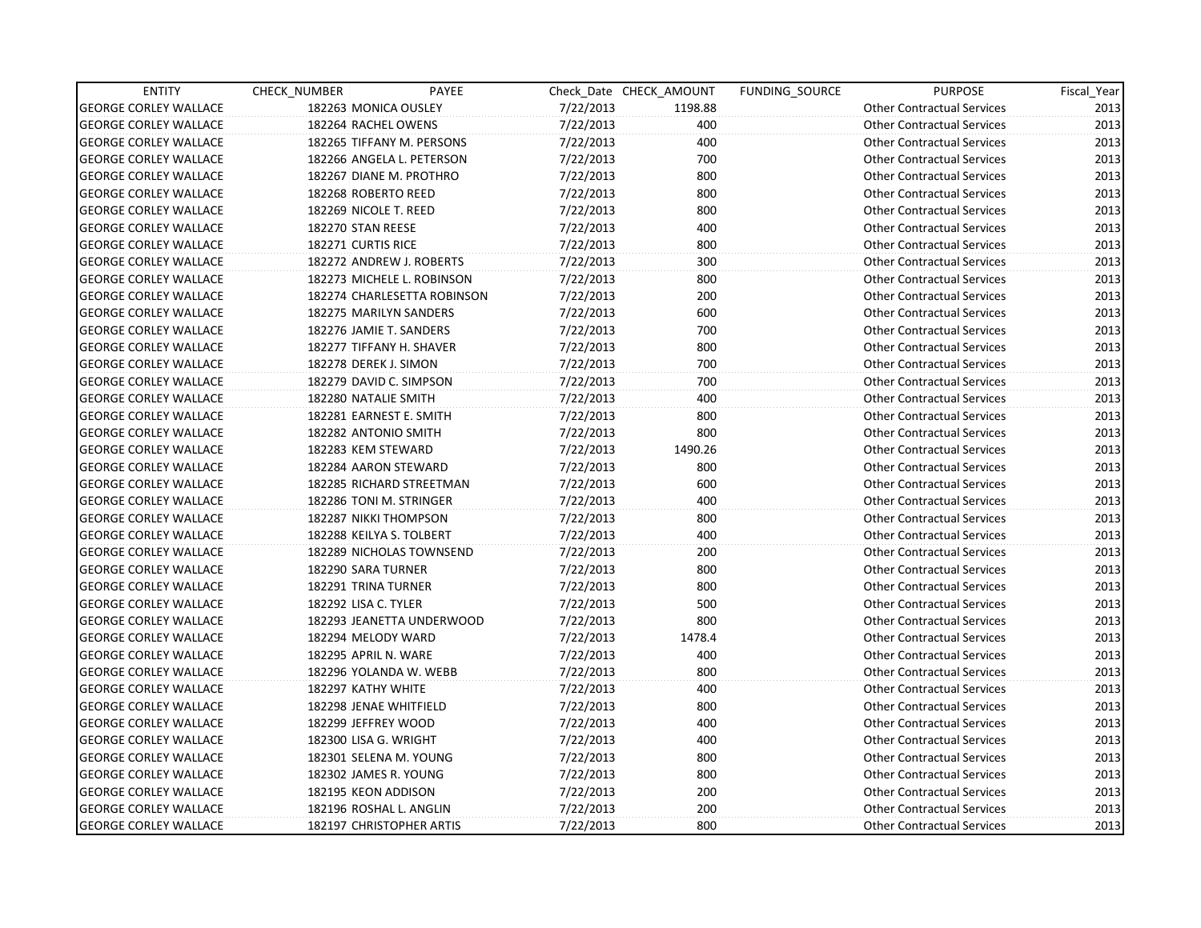| ENTITY | CHECK_NUMBER | PAYEE | Check_Date | CHECK_AMOUNT | FUNDING_SOURCE | PURPOSE | Fiscal_Year |
|---|---|---|---|---|---|---|---|
| GEORGE CORLEY WALLACE | 182263 | MONICA OUSLEY | 7/22/2013 | 1198.88 | | Other Contractual Services | 2013 |
| GEORGE CORLEY WALLACE | 182264 | RACHEL OWENS | 7/22/2013 | 400 | | Other Contractual Services | 2013 |
| GEORGE CORLEY WALLACE | 182265 | TIFFANY M. PERSONS | 7/22/2013 | 400 | | Other Contractual Services | 2013 |
| GEORGE CORLEY WALLACE | 182266 | ANGELA L. PETERSON | 7/22/2013 | 700 | | Other Contractual Services | 2013 |
| GEORGE CORLEY WALLACE | 182267 | DIANE M. PROTHRO | 7/22/2013 | 800 | | Other Contractual Services | 2013 |
| GEORGE CORLEY WALLACE | 182268 | ROBERTO REED | 7/22/2013 | 800 | | Other Contractual Services | 2013 |
| GEORGE CORLEY WALLACE | 182269 | NICOLE T. REED | 7/22/2013 | 800 | | Other Contractual Services | 2013 |
| GEORGE CORLEY WALLACE | 182270 | STAN REESE | 7/22/2013 | 400 | | Other Contractual Services | 2013 |
| GEORGE CORLEY WALLACE | 182271 | CURTIS RICE | 7/22/2013 | 800 | | Other Contractual Services | 2013 |
| GEORGE CORLEY WALLACE | 182272 | ANDREW J. ROBERTS | 7/22/2013 | 300 | | Other Contractual Services | 2013 |
| GEORGE CORLEY WALLACE | 182273 | MICHELE L. ROBINSON | 7/22/2013 | 800 | | Other Contractual Services | 2013 |
| GEORGE CORLEY WALLACE | 182274 | CHARLESETTA ROBINSON | 7/22/2013 | 200 | | Other Contractual Services | 2013 |
| GEORGE CORLEY WALLACE | 182275 | MARILYN SANDERS | 7/22/2013 | 600 | | Other Contractual Services | 2013 |
| GEORGE CORLEY WALLACE | 182276 | JAMIE T. SANDERS | 7/22/2013 | 700 | | Other Contractual Services | 2013 |
| GEORGE CORLEY WALLACE | 182277 | TIFFANY H. SHAVER | 7/22/2013 | 800 | | Other Contractual Services | 2013 |
| GEORGE CORLEY WALLACE | 182278 | DEREK J. SIMON | 7/22/2013 | 700 | | Other Contractual Services | 2013 |
| GEORGE CORLEY WALLACE | 182279 | DAVID C. SIMPSON | 7/22/2013 | 700 | | Other Contractual Services | 2013 |
| GEORGE CORLEY WALLACE | 182280 | NATALIE SMITH | 7/22/2013 | 400 | | Other Contractual Services | 2013 |
| GEORGE CORLEY WALLACE | 182281 | EARNEST E. SMITH | 7/22/2013 | 800 | | Other Contractual Services | 2013 |
| GEORGE CORLEY WALLACE | 182282 | ANTONIO SMITH | 7/22/2013 | 800 | | Other Contractual Services | 2013 |
| GEORGE CORLEY WALLACE | 182283 | KEM STEWARD | 7/22/2013 | 1490.26 | | Other Contractual Services | 2013 |
| GEORGE CORLEY WALLACE | 182284 | AARON STEWARD | 7/22/2013 | 800 | | Other Contractual Services | 2013 |
| GEORGE CORLEY WALLACE | 182285 | RICHARD STREETMAN | 7/22/2013 | 600 | | Other Contractual Services | 2013 |
| GEORGE CORLEY WALLACE | 182286 | TONI M. STRINGER | 7/22/2013 | 400 | | Other Contractual Services | 2013 |
| GEORGE CORLEY WALLACE | 182287 | NIKKI THOMPSON | 7/22/2013 | 800 | | Other Contractual Services | 2013 |
| GEORGE CORLEY WALLACE | 182288 | KEILYA S. TOLBERT | 7/22/2013 | 400 | | Other Contractual Services | 2013 |
| GEORGE CORLEY WALLACE | 182289 | NICHOLAS TOWNSEND | 7/22/2013 | 200 | | Other Contractual Services | 2013 |
| GEORGE CORLEY WALLACE | 182290 | SARA TURNER | 7/22/2013 | 800 | | Other Contractual Services | 2013 |
| GEORGE CORLEY WALLACE | 182291 | TRINA TURNER | 7/22/2013 | 800 | | Other Contractual Services | 2013 |
| GEORGE CORLEY WALLACE | 182292 | LISA C. TYLER | 7/22/2013 | 500 | | Other Contractual Services | 2013 |
| GEORGE CORLEY WALLACE | 182293 | JEANETTA UNDERWOOD | 7/22/2013 | 800 | | Other Contractual Services | 2013 |
| GEORGE CORLEY WALLACE | 182294 | MELODY WARD | 7/22/2013 | 1478.4 | | Other Contractual Services | 2013 |
| GEORGE CORLEY WALLACE | 182295 | APRIL N. WARE | 7/22/2013 | 400 | | Other Contractual Services | 2013 |
| GEORGE CORLEY WALLACE | 182296 | YOLANDA W. WEBB | 7/22/2013 | 800 | | Other Contractual Services | 2013 |
| GEORGE CORLEY WALLACE | 182297 | KATHY WHITE | 7/22/2013 | 400 | | Other Contractual Services | 2013 |
| GEORGE CORLEY WALLACE | 182298 | JENAE WHITFIELD | 7/22/2013 | 800 | | Other Contractual Services | 2013 |
| GEORGE CORLEY WALLACE | 182299 | JEFFREY WOOD | 7/22/2013 | 400 | | Other Contractual Services | 2013 |
| GEORGE CORLEY WALLACE | 182300 | LISA G. WRIGHT | 7/22/2013 | 400 | | Other Contractual Services | 2013 |
| GEORGE CORLEY WALLACE | 182301 | SELENA M. YOUNG | 7/22/2013 | 800 | | Other Contractual Services | 2013 |
| GEORGE CORLEY WALLACE | 182302 | JAMES R. YOUNG | 7/22/2013 | 800 | | Other Contractual Services | 2013 |
| GEORGE CORLEY WALLACE | 182195 | KEON ADDISON | 7/22/2013 | 200 | | Other Contractual Services | 2013 |
| GEORGE CORLEY WALLACE | 182196 | ROSHAL L. ANGLIN | 7/22/2013 | 200 | | Other Contractual Services | 2013 |
| GEORGE CORLEY WALLACE | 182197 | CHRISTOPHER ARTIS | 7/22/2013 | 800 | | Other Contractual Services | 2013 |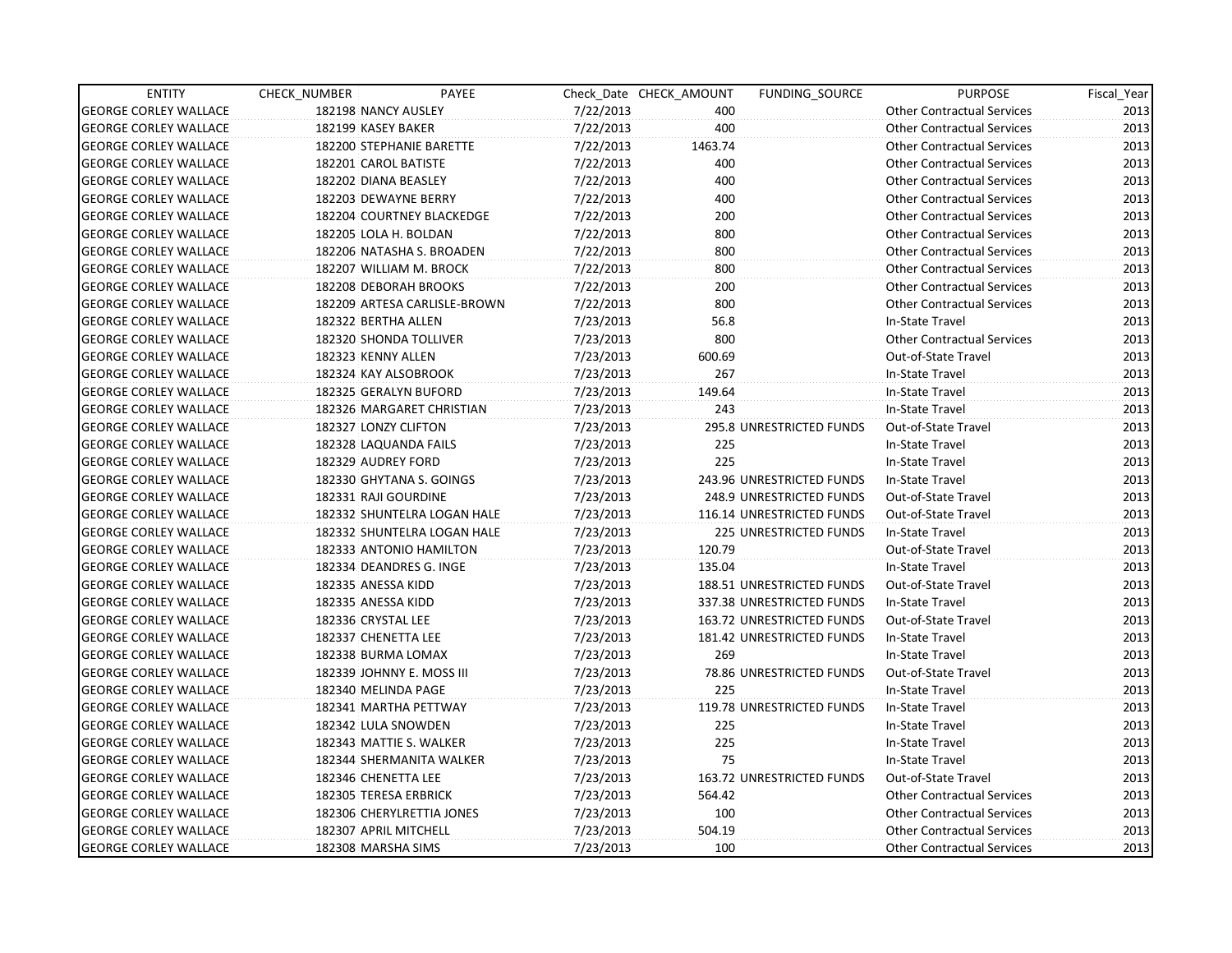| ENTITY | CHECK_NUMBER | PAYEE | Check_Date | CHECK_AMOUNT | FUNDING_SOURCE | PURPOSE | Fiscal_Year |
|---|---|---|---|---|---|---|---|
| GEORGE CORLEY WALLACE | 182198 | NANCY AUSLEY | 7/22/2013 | 400 | | Other Contractual Services | 2013 |
| GEORGE CORLEY WALLACE | 182199 | KASEY BAKER | 7/22/2013 | 400 | | Other Contractual Services | 2013 |
| GEORGE CORLEY WALLACE | 182200 | STEPHANIE BARETTE | 7/22/2013 | 1463.74 | | Other Contractual Services | 2013 |
| GEORGE CORLEY WALLACE | 182201 | CAROL BATISTE | 7/22/2013 | 400 | | Other Contractual Services | 2013 |
| GEORGE CORLEY WALLACE | 182202 | DIANA BEASLEY | 7/22/2013 | 400 | | Other Contractual Services | 2013 |
| GEORGE CORLEY WALLACE | 182203 | DEWAYNE BERRY | 7/22/2013 | 400 | | Other Contractual Services | 2013 |
| GEORGE CORLEY WALLACE | 182204 | COURTNEY BLACKEDGE | 7/22/2013 | 200 | | Other Contractual Services | 2013 |
| GEORGE CORLEY WALLACE | 182205 | LOLA H. BOLDAN | 7/22/2013 | 800 | | Other Contractual Services | 2013 |
| GEORGE CORLEY WALLACE | 182206 | NATASHA S. BROADEN | 7/22/2013 | 800 | | Other Contractual Services | 2013 |
| GEORGE CORLEY WALLACE | 182207 | WILLIAM M. BROCK | 7/22/2013 | 800 | | Other Contractual Services | 2013 |
| GEORGE CORLEY WALLACE | 182208 | DEBORAH BROOKS | 7/22/2013 | 200 | | Other Contractual Services | 2013 |
| GEORGE CORLEY WALLACE | 182209 | ARTESA CARLISLE-BROWN | 7/22/2013 | 800 | | Other Contractual Services | 2013 |
| GEORGE CORLEY WALLACE | 182322 | BERTHA ALLEN | 7/23/2013 | 56.8 | | In-State Travel | 2013 |
| GEORGE CORLEY WALLACE | 182320 | SHONDA TOLLIVER | 7/23/2013 | 800 | | Other Contractual Services | 2013 |
| GEORGE CORLEY WALLACE | 182323 | KENNY ALLEN | 7/23/2013 | 600.69 | | Out-of-State Travel | 2013 |
| GEORGE CORLEY WALLACE | 182324 | KAY ALSOBROOK | 7/23/2013 | 267 | | In-State Travel | 2013 |
| GEORGE CORLEY WALLACE | 182325 | GERALYN BUFORD | 7/23/2013 | 149.64 | | In-State Travel | 2013 |
| GEORGE CORLEY WALLACE | 182326 | MARGARET CHRISTIAN | 7/23/2013 | 243 | | In-State Travel | 2013 |
| GEORGE CORLEY WALLACE | 182327 | LONZY CLIFTON | 7/23/2013 | 295.8 | UNRESTRICTED FUNDS | Out-of-State Travel | 2013 |
| GEORGE CORLEY WALLACE | 182328 | LAQUANDA FAILS | 7/23/2013 | 225 | | In-State Travel | 2013 |
| GEORGE CORLEY WALLACE | 182329 | AUDREY FORD | 7/23/2013 | 225 | | In-State Travel | 2013 |
| GEORGE CORLEY WALLACE | 182330 | GHYTANA S. GOINGS | 7/23/2013 | 243.96 | UNRESTRICTED FUNDS | In-State Travel | 2013 |
| GEORGE CORLEY WALLACE | 182331 | RAJI GOURDINE | 7/23/2013 | 248.9 | UNRESTRICTED FUNDS | Out-of-State Travel | 2013 |
| GEORGE CORLEY WALLACE | 182332 | SHUNTELRA LOGAN HALE | 7/23/2013 | 116.14 | UNRESTRICTED FUNDS | Out-of-State Travel | 2013 |
| GEORGE CORLEY WALLACE | 182332 | SHUNTELRA LOGAN HALE | 7/23/2013 | 225 | UNRESTRICTED FUNDS | In-State Travel | 2013 |
| GEORGE CORLEY WALLACE | 182333 | ANTONIO HAMILTON | 7/23/2013 | 120.79 | | Out-of-State Travel | 2013 |
| GEORGE CORLEY WALLACE | 182334 | DEANDRES G. INGE | 7/23/2013 | 135.04 | | In-State Travel | 2013 |
| GEORGE CORLEY WALLACE | 182335 | ANESSA KIDD | 7/23/2013 | 188.51 | UNRESTRICTED FUNDS | Out-of-State Travel | 2013 |
| GEORGE CORLEY WALLACE | 182335 | ANESSA KIDD | 7/23/2013 | 337.38 | UNRESTRICTED FUNDS | In-State Travel | 2013 |
| GEORGE CORLEY WALLACE | 182336 | CRYSTAL LEE | 7/23/2013 | 163.72 | UNRESTRICTED FUNDS | Out-of-State Travel | 2013 |
| GEORGE CORLEY WALLACE | 182337 | CHENETTA LEE | 7/23/2013 | 181.42 | UNRESTRICTED FUNDS | In-State Travel | 2013 |
| GEORGE CORLEY WALLACE | 182338 | BURMA LOMAX | 7/23/2013 | 269 | | In-State Travel | 2013 |
| GEORGE CORLEY WALLACE | 182339 | JOHNNY E. MOSS III | 7/23/2013 | 78.86 | UNRESTRICTED FUNDS | Out-of-State Travel | 2013 |
| GEORGE CORLEY WALLACE | 182340 | MELINDA PAGE | 7/23/2013 | 225 | | In-State Travel | 2013 |
| GEORGE CORLEY WALLACE | 182341 | MARTHA PETTWAY | 7/23/2013 | 119.78 | UNRESTRICTED FUNDS | In-State Travel | 2013 |
| GEORGE CORLEY WALLACE | 182342 | LULA SNOWDEN | 7/23/2013 | 225 | | In-State Travel | 2013 |
| GEORGE CORLEY WALLACE | 182343 | MATTIE S. WALKER | 7/23/2013 | 225 | | In-State Travel | 2013 |
| GEORGE CORLEY WALLACE | 182344 | SHERMANITA WALKER | 7/23/2013 | 75 | | In-State Travel | 2013 |
| GEORGE CORLEY WALLACE | 182346 | CHENETTA LEE | 7/23/2013 | 163.72 | UNRESTRICTED FUNDS | Out-of-State Travel | 2013 |
| GEORGE CORLEY WALLACE | 182305 | TERESA ERBRICK | 7/23/2013 | 564.42 | | Other Contractual Services | 2013 |
| GEORGE CORLEY WALLACE | 182306 | CHERYLRETTIA JONES | 7/23/2013 | 100 | | Other Contractual Services | 2013 |
| GEORGE CORLEY WALLACE | 182307 | APRIL MITCHELL | 7/23/2013 | 504.19 | | Other Contractual Services | 2013 |
| GEORGE CORLEY WALLACE | 182308 | MARSHA SIMS | 7/23/2013 | 100 | | Other Contractual Services | 2013 |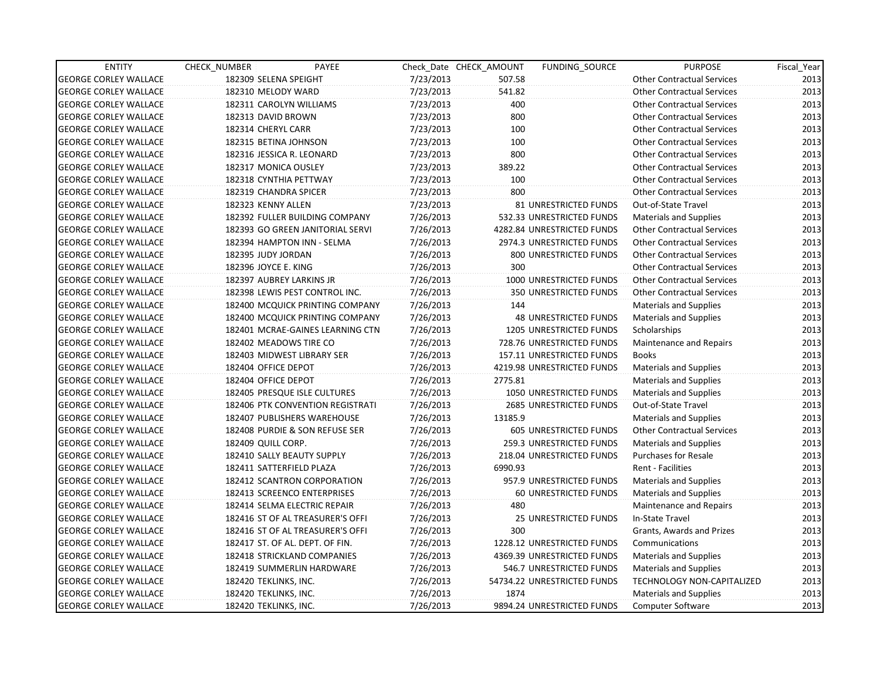| ENTITY | CHECK_NUMBER | PAYEE | Check_Date | CHECK_AMOUNT | FUNDING_SOURCE | PURPOSE | Fiscal_Year |
|---|---|---|---|---|---|---|---|
| GEORGE CORLEY WALLACE | 182309 | SELENA SPEIGHT | 7/23/2013 | 507.58 | | Other Contractual Services | 2013 |
| GEORGE CORLEY WALLACE | 182310 | MELODY WARD | 7/23/2013 | 541.82 | | Other Contractual Services | 2013 |
| GEORGE CORLEY WALLACE | 182311 | CAROLYN WILLIAMS | 7/23/2013 | 400 | | Other Contractual Services | 2013 |
| GEORGE CORLEY WALLACE | 182313 | DAVID BROWN | 7/23/2013 | 800 | | Other Contractual Services | 2013 |
| GEORGE CORLEY WALLACE | 182314 | CHERYL CARR | 7/23/2013 | 100 | | Other Contractual Services | 2013 |
| GEORGE CORLEY WALLACE | 182315 | BETINA JOHNSON | 7/23/2013 | 100 | | Other Contractual Services | 2013 |
| GEORGE CORLEY WALLACE | 182316 | JESSICA R. LEONARD | 7/23/2013 | 800 | | Other Contractual Services | 2013 |
| GEORGE CORLEY WALLACE | 182317 | MONICA OUSLEY | 7/23/2013 | 389.22 | | Other Contractual Services | 2013 |
| GEORGE CORLEY WALLACE | 182318 | CYNTHIA PETTWAY | 7/23/2013 | 100 | | Other Contractual Services | 2013 |
| GEORGE CORLEY WALLACE | 182319 | CHANDRA SPICER | 7/23/2013 | 800 | | Other Contractual Services | 2013 |
| GEORGE CORLEY WALLACE | 182323 | KENNY ALLEN | 7/23/2013 | 81 | UNRESTRICTED FUNDS | Out-of-State Travel | 2013 |
| GEORGE CORLEY WALLACE | 182392 | FULLER BUILDING COMPANY | 7/26/2013 | 532.33 | UNRESTRICTED FUNDS | Materials and Supplies | 2013 |
| GEORGE CORLEY WALLACE | 182393 | GO GREEN JANITORIAL SERVI | 7/26/2013 | 4282.84 | UNRESTRICTED FUNDS | Other Contractual Services | 2013 |
| GEORGE CORLEY WALLACE | 182394 | HAMPTON INN - SELMA | 7/26/2013 | 2974.3 | UNRESTRICTED FUNDS | Other Contractual Services | 2013 |
| GEORGE CORLEY WALLACE | 182395 | JUDY JORDAN | 7/26/2013 | 800 | UNRESTRICTED FUNDS | Other Contractual Services | 2013 |
| GEORGE CORLEY WALLACE | 182396 | JOYCE E. KING | 7/26/2013 | 300 | | Other Contractual Services | 2013 |
| GEORGE CORLEY WALLACE | 182397 | AUBREY LARKINS JR | 7/26/2013 | 1000 | UNRESTRICTED FUNDS | Other Contractual Services | 2013 |
| GEORGE CORLEY WALLACE | 182398 | LEWIS PEST CONTROL INC. | 7/26/2013 | 350 | UNRESTRICTED FUNDS | Other Contractual Services | 2013 |
| GEORGE CORLEY WALLACE | 182400 | MCQUICK PRINTING COMPANY | 7/26/2013 | 144 | | Materials and Supplies | 2013 |
| GEORGE CORLEY WALLACE | 182400 | MCQUICK PRINTING COMPANY | 7/26/2013 | 48 | UNRESTRICTED FUNDS | Materials and Supplies | 2013 |
| GEORGE CORLEY WALLACE | 182401 | MCRAE-GAINES LEARNING CTN | 7/26/2013 | 1205 | UNRESTRICTED FUNDS | Scholarships | 2013 |
| GEORGE CORLEY WALLACE | 182402 | MEADOWS TIRE CO | 7/26/2013 | 728.76 | UNRESTRICTED FUNDS | Maintenance and Repairs | 2013 |
| GEORGE CORLEY WALLACE | 182403 | MIDWEST LIBRARY SER | 7/26/2013 | 157.11 | UNRESTRICTED FUNDS | Books | 2013 |
| GEORGE CORLEY WALLACE | 182404 | OFFICE DEPOT | 7/26/2013 | 4219.98 | UNRESTRICTED FUNDS | Materials and Supplies | 2013 |
| GEORGE CORLEY WALLACE | 182404 | OFFICE DEPOT | 7/26/2013 | 2775.81 | | Materials and Supplies | 2013 |
| GEORGE CORLEY WALLACE | 182405 | PRESQUE ISLE CULTURES | 7/26/2013 | 1050 | UNRESTRICTED FUNDS | Materials and Supplies | 2013 |
| GEORGE CORLEY WALLACE | 182406 | PTK CONVENTION REGISTRATI | 7/26/2013 | 2685 | UNRESTRICTED FUNDS | Out-of-State Travel | 2013 |
| GEORGE CORLEY WALLACE | 182407 | PUBLISHERS WAREHOUSE | 7/26/2013 | 13185.9 | | Materials and Supplies | 2013 |
| GEORGE CORLEY WALLACE | 182408 | PURDIE & SON REFUSE SER | 7/26/2013 | 605 | UNRESTRICTED FUNDS | Other Contractual Services | 2013 |
| GEORGE CORLEY WALLACE | 182409 | QUILL CORP. | 7/26/2013 | 259.3 | UNRESTRICTED FUNDS | Materials and Supplies | 2013 |
| GEORGE CORLEY WALLACE | 182410 | SALLY BEAUTY SUPPLY | 7/26/2013 | 218.04 | UNRESTRICTED FUNDS | Purchases for Resale | 2013 |
| GEORGE CORLEY WALLACE | 182411 | SATTERFIELD PLAZA | 7/26/2013 | 6990.93 | | Rent - Facilities | 2013 |
| GEORGE CORLEY WALLACE | 182412 | SCANTRON CORPORATION | 7/26/2013 | 957.9 | UNRESTRICTED FUNDS | Materials and Supplies | 2013 |
| GEORGE CORLEY WALLACE | 182413 | SCREENCO ENTERPRISES | 7/26/2013 | 60 | UNRESTRICTED FUNDS | Materials and Supplies | 2013 |
| GEORGE CORLEY WALLACE | 182414 | SELMA ELECTRIC REPAIR | 7/26/2013 | 480 | | Maintenance and Repairs | 2013 |
| GEORGE CORLEY WALLACE | 182416 | ST OF AL TREASURER'S OFFI | 7/26/2013 | 25 | UNRESTRICTED FUNDS | In-State Travel | 2013 |
| GEORGE CORLEY WALLACE | 182416 | ST OF AL TREASURER'S OFFI | 7/26/2013 | 300 | | Grants, Awards and Prizes | 2013 |
| GEORGE CORLEY WALLACE | 182417 | ST. OF AL. DEPT. OF FIN. | 7/26/2013 | 1228.12 | UNRESTRICTED FUNDS | Communications | 2013 |
| GEORGE CORLEY WALLACE | 182418 | STRICKLAND COMPANIES | 7/26/2013 | 4369.39 | UNRESTRICTED FUNDS | Materials and Supplies | 2013 |
| GEORGE CORLEY WALLACE | 182419 | SUMMERLIN HARDWARE | 7/26/2013 | 546.7 | UNRESTRICTED FUNDS | Materials and Supplies | 2013 |
| GEORGE CORLEY WALLACE | 182420 | TEKLINKS, INC. | 7/26/2013 | 54734.22 | UNRESTRICTED FUNDS | TECHNOLOGY NON-CAPITALIZED | 2013 |
| GEORGE CORLEY WALLACE | 182420 | TEKLINKS, INC. | 7/26/2013 | 1874 | | Materials and Supplies | 2013 |
| GEORGE CORLEY WALLACE | 182420 | TEKLINKS, INC. | 7/26/2013 | 9894.24 | UNRESTRICTED FUNDS | Computer Software | 2013 |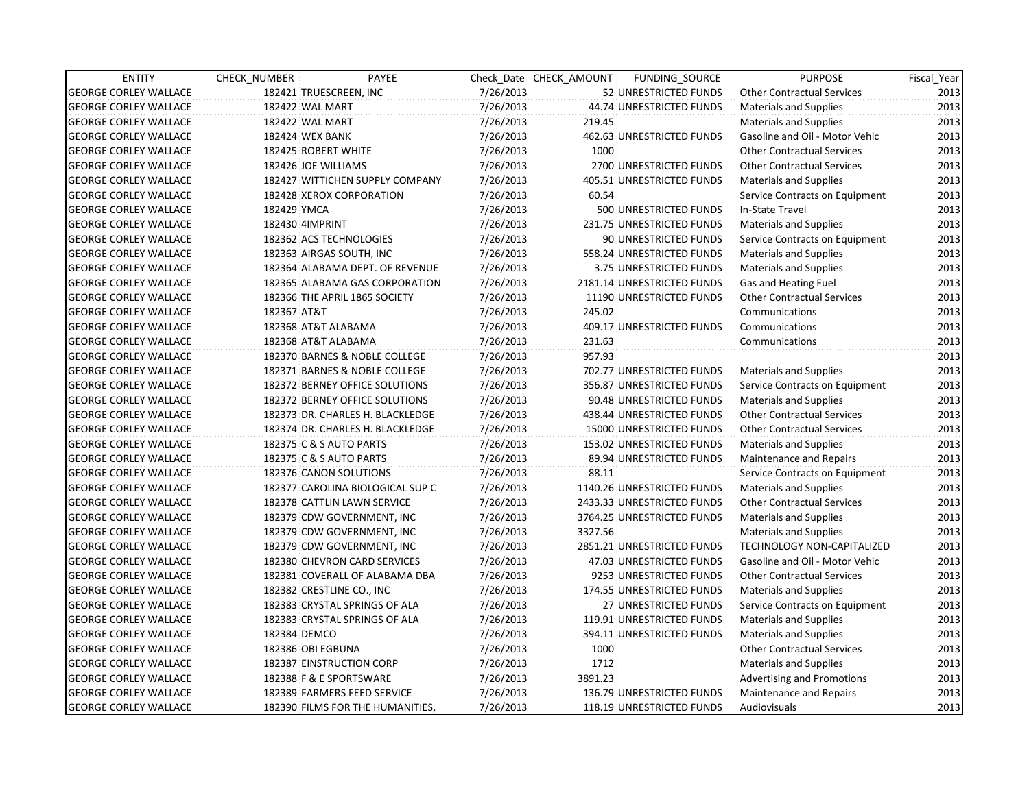| ENTITY | CHECK_NUMBER | PAYEE | Check_Date | CHECK_AMOUNT | FUNDING_SOURCE | PURPOSE | Fiscal_Year |
|---|---|---|---|---|---|---|---|
| GEORGE CORLEY WALLACE | 182421 | TRUESCREEN, INC | 7/26/2013 | 52 | UNRESTRICTED FUNDS | Other Contractual Services | 2013 |
| GEORGE CORLEY WALLACE | 182422 | WAL MART | 7/26/2013 | 44.74 | UNRESTRICTED FUNDS | Materials and Supplies | 2013 |
| GEORGE CORLEY WALLACE | 182422 | WAL MART | 7/26/2013 | 219.45 | | Materials and Supplies | 2013 |
| GEORGE CORLEY WALLACE | 182424 | WEX BANK | 7/26/2013 | 462.63 | UNRESTRICTED FUNDS | Gasoline and Oil - Motor Vehic | 2013 |
| GEORGE CORLEY WALLACE | 182425 | ROBERT WHITE | 7/26/2013 | 1000 | | Other Contractual Services | 2013 |
| GEORGE CORLEY WALLACE | 182426 | JOE WILLIAMS | 7/26/2013 | 2700 | UNRESTRICTED FUNDS | Other Contractual Services | 2013 |
| GEORGE CORLEY WALLACE | 182427 | WITTICHEN SUPPLY COMPANY | 7/26/2013 | 405.51 | UNRESTRICTED FUNDS | Materials and Supplies | 2013 |
| GEORGE CORLEY WALLACE | 182428 | XEROX CORPORATION | 7/26/2013 | 60.54 | | Service Contracts on Equipment | 2013 |
| GEORGE CORLEY WALLACE | 182429 | YMCA | 7/26/2013 | 500 | UNRESTRICTED FUNDS | In-State Travel | 2013 |
| GEORGE CORLEY WALLACE | 182430 | 4IMPRINT | 7/26/2013 | 231.75 | UNRESTRICTED FUNDS | Materials and Supplies | 2013 |
| GEORGE CORLEY WALLACE | 182362 | ACS TECHNOLOGIES | 7/26/2013 | 90 | UNRESTRICTED FUNDS | Service Contracts on Equipment | 2013 |
| GEORGE CORLEY WALLACE | 182363 | AIRGAS SOUTH, INC | 7/26/2013 | 558.24 | UNRESTRICTED FUNDS | Materials and Supplies | 2013 |
| GEORGE CORLEY WALLACE | 182364 | ALABAMA DEPT. OF REVENUE | 7/26/2013 | 3.75 | UNRESTRICTED FUNDS | Materials and Supplies | 2013 |
| GEORGE CORLEY WALLACE | 182365 | ALABAMA GAS CORPORATION | 7/26/2013 | 2181.14 | UNRESTRICTED FUNDS | Gas and Heating Fuel | 2013 |
| GEORGE CORLEY WALLACE | 182366 | THE APRIL 1865 SOCIETY | 7/26/2013 | 11190 | UNRESTRICTED FUNDS | Other Contractual Services | 2013 |
| GEORGE CORLEY WALLACE | 182367 | AT&T | 7/26/2013 | 245.02 | | Communications | 2013 |
| GEORGE CORLEY WALLACE | 182368 | AT&T ALABAMA | 7/26/2013 | 409.17 | UNRESTRICTED FUNDS | Communications | 2013 |
| GEORGE CORLEY WALLACE | 182368 | AT&T ALABAMA | 7/26/2013 | 231.63 | | Communications | 2013 |
| GEORGE CORLEY WALLACE | 182370 | BARNES & NOBLE COLLEGE | 7/26/2013 | 957.93 | | | 2013 |
| GEORGE CORLEY WALLACE | 182371 | BARNES & NOBLE COLLEGE | 7/26/2013 | 702.77 | UNRESTRICTED FUNDS | Materials and Supplies | 2013 |
| GEORGE CORLEY WALLACE | 182372 | BERNEY OFFICE SOLUTIONS | 7/26/2013 | 356.87 | UNRESTRICTED FUNDS | Service Contracts on Equipment | 2013 |
| GEORGE CORLEY WALLACE | 182372 | BERNEY OFFICE SOLUTIONS | 7/26/2013 | 90.48 | UNRESTRICTED FUNDS | Materials and Supplies | 2013 |
| GEORGE CORLEY WALLACE | 182373 | DR. CHARLES H. BLACKLEDGE | 7/26/2013 | 438.44 | UNRESTRICTED FUNDS | Other Contractual Services | 2013 |
| GEORGE CORLEY WALLACE | 182374 | DR. CHARLES H. BLACKLEDGE | 7/26/2013 | 15000 | UNRESTRICTED FUNDS | Other Contractual Services | 2013 |
| GEORGE CORLEY WALLACE | 182375 | C & S AUTO PARTS | 7/26/2013 | 153.02 | UNRESTRICTED FUNDS | Materials and Supplies | 2013 |
| GEORGE CORLEY WALLACE | 182375 | C & S AUTO PARTS | 7/26/2013 | 89.94 | UNRESTRICTED FUNDS | Maintenance and Repairs | 2013 |
| GEORGE CORLEY WALLACE | 182376 | CANON SOLUTIONS | 7/26/2013 | 88.11 | | Service Contracts on Equipment | 2013 |
| GEORGE CORLEY WALLACE | 182377 | CAROLINA BIOLOGICAL SUP C | 7/26/2013 | 1140.26 | UNRESTRICTED FUNDS | Materials and Supplies | 2013 |
| GEORGE CORLEY WALLACE | 182378 | CATTLIN LAWN SERVICE | 7/26/2013 | 2433.33 | UNRESTRICTED FUNDS | Other Contractual Services | 2013 |
| GEORGE CORLEY WALLACE | 182379 | CDW GOVERNMENT, INC | 7/26/2013 | 3764.25 | UNRESTRICTED FUNDS | Materials and Supplies | 2013 |
| GEORGE CORLEY WALLACE | 182379 | CDW GOVERNMENT, INC | 7/26/2013 | 3327.56 | | Materials and Supplies | 2013 |
| GEORGE CORLEY WALLACE | 182379 | CDW GOVERNMENT, INC | 7/26/2013 | 2851.21 | UNRESTRICTED FUNDS | TECHNOLOGY NON-CAPITALIZED | 2013 |
| GEORGE CORLEY WALLACE | 182380 | CHEVRON CARD SERVICES | 7/26/2013 | 47.03 | UNRESTRICTED FUNDS | Gasoline and Oil - Motor Vehic | 2013 |
| GEORGE CORLEY WALLACE | 182381 | COVERALL OF ALABAMA DBA | 7/26/2013 | 9253 | UNRESTRICTED FUNDS | Other Contractual Services | 2013 |
| GEORGE CORLEY WALLACE | 182382 | CRESTLINE CO., INC | 7/26/2013 | 174.55 | UNRESTRICTED FUNDS | Materials and Supplies | 2013 |
| GEORGE CORLEY WALLACE | 182383 | CRYSTAL SPRINGS OF ALA | 7/26/2013 | 27 | UNRESTRICTED FUNDS | Service Contracts on Equipment | 2013 |
| GEORGE CORLEY WALLACE | 182383 | CRYSTAL SPRINGS OF ALA | 7/26/2013 | 119.91 | UNRESTRICTED FUNDS | Materials and Supplies | 2013 |
| GEORGE CORLEY WALLACE | 182384 | DEMCO | 7/26/2013 | 394.11 | UNRESTRICTED FUNDS | Materials and Supplies | 2013 |
| GEORGE CORLEY WALLACE | 182386 | OBI EGBUNA | 7/26/2013 | 1000 | | Other Contractual Services | 2013 |
| GEORGE CORLEY WALLACE | 182387 | EINSTRUCTION CORP | 7/26/2013 | 1712 | | Materials and Supplies | 2013 |
| GEORGE CORLEY WALLACE | 182388 | F & E SPORTSWARE | 7/26/2013 | 3891.23 | | Advertising and Promotions | 2013 |
| GEORGE CORLEY WALLACE | 182389 | FARMERS FEED SERVICE | 7/26/2013 | 136.79 | UNRESTRICTED FUNDS | Maintenance and Repairs | 2013 |
| GEORGE CORLEY WALLACE | 182390 | FILMS FOR THE HUMANITIES, | 7/26/2013 | 118.19 | UNRESTRICTED FUNDS | Audiovisuals | 2013 |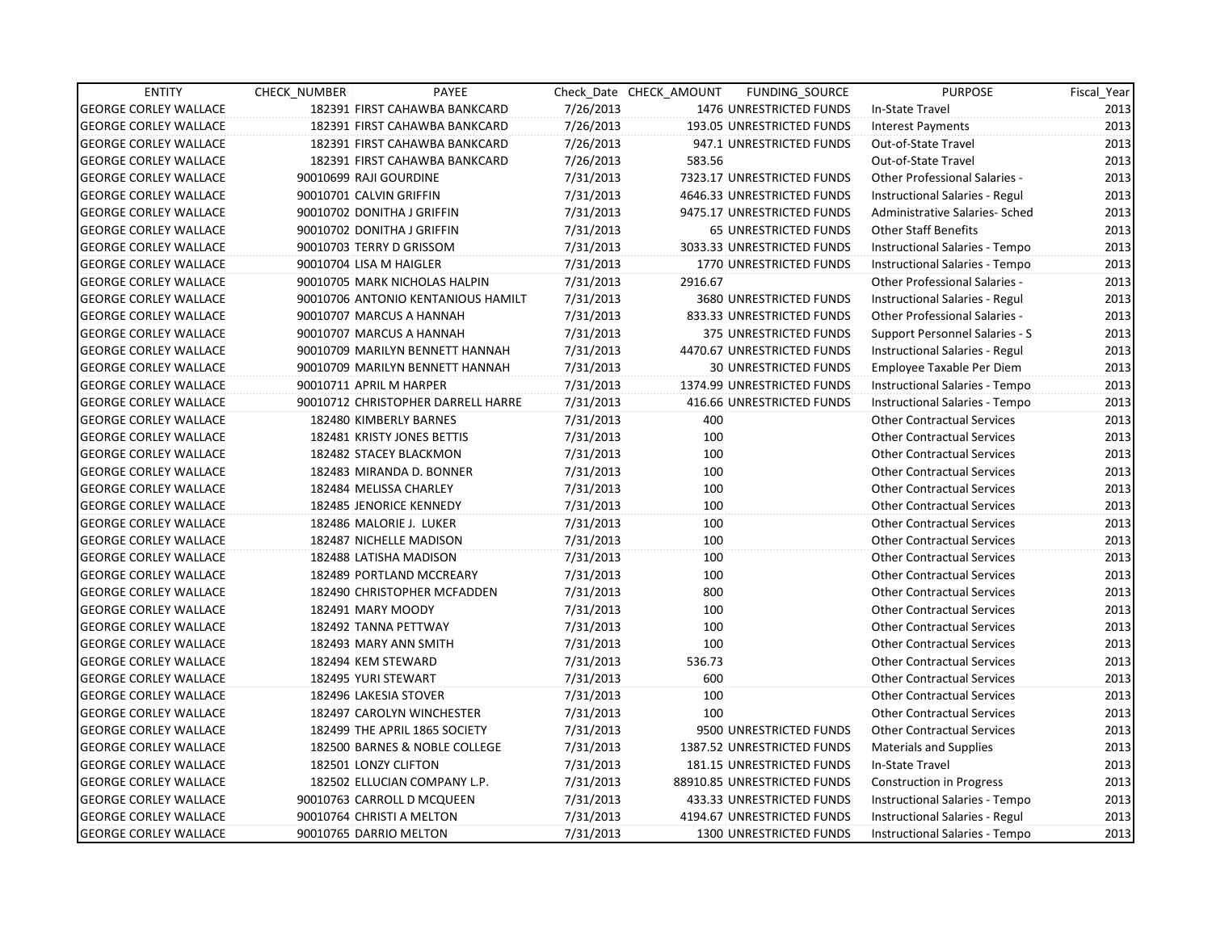| ENTITY | CHECK_NUMBER | PAYEE | Check_Date | CHECK_AMOUNT | FUNDING_SOURCE | PURPOSE | Fiscal_Year |
|---|---|---|---|---|---|---|---|
| GEORGE CORLEY WALLACE | 182391 | FIRST CAHAWBA BANKCARD | 7/26/2013 | 1476 | UNRESTRICTED FUNDS | In-State Travel | 2013 |
| GEORGE CORLEY WALLACE | 182391 | FIRST CAHAWBA BANKCARD | 7/26/2013 | 193.05 | UNRESTRICTED FUNDS | Interest Payments | 2013 |
| GEORGE CORLEY WALLACE | 182391 | FIRST CAHAWBA BANKCARD | 7/26/2013 | 947.1 | UNRESTRICTED FUNDS | Out-of-State Travel | 2013 |
| GEORGE CORLEY WALLACE | 182391 | FIRST CAHAWBA BANKCARD | 7/26/2013 | 583.56 | | Out-of-State Travel | 2013 |
| GEORGE CORLEY WALLACE | 90010699 | RAJI GOURDINE | 7/31/2013 | 7323.17 | UNRESTRICTED FUNDS | Other Professional Salaries - | 2013 |
| GEORGE CORLEY WALLACE | 90010701 | CALVIN GRIFFIN | 7/31/2013 | 4646.33 | UNRESTRICTED FUNDS | Instructional Salaries - Regul | 2013 |
| GEORGE CORLEY WALLACE | 90010702 | DONITHA J GRIFFIN | 7/31/2013 | 9475.17 | UNRESTRICTED FUNDS | Administrative Salaries- Sched | 2013 |
| GEORGE CORLEY WALLACE | 90010702 | DONITHA J GRIFFIN | 7/31/2013 | 65 | UNRESTRICTED FUNDS | Other Staff Benefits | 2013 |
| GEORGE CORLEY WALLACE | 90010703 | TERRY D GRISSOM | 7/31/2013 | 3033.33 | UNRESTRICTED FUNDS | Instructional Salaries - Tempo | 2013 |
| GEORGE CORLEY WALLACE | 90010704 | LISA M HAIGLER | 7/31/2013 | 1770 | UNRESTRICTED FUNDS | Instructional Salaries - Tempo | 2013 |
| GEORGE CORLEY WALLACE | 90010705 | MARK NICHOLAS HALPIN | 7/31/2013 | 2916.67 | | Other Professional Salaries - | 2013 |
| GEORGE CORLEY WALLACE | 90010706 | ANTONIO KENTANIOUS HAMILT | 7/31/2013 | 3680 | UNRESTRICTED FUNDS | Instructional Salaries - Regul | 2013 |
| GEORGE CORLEY WALLACE | 90010707 | MARCUS A HANNAH | 7/31/2013 | 833.33 | UNRESTRICTED FUNDS | Other Professional Salaries - | 2013 |
| GEORGE CORLEY WALLACE | 90010707 | MARCUS A HANNAH | 7/31/2013 | 375 | UNRESTRICTED FUNDS | Support Personnel Salaries - S | 2013 |
| GEORGE CORLEY WALLACE | 90010709 | MARILYN BENNETT HANNAH | 7/31/2013 | 4470.67 | UNRESTRICTED FUNDS | Instructional Salaries - Regul | 2013 |
| GEORGE CORLEY WALLACE | 90010709 | MARILYN BENNETT HANNAH | 7/31/2013 | 30 | UNRESTRICTED FUNDS | Employee Taxable Per Diem | 2013 |
| GEORGE CORLEY WALLACE | 90010711 | APRIL M HARPER | 7/31/2013 | 1374.99 | UNRESTRICTED FUNDS | Instructional Salaries - Tempo | 2013 |
| GEORGE CORLEY WALLACE | 90010712 | CHRISTOPHER DARRELL HARRE | 7/31/2013 | 416.66 | UNRESTRICTED FUNDS | Instructional Salaries - Tempo | 2013 |
| GEORGE CORLEY WALLACE | 182480 | KIMBERLY BARNES | 7/31/2013 | 400 | | Other Contractual Services | 2013 |
| GEORGE CORLEY WALLACE | 182481 | KRISTY JONES BETTIS | 7/31/2013 | 100 | | Other Contractual Services | 2013 |
| GEORGE CORLEY WALLACE | 182482 | STACEY BLACKMON | 7/31/2013 | 100 | | Other Contractual Services | 2013 |
| GEORGE CORLEY WALLACE | 182483 | MIRANDA D. BONNER | 7/31/2013 | 100 | | Other Contractual Services | 2013 |
| GEORGE CORLEY WALLACE | 182484 | MELISSA CHARLEY | 7/31/2013 | 100 | | Other Contractual Services | 2013 |
| GEORGE CORLEY WALLACE | 182485 | JENORICE KENNEDY | 7/31/2013 | 100 | | Other Contractual Services | 2013 |
| GEORGE CORLEY WALLACE | 182486 | MALORIE J. LUKER | 7/31/2013 | 100 | | Other Contractual Services | 2013 |
| GEORGE CORLEY WALLACE | 182487 | NICHELLE MADISON | 7/31/2013 | 100 | | Other Contractual Services | 2013 |
| GEORGE CORLEY WALLACE | 182488 | LATISHA MADISON | 7/31/2013 | 100 | | Other Contractual Services | 2013 |
| GEORGE CORLEY WALLACE | 182489 | PORTLAND MCCREARY | 7/31/2013 | 100 | | Other Contractual Services | 2013 |
| GEORGE CORLEY WALLACE | 182490 | CHRISTOPHER MCFADDEN | 7/31/2013 | 800 | | Other Contractual Services | 2013 |
| GEORGE CORLEY WALLACE | 182491 | MARY MOODY | 7/31/2013 | 100 | | Other Contractual Services | 2013 |
| GEORGE CORLEY WALLACE | 182492 | TANNA PETTWAY | 7/31/2013 | 100 | | Other Contractual Services | 2013 |
| GEORGE CORLEY WALLACE | 182493 | MARY ANN SMITH | 7/31/2013 | 100 | | Other Contractual Services | 2013 |
| GEORGE CORLEY WALLACE | 182494 | KEM STEWARD | 7/31/2013 | 536.73 | | Other Contractual Services | 2013 |
| GEORGE CORLEY WALLACE | 182495 | YURI STEWART | 7/31/2013 | 600 | | Other Contractual Services | 2013 |
| GEORGE CORLEY WALLACE | 182496 | LAKESIA STOVER | 7/31/2013 | 100 | | Other Contractual Services | 2013 |
| GEORGE CORLEY WALLACE | 182497 | CAROLYN WINCHESTER | 7/31/2013 | 100 | | Other Contractual Services | 2013 |
| GEORGE CORLEY WALLACE | 182499 | THE APRIL 1865 SOCIETY | 7/31/2013 | 9500 | UNRESTRICTED FUNDS | Other Contractual Services | 2013 |
| GEORGE CORLEY WALLACE | 182500 | BARNES & NOBLE COLLEGE | 7/31/2013 | 1387.52 | UNRESTRICTED FUNDS | Materials and Supplies | 2013 |
| GEORGE CORLEY WALLACE | 182501 | LONZY CLIFTON | 7/31/2013 | 181.15 | UNRESTRICTED FUNDS | In-State Travel | 2013 |
| GEORGE CORLEY WALLACE | 182502 | ELLUCIAN COMPANY L.P. | 7/31/2013 | 88910.85 | UNRESTRICTED FUNDS | Construction in Progress | 2013 |
| GEORGE CORLEY WALLACE | 90010763 | CARROLL D MCQUEEN | 7/31/2013 | 433.33 | UNRESTRICTED FUNDS | Instructional Salaries - Tempo | 2013 |
| GEORGE CORLEY WALLACE | 90010764 | CHRISTI A MELTON | 7/31/2013 | 4194.67 | UNRESTRICTED FUNDS | Instructional Salaries - Regul | 2013 |
| GEORGE CORLEY WALLACE | 90010765 | DARRIO MELTON | 7/31/2013 | 1300 | UNRESTRICTED FUNDS | Instructional Salaries - Tempo | 2013 |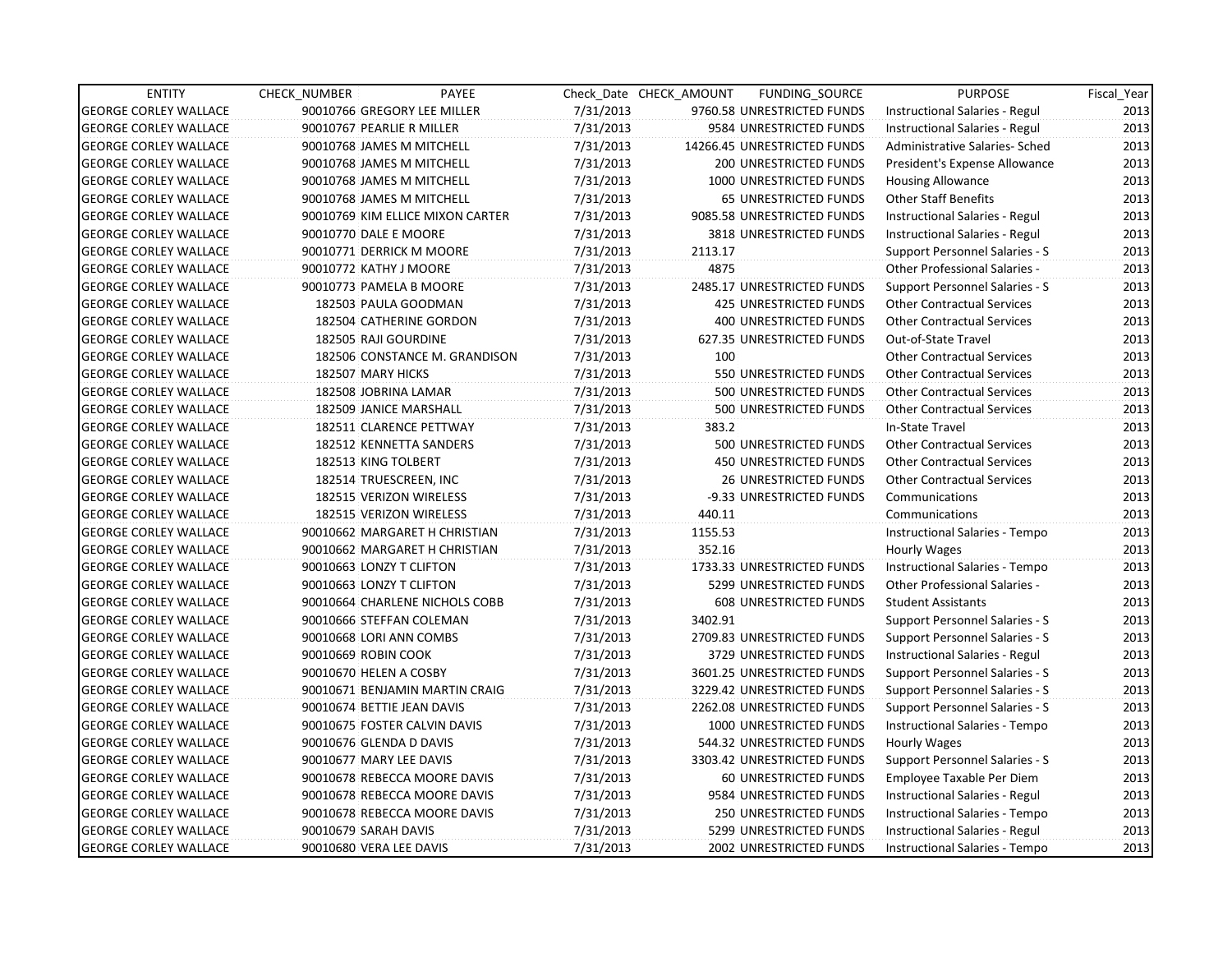| ENTITY | CHECK_NUMBER | PAYEE | Check_Date | CHECK_AMOUNT | FUNDING_SOURCE | PURPOSE | Fiscal_Year |
|---|---|---|---|---|---|---|---|
| GEORGE CORLEY WALLACE | 90010766 | GREGORY LEE MILLER | 7/31/2013 | 9760.58 | UNRESTRICTED FUNDS | Instructional Salaries - Regul | 2013 |
| GEORGE CORLEY WALLACE | 90010767 | PEARLIE R MILLER | 7/31/2013 | 9584 | UNRESTRICTED FUNDS | Instructional Salaries - Regul | 2013 |
| GEORGE CORLEY WALLACE | 90010768 | JAMES M MITCHELL | 7/31/2013 | 14266.45 | UNRESTRICTED FUNDS | Administrative Salaries- Sched | 2013 |
| GEORGE CORLEY WALLACE | 90010768 | JAMES M MITCHELL | 7/31/2013 | 200 | UNRESTRICTED FUNDS | President's Expense Allowance | 2013 |
| GEORGE CORLEY WALLACE | 90010768 | JAMES M MITCHELL | 7/31/2013 | 1000 | UNRESTRICTED FUNDS | Housing Allowance | 2013 |
| GEORGE CORLEY WALLACE | 90010768 | JAMES M MITCHELL | 7/31/2013 | 65 | UNRESTRICTED FUNDS | Other Staff Benefits | 2013 |
| GEORGE CORLEY WALLACE | 90010769 | KIM ELLICE MIXON CARTER | 7/31/2013 | 9085.58 | UNRESTRICTED FUNDS | Instructional Salaries - Regul | 2013 |
| GEORGE CORLEY WALLACE | 90010770 | DALE E MOORE | 7/31/2013 | 3818 | UNRESTRICTED FUNDS | Instructional Salaries - Regul | 2013 |
| GEORGE CORLEY WALLACE | 90010771 | DERRICK M MOORE | 7/31/2013 | 2113.17 | | Support Personnel Salaries - S | 2013 |
| GEORGE CORLEY WALLACE | 90010772 | KATHY J MOORE | 7/31/2013 | 4875 | | Other Professional Salaries - | 2013 |
| GEORGE CORLEY WALLACE | 90010773 | PAMELA B MOORE | 7/31/2013 | 2485.17 | UNRESTRICTED FUNDS | Support Personnel Salaries - S | 2013 |
| GEORGE CORLEY WALLACE | 182503 | PAULA GOODMAN | 7/31/2013 | 425 | UNRESTRICTED FUNDS | Other Contractual Services | 2013 |
| GEORGE CORLEY WALLACE | 182504 | CATHERINE GORDON | 7/31/2013 | 400 | UNRESTRICTED FUNDS | Other Contractual Services | 2013 |
| GEORGE CORLEY WALLACE | 182505 | RAJI GOURDINE | 7/31/2013 | 627.35 | UNRESTRICTED FUNDS | Out-of-State Travel | 2013 |
| GEORGE CORLEY WALLACE | 182506 | CONSTANCE M. GRANDISON | 7/31/2013 | 100 | | Other Contractual Services | 2013 |
| GEORGE CORLEY WALLACE | 182507 | MARY HICKS | 7/31/2013 | 550 | UNRESTRICTED FUNDS | Other Contractual Services | 2013 |
| GEORGE CORLEY WALLACE | 182508 | JOBRINA LAMAR | 7/31/2013 | 500 | UNRESTRICTED FUNDS | Other Contractual Services | 2013 |
| GEORGE CORLEY WALLACE | 182509 | JANICE MARSHALL | 7/31/2013 | 500 | UNRESTRICTED FUNDS | Other Contractual Services | 2013 |
| GEORGE CORLEY WALLACE | 182511 | CLARENCE PETTWAY | 7/31/2013 | 383.2 | | In-State Travel | 2013 |
| GEORGE CORLEY WALLACE | 182512 | KENNETTA SANDERS | 7/31/2013 | 500 | UNRESTRICTED FUNDS | Other Contractual Services | 2013 |
| GEORGE CORLEY WALLACE | 182513 | KING TOLBERT | 7/31/2013 | 450 | UNRESTRICTED FUNDS | Other Contractual Services | 2013 |
| GEORGE CORLEY WALLACE | 182514 | TRUESCREEN, INC | 7/31/2013 | 26 | UNRESTRICTED FUNDS | Other Contractual Services | 2013 |
| GEORGE CORLEY WALLACE | 182515 | VERIZON WIRELESS | 7/31/2013 | -9.33 | UNRESTRICTED FUNDS | Communications | 2013 |
| GEORGE CORLEY WALLACE | 182515 | VERIZON WIRELESS | 7/31/2013 | 440.11 | | Communications | 2013 |
| GEORGE CORLEY WALLACE | 90010662 | MARGARET H CHRISTIAN | 7/31/2013 | 1155.53 | | Instructional Salaries - Tempo | 2013 |
| GEORGE CORLEY WALLACE | 90010662 | MARGARET H CHRISTIAN | 7/31/2013 | 352.16 | | Hourly Wages | 2013 |
| GEORGE CORLEY WALLACE | 90010663 | LONZY T CLIFTON | 7/31/2013 | 1733.33 | UNRESTRICTED FUNDS | Instructional Salaries - Tempo | 2013 |
| GEORGE CORLEY WALLACE | 90010663 | LONZY T CLIFTON | 7/31/2013 | 5299 | UNRESTRICTED FUNDS | Other Professional Salaries - | 2013 |
| GEORGE CORLEY WALLACE | 90010664 | CHARLENE NICHOLS COBB | 7/31/2013 | 608 | UNRESTRICTED FUNDS | Student Assistants | 2013 |
| GEORGE CORLEY WALLACE | 90010666 | STEFFAN COLEMAN | 7/31/2013 | 3402.91 | | Support Personnel Salaries - S | 2013 |
| GEORGE CORLEY WALLACE | 90010668 | LORI ANN COMBS | 7/31/2013 | 2709.83 | UNRESTRICTED FUNDS | Support Personnel Salaries - S | 2013 |
| GEORGE CORLEY WALLACE | 90010669 | ROBIN COOK | 7/31/2013 | 3729 | UNRESTRICTED FUNDS | Instructional Salaries - Regul | 2013 |
| GEORGE CORLEY WALLACE | 90010670 | HELEN A COSBY | 7/31/2013 | 3601.25 | UNRESTRICTED FUNDS | Support Personnel Salaries - S | 2013 |
| GEORGE CORLEY WALLACE | 90010671 | BENJAMIN MARTIN CRAIG | 7/31/2013 | 3229.42 | UNRESTRICTED FUNDS | Support Personnel Salaries - S | 2013 |
| GEORGE CORLEY WALLACE | 90010674 | BETTIE JEAN DAVIS | 7/31/2013 | 2262.08 | UNRESTRICTED FUNDS | Support Personnel Salaries - S | 2013 |
| GEORGE CORLEY WALLACE | 90010675 | FOSTER CALVIN DAVIS | 7/31/2013 | 1000 | UNRESTRICTED FUNDS | Instructional Salaries - Tempo | 2013 |
| GEORGE CORLEY WALLACE | 90010676 | GLENDA D DAVIS | 7/31/2013 | 544.32 | UNRESTRICTED FUNDS | Hourly Wages | 2013 |
| GEORGE CORLEY WALLACE | 90010677 | MARY LEE DAVIS | 7/31/2013 | 3303.42 | UNRESTRICTED FUNDS | Support Personnel Salaries - S | 2013 |
| GEORGE CORLEY WALLACE | 90010678 | REBECCA MOORE DAVIS | 7/31/2013 | 60 | UNRESTRICTED FUNDS | Employee Taxable Per Diem | 2013 |
| GEORGE CORLEY WALLACE | 90010678 | REBECCA MOORE DAVIS | 7/31/2013 | 9584 | UNRESTRICTED FUNDS | Instructional Salaries - Regul | 2013 |
| GEORGE CORLEY WALLACE | 90010678 | REBECCA MOORE DAVIS | 7/31/2013 | 250 | UNRESTRICTED FUNDS | Instructional Salaries - Tempo | 2013 |
| GEORGE CORLEY WALLACE | 90010679 | SARAH DAVIS | 7/31/2013 | 5299 | UNRESTRICTED FUNDS | Instructional Salaries - Regul | 2013 |
| GEORGE CORLEY WALLACE | 90010680 | VERA LEE DAVIS | 7/31/2013 | 2002 | UNRESTRICTED FUNDS | Instructional Salaries - Tempo | 2013 |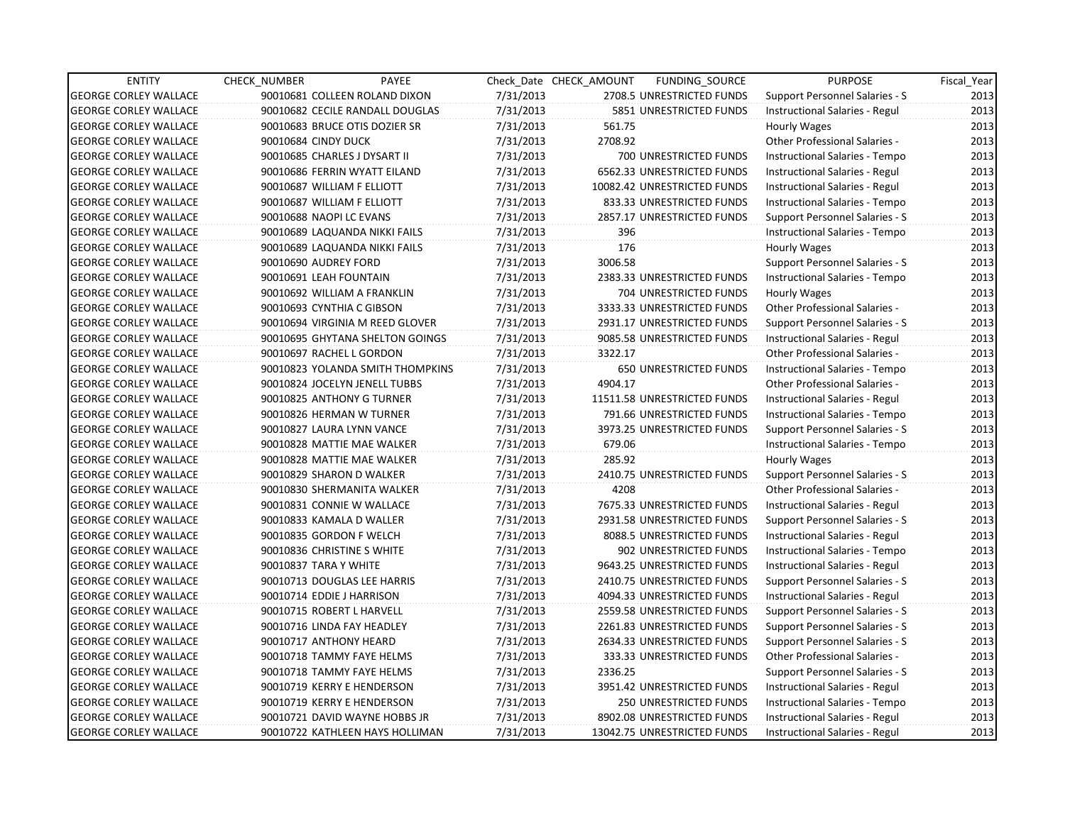| ENTITY | CHECK_NUMBER | PAYEE | Check_Date | CHECK_AMOUNT | FUNDING_SOURCE | PURPOSE | Fiscal_Year |
|---|---|---|---|---|---|---|---|
| GEORGE CORLEY WALLACE | 90010681 | COLLEEN ROLAND DIXON | 7/31/2013 | 2708.5 | UNRESTRICTED FUNDS | Support Personnel Salaries - S | 2013 |
| GEORGE CORLEY WALLACE | 90010682 | CECILE RANDALL DOUGLAS | 7/31/2013 | 5851 | UNRESTRICTED FUNDS | Instructional Salaries - Regul | 2013 |
| GEORGE CORLEY WALLACE | 90010683 | BRUCE OTIS DOZIER SR | 7/31/2013 | 561.75 | | Hourly Wages | 2013 |
| GEORGE CORLEY WALLACE | 90010684 | CINDY DUCK | 7/31/2013 | 2708.92 | | Other Professional Salaries - | 2013 |
| GEORGE CORLEY WALLACE | 90010685 | CHARLES J DYSART II | 7/31/2013 | 700 | UNRESTRICTED FUNDS | Instructional Salaries - Tempo | 2013 |
| GEORGE CORLEY WALLACE | 90010686 | FERRIN WYATT EILAND | 7/31/2013 | 6562.33 | UNRESTRICTED FUNDS | Instructional Salaries - Regul | 2013 |
| GEORGE CORLEY WALLACE | 90010687 | WILLIAM F ELLIOTT | 7/31/2013 | 10082.42 | UNRESTRICTED FUNDS | Instructional Salaries - Regul | 2013 |
| GEORGE CORLEY WALLACE | 90010687 | WILLIAM F ELLIOTT | 7/31/2013 | 833.33 | UNRESTRICTED FUNDS | Instructional Salaries - Tempo | 2013 |
| GEORGE CORLEY WALLACE | 90010688 | NAOPI LC EVANS | 7/31/2013 | 2857.17 | UNRESTRICTED FUNDS | Support Personnel Salaries - S | 2013 |
| GEORGE CORLEY WALLACE | 90010689 | LAQUANDA NIKKI FAILS | 7/31/2013 | 396 | | Instructional Salaries - Tempo | 2013 |
| GEORGE CORLEY WALLACE | 90010689 | LAQUANDA NIKKI FAILS | 7/31/2013 | 176 | | Hourly Wages | 2013 |
| GEORGE CORLEY WALLACE | 90010690 | AUDREY FORD | 7/31/2013 | 3006.58 | | Support Personnel Salaries - S | 2013 |
| GEORGE CORLEY WALLACE | 90010691 | LEAH FOUNTAIN | 7/31/2013 | 2383.33 | UNRESTRICTED FUNDS | Instructional Salaries - Tempo | 2013 |
| GEORGE CORLEY WALLACE | 90010692 | WILLIAM A FRANKLIN | 7/31/2013 | 704 | UNRESTRICTED FUNDS | Hourly Wages | 2013 |
| GEORGE CORLEY WALLACE | 90010693 | CYNTHIA C GIBSON | 7/31/2013 | 3333.33 | UNRESTRICTED FUNDS | Other Professional Salaries - | 2013 |
| GEORGE CORLEY WALLACE | 90010694 | VIRGINIA M REED GLOVER | 7/31/2013 | 2931.17 | UNRESTRICTED FUNDS | Support Personnel Salaries - S | 2013 |
| GEORGE CORLEY WALLACE | 90010695 | GHYTANA SHELTON GOINGS | 7/31/2013 | 9085.58 | UNRESTRICTED FUNDS | Instructional Salaries - Regul | 2013 |
| GEORGE CORLEY WALLACE | 90010697 | RACHEL L GORDON | 7/31/2013 | 3322.17 | | Other Professional Salaries - | 2013 |
| GEORGE CORLEY WALLACE | 90010823 | YOLANDA SMITH THOMPKINS | 7/31/2013 | 650 | UNRESTRICTED FUNDS | Instructional Salaries - Tempo | 2013 |
| GEORGE CORLEY WALLACE | 90010824 | JOCELYN JENELL TUBBS | 7/31/2013 | 4904.17 | | Other Professional Salaries - | 2013 |
| GEORGE CORLEY WALLACE | 90010825 | ANTHONY G TURNER | 7/31/2013 | 11511.58 | UNRESTRICTED FUNDS | Instructional Salaries - Regul | 2013 |
| GEORGE CORLEY WALLACE | 90010826 | HERMAN W TURNER | 7/31/2013 | 791.66 | UNRESTRICTED FUNDS | Instructional Salaries - Tempo | 2013 |
| GEORGE CORLEY WALLACE | 90010827 | LAURA LYNN VANCE | 7/31/2013 | 3973.25 | UNRESTRICTED FUNDS | Support Personnel Salaries - S | 2013 |
| GEORGE CORLEY WALLACE | 90010828 | MATTIE MAE WALKER | 7/31/2013 | 679.06 | | Instructional Salaries - Tempo | 2013 |
| GEORGE CORLEY WALLACE | 90010828 | MATTIE MAE WALKER | 7/31/2013 | 285.92 | | Hourly Wages | 2013 |
| GEORGE CORLEY WALLACE | 90010829 | SHARON D WALKER | 7/31/2013 | 2410.75 | UNRESTRICTED FUNDS | Support Personnel Salaries - S | 2013 |
| GEORGE CORLEY WALLACE | 90010830 | SHERMANITA WALKER | 7/31/2013 | 4208 | | Other Professional Salaries - | 2013 |
| GEORGE CORLEY WALLACE | 90010831 | CONNIE W WALLACE | 7/31/2013 | 7675.33 | UNRESTRICTED FUNDS | Instructional Salaries - Regul | 2013 |
| GEORGE CORLEY WALLACE | 90010833 | KAMALA D WALLER | 7/31/2013 | 2931.58 | UNRESTRICTED FUNDS | Support Personnel Salaries - S | 2013 |
| GEORGE CORLEY WALLACE | 90010835 | GORDON F WELCH | 7/31/2013 | 8088.5 | UNRESTRICTED FUNDS | Instructional Salaries - Regul | 2013 |
| GEORGE CORLEY WALLACE | 90010836 | CHRISTINE S WHITE | 7/31/2013 | 902 | UNRESTRICTED FUNDS | Instructional Salaries - Tempo | 2013 |
| GEORGE CORLEY WALLACE | 90010837 | TARA Y WHITE | 7/31/2013 | 9643.25 | UNRESTRICTED FUNDS | Instructional Salaries - Regul | 2013 |
| GEORGE CORLEY WALLACE | 90010713 | DOUGLAS LEE HARRIS | 7/31/2013 | 2410.75 | UNRESTRICTED FUNDS | Support Personnel Salaries - S | 2013 |
| GEORGE CORLEY WALLACE | 90010714 | EDDIE J HARRISON | 7/31/2013 | 4094.33 | UNRESTRICTED FUNDS | Instructional Salaries - Regul | 2013 |
| GEORGE CORLEY WALLACE | 90010715 | ROBERT L HARVELL | 7/31/2013 | 2559.58 | UNRESTRICTED FUNDS | Support Personnel Salaries - S | 2013 |
| GEORGE CORLEY WALLACE | 90010716 | LINDA FAY HEADLEY | 7/31/2013 | 2261.83 | UNRESTRICTED FUNDS | Support Personnel Salaries - S | 2013 |
| GEORGE CORLEY WALLACE | 90010717 | ANTHONY HEARD | 7/31/2013 | 2634.33 | UNRESTRICTED FUNDS | Support Personnel Salaries - S | 2013 |
| GEORGE CORLEY WALLACE | 90010718 | TAMMY FAYE HELMS | 7/31/2013 | 333.33 | UNRESTRICTED FUNDS | Other Professional Salaries - | 2013 |
| GEORGE CORLEY WALLACE | 90010718 | TAMMY FAYE HELMS | 7/31/2013 | 2336.25 | | Support Personnel Salaries - S | 2013 |
| GEORGE CORLEY WALLACE | 90010719 | KERRY E HENDERSON | 7/31/2013 | 3951.42 | UNRESTRICTED FUNDS | Instructional Salaries - Regul | 2013 |
| GEORGE CORLEY WALLACE | 90010719 | KERRY E HENDERSON | 7/31/2013 | 250 | UNRESTRICTED FUNDS | Instructional Salaries - Tempo | 2013 |
| GEORGE CORLEY WALLACE | 90010721 | DAVID WAYNE HOBBS JR | 7/31/2013 | 8902.08 | UNRESTRICTED FUNDS | Instructional Salaries - Regul | 2013 |
| GEORGE CORLEY WALLACE | 90010722 | KATHLEEN HAYS HOLLIMAN | 7/31/2013 | 13042.75 | UNRESTRICTED FUNDS | Instructional Salaries - Regul | 2013 |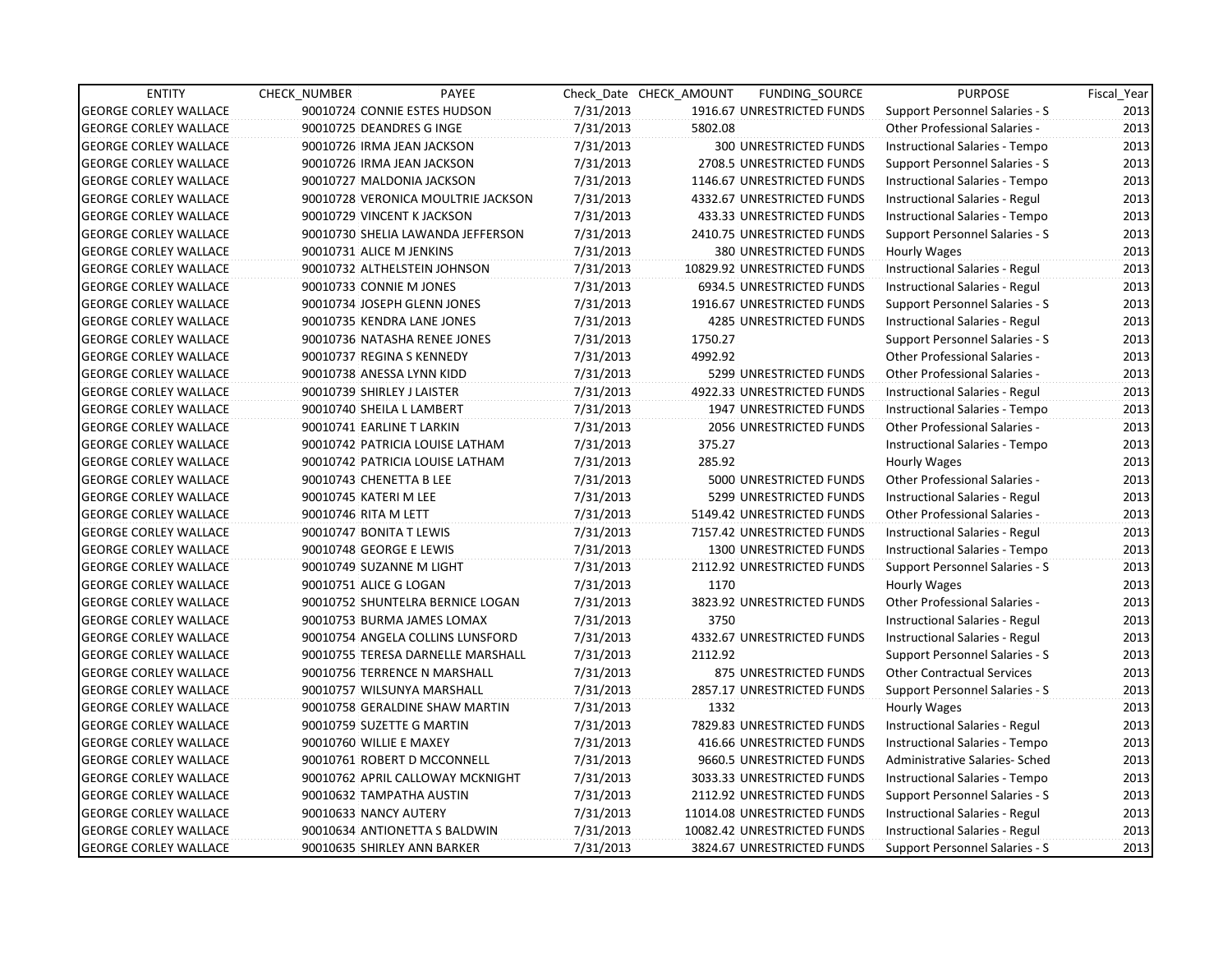| ENTITY | CHECK_NUMBER | PAYEE | Check_Date | CHECK_AMOUNT | FUNDING_SOURCE | PURPOSE | Fiscal_Year |
|---|---|---|---|---|---|---|---|
| GEORGE CORLEY WALLACE | 90010724 | CONNIE ESTES HUDSON | 7/31/2013 | 1916.67 | UNRESTRICTED FUNDS | Support Personnel Salaries - S | 2013 |
| GEORGE CORLEY WALLACE | 90010725 | DEANDRES G INGE | 7/31/2013 | 5802.08 | | Other Professional Salaries - | 2013 |
| GEORGE CORLEY WALLACE | 90010726 | IRMA JEAN JACKSON | 7/31/2013 | 300 | UNRESTRICTED FUNDS | Instructional Salaries - Tempo | 2013 |
| GEORGE CORLEY WALLACE | 90010726 | IRMA JEAN JACKSON | 7/31/2013 | 2708.5 | UNRESTRICTED FUNDS | Support Personnel Salaries - S | 2013 |
| GEORGE CORLEY WALLACE | 90010727 | MALDONIA JACKSON | 7/31/2013 | 1146.67 | UNRESTRICTED FUNDS | Instructional Salaries - Tempo | 2013 |
| GEORGE CORLEY WALLACE | 90010728 | VERONICA MOULTRIE JACKSON | 7/31/2013 | 4332.67 | UNRESTRICTED FUNDS | Instructional Salaries - Regul | 2013 |
| GEORGE CORLEY WALLACE | 90010729 | VINCENT K JACKSON | 7/31/2013 | 433.33 | UNRESTRICTED FUNDS | Instructional Salaries - Tempo | 2013 |
| GEORGE CORLEY WALLACE | 90010730 | SHELIA LAWANDA JEFFERSON | 7/31/2013 | 2410.75 | UNRESTRICTED FUNDS | Support Personnel Salaries - S | 2013 |
| GEORGE CORLEY WALLACE | 90010731 | ALICE M JENKINS | 7/31/2013 | 380 | UNRESTRICTED FUNDS | Hourly Wages | 2013 |
| GEORGE CORLEY WALLACE | 90010732 | ALTHELSTEIN JOHNSON | 7/31/2013 | 10829.92 | UNRESTRICTED FUNDS | Instructional Salaries - Regul | 2013 |
| GEORGE CORLEY WALLACE | 90010733 | CONNIE M JONES | 7/31/2013 | 6934.5 | UNRESTRICTED FUNDS | Instructional Salaries - Regul | 2013 |
| GEORGE CORLEY WALLACE | 90010734 | JOSEPH GLENN JONES | 7/31/2013 | 1916.67 | UNRESTRICTED FUNDS | Support Personnel Salaries - S | 2013 |
| GEORGE CORLEY WALLACE | 90010735 | KENDRA LANE JONES | 7/31/2013 | 4285 | UNRESTRICTED FUNDS | Instructional Salaries - Regul | 2013 |
| GEORGE CORLEY WALLACE | 90010736 | NATASHA RENEE JONES | 7/31/2013 | 1750.27 | | Support Personnel Salaries - S | 2013 |
| GEORGE CORLEY WALLACE | 90010737 | REGINA S KENNEDY | 7/31/2013 | 4992.92 | | Other Professional Salaries - | 2013 |
| GEORGE CORLEY WALLACE | 90010738 | ANESSA LYNN KIDD | 7/31/2013 | 5299 | UNRESTRICTED FUNDS | Other Professional Salaries - | 2013 |
| GEORGE CORLEY WALLACE | 90010739 | SHIRLEY J LAISTER | 7/31/2013 | 4922.33 | UNRESTRICTED FUNDS | Instructional Salaries - Regul | 2013 |
| GEORGE CORLEY WALLACE | 90010740 | SHEILA L LAMBERT | 7/31/2013 | 1947 | UNRESTRICTED FUNDS | Instructional Salaries - Tempo | 2013 |
| GEORGE CORLEY WALLACE | 90010741 | EARLINE T LARKIN | 7/31/2013 | 2056 | UNRESTRICTED FUNDS | Other Professional Salaries - | 2013 |
| GEORGE CORLEY WALLACE | 90010742 | PATRICIA LOUISE LATHAM | 7/31/2013 | 375.27 | | Instructional Salaries - Tempo | 2013 |
| GEORGE CORLEY WALLACE | 90010742 | PATRICIA LOUISE LATHAM | 7/31/2013 | 285.92 | | Hourly Wages | 2013 |
| GEORGE CORLEY WALLACE | 90010743 | CHENETTA B LEE | 7/31/2013 | 5000 | UNRESTRICTED FUNDS | Other Professional Salaries - | 2013 |
| GEORGE CORLEY WALLACE | 90010745 | KATERI M LEE | 7/31/2013 | 5299 | UNRESTRICTED FUNDS | Instructional Salaries - Regul | 2013 |
| GEORGE CORLEY WALLACE | 90010746 | RITA M LETT | 7/31/2013 | 5149.42 | UNRESTRICTED FUNDS | Other Professional Salaries - | 2013 |
| GEORGE CORLEY WALLACE | 90010747 | BONITA T LEWIS | 7/31/2013 | 7157.42 | UNRESTRICTED FUNDS | Instructional Salaries - Regul | 2013 |
| GEORGE CORLEY WALLACE | 90010748 | GEORGE E LEWIS | 7/31/2013 | 1300 | UNRESTRICTED FUNDS | Instructional Salaries - Tempo | 2013 |
| GEORGE CORLEY WALLACE | 90010749 | SUZANNE M LIGHT | 7/31/2013 | 2112.92 | UNRESTRICTED FUNDS | Support Personnel Salaries - S | 2013 |
| GEORGE CORLEY WALLACE | 90010751 | ALICE G LOGAN | 7/31/2013 | 1170 | | Hourly Wages | 2013 |
| GEORGE CORLEY WALLACE | 90010752 | SHUNTELRA BERNICE LOGAN | 7/31/2013 | 3823.92 | UNRESTRICTED FUNDS | Other Professional Salaries - | 2013 |
| GEORGE CORLEY WALLACE | 90010753 | BURMA JAMES LOMAX | 7/31/2013 | 3750 | | Instructional Salaries - Regul | 2013 |
| GEORGE CORLEY WALLACE | 90010754 | ANGELA COLLINS LUNSFORD | 7/31/2013 | 4332.67 | UNRESTRICTED FUNDS | Instructional Salaries - Regul | 2013 |
| GEORGE CORLEY WALLACE | 90010755 | TERESA DARNELLE MARSHALL | 7/31/2013 | 2112.92 | | Support Personnel Salaries - S | 2013 |
| GEORGE CORLEY WALLACE | 90010756 | TERRENCE N MARSHALL | 7/31/2013 | 875 | UNRESTRICTED FUNDS | Other Contractual Services | 2013 |
| GEORGE CORLEY WALLACE | 90010757 | WILSUNYA MARSHALL | 7/31/2013 | 2857.17 | UNRESTRICTED FUNDS | Support Personnel Salaries - S | 2013 |
| GEORGE CORLEY WALLACE | 90010758 | GERALDINE SHAW MARTIN | 7/31/2013 | 1332 | | Hourly Wages | 2013 |
| GEORGE CORLEY WALLACE | 90010759 | SUZETTE G MARTIN | 7/31/2013 | 7829.83 | UNRESTRICTED FUNDS | Instructional Salaries - Regul | 2013 |
| GEORGE CORLEY WALLACE | 90010760 | WILLIE E MAXEY | 7/31/2013 | 416.66 | UNRESTRICTED FUNDS | Instructional Salaries - Tempo | 2013 |
| GEORGE CORLEY WALLACE | 90010761 | ROBERT D MCCONNELL | 7/31/2013 | 9660.5 | UNRESTRICTED FUNDS | Administrative Salaries- Sched | 2013 |
| GEORGE CORLEY WALLACE | 90010762 | APRIL CALLOWAY MCKNIGHT | 7/31/2013 | 3033.33 | UNRESTRICTED FUNDS | Instructional Salaries - Tempo | 2013 |
| GEORGE CORLEY WALLACE | 90010632 | TAMPATHA AUSTIN | 7/31/2013 | 2112.92 | UNRESTRICTED FUNDS | Support Personnel Salaries - S | 2013 |
| GEORGE CORLEY WALLACE | 90010633 | NANCY AUTERY | 7/31/2013 | 11014.08 | UNRESTRICTED FUNDS | Instructional Salaries - Regul | 2013 |
| GEORGE CORLEY WALLACE | 90010634 | ANTIONETTA S BALDWIN | 7/31/2013 | 10082.42 | UNRESTRICTED FUNDS | Instructional Salaries - Regul | 2013 |
| GEORGE CORLEY WALLACE | 90010635 | SHIRLEY ANN BARKER | 7/31/2013 | 3824.67 | UNRESTRICTED FUNDS | Support Personnel Salaries - S | 2013 |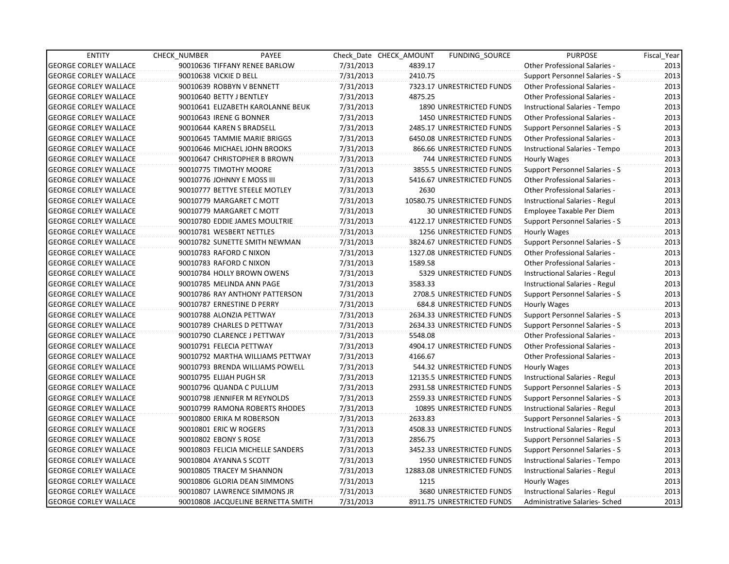| ENTITY | CHECK_NUMBER | PAYEE | Check_Date | CHECK_AMOUNT | FUNDING_SOURCE | PURPOSE | Fiscal_Year |
|---|---|---|---|---|---|---|---|
| GEORGE CORLEY WALLACE | 90010636 | TIFFANY RENEE BARLOW | 7/31/2013 | 4839.17 | | Other Professional Salaries - | 2013 |
| GEORGE CORLEY WALLACE | 90010638 | VICKIE D BELL | 7/31/2013 | 2410.75 | | Support Personnel Salaries - S | 2013 |
| GEORGE CORLEY WALLACE | 90010639 | ROBBYN V BENNETT | 7/31/2013 | 7323.17 | UNRESTRICTED FUNDS | Other Professional Salaries - | 2013 |
| GEORGE CORLEY WALLACE | 90010640 | BETTY J BENTLEY | 7/31/2013 | 4875.25 | | Other Professional Salaries - | 2013 |
| GEORGE CORLEY WALLACE | 90010641 | ELIZABETH KAROLANNE BEUK | 7/31/2013 | 1890 | UNRESTRICTED FUNDS | Instructional Salaries - Tempo | 2013 |
| GEORGE CORLEY WALLACE | 90010643 | IRENE G BONNER | 7/31/2013 | 1450 | UNRESTRICTED FUNDS | Other Professional Salaries - | 2013 |
| GEORGE CORLEY WALLACE | 90010644 | KAREN S BRADSELL | 7/31/2013 | 2485.17 | UNRESTRICTED FUNDS | Support Personnel Salaries - S | 2013 |
| GEORGE CORLEY WALLACE | 90010645 | TAMMIE MARIE BRIGGS | 7/31/2013 | 6450.08 | UNRESTRICTED FUNDS | Other Professional Salaries - | 2013 |
| GEORGE CORLEY WALLACE | 90010646 | MICHAEL JOHN BROOKS | 7/31/2013 | 866.66 | UNRESTRICTED FUNDS | Instructional Salaries - Tempo | 2013 |
| GEORGE CORLEY WALLACE | 90010647 | CHRISTOPHER B BROWN | 7/31/2013 | 744 | UNRESTRICTED FUNDS | Hourly Wages | 2013 |
| GEORGE CORLEY WALLACE | 90010775 | TIMOTHY MOORE | 7/31/2013 | 3855.5 | UNRESTRICTED FUNDS | Support Personnel Salaries - S | 2013 |
| GEORGE CORLEY WALLACE | 90010776 | JOHNNY E MOSS III | 7/31/2013 | 5416.67 | UNRESTRICTED FUNDS | Other Professional Salaries - | 2013 |
| GEORGE CORLEY WALLACE | 90010777 | BETTYE STEELE MOTLEY | 7/31/2013 | 2630 | | Other Professional Salaries - | 2013 |
| GEORGE CORLEY WALLACE | 90010779 | MARGARET C MOTT | 7/31/2013 | 10580.75 | UNRESTRICTED FUNDS | Instructional Salaries - Regul | 2013 |
| GEORGE CORLEY WALLACE | 90010779 | MARGARET C MOTT | 7/31/2013 | 30 | UNRESTRICTED FUNDS | Employee Taxable Per Diem | 2013 |
| GEORGE CORLEY WALLACE | 90010780 | EDDIE JAMES MOULTRIE | 7/31/2013 | 4122.17 | UNRESTRICTED FUNDS | Support Personnel Salaries - S | 2013 |
| GEORGE CORLEY WALLACE | 90010781 | WESBERT NETTLES | 7/31/2013 | 1256 | UNRESTRICTED FUNDS | Hourly Wages | 2013 |
| GEORGE CORLEY WALLACE | 90010782 | SUNETTE SMITH NEWMAN | 7/31/2013 | 3824.67 | UNRESTRICTED FUNDS | Support Personnel Salaries - S | 2013 |
| GEORGE CORLEY WALLACE | 90010783 | RAFORD C NIXON | 7/31/2013 | 1327.08 | UNRESTRICTED FUNDS | Other Professional Salaries - | 2013 |
| GEORGE CORLEY WALLACE | 90010783 | RAFORD C NIXON | 7/31/2013 | 1589.58 | | Other Professional Salaries - | 2013 |
| GEORGE CORLEY WALLACE | 90010784 | HOLLY BROWN OWENS | 7/31/2013 | 5329 | UNRESTRICTED FUNDS | Instructional Salaries - Regul | 2013 |
| GEORGE CORLEY WALLACE | 90010785 | MELINDA ANN PAGE | 7/31/2013 | 3583.33 | | Instructional Salaries - Regul | 2013 |
| GEORGE CORLEY WALLACE | 90010786 | RAY ANTHONY PATTERSON | 7/31/2013 | 2708.5 | UNRESTRICTED FUNDS | Support Personnel Salaries - S | 2013 |
| GEORGE CORLEY WALLACE | 90010787 | ERNESTINE D PERRY | 7/31/2013 | 684.8 | UNRESTRICTED FUNDS | Hourly Wages | 2013 |
| GEORGE CORLEY WALLACE | 90010788 | ALONZIA PETTWAY | 7/31/2013 | 2634.33 | UNRESTRICTED FUNDS | Support Personnel Salaries - S | 2013 |
| GEORGE CORLEY WALLACE | 90010789 | CHARLES D PETTWAY | 7/31/2013 | 2634.33 | UNRESTRICTED FUNDS | Support Personnel Salaries - S | 2013 |
| GEORGE CORLEY WALLACE | 90010790 | CLARENCE J PETTWAY | 7/31/2013 | 5548.08 | | Other Professional Salaries - | 2013 |
| GEORGE CORLEY WALLACE | 90010791 | FELECIA PETTWAY | 7/31/2013 | 4904.17 | UNRESTRICTED FUNDS | Other Professional Salaries - | 2013 |
| GEORGE CORLEY WALLACE | 90010792 | MARTHA WILLIAMS PETTWAY | 7/31/2013 | 4166.67 | | Other Professional Salaries - | 2013 |
| GEORGE CORLEY WALLACE | 90010793 | BRENDA WILLIAMS POWELL | 7/31/2013 | 544.32 | UNRESTRICTED FUNDS | Hourly Wages | 2013 |
| GEORGE CORLEY WALLACE | 90010795 | ELIJAH PUGH SR | 7/31/2013 | 12135.5 | UNRESTRICTED FUNDS | Instructional Salaries - Regul | 2013 |
| GEORGE CORLEY WALLACE | 90010796 | QUANDA C PULLUM | 7/31/2013 | 2931.58 | UNRESTRICTED FUNDS | Support Personnel Salaries - S | 2013 |
| GEORGE CORLEY WALLACE | 90010798 | JENNIFER M REYNOLDS | 7/31/2013 | 2559.33 | UNRESTRICTED FUNDS | Support Personnel Salaries - S | 2013 |
| GEORGE CORLEY WALLACE | 90010799 | RAMONA ROBERTS RHODES | 7/31/2013 | 10895 | UNRESTRICTED FUNDS | Instructional Salaries - Regul | 2013 |
| GEORGE CORLEY WALLACE | 90010800 | ERIKA M ROBERSON | 7/31/2013 | 2633.83 | | Support Personnel Salaries - S | 2013 |
| GEORGE CORLEY WALLACE | 90010801 | ERIC W ROGERS | 7/31/2013 | 4508.33 | UNRESTRICTED FUNDS | Instructional Salaries - Regul | 2013 |
| GEORGE CORLEY WALLACE | 90010802 | EBONY S ROSE | 7/31/2013 | 2856.75 | | Support Personnel Salaries - S | 2013 |
| GEORGE CORLEY WALLACE | 90010803 | FELICIA MICHELLE SANDERS | 7/31/2013 | 3452.33 | UNRESTRICTED FUNDS | Support Personnel Salaries - S | 2013 |
| GEORGE CORLEY WALLACE | 90010804 | AYANNA S SCOTT | 7/31/2013 | 1950 | UNRESTRICTED FUNDS | Instructional Salaries - Tempo | 2013 |
| GEORGE CORLEY WALLACE | 90010805 | TRACEY M SHANNON | 7/31/2013 | 12883.08 | UNRESTRICTED FUNDS | Instructional Salaries - Regul | 2013 |
| GEORGE CORLEY WALLACE | 90010806 | GLORIA DEAN SIMMONS | 7/31/2013 | 1215 | | Hourly Wages | 2013 |
| GEORGE CORLEY WALLACE | 90010807 | LAWRENCE SIMMONS JR | 7/31/2013 | 3680 | UNRESTRICTED FUNDS | Instructional Salaries - Regul | 2013 |
| GEORGE CORLEY WALLACE | 90010808 | JACQUELINE BERNETTA SMITH | 7/31/2013 | 8911.75 | UNRESTRICTED FUNDS | Administrative Salaries- Sched | 2013 |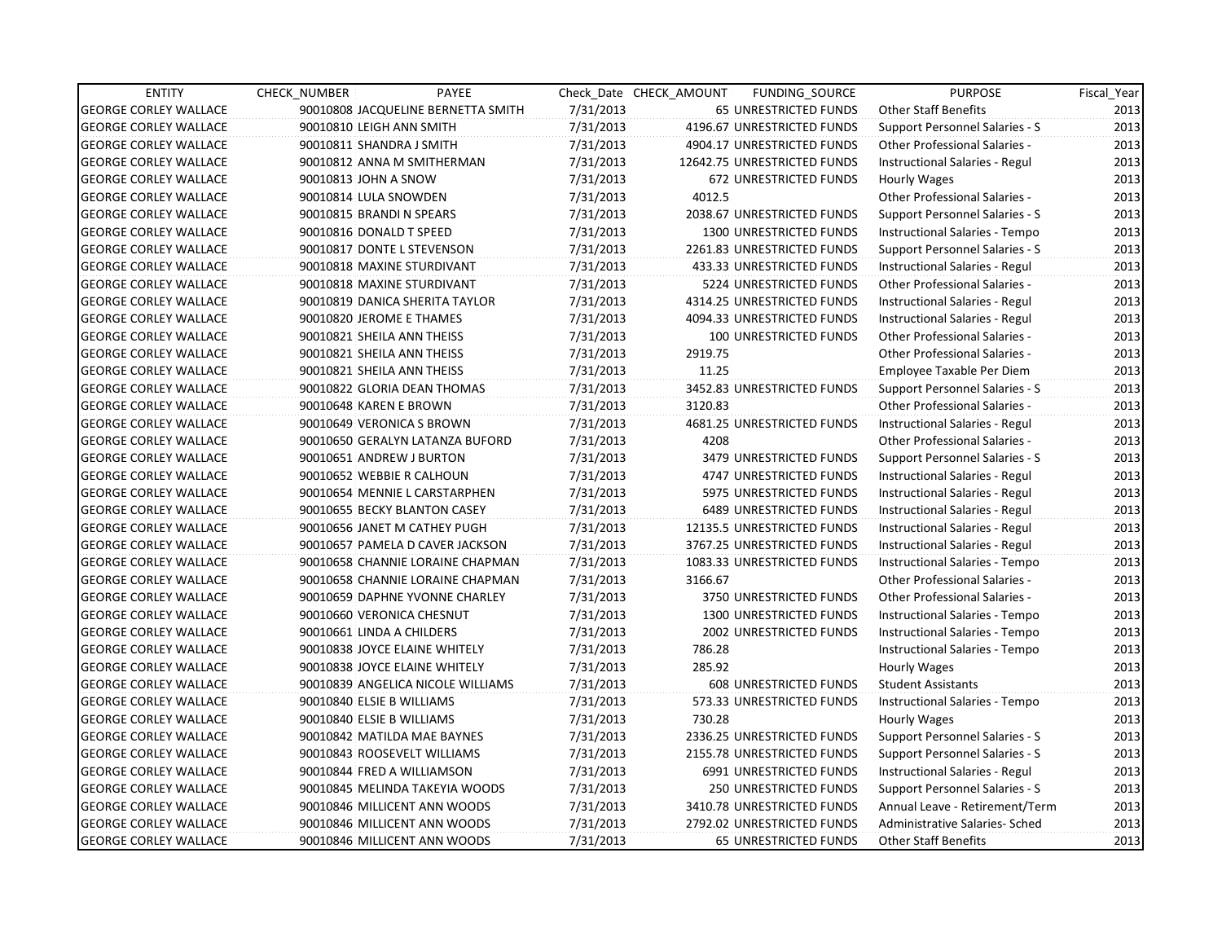| ENTITY | CHECK_NUMBER | PAYEE | Check_Date | CHECK_AMOUNT | FUNDING_SOURCE | PURPOSE | Fiscal_Year |
|---|---|---|---|---|---|---|---|
| GEORGE CORLEY WALLACE | 90010808 | JACQUELINE BERNETTA SMITH | 7/31/2013 | 65 | UNRESTRICTED FUNDS | Other Staff Benefits | 2013 |
| GEORGE CORLEY WALLACE | 90010810 | LEIGH ANN SMITH | 7/31/2013 | 4196.67 | UNRESTRICTED FUNDS | Support Personnel Salaries - S | 2013 |
| GEORGE CORLEY WALLACE | 90010811 | SHANDRA J SMITH | 7/31/2013 | 4904.17 | UNRESTRICTED FUNDS | Other Professional Salaries - | 2013 |
| GEORGE CORLEY WALLACE | 90010812 | ANNA M SMITHERMAN | 7/31/2013 | 12642.75 | UNRESTRICTED FUNDS | Instructional Salaries - Regul | 2013 |
| GEORGE CORLEY WALLACE | 90010813 | JOHN A SNOW | 7/31/2013 | 672 | UNRESTRICTED FUNDS | Hourly Wages | 2013 |
| GEORGE CORLEY WALLACE | 90010814 | LULA SNOWDEN | 7/31/2013 | 4012.5 | | Other Professional Salaries - | 2013 |
| GEORGE CORLEY WALLACE | 90010815 | BRANDI N SPEARS | 7/31/2013 | 2038.67 | UNRESTRICTED FUNDS | Support Personnel Salaries - S | 2013 |
| GEORGE CORLEY WALLACE | 90010816 | DONALD T SPEED | 7/31/2013 | 1300 | UNRESTRICTED FUNDS | Instructional Salaries - Tempo | 2013 |
| GEORGE CORLEY WALLACE | 90010817 | DONTE L STEVENSON | 7/31/2013 | 2261.83 | UNRESTRICTED FUNDS | Support Personnel Salaries - S | 2013 |
| GEORGE CORLEY WALLACE | 90010818 | MAXINE STURDIVANT | 7/31/2013 | 433.33 | UNRESTRICTED FUNDS | Instructional Salaries - Regul | 2013 |
| GEORGE CORLEY WALLACE | 90010818 | MAXINE STURDIVANT | 7/31/2013 | 5224 | UNRESTRICTED FUNDS | Other Professional Salaries - | 2013 |
| GEORGE CORLEY WALLACE | 90010819 | DANICA SHERITA TAYLOR | 7/31/2013 | 4314.25 | UNRESTRICTED FUNDS | Instructional Salaries - Regul | 2013 |
| GEORGE CORLEY WALLACE | 90010820 | JEROME E THAMES | 7/31/2013 | 4094.33 | UNRESTRICTED FUNDS | Instructional Salaries - Regul | 2013 |
| GEORGE CORLEY WALLACE | 90010821 | SHEILA ANN THEISS | 7/31/2013 | 100 | UNRESTRICTED FUNDS | Other Professional Salaries - | 2013 |
| GEORGE CORLEY WALLACE | 90010821 | SHEILA ANN THEISS | 7/31/2013 | 2919.75 | | Other Professional Salaries - | 2013 |
| GEORGE CORLEY WALLACE | 90010821 | SHEILA ANN THEISS | 7/31/2013 | 11.25 | | Employee Taxable Per Diem | 2013 |
| GEORGE CORLEY WALLACE | 90010822 | GLORIA DEAN THOMAS | 7/31/2013 | 3452.83 | UNRESTRICTED FUNDS | Support Personnel Salaries - S | 2013 |
| GEORGE CORLEY WALLACE | 90010648 | KAREN E BROWN | 7/31/2013 | 3120.83 | | Other Professional Salaries - | 2013 |
| GEORGE CORLEY WALLACE | 90010649 | VERONICA S BROWN | 7/31/2013 | 4681.25 | UNRESTRICTED FUNDS | Instructional Salaries - Regul | 2013 |
| GEORGE CORLEY WALLACE | 90010650 | GERALYN LATANZA BUFORD | 7/31/2013 | 4208 | | Other Professional Salaries - | 2013 |
| GEORGE CORLEY WALLACE | 90010651 | ANDREW J BURTON | 7/31/2013 | 3479 | UNRESTRICTED FUNDS | Support Personnel Salaries - S | 2013 |
| GEORGE CORLEY WALLACE | 90010652 | WEBBIE R CALHOUN | 7/31/2013 | 4747 | UNRESTRICTED FUNDS | Instructional Salaries - Regul | 2013 |
| GEORGE CORLEY WALLACE | 90010654 | MENNIE L CARSTARPHEN | 7/31/2013 | 5975 | UNRESTRICTED FUNDS | Instructional Salaries - Regul | 2013 |
| GEORGE CORLEY WALLACE | 90010655 | BECKY BLANTON CASEY | 7/31/2013 | 6489 | UNRESTRICTED FUNDS | Instructional Salaries - Regul | 2013 |
| GEORGE CORLEY WALLACE | 90010656 | JANET M CATHEY PUGH | 7/31/2013 | 12135.5 | UNRESTRICTED FUNDS | Instructional Salaries - Regul | 2013 |
| GEORGE CORLEY WALLACE | 90010657 | PAMELA D CAVER JACKSON | 7/31/2013 | 3767.25 | UNRESTRICTED FUNDS | Instructional Salaries - Regul | 2013 |
| GEORGE CORLEY WALLACE | 90010658 | CHANNIE LORAINE CHAPMAN | 7/31/2013 | 1083.33 | UNRESTRICTED FUNDS | Instructional Salaries - Tempo | 2013 |
| GEORGE CORLEY WALLACE | 90010658 | CHANNIE LORAINE CHAPMAN | 7/31/2013 | 3166.67 | | Other Professional Salaries - | 2013 |
| GEORGE CORLEY WALLACE | 90010659 | DAPHNE YVONNE CHARLEY | 7/31/2013 | 3750 | UNRESTRICTED FUNDS | Other Professional Salaries - | 2013 |
| GEORGE CORLEY WALLACE | 90010660 | VERONICA CHESNUT | 7/31/2013 | 1300 | UNRESTRICTED FUNDS | Instructional Salaries - Tempo | 2013 |
| GEORGE CORLEY WALLACE | 90010661 | LINDA A CHILDERS | 7/31/2013 | 2002 | UNRESTRICTED FUNDS | Instructional Salaries - Tempo | 2013 |
| GEORGE CORLEY WALLACE | 90010838 | JOYCE ELAINE WHITELY | 7/31/2013 | 786.28 | | Instructional Salaries - Tempo | 2013 |
| GEORGE CORLEY WALLACE | 90010838 | JOYCE ELAINE WHITELY | 7/31/2013 | 285.92 | | Hourly Wages | 2013 |
| GEORGE CORLEY WALLACE | 90010839 | ANGELICA NICOLE WILLIAMS | 7/31/2013 | 608 | UNRESTRICTED FUNDS | Student Assistants | 2013 |
| GEORGE CORLEY WALLACE | 90010840 | ELSIE B WILLIAMS | 7/31/2013 | 573.33 | UNRESTRICTED FUNDS | Instructional Salaries - Tempo | 2013 |
| GEORGE CORLEY WALLACE | 90010840 | ELSIE B WILLIAMS | 7/31/2013 | 730.28 | | Hourly Wages | 2013 |
| GEORGE CORLEY WALLACE | 90010842 | MATILDA MAE BAYNES | 7/31/2013 | 2336.25 | UNRESTRICTED FUNDS | Support Personnel Salaries - S | 2013 |
| GEORGE CORLEY WALLACE | 90010843 | ROOSEVELT WILLIAMS | 7/31/2013 | 2155.78 | UNRESTRICTED FUNDS | Support Personnel Salaries - S | 2013 |
| GEORGE CORLEY WALLACE | 90010844 | FRED A WILLIAMSON | 7/31/2013 | 6991 | UNRESTRICTED FUNDS | Instructional Salaries - Regul | 2013 |
| GEORGE CORLEY WALLACE | 90010845 | MELINDA TAKEYIA WOODS | 7/31/2013 | 250 | UNRESTRICTED FUNDS | Support Personnel Salaries - S | 2013 |
| GEORGE CORLEY WALLACE | 90010846 | MILLICENT ANN WOODS | 7/31/2013 | 3410.78 | UNRESTRICTED FUNDS | Annual Leave - Retirement/Term | 2013 |
| GEORGE CORLEY WALLACE | 90010846 | MILLICENT ANN WOODS | 7/31/2013 | 2792.02 | UNRESTRICTED FUNDS | Administrative Salaries- Sched | 2013 |
| GEORGE CORLEY WALLACE | 90010846 | MILLICENT ANN WOODS | 7/31/2013 | 65 | UNRESTRICTED FUNDS | Other Staff Benefits | 2013 |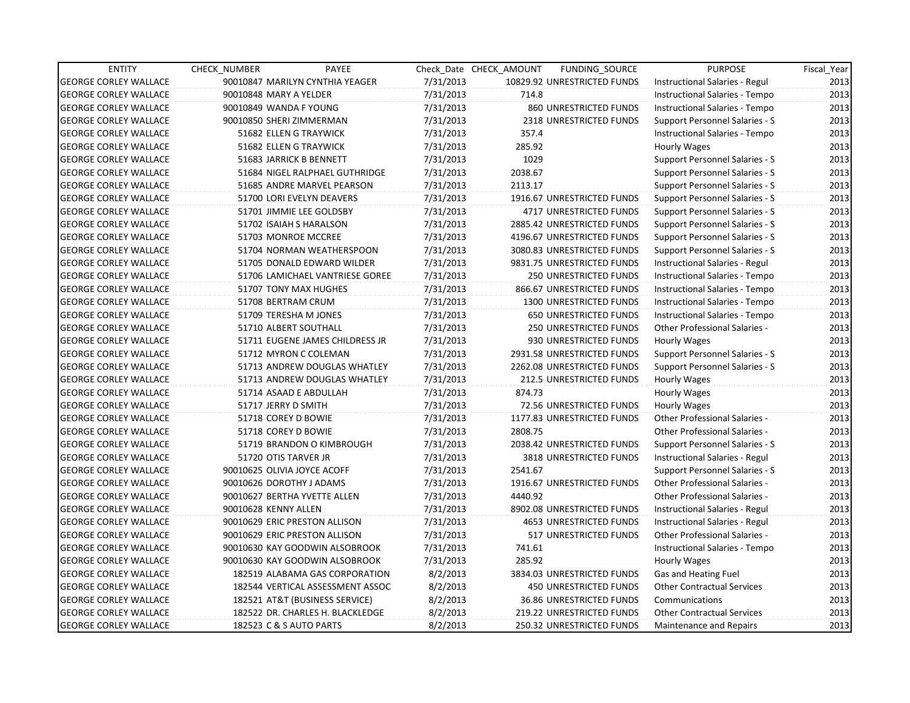| ENTITY | CHECK_NUMBER | PAYEE | Check_Date | CHECK_AMOUNT | FUNDING_SOURCE | PURPOSE | Fiscal_Year |
|---|---|---|---|---|---|---|---|
| GEORGE CORLEY WALLACE | 90010847 | MARILYN CYNTHIA YEAGER | 7/31/2013 | 10829.92 | UNRESTRICTED FUNDS | Instructional Salaries - Regul | 2013 |
| GEORGE CORLEY WALLACE | 90010848 | MARY A YELDER | 7/31/2013 | 714.8 | | Instructional Salaries - Tempo | 2013 |
| GEORGE CORLEY WALLACE | 90010849 | WANDA F YOUNG | 7/31/2013 | 860 | UNRESTRICTED FUNDS | Instructional Salaries - Tempo | 2013 |
| GEORGE CORLEY WALLACE | 90010850 | SHERI ZIMMERMAN | 7/31/2013 | 2318 | UNRESTRICTED FUNDS | Support Personnel Salaries - S | 2013 |
| GEORGE CORLEY WALLACE | 51682 | ELLEN G TRAYWICK | 7/31/2013 | 357.4 | | Instructional Salaries - Tempo | 2013 |
| GEORGE CORLEY WALLACE | 51682 | ELLEN G TRAYWICK | 7/31/2013 | 285.92 | | Hourly Wages | 2013 |
| GEORGE CORLEY WALLACE | 51683 | JARRICK B BENNETT | 7/31/2013 | 1029 | | Support Personnel Salaries - S | 2013 |
| GEORGE CORLEY WALLACE | 51684 | NIGEL RALPHAEL GUTHRIDGE | 7/31/2013 | 2038.67 | | Support Personnel Salaries - S | 2013 |
| GEORGE CORLEY WALLACE | 51685 | ANDRE MARVEL PEARSON | 7/31/2013 | 2113.17 | | Support Personnel Salaries - S | 2013 |
| GEORGE CORLEY WALLACE | 51700 | LORI EVELYN DEAVERS | 7/31/2013 | 1916.67 | UNRESTRICTED FUNDS | Support Personnel Salaries - S | 2013 |
| GEORGE CORLEY WALLACE | 51701 | JIMMIE LEE GOLDSBY | 7/31/2013 | 4717 | UNRESTRICTED FUNDS | Support Personnel Salaries - S | 2013 |
| GEORGE CORLEY WALLACE | 51702 | ISAIAH S HARALSON | 7/31/2013 | 2885.42 | UNRESTRICTED FUNDS | Support Personnel Salaries - S | 2013 |
| GEORGE CORLEY WALLACE | 51703 | MONROE MCCREE | 7/31/2013 | 4196.67 | UNRESTRICTED FUNDS | Support Personnel Salaries - S | 2013 |
| GEORGE CORLEY WALLACE | 51704 | NORMAN WEATHERSPOON | 7/31/2013 | 3080.83 | UNRESTRICTED FUNDS | Support Personnel Salaries - S | 2013 |
| GEORGE CORLEY WALLACE | 51705 | DONALD EDWARD WILDER | 7/31/2013 | 9831.75 | UNRESTRICTED FUNDS | Instructional Salaries - Regul | 2013 |
| GEORGE CORLEY WALLACE | 51706 | LAMICHAEL VANTRIESE GOREE | 7/31/2013 | 250 | UNRESTRICTED FUNDS | Instructional Salaries - Tempo | 2013 |
| GEORGE CORLEY WALLACE | 51707 | TONY MAX HUGHES | 7/31/2013 | 866.67 | UNRESTRICTED FUNDS | Instructional Salaries - Tempo | 2013 |
| GEORGE CORLEY WALLACE | 51708 | BERTRAM CRUM | 7/31/2013 | 1300 | UNRESTRICTED FUNDS | Instructional Salaries - Tempo | 2013 |
| GEORGE CORLEY WALLACE | 51709 | TERESHA M JONES | 7/31/2013 | 650 | UNRESTRICTED FUNDS | Instructional Salaries - Tempo | 2013 |
| GEORGE CORLEY WALLACE | 51710 | ALBERT SOUTHALL | 7/31/2013 | 250 | UNRESTRICTED FUNDS | Other Professional Salaries - | 2013 |
| GEORGE CORLEY WALLACE | 51711 | EUGENE JAMES CHILDRESS JR | 7/31/2013 | 930 | UNRESTRICTED FUNDS | Hourly Wages | 2013 |
| GEORGE CORLEY WALLACE | 51712 | MYRON C COLEMAN | 7/31/2013 | 2931.58 | UNRESTRICTED FUNDS | Support Personnel Salaries - S | 2013 |
| GEORGE CORLEY WALLACE | 51713 | ANDREW DOUGLAS WHATLEY | 7/31/2013 | 2262.08 | UNRESTRICTED FUNDS | Support Personnel Salaries - S | 2013 |
| GEORGE CORLEY WALLACE | 51713 | ANDREW DOUGLAS WHATLEY | 7/31/2013 | 212.5 | UNRESTRICTED FUNDS | Hourly Wages | 2013 |
| GEORGE CORLEY WALLACE | 51714 | ASAAD E ABDULLAH | 7/31/2013 | 874.73 | | Hourly Wages | 2013 |
| GEORGE CORLEY WALLACE | 51717 | JERRY D SMITH | 7/31/2013 | 72.56 | UNRESTRICTED FUNDS | Hourly Wages | 2013 |
| GEORGE CORLEY WALLACE | 51718 | COREY D BOWIE | 7/31/2013 | 1177.83 | UNRESTRICTED FUNDS | Other Professional Salaries - | 2013 |
| GEORGE CORLEY WALLACE | 51718 | COREY D BOWIE | 7/31/2013 | 2808.75 | | Other Professional Salaries - | 2013 |
| GEORGE CORLEY WALLACE | 51719 | BRANDON O KIMBROUGH | 7/31/2013 | 2038.42 | UNRESTRICTED FUNDS | Support Personnel Salaries - S | 2013 |
| GEORGE CORLEY WALLACE | 51720 | OTIS TARVER JR | 7/31/2013 | 3818 | UNRESTRICTED FUNDS | Instructional Salaries - Regul | 2013 |
| GEORGE CORLEY WALLACE | 90010625 | OLIVIA JOYCE ACOFF | 7/31/2013 | 2541.67 | | Support Personnel Salaries - S | 2013 |
| GEORGE CORLEY WALLACE | 90010626 | DOROTHY J ADAMS | 7/31/2013 | 1916.67 | UNRESTRICTED FUNDS | Other Professional Salaries - | 2013 |
| GEORGE CORLEY WALLACE | 90010627 | BERTHA YVETTE ALLEN | 7/31/2013 | 4440.92 | | Other Professional Salaries - | 2013 |
| GEORGE CORLEY WALLACE | 90010628 | KENNY ALLEN | 7/31/2013 | 8902.08 | UNRESTRICTED FUNDS | Instructional Salaries - Regul | 2013 |
| GEORGE CORLEY WALLACE | 90010629 | ERIC PRESTON ALLISON | 7/31/2013 | 4653 | UNRESTRICTED FUNDS | Instructional Salaries - Regul | 2013 |
| GEORGE CORLEY WALLACE | 90010629 | ERIC PRESTON ALLISON | 7/31/2013 | 517 | UNRESTRICTED FUNDS | Other Professional Salaries - | 2013 |
| GEORGE CORLEY WALLACE | 90010630 | KAY GOODWIN ALSOBROOK | 7/31/2013 | 741.61 | | Instructional Salaries - Tempo | 2013 |
| GEORGE CORLEY WALLACE | 90010630 | KAY GOODWIN ALSOBROOK | 7/31/2013 | 285.92 | | Hourly Wages | 2013 |
| GEORGE CORLEY WALLACE | 182519 | ALABAMA GAS CORPORATION | 8/2/2013 | 3834.03 | UNRESTRICTED FUNDS | Gas and Heating Fuel | 2013 |
| GEORGE CORLEY WALLACE | 182544 | VERTICAL ASSESSMENT ASSOC | 8/2/2013 | 450 | UNRESTRICTED FUNDS | Other Contractual Services | 2013 |
| GEORGE CORLEY WALLACE | 182521 | AT&T (BUSINESS SERVICE) | 8/2/2013 | 36.86 | UNRESTRICTED FUNDS | Communications | 2013 |
| GEORGE CORLEY WALLACE | 182522 | DR. CHARLES H. BLACKLEDGE | 8/2/2013 | 219.22 | UNRESTRICTED FUNDS | Other Contractual Services | 2013 |
| GEORGE CORLEY WALLACE | 182523 | C & S AUTO PARTS | 8/2/2013 | 250.32 | UNRESTRICTED FUNDS | Maintenance and Repairs | 2013 |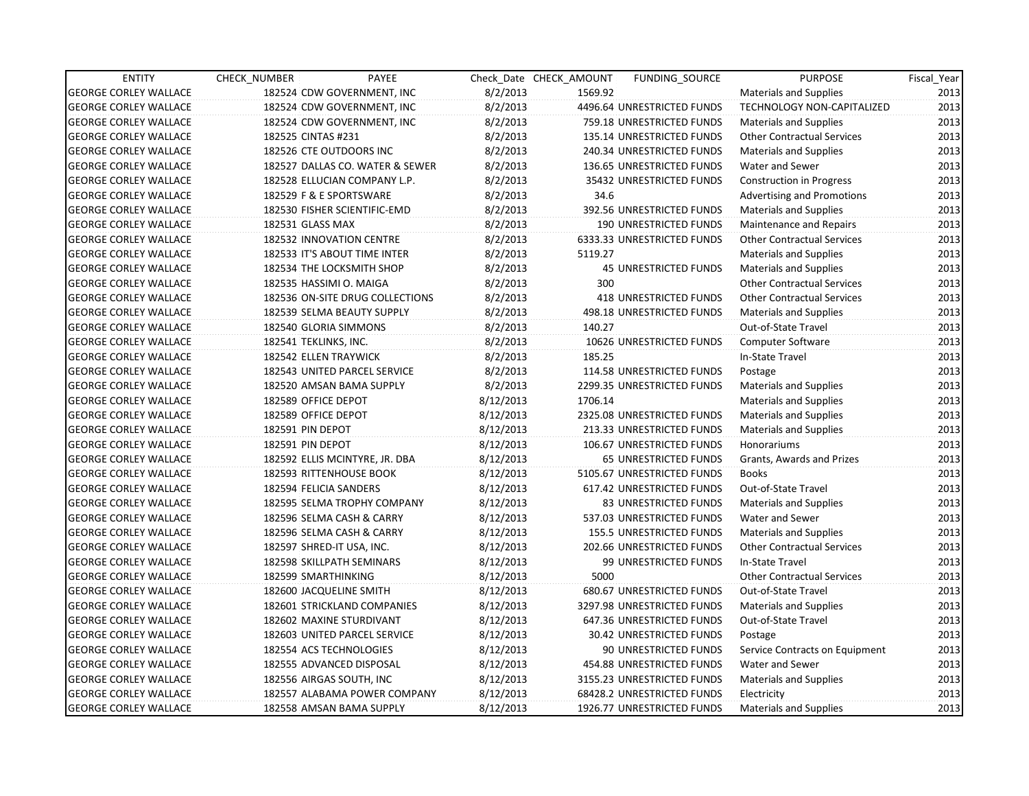| ENTITY | CHECK_NUMBER | PAYEE | Check_Date | CHECK_AMOUNT | FUNDING_SOURCE | PURPOSE | Fiscal_Year |
|---|---|---|---|---|---|---|---|
| GEORGE CORLEY WALLACE | 182524 | CDW GOVERNMENT, INC | 8/2/2013 | 1569.92 | | Materials and Supplies | 2013 |
| GEORGE CORLEY WALLACE | 182524 | CDW GOVERNMENT, INC | 8/2/2013 | 4496.64 | UNRESTRICTED FUNDS | TECHNOLOGY NON-CAPITALIZED | 2013 |
| GEORGE CORLEY WALLACE | 182524 | CDW GOVERNMENT, INC | 8/2/2013 | 759.18 | UNRESTRICTED FUNDS | Materials and Supplies | 2013 |
| GEORGE CORLEY WALLACE | 182525 | CINTAS #231 | 8/2/2013 | 135.14 | UNRESTRICTED FUNDS | Other Contractual Services | 2013 |
| GEORGE CORLEY WALLACE | 182526 | CTE OUTDOORS INC | 8/2/2013 | 240.34 | UNRESTRICTED FUNDS | Materials and Supplies | 2013 |
| GEORGE CORLEY WALLACE | 182527 | DALLAS CO. WATER & SEWER | 8/2/2013 | 136.65 | UNRESTRICTED FUNDS | Water and Sewer | 2013 |
| GEORGE CORLEY WALLACE | 182528 | ELLUCIAN COMPANY L.P. | 8/2/2013 | 35432 | UNRESTRICTED FUNDS | Construction in Progress | 2013 |
| GEORGE CORLEY WALLACE | 182529 | F & E SPORTSWARE | 8/2/2013 | 34.6 | | Advertising and Promotions | 2013 |
| GEORGE CORLEY WALLACE | 182530 | FISHER SCIENTIFIC-EMD | 8/2/2013 | 392.56 | UNRESTRICTED FUNDS | Materials and Supplies | 2013 |
| GEORGE CORLEY WALLACE | 182531 | GLASS MAX | 8/2/2013 | 190 | UNRESTRICTED FUNDS | Maintenance and Repairs | 2013 |
| GEORGE CORLEY WALLACE | 182532 | INNOVATION CENTRE | 8/2/2013 | 6333.33 | UNRESTRICTED FUNDS | Other Contractual Services | 2013 |
| GEORGE CORLEY WALLACE | 182533 | IT'S ABOUT TIME INTER | 8/2/2013 | 5119.27 | | Materials and Supplies | 2013 |
| GEORGE CORLEY WALLACE | 182534 | THE LOCKSMITH SHOP | 8/2/2013 | 45 | UNRESTRICTED FUNDS | Materials and Supplies | 2013 |
| GEORGE CORLEY WALLACE | 182535 | HASSIMI O. MAIGA | 8/2/2013 | 300 | | Other Contractual Services | 2013 |
| GEORGE CORLEY WALLACE | 182536 | ON-SITE DRUG COLLECTIONS | 8/2/2013 | 418 | UNRESTRICTED FUNDS | Other Contractual Services | 2013 |
| GEORGE CORLEY WALLACE | 182539 | SELMA BEAUTY SUPPLY | 8/2/2013 | 498.18 | UNRESTRICTED FUNDS | Materials and Supplies | 2013 |
| GEORGE CORLEY WALLACE | 182540 | GLORIA SIMMONS | 8/2/2013 | 140.27 | | Out-of-State Travel | 2013 |
| GEORGE CORLEY WALLACE | 182541 | TEKLINKS, INC. | 8/2/2013 | 10626 | UNRESTRICTED FUNDS | Computer Software | 2013 |
| GEORGE CORLEY WALLACE | 182542 | ELLEN TRAYWICK | 8/2/2013 | 185.25 | | In-State Travel | 2013 |
| GEORGE CORLEY WALLACE | 182543 | UNITED PARCEL SERVICE | 8/2/2013 | 114.58 | UNRESTRICTED FUNDS | Postage | 2013 |
| GEORGE CORLEY WALLACE | 182520 | AMSAN BAMA SUPPLY | 8/2/2013 | 2299.35 | UNRESTRICTED FUNDS | Materials and Supplies | 2013 |
| GEORGE CORLEY WALLACE | 182589 | OFFICE DEPOT | 8/12/2013 | 1706.14 | | Materials and Supplies | 2013 |
| GEORGE CORLEY WALLACE | 182589 | OFFICE DEPOT | 8/12/2013 | 2325.08 | UNRESTRICTED FUNDS | Materials and Supplies | 2013 |
| GEORGE CORLEY WALLACE | 182591 | PIN DEPOT | 8/12/2013 | 213.33 | UNRESTRICTED FUNDS | Materials and Supplies | 2013 |
| GEORGE CORLEY WALLACE | 182591 | PIN DEPOT | 8/12/2013 | 106.67 | UNRESTRICTED FUNDS | Honorariums | 2013 |
| GEORGE CORLEY WALLACE | 182592 | ELLIS MCINTYRE, JR. DBA | 8/12/2013 | 65 | UNRESTRICTED FUNDS | Grants, Awards and Prizes | 2013 |
| GEORGE CORLEY WALLACE | 182593 | RITTENHOUSE BOOK | 8/12/2013 | 5105.67 | UNRESTRICTED FUNDS | Books | 2013 |
| GEORGE CORLEY WALLACE | 182594 | FELICIA SANDERS | 8/12/2013 | 617.42 | UNRESTRICTED FUNDS | Out-of-State Travel | 2013 |
| GEORGE CORLEY WALLACE | 182595 | SELMA TROPHY COMPANY | 8/12/2013 | 83 | UNRESTRICTED FUNDS | Materials and Supplies | 2013 |
| GEORGE CORLEY WALLACE | 182596 | SELMA CASH & CARRY | 8/12/2013 | 537.03 | UNRESTRICTED FUNDS | Water and Sewer | 2013 |
| GEORGE CORLEY WALLACE | 182596 | SELMA CASH & CARRY | 8/12/2013 | 155.5 | UNRESTRICTED FUNDS | Materials and Supplies | 2013 |
| GEORGE CORLEY WALLACE | 182597 | SHRED-IT USA, INC. | 8/12/2013 | 202.66 | UNRESTRICTED FUNDS | Other Contractual Services | 2013 |
| GEORGE CORLEY WALLACE | 182598 | SKILLPATH SEMINARS | 8/12/2013 | 99 | UNRESTRICTED FUNDS | In-State Travel | 2013 |
| GEORGE CORLEY WALLACE | 182599 | SMARTHINKING | 8/12/2013 | 5000 | | Other Contractual Services | 2013 |
| GEORGE CORLEY WALLACE | 182600 | JACQUELINE SMITH | 8/12/2013 | 680.67 | UNRESTRICTED FUNDS | Out-of-State Travel | 2013 |
| GEORGE CORLEY WALLACE | 182601 | STRICKLAND COMPANIES | 8/12/2013 | 3297.98 | UNRESTRICTED FUNDS | Materials and Supplies | 2013 |
| GEORGE CORLEY WALLACE | 182602 | MAXINE STURDIVANT | 8/12/2013 | 647.36 | UNRESTRICTED FUNDS | Out-of-State Travel | 2013 |
| GEORGE CORLEY WALLACE | 182603 | UNITED PARCEL SERVICE | 8/12/2013 | 30.42 | UNRESTRICTED FUNDS | Postage | 2013 |
| GEORGE CORLEY WALLACE | 182554 | ACS TECHNOLOGIES | 8/12/2013 | 90 | UNRESTRICTED FUNDS | Service Contracts on Equipment | 2013 |
| GEORGE CORLEY WALLACE | 182555 | ADVANCED DISPOSAL | 8/12/2013 | 454.88 | UNRESTRICTED FUNDS | Water and Sewer | 2013 |
| GEORGE CORLEY WALLACE | 182556 | AIRGAS SOUTH, INC | 8/12/2013 | 3155.23 | UNRESTRICTED FUNDS | Materials and Supplies | 2013 |
| GEORGE CORLEY WALLACE | 182557 | ALABAMA POWER COMPANY | 8/12/2013 | 68428.2 | UNRESTRICTED FUNDS | Electricity | 2013 |
| GEORGE CORLEY WALLACE | 182558 | AMSAN BAMA SUPPLY | 8/12/2013 | 1926.77 | UNRESTRICTED FUNDS | Materials and Supplies | 2013 |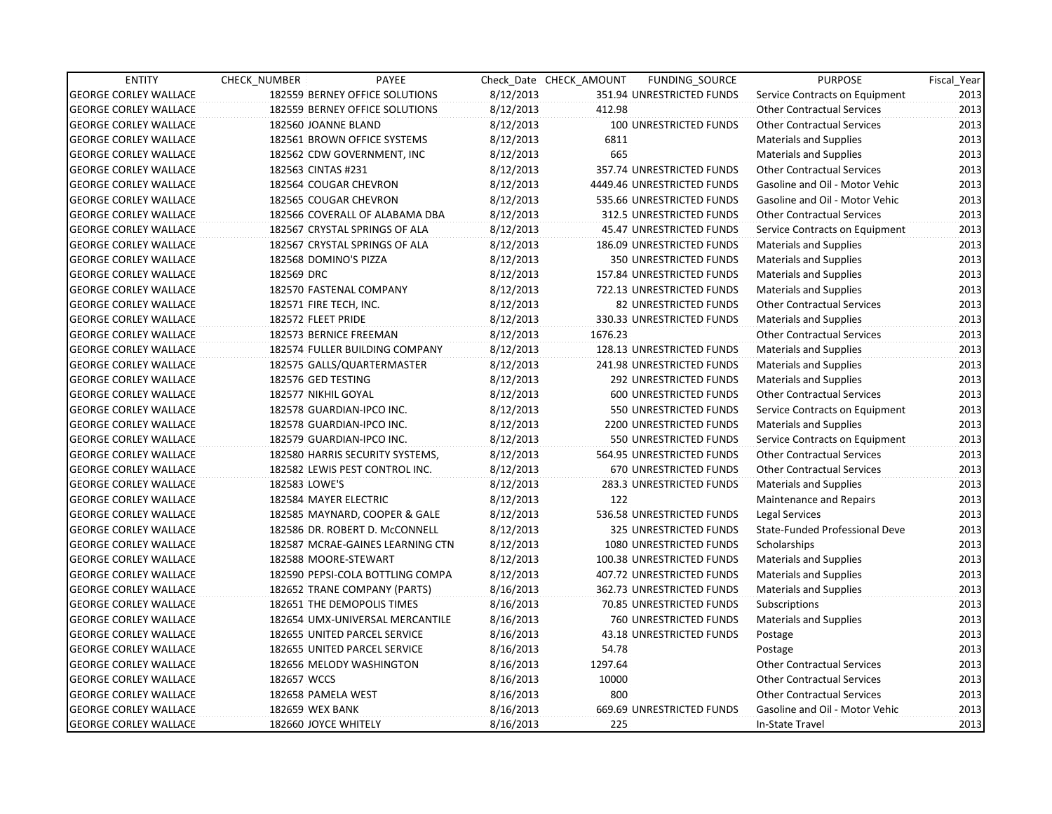| ENTITY | CHECK_NUMBER | PAYEE | Check_Date | CHECK_AMOUNT | FUNDING_SOURCE | PURPOSE | Fiscal_Year |
|---|---|---|---|---|---|---|---|
| GEORGE CORLEY WALLACE | 182559 | BERNEY OFFICE SOLUTIONS | 8/12/2013 | 351.94 | UNRESTRICTED FUNDS | Service Contracts on Equipment | 2013 |
| GEORGE CORLEY WALLACE | 182559 | BERNEY OFFICE SOLUTIONS | 8/12/2013 | 412.98 | | Other Contractual Services | 2013 |
| GEORGE CORLEY WALLACE | 182560 | JOANNE BLAND | 8/12/2013 | 100 | UNRESTRICTED FUNDS | Other Contractual Services | 2013 |
| GEORGE CORLEY WALLACE | 182561 | BROWN OFFICE SYSTEMS | 8/12/2013 | 6811 | | Materials and Supplies | 2013 |
| GEORGE CORLEY WALLACE | 182562 | CDW GOVERNMENT, INC | 8/12/2013 | 665 | | Materials and Supplies | 2013 |
| GEORGE CORLEY WALLACE | 182563 | CINTAS #231 | 8/12/2013 | 357.74 | UNRESTRICTED FUNDS | Other Contractual Services | 2013 |
| GEORGE CORLEY WALLACE | 182564 | COUGAR CHEVRON | 8/12/2013 | 4449.46 | UNRESTRICTED FUNDS | Gasoline and Oil - Motor Vehic | 2013 |
| GEORGE CORLEY WALLACE | 182565 | COUGAR CHEVRON | 8/12/2013 | 535.66 | UNRESTRICTED FUNDS | Gasoline and Oil - Motor Vehic | 2013 |
| GEORGE CORLEY WALLACE | 182566 | COVERALL OF ALABAMA DBA | 8/12/2013 | 312.5 | UNRESTRICTED FUNDS | Other Contractual Services | 2013 |
| GEORGE CORLEY WALLACE | 182567 | CRYSTAL SPRINGS OF ALA | 8/12/2013 | 45.47 | UNRESTRICTED FUNDS | Service Contracts on Equipment | 2013 |
| GEORGE CORLEY WALLACE | 182567 | CRYSTAL SPRINGS OF ALA | 8/12/2013 | 186.09 | UNRESTRICTED FUNDS | Materials and Supplies | 2013 |
| GEORGE CORLEY WALLACE | 182568 | DOMINO'S PIZZA | 8/12/2013 | 350 | UNRESTRICTED FUNDS | Materials and Supplies | 2013 |
| GEORGE CORLEY WALLACE | 182569 | DRC | 8/12/2013 | 157.84 | UNRESTRICTED FUNDS | Materials and Supplies | 2013 |
| GEORGE CORLEY WALLACE | 182570 | FASTENAL COMPANY | 8/12/2013 | 722.13 | UNRESTRICTED FUNDS | Materials and Supplies | 2013 |
| GEORGE CORLEY WALLACE | 182571 | FIRE TECH, INC. | 8/12/2013 | 82 | UNRESTRICTED FUNDS | Other Contractual Services | 2013 |
| GEORGE CORLEY WALLACE | 182572 | FLEET PRIDE | 8/12/2013 | 330.33 | UNRESTRICTED FUNDS | Materials and Supplies | 2013 |
| GEORGE CORLEY WALLACE | 182573 | BERNICE FREEMAN | 8/12/2013 | 1676.23 | | Other Contractual Services | 2013 |
| GEORGE CORLEY WALLACE | 182574 | FULLER BUILDING COMPANY | 8/12/2013 | 128.13 | UNRESTRICTED FUNDS | Materials and Supplies | 2013 |
| GEORGE CORLEY WALLACE | 182575 | GALLS/QUARTERMASTER | 8/12/2013 | 241.98 | UNRESTRICTED FUNDS | Materials and Supplies | 2013 |
| GEORGE CORLEY WALLACE | 182576 | GED TESTING | 8/12/2013 | 292 | UNRESTRICTED FUNDS | Materials and Supplies | 2013 |
| GEORGE CORLEY WALLACE | 182577 | NIKHIL GOYAL | 8/12/2013 | 600 | UNRESTRICTED FUNDS | Other Contractual Services | 2013 |
| GEORGE CORLEY WALLACE | 182578 | GUARDIAN-IPCO INC. | 8/12/2013 | 550 | UNRESTRICTED FUNDS | Service Contracts on Equipment | 2013 |
| GEORGE CORLEY WALLACE | 182578 | GUARDIAN-IPCO INC. | 8/12/2013 | 2200 | UNRESTRICTED FUNDS | Materials and Supplies | 2013 |
| GEORGE CORLEY WALLACE | 182579 | GUARDIAN-IPCO INC. | 8/12/2013 | 550 | UNRESTRICTED FUNDS | Service Contracts on Equipment | 2013 |
| GEORGE CORLEY WALLACE | 182580 | HARRIS SECURITY SYSTEMS, | 8/12/2013 | 564.95 | UNRESTRICTED FUNDS | Other Contractual Services | 2013 |
| GEORGE CORLEY WALLACE | 182582 | LEWIS PEST CONTROL INC. | 8/12/2013 | 670 | UNRESTRICTED FUNDS | Other Contractual Services | 2013 |
| GEORGE CORLEY WALLACE | 182583 | LOWE'S | 8/12/2013 | 283.3 | UNRESTRICTED FUNDS | Materials and Supplies | 2013 |
| GEORGE CORLEY WALLACE | 182584 | MAYER ELECTRIC | 8/12/2013 | 122 | | Maintenance and Repairs | 2013 |
| GEORGE CORLEY WALLACE | 182585 | MAYNARD, COOPER & GALE | 8/12/2013 | 536.58 | UNRESTRICTED FUNDS | Legal Services | 2013 |
| GEORGE CORLEY WALLACE | 182586 | DR. ROBERT D. McCONNELL | 8/12/2013 | 325 | UNRESTRICTED FUNDS | State-Funded Professional Deve | 2013 |
| GEORGE CORLEY WALLACE | 182587 | MCRAE-GAINES LEARNING CTN | 8/12/2013 | 1080 | UNRESTRICTED FUNDS | Scholarships | 2013 |
| GEORGE CORLEY WALLACE | 182588 | MOORE-STEWART | 8/12/2013 | 100.38 | UNRESTRICTED FUNDS | Materials and Supplies | 2013 |
| GEORGE CORLEY WALLACE | 182590 | PEPSI-COLA BOTTLING COMPA | 8/12/2013 | 407.72 | UNRESTRICTED FUNDS | Materials and Supplies | 2013 |
| GEORGE CORLEY WALLACE | 182652 | TRANE COMPANY (PARTS) | 8/16/2013 | 362.73 | UNRESTRICTED FUNDS | Materials and Supplies | 2013 |
| GEORGE CORLEY WALLACE | 182651 | THE DEMOPOLIS TIMES | 8/16/2013 | 70.85 | UNRESTRICTED FUNDS | Subscriptions | 2013 |
| GEORGE CORLEY WALLACE | 182654 | UMX-UNIVERSAL MERCANTILE | 8/16/2013 | 760 | UNRESTRICTED FUNDS | Materials and Supplies | 2013 |
| GEORGE CORLEY WALLACE | 182655 | UNITED PARCEL SERVICE | 8/16/2013 | 43.18 | UNRESTRICTED FUNDS | Postage | 2013 |
| GEORGE CORLEY WALLACE | 182655 | UNITED PARCEL SERVICE | 8/16/2013 | 54.78 | | Postage | 2013 |
| GEORGE CORLEY WALLACE | 182656 | MELODY WASHINGTON | 8/16/2013 | 1297.64 | | Other Contractual Services | 2013 |
| GEORGE CORLEY WALLACE | 182657 | WCCS | 8/16/2013 | 10000 | | Other Contractual Services | 2013 |
| GEORGE CORLEY WALLACE | 182658 | PAMELA WEST | 8/16/2013 | 800 | | Other Contractual Services | 2013 |
| GEORGE CORLEY WALLACE | 182659 | WEX BANK | 8/16/2013 | 669.69 | UNRESTRICTED FUNDS | Gasoline and Oil - Motor Vehic | 2013 |
| GEORGE CORLEY WALLACE | 182660 | JOYCE WHITELY | 8/16/2013 | 225 | | In-State Travel | 2013 |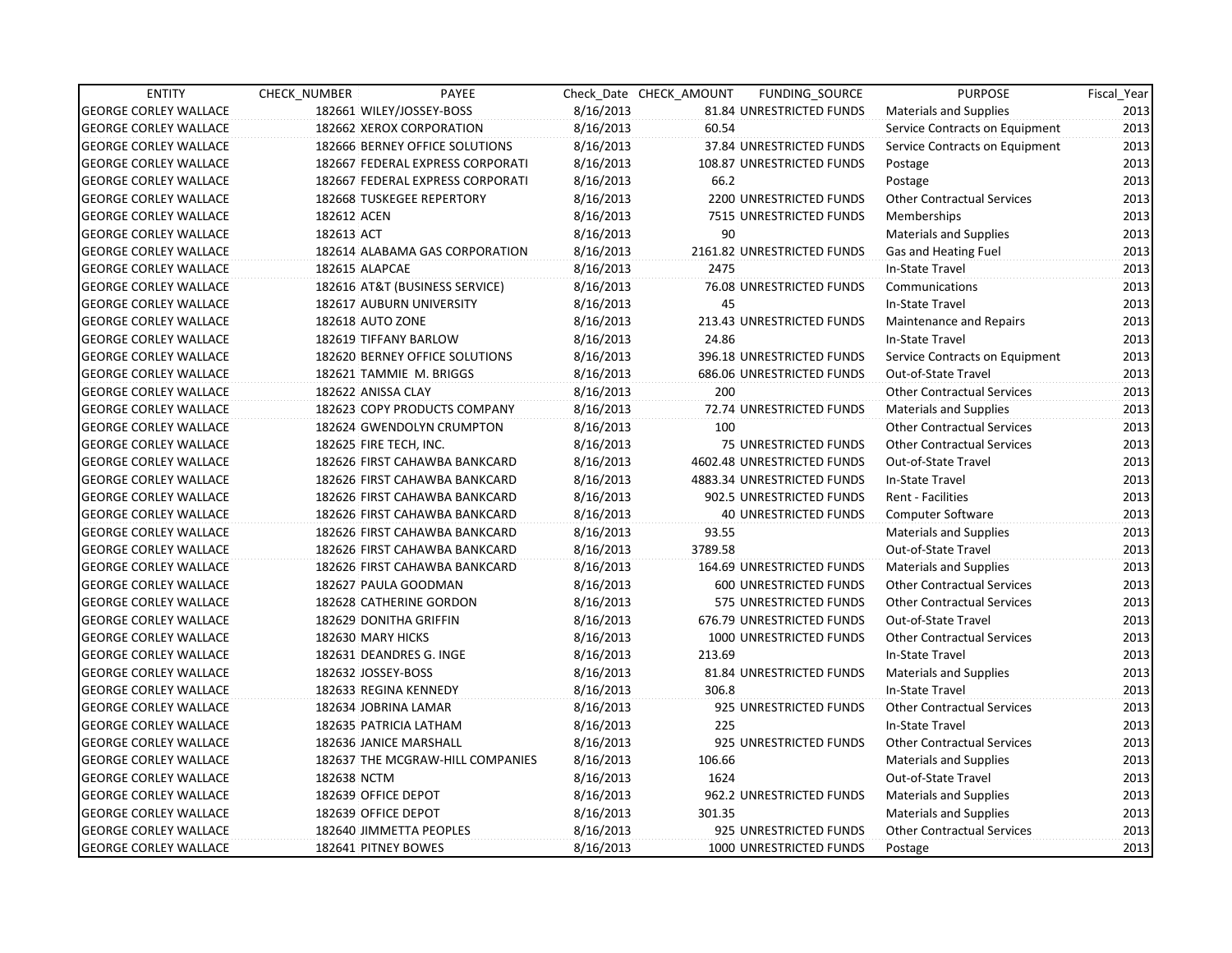| ENTITY | CHECK_NUMBER | PAYEE | Check_Date | CHECK_AMOUNT | FUNDING_SOURCE | PURPOSE | Fiscal_Year |
|---|---|---|---|---|---|---|---|
| GEORGE CORLEY WALLACE | 182661 | WILEY/JOSSEY-BOSS | 8/16/2013 | 81.84 | UNRESTRICTED FUNDS | Materials and Supplies | 2013 |
| GEORGE CORLEY WALLACE | 182662 | XEROX CORPORATION | 8/16/2013 | 60.54 | | Service Contracts on Equipment | 2013 |
| GEORGE CORLEY WALLACE | 182666 | BERNEY OFFICE SOLUTIONS | 8/16/2013 | 37.84 | UNRESTRICTED FUNDS | Service Contracts on Equipment | 2013 |
| GEORGE CORLEY WALLACE | 182667 | FEDERAL EXPRESS CORPORATI | 8/16/2013 | 108.87 | UNRESTRICTED FUNDS | Postage | 2013 |
| GEORGE CORLEY WALLACE | 182667 | FEDERAL EXPRESS CORPORATI | 8/16/2013 | 66.2 | | Postage | 2013 |
| GEORGE CORLEY WALLACE | 182668 | TUSKEGEE REPERTORY | 8/16/2013 | 2200 | UNRESTRICTED FUNDS | Other Contractual Services | 2013 |
| GEORGE CORLEY WALLACE | 182612 | ACEN | 8/16/2013 | 7515 | UNRESTRICTED FUNDS | Memberships | 2013 |
| GEORGE CORLEY WALLACE | 182613 | ACT | 8/16/2013 | 90 | | Materials and Supplies | 2013 |
| GEORGE CORLEY WALLACE | 182614 | ALABAMA GAS CORPORATION | 8/16/2013 | 2161.82 | UNRESTRICTED FUNDS | Gas and Heating Fuel | 2013 |
| GEORGE CORLEY WALLACE | 182615 | ALAPCAE | 8/16/2013 | 2475 | | In-State Travel | 2013 |
| GEORGE CORLEY WALLACE | 182616 | AT&T (BUSINESS SERVICE) | 8/16/2013 | 76.08 | UNRESTRICTED FUNDS | Communications | 2013 |
| GEORGE CORLEY WALLACE | 182617 | AUBURN UNIVERSITY | 8/16/2013 | 45 | | In-State Travel | 2013 |
| GEORGE CORLEY WALLACE | 182618 | AUTO ZONE | 8/16/2013 | 213.43 | UNRESTRICTED FUNDS | Maintenance and Repairs | 2013 |
| GEORGE CORLEY WALLACE | 182619 | TIFFANY BARLOW | 8/16/2013 | 24.86 | | In-State Travel | 2013 |
| GEORGE CORLEY WALLACE | 182620 | BERNEY OFFICE SOLUTIONS | 8/16/2013 | 396.18 | UNRESTRICTED FUNDS | Service Contracts on Equipment | 2013 |
| GEORGE CORLEY WALLACE | 182621 | TAMMIE M. BRIGGS | 8/16/2013 | 686.06 | UNRESTRICTED FUNDS | Out-of-State Travel | 2013 |
| GEORGE CORLEY WALLACE | 182622 | ANISSA CLAY | 8/16/2013 | 200 | | Other Contractual Services | 2013 |
| GEORGE CORLEY WALLACE | 182623 | COPY PRODUCTS COMPANY | 8/16/2013 | 72.74 | UNRESTRICTED FUNDS | Materials and Supplies | 2013 |
| GEORGE CORLEY WALLACE | 182624 | GWENDOLYN CRUMPTON | 8/16/2013 | 100 | | Other Contractual Services | 2013 |
| GEORGE CORLEY WALLACE | 182625 | FIRE TECH, INC. | 8/16/2013 | 75 | UNRESTRICTED FUNDS | Other Contractual Services | 2013 |
| GEORGE CORLEY WALLACE | 182626 | FIRST CAHAWBA BANKCARD | 8/16/2013 | 4602.48 | UNRESTRICTED FUNDS | Out-of-State Travel | 2013 |
| GEORGE CORLEY WALLACE | 182626 | FIRST CAHAWBA BANKCARD | 8/16/2013 | 4883.34 | UNRESTRICTED FUNDS | In-State Travel | 2013 |
| GEORGE CORLEY WALLACE | 182626 | FIRST CAHAWBA BANKCARD | 8/16/2013 | 902.5 | UNRESTRICTED FUNDS | Rent - Facilities | 2013 |
| GEORGE CORLEY WALLACE | 182626 | FIRST CAHAWBA BANKCARD | 8/16/2013 | 40 | UNRESTRICTED FUNDS | Computer Software | 2013 |
| GEORGE CORLEY WALLACE | 182626 | FIRST CAHAWBA BANKCARD | 8/16/2013 | 93.55 | | Materials and Supplies | 2013 |
| GEORGE CORLEY WALLACE | 182626 | FIRST CAHAWBA BANKCARD | 8/16/2013 | 3789.58 | | Out-of-State Travel | 2013 |
| GEORGE CORLEY WALLACE | 182626 | FIRST CAHAWBA BANKCARD | 8/16/2013 | 164.69 | UNRESTRICTED FUNDS | Materials and Supplies | 2013 |
| GEORGE CORLEY WALLACE | 182627 | PAULA GOODMAN | 8/16/2013 | 600 | UNRESTRICTED FUNDS | Other Contractual Services | 2013 |
| GEORGE CORLEY WALLACE | 182628 | CATHERINE GORDON | 8/16/2013 | 575 | UNRESTRICTED FUNDS | Other Contractual Services | 2013 |
| GEORGE CORLEY WALLACE | 182629 | DONITHA GRIFFIN | 8/16/2013 | 676.79 | UNRESTRICTED FUNDS | Out-of-State Travel | 2013 |
| GEORGE CORLEY WALLACE | 182630 | MARY HICKS | 8/16/2013 | 1000 | UNRESTRICTED FUNDS | Other Contractual Services | 2013 |
| GEORGE CORLEY WALLACE | 182631 | DEANDRES G. INGE | 8/16/2013 | 213.69 | | In-State Travel | 2013 |
| GEORGE CORLEY WALLACE | 182632 | JOSSEY-BOSS | 8/16/2013 | 81.84 | UNRESTRICTED FUNDS | Materials and Supplies | 2013 |
| GEORGE CORLEY WALLACE | 182633 | REGINA KENNEDY | 8/16/2013 | 306.8 | | In-State Travel | 2013 |
| GEORGE CORLEY WALLACE | 182634 | JOBRINA LAMAR | 8/16/2013 | 925 | UNRESTRICTED FUNDS | Other Contractual Services | 2013 |
| GEORGE CORLEY WALLACE | 182635 | PATRICIA LATHAM | 8/16/2013 | 225 | | In-State Travel | 2013 |
| GEORGE CORLEY WALLACE | 182636 | JANICE MARSHALL | 8/16/2013 | 925 | UNRESTRICTED FUNDS | Other Contractual Services | 2013 |
| GEORGE CORLEY WALLACE | 182637 | THE MCGRAW-HILL COMPANIES | 8/16/2013 | 106.66 | | Materials and Supplies | 2013 |
| GEORGE CORLEY WALLACE | 182638 | NCTM | 8/16/2013 | 1624 | | Out-of-State Travel | 2013 |
| GEORGE CORLEY WALLACE | 182639 | OFFICE DEPOT | 8/16/2013 | 962.2 | UNRESTRICTED FUNDS | Materials and Supplies | 2013 |
| GEORGE CORLEY WALLACE | 182639 | OFFICE DEPOT | 8/16/2013 | 301.35 | | Materials and Supplies | 2013 |
| GEORGE CORLEY WALLACE | 182640 | JIMMETTA PEOPLES | 8/16/2013 | 925 | UNRESTRICTED FUNDS | Other Contractual Services | 2013 |
| GEORGE CORLEY WALLACE | 182641 | PITNEY BOWES | 8/16/2013 | 1000 | UNRESTRICTED FUNDS | Postage | 2013 |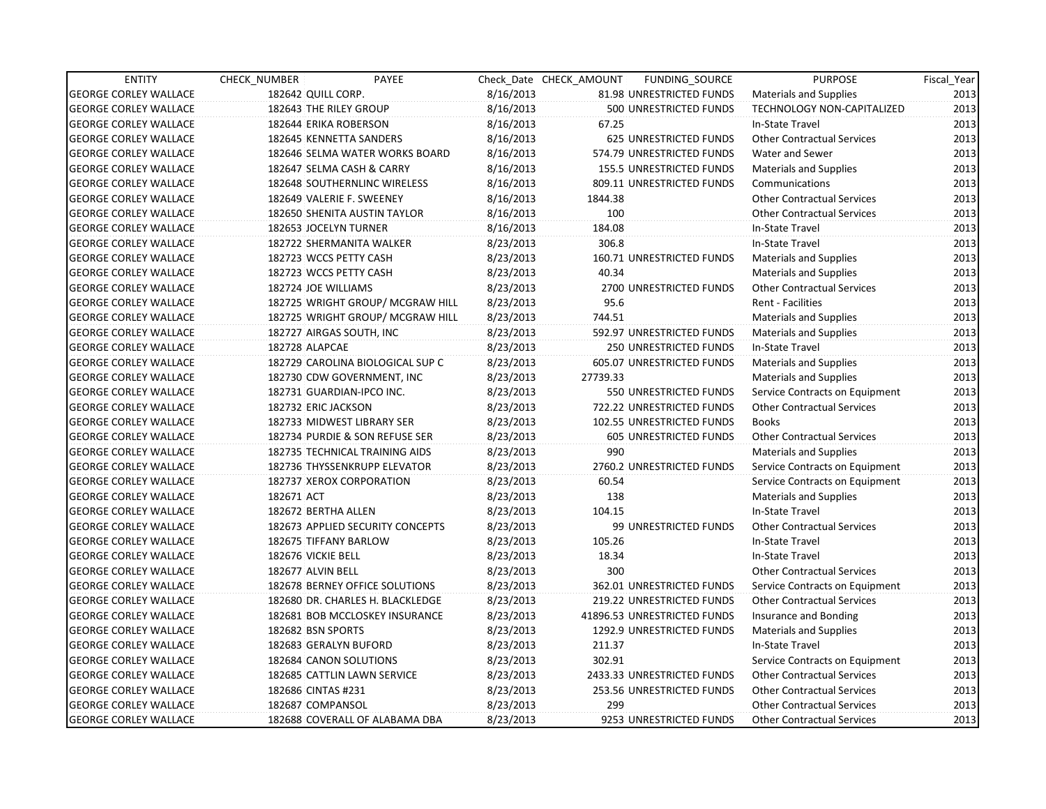| ENTITY | CHECK_NUMBER | PAYEE | Check_Date | CHECK_AMOUNT | FUNDING_SOURCE | PURPOSE | Fiscal_Year |
|---|---|---|---|---|---|---|---|
| GEORGE CORLEY WALLACE | 182642 | QUILL CORP. | 8/16/2013 | 81.98 | UNRESTRICTED FUNDS | Materials and Supplies | 2013 |
| GEORGE CORLEY WALLACE | 182643 | THE RILEY GROUP | 8/16/2013 | 500 | UNRESTRICTED FUNDS | TECHNOLOGY NON-CAPITALIZED | 2013 |
| GEORGE CORLEY WALLACE | 182644 | ERIKA ROBERSON | 8/16/2013 | 67.25 | | In-State Travel | 2013 |
| GEORGE CORLEY WALLACE | 182645 | KENNETTA SANDERS | 8/16/2013 | 625 | UNRESTRICTED FUNDS | Other Contractual Services | 2013 |
| GEORGE CORLEY WALLACE | 182646 | SELMA WATER WORKS BOARD | 8/16/2013 | 574.79 | UNRESTRICTED FUNDS | Water and Sewer | 2013 |
| GEORGE CORLEY WALLACE | 182647 | SELMA CASH & CARRY | 8/16/2013 | 155.5 | UNRESTRICTED FUNDS | Materials and Supplies | 2013 |
| GEORGE CORLEY WALLACE | 182648 | SOUTHERNLINC WIRELESS | 8/16/2013 | 809.11 | UNRESTRICTED FUNDS | Communications | 2013 |
| GEORGE CORLEY WALLACE | 182649 | VALERIE F. SWEENEY | 8/16/2013 | 1844.38 | | Other Contractual Services | 2013 |
| GEORGE CORLEY WALLACE | 182650 | SHENITA AUSTIN TAYLOR | 8/16/2013 | 100 | | Other Contractual Services | 2013 |
| GEORGE CORLEY WALLACE | 182653 | JOCELYN TURNER | 8/16/2013 | 184.08 | | In-State Travel | 2013 |
| GEORGE CORLEY WALLACE | 182722 | SHERMANITA WALKER | 8/23/2013 | 306.8 | | In-State Travel | 2013 |
| GEORGE CORLEY WALLACE | 182723 | WCCS PETTY CASH | 8/23/2013 | 160.71 | UNRESTRICTED FUNDS | Materials and Supplies | 2013 |
| GEORGE CORLEY WALLACE | 182723 | WCCS PETTY CASH | 8/23/2013 | 40.34 | | Materials and Supplies | 2013 |
| GEORGE CORLEY WALLACE | 182724 | JOE WILLIAMS | 8/23/2013 | 2700 | UNRESTRICTED FUNDS | Other Contractual Services | 2013 |
| GEORGE CORLEY WALLACE | 182725 | WRIGHT GROUP/ MCGRAW HILL | 8/23/2013 | 95.6 | | Rent - Facilities | 2013 |
| GEORGE CORLEY WALLACE | 182725 | WRIGHT GROUP/ MCGRAW HILL | 8/23/2013 | 744.51 | | Materials and Supplies | 2013 |
| GEORGE CORLEY WALLACE | 182727 | AIRGAS SOUTH, INC | 8/23/2013 | 592.97 | UNRESTRICTED FUNDS | Materials and Supplies | 2013 |
| GEORGE CORLEY WALLACE | 182728 | ALAPCAE | 8/23/2013 | 250 | UNRESTRICTED FUNDS | In-State Travel | 2013 |
| GEORGE CORLEY WALLACE | 182729 | CAROLINA BIOLOGICAL SUP C | 8/23/2013 | 605.07 | UNRESTRICTED FUNDS | Materials and Supplies | 2013 |
| GEORGE CORLEY WALLACE | 182730 | CDW GOVERNMENT, INC | 8/23/2013 | 27739.33 | | Materials and Supplies | 2013 |
| GEORGE CORLEY WALLACE | 182731 | GUARDIAN-IPCO INC. | 8/23/2013 | 550 | UNRESTRICTED FUNDS | Service Contracts on Equipment | 2013 |
| GEORGE CORLEY WALLACE | 182732 | ERIC JACKSON | 8/23/2013 | 722.22 | UNRESTRICTED FUNDS | Other Contractual Services | 2013 |
| GEORGE CORLEY WALLACE | 182733 | MIDWEST LIBRARY SER | 8/23/2013 | 102.55 | UNRESTRICTED FUNDS | Books | 2013 |
| GEORGE CORLEY WALLACE | 182734 | PURDIE & SON REFUSE SER | 8/23/2013 | 605 | UNRESTRICTED FUNDS | Other Contractual Services | 2013 |
| GEORGE CORLEY WALLACE | 182735 | TECHNICAL TRAINING AIDS | 8/23/2013 | 990 | | Materials and Supplies | 2013 |
| GEORGE CORLEY WALLACE | 182736 | THYSSENKRUPP ELEVATOR | 8/23/2013 | 2760.2 | UNRESTRICTED FUNDS | Service Contracts on Equipment | 2013 |
| GEORGE CORLEY WALLACE | 182737 | XEROX CORPORATION | 8/23/2013 | 60.54 | | Service Contracts on Equipment | 2013 |
| GEORGE CORLEY WALLACE | 182671 | ACT | 8/23/2013 | 138 | | Materials and Supplies | 2013 |
| GEORGE CORLEY WALLACE | 182672 | BERTHA ALLEN | 8/23/2013 | 104.15 | | In-State Travel | 2013 |
| GEORGE CORLEY WALLACE | 182673 | APPLIED SECURITY CONCEPTS | 8/23/2013 | 99 | UNRESTRICTED FUNDS | Other Contractual Services | 2013 |
| GEORGE CORLEY WALLACE | 182675 | TIFFANY BARLOW | 8/23/2013 | 105.26 | | In-State Travel | 2013 |
| GEORGE CORLEY WALLACE | 182676 | VICKIE BELL | 8/23/2013 | 18.34 | | In-State Travel | 2013 |
| GEORGE CORLEY WALLACE | 182677 | ALVIN BELL | 8/23/2013 | 300 | | Other Contractual Services | 2013 |
| GEORGE CORLEY WALLACE | 182678 | BERNEY OFFICE SOLUTIONS | 8/23/2013 | 362.01 | UNRESTRICTED FUNDS | Service Contracts on Equipment | 2013 |
| GEORGE CORLEY WALLACE | 182680 | DR. CHARLES H. BLACKLEDGE | 8/23/2013 | 219.22 | UNRESTRICTED FUNDS | Other Contractual Services | 2013 |
| GEORGE CORLEY WALLACE | 182681 | BOB MCCLOSKEY INSURANCE | 8/23/2013 | 41896.53 | UNRESTRICTED FUNDS | Insurance and Bonding | 2013 |
| GEORGE CORLEY WALLACE | 182682 | BSN SPORTS | 8/23/2013 | 1292.9 | UNRESTRICTED FUNDS | Materials and Supplies | 2013 |
| GEORGE CORLEY WALLACE | 182683 | GERALYN BUFORD | 8/23/2013 | 211.37 | | In-State Travel | 2013 |
| GEORGE CORLEY WALLACE | 182684 | CANON SOLUTIONS | 8/23/2013 | 302.91 | | Service Contracts on Equipment | 2013 |
| GEORGE CORLEY WALLACE | 182685 | CATTLIN LAWN SERVICE | 8/23/2013 | 2433.33 | UNRESTRICTED FUNDS | Other Contractual Services | 2013 |
| GEORGE CORLEY WALLACE | 182686 | CINTAS #231 | 8/23/2013 | 253.56 | UNRESTRICTED FUNDS | Other Contractual Services | 2013 |
| GEORGE CORLEY WALLACE | 182687 | COMPANSOL | 8/23/2013 | 299 | | Other Contractual Services | 2013 |
| GEORGE CORLEY WALLACE | 182688 | COVERALL OF ALABAMA DBA | 8/23/2013 | 9253 | UNRESTRICTED FUNDS | Other Contractual Services | 2013 |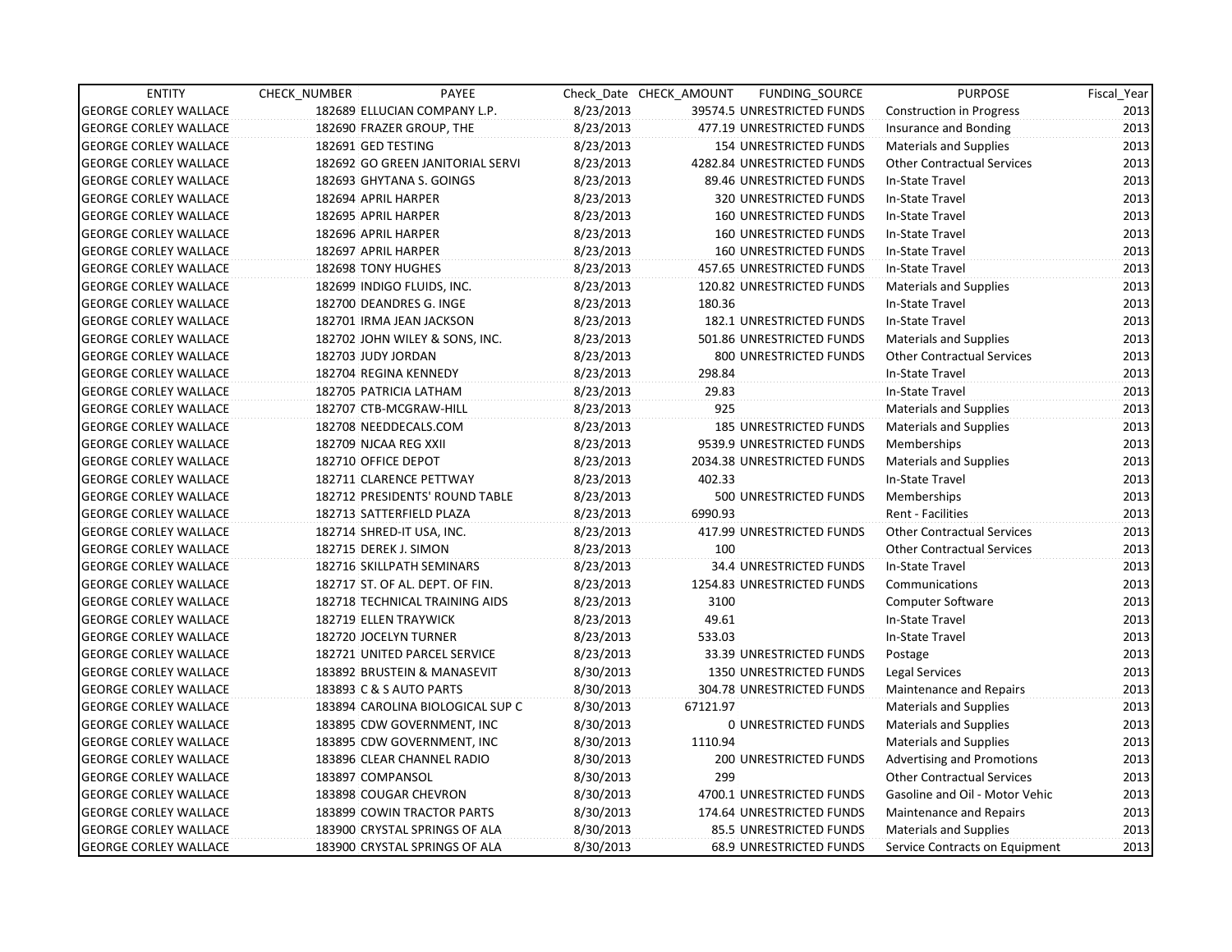| ENTITY | CHECK_NUMBER | PAYEE | Check_Date | CHECK_AMOUNT | FUNDING_SOURCE | PURPOSE | Fiscal_Year |
|---|---|---|---|---|---|---|---|
| GEORGE CORLEY WALLACE | 182689 | ELLUCIAN COMPANY L.P. | 8/23/2013 | 39574.5 | UNRESTRICTED FUNDS | Construction in Progress | 2013 |
| GEORGE CORLEY WALLACE | 182690 | FRAZER GROUP, THE | 8/23/2013 | 477.19 | UNRESTRICTED FUNDS | Insurance and Bonding | 2013 |
| GEORGE CORLEY WALLACE | 182691 | GED TESTING | 8/23/2013 | 154 | UNRESTRICTED FUNDS | Materials and Supplies | 2013 |
| GEORGE CORLEY WALLACE | 182692 | GO GREEN JANITORIAL SERVI | 8/23/2013 | 4282.84 | UNRESTRICTED FUNDS | Other Contractual Services | 2013 |
| GEORGE CORLEY WALLACE | 182693 | GHYTANA S. GOINGS | 8/23/2013 | 89.46 | UNRESTRICTED FUNDS | In-State Travel | 2013 |
| GEORGE CORLEY WALLACE | 182694 | APRIL HARPER | 8/23/2013 | 320 | UNRESTRICTED FUNDS | In-State Travel | 2013 |
| GEORGE CORLEY WALLACE | 182695 | APRIL HARPER | 8/23/2013 | 160 | UNRESTRICTED FUNDS | In-State Travel | 2013 |
| GEORGE CORLEY WALLACE | 182696 | APRIL HARPER | 8/23/2013 | 160 | UNRESTRICTED FUNDS | In-State Travel | 2013 |
| GEORGE CORLEY WALLACE | 182697 | APRIL HARPER | 8/23/2013 | 160 | UNRESTRICTED FUNDS | In-State Travel | 2013 |
| GEORGE CORLEY WALLACE | 182698 | TONY HUGHES | 8/23/2013 | 457.65 | UNRESTRICTED FUNDS | In-State Travel | 2013 |
| GEORGE CORLEY WALLACE | 182699 | INDIGO FLUIDS, INC. | 8/23/2013 | 120.82 | UNRESTRICTED FUNDS | Materials and Supplies | 2013 |
| GEORGE CORLEY WALLACE | 182700 | DEANDRES G. INGE | 8/23/2013 | 180.36 | | In-State Travel | 2013 |
| GEORGE CORLEY WALLACE | 182701 | IRMA JEAN JACKSON | 8/23/2013 | 182.1 | UNRESTRICTED FUNDS | In-State Travel | 2013 |
| GEORGE CORLEY WALLACE | 182702 | JOHN WILEY & SONS, INC. | 8/23/2013 | 501.86 | UNRESTRICTED FUNDS | Materials and Supplies | 2013 |
| GEORGE CORLEY WALLACE | 182703 | JUDY JORDAN | 8/23/2013 | 800 | UNRESTRICTED FUNDS | Other Contractual Services | 2013 |
| GEORGE CORLEY WALLACE | 182704 | REGINA KENNEDY | 8/23/2013 | 298.84 | | In-State Travel | 2013 |
| GEORGE CORLEY WALLACE | 182705 | PATRICIA LATHAM | 8/23/2013 | 29.83 | | In-State Travel | 2013 |
| GEORGE CORLEY WALLACE | 182707 | CTB-MCGRAW-HILL | 8/23/2013 | 925 | | Materials and Supplies | 2013 |
| GEORGE CORLEY WALLACE | 182708 | NEEDDECALS.COM | 8/23/2013 | 185 | UNRESTRICTED FUNDS | Materials and Supplies | 2013 |
| GEORGE CORLEY WALLACE | 182709 | NJCAA REG XXII | 8/23/2013 | 9539.9 | UNRESTRICTED FUNDS | Memberships | 2013 |
| GEORGE CORLEY WALLACE | 182710 | OFFICE DEPOT | 8/23/2013 | 2034.38 | UNRESTRICTED FUNDS | Materials and Supplies | 2013 |
| GEORGE CORLEY WALLACE | 182711 | CLARENCE PETTWAY | 8/23/2013 | 402.33 | | In-State Travel | 2013 |
| GEORGE CORLEY WALLACE | 182712 | PRESIDENTS' ROUND TABLE | 8/23/2013 | 500 | UNRESTRICTED FUNDS | Memberships | 2013 |
| GEORGE CORLEY WALLACE | 182713 | SATTERFIELD PLAZA | 8/23/2013 | 6990.93 | | Rent - Facilities | 2013 |
| GEORGE CORLEY WALLACE | 182714 | SHRED-IT USA, INC. | 8/23/2013 | 417.99 | UNRESTRICTED FUNDS | Other Contractual Services | 2013 |
| GEORGE CORLEY WALLACE | 182715 | DEREK J. SIMON | 8/23/2013 | 100 | | Other Contractual Services | 2013 |
| GEORGE CORLEY WALLACE | 182716 | SKILLPATH SEMINARS | 8/23/2013 | 34.4 | UNRESTRICTED FUNDS | In-State Travel | 2013 |
| GEORGE CORLEY WALLACE | 182717 | ST. OF AL. DEPT. OF FIN. | 8/23/2013 | 1254.83 | UNRESTRICTED FUNDS | Communications | 2013 |
| GEORGE CORLEY WALLACE | 182718 | TECHNICAL TRAINING AIDS | 8/23/2013 | 3100 | | Computer Software | 2013 |
| GEORGE CORLEY WALLACE | 182719 | ELLEN TRAYWICK | 8/23/2013 | 49.61 | | In-State Travel | 2013 |
| GEORGE CORLEY WALLACE | 182720 | JOCELYN TURNER | 8/23/2013 | 533.03 | | In-State Travel | 2013 |
| GEORGE CORLEY WALLACE | 182721 | UNITED PARCEL SERVICE | 8/23/2013 | 33.39 | UNRESTRICTED FUNDS | Postage | 2013 |
| GEORGE CORLEY WALLACE | 183892 | BRUSTEIN & MANASEVIT | 8/30/2013 | 1350 | UNRESTRICTED FUNDS | Legal Services | 2013 |
| GEORGE CORLEY WALLACE | 183893 | C & S AUTO PARTS | 8/30/2013 | 304.78 | UNRESTRICTED FUNDS | Maintenance and Repairs | 2013 |
| GEORGE CORLEY WALLACE | 183894 | CAROLINA BIOLOGICAL SUP C | 8/30/2013 | 67121.97 | | Materials and Supplies | 2013 |
| GEORGE CORLEY WALLACE | 183895 | CDW GOVERNMENT, INC | 8/30/2013 | 0 | UNRESTRICTED FUNDS | Materials and Supplies | 2013 |
| GEORGE CORLEY WALLACE | 183895 | CDW GOVERNMENT, INC | 8/30/2013 | 1110.94 | | Materials and Supplies | 2013 |
| GEORGE CORLEY WALLACE | 183896 | CLEAR CHANNEL RADIO | 8/30/2013 | 200 | UNRESTRICTED FUNDS | Advertising and Promotions | 2013 |
| GEORGE CORLEY WALLACE | 183897 | COMPANSOL | 8/30/2013 | 299 | | Other Contractual Services | 2013 |
| GEORGE CORLEY WALLACE | 183898 | COUGAR CHEVRON | 8/30/2013 | 4700.1 | UNRESTRICTED FUNDS | Gasoline and Oil - Motor Vehic | 2013 |
| GEORGE CORLEY WALLACE | 183899 | COWIN TRACTOR PARTS | 8/30/2013 | 174.64 | UNRESTRICTED FUNDS | Maintenance and Repairs | 2013 |
| GEORGE CORLEY WALLACE | 183900 | CRYSTAL SPRINGS OF ALA | 8/30/2013 | 85.5 | UNRESTRICTED FUNDS | Materials and Supplies | 2013 |
| GEORGE CORLEY WALLACE | 183900 | CRYSTAL SPRINGS OF ALA | 8/30/2013 | 68.9 | UNRESTRICTED FUNDS | Service Contracts on Equipment | 2013 |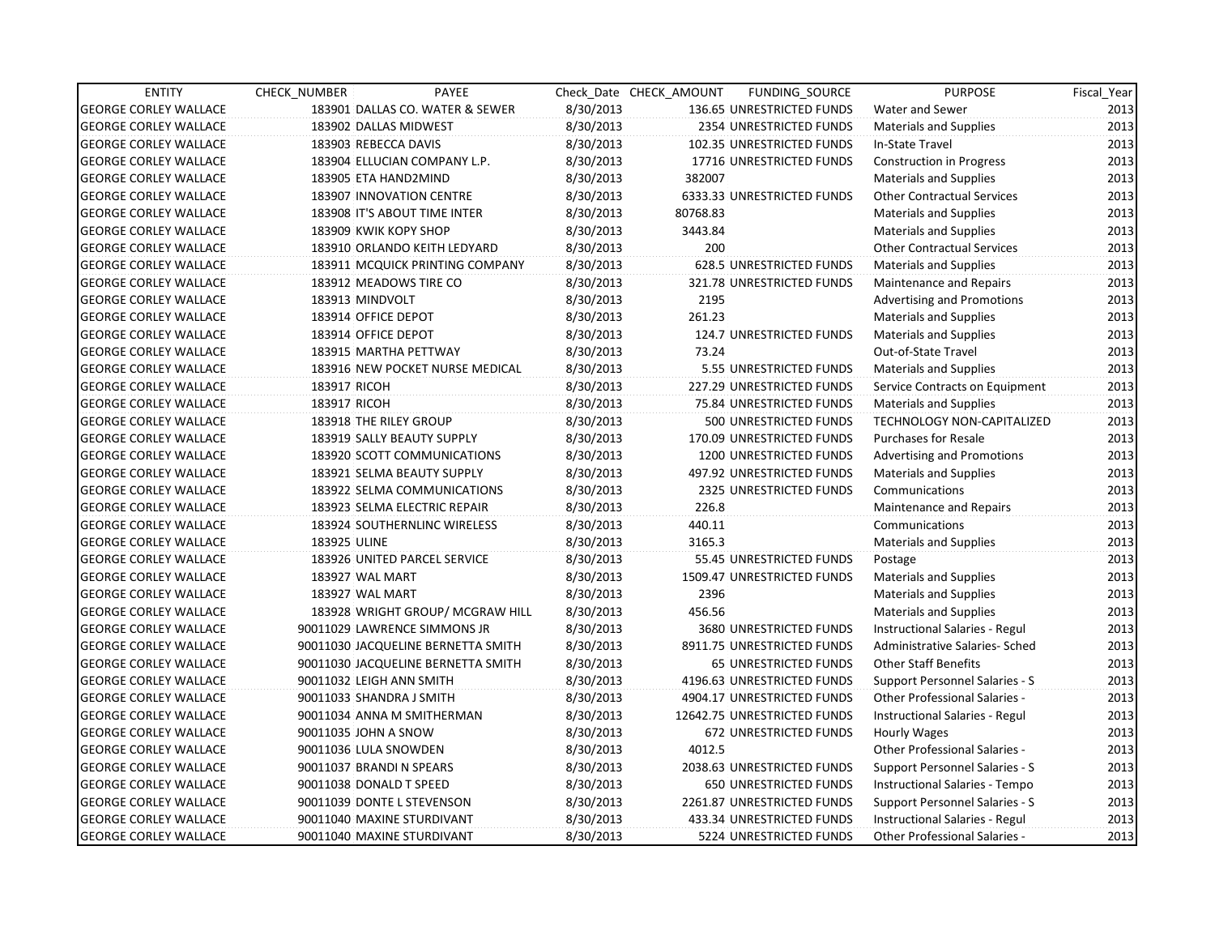| ENTITY | CHECK_NUMBER | PAYEE | Check_Date | CHECK_AMOUNT | FUNDING_SOURCE | PURPOSE | Fiscal_Year |
|---|---|---|---|---|---|---|---|
| GEORGE CORLEY WALLACE | 183901 | DALLAS CO. WATER & SEWER | 8/30/2013 | 136.65 | UNRESTRICTED FUNDS | Water and Sewer | 2013 |
| GEORGE CORLEY WALLACE | 183902 | DALLAS MIDWEST | 8/30/2013 | 2354 | UNRESTRICTED FUNDS | Materials and Supplies | 2013 |
| GEORGE CORLEY WALLACE | 183903 | REBECCA DAVIS | 8/30/2013 | 102.35 | UNRESTRICTED FUNDS | In-State Travel | 2013 |
| GEORGE CORLEY WALLACE | 183904 | ELLUCIAN COMPANY L.P. | 8/30/2013 | 17716 | UNRESTRICTED FUNDS | Construction in Progress | 2013 |
| GEORGE CORLEY WALLACE | 183905 | ETA HAND2MIND | 8/30/2013 | 382007 | | Materials and Supplies | 2013 |
| GEORGE CORLEY WALLACE | 183907 | INNOVATION CENTRE | 8/30/2013 | 6333.33 | UNRESTRICTED FUNDS | Other Contractual Services | 2013 |
| GEORGE CORLEY WALLACE | 183908 | IT'S ABOUT TIME INTER | 8/30/2013 | 80768.83 | | Materials and Supplies | 2013 |
| GEORGE CORLEY WALLACE | 183909 | KWIK KOPY SHOP | 8/30/2013 | 3443.84 | | Materials and Supplies | 2013 |
| GEORGE CORLEY WALLACE | 183910 | ORLANDO KEITH LEDYARD | 8/30/2013 | 200 | | Other Contractual Services | 2013 |
| GEORGE CORLEY WALLACE | 183911 | MCQUICK PRINTING COMPANY | 8/30/2013 | 628.5 | UNRESTRICTED FUNDS | Materials and Supplies | 2013 |
| GEORGE CORLEY WALLACE | 183912 | MEADOWS TIRE CO | 8/30/2013 | 321.78 | UNRESTRICTED FUNDS | Maintenance and Repairs | 2013 |
| GEORGE CORLEY WALLACE | 183913 | MINDVOLT | 8/30/2013 | 2195 | | Advertising and Promotions | 2013 |
| GEORGE CORLEY WALLACE | 183914 | OFFICE DEPOT | 8/30/2013 | 261.23 | | Materials and Supplies | 2013 |
| GEORGE CORLEY WALLACE | 183914 | OFFICE DEPOT | 8/30/2013 | 124.7 | UNRESTRICTED FUNDS | Materials and Supplies | 2013 |
| GEORGE CORLEY WALLACE | 183915 | MARTHA PETTWAY | 8/30/2013 | 73.24 | | Out-of-State Travel | 2013 |
| GEORGE CORLEY WALLACE | 183916 | NEW POCKET NURSE MEDICAL | 8/30/2013 | 5.55 | UNRESTRICTED FUNDS | Materials and Supplies | 2013 |
| GEORGE CORLEY WALLACE | 183917 | RICOH | 8/30/2013 | 227.29 | UNRESTRICTED FUNDS | Service Contracts on Equipment | 2013 |
| GEORGE CORLEY WALLACE | 183917 | RICOH | 8/30/2013 | 75.84 | UNRESTRICTED FUNDS | Materials and Supplies | 2013 |
| GEORGE CORLEY WALLACE | 183918 | THE RILEY GROUP | 8/30/2013 | 500 | UNRESTRICTED FUNDS | TECHNOLOGY NON-CAPITALIZED | 2013 |
| GEORGE CORLEY WALLACE | 183919 | SALLY BEAUTY SUPPLY | 8/30/2013 | 170.09 | UNRESTRICTED FUNDS | Purchases for Resale | 2013 |
| GEORGE CORLEY WALLACE | 183920 | SCOTT COMMUNICATIONS | 8/30/2013 | 1200 | UNRESTRICTED FUNDS | Advertising and Promotions | 2013 |
| GEORGE CORLEY WALLACE | 183921 | SELMA BEAUTY SUPPLY | 8/30/2013 | 497.92 | UNRESTRICTED FUNDS | Materials and Supplies | 2013 |
| GEORGE CORLEY WALLACE | 183922 | SELMA COMMUNICATIONS | 8/30/2013 | 2325 | UNRESTRICTED FUNDS | Communications | 2013 |
| GEORGE CORLEY WALLACE | 183923 | SELMA ELECTRIC REPAIR | 8/30/2013 | 226.8 | | Maintenance and Repairs | 2013 |
| GEORGE CORLEY WALLACE | 183924 | SOUTHERNLINC WIRELESS | 8/30/2013 | 440.11 | | Communications | 2013 |
| GEORGE CORLEY WALLACE | 183925 | ULINE | 8/30/2013 | 3165.3 | | Materials and Supplies | 2013 |
| GEORGE CORLEY WALLACE | 183926 | UNITED PARCEL SERVICE | 8/30/2013 | 55.45 | UNRESTRICTED FUNDS | Postage | 2013 |
| GEORGE CORLEY WALLACE | 183927 | WAL MART | 8/30/2013 | 1509.47 | UNRESTRICTED FUNDS | Materials and Supplies | 2013 |
| GEORGE CORLEY WALLACE | 183927 | WAL MART | 8/30/2013 | 2396 | | Materials and Supplies | 2013 |
| GEORGE CORLEY WALLACE | 183928 | WRIGHT GROUP/ MCGRAW HILL | 8/30/2013 | 456.56 | | Materials and Supplies | 2013 |
| GEORGE CORLEY WALLACE | 90011029 | LAWRENCE SIMMONS JR | 8/30/2013 | 3680 | UNRESTRICTED FUNDS | Instructional Salaries - Regul | 2013 |
| GEORGE CORLEY WALLACE | 90011030 | JACQUELINE BERNETTA SMITH | 8/30/2013 | 8911.75 | UNRESTRICTED FUNDS | Administrative Salaries- Sched | 2013 |
| GEORGE CORLEY WALLACE | 90011030 | JACQUELINE BERNETTA SMITH | 8/30/2013 | 65 | UNRESTRICTED FUNDS | Other Staff Benefits | 2013 |
| GEORGE CORLEY WALLACE | 90011032 | LEIGH ANN SMITH | 8/30/2013 | 4196.63 | UNRESTRICTED FUNDS | Support Personnel Salaries - S | 2013 |
| GEORGE CORLEY WALLACE | 90011033 | SHANDRA J SMITH | 8/30/2013 | 4904.17 | UNRESTRICTED FUNDS | Other Professional Salaries - | 2013 |
| GEORGE CORLEY WALLACE | 90011034 | ANNA M SMITHERMAN | 8/30/2013 | 12642.75 | UNRESTRICTED FUNDS | Instructional Salaries - Regul | 2013 |
| GEORGE CORLEY WALLACE | 90011035 | JOHN A SNOW | 8/30/2013 | 672 | UNRESTRICTED FUNDS | Hourly Wages | 2013 |
| GEORGE CORLEY WALLACE | 90011036 | LULA SNOWDEN | 8/30/2013 | 4012.5 | | Other Professional Salaries - | 2013 |
| GEORGE CORLEY WALLACE | 90011037 | BRANDI N SPEARS | 8/30/2013 | 2038.63 | UNRESTRICTED FUNDS | Support Personnel Salaries - S | 2013 |
| GEORGE CORLEY WALLACE | 90011038 | DONALD T SPEED | 8/30/2013 | 650 | UNRESTRICTED FUNDS | Instructional Salaries - Tempo | 2013 |
| GEORGE CORLEY WALLACE | 90011039 | DONTE L STEVENSON | 8/30/2013 | 2261.87 | UNRESTRICTED FUNDS | Support Personnel Salaries - S | 2013 |
| GEORGE CORLEY WALLACE | 90011040 | MAXINE STURDIVANT | 8/30/2013 | 433.34 | UNRESTRICTED FUNDS | Instructional Salaries - Regul | 2013 |
| GEORGE CORLEY WALLACE | 90011040 | MAXINE STURDIVANT | 8/30/2013 | 5224 | UNRESTRICTED FUNDS | Other Professional Salaries - | 2013 |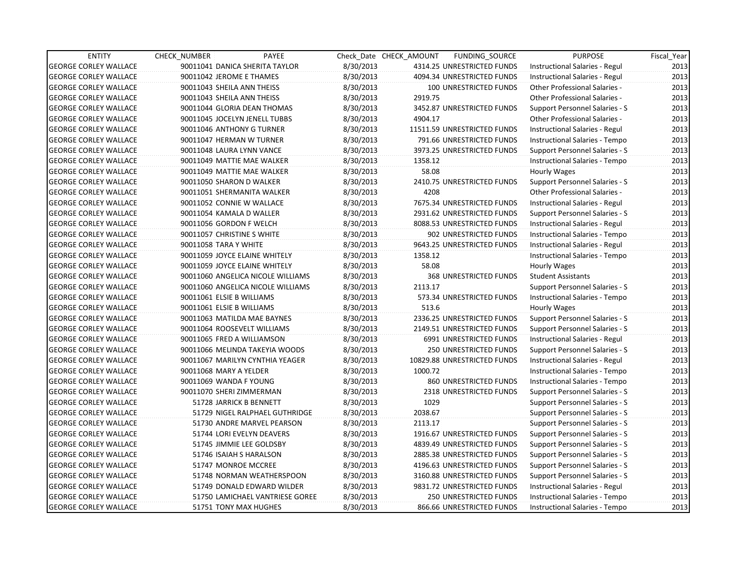| ENTITY | CHECK_NUMBER | PAYEE | Check_Date | CHECK_AMOUNT | FUNDING_SOURCE | PURPOSE | Fiscal_Year |
|---|---|---|---|---|---|---|---|
| GEORGE CORLEY WALLACE | 90011041 | DANICA SHERITA TAYLOR | 8/30/2013 | 4314.25 | UNRESTRICTED FUNDS | Instructional Salaries - Regul | 2013 |
| GEORGE CORLEY WALLACE | 90011042 | JEROME E THAMES | 8/30/2013 | 4094.34 | UNRESTRICTED FUNDS | Instructional Salaries - Regul | 2013 |
| GEORGE CORLEY WALLACE | 90011043 | SHEILA ANN THEISS | 8/30/2013 | 100 | UNRESTRICTED FUNDS | Other Professional Salaries - | 2013 |
| GEORGE CORLEY WALLACE | 90011043 | SHEILA ANN THEISS | 8/30/2013 | 2919.75 | | Other Professional Salaries - | 2013 |
| GEORGE CORLEY WALLACE | 90011044 | GLORIA DEAN THOMAS | 8/30/2013 | 3452.87 | UNRESTRICTED FUNDS | Support Personnel Salaries - S | 2013 |
| GEORGE CORLEY WALLACE | 90011045 | JOCELYN JENELL TUBBS | 8/30/2013 | 4904.17 | | Other Professional Salaries - | 2013 |
| GEORGE CORLEY WALLACE | 90011046 | ANTHONY G TURNER | 8/30/2013 | 11511.59 | UNRESTRICTED FUNDS | Instructional Salaries - Regul | 2013 |
| GEORGE CORLEY WALLACE | 90011047 | HERMAN W TURNER | 8/30/2013 | 791.66 | UNRESTRICTED FUNDS | Instructional Salaries - Tempo | 2013 |
| GEORGE CORLEY WALLACE | 90011048 | LAURA LYNN VANCE | 8/30/2013 | 3973.25 | UNRESTRICTED FUNDS | Support Personnel Salaries - S | 2013 |
| GEORGE CORLEY WALLACE | 90011049 | MATTIE MAE WALKER | 8/30/2013 | 1358.12 | | Instructional Salaries - Tempo | 2013 |
| GEORGE CORLEY WALLACE | 90011049 | MATTIE MAE WALKER | 8/30/2013 | 58.08 | | Hourly Wages | 2013 |
| GEORGE CORLEY WALLACE | 90011050 | SHARON D WALKER | 8/30/2013 | 2410.75 | UNRESTRICTED FUNDS | Support Personnel Salaries - S | 2013 |
| GEORGE CORLEY WALLACE | 90011051 | SHERMANITA WALKER | 8/30/2013 | 4208 | | Other Professional Salaries - | 2013 |
| GEORGE CORLEY WALLACE | 90011052 | CONNIE W WALLACE | 8/30/2013 | 7675.34 | UNRESTRICTED FUNDS | Instructional Salaries - Regul | 2013 |
| GEORGE CORLEY WALLACE | 90011054 | KAMALA D WALLER | 8/30/2013 | 2931.62 | UNRESTRICTED FUNDS | Support Personnel Salaries - S | 2013 |
| GEORGE CORLEY WALLACE | 90011056 | GORDON F WELCH | 8/30/2013 | 8088.53 | UNRESTRICTED FUNDS | Instructional Salaries - Regul | 2013 |
| GEORGE CORLEY WALLACE | 90011057 | CHRISTINE S WHITE | 8/30/2013 | 902 | UNRESTRICTED FUNDS | Instructional Salaries - Tempo | 2013 |
| GEORGE CORLEY WALLACE | 90011058 | TARA Y WHITE | 8/30/2013 | 9643.25 | UNRESTRICTED FUNDS | Instructional Salaries - Regul | 2013 |
| GEORGE CORLEY WALLACE | 90011059 | JOYCE ELAINE WHITELY | 8/30/2013 | 1358.12 | | Instructional Salaries - Tempo | 2013 |
| GEORGE CORLEY WALLACE | 90011059 | JOYCE ELAINE WHITELY | 8/30/2013 | 58.08 | | Hourly Wages | 2013 |
| GEORGE CORLEY WALLACE | 90011060 | ANGELICA NICOLE WILLIAMS | 8/30/2013 | 368 | UNRESTRICTED FUNDS | Student Assistants | 2013 |
| GEORGE CORLEY WALLACE | 90011060 | ANGELICA NICOLE WILLIAMS | 8/30/2013 | 2113.17 | | Support Personnel Salaries - S | 2013 |
| GEORGE CORLEY WALLACE | 90011061 | ELSIE B WILLIAMS | 8/30/2013 | 573.34 | UNRESTRICTED FUNDS | Instructional Salaries - Tempo | 2013 |
| GEORGE CORLEY WALLACE | 90011061 | ELSIE B WILLIAMS | 8/30/2013 | 513.6 | | Hourly Wages | 2013 |
| GEORGE CORLEY WALLACE | 90011063 | MATILDA MAE BAYNES | 8/30/2013 | 2336.25 | UNRESTRICTED FUNDS | Support Personnel Salaries - S | 2013 |
| GEORGE CORLEY WALLACE | 90011064 | ROOSEVELT WILLIAMS | 8/30/2013 | 2149.51 | UNRESTRICTED FUNDS | Support Personnel Salaries - S | 2013 |
| GEORGE CORLEY WALLACE | 90011065 | FRED A WILLIAMSON | 8/30/2013 | 6991 | UNRESTRICTED FUNDS | Instructional Salaries - Regul | 2013 |
| GEORGE CORLEY WALLACE | 90011066 | MELINDA TAKEYIA WOODS | 8/30/2013 | 250 | UNRESTRICTED FUNDS | Support Personnel Salaries - S | 2013 |
| GEORGE CORLEY WALLACE | 90011067 | MARILYN CYNTHIA YEAGER | 8/30/2013 | 10829.88 | UNRESTRICTED FUNDS | Instructional Salaries - Regul | 2013 |
| GEORGE CORLEY WALLACE | 90011068 | MARY A YELDER | 8/30/2013 | 1000.72 | | Instructional Salaries - Tempo | 2013 |
| GEORGE CORLEY WALLACE | 90011069 | WANDA F YOUNG | 8/30/2013 | 860 | UNRESTRICTED FUNDS | Instructional Salaries - Tempo | 2013 |
| GEORGE CORLEY WALLACE | 90011070 | SHERI ZIMMERMAN | 8/30/2013 | 2318 | UNRESTRICTED FUNDS | Support Personnel Salaries - S | 2013 |
| GEORGE CORLEY WALLACE | 51728 | JARRICK B BENNETT | 8/30/2013 | 1029 | | Support Personnel Salaries - S | 2013 |
| GEORGE CORLEY WALLACE | 51729 | NIGEL RALPHAEL GUTHRIDGE | 8/30/2013 | 2038.67 | | Support Personnel Salaries - S | 2013 |
| GEORGE CORLEY WALLACE | 51730 | ANDRE MARVEL PEARSON | 8/30/2013 | 2113.17 | | Support Personnel Salaries - S | 2013 |
| GEORGE CORLEY WALLACE | 51744 | LORI EVELYN DEAVERS | 8/30/2013 | 1916.67 | UNRESTRICTED FUNDS | Support Personnel Salaries - S | 2013 |
| GEORGE CORLEY WALLACE | 51745 | JIMMIE LEE GOLDSBY | 8/30/2013 | 4839.49 | UNRESTRICTED FUNDS | Support Personnel Salaries - S | 2013 |
| GEORGE CORLEY WALLACE | 51746 | ISAIAH S HARALSON | 8/30/2013 | 2885.38 | UNRESTRICTED FUNDS | Support Personnel Salaries - S | 2013 |
| GEORGE CORLEY WALLACE | 51747 | MONROE MCCREE | 8/30/2013 | 4196.63 | UNRESTRICTED FUNDS | Support Personnel Salaries - S | 2013 |
| GEORGE CORLEY WALLACE | 51748 | NORMAN WEATHERSPOON | 8/30/2013 | 3160.88 | UNRESTRICTED FUNDS | Support Personnel Salaries - S | 2013 |
| GEORGE CORLEY WALLACE | 51749 | DONALD EDWARD WILDER | 8/30/2013 | 9831.72 | UNRESTRICTED FUNDS | Instructional Salaries - Regul | 2013 |
| GEORGE CORLEY WALLACE | 51750 | LAMICHAEL VANTRIESE GOREE | 8/30/2013 | 250 | UNRESTRICTED FUNDS | Instructional Salaries - Tempo | 2013 |
| GEORGE CORLEY WALLACE | 51751 | TONY MAX HUGHES | 8/30/2013 | 866.66 | UNRESTRICTED FUNDS | Instructional Salaries - Tempo | 2013 |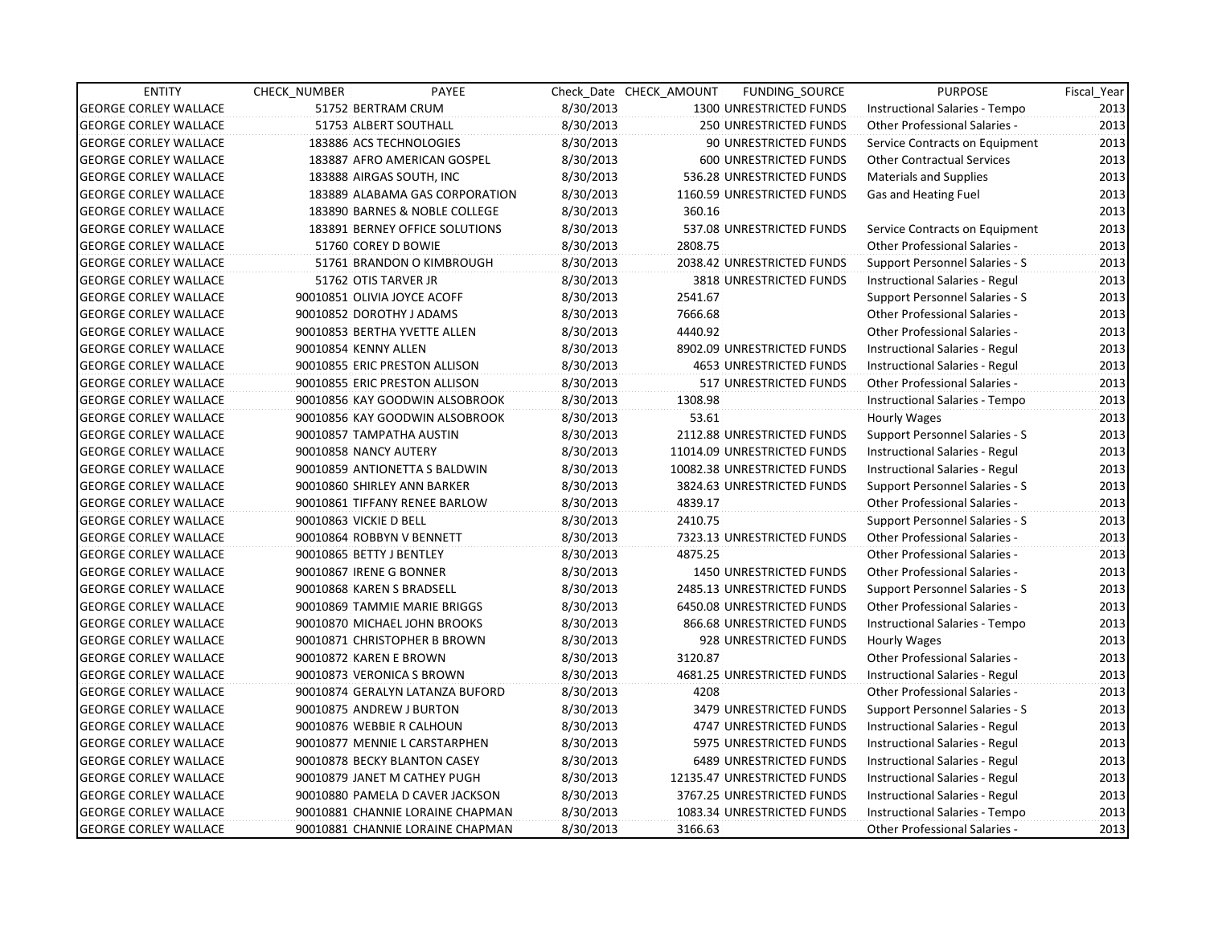| ENTITY | CHECK_NUMBER | PAYEE | Check_Date | CHECK_AMOUNT | FUNDING_SOURCE | PURPOSE | Fiscal_Year |
|---|---|---|---|---|---|---|---|
| GEORGE CORLEY WALLACE | 51752 | BERTRAM CRUM | 8/30/2013 | 1300 | UNRESTRICTED FUNDS | Instructional Salaries - Tempo | 2013 |
| GEORGE CORLEY WALLACE | 51753 | ALBERT SOUTHALL | 8/30/2013 | 250 | UNRESTRICTED FUNDS | Other Professional Salaries - | 2013 |
| GEORGE CORLEY WALLACE | 183886 | ACS TECHNOLOGIES | 8/30/2013 | 90 | UNRESTRICTED FUNDS | Service Contracts on Equipment | 2013 |
| GEORGE CORLEY WALLACE | 183887 | AFRO AMERICAN GOSPEL | 8/30/2013 | 600 | UNRESTRICTED FUNDS | Other Contractual Services | 2013 |
| GEORGE CORLEY WALLACE | 183888 | AIRGAS SOUTH, INC | 8/30/2013 | 536.28 | UNRESTRICTED FUNDS | Materials and Supplies | 2013 |
| GEORGE CORLEY WALLACE | 183889 | ALABAMA GAS CORPORATION | 8/30/2013 | 1160.59 | UNRESTRICTED FUNDS | Gas and Heating Fuel | 2013 |
| GEORGE CORLEY WALLACE | 183890 | BARNES & NOBLE COLLEGE | 8/30/2013 | 360.16 | | | 2013 |
| GEORGE CORLEY WALLACE | 183891 | BERNEY OFFICE SOLUTIONS | 8/30/2013 | 537.08 | UNRESTRICTED FUNDS | Service Contracts on Equipment | 2013 |
| GEORGE CORLEY WALLACE | 51760 | COREY D BOWIE | 8/30/2013 | 2808.75 | | Other Professional Salaries - | 2013 |
| GEORGE CORLEY WALLACE | 51761 | BRANDON O KIMBROUGH | 8/30/2013 | 2038.42 | UNRESTRICTED FUNDS | Support Personnel Salaries - S | 2013 |
| GEORGE CORLEY WALLACE | 51762 | OTIS TARVER JR | 8/30/2013 | 3818 | UNRESTRICTED FUNDS | Instructional Salaries - Regul | 2013 |
| GEORGE CORLEY WALLACE | 90010851 | OLIVIA JOYCE ACOFF | 8/30/2013 | 2541.67 | | Support Personnel Salaries - S | 2013 |
| GEORGE CORLEY WALLACE | 90010852 | DOROTHY J ADAMS | 8/30/2013 | 7666.68 | | Other Professional Salaries - | 2013 |
| GEORGE CORLEY WALLACE | 90010853 | BERTHA YVETTE ALLEN | 8/30/2013 | 4440.92 | | Other Professional Salaries - | 2013 |
| GEORGE CORLEY WALLACE | 90010854 | KENNY ALLEN | 8/30/2013 | 8902.09 | UNRESTRICTED FUNDS | Instructional Salaries - Regul | 2013 |
| GEORGE CORLEY WALLACE | 90010855 | ERIC PRESTON ALLISON | 8/30/2013 | 4653 | UNRESTRICTED FUNDS | Instructional Salaries - Regul | 2013 |
| GEORGE CORLEY WALLACE | 90010855 | ERIC PRESTON ALLISON | 8/30/2013 | 517 | UNRESTRICTED FUNDS | Other Professional Salaries - | 2013 |
| GEORGE CORLEY WALLACE | 90010856 | KAY GOODWIN ALSOBROOK | 8/30/2013 | 1308.98 | | Instructional Salaries - Tempo | 2013 |
| GEORGE CORLEY WALLACE | 90010856 | KAY GOODWIN ALSOBROOK | 8/30/2013 | 53.61 | | Hourly Wages | 2013 |
| GEORGE CORLEY WALLACE | 90010857 | TAMPATHA AUSTIN | 8/30/2013 | 2112.88 | UNRESTRICTED FUNDS | Support Personnel Salaries - S | 2013 |
| GEORGE CORLEY WALLACE | 90010858 | NANCY AUTERY | 8/30/2013 | 11014.09 | UNRESTRICTED FUNDS | Instructional Salaries - Regul | 2013 |
| GEORGE CORLEY WALLACE | 90010859 | ANTIONETTA S BALDWIN | 8/30/2013 | 10082.38 | UNRESTRICTED FUNDS | Instructional Salaries - Regul | 2013 |
| GEORGE CORLEY WALLACE | 90010860 | SHIRLEY ANN BARKER | 8/30/2013 | 3824.63 | UNRESTRICTED FUNDS | Support Personnel Salaries - S | 2013 |
| GEORGE CORLEY WALLACE | 90010861 | TIFFANY RENEE BARLOW | 8/30/2013 | 4839.17 | | Other Professional Salaries - | 2013 |
| GEORGE CORLEY WALLACE | 90010863 | VICKIE D BELL | 8/30/2013 | 2410.75 | | Support Personnel Salaries - S | 2013 |
| GEORGE CORLEY WALLACE | 90010864 | ROBBYN V BENNETT | 8/30/2013 | 7323.13 | UNRESTRICTED FUNDS | Other Professional Salaries - | 2013 |
| GEORGE CORLEY WALLACE | 90010865 | BETTY J BENTLEY | 8/30/2013 | 4875.25 | | Other Professional Salaries - | 2013 |
| GEORGE CORLEY WALLACE | 90010867 | IRENE G BONNER | 8/30/2013 | 1450 | UNRESTRICTED FUNDS | Other Professional Salaries - | 2013 |
| GEORGE CORLEY WALLACE | 90010868 | KAREN S BRADSELL | 8/30/2013 | 2485.13 | UNRESTRICTED FUNDS | Support Personnel Salaries - S | 2013 |
| GEORGE CORLEY WALLACE | 90010869 | TAMMIE MARIE BRIGGS | 8/30/2013 | 6450.08 | UNRESTRICTED FUNDS | Other Professional Salaries - | 2013 |
| GEORGE CORLEY WALLACE | 90010870 | MICHAEL JOHN BROOKS | 8/30/2013 | 866.68 | UNRESTRICTED FUNDS | Instructional Salaries - Tempo | 2013 |
| GEORGE CORLEY WALLACE | 90010871 | CHRISTOPHER B BROWN | 8/30/2013 | 928 | UNRESTRICTED FUNDS | Hourly Wages | 2013 |
| GEORGE CORLEY WALLACE | 90010872 | KAREN E BROWN | 8/30/2013 | 3120.87 | | Other Professional Salaries - | 2013 |
| GEORGE CORLEY WALLACE | 90010873 | VERONICA S BROWN | 8/30/2013 | 4681.25 | UNRESTRICTED FUNDS | Instructional Salaries - Regul | 2013 |
| GEORGE CORLEY WALLACE | 90010874 | GERALYN LATANZA BUFORD | 8/30/2013 | 4208 | | Other Professional Salaries - | 2013 |
| GEORGE CORLEY WALLACE | 90010875 | ANDREW J BURTON | 8/30/2013 | 3479 | UNRESTRICTED FUNDS | Support Personnel Salaries - S | 2013 |
| GEORGE CORLEY WALLACE | 90010876 | WEBBIE R CALHOUN | 8/30/2013 | 4747 | UNRESTRICTED FUNDS | Instructional Salaries - Regul | 2013 |
| GEORGE CORLEY WALLACE | 90010877 | MENNIE L CARSTARPHEN | 8/30/2013 | 5975 | UNRESTRICTED FUNDS | Instructional Salaries - Regul | 2013 |
| GEORGE CORLEY WALLACE | 90010878 | BECKY BLANTON CASEY | 8/30/2013 | 6489 | UNRESTRICTED FUNDS | Instructional Salaries - Regul | 2013 |
| GEORGE CORLEY WALLACE | 90010879 | JANET M CATHEY PUGH | 8/30/2013 | 12135.47 | UNRESTRICTED FUNDS | Instructional Salaries - Regul | 2013 |
| GEORGE CORLEY WALLACE | 90010880 | PAMELA D CAVER JACKSON | 8/30/2013 | 3767.25 | UNRESTRICTED FUNDS | Instructional Salaries - Regul | 2013 |
| GEORGE CORLEY WALLACE | 90010881 | CHANNIE LORAINE CHAPMAN | 8/30/2013 | 1083.34 | UNRESTRICTED FUNDS | Instructional Salaries - Tempo | 2013 |
| GEORGE CORLEY WALLACE | 90010881 | CHANNIE LORAINE CHAPMAN | 8/30/2013 | 3166.63 | | Other Professional Salaries - | 2013 |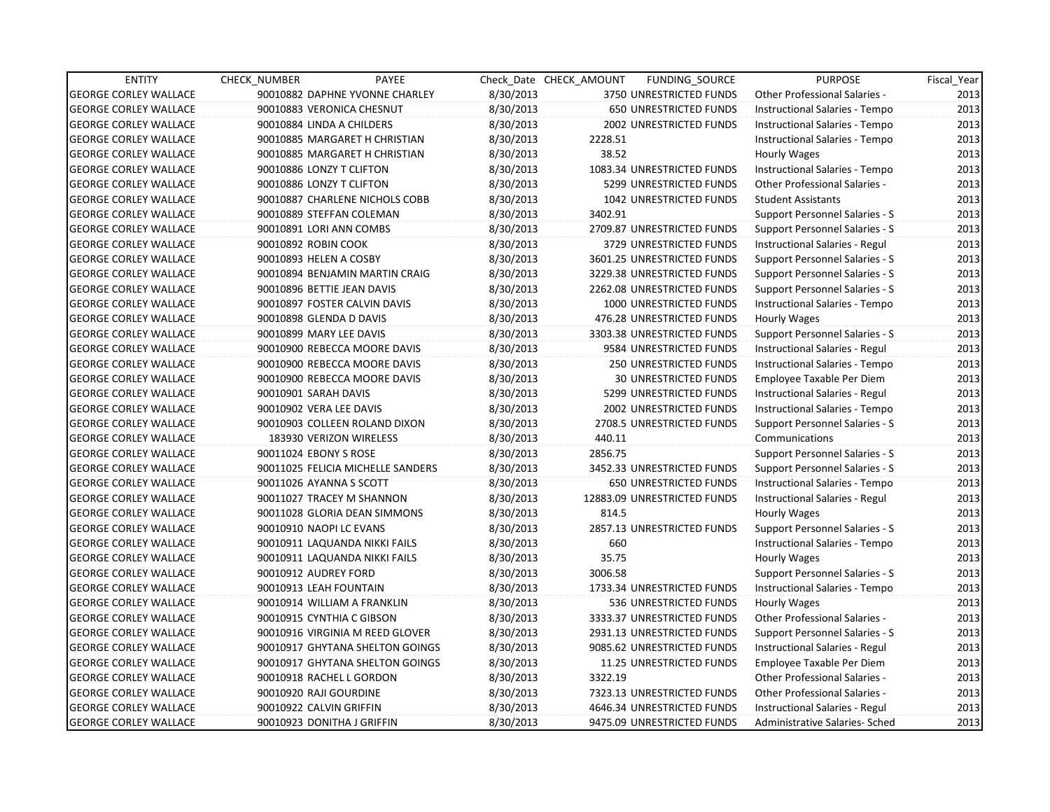| ENTITY | CHECK_NUMBER | PAYEE | Check_Date | CHECK_AMOUNT | FUNDING_SOURCE | PURPOSE | Fiscal_Year |
|---|---|---|---|---|---|---|---|
| GEORGE CORLEY WALLACE | 90010882 | DAPHNE YVONNE CHARLEY | 8/30/2013 | 3750 | UNRESTRICTED FUNDS | Other Professional Salaries - | 2013 |
| GEORGE CORLEY WALLACE | 90010883 | VERONICA CHESNUT | 8/30/2013 | 650 | UNRESTRICTED FUNDS | Instructional Salaries - Tempo | 2013 |
| GEORGE CORLEY WALLACE | 90010884 | LINDA A CHILDERS | 8/30/2013 | 2002 | UNRESTRICTED FUNDS | Instructional Salaries - Tempo | 2013 |
| GEORGE CORLEY WALLACE | 90010885 | MARGARET H CHRISTIAN | 8/30/2013 | 2228.51 | | Instructional Salaries - Tempo | 2013 |
| GEORGE CORLEY WALLACE | 90010885 | MARGARET H CHRISTIAN | 8/30/2013 | 38.52 | | Hourly Wages | 2013 |
| GEORGE CORLEY WALLACE | 90010886 | LONZY T CLIFTON | 8/30/2013 | 1083.34 | UNRESTRICTED FUNDS | Instructional Salaries - Tempo | 2013 |
| GEORGE CORLEY WALLACE | 90010886 | LONZY T CLIFTON | 8/30/2013 | 5299 | UNRESTRICTED FUNDS | Other Professional Salaries - | 2013 |
| GEORGE CORLEY WALLACE | 90010887 | CHARLENE NICHOLS COBB | 8/30/2013 | 1042 | UNRESTRICTED FUNDS | Student Assistants | 2013 |
| GEORGE CORLEY WALLACE | 90010889 | STEFFAN COLEMAN | 8/30/2013 | 3402.91 | | Support Personnel Salaries - S | 2013 |
| GEORGE CORLEY WALLACE | 90010891 | LORI ANN COMBS | 8/30/2013 | 2709.87 | UNRESTRICTED FUNDS | Support Personnel Salaries - S | 2013 |
| GEORGE CORLEY WALLACE | 90010892 | ROBIN COOK | 8/30/2013 | 3729 | UNRESTRICTED FUNDS | Instructional Salaries - Regul | 2013 |
| GEORGE CORLEY WALLACE | 90010893 | HELEN A COSBY | 8/30/2013 | 3601.25 | UNRESTRICTED FUNDS | Support Personnel Salaries - S | 2013 |
| GEORGE CORLEY WALLACE | 90010894 | BENJAMIN MARTIN CRAIG | 8/30/2013 | 3229.38 | UNRESTRICTED FUNDS | Support Personnel Salaries - S | 2013 |
| GEORGE CORLEY WALLACE | 90010896 | BETTIE JEAN DAVIS | 8/30/2013 | 2262.08 | UNRESTRICTED FUNDS | Support Personnel Salaries - S | 2013 |
| GEORGE CORLEY WALLACE | 90010897 | FOSTER CALVIN DAVIS | 8/30/2013 | 1000 | UNRESTRICTED FUNDS | Instructional Salaries - Tempo | 2013 |
| GEORGE CORLEY WALLACE | 90010898 | GLENDA D DAVIS | 8/30/2013 | 476.28 | UNRESTRICTED FUNDS | Hourly Wages | 2013 |
| GEORGE CORLEY WALLACE | 90010899 | MARY LEE DAVIS | 8/30/2013 | 3303.38 | UNRESTRICTED FUNDS | Support Personnel Salaries - S | 2013 |
| GEORGE CORLEY WALLACE | 90010900 | REBECCA MOORE DAVIS | 8/30/2013 | 9584 | UNRESTRICTED FUNDS | Instructional Salaries - Regul | 2013 |
| GEORGE CORLEY WALLACE | 90010900 | REBECCA MOORE DAVIS | 8/30/2013 | 250 | UNRESTRICTED FUNDS | Instructional Salaries - Tempo | 2013 |
| GEORGE CORLEY WALLACE | 90010900 | REBECCA MOORE DAVIS | 8/30/2013 | 30 | UNRESTRICTED FUNDS | Employee Taxable Per Diem | 2013 |
| GEORGE CORLEY WALLACE | 90010901 | SARAH DAVIS | 8/30/2013 | 5299 | UNRESTRICTED FUNDS | Instructional Salaries - Regul | 2013 |
| GEORGE CORLEY WALLACE | 90010902 | VERA LEE DAVIS | 8/30/2013 | 2002 | UNRESTRICTED FUNDS | Instructional Salaries - Tempo | 2013 |
| GEORGE CORLEY WALLACE | 90010903 | COLLEEN ROLAND DIXON | 8/30/2013 | 2708.5 | UNRESTRICTED FUNDS | Support Personnel Salaries - S | 2013 |
| GEORGE CORLEY WALLACE | 183930 | VERIZON WIRELESS | 8/30/2013 | 440.11 | | Communications | 2013 |
| GEORGE CORLEY WALLACE | 90011024 | EBONY S ROSE | 8/30/2013 | 2856.75 | | Support Personnel Salaries - S | 2013 |
| GEORGE CORLEY WALLACE | 90011025 | FELICIA MICHELLE SANDERS | 8/30/2013 | 3452.33 | UNRESTRICTED FUNDS | Support Personnel Salaries - S | 2013 |
| GEORGE CORLEY WALLACE | 90011026 | AYANNA S SCOTT | 8/30/2013 | 650 | UNRESTRICTED FUNDS | Instructional Salaries - Tempo | 2013 |
| GEORGE CORLEY WALLACE | 90011027 | TRACEY M SHANNON | 8/30/2013 | 12883.09 | UNRESTRICTED FUNDS | Instructional Salaries - Regul | 2013 |
| GEORGE CORLEY WALLACE | 90011028 | GLORIA DEAN SIMMONS | 8/30/2013 | 814.5 | | Hourly Wages | 2013 |
| GEORGE CORLEY WALLACE | 90010910 | NAOPI LC EVANS | 8/30/2013 | 2857.13 | UNRESTRICTED FUNDS | Support Personnel Salaries - S | 2013 |
| GEORGE CORLEY WALLACE | 90010911 | LAQUANDA NIKKI FAILS | 8/30/2013 | 660 | | Instructional Salaries - Tempo | 2013 |
| GEORGE CORLEY WALLACE | 90010911 | LAQUANDA NIKKI FAILS | 8/30/2013 | 35.75 | | Hourly Wages | 2013 |
| GEORGE CORLEY WALLACE | 90010912 | AUDREY FORD | 8/30/2013 | 3006.58 | | Support Personnel Salaries - S | 2013 |
| GEORGE CORLEY WALLACE | 90010913 | LEAH FOUNTAIN | 8/30/2013 | 1733.34 | UNRESTRICTED FUNDS | Instructional Salaries - Tempo | 2013 |
| GEORGE CORLEY WALLACE | 90010914 | WILLIAM A FRANKLIN | 8/30/2013 | 536 | UNRESTRICTED FUNDS | Hourly Wages | 2013 |
| GEORGE CORLEY WALLACE | 90010915 | CYNTHIA C GIBSON | 8/30/2013 | 3333.37 | UNRESTRICTED FUNDS | Other Professional Salaries - | 2013 |
| GEORGE CORLEY WALLACE | 90010916 | VIRGINIA M REED GLOVER | 8/30/2013 | 2931.13 | UNRESTRICTED FUNDS | Support Personnel Salaries - S | 2013 |
| GEORGE CORLEY WALLACE | 90010917 | GHYTANA SHELTON GOINGS | 8/30/2013 | 9085.62 | UNRESTRICTED FUNDS | Instructional Salaries - Regul | 2013 |
| GEORGE CORLEY WALLACE | 90010917 | GHYTANA SHELTON GOINGS | 8/30/2013 | 11.25 | UNRESTRICTED FUNDS | Employee Taxable Per Diem | 2013 |
| GEORGE CORLEY WALLACE | 90010918 | RACHEL L GORDON | 8/30/2013 | 3322.19 | | Other Professional Salaries - | 2013 |
| GEORGE CORLEY WALLACE | 90010920 | RAJI GOURDINE | 8/30/2013 | 7323.13 | UNRESTRICTED FUNDS | Other Professional Salaries - | 2013 |
| GEORGE CORLEY WALLACE | 90010922 | CALVIN GRIFFIN | 8/30/2013 | 4646.34 | UNRESTRICTED FUNDS | Instructional Salaries - Regul | 2013 |
| GEORGE CORLEY WALLACE | 90010923 | DONITHA J GRIFFIN | 8/30/2013 | 9475.09 | UNRESTRICTED FUNDS | Administrative Salaries- Sched | 2013 |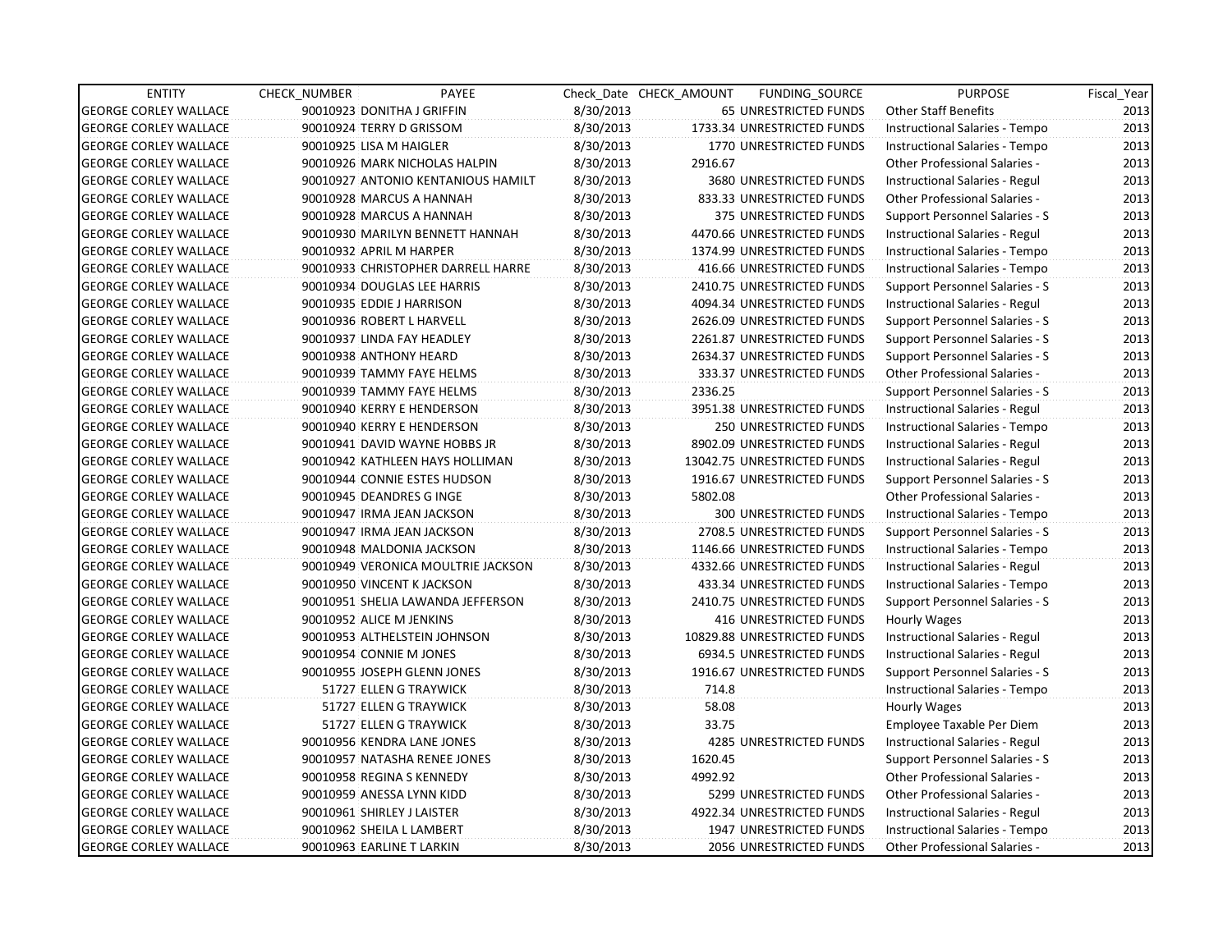| ENTITY | CHECK_NUMBER | PAYEE | Check_Date | CHECK_AMOUNT | FUNDING_SOURCE | PURPOSE | Fiscal_Year |
|---|---|---|---|---|---|---|---|
| GEORGE CORLEY WALLACE | 90010923 | DONITHA J GRIFFIN | 8/30/2013 | 65 | UNRESTRICTED FUNDS | Other Staff Benefits | 2013 |
| GEORGE CORLEY WALLACE | 90010924 | TERRY D GRISSOM | 8/30/2013 | 1733.34 | UNRESTRICTED FUNDS | Instructional Salaries - Tempo | 2013 |
| GEORGE CORLEY WALLACE | 90010925 | LISA M HAIGLER | 8/30/2013 | 1770 | UNRESTRICTED FUNDS | Instructional Salaries - Tempo | 2013 |
| GEORGE CORLEY WALLACE | 90010926 | MARK NICHOLAS HALPIN | 8/30/2013 | 2916.67 | | Other Professional Salaries - | 2013 |
| GEORGE CORLEY WALLACE | 90010927 | ANTONIO KENTANIOUS HAMILT | 8/30/2013 | 3680 | UNRESTRICTED FUNDS | Instructional Salaries - Regul | 2013 |
| GEORGE CORLEY WALLACE | 90010928 | MARCUS A HANNAH | 8/30/2013 | 833.33 | UNRESTRICTED FUNDS | Other Professional Salaries - | 2013 |
| GEORGE CORLEY WALLACE | 90010928 | MARCUS A HANNAH | 8/30/2013 | 375 | UNRESTRICTED FUNDS | Support Personnel Salaries - S | 2013 |
| GEORGE CORLEY WALLACE | 90010930 | MARILYN BENNETT HANNAH | 8/30/2013 | 4470.66 | UNRESTRICTED FUNDS | Instructional Salaries - Regul | 2013 |
| GEORGE CORLEY WALLACE | 90010932 | APRIL M HARPER | 8/30/2013 | 1374.99 | UNRESTRICTED FUNDS | Instructional Salaries - Tempo | 2013 |
| GEORGE CORLEY WALLACE | 90010933 | CHRISTOPHER DARRELL HARRE | 8/30/2013 | 416.66 | UNRESTRICTED FUNDS | Instructional Salaries - Tempo | 2013 |
| GEORGE CORLEY WALLACE | 90010934 | DOUGLAS LEE HARRIS | 8/30/2013 | 2410.75 | UNRESTRICTED FUNDS | Support Personnel Salaries - S | 2013 |
| GEORGE CORLEY WALLACE | 90010935 | EDDIE J HARRISON | 8/30/2013 | 4094.34 | UNRESTRICTED FUNDS | Instructional Salaries - Regul | 2013 |
| GEORGE CORLEY WALLACE | 90010936 | ROBERT L HARVELL | 8/30/2013 | 2626.09 | UNRESTRICTED FUNDS | Support Personnel Salaries - S | 2013 |
| GEORGE CORLEY WALLACE | 90010937 | LINDA FAY HEADLEY | 8/30/2013 | 2261.87 | UNRESTRICTED FUNDS | Support Personnel Salaries - S | 2013 |
| GEORGE CORLEY WALLACE | 90010938 | ANTHONY HEARD | 8/30/2013 | 2634.37 | UNRESTRICTED FUNDS | Support Personnel Salaries - S | 2013 |
| GEORGE CORLEY WALLACE | 90010939 | TAMMY FAYE HELMS | 8/30/2013 | 333.37 | UNRESTRICTED FUNDS | Other Professional Salaries - | 2013 |
| GEORGE CORLEY WALLACE | 90010939 | TAMMY FAYE HELMS | 8/30/2013 | 2336.25 | | Support Personnel Salaries - S | 2013 |
| GEORGE CORLEY WALLACE | 90010940 | KERRY E HENDERSON | 8/30/2013 | 3951.38 | UNRESTRICTED FUNDS | Instructional Salaries - Regul | 2013 |
| GEORGE CORLEY WALLACE | 90010940 | KERRY E HENDERSON | 8/30/2013 | 250 | UNRESTRICTED FUNDS | Instructional Salaries - Tempo | 2013 |
| GEORGE CORLEY WALLACE | 90010941 | DAVID WAYNE HOBBS JR | 8/30/2013 | 8902.09 | UNRESTRICTED FUNDS | Instructional Salaries - Regul | 2013 |
| GEORGE CORLEY WALLACE | 90010942 | KATHLEEN HAYS HOLLIMAN | 8/30/2013 | 13042.75 | UNRESTRICTED FUNDS | Instructional Salaries - Regul | 2013 |
| GEORGE CORLEY WALLACE | 90010944 | CONNIE ESTES HUDSON | 8/30/2013 | 1916.67 | UNRESTRICTED FUNDS | Support Personnel Salaries - S | 2013 |
| GEORGE CORLEY WALLACE | 90010945 | DEANDRES G INGE | 8/30/2013 | 5802.08 | | Other Professional Salaries - | 2013 |
| GEORGE CORLEY WALLACE | 90010947 | IRMA JEAN JACKSON | 8/30/2013 | 300 | UNRESTRICTED FUNDS | Instructional Salaries - Tempo | 2013 |
| GEORGE CORLEY WALLACE | 90010947 | IRMA JEAN JACKSON | 8/30/2013 | 2708.5 | UNRESTRICTED FUNDS | Support Personnel Salaries - S | 2013 |
| GEORGE CORLEY WALLACE | 90010948 | MALDONIA JACKSON | 8/30/2013 | 1146.66 | UNRESTRICTED FUNDS | Instructional Salaries - Tempo | 2013 |
| GEORGE CORLEY WALLACE | 90010949 | VERONICA MOULTRIE JACKSON | 8/30/2013 | 4332.66 | UNRESTRICTED FUNDS | Instructional Salaries - Regul | 2013 |
| GEORGE CORLEY WALLACE | 90010950 | VINCENT K JACKSON | 8/30/2013 | 433.34 | UNRESTRICTED FUNDS | Instructional Salaries - Tempo | 2013 |
| GEORGE CORLEY WALLACE | 90010951 | SHELIA LAWANDA JEFFERSON | 8/30/2013 | 2410.75 | UNRESTRICTED FUNDS | Support Personnel Salaries - S | 2013 |
| GEORGE CORLEY WALLACE | 90010952 | ALICE M JENKINS | 8/30/2013 | 416 | UNRESTRICTED FUNDS | Hourly Wages | 2013 |
| GEORGE CORLEY WALLACE | 90010953 | ALTHELSTEIN JOHNSON | 8/30/2013 | 10829.88 | UNRESTRICTED FUNDS | Instructional Salaries - Regul | 2013 |
| GEORGE CORLEY WALLACE | 90010954 | CONNIE M JONES | 8/30/2013 | 6934.5 | UNRESTRICTED FUNDS | Instructional Salaries - Regul | 2013 |
| GEORGE CORLEY WALLACE | 90010955 | JOSEPH GLENN JONES | 8/30/2013 | 1916.67 | UNRESTRICTED FUNDS | Support Personnel Salaries - S | 2013 |
| GEORGE CORLEY WALLACE | 51727 | ELLEN G TRAYWICK | 8/30/2013 | 714.8 | | Instructional Salaries - Tempo | 2013 |
| GEORGE CORLEY WALLACE | 51727 | ELLEN G TRAYWICK | 8/30/2013 | 58.08 | | Hourly Wages | 2013 |
| GEORGE CORLEY WALLACE | 51727 | ELLEN G TRAYWICK | 8/30/2013 | 33.75 | | Employee Taxable Per Diem | 2013 |
| GEORGE CORLEY WALLACE | 90010956 | KENDRA LANE JONES | 8/30/2013 | 4285 | UNRESTRICTED FUNDS | Instructional Salaries - Regul | 2013 |
| GEORGE CORLEY WALLACE | 90010957 | NATASHA RENEE JONES | 8/30/2013 | 1620.45 | | Support Personnel Salaries - S | 2013 |
| GEORGE CORLEY WALLACE | 90010958 | REGINA S KENNEDY | 8/30/2013 | 4992.92 | | Other Professional Salaries - | 2013 |
| GEORGE CORLEY WALLACE | 90010959 | ANESSA LYNN KIDD | 8/30/2013 | 5299 | UNRESTRICTED FUNDS | Other Professional Salaries - | 2013 |
| GEORGE CORLEY WALLACE | 90010961 | SHIRLEY J LAISTER | 8/30/2013 | 4922.34 | UNRESTRICTED FUNDS | Instructional Salaries - Regul | 2013 |
| GEORGE CORLEY WALLACE | 90010962 | SHEILA L LAMBERT | 8/30/2013 | 1947 | UNRESTRICTED FUNDS | Instructional Salaries - Tempo | 2013 |
| GEORGE CORLEY WALLACE | 90010963 | EARLINE T LARKIN | 8/30/2013 | 2056 | UNRESTRICTED FUNDS | Other Professional Salaries - | 2013 |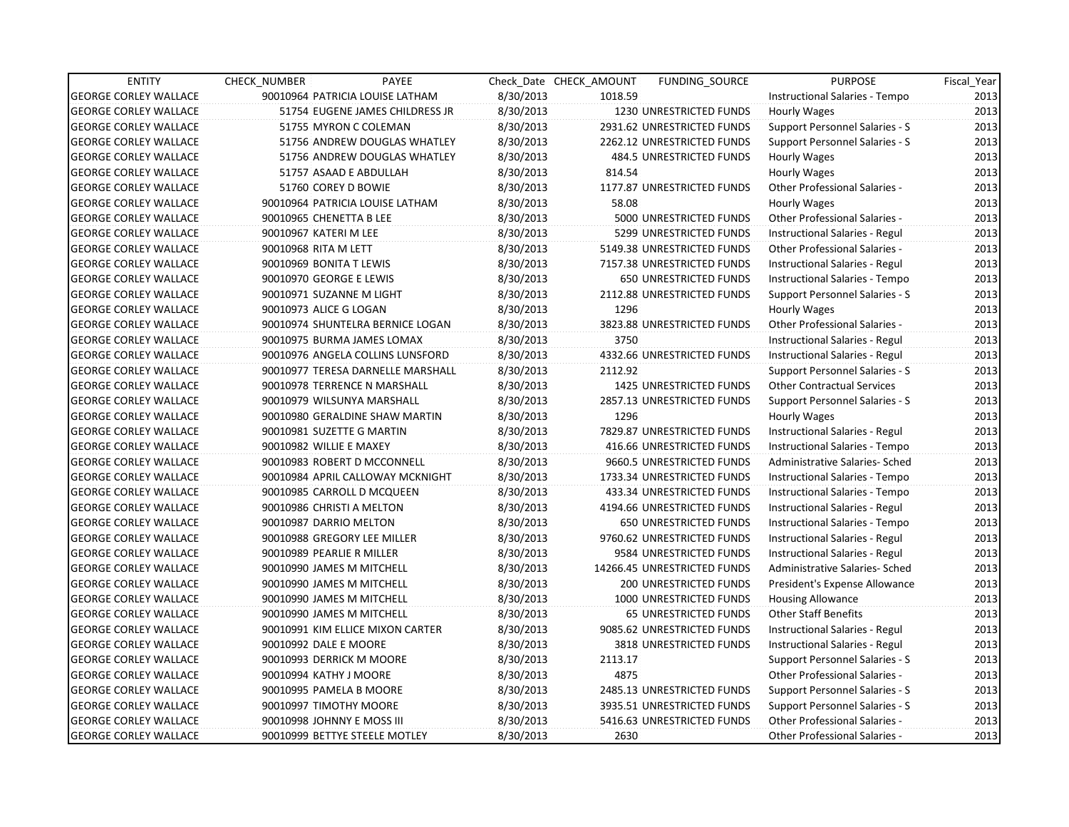| ENTITY | CHECK_NUMBER | PAYEE | Check_Date | CHECK_AMOUNT | FUNDING_SOURCE | PURPOSE | Fiscal_Year |
|---|---|---|---|---|---|---|---|
| GEORGE CORLEY WALLACE | 90010964 | PATRICIA LOUISE LATHAM | 8/30/2013 | 1018.59 | | Instructional Salaries - Tempo | 2013 |
| GEORGE CORLEY WALLACE | 51754 | EUGENE JAMES CHILDRESS JR | 8/30/2013 | 1230 | UNRESTRICTED FUNDS | Hourly Wages | 2013 |
| GEORGE CORLEY WALLACE | 51755 | MYRON C COLEMAN | 8/30/2013 | 2931.62 | UNRESTRICTED FUNDS | Support Personnel Salaries - S | 2013 |
| GEORGE CORLEY WALLACE | 51756 | ANDREW DOUGLAS WHATLEY | 8/30/2013 | 2262.12 | UNRESTRICTED FUNDS | Support Personnel Salaries - S | 2013 |
| GEORGE CORLEY WALLACE | 51756 | ANDREW DOUGLAS WHATLEY | 8/30/2013 | 484.5 | UNRESTRICTED FUNDS | Hourly Wages | 2013 |
| GEORGE CORLEY WALLACE | 51757 | ASAAD E ABDULLAH | 8/30/2013 | 814.54 | | Hourly Wages | 2013 |
| GEORGE CORLEY WALLACE | 51760 | COREY D BOWIE | 8/30/2013 | 1177.87 | UNRESTRICTED FUNDS | Other Professional Salaries - | 2013 |
| GEORGE CORLEY WALLACE | 90010964 | PATRICIA LOUISE LATHAM | 8/30/2013 | 58.08 | | Hourly Wages | 2013 |
| GEORGE CORLEY WALLACE | 90010965 | CHENETTA B LEE | 8/30/2013 | 5000 | UNRESTRICTED FUNDS | Other Professional Salaries - | 2013 |
| GEORGE CORLEY WALLACE | 90010967 | KATERI M LEE | 8/30/2013 | 5299 | UNRESTRICTED FUNDS | Instructional Salaries - Regul | 2013 |
| GEORGE CORLEY WALLACE | 90010968 | RITA M LETT | 8/30/2013 | 5149.38 | UNRESTRICTED FUNDS | Other Professional Salaries - | 2013 |
| GEORGE CORLEY WALLACE | 90010969 | BONITA T LEWIS | 8/30/2013 | 7157.38 | UNRESTRICTED FUNDS | Instructional Salaries - Regul | 2013 |
| GEORGE CORLEY WALLACE | 90010970 | GEORGE E LEWIS | 8/30/2013 | 650 | UNRESTRICTED FUNDS | Instructional Salaries - Tempo | 2013 |
| GEORGE CORLEY WALLACE | 90010971 | SUZANNE M LIGHT | 8/30/2013 | 2112.88 | UNRESTRICTED FUNDS | Support Personnel Salaries - S | 2013 |
| GEORGE CORLEY WALLACE | 90010973 | ALICE G LOGAN | 8/30/2013 | 1296 | | Hourly Wages | 2013 |
| GEORGE CORLEY WALLACE | 90010974 | SHUNTELRA BERNICE LOGAN | 8/30/2013 | 3823.88 | UNRESTRICTED FUNDS | Other Professional Salaries - | 2013 |
| GEORGE CORLEY WALLACE | 90010975 | BURMA JAMES LOMAX | 8/30/2013 | 3750 | | Instructional Salaries - Regul | 2013 |
| GEORGE CORLEY WALLACE | 90010976 | ANGELA COLLINS LUNSFORD | 8/30/2013 | 4332.66 | UNRESTRICTED FUNDS | Instructional Salaries - Regul | 2013 |
| GEORGE CORLEY WALLACE | 90010977 | TERESA DARNELLE MARSHALL | 8/30/2013 | 2112.92 | | Support Personnel Salaries - S | 2013 |
| GEORGE CORLEY WALLACE | 90010978 | TERRENCE N MARSHALL | 8/30/2013 | 1425 | UNRESTRICTED FUNDS | Other Contractual Services | 2013 |
| GEORGE CORLEY WALLACE | 90010979 | WILSUNYA MARSHALL | 8/30/2013 | 2857.13 | UNRESTRICTED FUNDS | Support Personnel Salaries - S | 2013 |
| GEORGE CORLEY WALLACE | 90010980 | GERALDINE SHAW MARTIN | 8/30/2013 | 1296 | | Hourly Wages | 2013 |
| GEORGE CORLEY WALLACE | 90010981 | SUZETTE G MARTIN | 8/30/2013 | 7829.87 | UNRESTRICTED FUNDS | Instructional Salaries - Regul | 2013 |
| GEORGE CORLEY WALLACE | 90010982 | WILLIE E MAXEY | 8/30/2013 | 416.66 | UNRESTRICTED FUNDS | Instructional Salaries - Tempo | 2013 |
| GEORGE CORLEY WALLACE | 90010983 | ROBERT D MCCONNELL | 8/30/2013 | 9660.5 | UNRESTRICTED FUNDS | Administrative Salaries- Sched | 2013 |
| GEORGE CORLEY WALLACE | 90010984 | APRIL CALLOWAY MCKNIGHT | 8/30/2013 | 1733.34 | UNRESTRICTED FUNDS | Instructional Salaries - Tempo | 2013 |
| GEORGE CORLEY WALLACE | 90010985 | CARROLL D MCQUEEN | 8/30/2013 | 433.34 | UNRESTRICTED FUNDS | Instructional Salaries - Tempo | 2013 |
| GEORGE CORLEY WALLACE | 90010986 | CHRISTI A MELTON | 8/30/2013 | 4194.66 | UNRESTRICTED FUNDS | Instructional Salaries - Regul | 2013 |
| GEORGE CORLEY WALLACE | 90010987 | DARRIO MELTON | 8/30/2013 | 650 | UNRESTRICTED FUNDS | Instructional Salaries - Tempo | 2013 |
| GEORGE CORLEY WALLACE | 90010988 | GREGORY LEE MILLER | 8/30/2013 | 9760.62 | UNRESTRICTED FUNDS | Instructional Salaries - Regul | 2013 |
| GEORGE CORLEY WALLACE | 90010989 | PEARLIE R MILLER | 8/30/2013 | 9584 | UNRESTRICTED FUNDS | Instructional Salaries - Regul | 2013 |
| GEORGE CORLEY WALLACE | 90010990 | JAMES M MITCHELL | 8/30/2013 | 14266.45 | UNRESTRICTED FUNDS | Administrative Salaries- Sched | 2013 |
| GEORGE CORLEY WALLACE | 90010990 | JAMES M MITCHELL | 8/30/2013 | 200 | UNRESTRICTED FUNDS | President's Expense Allowance | 2013 |
| GEORGE CORLEY WALLACE | 90010990 | JAMES M MITCHELL | 8/30/2013 | 1000 | UNRESTRICTED FUNDS | Housing Allowance | 2013 |
| GEORGE CORLEY WALLACE | 90010990 | JAMES M MITCHELL | 8/30/2013 | 65 | UNRESTRICTED FUNDS | Other Staff Benefits | 2013 |
| GEORGE CORLEY WALLACE | 90010991 | KIM ELLICE MIXON CARTER | 8/30/2013 | 9085.62 | UNRESTRICTED FUNDS | Instructional Salaries - Regul | 2013 |
| GEORGE CORLEY WALLACE | 90010992 | DALE E MOORE | 8/30/2013 | 3818 | UNRESTRICTED FUNDS | Instructional Salaries - Regul | 2013 |
| GEORGE CORLEY WALLACE | 90010993 | DERRICK M MOORE | 8/30/2013 | 2113.17 | | Support Personnel Salaries - S | 2013 |
| GEORGE CORLEY WALLACE | 90010994 | KATHY J MOORE | 8/30/2013 | 4875 | | Other Professional Salaries - | 2013 |
| GEORGE CORLEY WALLACE | 90010995 | PAMELA B MOORE | 8/30/2013 | 2485.13 | UNRESTRICTED FUNDS | Support Personnel Salaries - S | 2013 |
| GEORGE CORLEY WALLACE | 90010997 | TIMOTHY MOORE | 8/30/2013 | 3935.51 | UNRESTRICTED FUNDS | Support Personnel Salaries - S | 2013 |
| GEORGE CORLEY WALLACE | 90010998 | JOHNNY E MOSS III | 8/30/2013 | 5416.63 | UNRESTRICTED FUNDS | Other Professional Salaries - | 2013 |
| GEORGE CORLEY WALLACE | 90010999 | BETTYE STEELE MOTLEY | 8/30/2013 | 2630 | | Other Professional Salaries - | 2013 |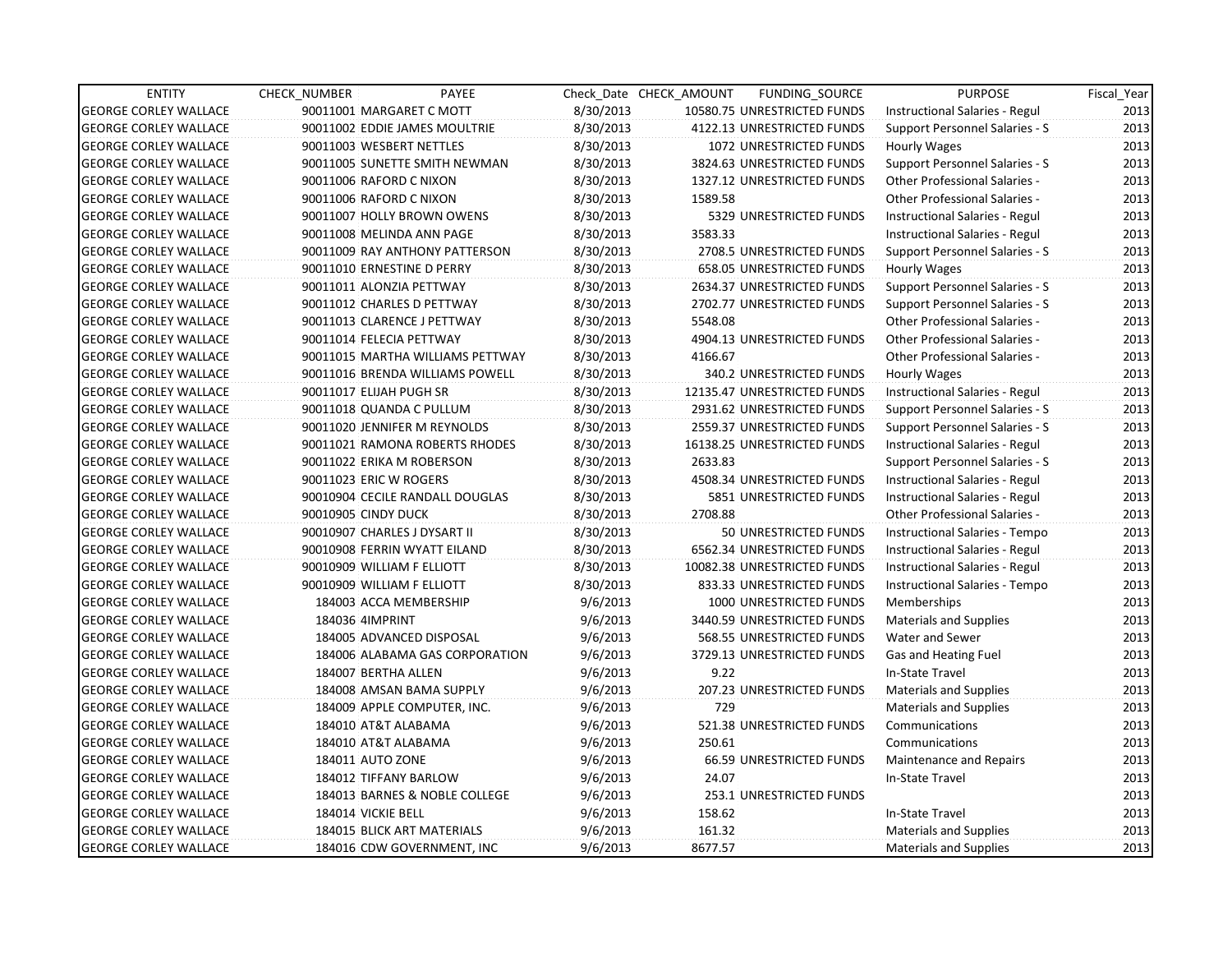| ENTITY | CHECK_NUMBER | PAYEE | Check_Date | CHECK_AMOUNT | FUNDING_SOURCE | PURPOSE | Fiscal_Year |
|---|---|---|---|---|---|---|---|
| GEORGE CORLEY WALLACE | 90011001 | MARGARET C MOTT | 8/30/2013 | 10580.75 | UNRESTRICTED FUNDS | Instructional Salaries - Regul | 2013 |
| GEORGE CORLEY WALLACE | 90011002 | EDDIE JAMES MOULTRIE | 8/30/2013 | 4122.13 | UNRESTRICTED FUNDS | Support Personnel Salaries - S | 2013 |
| GEORGE CORLEY WALLACE | 90011003 | WESBERT NETTLES | 8/30/2013 | 1072 | UNRESTRICTED FUNDS | Hourly Wages | 2013 |
| GEORGE CORLEY WALLACE | 90011005 | SUNETTE SMITH NEWMAN | 8/30/2013 | 3824.63 | UNRESTRICTED FUNDS | Support Personnel Salaries - S | 2013 |
| GEORGE CORLEY WALLACE | 90011006 | RAFORD C NIXON | 8/30/2013 | 1327.12 | UNRESTRICTED FUNDS | Other Professional Salaries - | 2013 |
| GEORGE CORLEY WALLACE | 90011006 | RAFORD C NIXON | 8/30/2013 | 1589.58 | | Other Professional Salaries - | 2013 |
| GEORGE CORLEY WALLACE | 90011007 | HOLLY BROWN OWENS | 8/30/2013 | 5329 | UNRESTRICTED FUNDS | Instructional Salaries - Regul | 2013 |
| GEORGE CORLEY WALLACE | 90011008 | MELINDA ANN PAGE | 8/30/2013 | 3583.33 | | Instructional Salaries - Regul | 2013 |
| GEORGE CORLEY WALLACE | 90011009 | RAY ANTHONY PATTERSON | 8/30/2013 | 2708.5 | UNRESTRICTED FUNDS | Support Personnel Salaries - S | 2013 |
| GEORGE CORLEY WALLACE | 90011010 | ERNESTINE D PERRY | 8/30/2013 | 658.05 | UNRESTRICTED FUNDS | Hourly Wages | 2013 |
| GEORGE CORLEY WALLACE | 90011011 | ALONZIA PETTWAY | 8/30/2013 | 2634.37 | UNRESTRICTED FUNDS | Support Personnel Salaries - S | 2013 |
| GEORGE CORLEY WALLACE | 90011012 | CHARLES D PETTWAY | 8/30/2013 | 2702.77 | UNRESTRICTED FUNDS | Support Personnel Salaries - S | 2013 |
| GEORGE CORLEY WALLACE | 90011013 | CLARENCE J PETTWAY | 8/30/2013 | 5548.08 | | Other Professional Salaries - | 2013 |
| GEORGE CORLEY WALLACE | 90011014 | FELECIA PETTWAY | 8/30/2013 | 4904.13 | UNRESTRICTED FUNDS | Other Professional Salaries - | 2013 |
| GEORGE CORLEY WALLACE | 90011015 | MARTHA WILLIAMS PETTWAY | 8/30/2013 | 4166.67 | | Other Professional Salaries - | 2013 |
| GEORGE CORLEY WALLACE | 90011016 | BRENDA WILLIAMS POWELL | 8/30/2013 | 340.2 | UNRESTRICTED FUNDS | Hourly Wages | 2013 |
| GEORGE CORLEY WALLACE | 90011017 | ELIJAH PUGH SR | 8/30/2013 | 12135.47 | UNRESTRICTED FUNDS | Instructional Salaries - Regul | 2013 |
| GEORGE CORLEY WALLACE | 90011018 | QUANDA C PULLUM | 8/30/2013 | 2931.62 | UNRESTRICTED FUNDS | Support Personnel Salaries - S | 2013 |
| GEORGE CORLEY WALLACE | 90011020 | JENNIFER M REYNOLDS | 8/30/2013 | 2559.37 | UNRESTRICTED FUNDS | Support Personnel Salaries - S | 2013 |
| GEORGE CORLEY WALLACE | 90011021 | RAMONA ROBERTS RHODES | 8/30/2013 | 16138.25 | UNRESTRICTED FUNDS | Instructional Salaries - Regul | 2013 |
| GEORGE CORLEY WALLACE | 90011022 | ERIKA M ROBERSON | 8/30/2013 | 2633.83 | | Support Personnel Salaries - S | 2013 |
| GEORGE CORLEY WALLACE | 90011023 | ERIC W ROGERS | 8/30/2013 | 4508.34 | UNRESTRICTED FUNDS | Instructional Salaries - Regul | 2013 |
| GEORGE CORLEY WALLACE | 90010904 | CECILE RANDALL DOUGLAS | 8/30/2013 | 5851 | UNRESTRICTED FUNDS | Instructional Salaries - Regul | 2013 |
| GEORGE CORLEY WALLACE | 90010905 | CINDY DUCK | 8/30/2013 | 2708.88 | | Other Professional Salaries - | 2013 |
| GEORGE CORLEY WALLACE | 90010907 | CHARLES J DYSART II | 8/30/2013 | 50 | UNRESTRICTED FUNDS | Instructional Salaries - Tempo | 2013 |
| GEORGE CORLEY WALLACE | 90010908 | FERRIN WYATT EILAND | 8/30/2013 | 6562.34 | UNRESTRICTED FUNDS | Instructional Salaries - Regul | 2013 |
| GEORGE CORLEY WALLACE | 90010909 | WILLIAM F ELLIOTT | 8/30/2013 | 10082.38 | UNRESTRICTED FUNDS | Instructional Salaries - Regul | 2013 |
| GEORGE CORLEY WALLACE | 90010909 | WILLIAM F ELLIOTT | 8/30/2013 | 833.33 | UNRESTRICTED FUNDS | Instructional Salaries - Tempo | 2013 |
| GEORGE CORLEY WALLACE | 184003 | ACCA MEMBERSHIP | 9/6/2013 | 1000 | UNRESTRICTED FUNDS | Memberships | 2013 |
| GEORGE CORLEY WALLACE | 184036 | 4IMPRINT | 9/6/2013 | 3440.59 | UNRESTRICTED FUNDS | Materials and Supplies | 2013 |
| GEORGE CORLEY WALLACE | 184005 | ADVANCED DISPOSAL | 9/6/2013 | 568.55 | UNRESTRICTED FUNDS | Water and Sewer | 2013 |
| GEORGE CORLEY WALLACE | 184006 | ALABAMA GAS CORPORATION | 9/6/2013 | 3729.13 | UNRESTRICTED FUNDS | Gas and Heating Fuel | 2013 |
| GEORGE CORLEY WALLACE | 184007 | BERTHA ALLEN | 9/6/2013 | 9.22 | | In-State Travel | 2013 |
| GEORGE CORLEY WALLACE | 184008 | AMSAN BAMA SUPPLY | 9/6/2013 | 207.23 | UNRESTRICTED FUNDS | Materials and Supplies | 2013 |
| GEORGE CORLEY WALLACE | 184009 | APPLE COMPUTER, INC. | 9/6/2013 | 729 | | Materials and Supplies | 2013 |
| GEORGE CORLEY WALLACE | 184010 | AT&T ALABAMA | 9/6/2013 | 521.38 | UNRESTRICTED FUNDS | Communications | 2013 |
| GEORGE CORLEY WALLACE | 184010 | AT&T ALABAMA | 9/6/2013 | 250.61 | | Communications | 2013 |
| GEORGE CORLEY WALLACE | 184011 | AUTO ZONE | 9/6/2013 | 66.59 | UNRESTRICTED FUNDS | Maintenance and Repairs | 2013 |
| GEORGE CORLEY WALLACE | 184012 | TIFFANY BARLOW | 9/6/2013 | 24.07 | | In-State Travel | 2013 |
| GEORGE CORLEY WALLACE | 184013 | BARNES & NOBLE COLLEGE | 9/6/2013 | 253.1 | UNRESTRICTED FUNDS | | 2013 |
| GEORGE CORLEY WALLACE | 184014 | VICKIE BELL | 9/6/2013 | 158.62 | | In-State Travel | 2013 |
| GEORGE CORLEY WALLACE | 184015 | BLICK ART MATERIALS | 9/6/2013 | 161.32 | | Materials and Supplies | 2013 |
| GEORGE CORLEY WALLACE | 184016 | CDW GOVERNMENT, INC | 9/6/2013 | 8677.57 | | Materials and Supplies | 2013 |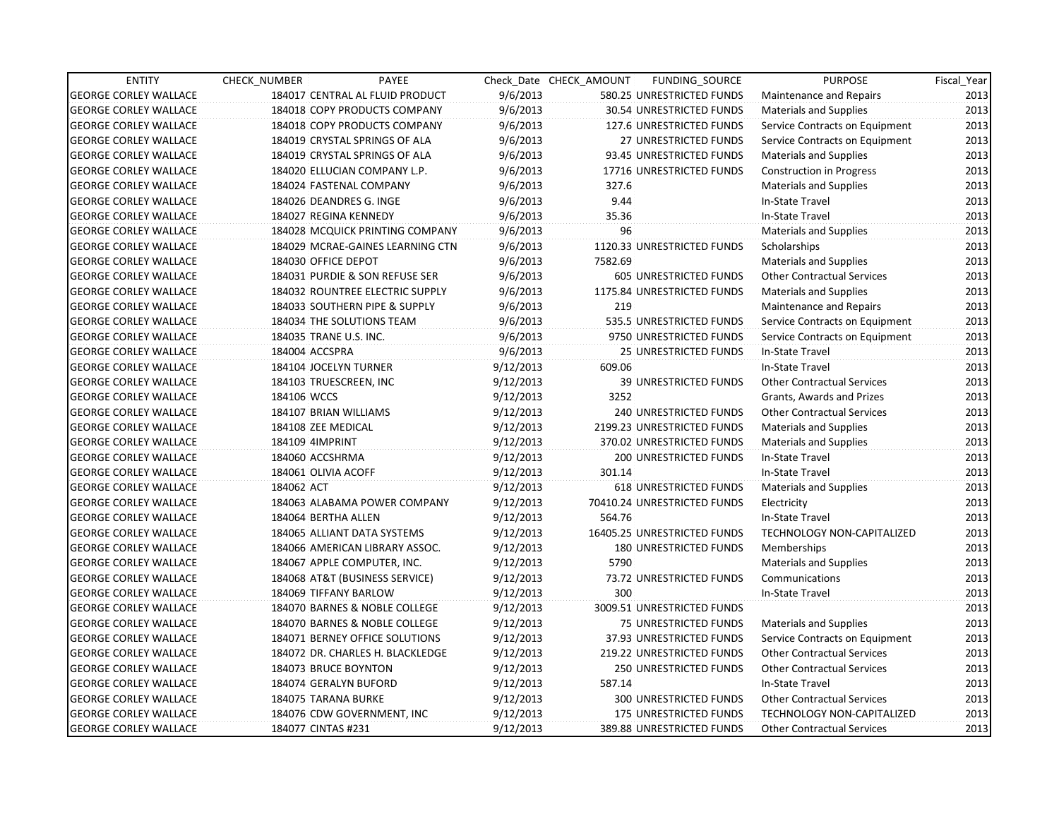| ENTITY | CHECK_NUMBER | PAYEE | Check_Date | CHECK_AMOUNT | FUNDING_SOURCE | PURPOSE | Fiscal_Year |
|---|---|---|---|---|---|---|---|
| GEORGE CORLEY WALLACE | 184017 | CENTRAL AL FLUID PRODUCT | 9/6/2013 | 580.25 | UNRESTRICTED FUNDS | Maintenance and Repairs | 2013 |
| GEORGE CORLEY WALLACE | 184018 | COPY PRODUCTS COMPANY | 9/6/2013 | 30.54 | UNRESTRICTED FUNDS | Materials and Supplies | 2013 |
| GEORGE CORLEY WALLACE | 184018 | COPY PRODUCTS COMPANY | 9/6/2013 | 127.6 | UNRESTRICTED FUNDS | Service Contracts on Equipment | 2013 |
| GEORGE CORLEY WALLACE | 184019 | CRYSTAL SPRINGS OF ALA | 9/6/2013 | 27 | UNRESTRICTED FUNDS | Service Contracts on Equipment | 2013 |
| GEORGE CORLEY WALLACE | 184019 | CRYSTAL SPRINGS OF ALA | 9/6/2013 | 93.45 | UNRESTRICTED FUNDS | Materials and Supplies | 2013 |
| GEORGE CORLEY WALLACE | 184020 | ELLUCIAN COMPANY L.P. | 9/6/2013 | 17716 | UNRESTRICTED FUNDS | Construction in Progress | 2013 |
| GEORGE CORLEY WALLACE | 184024 | FASTENAL COMPANY | 9/6/2013 | 327.6 | | Materials and Supplies | 2013 |
| GEORGE CORLEY WALLACE | 184026 | DEANDRES G. INGE | 9/6/2013 | 9.44 | | In-State Travel | 2013 |
| GEORGE CORLEY WALLACE | 184027 | REGINA KENNEDY | 9/6/2013 | 35.36 | | In-State Travel | 2013 |
| GEORGE CORLEY WALLACE | 184028 | MCQUICK PRINTING COMPANY | 9/6/2013 | 96 | | Materials and Supplies | 2013 |
| GEORGE CORLEY WALLACE | 184029 | MCRAE-GAINES LEARNING CTN | 9/6/2013 | 1120.33 | UNRESTRICTED FUNDS | Scholarships | 2013 |
| GEORGE CORLEY WALLACE | 184030 | OFFICE DEPOT | 9/6/2013 | 7582.69 | | Materials and Supplies | 2013 |
| GEORGE CORLEY WALLACE | 184031 | PURDIE & SON REFUSE SER | 9/6/2013 | 605 | UNRESTRICTED FUNDS | Other Contractual Services | 2013 |
| GEORGE CORLEY WALLACE | 184032 | ROUNTREE ELECTRIC SUPPLY | 9/6/2013 | 1175.84 | UNRESTRICTED FUNDS | Materials and Supplies | 2013 |
| GEORGE CORLEY WALLACE | 184033 | SOUTHERN PIPE & SUPPLY | 9/6/2013 | 219 | | Maintenance and Repairs | 2013 |
| GEORGE CORLEY WALLACE | 184034 | THE SOLUTIONS TEAM | 9/6/2013 | 535.5 | UNRESTRICTED FUNDS | Service Contracts on Equipment | 2013 |
| GEORGE CORLEY WALLACE | 184035 | TRANE U.S. INC. | 9/6/2013 | 9750 | UNRESTRICTED FUNDS | Service Contracts on Equipment | 2013 |
| GEORGE CORLEY WALLACE | 184004 | ACCSPRA | 9/6/2013 | 25 | UNRESTRICTED FUNDS | In-State Travel | 2013 |
| GEORGE CORLEY WALLACE | 184104 | JOCELYN TURNER | 9/12/2013 | 609.06 | | In-State Travel | 2013 |
| GEORGE CORLEY WALLACE | 184103 | TRUESCREEN, INC | 9/12/2013 | 39 | UNRESTRICTED FUNDS | Other Contractual Services | 2013 |
| GEORGE CORLEY WALLACE | 184106 | WCCS | 9/12/2013 | 3252 | | Grants, Awards and Prizes | 2013 |
| GEORGE CORLEY WALLACE | 184107 | BRIAN WILLIAMS | 9/12/2013 | 240 | UNRESTRICTED FUNDS | Other Contractual Services | 2013 |
| GEORGE CORLEY WALLACE | 184108 | ZEE MEDICAL | 9/12/2013 | 2199.23 | UNRESTRICTED FUNDS | Materials and Supplies | 2013 |
| GEORGE CORLEY WALLACE | 184109 | 4IMPRINT | 9/12/2013 | 370.02 | UNRESTRICTED FUNDS | Materials and Supplies | 2013 |
| GEORGE CORLEY WALLACE | 184060 | ACCSHRMA | 9/12/2013 | 200 | UNRESTRICTED FUNDS | In-State Travel | 2013 |
| GEORGE CORLEY WALLACE | 184061 | OLIVIA ACOFF | 9/12/2013 | 301.14 | | In-State Travel | 2013 |
| GEORGE CORLEY WALLACE | 184062 | ACT | 9/12/2013 | 618 | UNRESTRICTED FUNDS | Materials and Supplies | 2013 |
| GEORGE CORLEY WALLACE | 184063 | ALABAMA POWER COMPANY | 9/12/2013 | 70410.24 | UNRESTRICTED FUNDS | Electricity | 2013 |
| GEORGE CORLEY WALLACE | 184064 | BERTHA ALLEN | 9/12/2013 | 564.76 | | In-State Travel | 2013 |
| GEORGE CORLEY WALLACE | 184065 | ALLIANT DATA SYSTEMS | 9/12/2013 | 16405.25 | UNRESTRICTED FUNDS | TECHNOLOGY NON-CAPITALIZED | 2013 |
| GEORGE CORLEY WALLACE | 184066 | AMERICAN LIBRARY ASSOC. | 9/12/2013 | 180 | UNRESTRICTED FUNDS | Memberships | 2013 |
| GEORGE CORLEY WALLACE | 184067 | APPLE COMPUTER, INC. | 9/12/2013 | 5790 | | Materials and Supplies | 2013 |
| GEORGE CORLEY WALLACE | 184068 | AT&T (BUSINESS SERVICE) | 9/12/2013 | 73.72 | UNRESTRICTED FUNDS | Communications | 2013 |
| GEORGE CORLEY WALLACE | 184069 | TIFFANY BARLOW | 9/12/2013 | 300 | | In-State Travel | 2013 |
| GEORGE CORLEY WALLACE | 184070 | BARNES & NOBLE COLLEGE | 9/12/2013 | 3009.51 | UNRESTRICTED FUNDS | | 2013 |
| GEORGE CORLEY WALLACE | 184070 | BARNES & NOBLE COLLEGE | 9/12/2013 | 75 | UNRESTRICTED FUNDS | Materials and Supplies | 2013 |
| GEORGE CORLEY WALLACE | 184071 | BERNEY OFFICE SOLUTIONS | 9/12/2013 | 37.93 | UNRESTRICTED FUNDS | Service Contracts on Equipment | 2013 |
| GEORGE CORLEY WALLACE | 184072 | DR. CHARLES H. BLACKLEDGE | 9/12/2013 | 219.22 | UNRESTRICTED FUNDS | Other Contractual Services | 2013 |
| GEORGE CORLEY WALLACE | 184073 | BRUCE BOYNTON | 9/12/2013 | 250 | UNRESTRICTED FUNDS | Other Contractual Services | 2013 |
| GEORGE CORLEY WALLACE | 184074 | GERALYN BUFORD | 9/12/2013 | 587.14 | | In-State Travel | 2013 |
| GEORGE CORLEY WALLACE | 184075 | TARANA BURKE | 9/12/2013 | 300 | UNRESTRICTED FUNDS | Other Contractual Services | 2013 |
| GEORGE CORLEY WALLACE | 184076 | CDW GOVERNMENT, INC | 9/12/2013 | 175 | UNRESTRICTED FUNDS | TECHNOLOGY NON-CAPITALIZED | 2013 |
| GEORGE CORLEY WALLACE | 184077 | CINTAS #231 | 9/12/2013 | 389.88 | UNRESTRICTED FUNDS | Other Contractual Services | 2013 |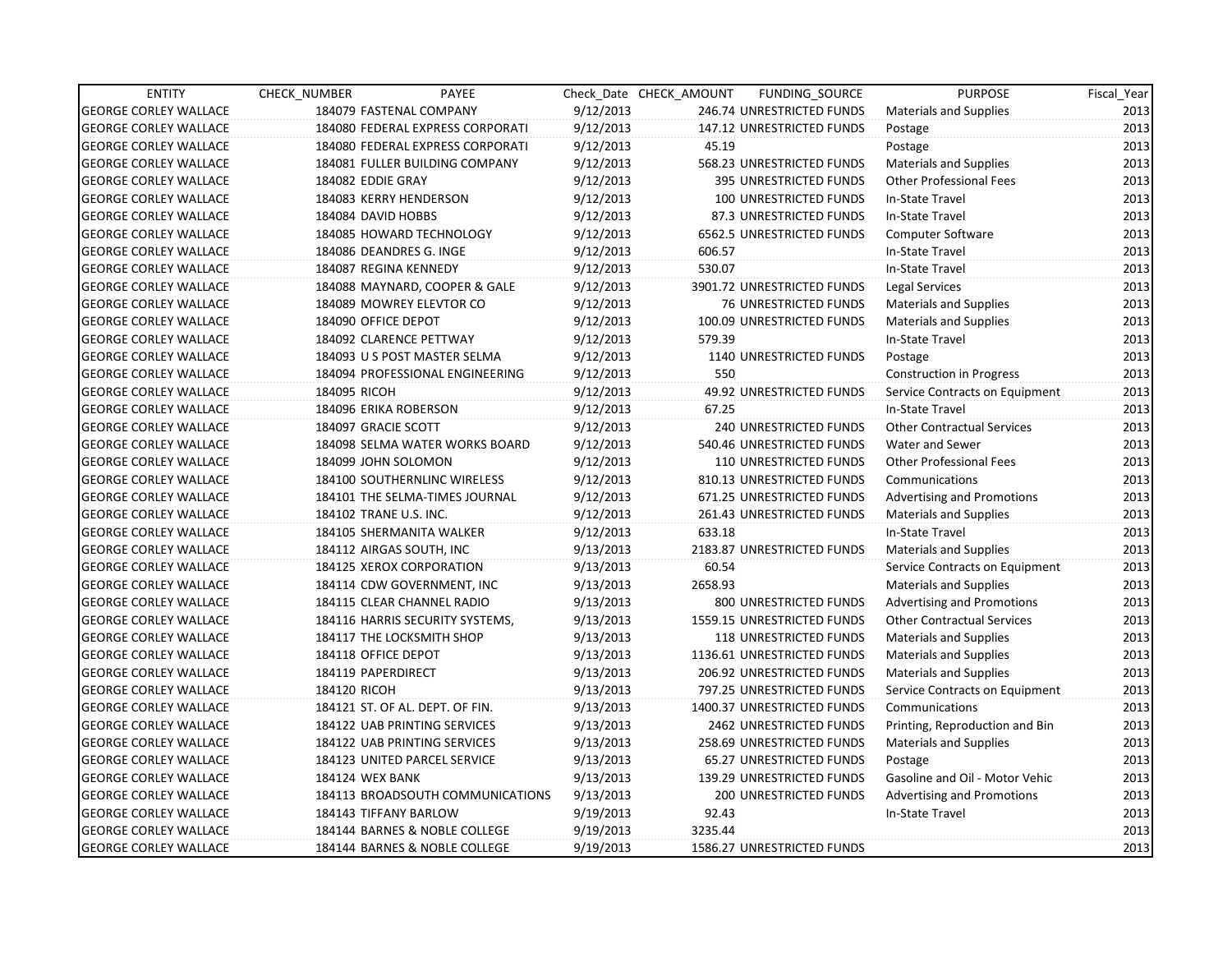| ENTITY | CHECK_NUMBER | PAYEE | Check_Date | CHECK_AMOUNT | FUNDING_SOURCE | PURPOSE | Fiscal_Year |
|---|---|---|---|---|---|---|---|
| GEORGE CORLEY WALLACE | 184079 | FASTENAL COMPANY | 9/12/2013 | 246.74 | UNRESTRICTED FUNDS | Materials and Supplies | 2013 |
| GEORGE CORLEY WALLACE | 184080 | FEDERAL EXPRESS CORPORATI | 9/12/2013 | 147.12 | UNRESTRICTED FUNDS | Postage | 2013 |
| GEORGE CORLEY WALLACE | 184080 | FEDERAL EXPRESS CORPORATI | 9/12/2013 | 45.19 | | Postage | 2013 |
| GEORGE CORLEY WALLACE | 184081 | FULLER BUILDING COMPANY | 9/12/2013 | 568.23 | UNRESTRICTED FUNDS | Materials and Supplies | 2013 |
| GEORGE CORLEY WALLACE | 184082 | EDDIE GRAY | 9/12/2013 | 395 | UNRESTRICTED FUNDS | Other Professional Fees | 2013 |
| GEORGE CORLEY WALLACE | 184083 | KERRY HENDERSON | 9/12/2013 | 100 | UNRESTRICTED FUNDS | In-State Travel | 2013 |
| GEORGE CORLEY WALLACE | 184084 | DAVID HOBBS | 9/12/2013 | 87.3 | UNRESTRICTED FUNDS | In-State Travel | 2013 |
| GEORGE CORLEY WALLACE | 184085 | HOWARD TECHNOLOGY | 9/12/2013 | 6562.5 | UNRESTRICTED FUNDS | Computer Software | 2013 |
| GEORGE CORLEY WALLACE | 184086 | DEANDRES G. INGE | 9/12/2013 | 606.57 | | In-State Travel | 2013 |
| GEORGE CORLEY WALLACE | 184087 | REGINA KENNEDY | 9/12/2013 | 530.07 | | In-State Travel | 2013 |
| GEORGE CORLEY WALLACE | 184088 | MAYNARD, COOPER & GALE | 9/12/2013 | 3901.72 | UNRESTRICTED FUNDS | Legal Services | 2013 |
| GEORGE CORLEY WALLACE | 184089 | MOWREY ELEVTOR CO | 9/12/2013 | 76 | UNRESTRICTED FUNDS | Materials and Supplies | 2013 |
| GEORGE CORLEY WALLACE | 184090 | OFFICE DEPOT | 9/12/2013 | 100.09 | UNRESTRICTED FUNDS | Materials and Supplies | 2013 |
| GEORGE CORLEY WALLACE | 184092 | CLARENCE PETTWAY | 9/12/2013 | 579.39 | | In-State Travel | 2013 |
| GEORGE CORLEY WALLACE | 184093 | U S POST MASTER SELMA | 9/12/2013 | 1140 | UNRESTRICTED FUNDS | Postage | 2013 |
| GEORGE CORLEY WALLACE | 184094 | PROFESSIONAL ENGINEERING | 9/12/2013 | 550 | | Construction in Progress | 2013 |
| GEORGE CORLEY WALLACE | 184095 | RICOH | 9/12/2013 | 49.92 | UNRESTRICTED FUNDS | Service Contracts on Equipment | 2013 |
| GEORGE CORLEY WALLACE | 184096 | ERIKA ROBERSON | 9/12/2013 | 67.25 | | In-State Travel | 2013 |
| GEORGE CORLEY WALLACE | 184097 | GRACIE SCOTT | 9/12/2013 | 240 | UNRESTRICTED FUNDS | Other Contractual Services | 2013 |
| GEORGE CORLEY WALLACE | 184098 | SELMA WATER WORKS BOARD | 9/12/2013 | 540.46 | UNRESTRICTED FUNDS | Water and Sewer | 2013 |
| GEORGE CORLEY WALLACE | 184099 | JOHN SOLOMON | 9/12/2013 | 110 | UNRESTRICTED FUNDS | Other Professional Fees | 2013 |
| GEORGE CORLEY WALLACE | 184100 | SOUTHERNLINC WIRELESS | 9/12/2013 | 810.13 | UNRESTRICTED FUNDS | Communications | 2013 |
| GEORGE CORLEY WALLACE | 184101 | THE SELMA-TIMES JOURNAL | 9/12/2013 | 671.25 | UNRESTRICTED FUNDS | Advertising and Promotions | 2013 |
| GEORGE CORLEY WALLACE | 184102 | TRANE U.S. INC. | 9/12/2013 | 261.43 | UNRESTRICTED FUNDS | Materials and Supplies | 2013 |
| GEORGE CORLEY WALLACE | 184105 | SHERMANITA WALKER | 9/12/2013 | 633.18 | | In-State Travel | 2013 |
| GEORGE CORLEY WALLACE | 184112 | AIRGAS SOUTH, INC | 9/13/2013 | 2183.87 | UNRESTRICTED FUNDS | Materials and Supplies | 2013 |
| GEORGE CORLEY WALLACE | 184125 | XEROX CORPORATION | 9/13/2013 | 60.54 | | Service Contracts on Equipment | 2013 |
| GEORGE CORLEY WALLACE | 184114 | CDW GOVERNMENT, INC | 9/13/2013 | 2658.93 | | Materials and Supplies | 2013 |
| GEORGE CORLEY WALLACE | 184115 | CLEAR CHANNEL RADIO | 9/13/2013 | 800 | UNRESTRICTED FUNDS | Advertising and Promotions | 2013 |
| GEORGE CORLEY WALLACE | 184116 | HARRIS SECURITY SYSTEMS, | 9/13/2013 | 1559.15 | UNRESTRICTED FUNDS | Other Contractual Services | 2013 |
| GEORGE CORLEY WALLACE | 184117 | THE LOCKSMITH SHOP | 9/13/2013 | 118 | UNRESTRICTED FUNDS | Materials and Supplies | 2013 |
| GEORGE CORLEY WALLACE | 184118 | OFFICE DEPOT | 9/13/2013 | 1136.61 | UNRESTRICTED FUNDS | Materials and Supplies | 2013 |
| GEORGE CORLEY WALLACE | 184119 | PAPERDIRECT | 9/13/2013 | 206.92 | UNRESTRICTED FUNDS | Materials and Supplies | 2013 |
| GEORGE CORLEY WALLACE | 184120 | RICOH | 9/13/2013 | 797.25 | UNRESTRICTED FUNDS | Service Contracts on Equipment | 2013 |
| GEORGE CORLEY WALLACE | 184121 | ST. OF AL. DEPT. OF FIN. | 9/13/2013 | 1400.37 | UNRESTRICTED FUNDS | Communications | 2013 |
| GEORGE CORLEY WALLACE | 184122 | UAB PRINTING SERVICES | 9/13/2013 | 2462 | UNRESTRICTED FUNDS | Printing, Reproduction and Bin | 2013 |
| GEORGE CORLEY WALLACE | 184122 | UAB PRINTING SERVICES | 9/13/2013 | 258.69 | UNRESTRICTED FUNDS | Materials and Supplies | 2013 |
| GEORGE CORLEY WALLACE | 184123 | UNITED PARCEL SERVICE | 9/13/2013 | 65.27 | UNRESTRICTED FUNDS | Postage | 2013 |
| GEORGE CORLEY WALLACE | 184124 | WEX BANK | 9/13/2013 | 139.29 | UNRESTRICTED FUNDS | Gasoline and Oil - Motor Vehic | 2013 |
| GEORGE CORLEY WALLACE | 184113 | BROADSOUTH COMMUNICATIONS | 9/13/2013 | 200 | UNRESTRICTED FUNDS | Advertising and Promotions | 2013 |
| GEORGE CORLEY WALLACE | 184143 | TIFFANY BARLOW | 9/19/2013 | 92.43 | | In-State Travel | 2013 |
| GEORGE CORLEY WALLACE | 184144 | BARNES & NOBLE COLLEGE | 9/19/2013 | 3235.44 | | | 2013 |
| GEORGE CORLEY WALLACE | 184144 | BARNES & NOBLE COLLEGE | 9/19/2013 | 1586.27 | UNRESTRICTED FUNDS | | 2013 |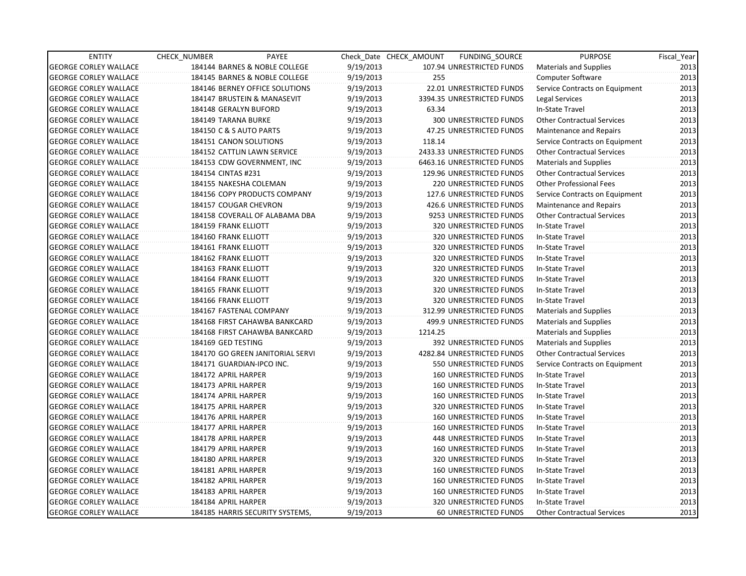| ENTITY | CHECK_NUMBER | PAYEE | Check_Date | CHECK_AMOUNT | FUNDING_SOURCE | PURPOSE | Fiscal_Year |
|---|---|---|---|---|---|---|---|
| GEORGE CORLEY WALLACE | 184144 | BARNES & NOBLE COLLEGE | 9/19/2013 | 107.94 | UNRESTRICTED FUNDS | Materials and Supplies | 2013 |
| GEORGE CORLEY WALLACE | 184145 | BARNES & NOBLE COLLEGE | 9/19/2013 | 255 | | Computer Software | 2013 |
| GEORGE CORLEY WALLACE | 184146 | BERNEY OFFICE SOLUTIONS | 9/19/2013 | 22.01 | UNRESTRICTED FUNDS | Service Contracts on Equipment | 2013 |
| GEORGE CORLEY WALLACE | 184147 | BRUSTEIN & MANASEVIT | 9/19/2013 | 3394.35 | UNRESTRICTED FUNDS | Legal Services | 2013 |
| GEORGE CORLEY WALLACE | 184148 | GERALYN BUFORD | 9/19/2013 | 63.34 | | In-State Travel | 2013 |
| GEORGE CORLEY WALLACE | 184149 | TARANA BURKE | 9/19/2013 | 300 | UNRESTRICTED FUNDS | Other Contractual Services | 2013 |
| GEORGE CORLEY WALLACE | 184150 | C & S AUTO PARTS | 9/19/2013 | 47.25 | UNRESTRICTED FUNDS | Maintenance and Repairs | 2013 |
| GEORGE CORLEY WALLACE | 184151 | CANON SOLUTIONS | 9/19/2013 | 118.14 | | Service Contracts on Equipment | 2013 |
| GEORGE CORLEY WALLACE | 184152 | CATTLIN LAWN SERVICE | 9/19/2013 | 2433.33 | UNRESTRICTED FUNDS | Other Contractual Services | 2013 |
| GEORGE CORLEY WALLACE | 184153 | CDW GOVERNMENT, INC | 9/19/2013 | 6463.16 | UNRESTRICTED FUNDS | Materials and Supplies | 2013 |
| GEORGE CORLEY WALLACE | 184154 | CINTAS #231 | 9/19/2013 | 129.96 | UNRESTRICTED FUNDS | Other Contractual Services | 2013 |
| GEORGE CORLEY WALLACE | 184155 | NAKESHA COLEMAN | 9/19/2013 | 220 | UNRESTRICTED FUNDS | Other Professional Fees | 2013 |
| GEORGE CORLEY WALLACE | 184156 | COPY PRODUCTS COMPANY | 9/19/2013 | 127.6 | UNRESTRICTED FUNDS | Service Contracts on Equipment | 2013 |
| GEORGE CORLEY WALLACE | 184157 | COUGAR CHEVRON | 9/19/2013 | 426.6 | UNRESTRICTED FUNDS | Maintenance and Repairs | 2013 |
| GEORGE CORLEY WALLACE | 184158 | COVERALL OF ALABAMA DBA | 9/19/2013 | 9253 | UNRESTRICTED FUNDS | Other Contractual Services | 2013 |
| GEORGE CORLEY WALLACE | 184159 | FRANK ELLIOTT | 9/19/2013 | 320 | UNRESTRICTED FUNDS | In-State Travel | 2013 |
| GEORGE CORLEY WALLACE | 184160 | FRANK ELLIOTT | 9/19/2013 | 320 | UNRESTRICTED FUNDS | In-State Travel | 2013 |
| GEORGE CORLEY WALLACE | 184161 | FRANK ELLIOTT | 9/19/2013 | 320 | UNRESTRICTED FUNDS | In-State Travel | 2013 |
| GEORGE CORLEY WALLACE | 184162 | FRANK ELLIOTT | 9/19/2013 | 320 | UNRESTRICTED FUNDS | In-State Travel | 2013 |
| GEORGE CORLEY WALLACE | 184163 | FRANK ELLIOTT | 9/19/2013 | 320 | UNRESTRICTED FUNDS | In-State Travel | 2013 |
| GEORGE CORLEY WALLACE | 184164 | FRANK ELLIOTT | 9/19/2013 | 320 | UNRESTRICTED FUNDS | In-State Travel | 2013 |
| GEORGE CORLEY WALLACE | 184165 | FRANK ELLIOTT | 9/19/2013 | 320 | UNRESTRICTED FUNDS | In-State Travel | 2013 |
| GEORGE CORLEY WALLACE | 184166 | FRANK ELLIOTT | 9/19/2013 | 320 | UNRESTRICTED FUNDS | In-State Travel | 2013 |
| GEORGE CORLEY WALLACE | 184167 | FASTENAL COMPANY | 9/19/2013 | 312.99 | UNRESTRICTED FUNDS | Materials and Supplies | 2013 |
| GEORGE CORLEY WALLACE | 184168 | FIRST CAHAWBA BANKCARD | 9/19/2013 | 499.9 | UNRESTRICTED FUNDS | Materials and Supplies | 2013 |
| GEORGE CORLEY WALLACE | 184168 | FIRST CAHAWBA BANKCARD | 9/19/2013 | 1214.25 | | Materials and Supplies | 2013 |
| GEORGE CORLEY WALLACE | 184169 | GED TESTING | 9/19/2013 | 392 | UNRESTRICTED FUNDS | Materials and Supplies | 2013 |
| GEORGE CORLEY WALLACE | 184170 | GO GREEN JANITORIAL SERVI | 9/19/2013 | 4282.84 | UNRESTRICTED FUNDS | Other Contractual Services | 2013 |
| GEORGE CORLEY WALLACE | 184171 | GUARDIAN-IPCO INC. | 9/19/2013 | 550 | UNRESTRICTED FUNDS | Service Contracts on Equipment | 2013 |
| GEORGE CORLEY WALLACE | 184172 | APRIL HARPER | 9/19/2013 | 160 | UNRESTRICTED FUNDS | In-State Travel | 2013 |
| GEORGE CORLEY WALLACE | 184173 | APRIL HARPER | 9/19/2013 | 160 | UNRESTRICTED FUNDS | In-State Travel | 2013 |
| GEORGE CORLEY WALLACE | 184174 | APRIL HARPER | 9/19/2013 | 160 | UNRESTRICTED FUNDS | In-State Travel | 2013 |
| GEORGE CORLEY WALLACE | 184175 | APRIL HARPER | 9/19/2013 | 320 | UNRESTRICTED FUNDS | In-State Travel | 2013 |
| GEORGE CORLEY WALLACE | 184176 | APRIL HARPER | 9/19/2013 | 160 | UNRESTRICTED FUNDS | In-State Travel | 2013 |
| GEORGE CORLEY WALLACE | 184177 | APRIL HARPER | 9/19/2013 | 160 | UNRESTRICTED FUNDS | In-State Travel | 2013 |
| GEORGE CORLEY WALLACE | 184178 | APRIL HARPER | 9/19/2013 | 448 | UNRESTRICTED FUNDS | In-State Travel | 2013 |
| GEORGE CORLEY WALLACE | 184179 | APRIL HARPER | 9/19/2013 | 160 | UNRESTRICTED FUNDS | In-State Travel | 2013 |
| GEORGE CORLEY WALLACE | 184180 | APRIL HARPER | 9/19/2013 | 320 | UNRESTRICTED FUNDS | In-State Travel | 2013 |
| GEORGE CORLEY WALLACE | 184181 | APRIL HARPER | 9/19/2013 | 160 | UNRESTRICTED FUNDS | In-State Travel | 2013 |
| GEORGE CORLEY WALLACE | 184182 | APRIL HARPER | 9/19/2013 | 160 | UNRESTRICTED FUNDS | In-State Travel | 2013 |
| GEORGE CORLEY WALLACE | 184183 | APRIL HARPER | 9/19/2013 | 160 | UNRESTRICTED FUNDS | In-State Travel | 2013 |
| GEORGE CORLEY WALLACE | 184184 | APRIL HARPER | 9/19/2013 | 320 | UNRESTRICTED FUNDS | In-State Travel | 2013 |
| GEORGE CORLEY WALLACE | 184185 | HARRIS SECURITY SYSTEMS, | 9/19/2013 | 60 | UNRESTRICTED FUNDS | Other Contractual Services | 2013 |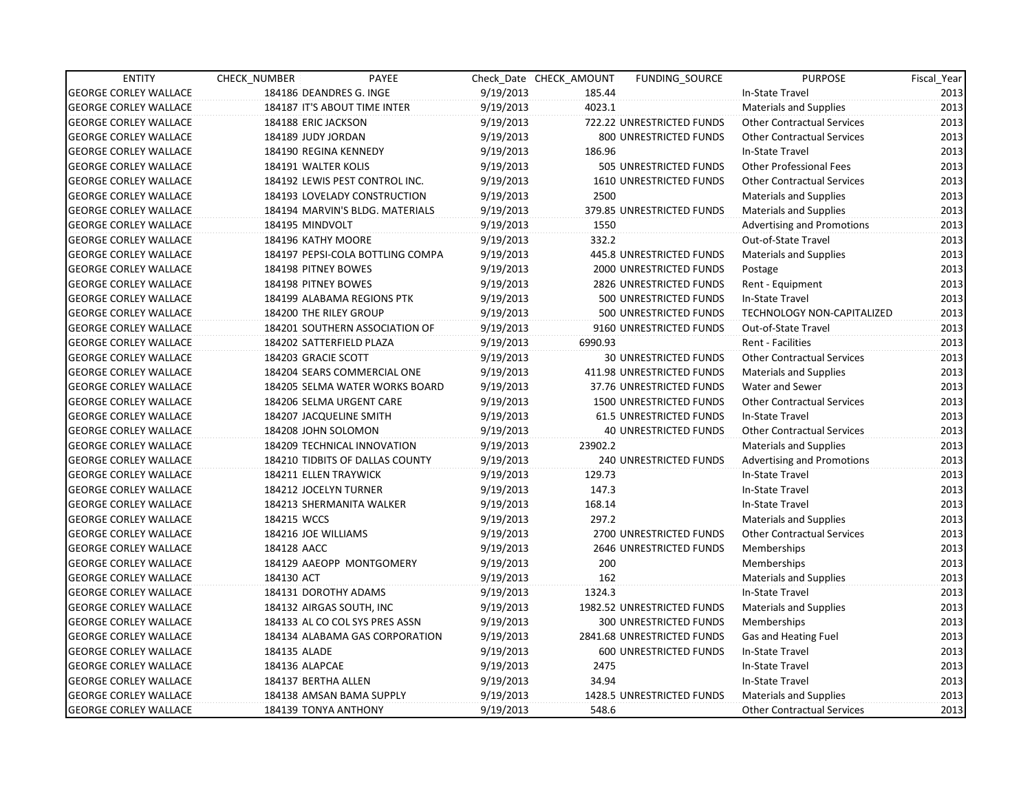| ENTITY | CHECK_NUMBER | PAYEE | Check_Date | CHECK_AMOUNT | FUNDING_SOURCE | PURPOSE | Fiscal_Year |
|---|---|---|---|---|---|---|---|
| GEORGE CORLEY WALLACE | 184186 | DEANDRES G. INGE | 9/19/2013 | 185.44 | | In-State Travel | 2013 |
| GEORGE CORLEY WALLACE | 184187 | IT'S ABOUT TIME INTER | 9/19/2013 | 4023.1 | | Materials and Supplies | 2013 |
| GEORGE CORLEY WALLACE | 184188 | ERIC JACKSON | 9/19/2013 | 722.22 | UNRESTRICTED FUNDS | Other Contractual Services | 2013 |
| GEORGE CORLEY WALLACE | 184189 | JUDY JORDAN | 9/19/2013 | 800 | UNRESTRICTED FUNDS | Other Contractual Services | 2013 |
| GEORGE CORLEY WALLACE | 184190 | REGINA KENNEDY | 9/19/2013 | 186.96 | | In-State Travel | 2013 |
| GEORGE CORLEY WALLACE | 184191 | WALTER KOLIS | 9/19/2013 | 505 | UNRESTRICTED FUNDS | Other Professional Fees | 2013 |
| GEORGE CORLEY WALLACE | 184192 | LEWIS PEST CONTROL INC. | 9/19/2013 | 1610 | UNRESTRICTED FUNDS | Other Contractual Services | 2013 |
| GEORGE CORLEY WALLACE | 184193 | LOVELADY CONSTRUCTION | 9/19/2013 | 2500 | | Materials and Supplies | 2013 |
| GEORGE CORLEY WALLACE | 184194 | MARVIN'S BLDG. MATERIALS | 9/19/2013 | 379.85 | UNRESTRICTED FUNDS | Materials and Supplies | 2013 |
| GEORGE CORLEY WALLACE | 184195 | MINDVOLT | 9/19/2013 | 1550 | | Advertising and Promotions | 2013 |
| GEORGE CORLEY WALLACE | 184196 | KATHY MOORE | 9/19/2013 | 332.2 | | Out-of-State Travel | 2013 |
| GEORGE CORLEY WALLACE | 184197 | PEPSI-COLA BOTTLING COMPA | 9/19/2013 | 445.8 | UNRESTRICTED FUNDS | Materials and Supplies | 2013 |
| GEORGE CORLEY WALLACE | 184198 | PITNEY BOWES | 9/19/2013 | 2000 | UNRESTRICTED FUNDS | Postage | 2013 |
| GEORGE CORLEY WALLACE | 184198 | PITNEY BOWES | 9/19/2013 | 2826 | UNRESTRICTED FUNDS | Rent - Equipment | 2013 |
| GEORGE CORLEY WALLACE | 184199 | ALABAMA REGIONS PTK | 9/19/2013 | 500 | UNRESTRICTED FUNDS | In-State Travel | 2013 |
| GEORGE CORLEY WALLACE | 184200 | THE RILEY GROUP | 9/19/2013 | 500 | UNRESTRICTED FUNDS | TECHNOLOGY NON-CAPITALIZED | 2013 |
| GEORGE CORLEY WALLACE | 184201 | SOUTHERN ASSOCIATION OF | 9/19/2013 | 9160 | UNRESTRICTED FUNDS | Out-of-State Travel | 2013 |
| GEORGE CORLEY WALLACE | 184202 | SATTERFIELD PLAZA | 9/19/2013 | 6990.93 | | Rent - Facilities | 2013 |
| GEORGE CORLEY WALLACE | 184203 | GRACIE SCOTT | 9/19/2013 | 30 | UNRESTRICTED FUNDS | Other Contractual Services | 2013 |
| GEORGE CORLEY WALLACE | 184204 | SEARS COMMERCIAL ONE | 9/19/2013 | 411.98 | UNRESTRICTED FUNDS | Materials and Supplies | 2013 |
| GEORGE CORLEY WALLACE | 184205 | SELMA WATER WORKS BOARD | 9/19/2013 | 37.76 | UNRESTRICTED FUNDS | Water and Sewer | 2013 |
| GEORGE CORLEY WALLACE | 184206 | SELMA URGENT CARE | 9/19/2013 | 1500 | UNRESTRICTED FUNDS | Other Contractual Services | 2013 |
| GEORGE CORLEY WALLACE | 184207 | JACQUELINE SMITH | 9/19/2013 | 61.5 | UNRESTRICTED FUNDS | In-State Travel | 2013 |
| GEORGE CORLEY WALLACE | 184208 | JOHN SOLOMON | 9/19/2013 | 40 | UNRESTRICTED FUNDS | Other Contractual Services | 2013 |
| GEORGE CORLEY WALLACE | 184209 | TECHNICAL INNOVATION | 9/19/2013 | 23902.2 | | Materials and Supplies | 2013 |
| GEORGE CORLEY WALLACE | 184210 | TIDBITS OF DALLAS COUNTY | 9/19/2013 | 240 | UNRESTRICTED FUNDS | Advertising and Promotions | 2013 |
| GEORGE CORLEY WALLACE | 184211 | ELLEN TRAYWICK | 9/19/2013 | 129.73 | | In-State Travel | 2013 |
| GEORGE CORLEY WALLACE | 184212 | JOCELYN TURNER | 9/19/2013 | 147.3 | | In-State Travel | 2013 |
| GEORGE CORLEY WALLACE | 184213 | SHERMANITA WALKER | 9/19/2013 | 168.14 | | In-State Travel | 2013 |
| GEORGE CORLEY WALLACE | 184215 | WCCS | 9/19/2013 | 297.2 | | Materials and Supplies | 2013 |
| GEORGE CORLEY WALLACE | 184216 | JOE WILLIAMS | 9/19/2013 | 2700 | UNRESTRICTED FUNDS | Other Contractual Services | 2013 |
| GEORGE CORLEY WALLACE | 184128 | AACC | 9/19/2013 | 2646 | UNRESTRICTED FUNDS | Memberships | 2013 |
| GEORGE CORLEY WALLACE | 184129 | AAEOPP MONTGOMERY | 9/19/2013 | 200 | | Memberships | 2013 |
| GEORGE CORLEY WALLACE | 184130 | ACT | 9/19/2013 | 162 | | Materials and Supplies | 2013 |
| GEORGE CORLEY WALLACE | 184131 | DOROTHY ADAMS | 9/19/2013 | 1324.3 | | In-State Travel | 2013 |
| GEORGE CORLEY WALLACE | 184132 | AIRGAS SOUTH, INC | 9/19/2013 | 1982.52 | UNRESTRICTED FUNDS | Materials and Supplies | 2013 |
| GEORGE CORLEY WALLACE | 184133 | AL CO COL SYS PRES ASSN | 9/19/2013 | 300 | UNRESTRICTED FUNDS | Memberships | 2013 |
| GEORGE CORLEY WALLACE | 184134 | ALABAMA GAS CORPORATION | 9/19/2013 | 2841.68 | UNRESTRICTED FUNDS | Gas and Heating Fuel | 2013 |
| GEORGE CORLEY WALLACE | 184135 | ALADE | 9/19/2013 | 600 | UNRESTRICTED FUNDS | In-State Travel | 2013 |
| GEORGE CORLEY WALLACE | 184136 | ALAPCAE | 9/19/2013 | 2475 | | In-State Travel | 2013 |
| GEORGE CORLEY WALLACE | 184137 | BERTHA ALLEN | 9/19/2013 | 34.94 | | In-State Travel | 2013 |
| GEORGE CORLEY WALLACE | 184138 | AMSAN BAMA SUPPLY | 9/19/2013 | 1428.5 | UNRESTRICTED FUNDS | Materials and Supplies | 2013 |
| GEORGE CORLEY WALLACE | 184139 | TONYA ANTHONY | 9/19/2013 | 548.6 | | Other Contractual Services | 2013 |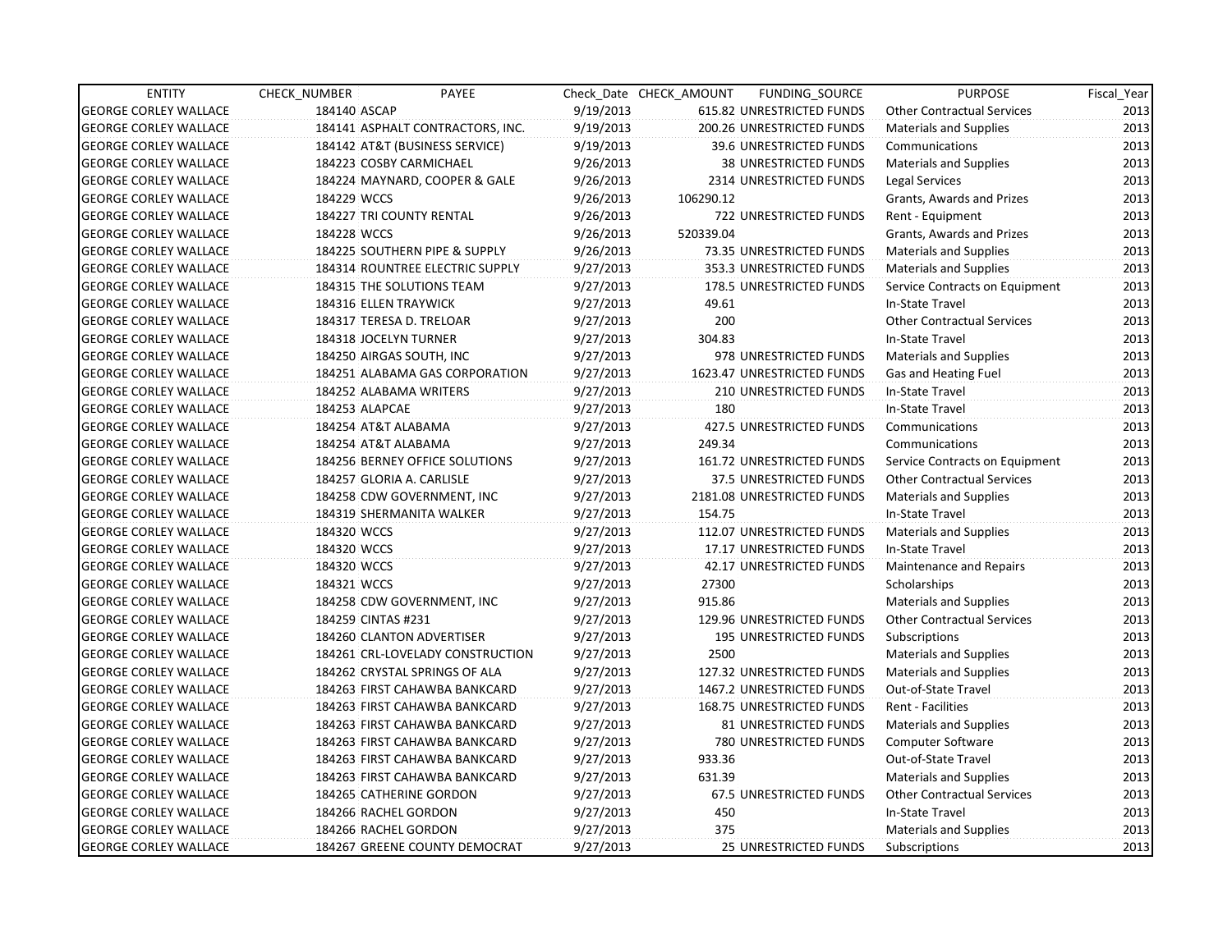| ENTITY | CHECK_NUMBER | PAYEE | Check_Date | CHECK_AMOUNT | FUNDING_SOURCE | PURPOSE | Fiscal_Year |
|---|---|---|---|---|---|---|---|
| GEORGE CORLEY WALLACE | 184140 | ASCAP | 9/19/2013 | 615.82 | UNRESTRICTED FUNDS | Other Contractual Services | 2013 |
| GEORGE CORLEY WALLACE | 184141 | ASPHALT CONTRACTORS, INC. | 9/19/2013 | 200.26 | UNRESTRICTED FUNDS | Materials and Supplies | 2013 |
| GEORGE CORLEY WALLACE | 184142 | AT&T (BUSINESS SERVICE) | 9/19/2013 | 39.6 | UNRESTRICTED FUNDS | Communications | 2013 |
| GEORGE CORLEY WALLACE | 184223 | COSBY CARMICHAEL | 9/26/2013 | 38 | UNRESTRICTED FUNDS | Materials and Supplies | 2013 |
| GEORGE CORLEY WALLACE | 184224 | MAYNARD, COOPER & GALE | 9/26/2013 | 2314 | UNRESTRICTED FUNDS | Legal Services | 2013 |
| GEORGE CORLEY WALLACE | 184229 | WCCS | 9/26/2013 | 106290.12 | | Grants, Awards and Prizes | 2013 |
| GEORGE CORLEY WALLACE | 184227 | TRI COUNTY RENTAL | 9/26/2013 | 722 | UNRESTRICTED FUNDS | Rent - Equipment | 2013 |
| GEORGE CORLEY WALLACE | 184228 | WCCS | 9/26/2013 | 520339.04 | | Grants, Awards and Prizes | 2013 |
| GEORGE CORLEY WALLACE | 184225 | SOUTHERN PIPE & SUPPLY | 9/26/2013 | 73.35 | UNRESTRICTED FUNDS | Materials and Supplies | 2013 |
| GEORGE CORLEY WALLACE | 184314 | ROUNTREE ELECTRIC SUPPLY | 9/27/2013 | 353.3 | UNRESTRICTED FUNDS | Materials and Supplies | 2013 |
| GEORGE CORLEY WALLACE | 184315 | THE SOLUTIONS TEAM | 9/27/2013 | 178.5 | UNRESTRICTED FUNDS | Service Contracts on Equipment | 2013 |
| GEORGE CORLEY WALLACE | 184316 | ELLEN TRAYWICK | 9/27/2013 | 49.61 | | In-State Travel | 2013 |
| GEORGE CORLEY WALLACE | 184317 | TERESA D. TRELOAR | 9/27/2013 | 200 | | Other Contractual Services | 2013 |
| GEORGE CORLEY WALLACE | 184318 | JOCELYN TURNER | 9/27/2013 | 304.83 | | In-State Travel | 2013 |
| GEORGE CORLEY WALLACE | 184250 | AIRGAS SOUTH, INC | 9/27/2013 | 978 | UNRESTRICTED FUNDS | Materials and Supplies | 2013 |
| GEORGE CORLEY WALLACE | 184251 | ALABAMA GAS CORPORATION | 9/27/2013 | 1623.47 | UNRESTRICTED FUNDS | Gas and Heating Fuel | 2013 |
| GEORGE CORLEY WALLACE | 184252 | ALABAMA WRITERS | 9/27/2013 | 210 | UNRESTRICTED FUNDS | In-State Travel | 2013 |
| GEORGE CORLEY WALLACE | 184253 | ALAPCAE | 9/27/2013 | 180 | | In-State Travel | 2013 |
| GEORGE CORLEY WALLACE | 184254 | AT&T ALABAMA | 9/27/2013 | 427.5 | UNRESTRICTED FUNDS | Communications | 2013 |
| GEORGE CORLEY WALLACE | 184254 | AT&T ALABAMA | 9/27/2013 | 249.34 | | Communications | 2013 |
| GEORGE CORLEY WALLACE | 184256 | BERNEY OFFICE SOLUTIONS | 9/27/2013 | 161.72 | UNRESTRICTED FUNDS | Service Contracts on Equipment | 2013 |
| GEORGE CORLEY WALLACE | 184257 | GLORIA A. CARLISLE | 9/27/2013 | 37.5 | UNRESTRICTED FUNDS | Other Contractual Services | 2013 |
| GEORGE CORLEY WALLACE | 184258 | CDW GOVERNMENT, INC | 9/27/2013 | 2181.08 | UNRESTRICTED FUNDS | Materials and Supplies | 2013 |
| GEORGE CORLEY WALLACE | 184319 | SHERMANITA WALKER | 9/27/2013 | 154.75 | | In-State Travel | 2013 |
| GEORGE CORLEY WALLACE | 184320 | WCCS | 9/27/2013 | 112.07 | UNRESTRICTED FUNDS | Materials and Supplies | 2013 |
| GEORGE CORLEY WALLACE | 184320 | WCCS | 9/27/2013 | 17.17 | UNRESTRICTED FUNDS | In-State Travel | 2013 |
| GEORGE CORLEY WALLACE | 184320 | WCCS | 9/27/2013 | 42.17 | UNRESTRICTED FUNDS | Maintenance and Repairs | 2013 |
| GEORGE CORLEY WALLACE | 184321 | WCCS | 9/27/2013 | 27300 | | Scholarships | 2013 |
| GEORGE CORLEY WALLACE | 184258 | CDW GOVERNMENT, INC | 9/27/2013 | 915.86 | | Materials and Supplies | 2013 |
| GEORGE CORLEY WALLACE | 184259 | CINTAS #231 | 9/27/2013 | 129.96 | UNRESTRICTED FUNDS | Other Contractual Services | 2013 |
| GEORGE CORLEY WALLACE | 184260 | CLANTON ADVERTISER | 9/27/2013 | 195 | UNRESTRICTED FUNDS | Subscriptions | 2013 |
| GEORGE CORLEY WALLACE | 184261 | CRL-LOVELADY CONSTRUCTION | 9/27/2013 | 2500 | | Materials and Supplies | 2013 |
| GEORGE CORLEY WALLACE | 184262 | CRYSTAL SPRINGS OF ALA | 9/27/2013 | 127.32 | UNRESTRICTED FUNDS | Materials and Supplies | 2013 |
| GEORGE CORLEY WALLACE | 184263 | FIRST CAHAWBA BANKCARD | 9/27/2013 | 1467.2 | UNRESTRICTED FUNDS | Out-of-State Travel | 2013 |
| GEORGE CORLEY WALLACE | 184263 | FIRST CAHAWBA BANKCARD | 9/27/2013 | 168.75 | UNRESTRICTED FUNDS | Rent - Facilities | 2013 |
| GEORGE CORLEY WALLACE | 184263 | FIRST CAHAWBA BANKCARD | 9/27/2013 | 81 | UNRESTRICTED FUNDS | Materials and Supplies | 2013 |
| GEORGE CORLEY WALLACE | 184263 | FIRST CAHAWBA BANKCARD | 9/27/2013 | 780 | UNRESTRICTED FUNDS | Computer Software | 2013 |
| GEORGE CORLEY WALLACE | 184263 | FIRST CAHAWBA BANKCARD | 9/27/2013 | 933.36 | | Out-of-State Travel | 2013 |
| GEORGE CORLEY WALLACE | 184263 | FIRST CAHAWBA BANKCARD | 9/27/2013 | 631.39 | | Materials and Supplies | 2013 |
| GEORGE CORLEY WALLACE | 184265 | CATHERINE GORDON | 9/27/2013 | 67.5 | UNRESTRICTED FUNDS | Other Contractual Services | 2013 |
| GEORGE CORLEY WALLACE | 184266 | RACHEL GORDON | 9/27/2013 | 450 | | In-State Travel | 2013 |
| GEORGE CORLEY WALLACE | 184266 | RACHEL GORDON | 9/27/2013 | 375 | | Materials and Supplies | 2013 |
| GEORGE CORLEY WALLACE | 184267 | GREENE COUNTY DEMOCRAT | 9/27/2013 | 25 | UNRESTRICTED FUNDS | Subscriptions | 2013 |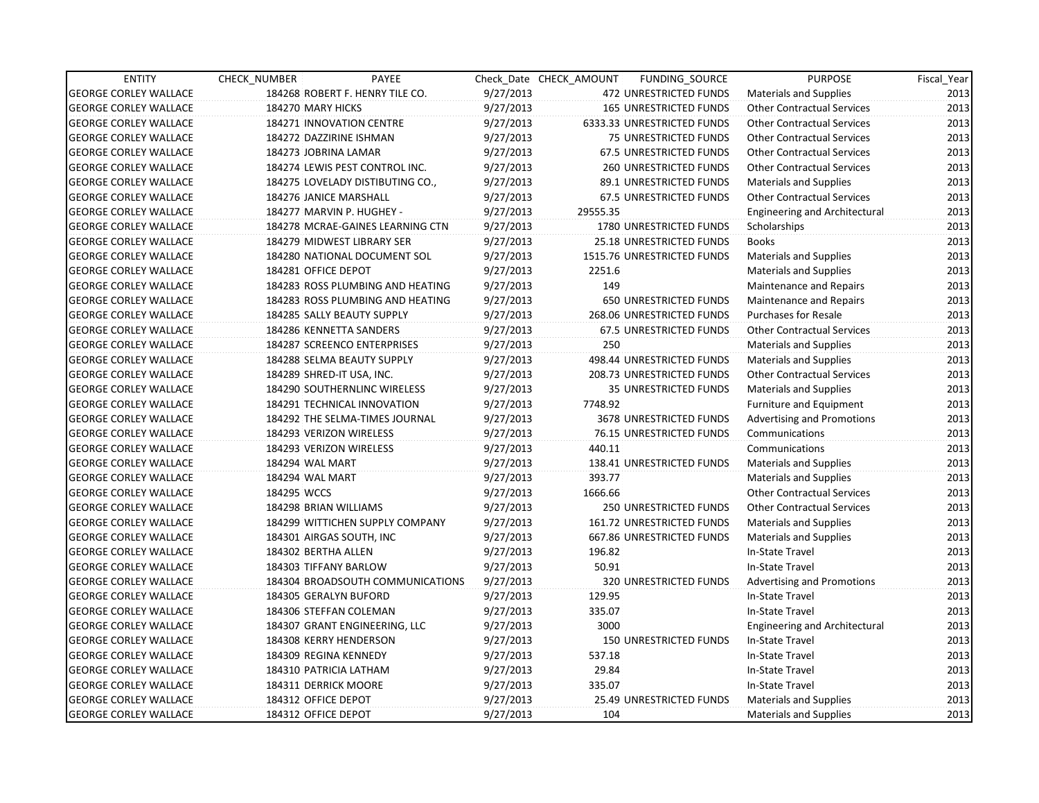| ENTITY | CHECK_NUMBER | PAYEE | Check_Date | CHECK_AMOUNT | FUNDING_SOURCE | PURPOSE | Fiscal_Year |
|---|---|---|---|---|---|---|---|
| GEORGE CORLEY WALLACE | 184268 | ROBERT F. HENRY TILE CO. | 9/27/2013 | 472 | UNRESTRICTED FUNDS | Materials and Supplies | 2013 |
| GEORGE CORLEY WALLACE | 184270 | MARY HICKS | 9/27/2013 | 165 | UNRESTRICTED FUNDS | Other Contractual Services | 2013 |
| GEORGE CORLEY WALLACE | 184271 | INNOVATION CENTRE | 9/27/2013 | 6333.33 | UNRESTRICTED FUNDS | Other Contractual Services | 2013 |
| GEORGE CORLEY WALLACE | 184272 | DAZZIRINE ISHMAN | 9/27/2013 | 75 | UNRESTRICTED FUNDS | Other Contractual Services | 2013 |
| GEORGE CORLEY WALLACE | 184273 | JOBRINA LAMAR | 9/27/2013 | 67.5 | UNRESTRICTED FUNDS | Other Contractual Services | 2013 |
| GEORGE CORLEY WALLACE | 184274 | LEWIS PEST CONTROL INC. | 9/27/2013 | 260 | UNRESTRICTED FUNDS | Other Contractual Services | 2013 |
| GEORGE CORLEY WALLACE | 184275 | LOVELADY DISTIBUTING CO., | 9/27/2013 | 89.1 | UNRESTRICTED FUNDS | Materials and Supplies | 2013 |
| GEORGE CORLEY WALLACE | 184276 | JANICE MARSHALL | 9/27/2013 | 67.5 | UNRESTRICTED FUNDS | Other Contractual Services | 2013 |
| GEORGE CORLEY WALLACE | 184277 | MARVIN P. HUGHEY - | 9/27/2013 | 29555.35 | | Engineering and Architectural | 2013 |
| GEORGE CORLEY WALLACE | 184278 | MCRAE-GAINES LEARNING CTN | 9/27/2013 | 1780 | UNRESTRICTED FUNDS | Scholarships | 2013 |
| GEORGE CORLEY WALLACE | 184279 | MIDWEST LIBRARY SER | 9/27/2013 | 25.18 | UNRESTRICTED FUNDS | Books | 2013 |
| GEORGE CORLEY WALLACE | 184280 | NATIONAL DOCUMENT SOL | 9/27/2013 | 1515.76 | UNRESTRICTED FUNDS | Materials and Supplies | 2013 |
| GEORGE CORLEY WALLACE | 184281 | OFFICE DEPOT | 9/27/2013 | 2251.6 | | Materials and Supplies | 2013 |
| GEORGE CORLEY WALLACE | 184283 | ROSS PLUMBING AND HEATING | 9/27/2013 | 149 | | Maintenance and Repairs | 2013 |
| GEORGE CORLEY WALLACE | 184283 | ROSS PLUMBING AND HEATING | 9/27/2013 | 650 | UNRESTRICTED FUNDS | Maintenance and Repairs | 2013 |
| GEORGE CORLEY WALLACE | 184285 | SALLY BEAUTY SUPPLY | 9/27/2013 | 268.06 | UNRESTRICTED FUNDS | Purchases for Resale | 2013 |
| GEORGE CORLEY WALLACE | 184286 | KENNETTA SANDERS | 9/27/2013 | 67.5 | UNRESTRICTED FUNDS | Other Contractual Services | 2013 |
| GEORGE CORLEY WALLACE | 184287 | SCREENCO ENTERPRISES | 9/27/2013 | 250 | | Materials and Supplies | 2013 |
| GEORGE CORLEY WALLACE | 184288 | SELMA BEAUTY SUPPLY | 9/27/2013 | 498.44 | UNRESTRICTED FUNDS | Materials and Supplies | 2013 |
| GEORGE CORLEY WALLACE | 184289 | SHRED-IT USA, INC. | 9/27/2013 | 208.73 | UNRESTRICTED FUNDS | Other Contractual Services | 2013 |
| GEORGE CORLEY WALLACE | 184290 | SOUTHERNLINC WIRELESS | 9/27/2013 | 35 | UNRESTRICTED FUNDS | Materials and Supplies | 2013 |
| GEORGE CORLEY WALLACE | 184291 | TECHNICAL INNOVATION | 9/27/2013 | 7748.92 | | Furniture and Equipment | 2013 |
| GEORGE CORLEY WALLACE | 184292 | THE SELMA-TIMES JOURNAL | 9/27/2013 | 3678 | UNRESTRICTED FUNDS | Advertising and Promotions | 2013 |
| GEORGE CORLEY WALLACE | 184293 | VERIZON WIRELESS | 9/27/2013 | 76.15 | UNRESTRICTED FUNDS | Communications | 2013 |
| GEORGE CORLEY WALLACE | 184293 | VERIZON WIRELESS | 9/27/2013 | 440.11 | | Communications | 2013 |
| GEORGE CORLEY WALLACE | 184294 | WAL MART | 9/27/2013 | 138.41 | UNRESTRICTED FUNDS | Materials and Supplies | 2013 |
| GEORGE CORLEY WALLACE | 184294 | WAL MART | 9/27/2013 | 393.77 | | Materials and Supplies | 2013 |
| GEORGE CORLEY WALLACE | 184295 | WCCS | 9/27/2013 | 1666.66 | | Other Contractual Services | 2013 |
| GEORGE CORLEY WALLACE | 184298 | BRIAN WILLIAMS | 9/27/2013 | 250 | UNRESTRICTED FUNDS | Other Contractual Services | 2013 |
| GEORGE CORLEY WALLACE | 184299 | WITTICHEN SUPPLY COMPANY | 9/27/2013 | 161.72 | UNRESTRICTED FUNDS | Materials and Supplies | 2013 |
| GEORGE CORLEY WALLACE | 184301 | AIRGAS SOUTH, INC | 9/27/2013 | 667.86 | UNRESTRICTED FUNDS | Materials and Supplies | 2013 |
| GEORGE CORLEY WALLACE | 184302 | BERTHA ALLEN | 9/27/2013 | 196.82 | | In-State Travel | 2013 |
| GEORGE CORLEY WALLACE | 184303 | TIFFANY BARLOW | 9/27/2013 | 50.91 | | In-State Travel | 2013 |
| GEORGE CORLEY WALLACE | 184304 | BROADSOUTH COMMUNICATIONS | 9/27/2013 | 320 | UNRESTRICTED FUNDS | Advertising and Promotions | 2013 |
| GEORGE CORLEY WALLACE | 184305 | GERALYN BUFORD | 9/27/2013 | 129.95 | | In-State Travel | 2013 |
| GEORGE CORLEY WALLACE | 184306 | STEFFAN COLEMAN | 9/27/2013 | 335.07 | | In-State Travel | 2013 |
| GEORGE CORLEY WALLACE | 184307 | GRANT ENGINEERING, LLC | 9/27/2013 | 3000 | | Engineering and Architectural | 2013 |
| GEORGE CORLEY WALLACE | 184308 | KERRY HENDERSON | 9/27/2013 | 150 | UNRESTRICTED FUNDS | In-State Travel | 2013 |
| GEORGE CORLEY WALLACE | 184309 | REGINA KENNEDY | 9/27/2013 | 537.18 | | In-State Travel | 2013 |
| GEORGE CORLEY WALLACE | 184310 | PATRICIA LATHAM | 9/27/2013 | 29.84 | | In-State Travel | 2013 |
| GEORGE CORLEY WALLACE | 184311 | DERRICK MOORE | 9/27/2013 | 335.07 | | In-State Travel | 2013 |
| GEORGE CORLEY WALLACE | 184312 | OFFICE DEPOT | 9/27/2013 | 25.49 | UNRESTRICTED FUNDS | Materials and Supplies | 2013 |
| GEORGE CORLEY WALLACE | 184312 | OFFICE DEPOT | 9/27/2013 | 104 | | Materials and Supplies | 2013 |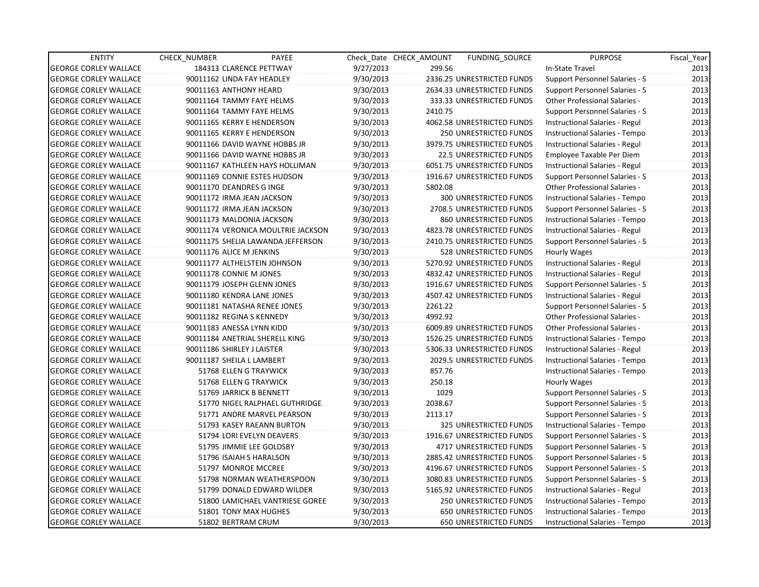| ENTITY | CHECK_NUMBER | PAYEE | Check_Date | CHECK_AMOUNT | FUNDING_SOURCE | PURPOSE | Fiscal_Year |
|---|---|---|---|---|---|---|---|
| GEORGE CORLEY WALLACE | 184313 | CLARENCE PETTWAY | 9/27/2013 | 299.56 | | In-State Travel | 2013 |
| GEORGE CORLEY WALLACE | 90011162 | LINDA FAY HEADLEY | 9/30/2013 | 2336.25 | UNRESTRICTED FUNDS | Support Personnel Salaries - S | 2013 |
| GEORGE CORLEY WALLACE | 90011163 | ANTHONY HEARD | 9/30/2013 | 2634.33 | UNRESTRICTED FUNDS | Support Personnel Salaries - S | 2013 |
| GEORGE CORLEY WALLACE | 90011164 | TAMMY FAYE HELMS | 9/30/2013 | 333.33 | UNRESTRICTED FUNDS | Other Professional Salaries - | 2013 |
| GEORGE CORLEY WALLACE | 90011164 | TAMMY FAYE HELMS | 9/30/2013 | 2410.75 | | Support Personnel Salaries - S | 2013 |
| GEORGE CORLEY WALLACE | 90011165 | KERRY E HENDERSON | 9/30/2013 | 4062.58 | UNRESTRICTED FUNDS | Instructional Salaries - Regul | 2013 |
| GEORGE CORLEY WALLACE | 90011165 | KERRY E HENDERSON | 9/30/2013 | 250 | UNRESTRICTED FUNDS | Instructional Salaries - Tempo | 2013 |
| GEORGE CORLEY WALLACE | 90011166 | DAVID WAYNE HOBBS JR | 9/30/2013 | 3979.75 | UNRESTRICTED FUNDS | Instructional Salaries - Regul | 2013 |
| GEORGE CORLEY WALLACE | 90011166 | DAVID WAYNE HOBBS JR | 9/30/2013 | 22.5 | UNRESTRICTED FUNDS | Employee Taxable Per Diem | 2013 |
| GEORGE CORLEY WALLACE | 90011167 | KATHLEEN HAYS HOLLIMAN | 9/30/2013 | 6051.75 | UNRESTRICTED FUNDS | Instructional Salaries - Regul | 2013 |
| GEORGE CORLEY WALLACE | 90011169 | CONNIE ESTES HUDSON | 9/30/2013 | 1916.67 | UNRESTRICTED FUNDS | Support Personnel Salaries - S | 2013 |
| GEORGE CORLEY WALLACE | 90011170 | DEANDRES G INGE | 9/30/2013 | 5802.08 | | Other Professional Salaries - | 2013 |
| GEORGE CORLEY WALLACE | 90011172 | IRMA JEAN JACKSON | 9/30/2013 | 300 | UNRESTRICTED FUNDS | Instructional Salaries - Tempo | 2013 |
| GEORGE CORLEY WALLACE | 90011172 | IRMA JEAN JACKSON | 9/30/2013 | 2708.5 | UNRESTRICTED FUNDS | Support Personnel Salaries - S | 2013 |
| GEORGE CORLEY WALLACE | 90011173 | MALDONIA JACKSON | 9/30/2013 | 860 | UNRESTRICTED FUNDS | Instructional Salaries - Tempo | 2013 |
| GEORGE CORLEY WALLACE | 90011174 | VERONICA MOULTRIE JACKSON | 9/30/2013 | 4823.78 | UNRESTRICTED FUNDS | Instructional Salaries - Regul | 2013 |
| GEORGE CORLEY WALLACE | 90011175 | SHELIA LAWANDA JEFFERSON | 9/30/2013 | 2410.75 | UNRESTRICTED FUNDS | Support Personnel Salaries - S | 2013 |
| GEORGE CORLEY WALLACE | 90011176 | ALICE M JENKINS | 9/30/2013 | 528 | UNRESTRICTED FUNDS | Hourly Wages | 2013 |
| GEORGE CORLEY WALLACE | 90011177 | ALTHELSTEIN JOHNSON | 9/30/2013 | 5270.92 | UNRESTRICTED FUNDS | Instructional Salaries - Regul | 2013 |
| GEORGE CORLEY WALLACE | 90011178 | CONNIE M JONES | 9/30/2013 | 4832.42 | UNRESTRICTED FUNDS | Instructional Salaries - Regul | 2013 |
| GEORGE CORLEY WALLACE | 90011179 | JOSEPH GLENN JONES | 9/30/2013 | 1916.67 | UNRESTRICTED FUNDS | Support Personnel Salaries - S | 2013 |
| GEORGE CORLEY WALLACE | 90011180 | KENDRA LANE JONES | 9/30/2013 | 4507.42 | UNRESTRICTED FUNDS | Instructional Salaries - Regul | 2013 |
| GEORGE CORLEY WALLACE | 90011181 | NATASHA RENEE JONES | 9/30/2013 | 2261.22 | | Support Personnel Salaries - S | 2013 |
| GEORGE CORLEY WALLACE | 90011182 | REGINA S KENNEDY | 9/30/2013 | 4992.92 | | Other Professional Salaries - | 2013 |
| GEORGE CORLEY WALLACE | 90011183 | ANESSA LYNN KIDD | 9/30/2013 | 6009.89 | UNRESTRICTED FUNDS | Other Professional Salaries - | 2013 |
| GEORGE CORLEY WALLACE | 90011184 | ANETRIAL SHERELL KING | 9/30/2013 | 1526.25 | UNRESTRICTED FUNDS | Instructional Salaries - Tempo | 2013 |
| GEORGE CORLEY WALLACE | 90011186 | SHIRLEY J LAISTER | 9/30/2013 | 5306.33 | UNRESTRICTED FUNDS | Instructional Salaries - Regul | 2013 |
| GEORGE CORLEY WALLACE | 90011187 | SHEILA L LAMBERT | 9/30/2013 | 2029.5 | UNRESTRICTED FUNDS | Instructional Salaries - Tempo | 2013 |
| GEORGE CORLEY WALLACE | 51768 | ELLEN G TRAYWICK | 9/30/2013 | 857.76 | | Instructional Salaries - Tempo | 2013 |
| GEORGE CORLEY WALLACE | 51768 | ELLEN G TRAYWICK | 9/30/2013 | 250.18 | | Hourly Wages | 2013 |
| GEORGE CORLEY WALLACE | 51769 | JARRICK B BENNETT | 9/30/2013 | 1029 | | Support Personnel Salaries - S | 2013 |
| GEORGE CORLEY WALLACE | 51770 | NIGEL RALPHAEL GUTHRIDGE | 9/30/2013 | 2038.67 | | Support Personnel Salaries - S | 2013 |
| GEORGE CORLEY WALLACE | 51771 | ANDRE MARVEL PEARSON | 9/30/2013 | 2113.17 | | Support Personnel Salaries - S | 2013 |
| GEORGE CORLEY WALLACE | 51793 | KASEY RAEANN BURTON | 9/30/2013 | 325 | UNRESTRICTED FUNDS | Instructional Salaries - Tempo | 2013 |
| GEORGE CORLEY WALLACE | 51794 | LORI EVELYN DEAVERS | 9/30/2013 | 1916.67 | UNRESTRICTED FUNDS | Support Personnel Salaries - S | 2013 |
| GEORGE CORLEY WALLACE | 51795 | JIMMIE LEE GOLDSBY | 9/30/2013 | 4717 | UNRESTRICTED FUNDS | Support Personnel Salaries - S | 2013 |
| GEORGE CORLEY WALLACE | 51796 | ISAIAH S HARALSON | 9/30/2013 | 2885.42 | UNRESTRICTED FUNDS | Support Personnel Salaries - S | 2013 |
| GEORGE CORLEY WALLACE | 51797 | MONROE MCCREE | 9/30/2013 | 4196.67 | UNRESTRICTED FUNDS | Support Personnel Salaries - S | 2013 |
| GEORGE CORLEY WALLACE | 51798 | NORMAN WEATHERSPOON | 9/30/2013 | 3080.83 | UNRESTRICTED FUNDS | Support Personnel Salaries - S | 2013 |
| GEORGE CORLEY WALLACE | 51799 | DONALD EDWARD WILDER | 9/30/2013 | 5165.92 | UNRESTRICTED FUNDS | Instructional Salaries - Regul | 2013 |
| GEORGE CORLEY WALLACE | 51800 | LAMICHAEL VANTRIESE GOREE | 9/30/2013 | 250 | UNRESTRICTED FUNDS | Instructional Salaries - Tempo | 2013 |
| GEORGE CORLEY WALLACE | 51801 | TONY MAX HUGHES | 9/30/2013 | 650 | UNRESTRICTED FUNDS | Instructional Salaries - Tempo | 2013 |
| GEORGE CORLEY WALLACE | 51802 | BERTRAM CRUM | 9/30/2013 | 650 | UNRESTRICTED FUNDS | Instructional Salaries - Tempo | 2013 |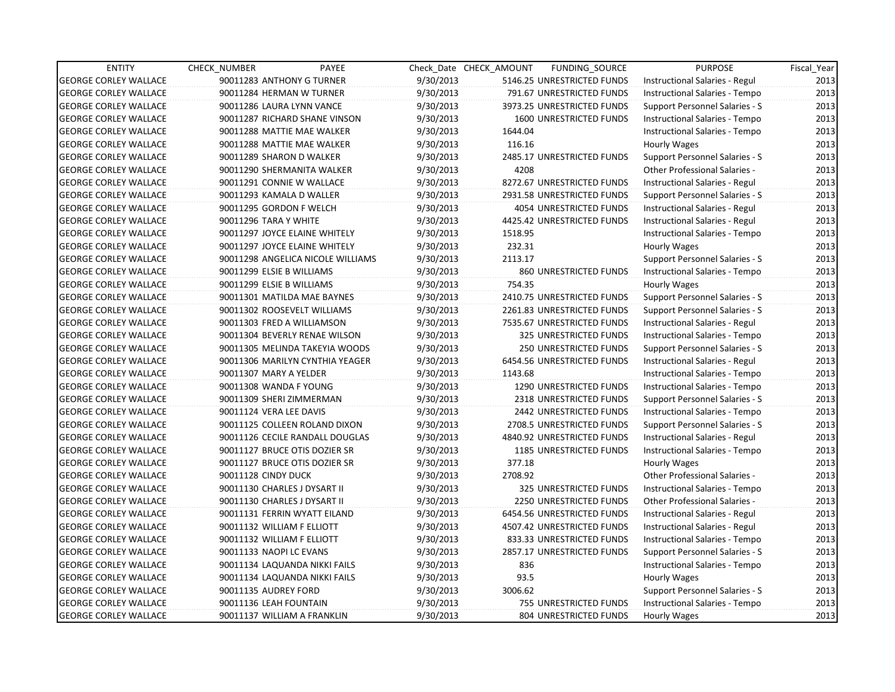| ENTITY | CHECK_NUMBER | PAYEE | Check_Date | CHECK_AMOUNT | FUNDING_SOURCE | PURPOSE | Fiscal_Year |
|---|---|---|---|---|---|---|---|
| GEORGE CORLEY WALLACE | 90011283 | ANTHONY G TURNER | 9/30/2013 | 5146.25 | UNRESTRICTED FUNDS | Instructional Salaries - Regul | 2013 |
| GEORGE CORLEY WALLACE | 90011284 | HERMAN W TURNER | 9/30/2013 | 791.67 | UNRESTRICTED FUNDS | Instructional Salaries - Tempo | 2013 |
| GEORGE CORLEY WALLACE | 90011286 | LAURA LYNN VANCE | 9/30/2013 | 3973.25 | UNRESTRICTED FUNDS | Support Personnel Salaries - S | 2013 |
| GEORGE CORLEY WALLACE | 90011287 | RICHARD SHANE VINSON | 9/30/2013 | 1600 | UNRESTRICTED FUNDS | Instructional Salaries - Tempo | 2013 |
| GEORGE CORLEY WALLACE | 90011288 | MATTIE MAE WALKER | 9/30/2013 | 1644.04 | | Instructional Salaries - Tempo | 2013 |
| GEORGE CORLEY WALLACE | 90011288 | MATTIE MAE WALKER | 9/30/2013 | 116.16 | | Hourly Wages | 2013 |
| GEORGE CORLEY WALLACE | 90011289 | SHARON D WALKER | 9/30/2013 | 2485.17 | UNRESTRICTED FUNDS | Support Personnel Salaries - S | 2013 |
| GEORGE CORLEY WALLACE | 90011290 | SHERMANITA WALKER | 9/30/2013 | 4208 | | Other Professional Salaries - | 2013 |
| GEORGE CORLEY WALLACE | 90011291 | CONNIE W WALLACE | 9/30/2013 | 8272.67 | UNRESTRICTED FUNDS | Instructional Salaries - Regul | 2013 |
| GEORGE CORLEY WALLACE | 90011293 | KAMALA D WALLER | 9/30/2013 | 2931.58 | UNRESTRICTED FUNDS | Support Personnel Salaries - S | 2013 |
| GEORGE CORLEY WALLACE | 90011295 | GORDON F WELCH | 9/30/2013 | 4054 | UNRESTRICTED FUNDS | Instructional Salaries - Regul | 2013 |
| GEORGE CORLEY WALLACE | 90011296 | TARA Y WHITE | 9/30/2013 | 4425.42 | UNRESTRICTED FUNDS | Instructional Salaries - Regul | 2013 |
| GEORGE CORLEY WALLACE | 90011297 | JOYCE ELAINE WHITELY | 9/30/2013 | 1518.95 | | Instructional Salaries - Tempo | 2013 |
| GEORGE CORLEY WALLACE | 90011297 | JOYCE ELAINE WHITELY | 9/30/2013 | 232.31 | | Hourly Wages | 2013 |
| GEORGE CORLEY WALLACE | 90011298 | ANGELICA NICOLE WILLIAMS | 9/30/2013 | 2113.17 | | Support Personnel Salaries - S | 2013 |
| GEORGE CORLEY WALLACE | 90011299 | ELSIE B WILLIAMS | 9/30/2013 | 860 | UNRESTRICTED FUNDS | Instructional Salaries - Tempo | 2013 |
| GEORGE CORLEY WALLACE | 90011299 | ELSIE B WILLIAMS | 9/30/2013 | 754.35 | | Hourly Wages | 2013 |
| GEORGE CORLEY WALLACE | 90011301 | MATILDA MAE BAYNES | 9/30/2013 | 2410.75 | UNRESTRICTED FUNDS | Support Personnel Salaries - S | 2013 |
| GEORGE CORLEY WALLACE | 90011302 | ROOSEVELT WILLIAMS | 9/30/2013 | 2261.83 | UNRESTRICTED FUNDS | Support Personnel Salaries - S | 2013 |
| GEORGE CORLEY WALLACE | 90011303 | FRED A WILLIAMSON | 9/30/2013 | 7535.67 | UNRESTRICTED FUNDS | Instructional Salaries - Regul | 2013 |
| GEORGE CORLEY WALLACE | 90011304 | BEVERLY RENAE WILSON | 9/30/2013 | 325 | UNRESTRICTED FUNDS | Instructional Salaries - Tempo | 2013 |
| GEORGE CORLEY WALLACE | 90011305 | MELINDA TAKEYIA WOODS | 9/30/2013 | 250 | UNRESTRICTED FUNDS | Support Personnel Salaries - S | 2013 |
| GEORGE CORLEY WALLACE | 90011306 | MARILYN CYNTHIA YEAGER | 9/30/2013 | 6454.56 | UNRESTRICTED FUNDS | Instructional Salaries - Regul | 2013 |
| GEORGE CORLEY WALLACE | 90011307 | MARY A YELDER | 9/30/2013 | 1143.68 | | Instructional Salaries - Tempo | 2013 |
| GEORGE CORLEY WALLACE | 90011308 | WANDA F YOUNG | 9/30/2013 | 1290 | UNRESTRICTED FUNDS | Instructional Salaries - Tempo | 2013 |
| GEORGE CORLEY WALLACE | 90011309 | SHERI ZIMMERMAN | 9/30/2013 | 2318 | UNRESTRICTED FUNDS | Support Personnel Salaries - S | 2013 |
| GEORGE CORLEY WALLACE | 90011124 | VERA LEE DAVIS | 9/30/2013 | 2442 | UNRESTRICTED FUNDS | Instructional Salaries - Tempo | 2013 |
| GEORGE CORLEY WALLACE | 90011125 | COLLEEN ROLAND DIXON | 9/30/2013 | 2708.5 | UNRESTRICTED FUNDS | Support Personnel Salaries - S | 2013 |
| GEORGE CORLEY WALLACE | 90011126 | CECILE RANDALL DOUGLAS | 9/30/2013 | 4840.92 | UNRESTRICTED FUNDS | Instructional Salaries - Regul | 2013 |
| GEORGE CORLEY WALLACE | 90011127 | BRUCE OTIS DOZIER SR | 9/30/2013 | 1185 | UNRESTRICTED FUNDS | Instructional Salaries - Tempo | 2013 |
| GEORGE CORLEY WALLACE | 90011127 | BRUCE OTIS DOZIER SR | 9/30/2013 | 377.18 | | Hourly Wages | 2013 |
| GEORGE CORLEY WALLACE | 90011128 | CINDY DUCK | 9/30/2013 | 2708.92 | | Other Professional Salaries - | 2013 |
| GEORGE CORLEY WALLACE | 90011130 | CHARLES J DYSART II | 9/30/2013 | 325 | UNRESTRICTED FUNDS | Instructional Salaries - Tempo | 2013 |
| GEORGE CORLEY WALLACE | 90011130 | CHARLES J DYSART II | 9/30/2013 | 2250 | UNRESTRICTED FUNDS | Other Professional Salaries - | 2013 |
| GEORGE CORLEY WALLACE | 90011131 | FERRIN WYATT EILAND | 9/30/2013 | 6454.56 | UNRESTRICTED FUNDS | Instructional Salaries - Regul | 2013 |
| GEORGE CORLEY WALLACE | 90011132 | WILLIAM F ELLIOTT | 9/30/2013 | 4507.42 | UNRESTRICTED FUNDS | Instructional Salaries - Regul | 2013 |
| GEORGE CORLEY WALLACE | 90011132 | WILLIAM F ELLIOTT | 9/30/2013 | 833.33 | UNRESTRICTED FUNDS | Instructional Salaries - Tempo | 2013 |
| GEORGE CORLEY WALLACE | 90011133 | NAOPI LC EVANS | 9/30/2013 | 2857.17 | UNRESTRICTED FUNDS | Support Personnel Salaries - S | 2013 |
| GEORGE CORLEY WALLACE | 90011134 | LAQUANDA NIKKI FAILS | 9/30/2013 | 836 | | Instructional Salaries - Tempo | 2013 |
| GEORGE CORLEY WALLACE | 90011134 | LAQUANDA NIKKI FAILS | 9/30/2013 | 93.5 | | Hourly Wages | 2013 |
| GEORGE CORLEY WALLACE | 90011135 | AUDREY FORD | 9/30/2013 | 3006.62 | | Support Personnel Salaries - S | 2013 |
| GEORGE CORLEY WALLACE | 90011136 | LEAH FOUNTAIN | 9/30/2013 | 755 | UNRESTRICTED FUNDS | Instructional Salaries - Tempo | 2013 |
| GEORGE CORLEY WALLACE | 90011137 | WILLIAM A FRANKLIN | 9/30/2013 | 804 | UNRESTRICTED FUNDS | Hourly Wages | 2013 |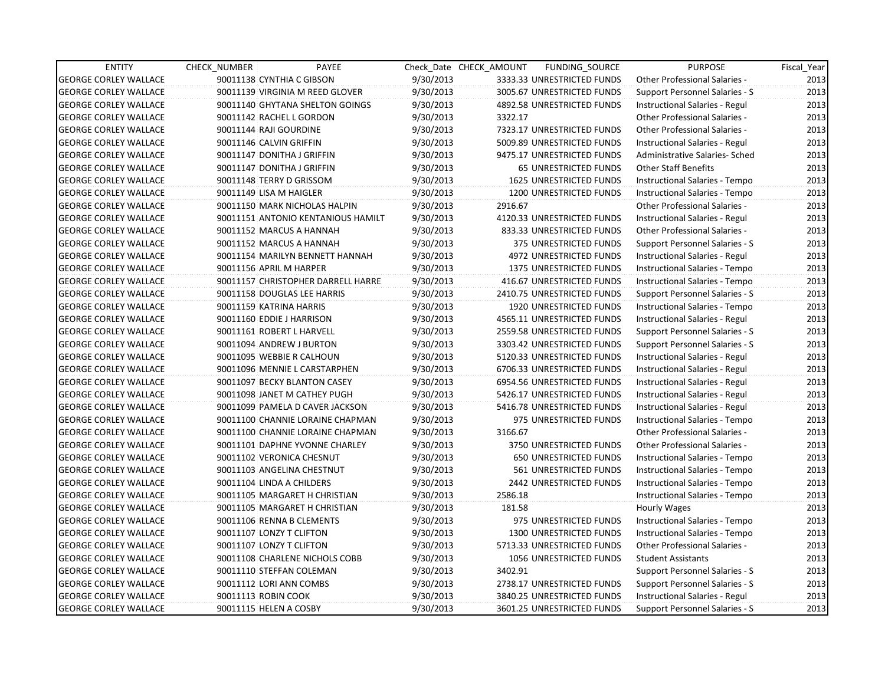| ENTITY | CHECK_NUMBER | PAYEE | Check_Date | CHECK_AMOUNT | FUNDING_SOURCE | PURPOSE | Fiscal_Year |
|---|---|---|---|---|---|---|---|
| GEORGE CORLEY WALLACE | 90011138 | CYNTHIA C GIBSON | 9/30/2013 | 3333.33 | UNRESTRICTED FUNDS | Other Professional Salaries - | 2013 |
| GEORGE CORLEY WALLACE | 90011139 | VIRGINIA M REED GLOVER | 9/30/2013 | 3005.67 | UNRESTRICTED FUNDS | Support Personnel Salaries - S | 2013 |
| GEORGE CORLEY WALLACE | 90011140 | GHYTANA SHELTON GOINGS | 9/30/2013 | 4892.58 | UNRESTRICTED FUNDS | Instructional Salaries - Regul | 2013 |
| GEORGE CORLEY WALLACE | 90011142 | RACHEL L GORDON | 9/30/2013 | 3322.17 | | Other Professional Salaries - | 2013 |
| GEORGE CORLEY WALLACE | 90011144 | RAJI GOURDINE | 9/30/2013 | 7323.17 | UNRESTRICTED FUNDS | Other Professional Salaries - | 2013 |
| GEORGE CORLEY WALLACE | 90011146 | CALVIN GRIFFIN | 9/30/2013 | 5009.89 | UNRESTRICTED FUNDS | Instructional Salaries - Regul | 2013 |
| GEORGE CORLEY WALLACE | 90011147 | DONITHA J GRIFFIN | 9/30/2013 | 9475.17 | UNRESTRICTED FUNDS | Administrative Salaries- Sched | 2013 |
| GEORGE CORLEY WALLACE | 90011147 | DONITHA J GRIFFIN | 9/30/2013 | 65 | UNRESTRICTED FUNDS | Other Staff Benefits | 2013 |
| GEORGE CORLEY WALLACE | 90011148 | TERRY D GRISSOM | 9/30/2013 | 1625 | UNRESTRICTED FUNDS | Instructional Salaries - Tempo | 2013 |
| GEORGE CORLEY WALLACE | 90011149 | LISA M HAIGLER | 9/30/2013 | 1200 | UNRESTRICTED FUNDS | Instructional Salaries - Tempo | 2013 |
| GEORGE CORLEY WALLACE | 90011150 | MARK NICHOLAS HALPIN | 9/30/2013 | 2916.67 | | Other Professional Salaries - | 2013 |
| GEORGE CORLEY WALLACE | 90011151 | ANTONIO KENTANIOUS HAMILT | 9/30/2013 | 4120.33 | UNRESTRICTED FUNDS | Instructional Salaries - Regul | 2013 |
| GEORGE CORLEY WALLACE | 90011152 | MARCUS A HANNAH | 9/30/2013 | 833.33 | UNRESTRICTED FUNDS | Other Professional Salaries - | 2013 |
| GEORGE CORLEY WALLACE | 90011152 | MARCUS A HANNAH | 9/30/2013 | 375 | UNRESTRICTED FUNDS | Support Personnel Salaries - S | 2013 |
| GEORGE CORLEY WALLACE | 90011154 | MARILYN BENNETT HANNAH | 9/30/2013 | 4972 | UNRESTRICTED FUNDS | Instructional Salaries - Regul | 2013 |
| GEORGE CORLEY WALLACE | 90011156 | APRIL M HARPER | 9/30/2013 | 1375 | UNRESTRICTED FUNDS | Instructional Salaries - Tempo | 2013 |
| GEORGE CORLEY WALLACE | 90011157 | CHRISTOPHER DARRELL HARRE | 9/30/2013 | 416.67 | UNRESTRICTED FUNDS | Instructional Salaries - Tempo | 2013 |
| GEORGE CORLEY WALLACE | 90011158 | DOUGLAS LEE HARRIS | 9/30/2013 | 2410.75 | UNRESTRICTED FUNDS | Support Personnel Salaries - S | 2013 |
| GEORGE CORLEY WALLACE | 90011159 | KATRINA HARRIS | 9/30/2013 | 1920 | UNRESTRICTED FUNDS | Instructional Salaries - Tempo | 2013 |
| GEORGE CORLEY WALLACE | 90011160 | EDDIE J HARRISON | 9/30/2013 | 4565.11 | UNRESTRICTED FUNDS | Instructional Salaries - Regul | 2013 |
| GEORGE CORLEY WALLACE | 90011161 | ROBERT L HARVELL | 9/30/2013 | 2559.58 | UNRESTRICTED FUNDS | Support Personnel Salaries - S | 2013 |
| GEORGE CORLEY WALLACE | 90011094 | ANDREW J BURTON | 9/30/2013 | 3303.42 | UNRESTRICTED FUNDS | Support Personnel Salaries - S | 2013 |
| GEORGE CORLEY WALLACE | 90011095 | WEBBIE R CALHOUN | 9/30/2013 | 5120.33 | UNRESTRICTED FUNDS | Instructional Salaries - Regul | 2013 |
| GEORGE CORLEY WALLACE | 90011096 | MENNIE L CARSTARPHEN | 9/30/2013 | 6706.33 | UNRESTRICTED FUNDS | Instructional Salaries - Regul | 2013 |
| GEORGE CORLEY WALLACE | 90011097 | BECKY BLANTON CASEY | 9/30/2013 | 6954.56 | UNRESTRICTED FUNDS | Instructional Salaries - Regul | 2013 |
| GEORGE CORLEY WALLACE | 90011098 | JANET M CATHEY PUGH | 9/30/2013 | 5426.17 | UNRESTRICTED FUNDS | Instructional Salaries - Regul | 2013 |
| GEORGE CORLEY WALLACE | 90011099 | PAMELA D CAVER JACKSON | 9/30/2013 | 5416.78 | UNRESTRICTED FUNDS | Instructional Salaries - Regul | 2013 |
| GEORGE CORLEY WALLACE | 90011100 | CHANNIE LORAINE CHAPMAN | 9/30/2013 | 975 | UNRESTRICTED FUNDS | Instructional Salaries - Tempo | 2013 |
| GEORGE CORLEY WALLACE | 90011100 | CHANNIE LORAINE CHAPMAN | 9/30/2013 | 3166.67 | | Other Professional Salaries - | 2013 |
| GEORGE CORLEY WALLACE | 90011101 | DAPHNE YVONNE CHARLEY | 9/30/2013 | 3750 | UNRESTRICTED FUNDS | Other Professional Salaries - | 2013 |
| GEORGE CORLEY WALLACE | 90011102 | VERONICA CHESNUT | 9/30/2013 | 650 | UNRESTRICTED FUNDS | Instructional Salaries - Tempo | 2013 |
| GEORGE CORLEY WALLACE | 90011103 | ANGELINA CHESTNUT | 9/30/2013 | 561 | UNRESTRICTED FUNDS | Instructional Salaries - Tempo | 2013 |
| GEORGE CORLEY WALLACE | 90011104 | LINDA A CHILDERS | 9/30/2013 | 2442 | UNRESTRICTED FUNDS | Instructional Salaries - Tempo | 2013 |
| GEORGE CORLEY WALLACE | 90011105 | MARGARET H CHRISTIAN | 9/30/2013 | 2586.18 | | Instructional Salaries - Tempo | 2013 |
| GEORGE CORLEY WALLACE | 90011105 | MARGARET H CHRISTIAN | 9/30/2013 | 181.58 | | Hourly Wages | 2013 |
| GEORGE CORLEY WALLACE | 90011106 | RENNA B CLEMENTS | 9/30/2013 | 975 | UNRESTRICTED FUNDS | Instructional Salaries - Tempo | 2013 |
| GEORGE CORLEY WALLACE | 90011107 | LONZY T CLIFTON | 9/30/2013 | 1300 | UNRESTRICTED FUNDS | Instructional Salaries - Tempo | 2013 |
| GEORGE CORLEY WALLACE | 90011107 | LONZY T CLIFTON | 9/30/2013 | 5713.33 | UNRESTRICTED FUNDS | Other Professional Salaries - | 2013 |
| GEORGE CORLEY WALLACE | 90011108 | CHARLENE NICHOLS COBB | 9/30/2013 | 1056 | UNRESTRICTED FUNDS | Student Assistants | 2013 |
| GEORGE CORLEY WALLACE | 90011110 | STEFFAN COLEMAN | 9/30/2013 | 3402.91 | | Support Personnel Salaries - S | 2013 |
| GEORGE CORLEY WALLACE | 90011112 | LORI ANN COMBS | 9/30/2013 | 2738.17 | UNRESTRICTED FUNDS | Support Personnel Salaries - S | 2013 |
| GEORGE CORLEY WALLACE | 90011113 | ROBIN COOK | 9/30/2013 | 3840.25 | UNRESTRICTED FUNDS | Instructional Salaries - Regul | 2013 |
| GEORGE CORLEY WALLACE | 90011115 | HELEN A COSBY | 9/30/2013 | 3601.25 | UNRESTRICTED FUNDS | Support Personnel Salaries - S | 2013 |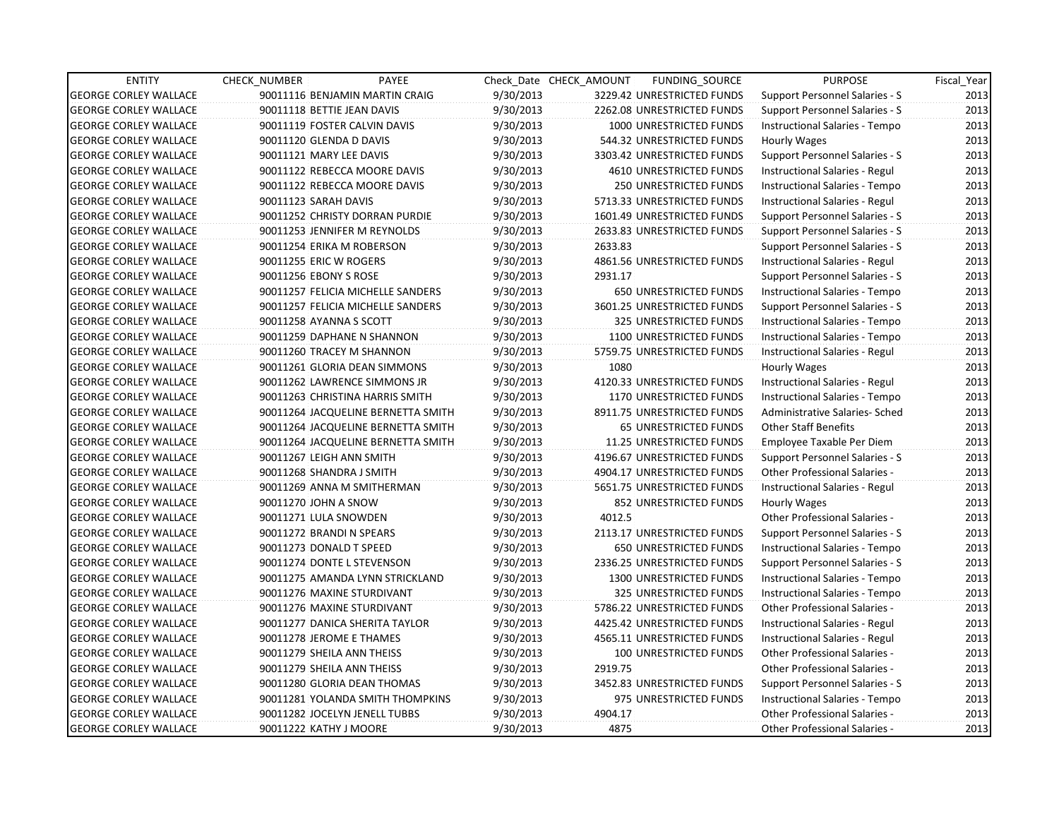| ENTITY | CHECK_NUMBER | PAYEE | Check_Date | CHECK_AMOUNT | FUNDING_SOURCE | PURPOSE | Fiscal_Year |
|---|---|---|---|---|---|---|---|
| GEORGE CORLEY WALLACE | 90011116 | BENJAMIN MARTIN CRAIG | 9/30/2013 | 3229.42 | UNRESTRICTED FUNDS | Support Personnel Salaries - S | 2013 |
| GEORGE CORLEY WALLACE | 90011118 | BETTIE JEAN DAVIS | 9/30/2013 | 2262.08 | UNRESTRICTED FUNDS | Support Personnel Salaries - S | 2013 |
| GEORGE CORLEY WALLACE | 90011119 | FOSTER CALVIN DAVIS | 9/30/2013 | 1000 | UNRESTRICTED FUNDS | Instructional Salaries - Tempo | 2013 |
| GEORGE CORLEY WALLACE | 90011120 | GLENDA D DAVIS | 9/30/2013 | 544.32 | UNRESTRICTED FUNDS | Hourly Wages | 2013 |
| GEORGE CORLEY WALLACE | 90011121 | MARY LEE DAVIS | 9/30/2013 | 3303.42 | UNRESTRICTED FUNDS | Support Personnel Salaries - S | 2013 |
| GEORGE CORLEY WALLACE | 90011122 | REBECCA MOORE DAVIS | 9/30/2013 | 4610 | UNRESTRICTED FUNDS | Instructional Salaries - Regul | 2013 |
| GEORGE CORLEY WALLACE | 90011122 | REBECCA MOORE DAVIS | 9/30/2013 | 250 | UNRESTRICTED FUNDS | Instructional Salaries - Tempo | 2013 |
| GEORGE CORLEY WALLACE | 90011123 | SARAH DAVIS | 9/30/2013 | 5713.33 | UNRESTRICTED FUNDS | Instructional Salaries - Regul | 2013 |
| GEORGE CORLEY WALLACE | 90011252 | CHRISTY DORRAN PURDIE | 9/30/2013 | 1601.49 | UNRESTRICTED FUNDS | Support Personnel Salaries - S | 2013 |
| GEORGE CORLEY WALLACE | 90011253 | JENNIFER M REYNOLDS | 9/30/2013 | 2633.83 | UNRESTRICTED FUNDS | Support Personnel Salaries - S | 2013 |
| GEORGE CORLEY WALLACE | 90011254 | ERIKA M ROBERSON | 9/30/2013 | 2633.83 | | Support Personnel Salaries - S | 2013 |
| GEORGE CORLEY WALLACE | 90011255 | ERIC W ROGERS | 9/30/2013 | 4861.56 | UNRESTRICTED FUNDS | Instructional Salaries - Regul | 2013 |
| GEORGE CORLEY WALLACE | 90011256 | EBONY S ROSE | 9/30/2013 | 2931.17 | | Support Personnel Salaries - S | 2013 |
| GEORGE CORLEY WALLACE | 90011257 | FELICIA MICHELLE SANDERS | 9/30/2013 | 650 | UNRESTRICTED FUNDS | Instructional Salaries - Tempo | 2013 |
| GEORGE CORLEY WALLACE | 90011257 | FELICIA MICHELLE SANDERS | 9/30/2013 | 3601.25 | UNRESTRICTED FUNDS | Support Personnel Salaries - S | 2013 |
| GEORGE CORLEY WALLACE | 90011258 | AYANNA S SCOTT | 9/30/2013 | 325 | UNRESTRICTED FUNDS | Instructional Salaries - Tempo | 2013 |
| GEORGE CORLEY WALLACE | 90011259 | DAPHANE N SHANNON | 9/30/2013 | 1100 | UNRESTRICTED FUNDS | Instructional Salaries - Tempo | 2013 |
| GEORGE CORLEY WALLACE | 90011260 | TRACEY M SHANNON | 9/30/2013 | 5759.75 | UNRESTRICTED FUNDS | Instructional Salaries - Regul | 2013 |
| GEORGE CORLEY WALLACE | 90011261 | GLORIA DEAN SIMMONS | 9/30/2013 | 1080 | | Hourly Wages | 2013 |
| GEORGE CORLEY WALLACE | 90011262 | LAWRENCE SIMMONS JR | 9/30/2013 | 4120.33 | UNRESTRICTED FUNDS | Instructional Salaries - Regul | 2013 |
| GEORGE CORLEY WALLACE | 90011263 | CHRISTINA HARRIS SMITH | 9/30/2013 | 1170 | UNRESTRICTED FUNDS | Instructional Salaries - Tempo | 2013 |
| GEORGE CORLEY WALLACE | 90011264 | JACQUELINE BERNETTA SMITH | 9/30/2013 | 8911.75 | UNRESTRICTED FUNDS | Administrative Salaries- Sched | 2013 |
| GEORGE CORLEY WALLACE | 90011264 | JACQUELINE BERNETTA SMITH | 9/30/2013 | 65 | UNRESTRICTED FUNDS | Other Staff Benefits | 2013 |
| GEORGE CORLEY WALLACE | 90011264 | JACQUELINE BERNETTA SMITH | 9/30/2013 | 11.25 | UNRESTRICTED FUNDS | Employee Taxable Per Diem | 2013 |
| GEORGE CORLEY WALLACE | 90011267 | LEIGH ANN SMITH | 9/30/2013 | 4196.67 | UNRESTRICTED FUNDS | Support Personnel Salaries - S | 2013 |
| GEORGE CORLEY WALLACE | 90011268 | SHANDRA J SMITH | 9/30/2013 | 4904.17 | UNRESTRICTED FUNDS | Other Professional Salaries - | 2013 |
| GEORGE CORLEY WALLACE | 90011269 | ANNA M SMITHERMAN | 9/30/2013 | 5651.75 | UNRESTRICTED FUNDS | Instructional Salaries - Regul | 2013 |
| GEORGE CORLEY WALLACE | 90011270 | JOHN A SNOW | 9/30/2013 | 852 | UNRESTRICTED FUNDS | Hourly Wages | 2013 |
| GEORGE CORLEY WALLACE | 90011271 | LULA SNOWDEN | 9/30/2013 | 4012.5 | | Other Professional Salaries - | 2013 |
| GEORGE CORLEY WALLACE | 90011272 | BRANDI N SPEARS | 9/30/2013 | 2113.17 | UNRESTRICTED FUNDS | Support Personnel Salaries - S | 2013 |
| GEORGE CORLEY WALLACE | 90011273 | DONALD T SPEED | 9/30/2013 | 650 | UNRESTRICTED FUNDS | Instructional Salaries - Tempo | 2013 |
| GEORGE CORLEY WALLACE | 90011274 | DONTE L STEVENSON | 9/30/2013 | 2336.25 | UNRESTRICTED FUNDS | Support Personnel Salaries - S | 2013 |
| GEORGE CORLEY WALLACE | 90011275 | AMANDA LYNN STRICKLAND | 9/30/2013 | 1300 | UNRESTRICTED FUNDS | Instructional Salaries - Tempo | 2013 |
| GEORGE CORLEY WALLACE | 90011276 | MAXINE STURDIVANT | 9/30/2013 | 325 | UNRESTRICTED FUNDS | Instructional Salaries - Tempo | 2013 |
| GEORGE CORLEY WALLACE | 90011276 | MAXINE STURDIVANT | 9/30/2013 | 5786.22 | UNRESTRICTED FUNDS | Other Professional Salaries - | 2013 |
| GEORGE CORLEY WALLACE | 90011277 | DANICA SHERITA TAYLOR | 9/30/2013 | 4425.42 | UNRESTRICTED FUNDS | Instructional Salaries - Regul | 2013 |
| GEORGE CORLEY WALLACE | 90011278 | JEROME E THAMES | 9/30/2013 | 4565.11 | UNRESTRICTED FUNDS | Instructional Salaries - Regul | 2013 |
| GEORGE CORLEY WALLACE | 90011279 | SHEILA ANN THEISS | 9/30/2013 | 100 | UNRESTRICTED FUNDS | Other Professional Salaries - | 2013 |
| GEORGE CORLEY WALLACE | 90011279 | SHEILA ANN THEISS | 9/30/2013 | 2919.75 | | Other Professional Salaries - | 2013 |
| GEORGE CORLEY WALLACE | 90011280 | GLORIA DEAN THOMAS | 9/30/2013 | 3452.83 | UNRESTRICTED FUNDS | Support Personnel Salaries - S | 2013 |
| GEORGE CORLEY WALLACE | 90011281 | YOLANDA SMITH THOMPKINS | 9/30/2013 | 975 | UNRESTRICTED FUNDS | Instructional Salaries - Tempo | 2013 |
| GEORGE CORLEY WALLACE | 90011282 | JOCELYN JENELL TUBBS | 9/30/2013 | 4904.17 | | Other Professional Salaries - | 2013 |
| GEORGE CORLEY WALLACE | 90011222 | KATHY J MOORE | 9/30/2013 | 4875 | | Other Professional Salaries - | 2013 |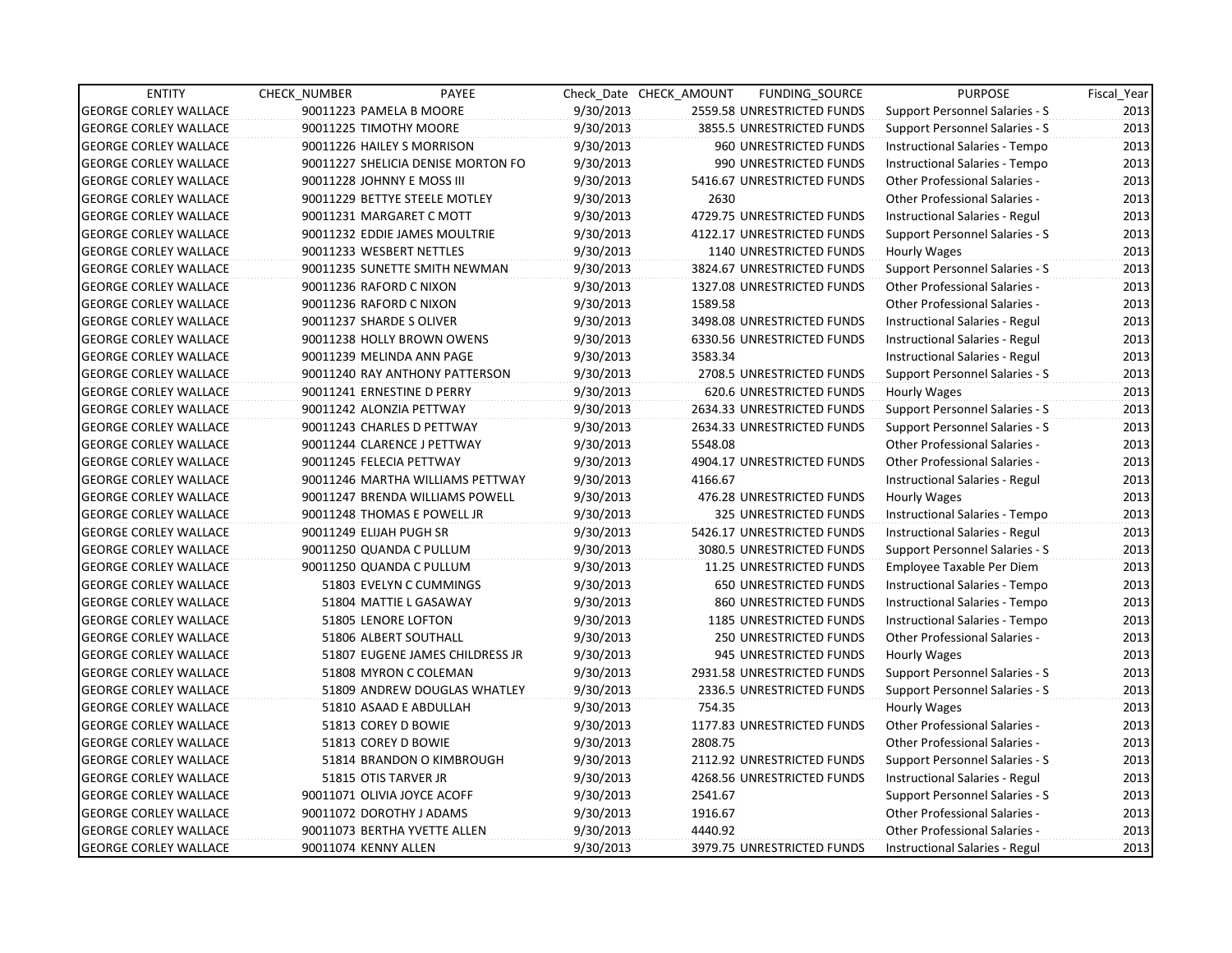| ENTITY | CHECK_NUMBER | PAYEE | Check_Date | CHECK_AMOUNT | FUNDING_SOURCE | PURPOSE | Fiscal_Year |
|---|---|---|---|---|---|---|---|
| GEORGE CORLEY WALLACE | 90011223 | PAMELA B MOORE | 9/30/2013 | 2559.58 | UNRESTRICTED FUNDS | Support Personnel Salaries - S | 2013 |
| GEORGE CORLEY WALLACE | 90011225 | TIMOTHY MOORE | 9/30/2013 | 3855.5 | UNRESTRICTED FUNDS | Support Personnel Salaries - S | 2013 |
| GEORGE CORLEY WALLACE | 90011226 | HAILEY S MORRISON | 9/30/2013 | 960 | UNRESTRICTED FUNDS | Instructional Salaries - Tempo | 2013 |
| GEORGE CORLEY WALLACE | 90011227 | SHELICIA DENISE MORTON FO | 9/30/2013 | 990 | UNRESTRICTED FUNDS | Instructional Salaries - Tempo | 2013 |
| GEORGE CORLEY WALLACE | 90011228 | JOHNNY E MOSS III | 9/30/2013 | 5416.67 | UNRESTRICTED FUNDS | Other Professional Salaries - | 2013 |
| GEORGE CORLEY WALLACE | 90011229 | BETTYE STEELE MOTLEY | 9/30/2013 | 2630 | | Other Professional Salaries - | 2013 |
| GEORGE CORLEY WALLACE | 90011231 | MARGARET C MOTT | 9/30/2013 | 4729.75 | UNRESTRICTED FUNDS | Instructional Salaries - Regul | 2013 |
| GEORGE CORLEY WALLACE | 90011232 | EDDIE JAMES MOULTRIE | 9/30/2013 | 4122.17 | UNRESTRICTED FUNDS | Support Personnel Salaries - S | 2013 |
| GEORGE CORLEY WALLACE | 90011233 | WESBERT NETTLES | 9/30/2013 | 1140 | UNRESTRICTED FUNDS | Hourly Wages | 2013 |
| GEORGE CORLEY WALLACE | 90011235 | SUNETTE SMITH NEWMAN | 9/30/2013 | 3824.67 | UNRESTRICTED FUNDS | Support Personnel Salaries - S | 2013 |
| GEORGE CORLEY WALLACE | 90011236 | RAFORD C NIXON | 9/30/2013 | 1327.08 | UNRESTRICTED FUNDS | Other Professional Salaries - | 2013 |
| GEORGE CORLEY WALLACE | 90011236 | RAFORD C NIXON | 9/30/2013 | 1589.58 | | Other Professional Salaries - | 2013 |
| GEORGE CORLEY WALLACE | 90011237 | SHARDE S OLIVER | 9/30/2013 | 3498.08 | UNRESTRICTED FUNDS | Instructional Salaries - Regul | 2013 |
| GEORGE CORLEY WALLACE | 90011238 | HOLLY BROWN OWENS | 9/30/2013 | 6330.56 | UNRESTRICTED FUNDS | Instructional Salaries - Regul | 2013 |
| GEORGE CORLEY WALLACE | 90011239 | MELINDA ANN PAGE | 9/30/2013 | 3583.34 | | Instructional Salaries - Regul | 2013 |
| GEORGE CORLEY WALLACE | 90011240 | RAY ANTHONY PATTERSON | 9/30/2013 | 2708.5 | UNRESTRICTED FUNDS | Support Personnel Salaries - S | 2013 |
| GEORGE CORLEY WALLACE | 90011241 | ERNESTINE D PERRY | 9/30/2013 | 620.6 | UNRESTRICTED FUNDS | Hourly Wages | 2013 |
| GEORGE CORLEY WALLACE | 90011242 | ALONZIA PETTWAY | 9/30/2013 | 2634.33 | UNRESTRICTED FUNDS | Support Personnel Salaries - S | 2013 |
| GEORGE CORLEY WALLACE | 90011243 | CHARLES D PETTWAY | 9/30/2013 | 2634.33 | UNRESTRICTED FUNDS | Support Personnel Salaries - S | 2013 |
| GEORGE CORLEY WALLACE | 90011244 | CLARENCE J PETTWAY | 9/30/2013 | 5548.08 | | Other Professional Salaries - | 2013 |
| GEORGE CORLEY WALLACE | 90011245 | FELECIA PETTWAY | 9/30/2013 | 4904.17 | UNRESTRICTED FUNDS | Other Professional Salaries - | 2013 |
| GEORGE CORLEY WALLACE | 90011246 | MARTHA WILLIAMS PETTWAY | 9/30/2013 | 4166.67 | | Instructional Salaries - Regul | 2013 |
| GEORGE CORLEY WALLACE | 90011247 | BRENDA WILLIAMS POWELL | 9/30/2013 | 476.28 | UNRESTRICTED FUNDS | Hourly Wages | 2013 |
| GEORGE CORLEY WALLACE | 90011248 | THOMAS E POWELL JR | 9/30/2013 | 325 | UNRESTRICTED FUNDS | Instructional Salaries - Tempo | 2013 |
| GEORGE CORLEY WALLACE | 90011249 | ELIJAH PUGH SR | 9/30/2013 | 5426.17 | UNRESTRICTED FUNDS | Instructional Salaries - Regul | 2013 |
| GEORGE CORLEY WALLACE | 90011250 | QUANDA C PULLUM | 9/30/2013 | 3080.5 | UNRESTRICTED FUNDS | Support Personnel Salaries - S | 2013 |
| GEORGE CORLEY WALLACE | 90011250 | QUANDA C PULLUM | 9/30/2013 | 11.25 | UNRESTRICTED FUNDS | Employee Taxable Per Diem | 2013 |
| GEORGE CORLEY WALLACE | 51803 | EVELYN C CUMMINGS | 9/30/2013 | 650 | UNRESTRICTED FUNDS | Instructional Salaries - Tempo | 2013 |
| GEORGE CORLEY WALLACE | 51804 | MATTIE L GASAWAY | 9/30/2013 | 860 | UNRESTRICTED FUNDS | Instructional Salaries - Tempo | 2013 |
| GEORGE CORLEY WALLACE | 51805 | LENORE LOFTON | 9/30/2013 | 1185 | UNRESTRICTED FUNDS | Instructional Salaries - Tempo | 2013 |
| GEORGE CORLEY WALLACE | 51806 | ALBERT SOUTHALL | 9/30/2013 | 250 | UNRESTRICTED FUNDS | Other Professional Salaries - | 2013 |
| GEORGE CORLEY WALLACE | 51807 | EUGENE JAMES CHILDRESS JR | 9/30/2013 | 945 | UNRESTRICTED FUNDS | Hourly Wages | 2013 |
| GEORGE CORLEY WALLACE | 51808 | MYRON C COLEMAN | 9/30/2013 | 2931.58 | UNRESTRICTED FUNDS | Support Personnel Salaries - S | 2013 |
| GEORGE CORLEY WALLACE | 51809 | ANDREW DOUGLAS WHATLEY | 9/30/2013 | 2336.5 | UNRESTRICTED FUNDS | Support Personnel Salaries - S | 2013 |
| GEORGE CORLEY WALLACE | 51810 | ASAAD E ABDULLAH | 9/30/2013 | 754.35 | | Hourly Wages | 2013 |
| GEORGE CORLEY WALLACE | 51813 | COREY D BOWIE | 9/30/2013 | 1177.83 | UNRESTRICTED FUNDS | Other Professional Salaries - | 2013 |
| GEORGE CORLEY WALLACE | 51813 | COREY D BOWIE | 9/30/2013 | 2808.75 | | Other Professional Salaries - | 2013 |
| GEORGE CORLEY WALLACE | 51814 | BRANDON O KIMBROUGH | 9/30/2013 | 2112.92 | UNRESTRICTED FUNDS | Support Personnel Salaries - S | 2013 |
| GEORGE CORLEY WALLACE | 51815 | OTIS TARVER JR | 9/30/2013 | 4268.56 | UNRESTRICTED FUNDS | Instructional Salaries - Regul | 2013 |
| GEORGE CORLEY WALLACE | 90011071 | OLIVIA JOYCE ACOFF | 9/30/2013 | 2541.67 | | Support Personnel Salaries - S | 2013 |
| GEORGE CORLEY WALLACE | 90011072 | DOROTHY J ADAMS | 9/30/2013 | 1916.67 | | Other Professional Salaries - | 2013 |
| GEORGE CORLEY WALLACE | 90011073 | BERTHA YVETTE ALLEN | 9/30/2013 | 4440.92 | | Other Professional Salaries - | 2013 |
| GEORGE CORLEY WALLACE | 90011074 | KENNY ALLEN | 9/30/2013 | 3979.75 | UNRESTRICTED FUNDS | Instructional Salaries - Regul | 2013 |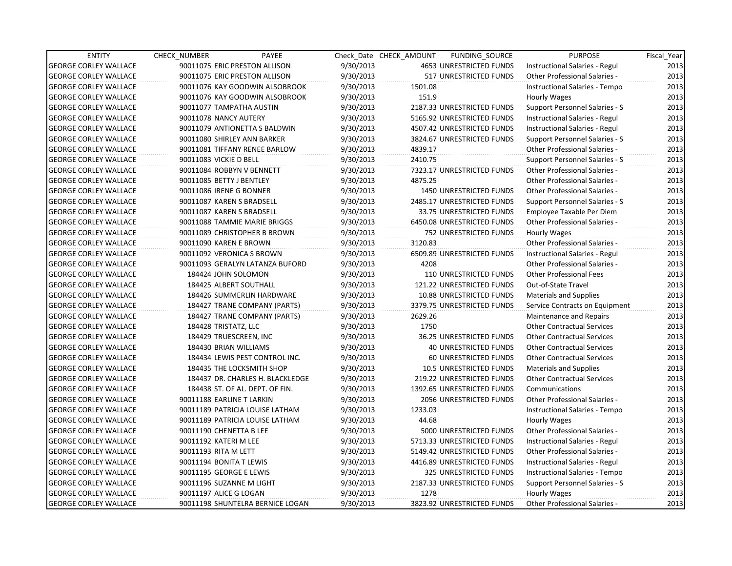| ENTITY | CHECK_NUMBER | PAYEE | Check_Date | CHECK_AMOUNT | FUNDING_SOURCE | PURPOSE | Fiscal_Year |
|---|---|---|---|---|---|---|---|
| GEORGE CORLEY WALLACE | 90011075 | ERIC PRESTON ALLISON | 9/30/2013 | 4653 | UNRESTRICTED FUNDS | Instructional Salaries - Regul | 2013 |
| GEORGE CORLEY WALLACE | 90011075 | ERIC PRESTON ALLISON | 9/30/2013 | 517 | UNRESTRICTED FUNDS | Other Professional Salaries - | 2013 |
| GEORGE CORLEY WALLACE | 90011076 | KAY GOODWIN ALSOBROOK | 9/30/2013 | 1501.08 | | Instructional Salaries - Tempo | 2013 |
| GEORGE CORLEY WALLACE | 90011076 | KAY GOODWIN ALSOBROOK | 9/30/2013 | 151.9 | | Hourly Wages | 2013 |
| GEORGE CORLEY WALLACE | 90011077 | TAMPATHA AUSTIN | 9/30/2013 | 2187.33 | UNRESTRICTED FUNDS | Support Personnel Salaries - S | 2013 |
| GEORGE CORLEY WALLACE | 90011078 | NANCY AUTERY | 9/30/2013 | 5165.92 | UNRESTRICTED FUNDS | Instructional Salaries - Regul | 2013 |
| GEORGE CORLEY WALLACE | 90011079 | ANTIONETTA S BALDWIN | 9/30/2013 | 4507.42 | UNRESTRICTED FUNDS | Instructional Salaries - Regul | 2013 |
| GEORGE CORLEY WALLACE | 90011080 | SHIRLEY ANN BARKER | 9/30/2013 | 3824.67 | UNRESTRICTED FUNDS | Support Personnel Salaries - S | 2013 |
| GEORGE CORLEY WALLACE | 90011081 | TIFFANY RENEE BARLOW | 9/30/2013 | 4839.17 | | Other Professional Salaries - | 2013 |
| GEORGE CORLEY WALLACE | 90011083 | VICKIE D BELL | 9/30/2013 | 2410.75 | | Support Personnel Salaries - S | 2013 |
| GEORGE CORLEY WALLACE | 90011084 | ROBBYN V BENNETT | 9/30/2013 | 7323.17 | UNRESTRICTED FUNDS | Other Professional Salaries - | 2013 |
| GEORGE CORLEY WALLACE | 90011085 | BETTY J BENTLEY | 9/30/2013 | 4875.25 | | Other Professional Salaries - | 2013 |
| GEORGE CORLEY WALLACE | 90011086 | IRENE G BONNER | 9/30/2013 | 1450 | UNRESTRICTED FUNDS | Other Professional Salaries - | 2013 |
| GEORGE CORLEY WALLACE | 90011087 | KAREN S BRADSELL | 9/30/2013 | 2485.17 | UNRESTRICTED FUNDS | Support Personnel Salaries - S | 2013 |
| GEORGE CORLEY WALLACE | 90011087 | KAREN S BRADSELL | 9/30/2013 | 33.75 | UNRESTRICTED FUNDS | Employee Taxable Per Diem | 2013 |
| GEORGE CORLEY WALLACE | 90011088 | TAMMIE MARIE BRIGGS | 9/30/2013 | 6450.08 | UNRESTRICTED FUNDS | Other Professional Salaries - | 2013 |
| GEORGE CORLEY WALLACE | 90011089 | CHRISTOPHER B BROWN | 9/30/2013 | 752 | UNRESTRICTED FUNDS | Hourly Wages | 2013 |
| GEORGE CORLEY WALLACE | 90011090 | KAREN E BROWN | 9/30/2013 | 3120.83 | | Other Professional Salaries - | 2013 |
| GEORGE CORLEY WALLACE | 90011092 | VERONICA S BROWN | 9/30/2013 | 6509.89 | UNRESTRICTED FUNDS | Instructional Salaries - Regul | 2013 |
| GEORGE CORLEY WALLACE | 90011093 | GERALYN LATANZA BUFORD | 9/30/2013 | 4208 | | Other Professional Salaries - | 2013 |
| GEORGE CORLEY WALLACE | 184424 | JOHN SOLOMON | 9/30/2013 | 110 | UNRESTRICTED FUNDS | Other Professional Fees | 2013 |
| GEORGE CORLEY WALLACE | 184425 | ALBERT SOUTHALL | 9/30/2013 | 121.22 | UNRESTRICTED FUNDS | Out-of-State Travel | 2013 |
| GEORGE CORLEY WALLACE | 184426 | SUMMERLIN HARDWARE | 9/30/2013 | 10.88 | UNRESTRICTED FUNDS | Materials and Supplies | 2013 |
| GEORGE CORLEY WALLACE | 184427 | TRANE COMPANY (PARTS) | 9/30/2013 | 3379.75 | UNRESTRICTED FUNDS | Service Contracts on Equipment | 2013 |
| GEORGE CORLEY WALLACE | 184427 | TRANE COMPANY (PARTS) | 9/30/2013 | 2629.26 | | Maintenance and Repairs | 2013 |
| GEORGE CORLEY WALLACE | 184428 | TRISTATZ, LLC | 9/30/2013 | 1750 | | Other Contractual Services | 2013 |
| GEORGE CORLEY WALLACE | 184429 | TRUESCREEN, INC | 9/30/2013 | 36.25 | UNRESTRICTED FUNDS | Other Contractual Services | 2013 |
| GEORGE CORLEY WALLACE | 184430 | BRIAN WILLIAMS | 9/30/2013 | 40 | UNRESTRICTED FUNDS | Other Contractual Services | 2013 |
| GEORGE CORLEY WALLACE | 184434 | LEWIS PEST CONTROL INC. | 9/30/2013 | 60 | UNRESTRICTED FUNDS | Other Contractual Services | 2013 |
| GEORGE CORLEY WALLACE | 184435 | THE LOCKSMITH SHOP | 9/30/2013 | 10.5 | UNRESTRICTED FUNDS | Materials and Supplies | 2013 |
| GEORGE CORLEY WALLACE | 184437 | DR. CHARLES H. BLACKLEDGE | 9/30/2013 | 219.22 | UNRESTRICTED FUNDS | Other Contractual Services | 2013 |
| GEORGE CORLEY WALLACE | 184438 | ST. OF AL. DEPT. OF FIN. | 9/30/2013 | 1392.65 | UNRESTRICTED FUNDS | Communications | 2013 |
| GEORGE CORLEY WALLACE | 90011188 | EARLINE T LARKIN | 9/30/2013 | 2056 | UNRESTRICTED FUNDS | Other Professional Salaries - | 2013 |
| GEORGE CORLEY WALLACE | 90011189 | PATRICIA LOUISE LATHAM | 9/30/2013 | 1233.03 | | Instructional Salaries - Tempo | 2013 |
| GEORGE CORLEY WALLACE | 90011189 | PATRICIA LOUISE LATHAM | 9/30/2013 | 44.68 | | Hourly Wages | 2013 |
| GEORGE CORLEY WALLACE | 90011190 | CHENETTA B LEE | 9/30/2013 | 5000 | UNRESTRICTED FUNDS | Other Professional Salaries - | 2013 |
| GEORGE CORLEY WALLACE | 90011192 | KATERI M LEE | 9/30/2013 | 5713.33 | UNRESTRICTED FUNDS | Instructional Salaries - Regul | 2013 |
| GEORGE CORLEY WALLACE | 90011193 | RITA M LETT | 9/30/2013 | 5149.42 | UNRESTRICTED FUNDS | Other Professional Salaries - | 2013 |
| GEORGE CORLEY WALLACE | 90011194 | BONITA T LEWIS | 9/30/2013 | 4416.89 | UNRESTRICTED FUNDS | Instructional Salaries - Regul | 2013 |
| GEORGE CORLEY WALLACE | 90011195 | GEORGE E LEWIS | 9/30/2013 | 325 | UNRESTRICTED FUNDS | Instructional Salaries - Tempo | 2013 |
| GEORGE CORLEY WALLACE | 90011196 | SUZANNE M LIGHT | 9/30/2013 | 2187.33 | UNRESTRICTED FUNDS | Support Personnel Salaries - S | 2013 |
| GEORGE CORLEY WALLACE | 90011197 | ALICE G LOGAN | 9/30/2013 | 1278 | | Hourly Wages | 2013 |
| GEORGE CORLEY WALLACE | 90011198 | SHUNTELRA BERNICE LOGAN | 9/30/2013 | 3823.92 | UNRESTRICTED FUNDS | Other Professional Salaries - | 2013 |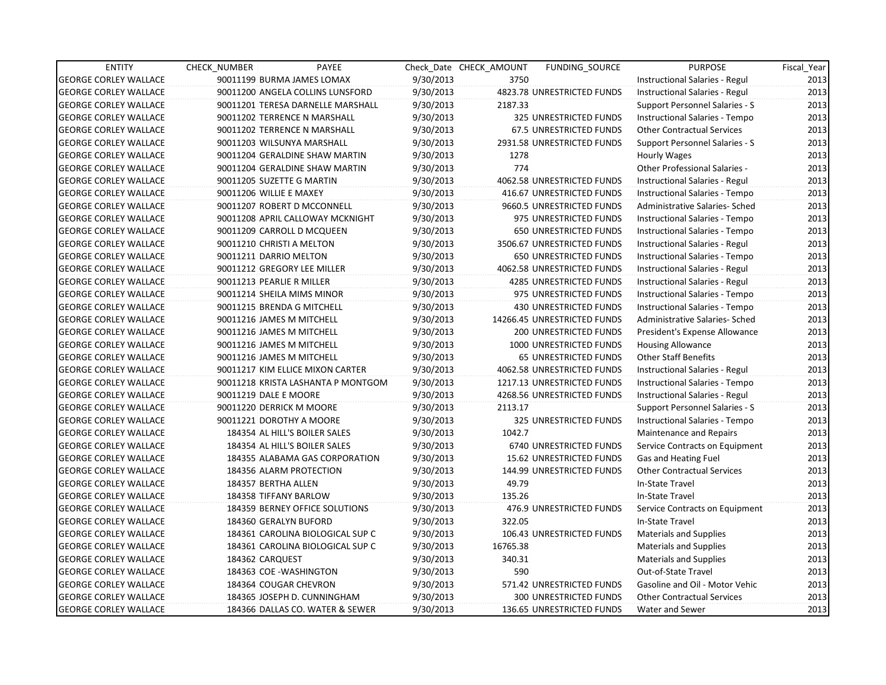| ENTITY | CHECK_NUMBER | PAYEE | Check_Date | CHECK_AMOUNT | FUNDING_SOURCE | PURPOSE | Fiscal_Year |
|---|---|---|---|---|---|---|---|
| GEORGE CORLEY WALLACE | 90011199 | BURMA JAMES LOMAX | 9/30/2013 | 3750 | | Instructional Salaries - Regul | 2013 |
| GEORGE CORLEY WALLACE | 90011200 | ANGELA COLLINS LUNSFORD | 9/30/2013 | 4823.78 | UNRESTRICTED FUNDS | Instructional Salaries - Regul | 2013 |
| GEORGE CORLEY WALLACE | 90011201 | TERESA DARNELLE MARSHALL | 9/30/2013 | 2187.33 | | Support Personnel Salaries - S | 2013 |
| GEORGE CORLEY WALLACE | 90011202 | TERRENCE N MARSHALL | 9/30/2013 | 325 | UNRESTRICTED FUNDS | Instructional Salaries - Tempo | 2013 |
| GEORGE CORLEY WALLACE | 90011202 | TERRENCE N MARSHALL | 9/30/2013 | 67.5 | UNRESTRICTED FUNDS | Other Contractual Services | 2013 |
| GEORGE CORLEY WALLACE | 90011203 | WILSUNYA MARSHALL | 9/30/2013 | 2931.58 | UNRESTRICTED FUNDS | Support Personnel Salaries - S | 2013 |
| GEORGE CORLEY WALLACE | 90011204 | GERALDINE SHAW MARTIN | 9/30/2013 | 1278 | | Hourly Wages | 2013 |
| GEORGE CORLEY WALLACE | 90011204 | GERALDINE SHAW MARTIN | 9/30/2013 | 774 | | Other Professional Salaries - | 2013 |
| GEORGE CORLEY WALLACE | 90011205 | SUZETTE G MARTIN | 9/30/2013 | 4062.58 | UNRESTRICTED FUNDS | Instructional Salaries - Regul | 2013 |
| GEORGE CORLEY WALLACE | 90011206 | WILLIE E MAXEY | 9/30/2013 | 416.67 | UNRESTRICTED FUNDS | Instructional Salaries - Tempo | 2013 |
| GEORGE CORLEY WALLACE | 90011207 | ROBERT D MCCONNELL | 9/30/2013 | 9660.5 | UNRESTRICTED FUNDS | Administrative Salaries- Sched | 2013 |
| GEORGE CORLEY WALLACE | 90011208 | APRIL CALLOWAY MCKNIGHT | 9/30/2013 | 975 | UNRESTRICTED FUNDS | Instructional Salaries - Tempo | 2013 |
| GEORGE CORLEY WALLACE | 90011209 | CARROLL D MCQUEEN | 9/30/2013 | 650 | UNRESTRICTED FUNDS | Instructional Salaries - Tempo | 2013 |
| GEORGE CORLEY WALLACE | 90011210 | CHRISTI A MELTON | 9/30/2013 | 3506.67 | UNRESTRICTED FUNDS | Instructional Salaries - Regul | 2013 |
| GEORGE CORLEY WALLACE | 90011211 | DARRIO MELTON | 9/30/2013 | 650 | UNRESTRICTED FUNDS | Instructional Salaries - Tempo | 2013 |
| GEORGE CORLEY WALLACE | 90011212 | GREGORY LEE MILLER | 9/30/2013 | 4062.58 | UNRESTRICTED FUNDS | Instructional Salaries - Regul | 2013 |
| GEORGE CORLEY WALLACE | 90011213 | PEARLIE R MILLER | 9/30/2013 | 4285 | UNRESTRICTED FUNDS | Instructional Salaries - Regul | 2013 |
| GEORGE CORLEY WALLACE | 90011214 | SHEILA MIMS MINOR | 9/30/2013 | 975 | UNRESTRICTED FUNDS | Instructional Salaries - Tempo | 2013 |
| GEORGE CORLEY WALLACE | 90011215 | BRENDA G MITCHELL | 9/30/2013 | 430 | UNRESTRICTED FUNDS | Instructional Salaries - Tempo | 2013 |
| GEORGE CORLEY WALLACE | 90011216 | JAMES M MITCHELL | 9/30/2013 | 14266.45 | UNRESTRICTED FUNDS | Administrative Salaries- Sched | 2013 |
| GEORGE CORLEY WALLACE | 90011216 | JAMES M MITCHELL | 9/30/2013 | 200 | UNRESTRICTED FUNDS | President's Expense Allowance | 2013 |
| GEORGE CORLEY WALLACE | 90011216 | JAMES M MITCHELL | 9/30/2013 | 1000 | UNRESTRICTED FUNDS | Housing Allowance | 2013 |
| GEORGE CORLEY WALLACE | 90011216 | JAMES M MITCHELL | 9/30/2013 | 65 | UNRESTRICTED FUNDS | Other Staff Benefits | 2013 |
| GEORGE CORLEY WALLACE | 90011217 | KIM ELLICE MIXON CARTER | 9/30/2013 | 4062.58 | UNRESTRICTED FUNDS | Instructional Salaries - Regul | 2013 |
| GEORGE CORLEY WALLACE | 90011218 | KRISTA LASHANTA P MONTGOM | 9/30/2013 | 1217.13 | UNRESTRICTED FUNDS | Instructional Salaries - Tempo | 2013 |
| GEORGE CORLEY WALLACE | 90011219 | DALE E MOORE | 9/30/2013 | 4268.56 | UNRESTRICTED FUNDS | Instructional Salaries - Regul | 2013 |
| GEORGE CORLEY WALLACE | 90011220 | DERRICK M MOORE | 9/30/2013 | 2113.17 | | Support Personnel Salaries - S | 2013 |
| GEORGE CORLEY WALLACE | 90011221 | DOROTHY A MOORE | 9/30/2013 | 325 | UNRESTRICTED FUNDS | Instructional Salaries - Tempo | 2013 |
| GEORGE CORLEY WALLACE | 184354 | AL HILL'S BOILER SALES | 9/30/2013 | 1042.7 | | Maintenance and Repairs | 2013 |
| GEORGE CORLEY WALLACE | 184354 | AL HILL'S BOILER SALES | 9/30/2013 | 6740 | UNRESTRICTED FUNDS | Service Contracts on Equipment | 2013 |
| GEORGE CORLEY WALLACE | 184355 | ALABAMA GAS CORPORATION | 9/30/2013 | 15.62 | UNRESTRICTED FUNDS | Gas and Heating Fuel | 2013 |
| GEORGE CORLEY WALLACE | 184356 | ALARM PROTECTION | 9/30/2013 | 144.99 | UNRESTRICTED FUNDS | Other Contractual Services | 2013 |
| GEORGE CORLEY WALLACE | 184357 | BERTHA ALLEN | 9/30/2013 | 49.79 | | In-State Travel | 2013 |
| GEORGE CORLEY WALLACE | 184358 | TIFFANY BARLOW | 9/30/2013 | 135.26 | | In-State Travel | 2013 |
| GEORGE CORLEY WALLACE | 184359 | BERNEY OFFICE SOLUTIONS | 9/30/2013 | 476.9 | UNRESTRICTED FUNDS | Service Contracts on Equipment | 2013 |
| GEORGE CORLEY WALLACE | 184360 | GERALYN BUFORD | 9/30/2013 | 322.05 | | In-State Travel | 2013 |
| GEORGE CORLEY WALLACE | 184361 | CAROLINA BIOLOGICAL SUP C | 9/30/2013 | 106.43 | UNRESTRICTED FUNDS | Materials and Supplies | 2013 |
| GEORGE CORLEY WALLACE | 184361 | CAROLINA BIOLOGICAL SUP C | 9/30/2013 | 16765.38 | | Materials and Supplies | 2013 |
| GEORGE CORLEY WALLACE | 184362 | CARQUEST | 9/30/2013 | 340.31 | | Materials and Supplies | 2013 |
| GEORGE CORLEY WALLACE | 184363 | COE -WASHINGTON | 9/30/2013 | 590 | | Out-of-State Travel | 2013 |
| GEORGE CORLEY WALLACE | 184364 | COUGAR CHEVRON | 9/30/2013 | 571.42 | UNRESTRICTED FUNDS | Gasoline and Oil - Motor Vehic | 2013 |
| GEORGE CORLEY WALLACE | 184365 | JOSEPH D. CUNNINGHAM | 9/30/2013 | 300 | UNRESTRICTED FUNDS | Other Contractual Services | 2013 |
| GEORGE CORLEY WALLACE | 184366 | DALLAS CO. WATER & SEWER | 9/30/2013 | 136.65 | UNRESTRICTED FUNDS | Water and Sewer | 2013 |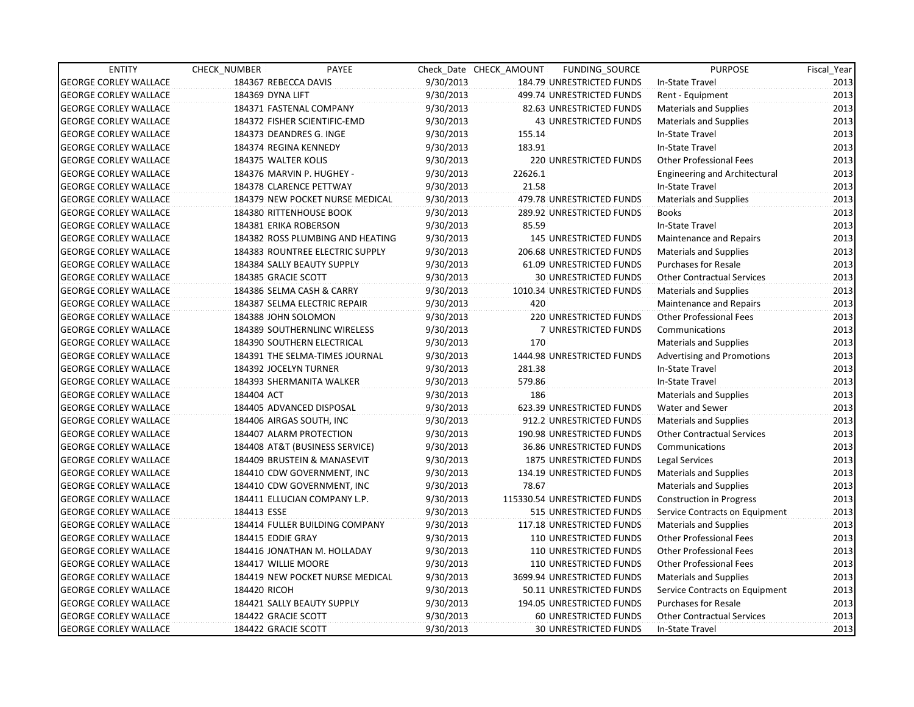| ENTITY | CHECK_NUMBER | PAYEE | Check_Date | CHECK_AMOUNT | FUNDING_SOURCE | PURPOSE | Fiscal_Year |
|---|---|---|---|---|---|---|---|
| GEORGE CORLEY WALLACE | 184367 | REBECCA DAVIS | 9/30/2013 | 184.79 | UNRESTRICTED FUNDS | In-State Travel | 2013 |
| GEORGE CORLEY WALLACE | 184369 | DYNA LIFT | 9/30/2013 | 499.74 | UNRESTRICTED FUNDS | Rent - Equipment | 2013 |
| GEORGE CORLEY WALLACE | 184371 | FASTENAL COMPANY | 9/30/2013 | 82.63 | UNRESTRICTED FUNDS | Materials and Supplies | 2013 |
| GEORGE CORLEY WALLACE | 184372 | FISHER SCIENTIFIC-EMD | 9/30/2013 | 43 | UNRESTRICTED FUNDS | Materials and Supplies | 2013 |
| GEORGE CORLEY WALLACE | 184373 | DEANDRES G. INGE | 9/30/2013 | 155.14 | | In-State Travel | 2013 |
| GEORGE CORLEY WALLACE | 184374 | REGINA KENNEDY | 9/30/2013 | 183.91 | | In-State Travel | 2013 |
| GEORGE CORLEY WALLACE | 184375 | WALTER KOLIS | 9/30/2013 | 220 | UNRESTRICTED FUNDS | Other Professional Fees | 2013 |
| GEORGE CORLEY WALLACE | 184376 | MARVIN P. HUGHEY - | 9/30/2013 | 22626.1 | | Engineering and Architectural | 2013 |
| GEORGE CORLEY WALLACE | 184378 | CLARENCE PETTWAY | 9/30/2013 | 21.58 | | In-State Travel | 2013 |
| GEORGE CORLEY WALLACE | 184379 | NEW POCKET NURSE MEDICAL | 9/30/2013 | 479.78 | UNRESTRICTED FUNDS | Materials and Supplies | 2013 |
| GEORGE CORLEY WALLACE | 184380 | RITTENHOUSE BOOK | 9/30/2013 | 289.92 | UNRESTRICTED FUNDS | Books | 2013 |
| GEORGE CORLEY WALLACE | 184381 | ERIKA ROBERSON | 9/30/2013 | 85.59 | | In-State Travel | 2013 |
| GEORGE CORLEY WALLACE | 184382 | ROSS PLUMBING AND HEATING | 9/30/2013 | 145 | UNRESTRICTED FUNDS | Maintenance and Repairs | 2013 |
| GEORGE CORLEY WALLACE | 184383 | ROUNTREE ELECTRIC SUPPLY | 9/30/2013 | 206.68 | UNRESTRICTED FUNDS | Materials and Supplies | 2013 |
| GEORGE CORLEY WALLACE | 184384 | SALLY BEAUTY SUPPLY | 9/30/2013 | 61.09 | UNRESTRICTED FUNDS | Purchases for Resale | 2013 |
| GEORGE CORLEY WALLACE | 184385 | GRACIE SCOTT | 9/30/2013 | 30 | UNRESTRICTED FUNDS | Other Contractual Services | 2013 |
| GEORGE CORLEY WALLACE | 184386 | SELMA CASH & CARRY | 9/30/2013 | 1010.34 | UNRESTRICTED FUNDS | Materials and Supplies | 2013 |
| GEORGE CORLEY WALLACE | 184387 | SELMA ELECTRIC REPAIR | 9/30/2013 | 420 | | Maintenance and Repairs | 2013 |
| GEORGE CORLEY WALLACE | 184388 | JOHN SOLOMON | 9/30/2013 | 220 | UNRESTRICTED FUNDS | Other Professional Fees | 2013 |
| GEORGE CORLEY WALLACE | 184389 | SOUTHERNLINC WIRELESS | 9/30/2013 | 7 | UNRESTRICTED FUNDS | Communications | 2013 |
| GEORGE CORLEY WALLACE | 184390 | SOUTHERN ELECTRICAL | 9/30/2013 | 170 | | Materials and Supplies | 2013 |
| GEORGE CORLEY WALLACE | 184391 | THE SELMA-TIMES JOURNAL | 9/30/2013 | 1444.98 | UNRESTRICTED FUNDS | Advertising and Promotions | 2013 |
| GEORGE CORLEY WALLACE | 184392 | JOCELYN TURNER | 9/30/2013 | 281.38 | | In-State Travel | 2013 |
| GEORGE CORLEY WALLACE | 184393 | SHERMANITA WALKER | 9/30/2013 | 579.86 | | In-State Travel | 2013 |
| GEORGE CORLEY WALLACE | 184404 | ACT | 9/30/2013 | 186 | | Materials and Supplies | 2013 |
| GEORGE CORLEY WALLACE | 184405 | ADVANCED DISPOSAL | 9/30/2013 | 623.39 | UNRESTRICTED FUNDS | Water and Sewer | 2013 |
| GEORGE CORLEY WALLACE | 184406 | AIRGAS SOUTH, INC | 9/30/2013 | 912.2 | UNRESTRICTED FUNDS | Materials and Supplies | 2013 |
| GEORGE CORLEY WALLACE | 184407 | ALARM PROTECTION | 9/30/2013 | 190.98 | UNRESTRICTED FUNDS | Other Contractual Services | 2013 |
| GEORGE CORLEY WALLACE | 184408 | AT&T (BUSINESS SERVICE) | 9/30/2013 | 36.86 | UNRESTRICTED FUNDS | Communications | 2013 |
| GEORGE CORLEY WALLACE | 184409 | BRUSTEIN & MANASEVIT | 9/30/2013 | 1875 | UNRESTRICTED FUNDS | Legal Services | 2013 |
| GEORGE CORLEY WALLACE | 184410 | CDW GOVERNMENT, INC | 9/30/2013 | 134.19 | UNRESTRICTED FUNDS | Materials and Supplies | 2013 |
| GEORGE CORLEY WALLACE | 184410 | CDW GOVERNMENT, INC | 9/30/2013 | 78.67 | | Materials and Supplies | 2013 |
| GEORGE CORLEY WALLACE | 184411 | ELLUCIAN COMPANY L.P. | 9/30/2013 | 115330.54 | UNRESTRICTED FUNDS | Construction in Progress | 2013 |
| GEORGE CORLEY WALLACE | 184413 | ESSE | 9/30/2013 | 515 | UNRESTRICTED FUNDS | Service Contracts on Equipment | 2013 |
| GEORGE CORLEY WALLACE | 184414 | FULLER BUILDING COMPANY | 9/30/2013 | 117.18 | UNRESTRICTED FUNDS | Materials and Supplies | 2013 |
| GEORGE CORLEY WALLACE | 184415 | EDDIE GRAY | 9/30/2013 | 110 | UNRESTRICTED FUNDS | Other Professional Fees | 2013 |
| GEORGE CORLEY WALLACE | 184416 | JONATHAN M. HOLLADAY | 9/30/2013 | 110 | UNRESTRICTED FUNDS | Other Professional Fees | 2013 |
| GEORGE CORLEY WALLACE | 184417 | WILLIE MOORE | 9/30/2013 | 110 | UNRESTRICTED FUNDS | Other Professional Fees | 2013 |
| GEORGE CORLEY WALLACE | 184419 | NEW POCKET NURSE MEDICAL | 9/30/2013 | 3699.94 | UNRESTRICTED FUNDS | Materials and Supplies | 2013 |
| GEORGE CORLEY WALLACE | 184420 | RICOH | 9/30/2013 | 50.11 | UNRESTRICTED FUNDS | Service Contracts on Equipment | 2013 |
| GEORGE CORLEY WALLACE | 184421 | SALLY BEAUTY SUPPLY | 9/30/2013 | 194.05 | UNRESTRICTED FUNDS | Purchases for Resale | 2013 |
| GEORGE CORLEY WALLACE | 184422 | GRACIE SCOTT | 9/30/2013 | 60 | UNRESTRICTED FUNDS | Other Contractual Services | 2013 |
| GEORGE CORLEY WALLACE | 184422 | GRACIE SCOTT | 9/30/2013 | 30 | UNRESTRICTED FUNDS | In-State Travel | 2013 |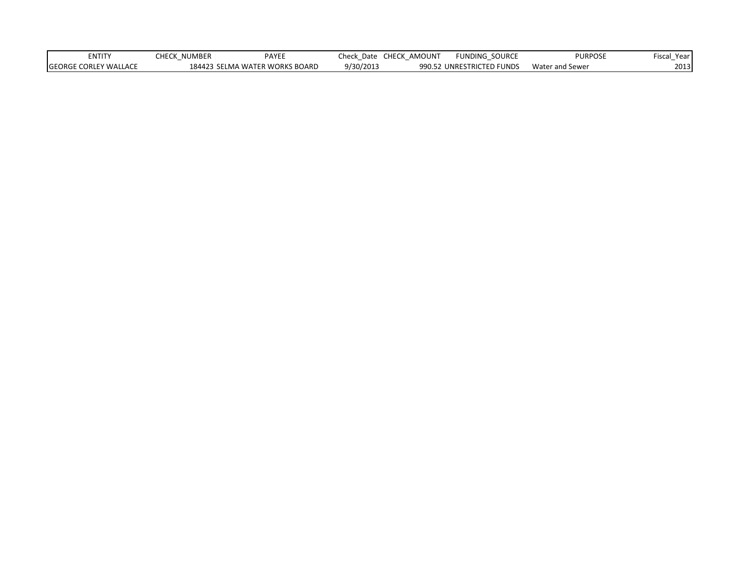| ENTITY | CHECK_NUMBER | PAYEE | Check_Date | CHECK_AMOUNT | FUNDING_SOURCE | PURPOSE | Fiscal_Year |
|---|---|---|---|---|---|---|---|
| GEORGE CORLEY WALLACE | 184423 | SELMA WATER WORKS BOARD | 9/30/2013 | 990.52 | UNRESTRICTED FUNDS | Water and Sewer | 2013 |